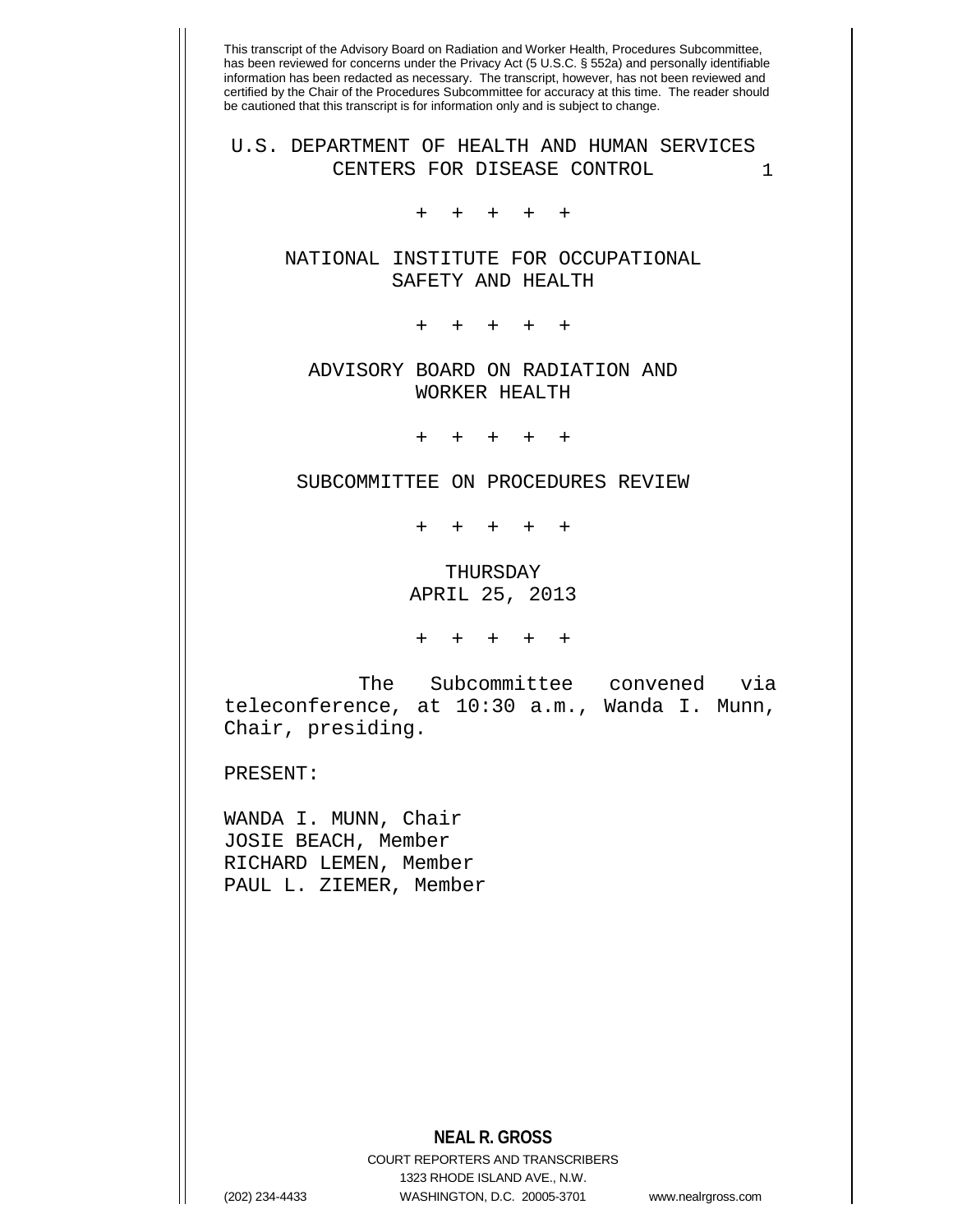This transcript of the Advisory Board on Radiation and Worker Health, Procedures Subcommittee, has been reviewed for concerns under the Privacy Act (5 U.S.C. § 552a) and personally identifiable information has been redacted as necessary. The transcript, however, has not been reviewed and certified by the Chair of the Procedures Subcommittee for accuracy at this time. The reader should be cautioned that this transcript is for information only and is subject to change.

# U.S. DEPARTMENT OF HEALTH AND HUMAN SERVICES
## CENTERS FOR DISEASE CONTROL

\+ + + + +

## NATIONAL INSTITUTE FOR OCCUPATIONAL SAFETY AND HEALTH

\+ + + + +

## ADVISORY BOARD ON RADIATION AND WORKER HEALTH

\+ + + + +

## SUBCOMMITTEE ON PROCEDURES REVIEW

\+ + + + +

THURSDAY
APRIL 25, 2013

\+ + + + +

The Subcommittee convened via teleconference, at 10:30 a.m., Wanda I. Munn, Chair, presiding.

PRESENT:

WANDA I. MUNN, Chair
JOSIE BEACH, Member
RICHARD LEMEN, Member
PAUL L. ZIEMER, Member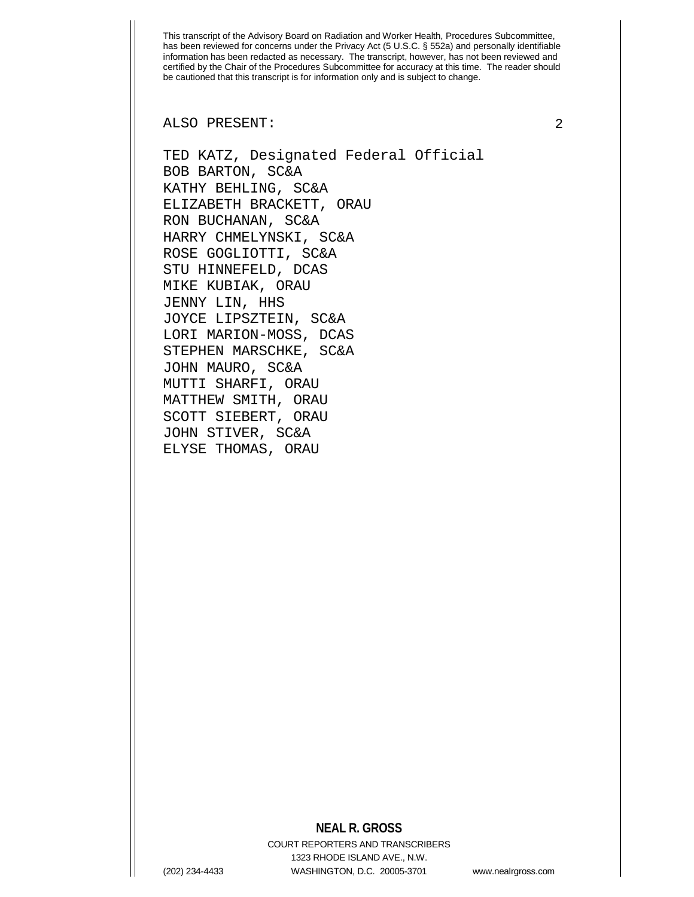ALSO PRESENT:

TED KATZ, Designated Federal Official
BOB BARTON, SC&A
KATHY BEHLING, SC&A
ELIZABETH BRACKETT, ORAU
RON BUCHANAN, SC&A
HARRY CHMELYNSKI, SC&A
ROSE GOGLIOTTI, SC&A
STU HINNEFELD, DCAS
MIKE KUBIAK, ORAU
JENNY LIN, HHS
JOYCE LIPSZTEIN, SC&A
LORI MARION-MOSS, DCAS
STEPHEN MARSCHKE, SC&A
JOHN MAURO, SC&A
MUTTI SHARFI, ORAU
MATTHEW SMITH, ORAU
SCOTT SIEBERT, ORAU
JOHN STIVER, SC&A
ELYSE THOMAS, ORAU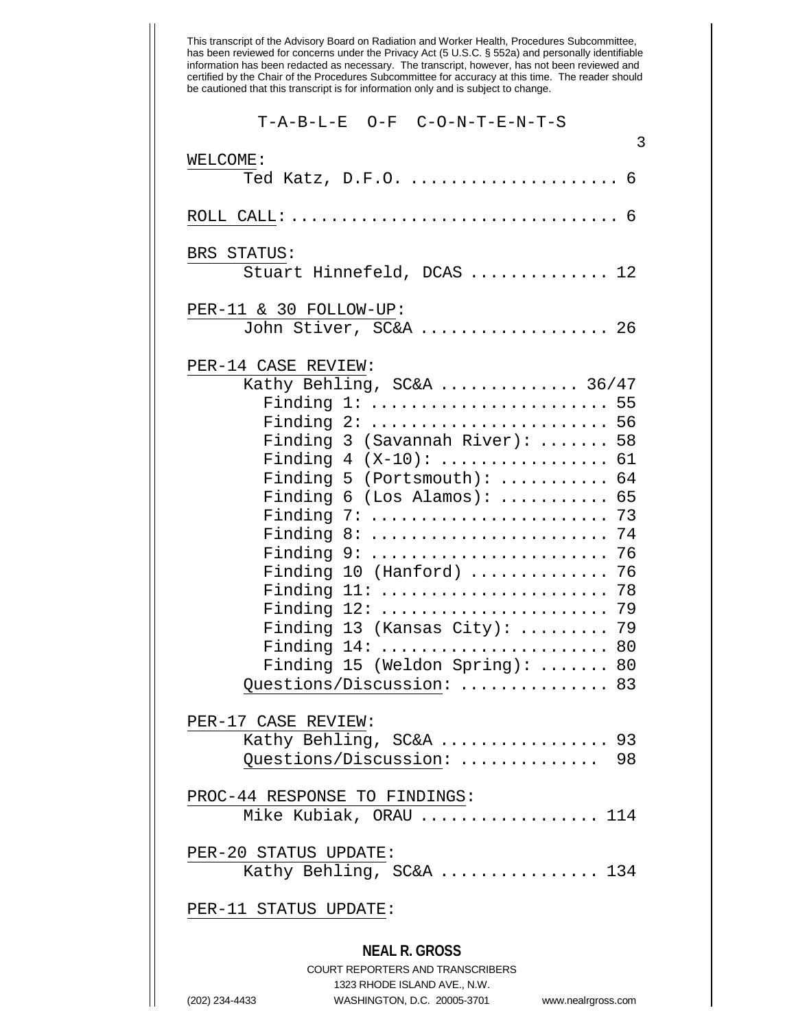This transcript of the Advisory Board on Radiation and Worker Health, Procedures Subcommittee, has been reviewed for concerns under the Privacy Act (5 U.S.C. § 552a) and personally identifiable information has been redacted as necessary. The transcript, however, has not been reviewed and certified by the Chair of the Procedures Subcommittee for accuracy at this time. The reader should be cautioned that this transcript is for information only and is subject to change.

# T-A-B-L-E O-F C-O-N-T-E-N-T-S

WELCOME:
- Ted Katz, D.F.O. .................... 6

ROLL CALL: ............................... 6

BRS STATUS:
- Stuart Hinnefeld, DCAS ............. 12

PER-11 & 30 FOLLOW-UP:
- John Stiver, SC&A .................. 26

PER-14 CASE REVIEW:
- Kathy Behling, SC&A ............. 36/47
  - Finding 1: ....................... 55
  - Finding 2: ....................... 56
  - Finding 3 (Savannah River): ....... 58
  - Finding 4 (X-10): ................ 61
  - Finding 5 (Portsmouth): ........... 64
  - Finding 6 (Los Alamos): ........... 65
  - Finding 7: ....................... 73
  - Finding 8: ....................... 74
  - Finding 9: ....................... 76
  - Finding 10 (Hanford) .............. 76
  - Finding 11: ...................... 78
  - Finding 12: ...................... 79
  - Finding 13 (Kansas City): ......... 79
  - Finding 14: ...................... 80
  - Finding 15 (Weldon Spring): ....... 80
- Questions/Discussion: .............. 83

PER-17 CASE REVIEW:
- Kathy Behling, SC&A ................ 93
- Questions/Discussion: ............. 98

PROC-44 RESPONSE TO FINDINGS:
- Mike Kubiak, ORAU ................. 114

PER-20 STATUS UPDATE:
- Kathy Behling, SC&A ............... 134

PER-11 STATUS UPDATE: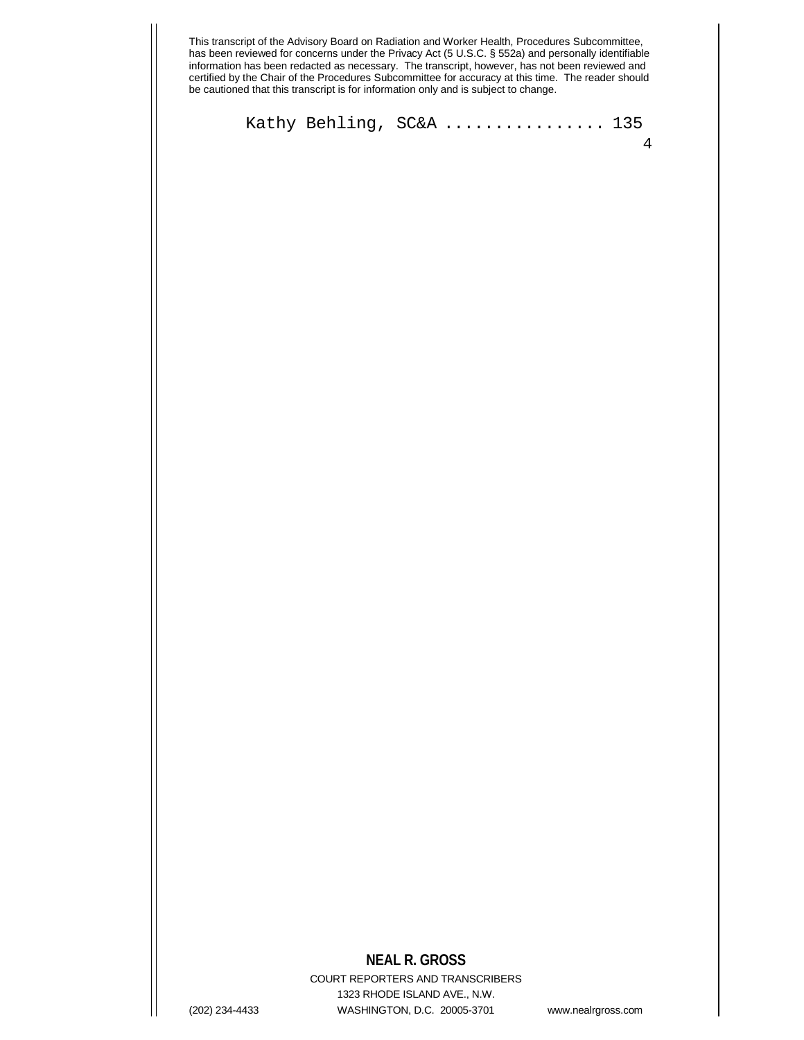Kathy Behling, SC&A ................ 135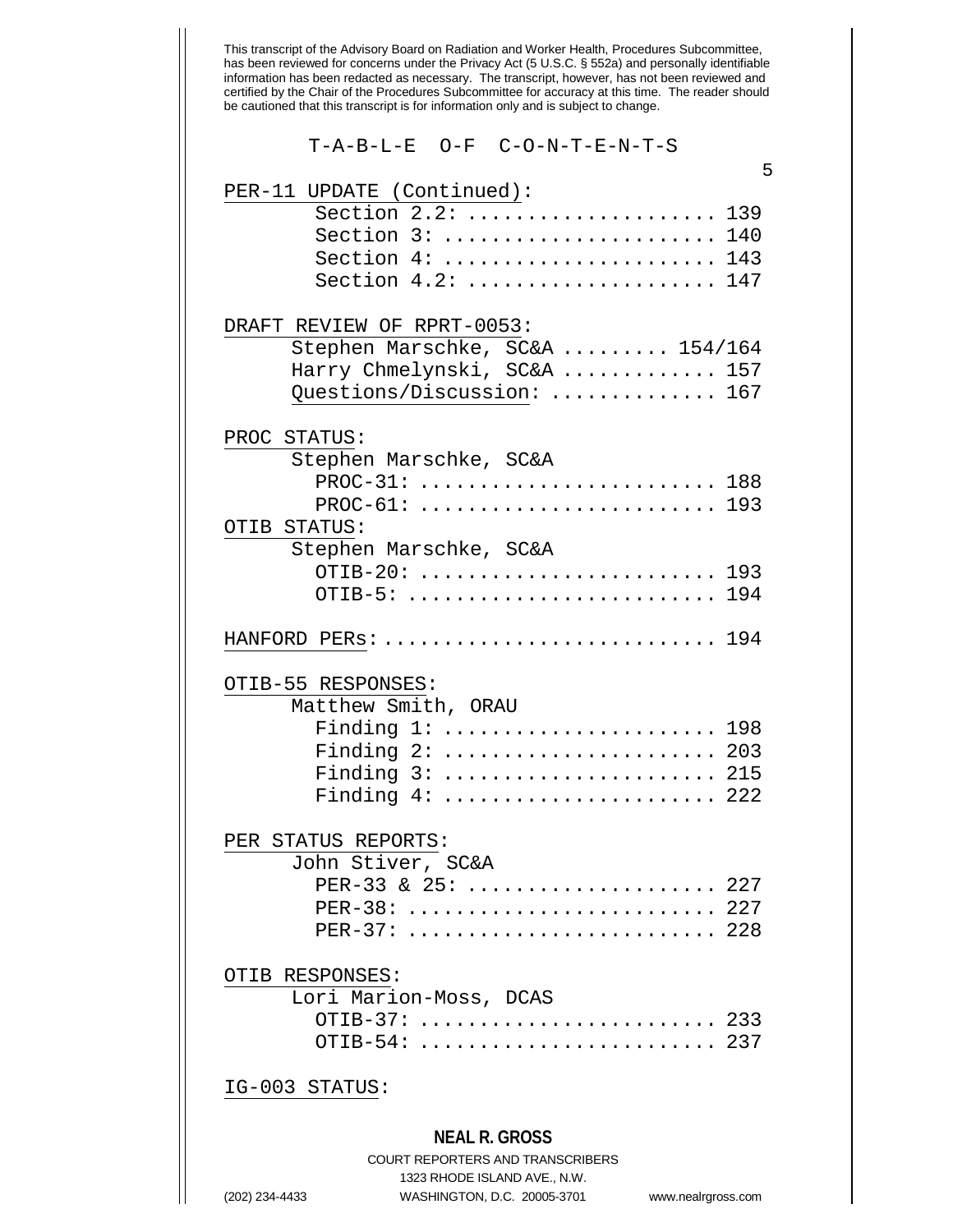This transcript of the Advisory Board on Radiation and Worker Health, Procedures Subcommittee, has been reviewed for concerns under the Privacy Act (5 U.S.C. § 552a) and personally identifiable information has been redacted as necessary. The transcript, however, has not been reviewed and certified by the Chair of the Procedures Subcommittee for accuracy at this time. The reader should be cautioned that this transcript is for information only and is subject to change.

T-A-B-L-E O-F C-O-N-T-E-N-T-S

PER-11 UPDATE (Continued):
- Section 2.2: .................... 139
- Section 3: ...................... 140
- Section 4: ...................... 143
- Section 4.2: .................... 147

DRAFT REVIEW OF RPRT-0053:
- Stephen Marschke, SC&A ......... 154/164
- Harry Chmelynski, SC&A ............. 157
- Questions/Discussion: ............. 167

PROC STATUS:
- Stephen Marschke, SC&A
  - PROC-31: ........................ 188
  - PROC-61: ........................ 193

OTIB STATUS:
- Stephen Marschke, SC&A
  - OTIB-20: ........................ 193
  - OTIB-5: ......................... 194

HANFORD PERs: ........................... 194

OTIB-55 RESPONSES:
- Matthew Smith, ORAU
  - Finding 1: ...................... 198
  - Finding 2: ...................... 203
  - Finding 3: ...................... 215
  - Finding 4: ...................... 222

PER STATUS REPORTS:
- John Stiver, SC&A
  - PER-33 & 25: .................... 227
  - PER-38: ......................... 227
  - PER-37: ......................... 228

OTIB RESPONSES:
- Lori Marion-Moss, DCAS
  - OTIB-37: ........................ 233
  - OTIB-54: ........................ 237

IG-003 STATUS:

**NEAL R. GROSS**
COURT REPORTERS AND TRANSCRIBERS
1323 RHODE ISLAND AVE., N.W.
(202) 234-4433 WASHINGTON, D.C. 20005-3701 www.nealrgross.com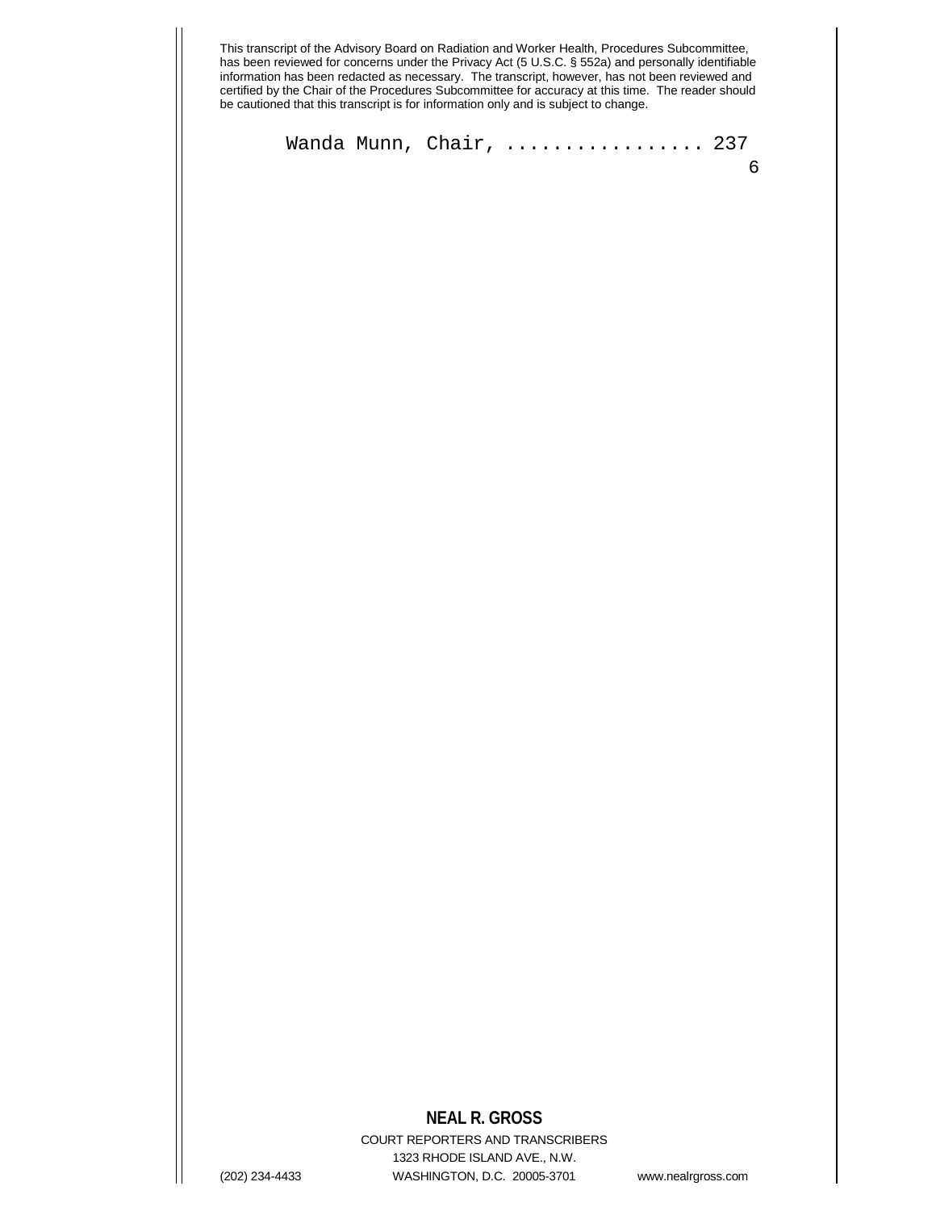Wanda Munn, Chair, ................. 237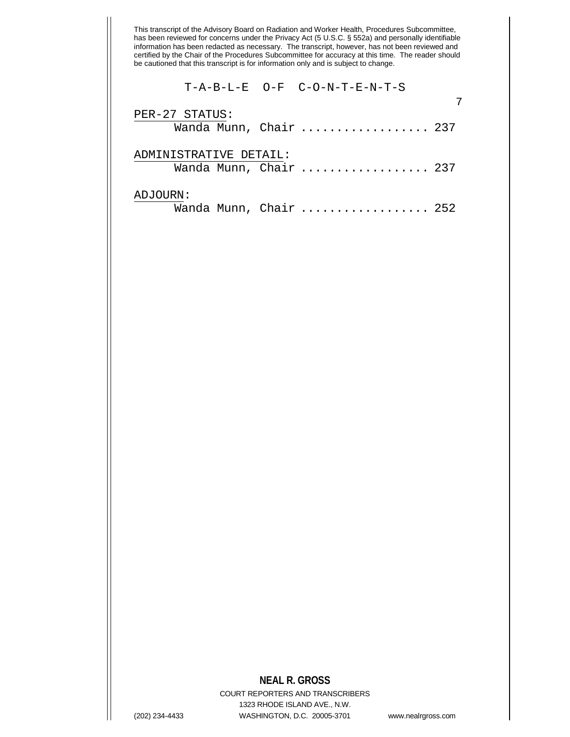This transcript of the Advisory Board on Radiation and Worker Health, Procedures Subcommittee, has been reviewed for concerns under the Privacy Act (5 U.S.C. § 552a) and personally identifiable information has been redacted as necessary. The transcript, however, has not been reviewed and certified by the Chair of the Procedures Subcommittee for accuracy at this time. The reader should be cautioned that this transcript is for information only and is subject to change.

T-A-B-L-E O-F C-O-N-T-E-N-T-S

PER-27 STATUS:
Wanda Munn, Chair .................. 237

ADMINISTRATIVE DETAIL:
Wanda Munn, Chair .................. 237

ADJOURN:
Wanda Munn, Chair .................. 252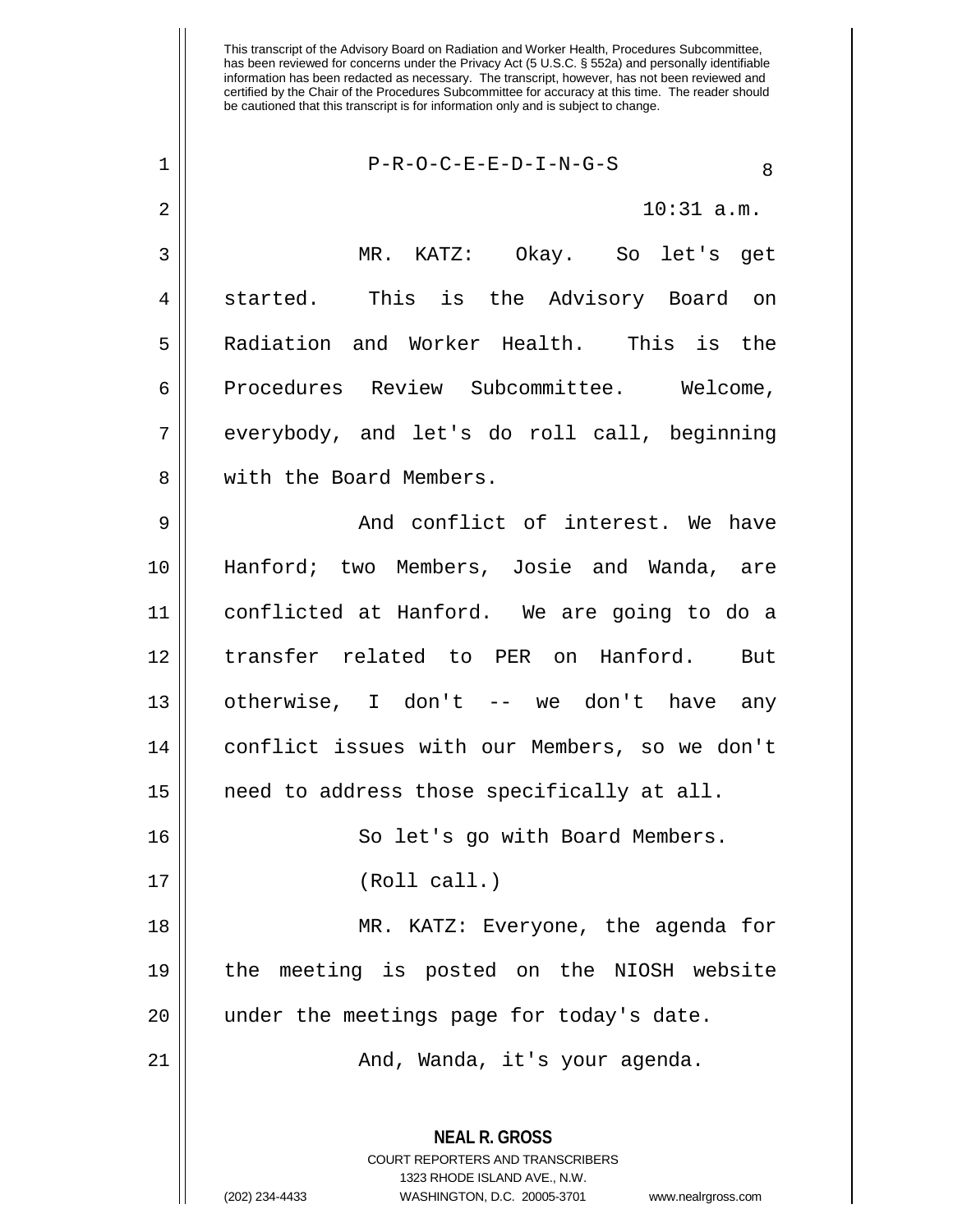This transcript of the Advisory Board on Radiation and Worker Health, Procedures Subcommittee, has been reviewed for concerns under the Privacy Act (5 U.S.C. § 552a) and personally identifiable information has been redacted as necessary. The transcript, however, has not been reviewed and certified by the Chair of the Procedures Subcommittee for accuracy at this time. The reader should be cautioned that this transcript is for information only and is subject to change.

P-R-O-C-E-E-D-I-N-G-S

10:31 a.m.

MR. KATZ: Okay. So let's get started. This is the Advisory Board on Radiation and Worker Health. This is the Procedures Review Subcommittee. Welcome, everybody, and let's do roll call, beginning with the Board Members.

And conflict of interest. We have Hanford; two Members, Josie and Wanda, are conflicted at Hanford. We are going to do a transfer related to PER on Hanford. But otherwise, I don't -- we don't have any conflict issues with our Members, so we don't need to address those specifically at all.

So let's go with Board Members.

(Roll call.)

MR. KATZ: Everyone, the agenda for the meeting is posted on the NIOSH website under the meetings page for today's date.

And, Wanda, it's your agenda.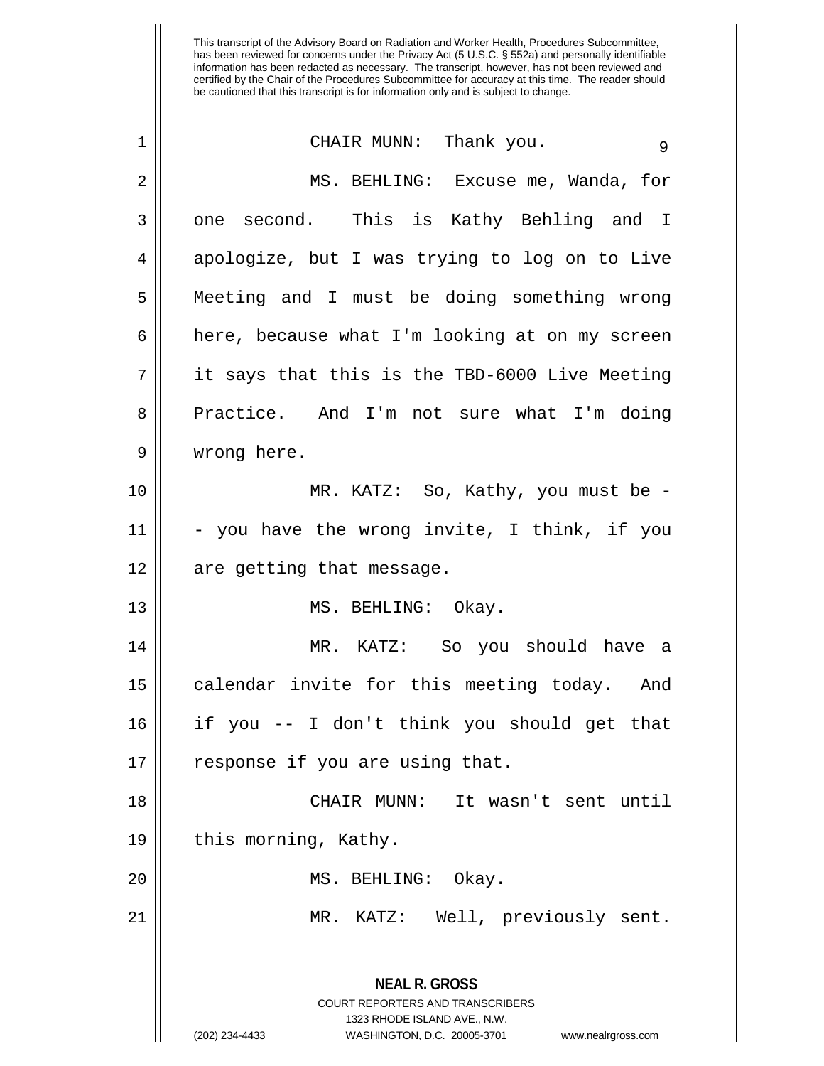CHAIR MUNN: Thank you.

MS. BEHLING: Excuse me, Wanda, for one second. This is Kathy Behling and I apologize, but I was trying to log on to Live Meeting and I must be doing something wrong here, because what I'm looking at on my screen it says that this is the TBD-6000 Live Meeting Practice. And I'm not sure what I'm doing wrong here.

MR. KATZ: So, Kathy, you must be -- you have the wrong invite, I think, if you are getting that message.

MS. BEHLING: Okay.

MR. KATZ: So you should have a calendar invite for this meeting today. And if you -- I don't think you should get that response if you are using that.

CHAIR MUNN: It wasn't sent until this morning, Kathy.

MS. BEHLING: Okay.

MR. KATZ: Well, previously sent.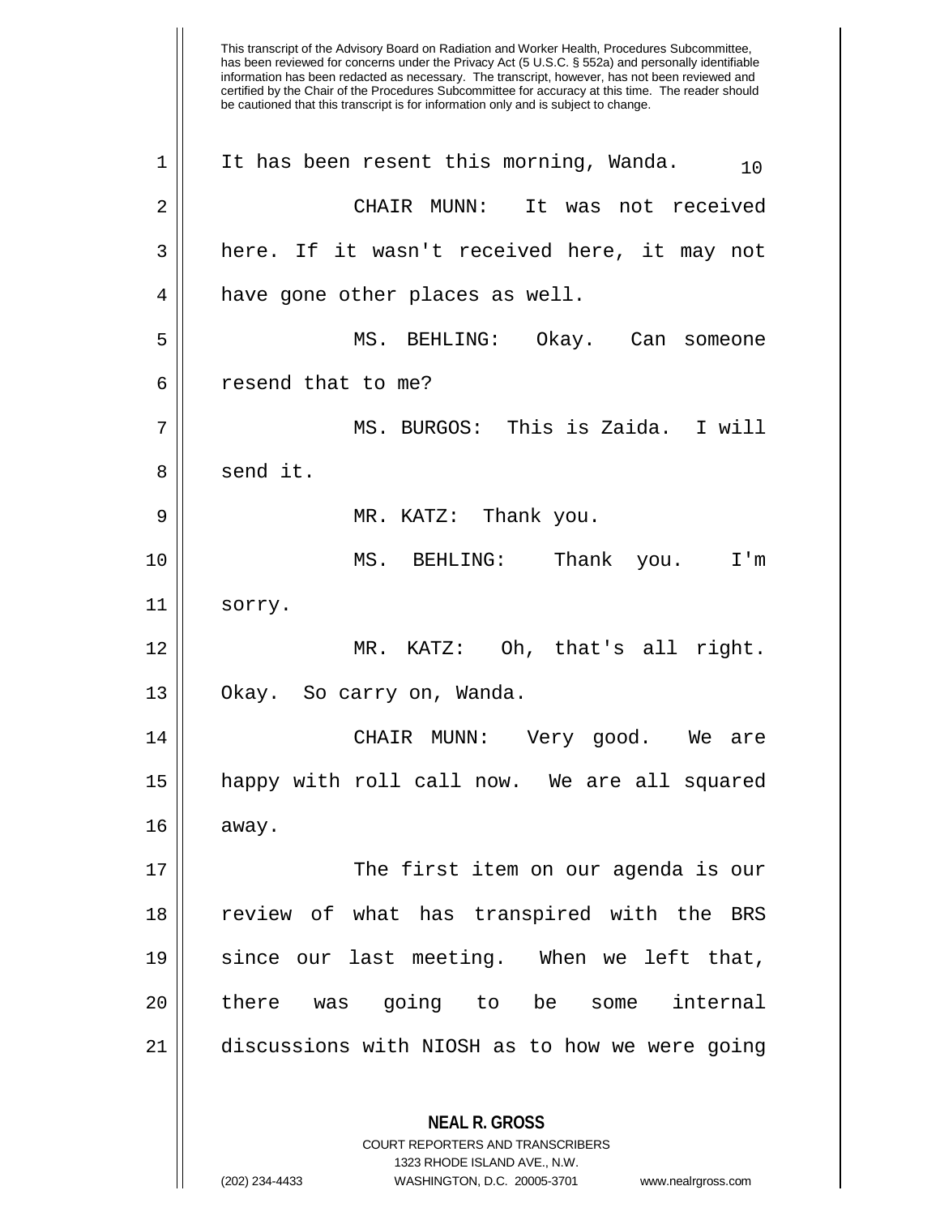It has been resent this morning, Wanda.

CHAIR MUNN: It was not received here. If it wasn't received here, it may not have gone other places as well.

MS. BEHLING: Okay. Can someone resend that to me?

MS. BURGOS: This is Zaida. I will send it.

MR. KATZ: Thank you.

MS. BEHLING: Thank you. I'm sorry.

MR. KATZ: Oh, that's all right. Okay. So carry on, Wanda.

CHAIR MUNN: Very good. We are happy with roll call now. We are all squared away.

The first item on our agenda is our review of what has transpired with the BRS since our last meeting. When we left that, there was going to be some internal discussions with NIOSH as to how we were going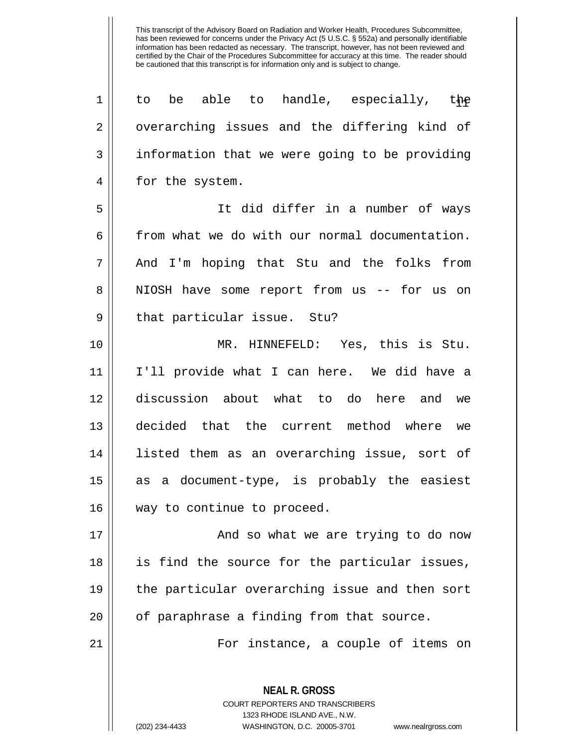to be able to handle, especially, the overarching issues and the differing kind of information that we were going to be providing for the system.

It did differ in a number of ways from what we do with our normal documentation. And I'm hoping that Stu and the folks from NIOSH have some report from us -- for us on that particular issue. Stu?

MR. HINNEFELD: Yes, this is Stu. I'll provide what I can here. We did have a discussion about what to do here and we decided that the current method where we listed them as an overarching issue, sort of as a document-type, is probably the easiest way to continue to proceed.

And so what we are trying to do now is find the source for the particular issues, the particular overarching issue and then sort of paraphrase a finding from that source.

For instance, a couple of items on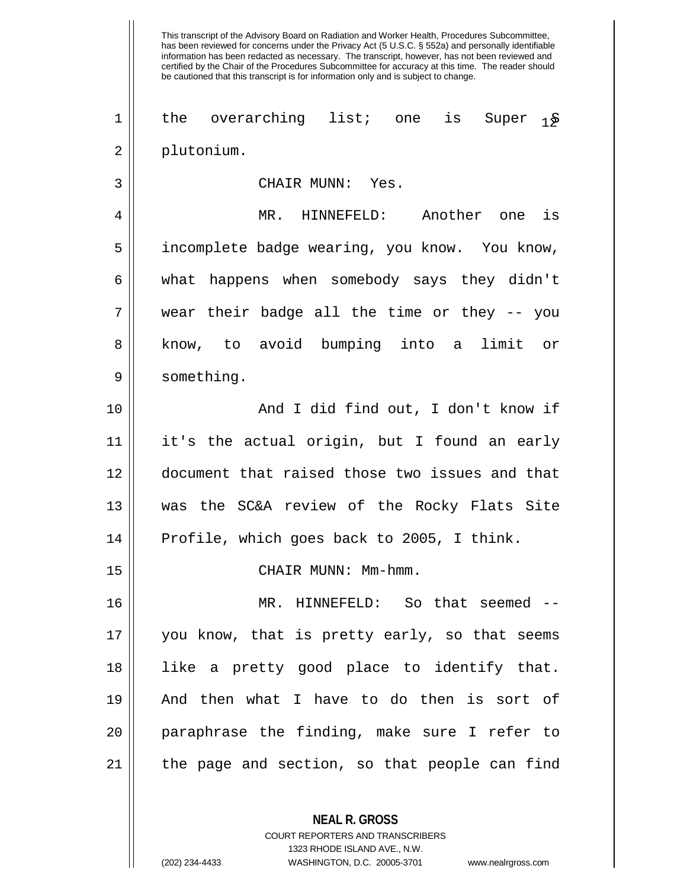the overarching list; one is Super S plutonium.

CHAIR MUNN: Yes.

MR. HINNEFELD: Another one is incomplete badge wearing, you know. You know, what happens when somebody says they didn't wear their badge all the time or they -- you know, to avoid bumping into a limit or something.

And I did find out, I don't know if it's the actual origin, but I found an early document that raised those two issues and that was the SC&A review of the Rocky Flats Site Profile, which goes back to 2005, I think.

CHAIR MUNN: Mm-hmm.

MR. HINNEFELD: So that seemed -- you know, that is pretty early, so that seems like a pretty good place to identify that. And then what I have to do then is sort of paraphrase the finding, make sure I refer to the page and section, so that people can find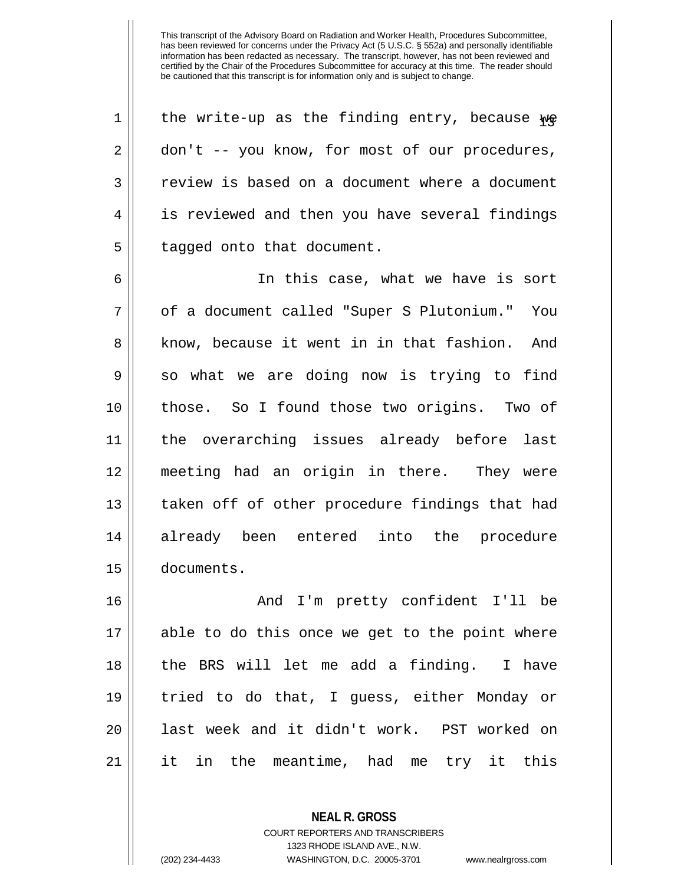This transcript of the Advisory Board on Radiation and Worker Health, Procedures Subcommittee, has been reviewed for concerns under the Privacy Act (5 U.S.C. § 552a) and personally identifiable information has been redacted as necessary. The transcript, however, has not been reviewed and certified by the Chair of the Procedures Subcommittee for accuracy at this time. The reader should be cautioned that this transcript is for information only and is subject to change.

1 the write-up as the finding entry, because we
2 don't -- you know, for most of our procedures,
3 review is based on a document where a document
4 is reviewed and then you have several findings
5 tagged onto that document.

6 In this case, what we have is sort
7 of a document called "Super S Plutonium." You
8 know, because it went in in that fashion. And
9 so what we are doing now is trying to find
10 those. So I found those two origins. Two of
11 the overarching issues already before last
12 meeting had an origin in there. They were
13 taken off of other procedure findings that had
14 already been entered into the procedure
15 documents.

16 And I'm pretty confident I'll be
17 able to do this once we get to the point where
18 the BRS will let me add a finding. I have
19 tried to do that, I guess, either Monday or
20 last week and it didn't work. PST worked on
21 it in the meantime, had me try it this

**NEAL R. GROSS**
COURT REPORTERS AND TRANSCRIBERS
1323 RHODE ISLAND AVE., N.W.
(202) 234-4433 WASHINGTON, D.C. 20005-3701 www.nealrgross.com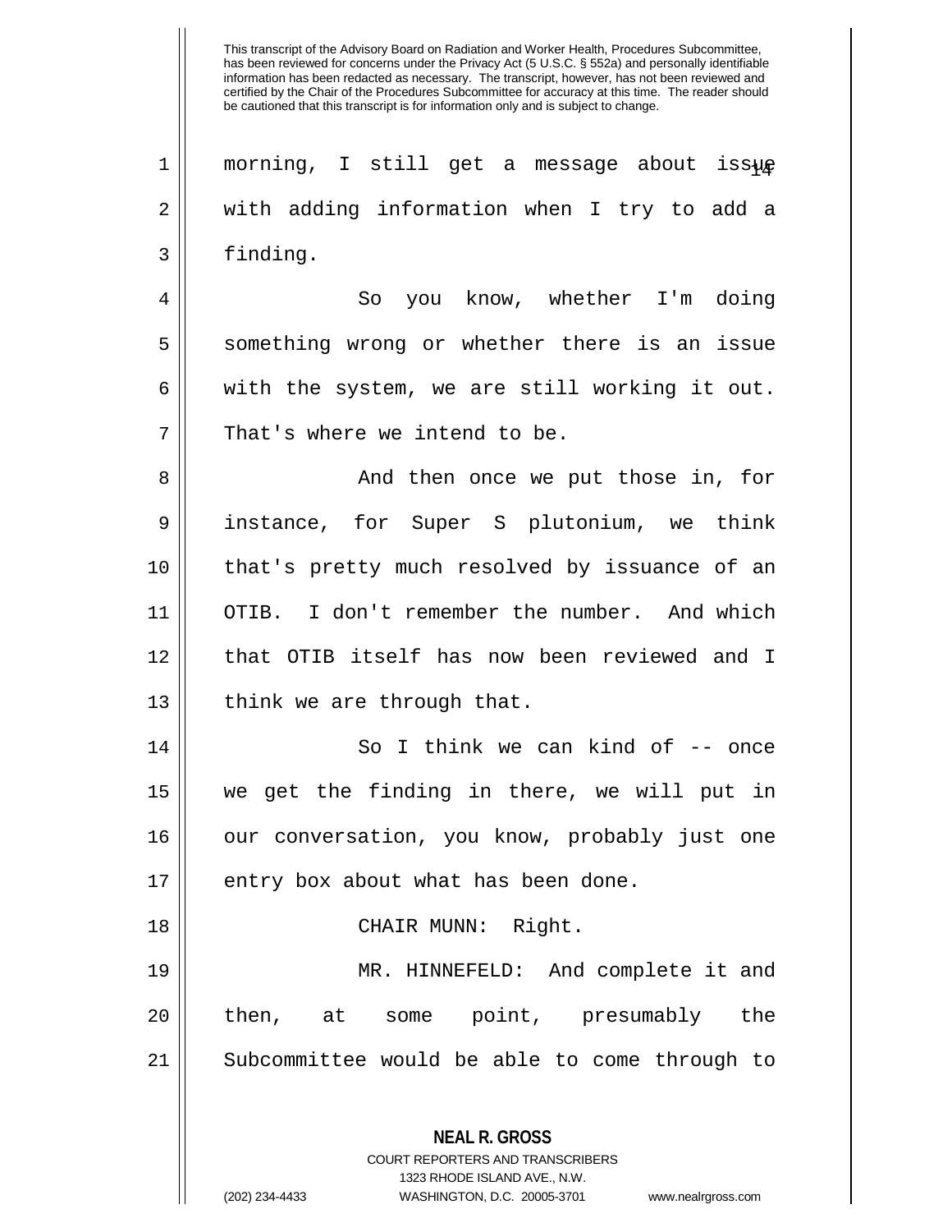This transcript of the Advisory Board on Radiation and Worker Health, Procedures Subcommittee, has been reviewed for concerns under the Privacy Act (5 U.S.C. § 552a) and personally identifiable information has been redacted as necessary. The transcript, however, has not been reviewed and certified by the Chair of the Procedures Subcommittee for accuracy at this time. The reader should be cautioned that this transcript is for information only and is subject to change.

morning, I still get a message about issue with adding information when I try to add a finding.

So you know, whether I'm doing something wrong or whether there is an issue with the system, we are still working it out. That's where we intend to be.

And then once we put those in, for instance, for Super S plutonium, we think that's pretty much resolved by issuance of an OTIB. I don't remember the number. And which that OTIB itself has now been reviewed and I think we are through that.

So I think we can kind of -- once we get the finding in there, we will put in our conversation, you know, probably just one entry box about what has been done.

CHAIR MUNN: Right.

MR. HINNEFELD: And complete it and then, at some point, presumably the Subcommittee would be able to come through to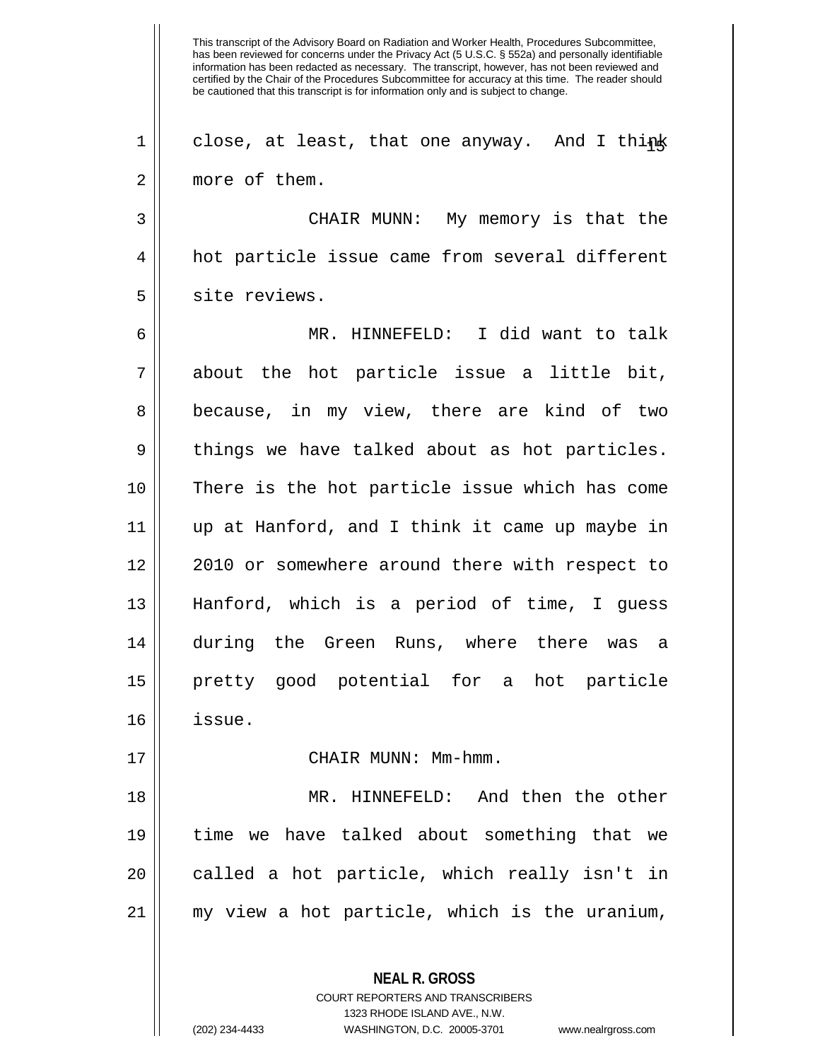close, at least, that one anyway. And I think more of them.

CHAIR MUNN: My memory is that the hot particle issue came from several different site reviews.

MR. HINNEFELD: I did want to talk about the hot particle issue a little bit, because, in my view, there are kind of two things we have talked about as hot particles. There is the hot particle issue which has come up at Hanford, and I think it came up maybe in 2010 or somewhere around there with respect to Hanford, which is a period of time, I guess during the Green Runs, where there was a pretty good potential for a hot particle issue.

CHAIR MUNN: Mm-hmm.

MR. HINNEFELD: And then the other time we have talked about something that we called a hot particle, which really isn't in my view a hot particle, which is the uranium,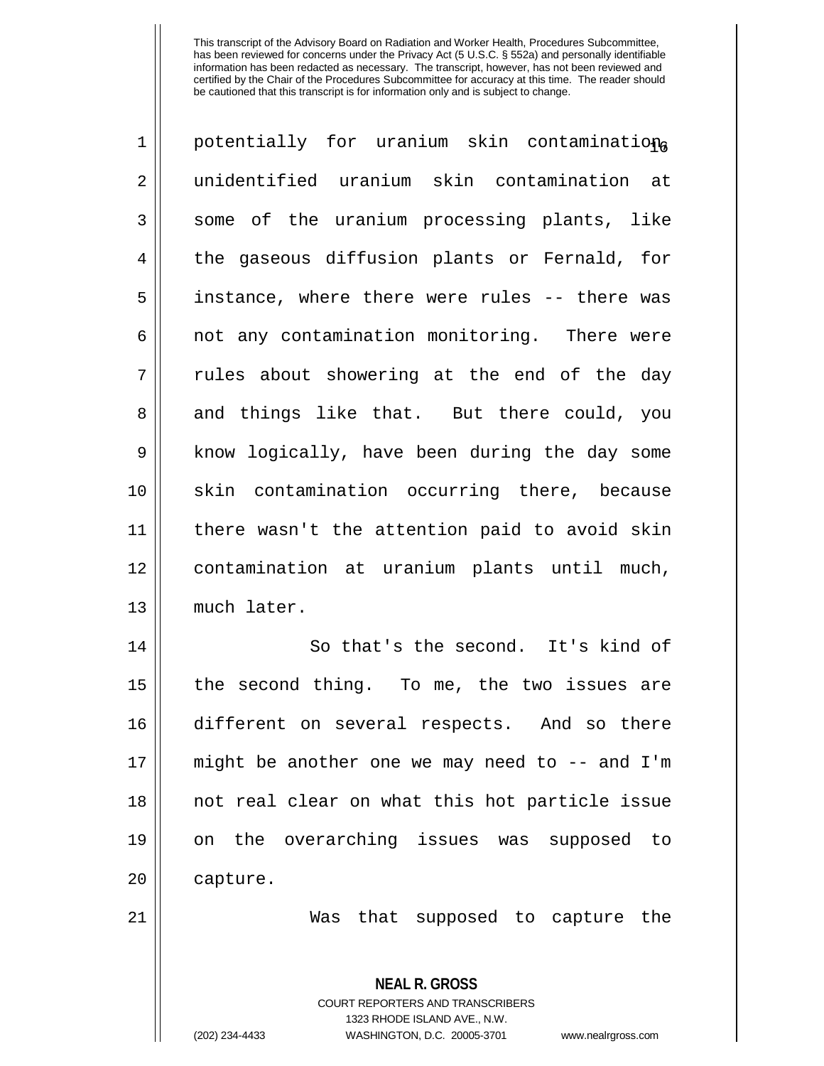potentially for uranium skin contamination, unidentified uranium skin contamination at some of the uranium processing plants, like the gaseous diffusion plants or Fernald, for instance, where there were rules -- there was not any contamination monitoring. There were rules about showering at the end of the day and things like that. But there could, you know logically, have been during the day some skin contamination occurring there, because there wasn't the attention paid to avoid skin contamination at uranium plants until much, much later.

So that's the second. It's kind of the second thing. To me, the two issues are different on several respects. And so there might be another one we may need to -- and I'm not real clear on what this hot particle issue on the overarching issues was supposed to capture.

Was that supposed to capture the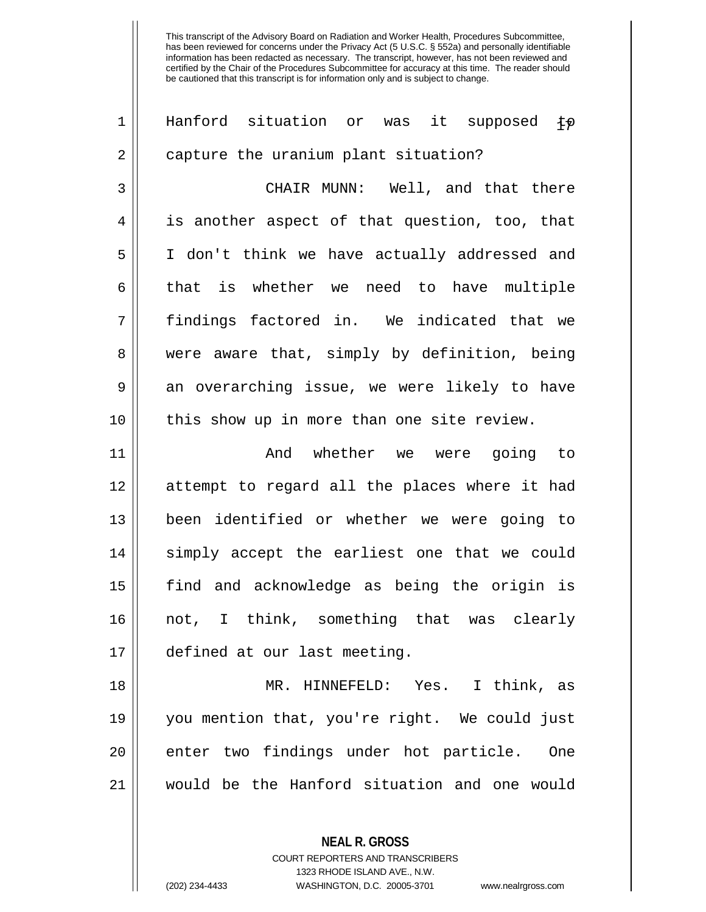This transcript of the Advisory Board on Radiation and Worker Health, Procedures Subcommittee, has been reviewed for concerns under the Privacy Act (5 U.S.C. § 552a) and personally identifiable information has been redacted as necessary. The transcript, however, has not been reviewed and certified by the Chair of the Procedures Subcommittee for accuracy at this time. The reader should be cautioned that this transcript is for information only and is subject to change.

Hanford situation or was it supposed to capture the uranium plant situation?

CHAIR MUNN: Well, and that there is another aspect of that question, too, that I don't think we have actually addressed and that is whether we need to have multiple findings factored in. We indicated that we were aware that, simply by definition, being an overarching issue, we were likely to have this show up in more than one site review.

And whether we were going to attempt to regard all the places where it had been identified or whether we were going to simply accept the earliest one that we could find and acknowledge as being the origin is not, I think, something that was clearly defined at our last meeting.

MR. HINNEFELD: Yes. I think, as you mention that, you're right. We could just enter two findings under hot particle. One would be the Hanford situation and one would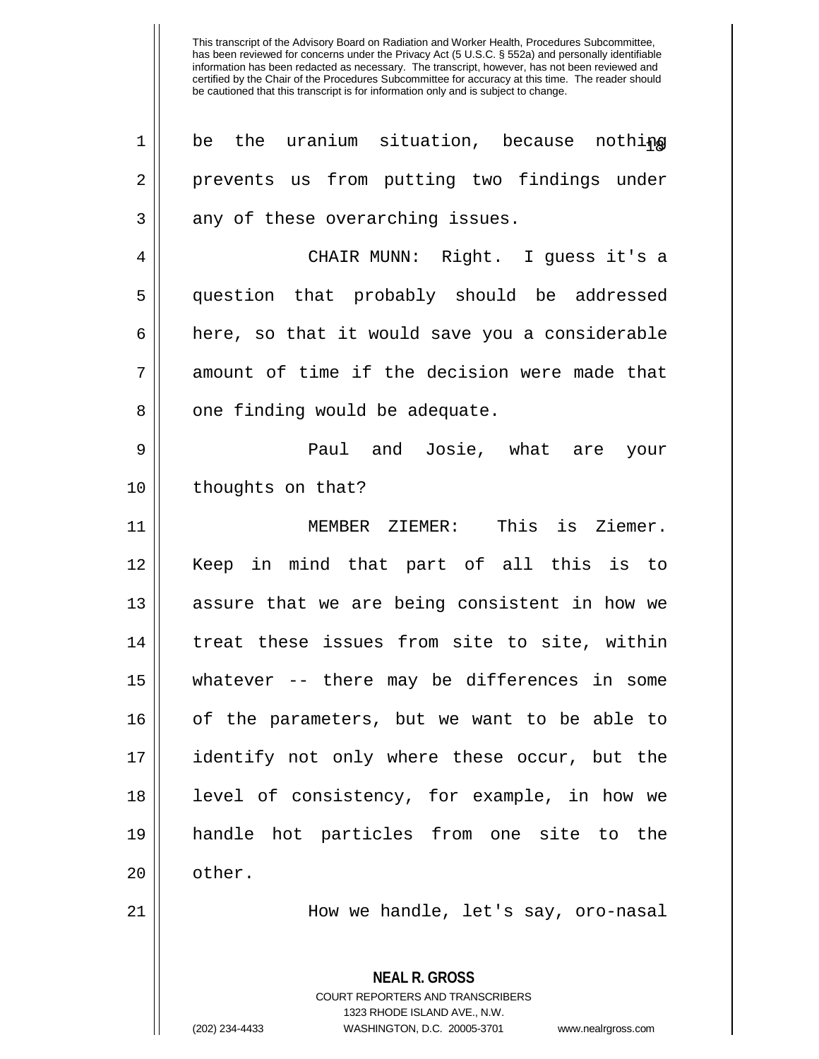be the uranium situation, because nothing prevents us from putting two findings under any of these overarching issues.

CHAIR MUNN: Right. I guess it's a question that probably should be addressed here, so that it would save you a considerable amount of time if the decision were made that one finding would be adequate.

Paul and Josie, what are your thoughts on that?

MEMBER ZIEMER: This is Ziemer. Keep in mind that part of all this is to assure that we are being consistent in how we treat these issues from site to site, within whatever -- there may be differences in some of the parameters, but we want to be able to identify not only where these occur, but the level of consistency, for example, in how we handle hot particles from one site to the other.

How we handle, let's say, oro-nasal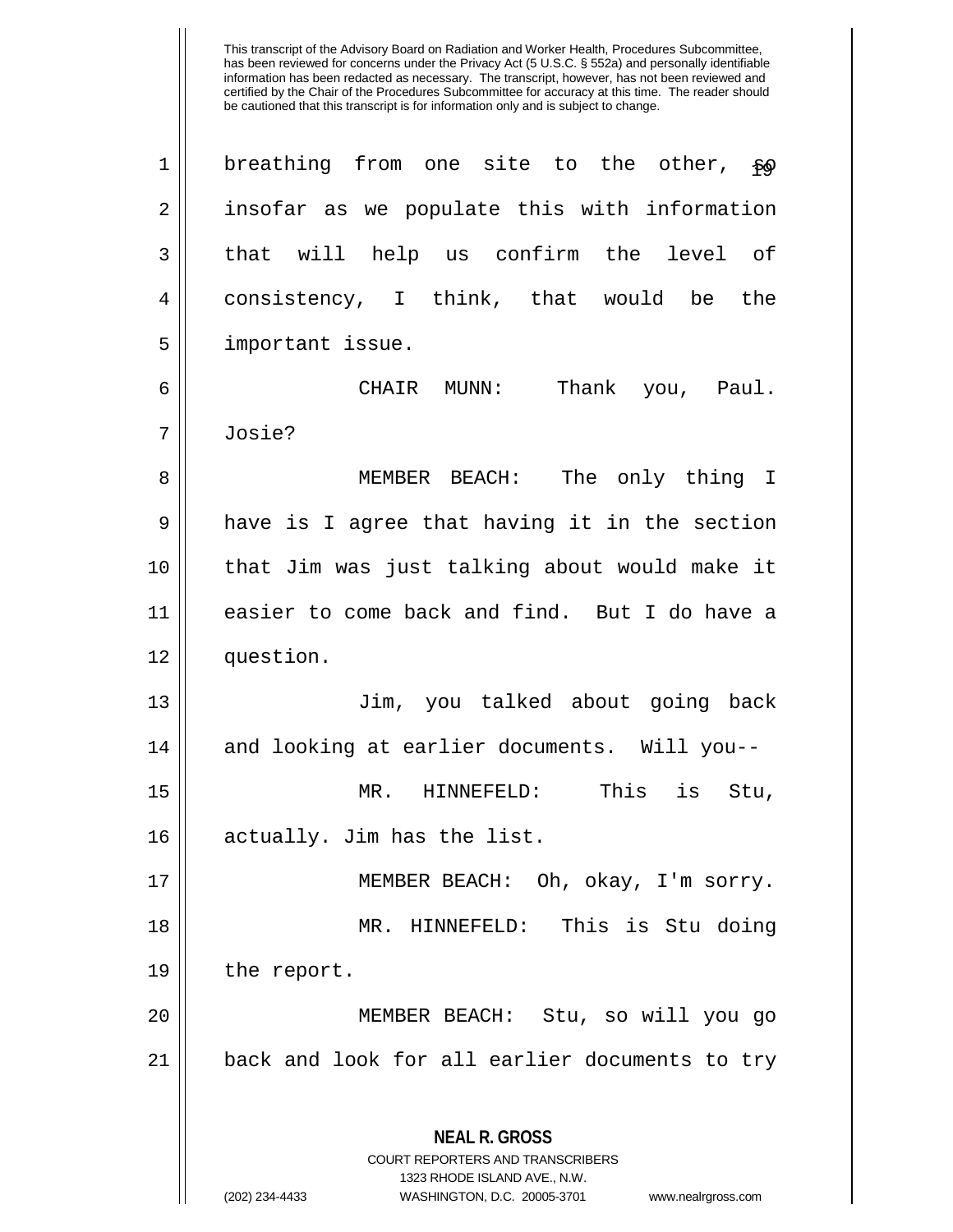breathing from one site to the other, so insofar as we populate this with information that will help us confirm the level of consistency, I think, that would be the important issue.

CHAIR MUNN: Thank you, Paul. Josie?

MEMBER BEACH: The only thing I have is I agree that having it in the section that Jim was just talking about would make it easier to come back and find. But I do have a question.

Jim, you talked about going back and looking at earlier documents. Will you--

MR. HINNEFELD: This is Stu, actually. Jim has the list.

MEMBER BEACH: Oh, okay, I'm sorry.

MR. HINNEFELD: This is Stu doing the report.

MEMBER BEACH: Stu, so will you go back and look for all earlier documents to try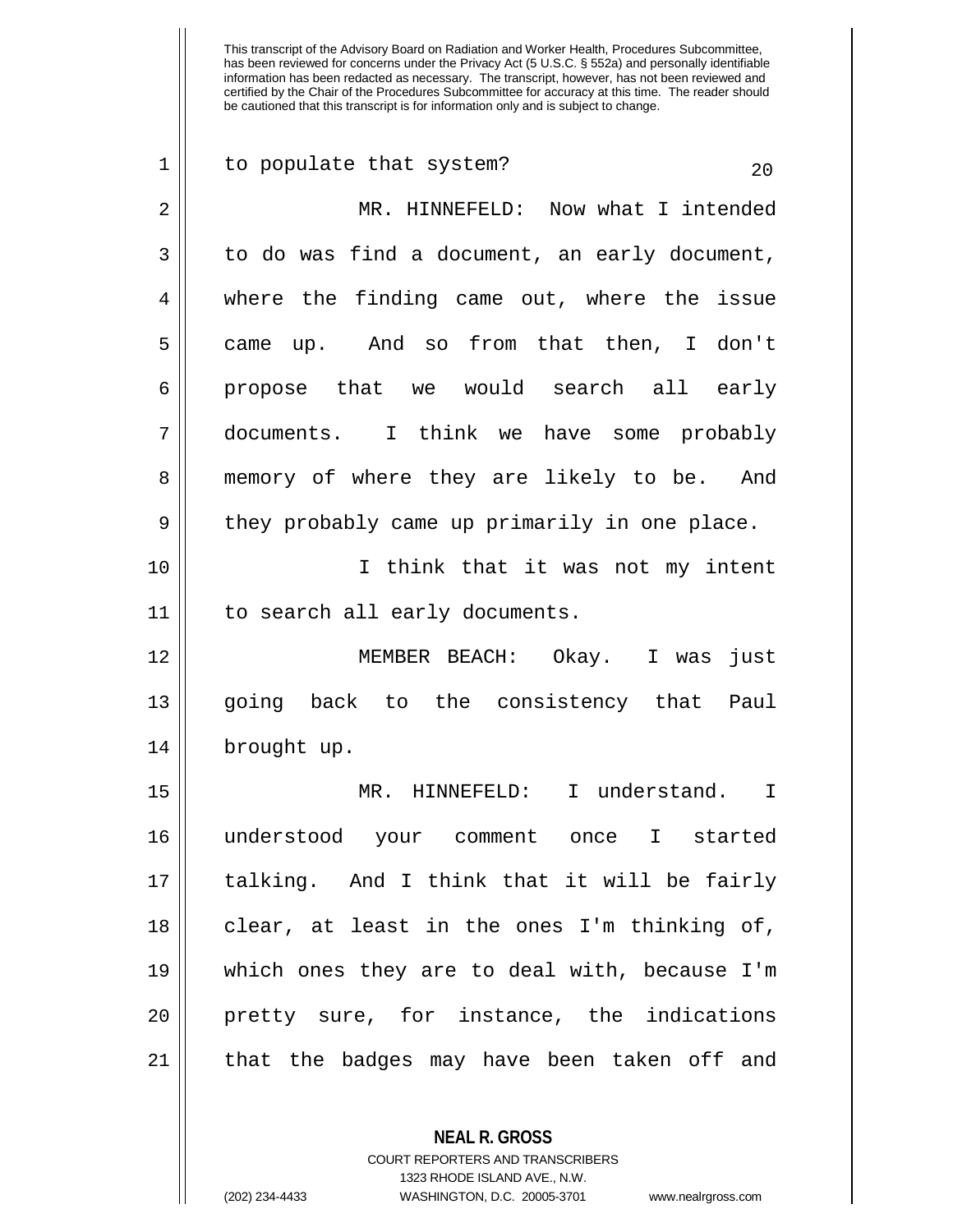to populate that system?

MR. HINNEFELD: Now what I intended to do was find a document, an early document, where the finding came out, where the issue came up. And so from that then, I don't propose that we would search all early documents. I think we have some probably memory of where they are likely to be. And they probably came up primarily in one place.

I think that it was not my intent to search all early documents.

MEMBER BEACH: Okay. I was just going back to the consistency that Paul brought up.

MR. HINNEFELD: I understand. I understood your comment once I started talking. And I think that it will be fairly clear, at least in the ones I'm thinking of, which ones they are to deal with, because I'm pretty sure, for instance, the indications that the badges may have been taken off and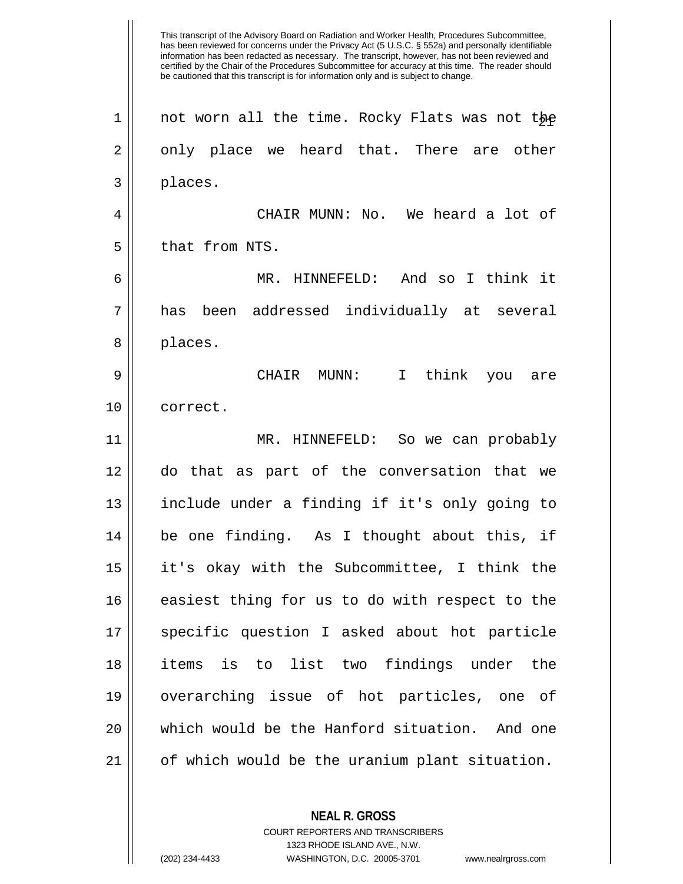This transcript of the Advisory Board on Radiation and Worker Health, Procedures Subcommittee, has been reviewed for concerns under the Privacy Act (5 U.S.C. § 552a) and personally identifiable information has been redacted as necessary. The transcript, however, has not been reviewed and certified by the Chair of the Procedures Subcommittee for accuracy at this time. The reader should be cautioned that this transcript is for information only and is subject to change.

not worn all the time. Rocky Flats was not the only place we heard that. There are other places.

CHAIR MUNN: No. We heard a lot of that from NTS.

MR. HINNEFELD: And so I think it has been addressed individually at several places.

CHAIR MUNN: I think you are correct.

MR. HINNEFELD: So we can probably do that as part of the conversation that we include under a finding if it's only going to be one finding. As I thought about this, if it's okay with the Subcommittee, I think the easiest thing for us to do with respect to the specific question I asked about hot particle items is to list two findings under the overarching issue of hot particles, one of which would be the Hanford situation. And one of which would be the uranium plant situation.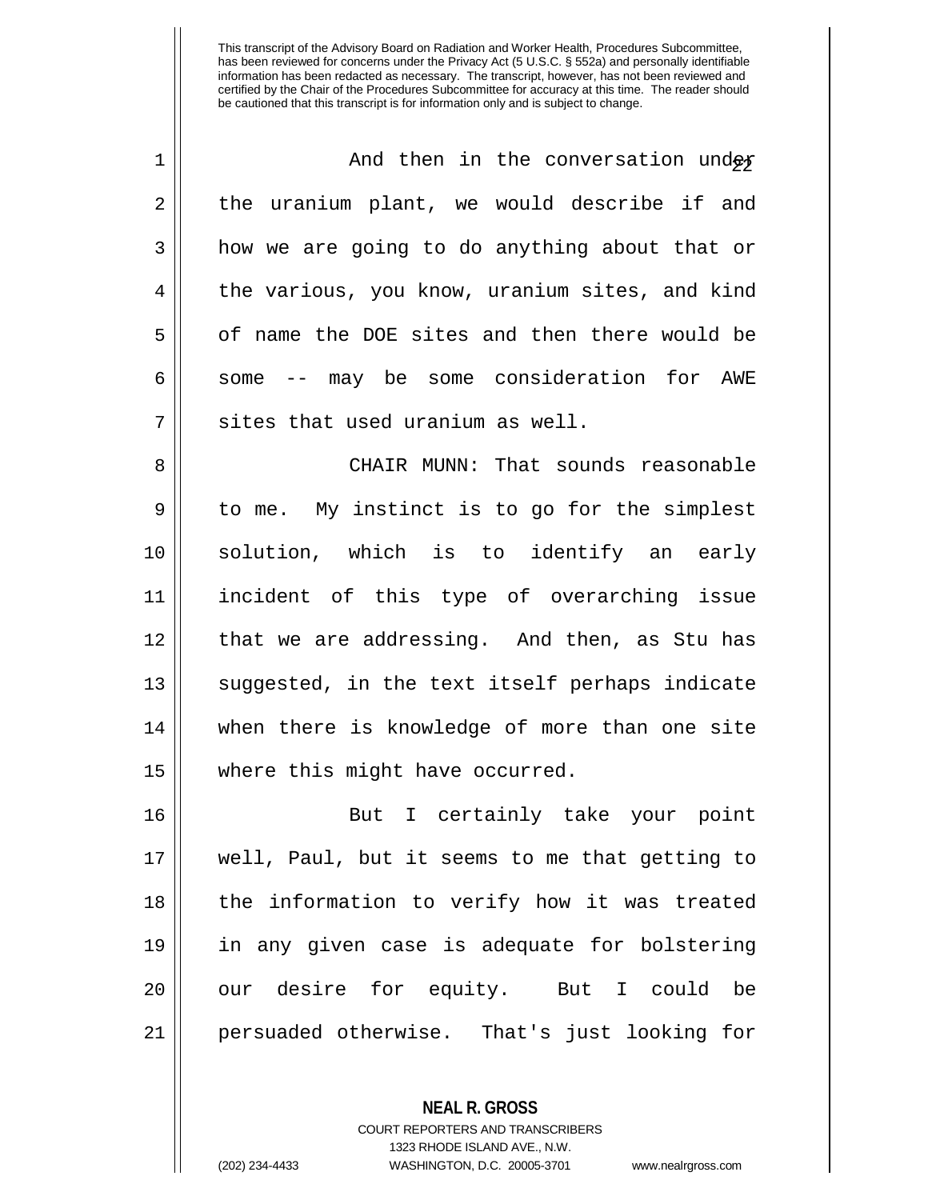This transcript of the Advisory Board on Radiation and Worker Health, Procedures Subcommittee, has been reviewed for concerns under the Privacy Act (5 U.S.C. § 552a) and personally identifiable information has been redacted as necessary. The transcript, however, has not been reviewed and certified by the Chair of the Procedures Subcommittee for accuracy at this time. The reader should be cautioned that this transcript is for information only and is subject to change.

And then in the conversation under the uranium plant, we would describe if and how we are going to do anything about that or the various, you know, uranium sites, and kind of name the DOE sites and then there would be some -- may be some consideration for AWE sites that used uranium as well.

CHAIR MUNN: That sounds reasonable to me. My instinct is to go for the simplest solution, which is to identify an early incident of this type of overarching issue that we are addressing. And then, as Stu has suggested, in the text itself perhaps indicate when there is knowledge of more than one site where this might have occurred.

But I certainly take your point well, Paul, but it seems to me that getting to the information to verify how it was treated in any given case is adequate for bolstering our desire for equity. But I could be persuaded otherwise. That's just looking for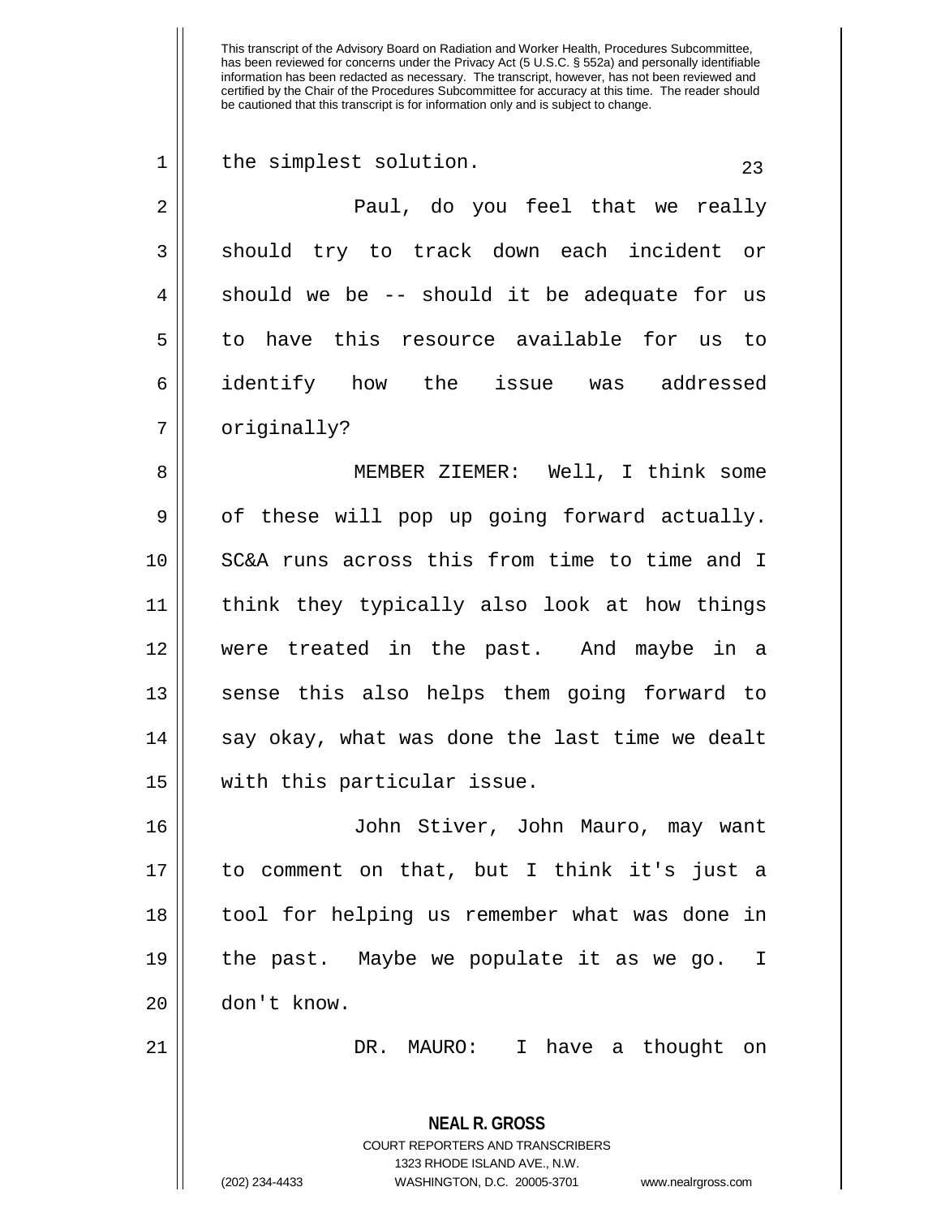the simplest solution.

Paul, do you feel that we really should try to track down each incident or should we be -- should it be adequate for us to have this resource available for us to identify how the issue was addressed originally?

MEMBER ZIEMER: Well, I think some of these will pop up going forward actually. SC&A runs across this from time to time and I think they typically also look at how things were treated in the past. And maybe in a sense this also helps them going forward to say okay, what was done the last time we dealt with this particular issue.

John Stiver, John Mauro, may want to comment on that, but I think it's just a tool for helping us remember what was done in the past. Maybe we populate it as we go. I don't know.

DR. MAURO: I have a thought on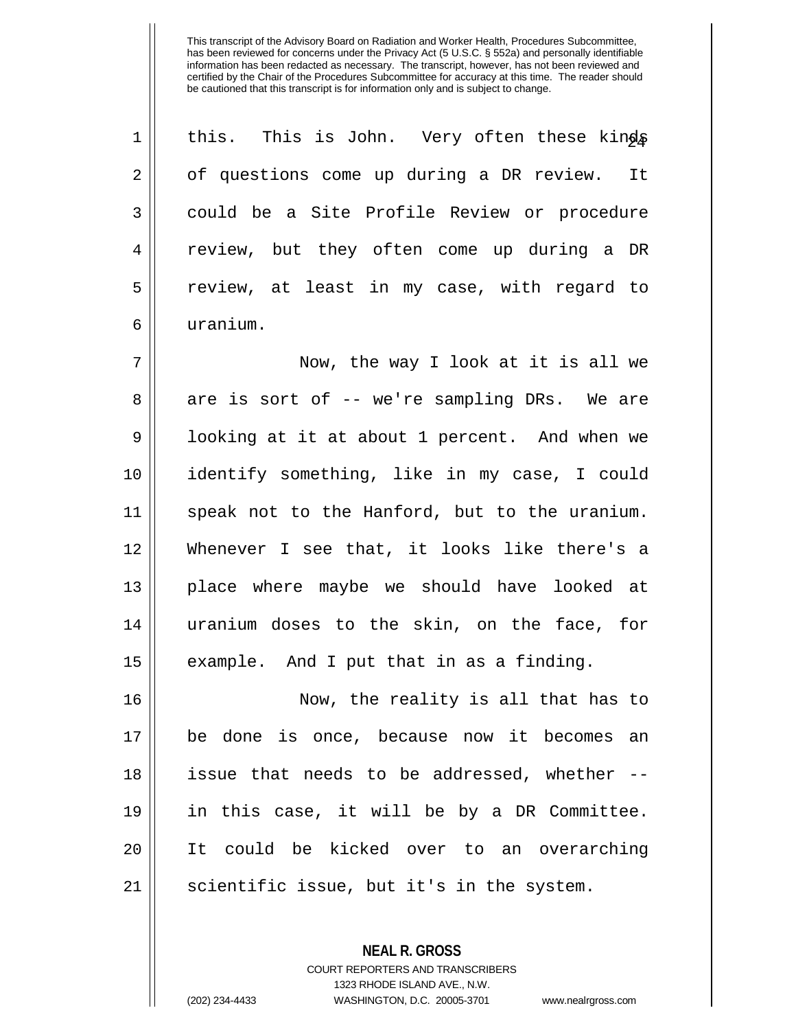this. This is John. Very often these kinds of questions come up during a DR review. It could be a Site Profile Review or procedure review, but they often come up during a DR review, at least in my case, with regard to uranium.

Now, the way I look at it is all we are is sort of -- we're sampling DRs. We are looking at it at about 1 percent. And when we identify something, like in my case, I could speak not to the Hanford, but to the uranium. Whenever I see that, it looks like there's a place where maybe we should have looked at uranium doses to the skin, on the face, for example. And I put that in as a finding.

Now, the reality is all that has to be done is once, because now it becomes an issue that needs to be addressed, whether -- in this case, it will be by a DR Committee. It could be kicked over to an overarching scientific issue, but it's in the system.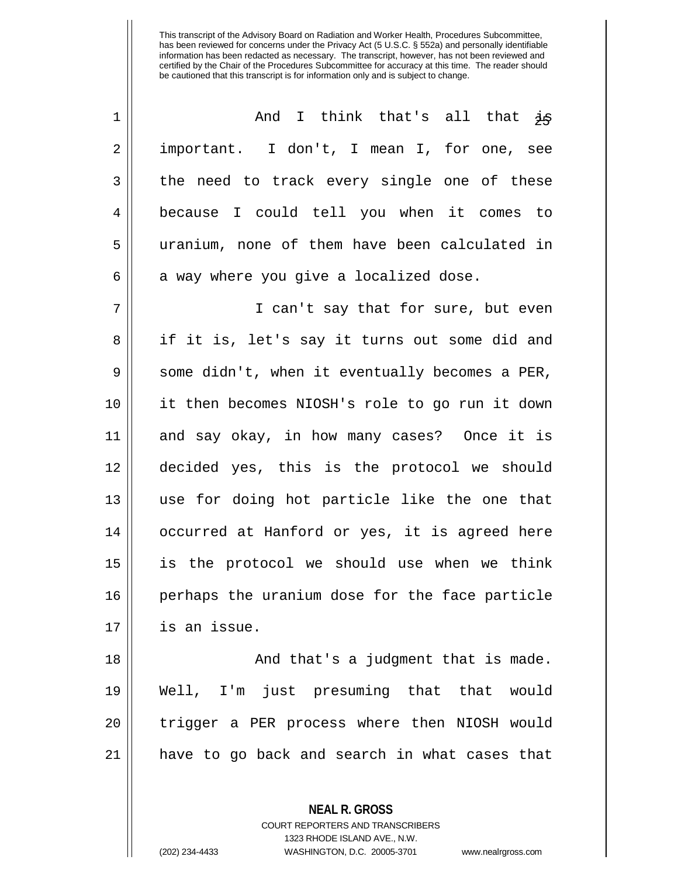This transcript of the Advisory Board on Radiation and Worker Health, Procedures Subcommittee, has been reviewed for concerns under the Privacy Act (5 U.S.C. § 552a) and personally identifiable information has been redacted as necessary. The transcript, however, has not been reviewed and certified by the Chair of the Procedures Subcommittee for accuracy at this time. The reader should be cautioned that this transcript is for information only and is subject to change.

And I think that's all that is important. I don't, I mean I, for one, see the need to track every single one of these because I could tell you when it comes to uranium, none of them have been calculated in a way where you give a localized dose.

I can't say that for sure, but even if it is, let's say it turns out some did and some didn't, when it eventually becomes a PER, it then becomes NIOSH's role to go run it down and say okay, in how many cases? Once it is decided yes, this is the protocol we should use for doing hot particle like the one that occurred at Hanford or yes, it is agreed here is the protocol we should use when we think perhaps the uranium dose for the face particle is an issue.

And that's a judgment that is made. Well, I'm just presuming that that would trigger a PER process where then NIOSH would have to go back and search in what cases that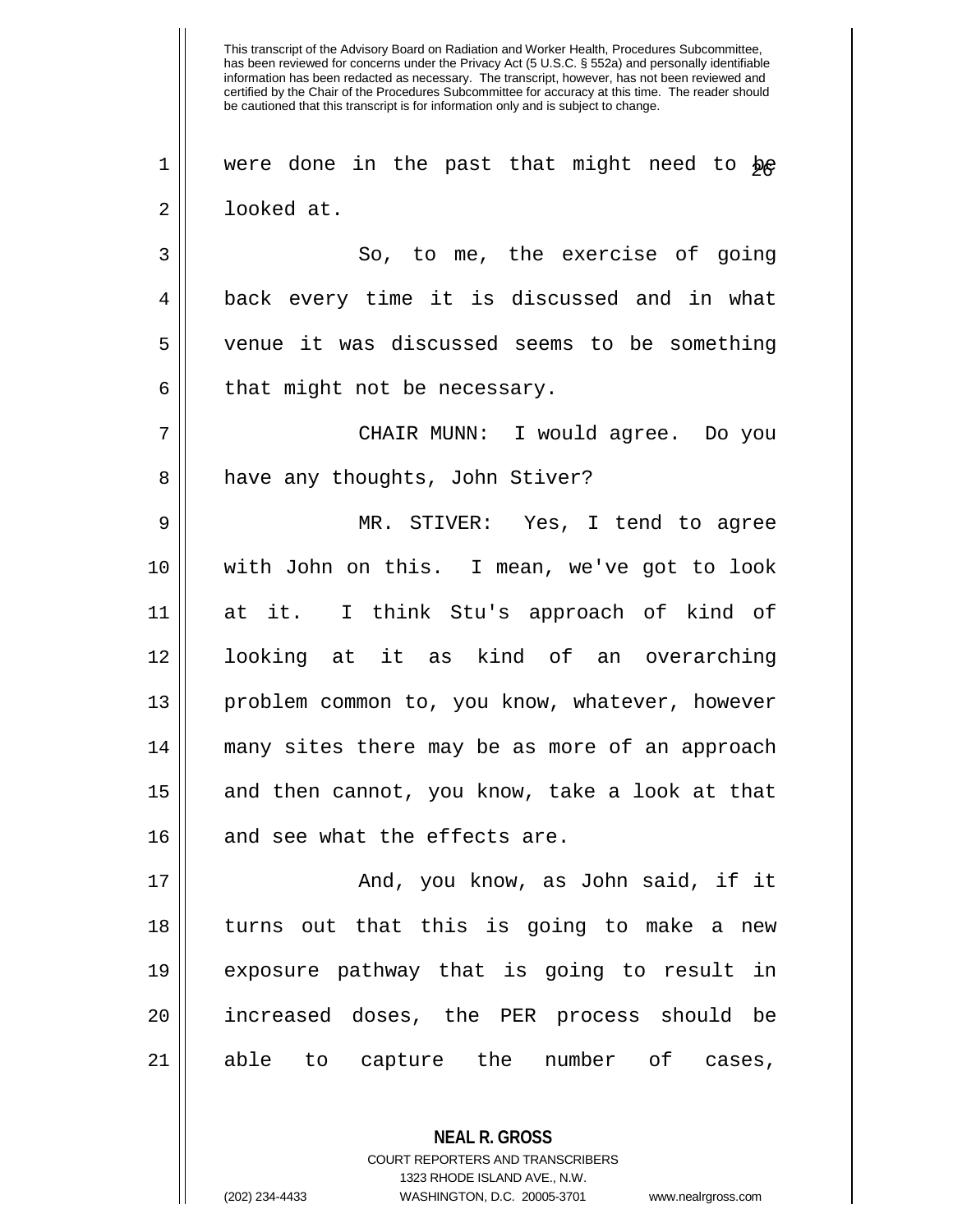This transcript of the Advisory Board on Radiation and Worker Health, Procedures Subcommittee, has been reviewed for concerns under the Privacy Act (5 U.S.C. § 552a) and personally identifiable information has been redacted as necessary. The transcript, however, has not been reviewed and certified by the Chair of the Procedures Subcommittee for accuracy at this time. The reader should be cautioned that this transcript is for information only and is subject to change.

1 were done in the past that might need to be
2 looked at.

3 So, to me, the exercise of going
4 back every time it is discussed and in what
5 venue it was discussed seems to be something
6 that might not be necessary.

7 CHAIR MUNN: I would agree. Do you
8 have any thoughts, John Stiver?

9 MR. STIVER: Yes, I tend to agree
10 with John on this. I mean, we've got to look
11 at it. I think Stu's approach of kind of
12 looking at it as kind of an overarching
13 problem common to, you know, whatever, however
14 many sites there may be as more of an approach
15 and then cannot, you know, take a look at that
16 and see what the effects are.

17 And, you know, as John said, if it
18 turns out that this is going to make a new
19 exposure pathway that is going to result in
20 increased doses, the PER process should be
21 able to capture the number of cases,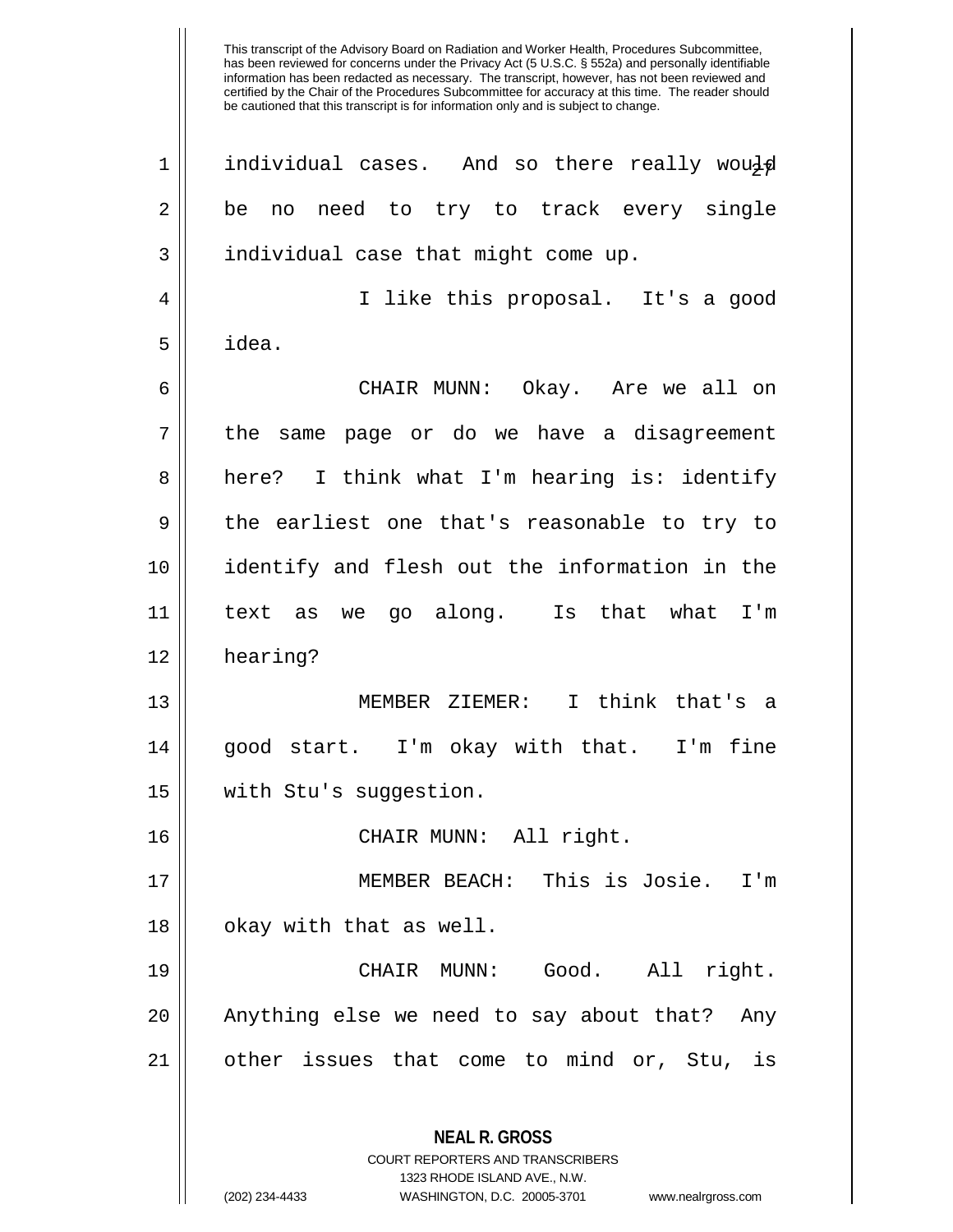This transcript of the Advisory Board on Radiation and Worker Health, Procedures Subcommittee, has been reviewed for concerns under the Privacy Act (5 U.S.C. § 552a) and personally identifiable information has been redacted as necessary. The transcript, however, has not been reviewed and certified by the Chair of the Procedures Subcommittee for accuracy at this time. The reader should be cautioned that this transcript is for information only and is subject to change.

individual cases. And so there really would be no need to try to track every single individual case that might come up.

I like this proposal. It's a good idea.

CHAIR MUNN: Okay. Are we all on the same page or do we have a disagreement here? I think what I'm hearing is: identify the earliest one that's reasonable to try to identify and flesh out the information in the text as we go along. Is that what I'm hearing?

MEMBER ZIEMER: I think that's a good start. I'm okay with that. I'm fine with Stu's suggestion.

CHAIR MUNN: All right.

MEMBER BEACH: This is Josie. I'm okay with that as well.

CHAIR MUNN: Good. All right. Anything else we need to say about that? Any other issues that come to mind or, Stu, is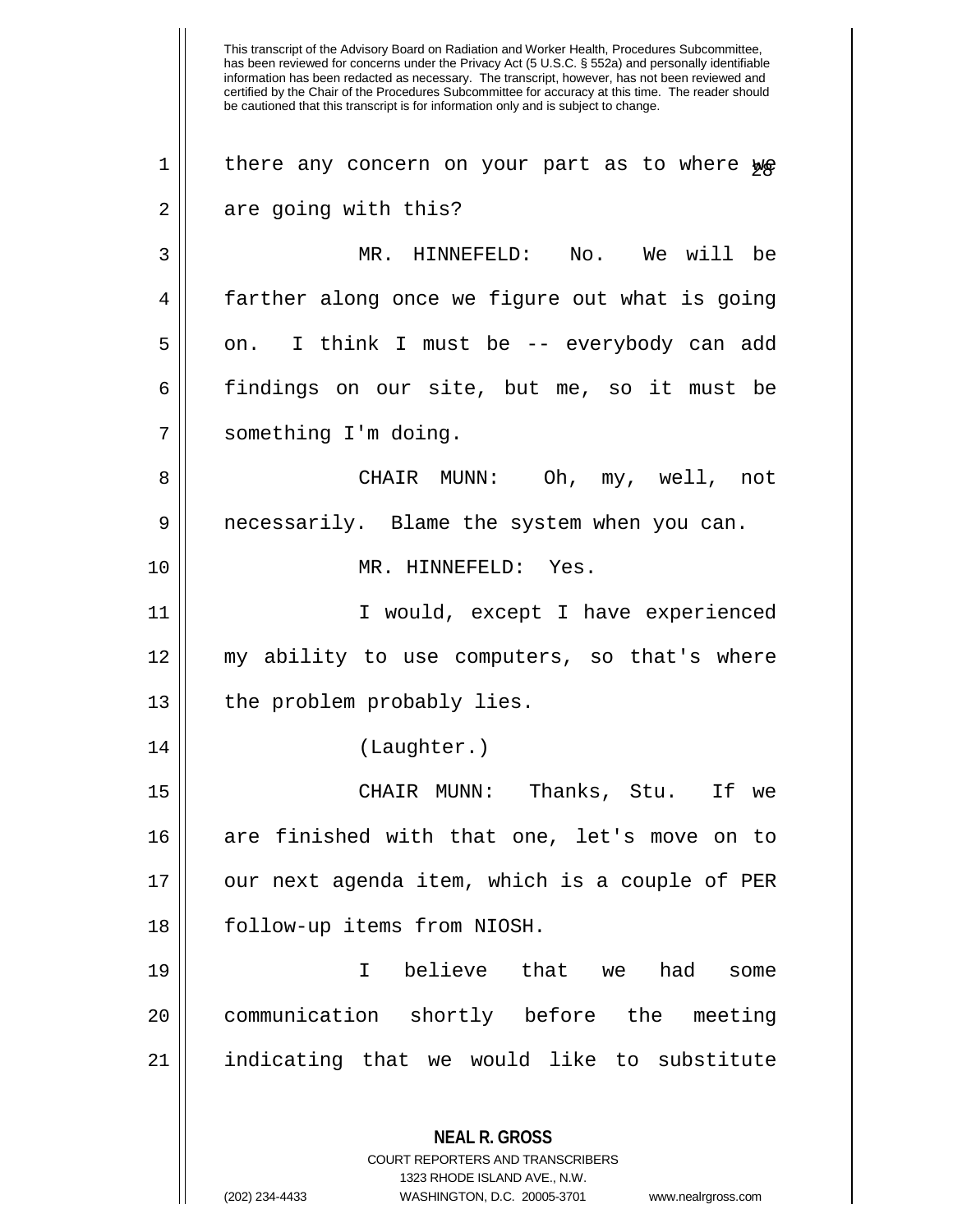there any concern on your part as to where we are going with this?

MR. HINNEFELD: No. We will be farther along once we figure out what is going on. I think I must be -- everybody can add findings on our site, but me, so it must be something I'm doing.

CHAIR MUNN: Oh, my, well, not necessarily. Blame the system when you can.

MR. HINNEFELD: Yes.

I would, except I have experienced my ability to use computers, so that's where the problem probably lies.

(Laughter.)

CHAIR MUNN: Thanks, Stu. If we are finished with that one, let's move on to our next agenda item, which is a couple of PER follow-up items from NIOSH.

I believe that we had some communication shortly before the meeting indicating that we would like to substitute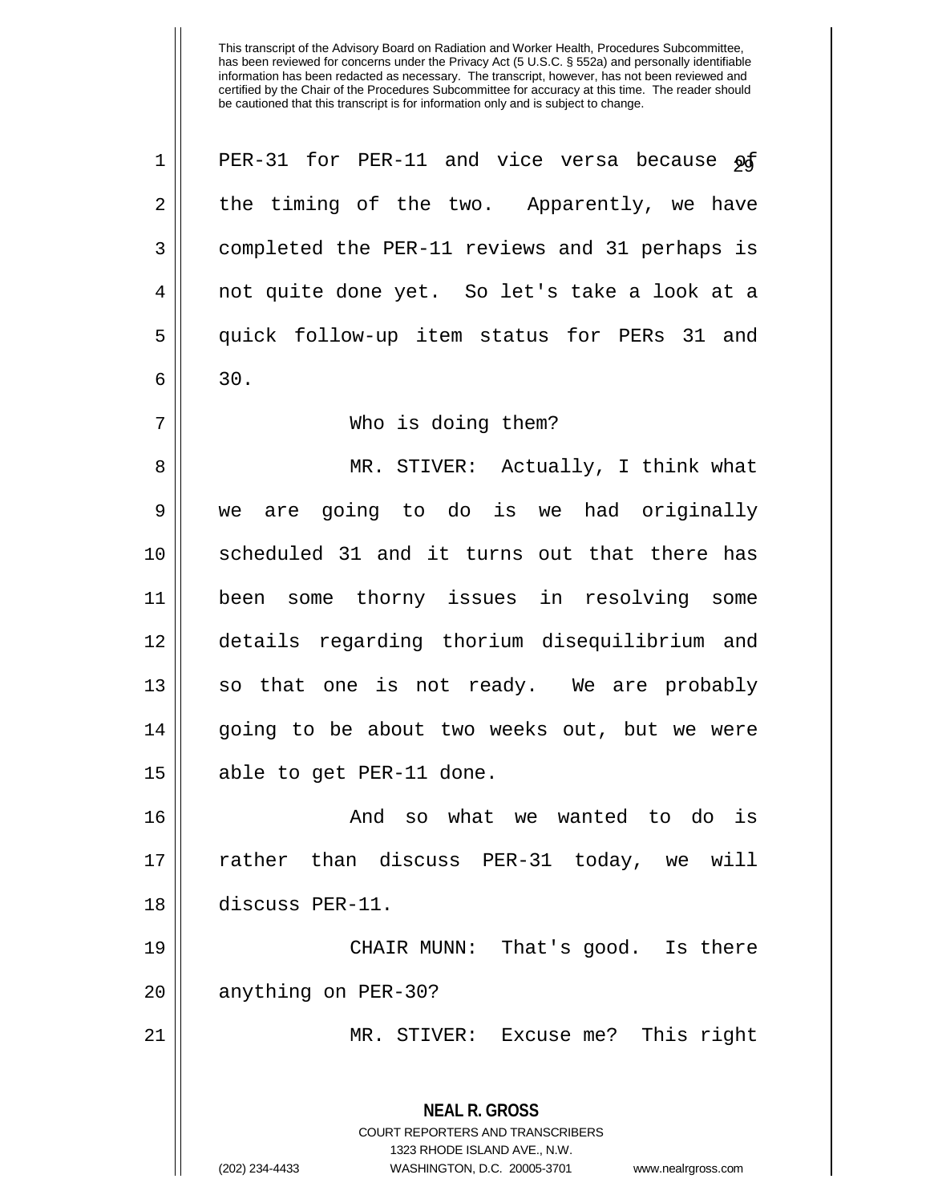This transcript of the Advisory Board on Radiation and Worker Health, Procedures Subcommittee, has been reviewed for concerns under the Privacy Act (5 U.S.C. § 552a) and personally identifiable information has been redacted as necessary. The transcript, however, has not been reviewed and certified by the Chair of the Procedures Subcommittee for accuracy at this time. The reader should be cautioned that this transcript is for information only and is subject to change.

PER-31 for PER-11 and vice versa because of the timing of the two. Apparently, we have completed the PER-11 reviews and 31 perhaps is not quite done yet. So let's take a look at a quick follow-up item status for PERs 31 and 30.

Who is doing them?

MR. STIVER: Actually, I think what we are going to do is we had originally scheduled 31 and it turns out that there has been some thorny issues in resolving some details regarding thorium disequilibrium and so that one is not ready. We are probably going to be about two weeks out, but we were able to get PER-11 done.

And so what we wanted to do is rather than discuss PER-31 today, we will discuss PER-11.

CHAIR MUNN: That's good. Is there anything on PER-30?

MR. STIVER: Excuse me? This right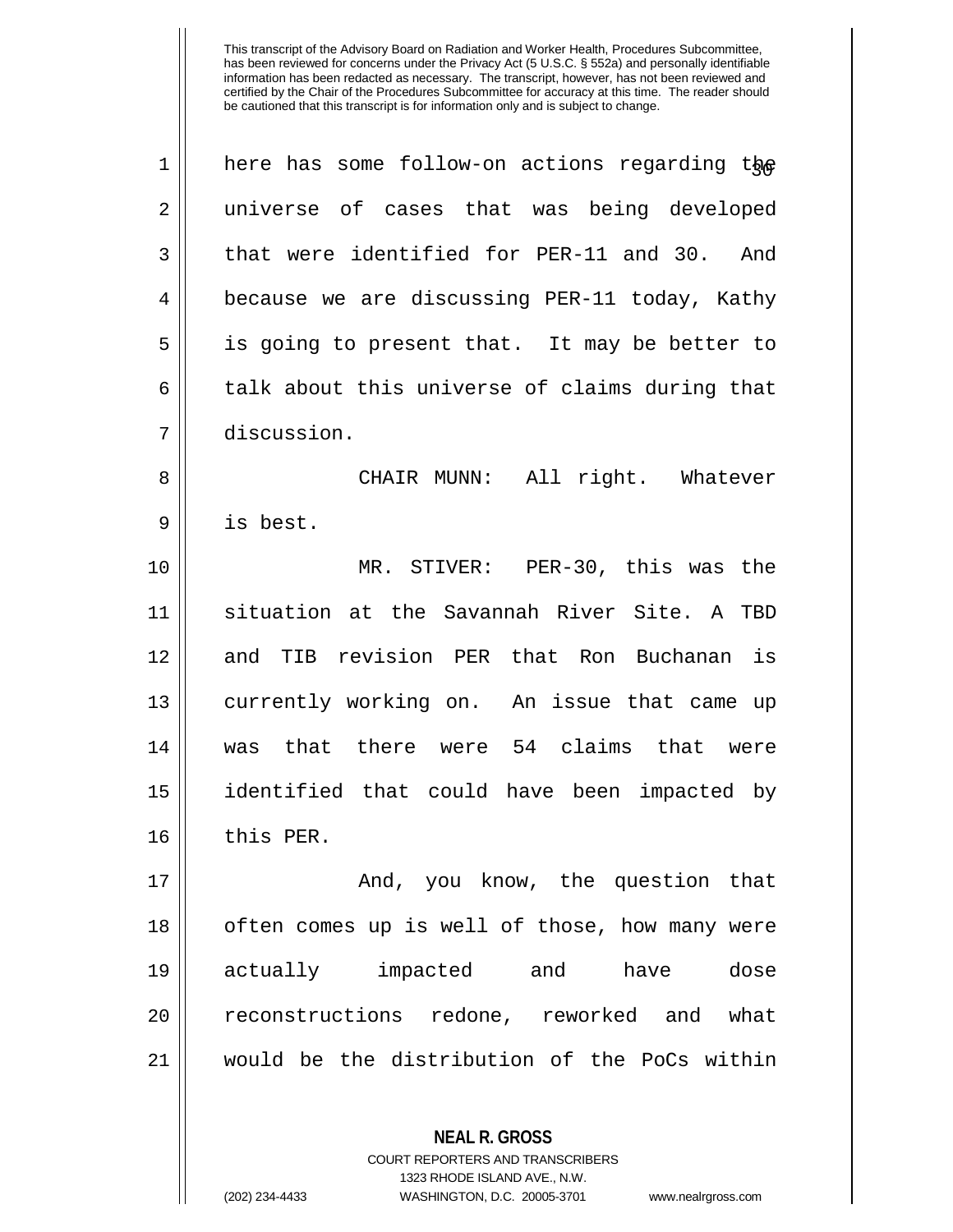This transcript of the Advisory Board on Radiation and Worker Health, Procedures Subcommittee, has been reviewed for concerns under the Privacy Act (5 U.S.C. § 552a) and personally identifiable information has been redacted as necessary. The transcript, however, has not been reviewed and certified by the Chair of the Procedures Subcommittee for accuracy at this time. The reader should be cautioned that this transcript is for information only and is subject to change.

here has some follow-on actions regarding the universe of cases that was being developed that were identified for PER-11 and 30. And because we are discussing PER-11 today, Kathy is going to present that. It may be better to talk about this universe of claims during that discussion.

CHAIR MUNN: All right. Whatever is best.

MR. STIVER: PER-30, this was the situation at the Savannah River Site. A TBD and TIB revision PER that Ron Buchanan is currently working on. An issue that came up was that there were 54 claims that were identified that could have been impacted by this PER.

And, you know, the question that often comes up is well of those, how many were actually impacted and have dose reconstructions redone, reworked and what would be the distribution of the PoCs within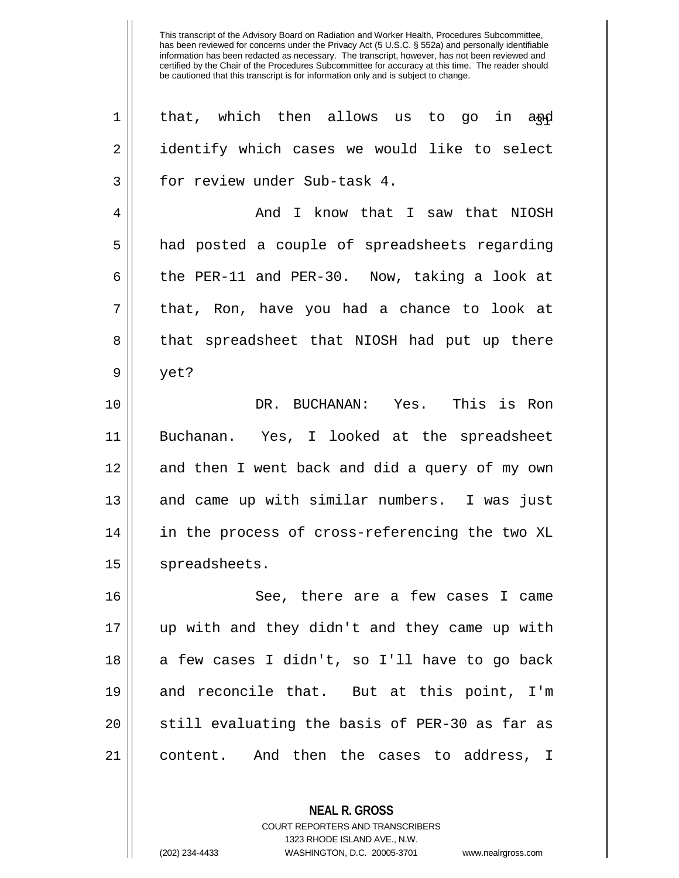This transcript of the Advisory Board on Radiation and Worker Health, Procedures Subcommittee, has been reviewed for concerns under the Privacy Act (5 U.S.C. § 552a) and personally identifiable information has been redacted as necessary. The transcript, however, has not been reviewed and certified by the Chair of the Procedures Subcommittee for accuracy at this time. The reader should be cautioned that this transcript is for information only and is subject to change.

that, which then allows us to go in and identify which cases we would like to select for review under Sub-task 4.

And I know that I saw that NIOSH had posted a couple of spreadsheets regarding the PER-11 and PER-30. Now, taking a look at that, Ron, have you had a chance to look at that spreadsheet that NIOSH had put up there yet?

DR. BUCHANAN: Yes. This is Ron Buchanan. Yes, I looked at the spreadsheet and then I went back and did a query of my own and came up with similar numbers. I was just in the process of cross-referencing the two XL spreadsheets.

See, there are a few cases I came up with and they didn't and they came up with a few cases I didn't, so I'll have to go back and reconcile that. But at this point, I'm still evaluating the basis of PER-30 as far as content. And then the cases to address, I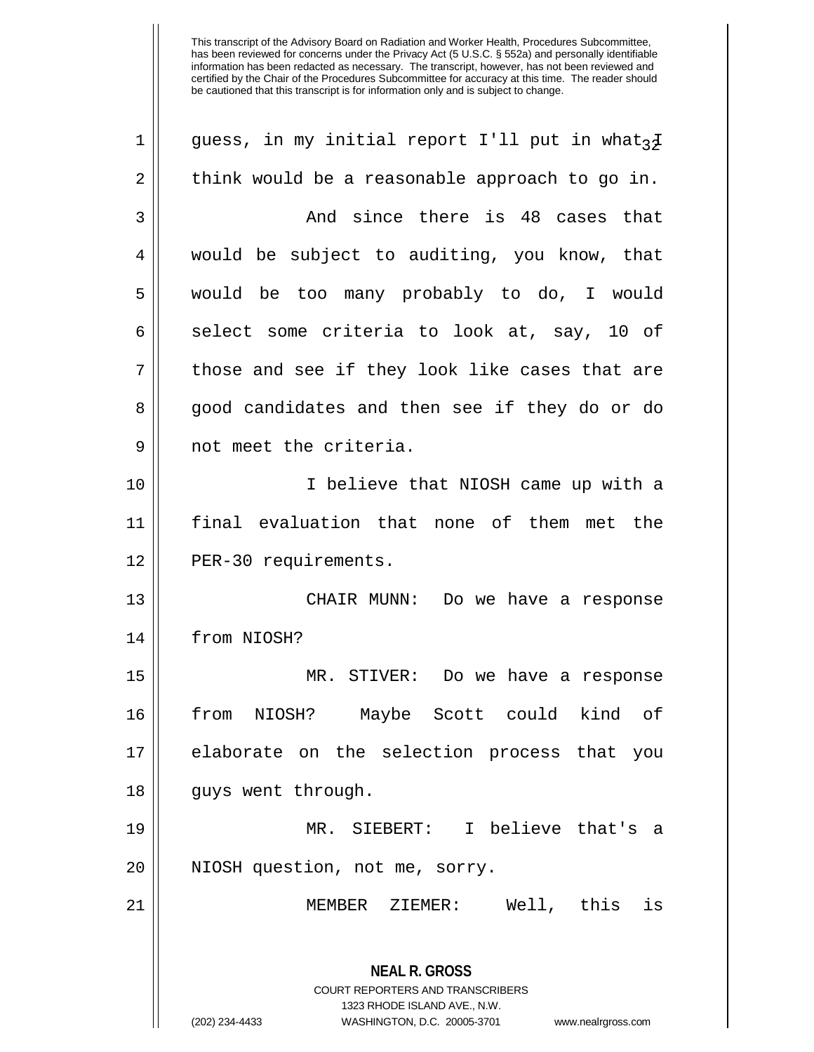guess, in my initial report I'll put in what I think would be a reasonable approach to go in.

And since there is 48 cases that would be subject to auditing, you know, that would be too many probably to do, I would select some criteria to look at, say, 10 of those and see if they look like cases that are good candidates and then see if they do or do not meet the criteria.

I believe that NIOSH came up with a final evaluation that none of them met the PER-30 requirements.

CHAIR MUNN: Do we have a response from NIOSH?

MR. STIVER: Do we have a response from NIOSH? Maybe Scott could kind of elaborate on the selection process that you guys went through.

MR. SIEBERT: I believe that's a NIOSH question, not me, sorry.

MEMBER ZIEMER: Well, this is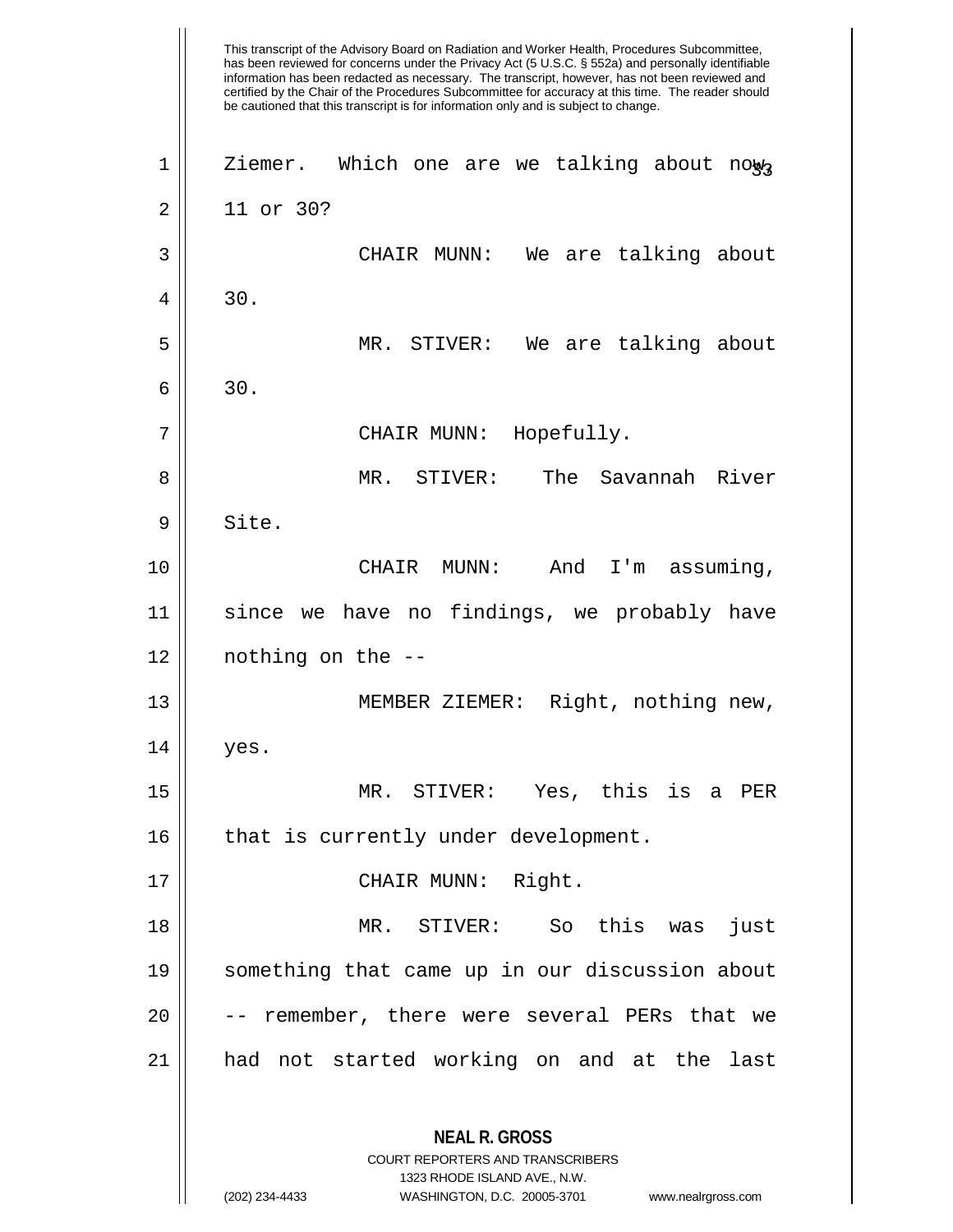This transcript of the Advisory Board on Radiation and Worker Health, Procedures Subcommittee, has been reviewed for concerns under the Privacy Act (5 U.S.C. § 552a) and personally identifiable information has been redacted as necessary. The transcript, however, has not been reviewed and certified by the Chair of the Procedures Subcommittee for accuracy at this time. The reader should be cautioned that this transcript is for information only and is subject to change.

Ziemer. Which one are we talking about now, 11 or 30?

CHAIR MUNN: We are talking about 30.

MR. STIVER: We are talking about 30.

CHAIR MUNN: Hopefully.

MR. STIVER: The Savannah River Site.

CHAIR MUNN: And I'm assuming, since we have no findings, we probably have nothing on the --

MEMBER ZIEMER: Right, nothing new, yes.

MR. STIVER: Yes, this is a PER that is currently under development.

CHAIR MUNN: Right.

MR. STIVER: So this was just something that came up in our discussion about -- remember, there were several PERs that we had not started working on and at the last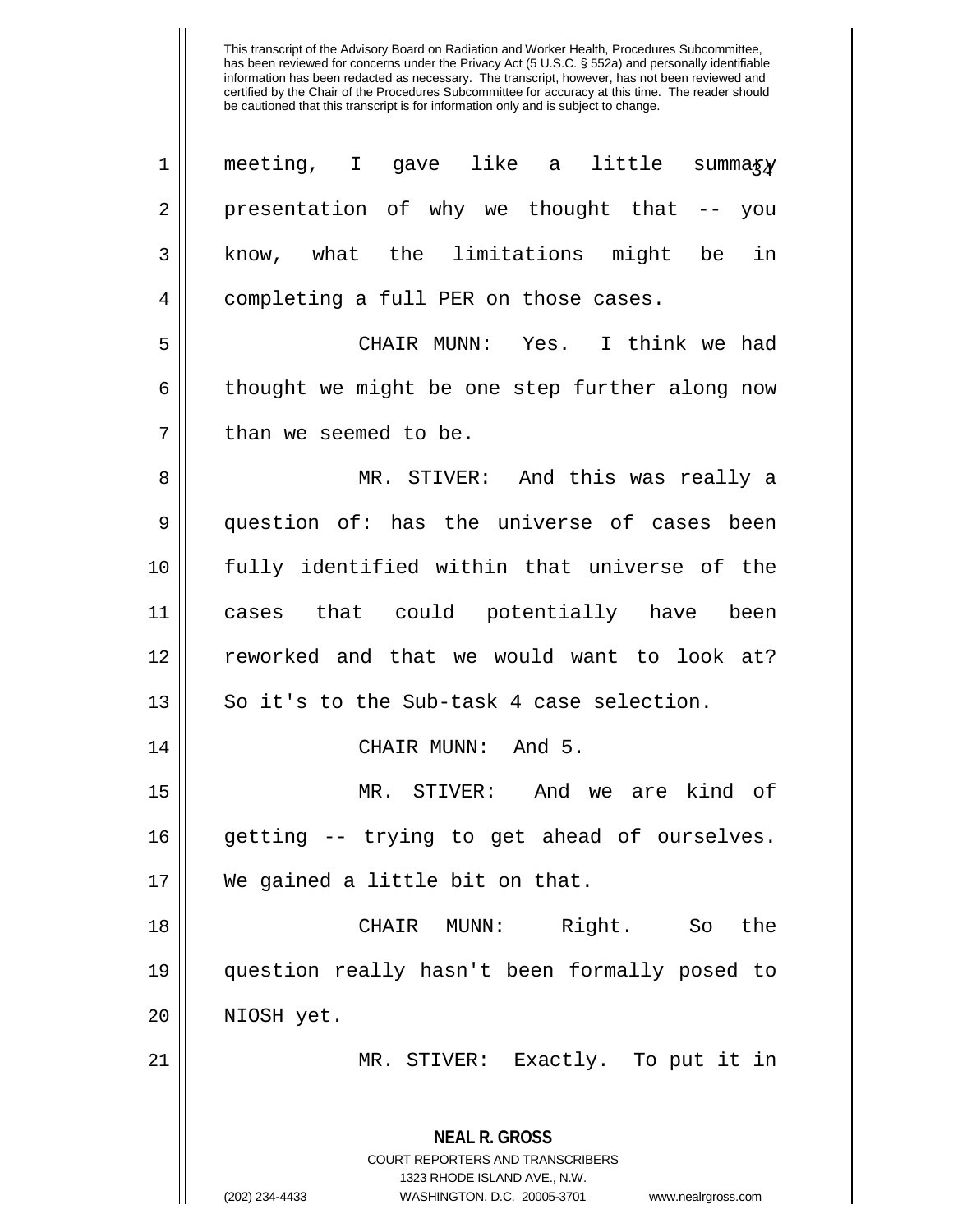meeting, I gave like a little summary presentation of why we thought that -- you know, what the limitations might be in completing a full PER on those cases.

CHAIR MUNN: Yes. I think we had thought we might be one step further along now than we seemed to be.

MR. STIVER: And this was really a question of: has the universe of cases been fully identified within that universe of the cases that could potentially have been reworked and that we would want to look at? So it's to the Sub-task 4 case selection.

CHAIR MUNN: And 5.

MR. STIVER: And we are kind of getting -- trying to get ahead of ourselves. We gained a little bit on that.

CHAIR MUNN: Right. So the question really hasn't been formally posed to NIOSH yet.

MR. STIVER: Exactly. To put it in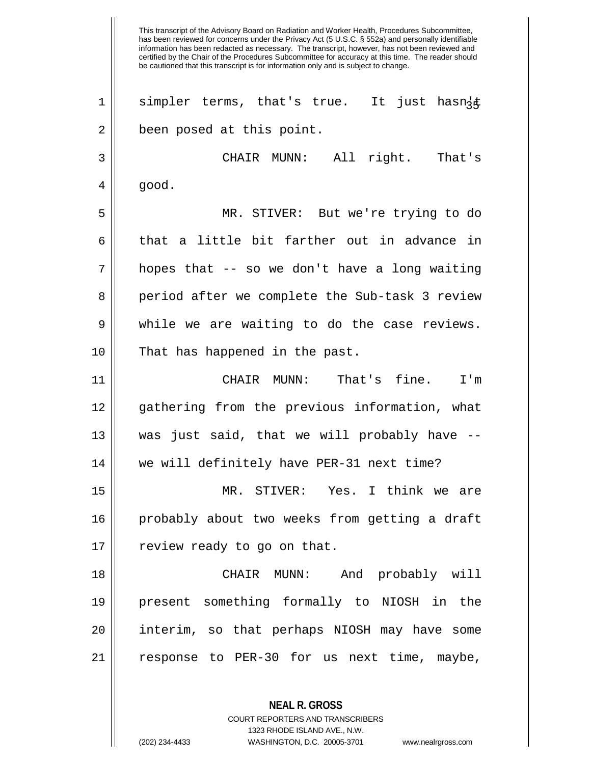This transcript of the Advisory Board on Radiation and Worker Health, Procedures Subcommittee, has been reviewed for concerns under the Privacy Act (5 U.S.C. § 552a) and personally identifiable information has been redacted as necessary. The transcript, however, has not been reviewed and certified by the Chair of the Procedures Subcommittee for accuracy at this time. The reader should be cautioned that this transcript is for information only and is subject to change.

simpler terms, that's true. It just hasn't been posed at this point.

CHAIR MUNN: All right. That's good.

MR. STIVER: But we're trying to do that a little bit farther out in advance in hopes that -- so we don't have a long waiting period after we complete the Sub-task 3 review while we are waiting to do the case reviews. That has happened in the past.

CHAIR MUNN: That's fine. I'm gathering from the previous information, what was just said, that we will probably have -- we will definitely have PER-31 next time?

MR. STIVER: Yes. I think we are probably about two weeks from getting a draft review ready to go on that.

CHAIR MUNN: And probably will present something formally to NIOSH in the interim, so that perhaps NIOSH may have some response to PER-30 for us next time, maybe,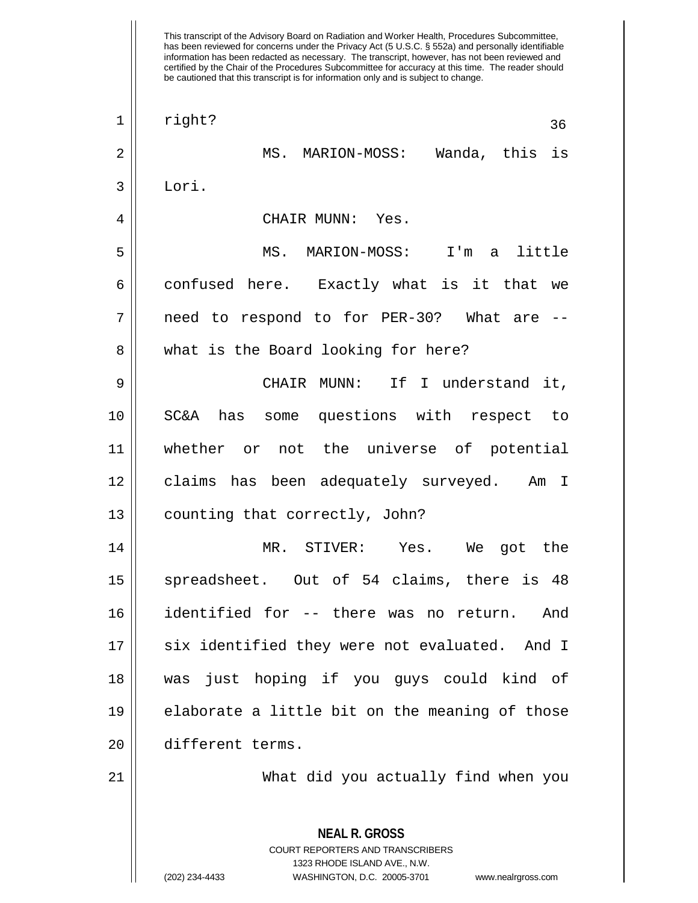This transcript of the Advisory Board on Radiation and Worker Health, Procedures Subcommittee, has been reviewed for concerns under the Privacy Act (5 U.S.C. § 552a) and personally identifiable information has been redacted as necessary. The transcript, however, has not been reviewed and certified by the Chair of the Procedures Subcommittee for accuracy at this time. The reader should be cautioned that this transcript is for information only and is subject to change.

right?

MS. MARION-MOSS: Wanda, this is Lori.

CHAIR MUNN: Yes.

MS. MARION-MOSS: I'm a little confused here. Exactly what is it that we need to respond to for PER-30? What are -- what is the Board looking for here?

CHAIR MUNN: If I understand it, SC&A has some questions with respect to whether or not the universe of potential claims has been adequately surveyed. Am I counting that correctly, John?

MR. STIVER: Yes. We got the spreadsheet. Out of 54 claims, there is 48 identified for -- there was no return. And six identified they were not evaluated. And I was just hoping if you guys could kind of elaborate a little bit on the meaning of those different terms.

What did you actually find when you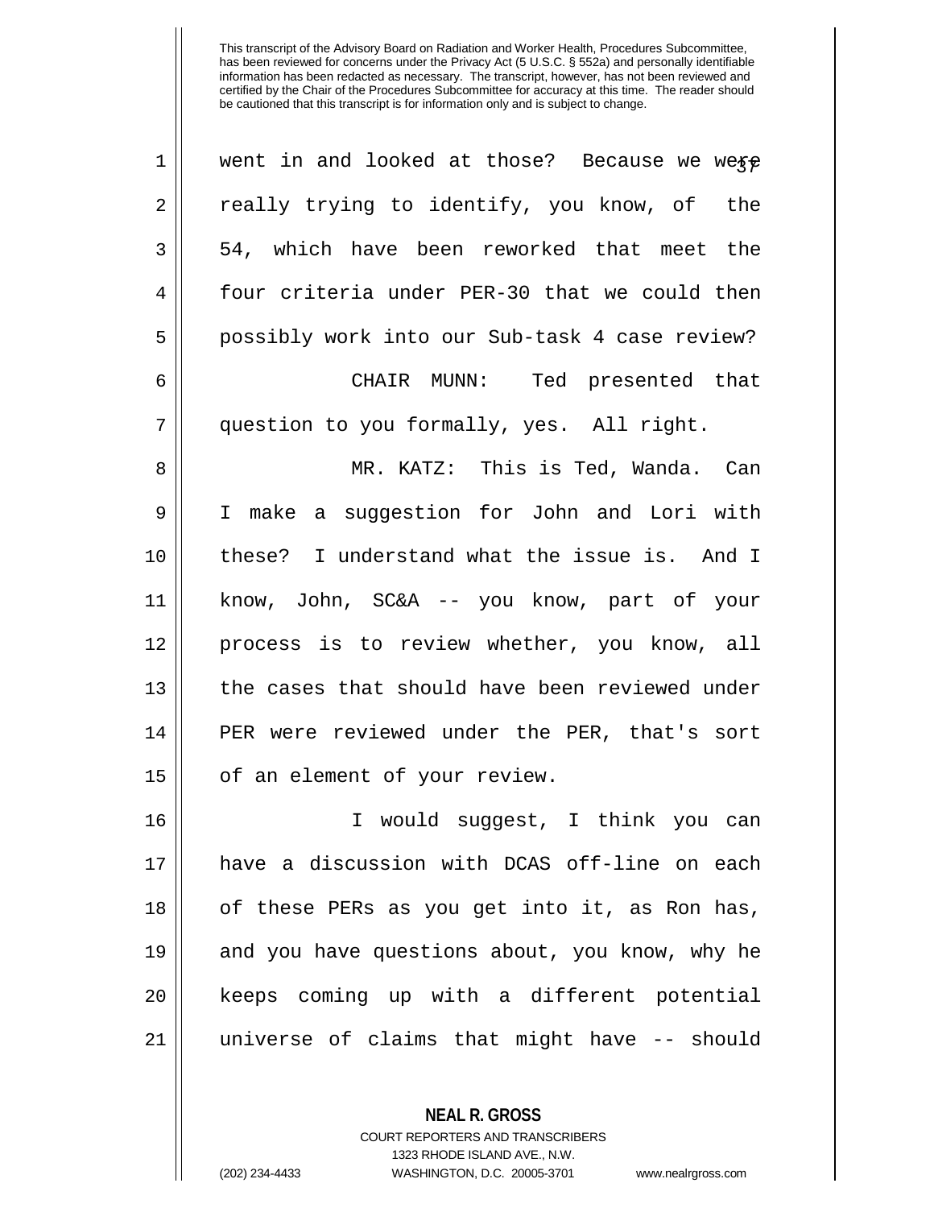This transcript of the Advisory Board on Radiation and Worker Health, Procedures Subcommittee, has been reviewed for concerns under the Privacy Act (5 U.S.C. § 552a) and personally identifiable information has been redacted as necessary. The transcript, however, has not been reviewed and certified by the Chair of the Procedures Subcommittee for accuracy at this time. The reader should be cautioned that this transcript is for information only and is subject to change.

went in and looked at those? Because we were really trying to identify, you know, of the 54, which have been reworked that meet the four criteria under PER-30 that we could then possibly work into our Sub-task 4 case review?

CHAIR MUNN: Ted presented that question to you formally, yes. All right.

MR. KATZ: This is Ted, Wanda. Can I make a suggestion for John and Lori with these? I understand what the issue is. And I know, John, SC&A -- you know, part of your process is to review whether, you know, all the cases that should have been reviewed under PER were reviewed under the PER, that's sort of an element of your review.

I would suggest, I think you can have a discussion with DCAS off-line on each of these PERs as you get into it, as Ron has, and you have questions about, you know, why he keeps coming up with a different potential universe of claims that might have -- should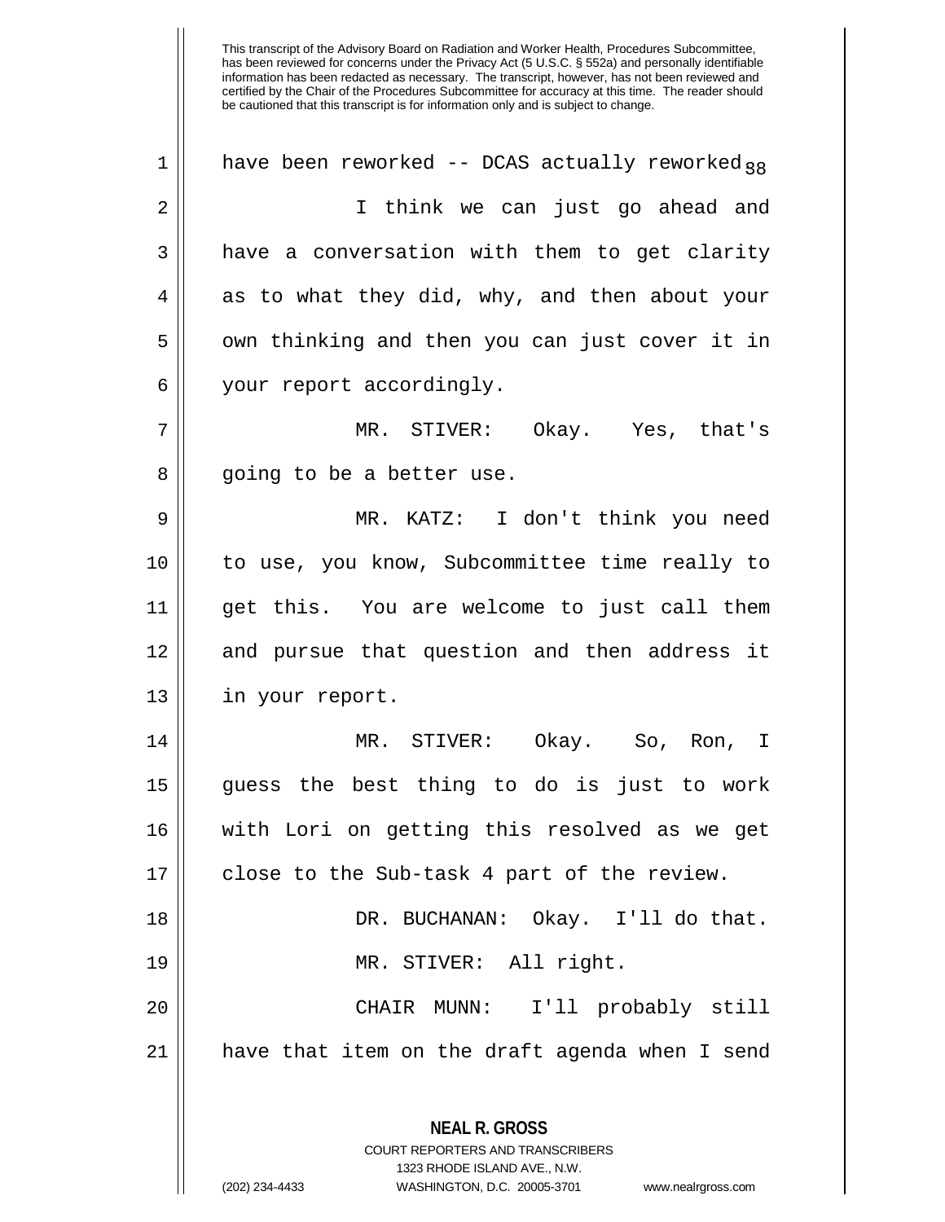have been reworked -- DCAS actually reworked.

I think we can just go ahead and have a conversation with them to get clarity as to what they did, why, and then about your own thinking and then you can just cover it in your report accordingly.

MR. STIVER: Okay. Yes, that's going to be a better use.

MR. KATZ: I don't think you need to use, you know, Subcommittee time really to get this. You are welcome to just call them and pursue that question and then address it in your report.

MR. STIVER: Okay. So, Ron, I guess the best thing to do is just to work with Lori on getting this resolved as we get close to the Sub-task 4 part of the review.

DR. BUCHANAN: Okay. I'll do that.

MR. STIVER: All right.

CHAIR MUNN: I'll probably still have that item on the draft agenda when I send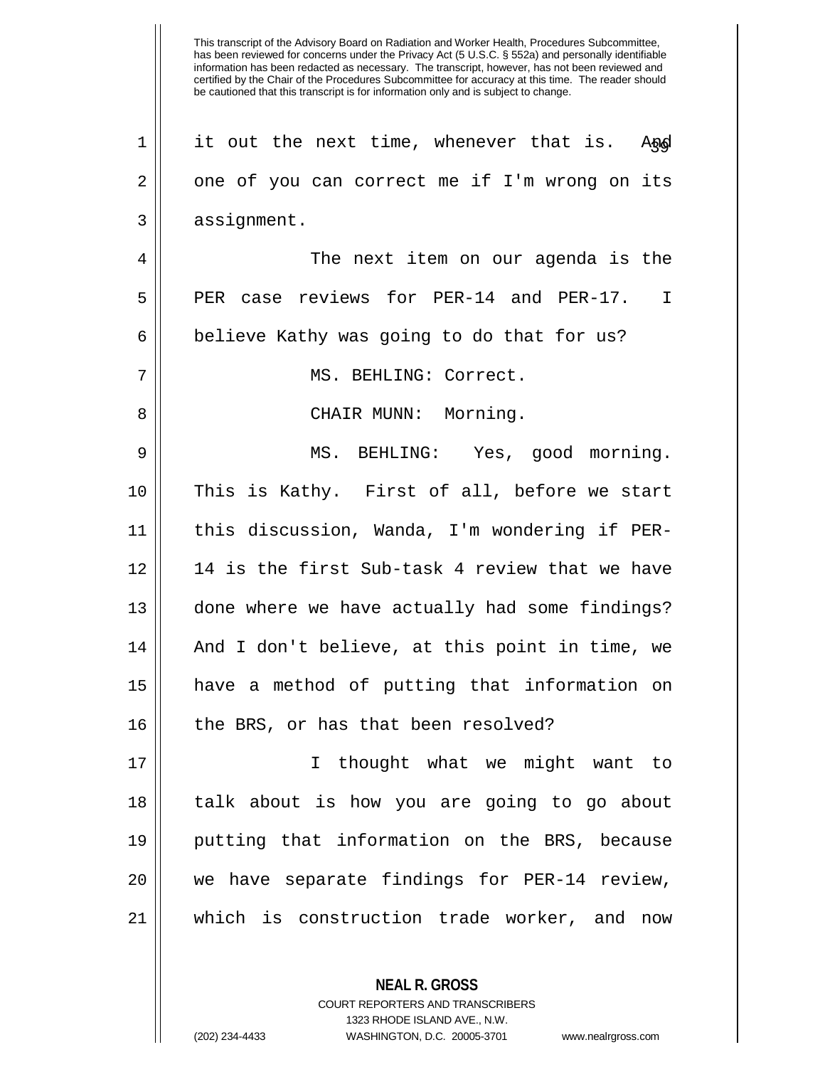it out the next time, whenever that is. And one of you can correct me if I'm wrong on its assignment.

The next item on our agenda is the PER case reviews for PER-14 and PER-17. I believe Kathy was going to do that for us?

MS. BEHLING: Correct.

CHAIR MUNN: Morning.

MS. BEHLING: Yes, good morning. This is Kathy. First of all, before we start this discussion, Wanda, I'm wondering if PER-14 is the first Sub-task 4 review that we have done where we have actually had some findings? And I don't believe, at this point in time, we have a method of putting that information on the BRS, or has that been resolved?

I thought what we might want to talk about is how you are going to go about putting that information on the BRS, because we have separate findings for PER-14 review, which is construction trade worker, and now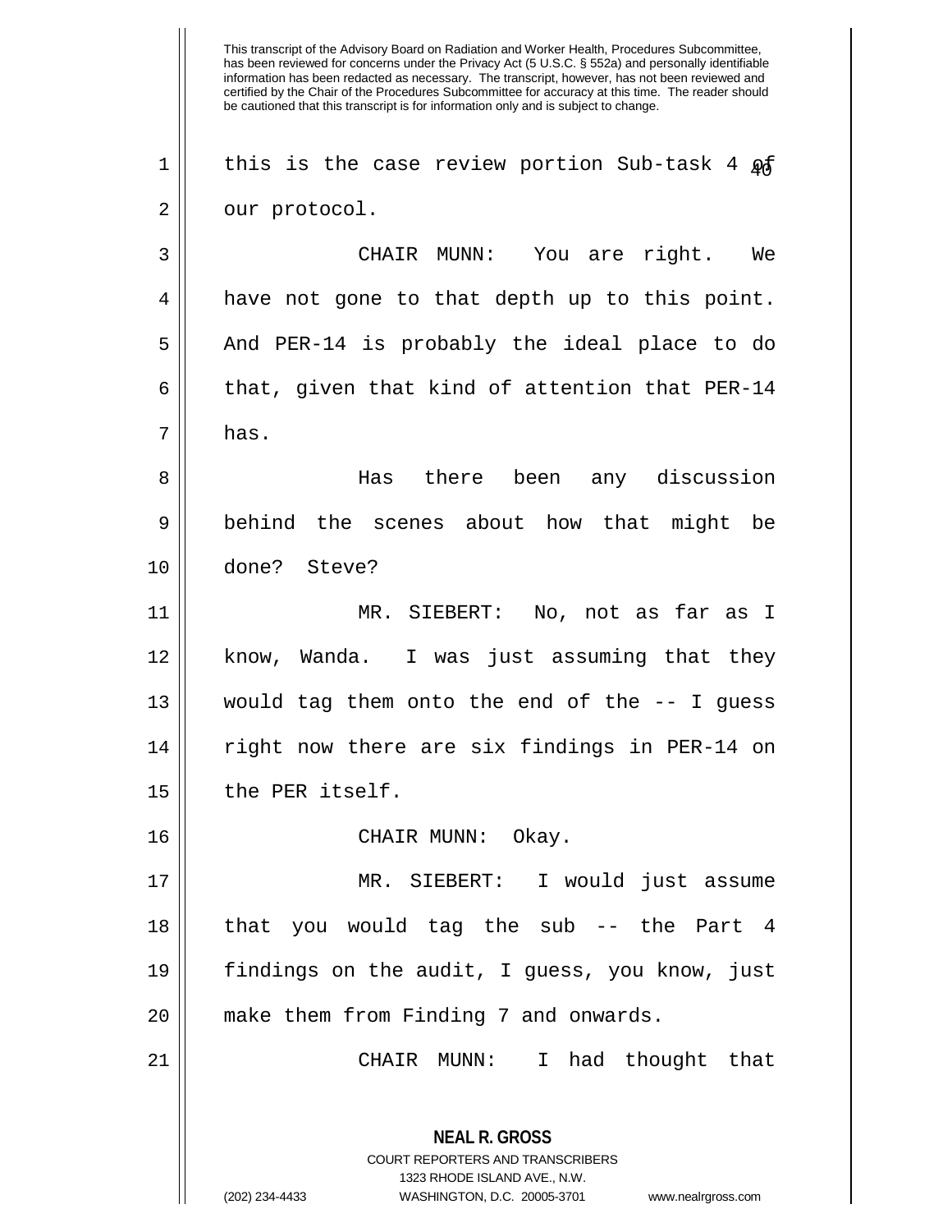this is the case review portion Sub-task 4 of our protocol.

CHAIR MUNN: You are right. We have not gone to that depth up to this point. And PER-14 is probably the ideal place to do that, given that kind of attention that PER-14 has.

Has there been any discussion behind the scenes about how that might be done? Steve?

MR. SIEBERT: No, not as far as I know, Wanda. I was just assuming that they would tag them onto the end of the -- I guess right now there are six findings in PER-14 on the PER itself.

CHAIR MUNN: Okay.

MR. SIEBERT: I would just assume that you would tag the sub -- the Part 4 findings on the audit, I guess, you know, just make them from Finding 7 and onwards.

CHAIR MUNN: I had thought that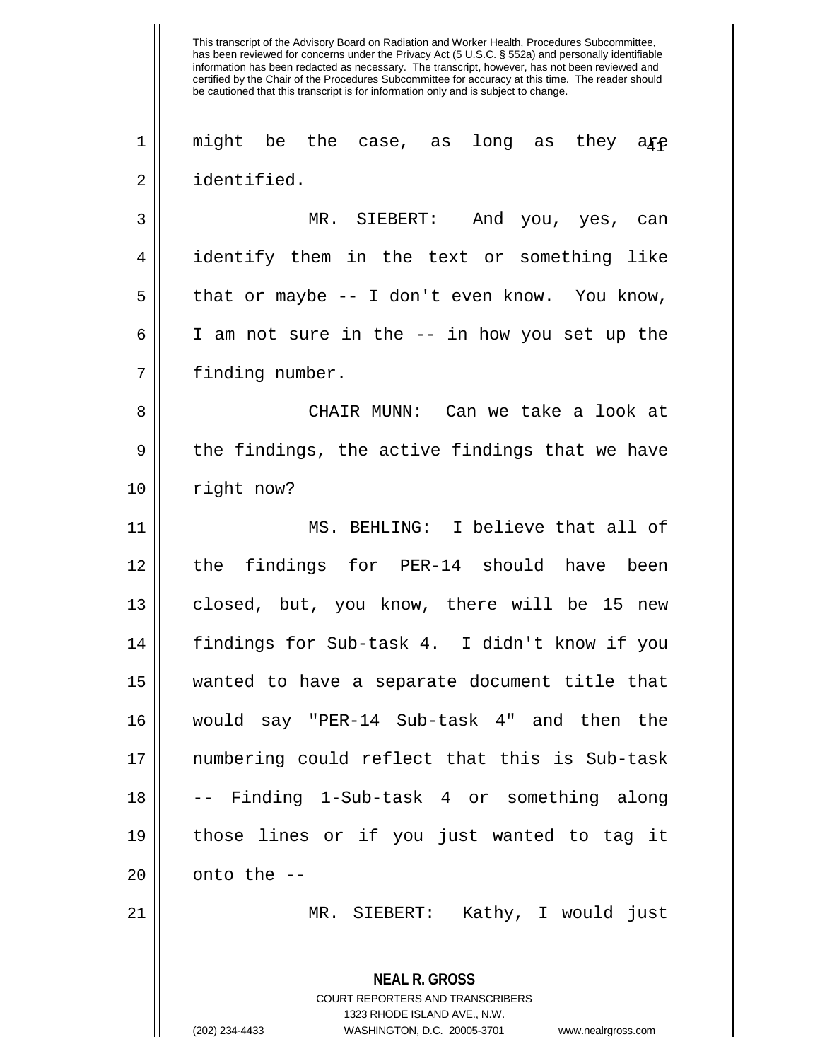might be the case, as long as they are identified.

MR. SIEBERT: And you, yes, can identify them in the text or something like that or maybe -- I don't even know. You know, I am not sure in the -- in how you set up the finding number.

CHAIR MUNN: Can we take a look at the findings, the active findings that we have right now?

MS. BEHLING: I believe that all of the findings for PER-14 should have been closed, but, you know, there will be 15 new findings for Sub-task 4. I didn't know if you wanted to have a separate document title that would say "PER-14 Sub-task 4" and then the numbering could reflect that this is Sub-task -- Finding 1-Sub-task 4 or something along those lines or if you just wanted to tag it onto the --

MR. SIEBERT: Kathy, I would just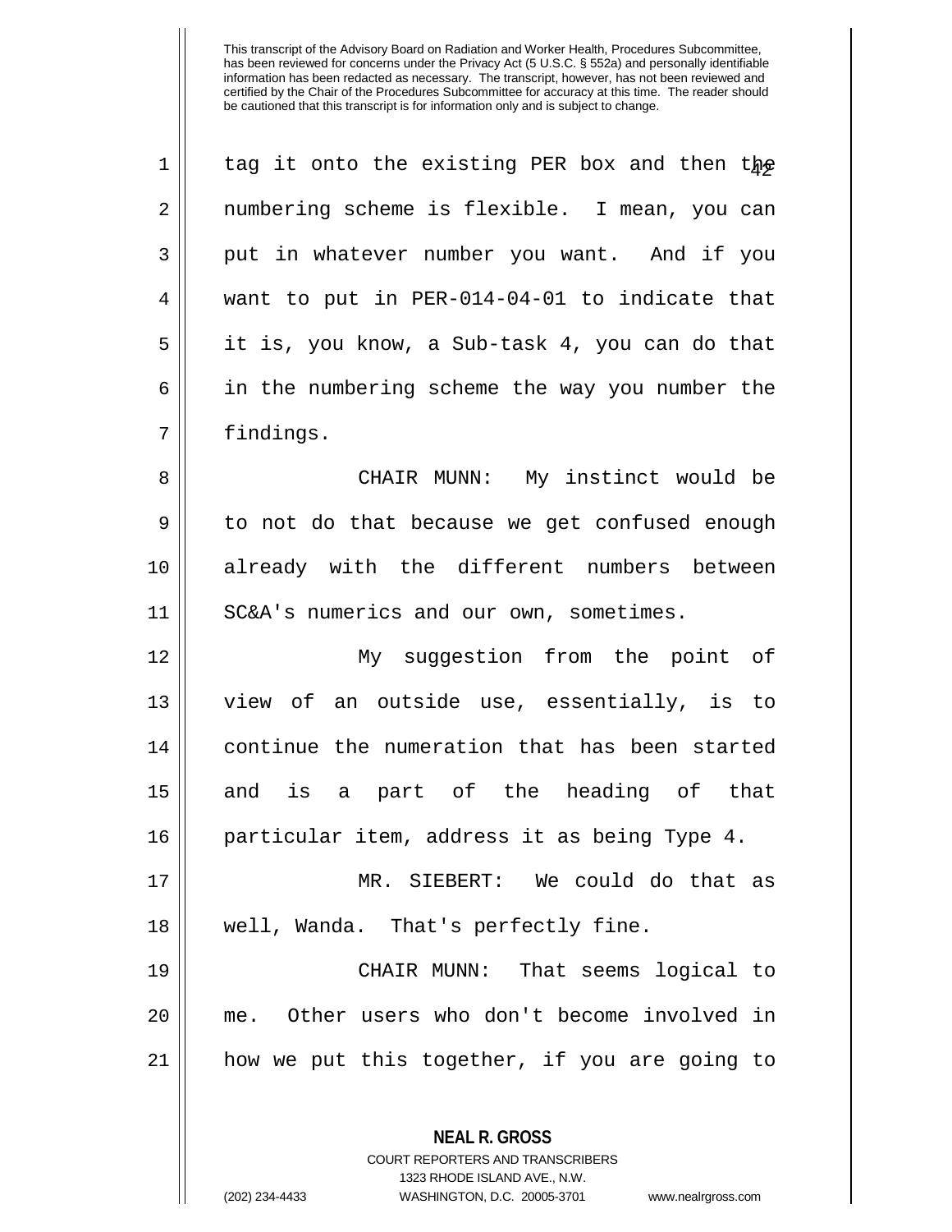This transcript of the Advisory Board on Radiation and Worker Health, Procedures Subcommittee, has been reviewed for concerns under the Privacy Act (5 U.S.C. § 552a) and personally identifiable information has been redacted as necessary. The transcript, however, has not been reviewed and certified by the Chair of the Procedures Subcommittee for accuracy at this time. The reader should be cautioned that this transcript is for information only and is subject to change.

tag it onto the existing PER box and then the numbering scheme is flexible. I mean, you can put in whatever number you want. And if you want to put in PER-014-04-01 to indicate that it is, you know, a Sub-task 4, you can do that in the numbering scheme the way you number the findings.

CHAIR MUNN: My instinct would be to not do that because we get confused enough already with the different numbers between SC&A's numerics and our own, sometimes.

My suggestion from the point of view of an outside use, essentially, is to continue the numeration that has been started and is a part of the heading of that particular item, address it as being Type 4.

MR. SIEBERT: We could do that as well, Wanda. That's perfectly fine.

CHAIR MUNN: That seems logical to me. Other users who don't become involved in how we put this together, if you are going to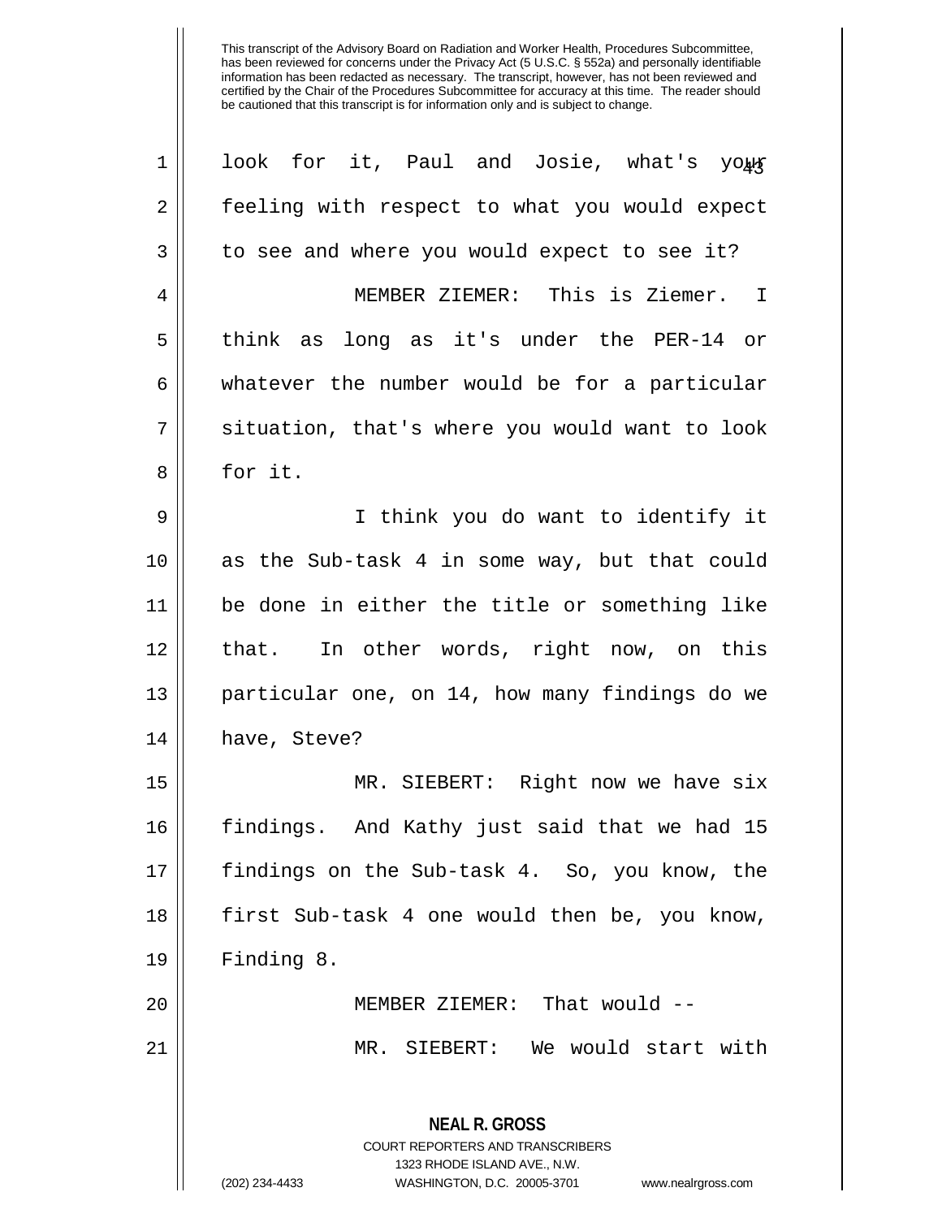look for it, Paul and Josie, what's your feeling with respect to what you would expect to see and where you would expect to see it?

MEMBER ZIEMER: This is Ziemer. I think as long as it's under the PER-14 or whatever the number would be for a particular situation, that's where you would want to look for it.

I think you do want to identify it as the Sub-task 4 in some way, but that could be done in either the title or something like that. In other words, right now, on this particular one, on 14, how many findings do we have, Steve?

MR. SIEBERT: Right now we have six findings. And Kathy just said that we had 15 findings on the Sub-task 4. So, you know, the first Sub-task 4 one would then be, you know, Finding 8.

MEMBER ZIEMER: That would --

MR. SIEBERT: We would start with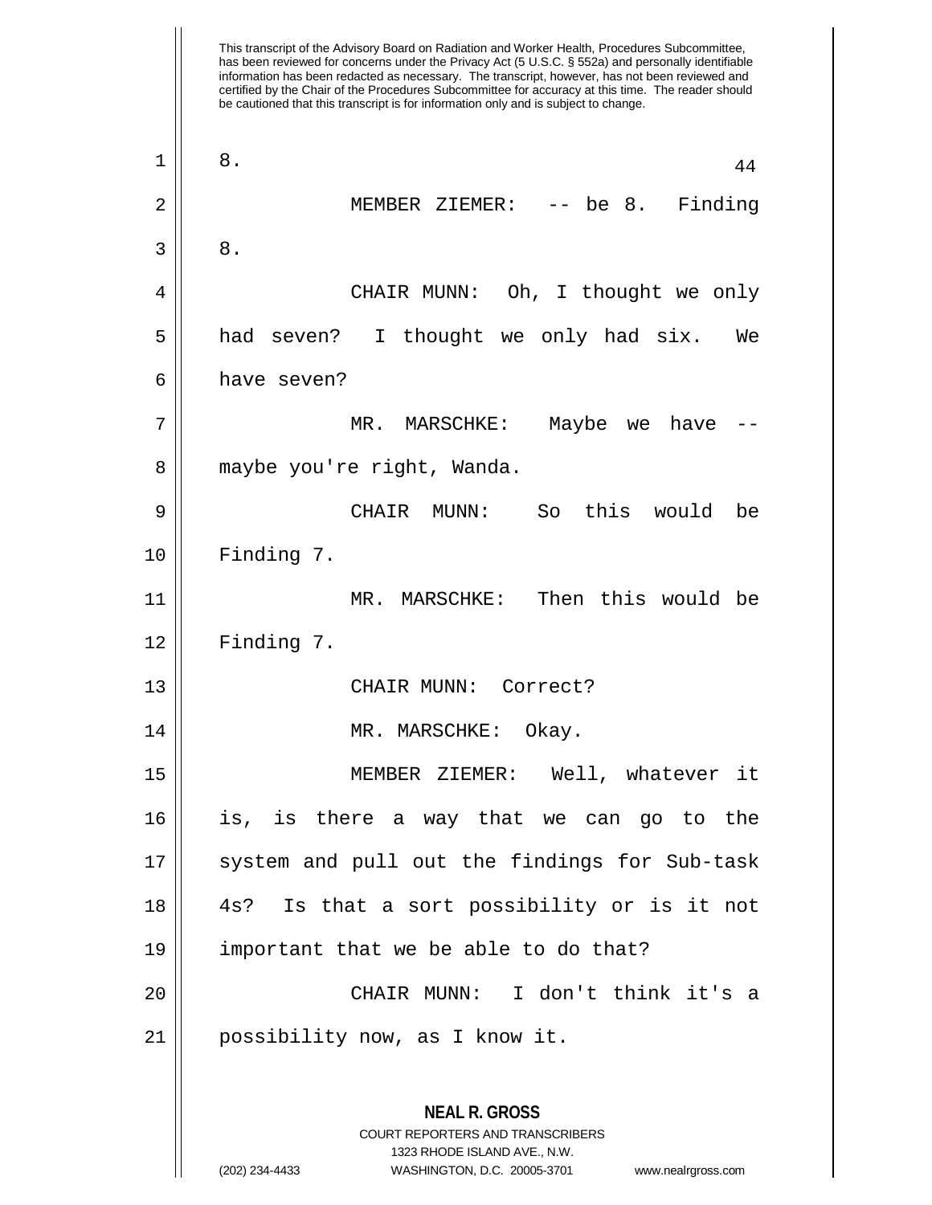8.

MEMBER ZIEMER: -- be 8. Finding 8.

CHAIR MUNN: Oh, I thought we only had seven? I thought we only had six. We have seven?

MR. MARSCHKE: Maybe we have -- maybe you're right, Wanda.

CHAIR MUNN: So this would be Finding 7.

MR. MARSCHKE: Then this would be Finding 7.

CHAIR MUNN: Correct?

MR. MARSCHKE: Okay.

MEMBER ZIEMER: Well, whatever it is, is there a way that we can go to the system and pull out the findings for Sub-task 4s? Is that a sort possibility or is it not important that we be able to do that?

CHAIR MUNN: I don't think it's a possibility now, as I know it.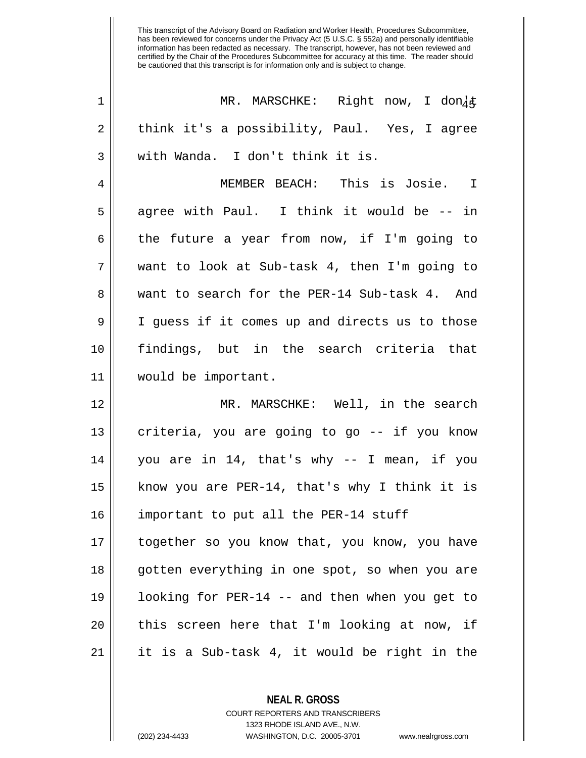MR. MARSCHKE: Right now, I don't think it's a possibility, Paul. Yes, I agree with Wanda. I don't think it is.

MEMBER BEACH: This is Josie. I agree with Paul. I think it would be -- in the future a year from now, if I'm going to want to look at Sub-task 4, then I'm going to want to search for the PER-14 Sub-task 4. And I guess if it comes up and directs us to those findings, but in the search criteria that would be important.

MR. MARSCHKE: Well, in the search criteria, you are going to go -- if you know you are in 14, that's why -- I mean, if you know you are PER-14, that's why I think it is important to put all the PER-14 stuff together so you know that, you know, you have gotten everything in one spot, so when you are looking for PER-14 -- and then when you get to this screen here that I'm looking at now, if it is a Sub-task 4, it would be right in the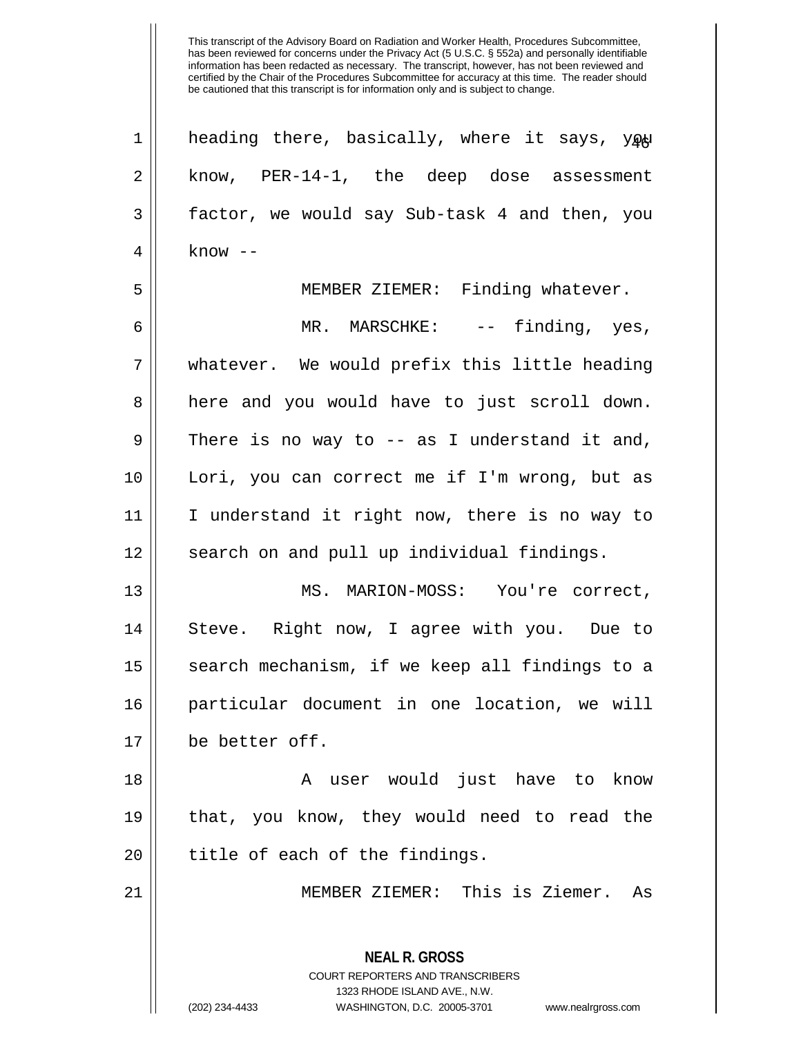This transcript of the Advisory Board on Radiation and Worker Health, Procedures Subcommittee, has been reviewed for concerns under the Privacy Act (5 U.S.C. § 552a) and personally identifiable information has been redacted as necessary. The transcript, however, has not been reviewed and certified by the Chair of the Procedures Subcommittee for accuracy at this time. The reader should be cautioned that this transcript is for information only and is subject to change.

heading there, basically, where it says, you know, PER-14-1, the deep dose assessment factor, we would say Sub-task 4 and then, you know --

MEMBER ZIEMER: Finding whatever.

MR. MARSCHKE: -- finding, yes, whatever. We would prefix this little heading here and you would have to just scroll down. There is no way to -- as I understand it and, Lori, you can correct me if I'm wrong, but as I understand it right now, there is no way to search on and pull up individual findings.

MS. MARION-MOSS: You're correct, Steve. Right now, I agree with you. Due to search mechanism, if we keep all findings to a particular document in one location, we will be better off.

A user would just have to know that, you know, they would need to read the title of each of the findings.

MEMBER ZIEMER: This is Ziemer. As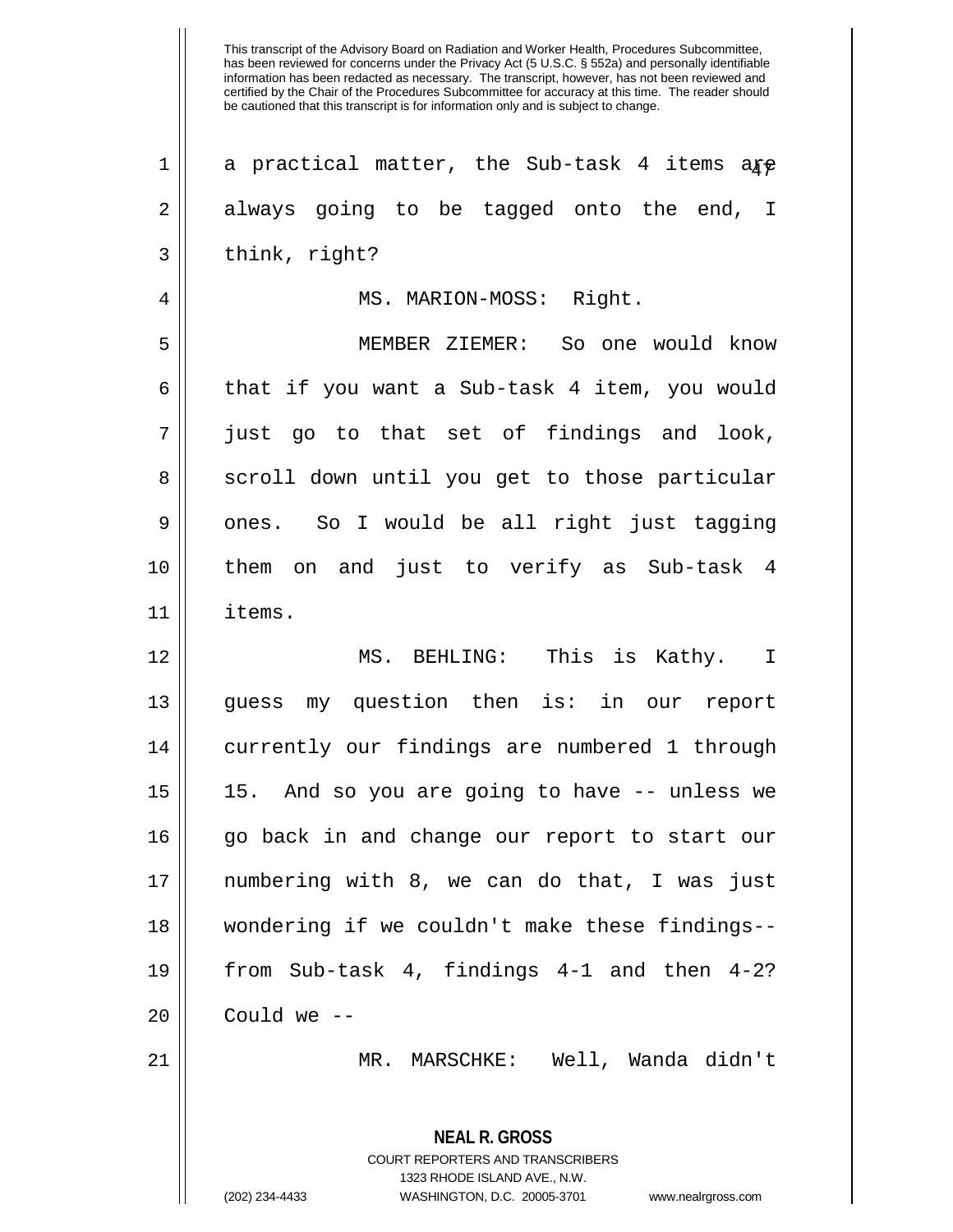This transcript of the Advisory Board on Radiation and Worker Health, Procedures Subcommittee, has been reviewed for concerns under the Privacy Act (5 U.S.C. § 552a) and personally identifiable information has been redacted as necessary. The transcript, however, has not been reviewed and certified by the Chair of the Procedures Subcommittee for accuracy at this time. The reader should be cautioned that this transcript is for information only and is subject to change.

a practical matter, the Sub-task 4 items are always going to be tagged onto the end, I think, right?

MS. MARION-MOSS: Right.

MEMBER ZIEMER: So one would know that if you want a Sub-task 4 item, you would just go to that set of findings and look, scroll down until you get to those particular ones. So I would be all right just tagging them on and just to verify as Sub-task 4 items.

MS. BEHLING: This is Kathy. I guess my question then is: in our report currently our findings are numbered 1 through 15. And so you are going to have -- unless we go back in and change our report to start our numbering with 8, we can do that, I was just wondering if we couldn't make these findings-- from Sub-task 4, findings 4-1 and then 4-2? Could we --

MR. MARSCHKE: Well, Wanda didn't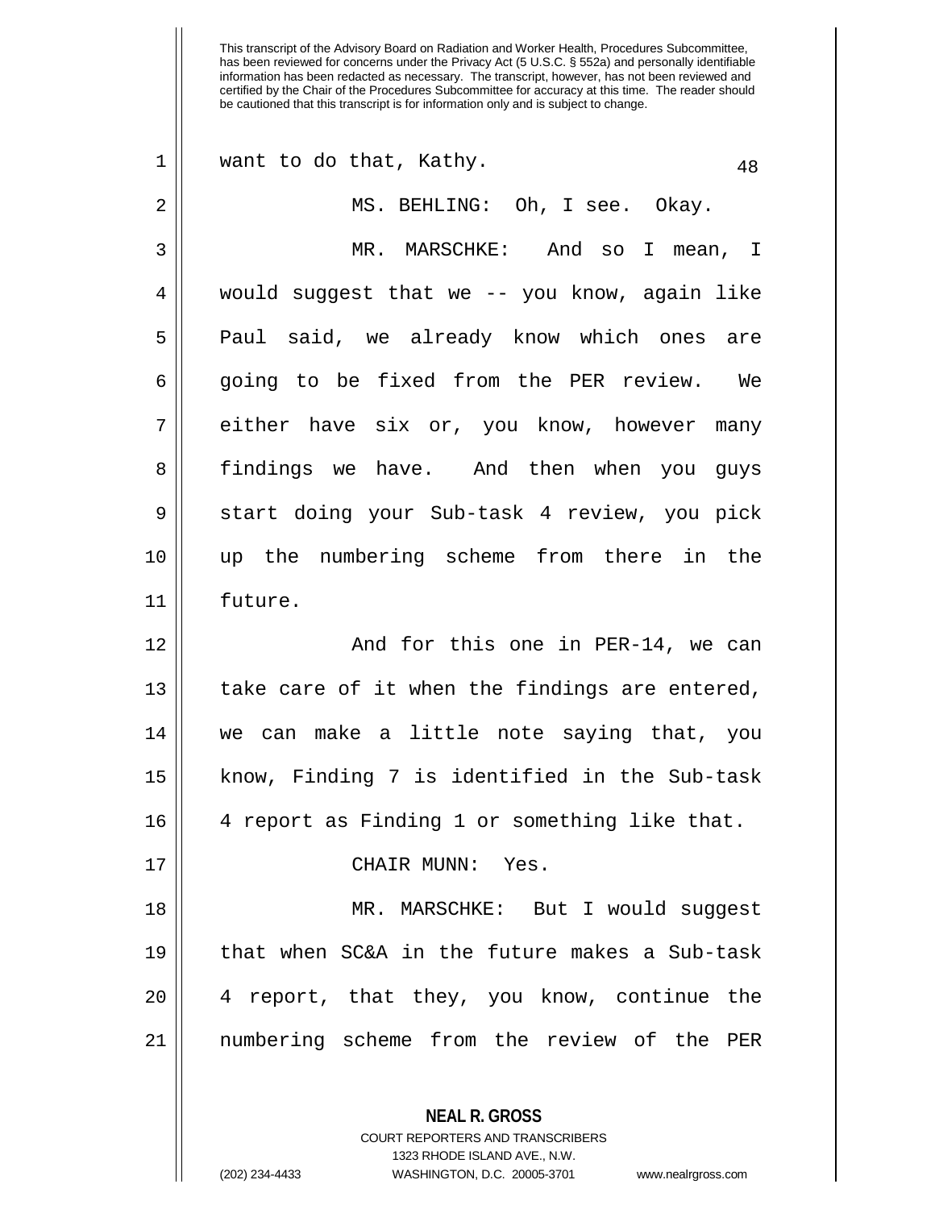This transcript of the Advisory Board on Radiation and Worker Health, Procedures Subcommittee, has been reviewed for concerns under the Privacy Act (5 U.S.C. § 552a) and personally identifiable information has been redacted as necessary. The transcript, however, has not been reviewed and certified by the Chair of the Procedures Subcommittee for accuracy at this time. The reader should be cautioned that this transcript is for information only and is subject to change.

want to do that, Kathy.

MS. BEHLING: Oh, I see. Okay.

MR. MARSCHKE: And so I mean, I would suggest that we -- you know, again like Paul said, we already know which ones are going to be fixed from the PER review. We either have six or, you know, however many findings we have. And then when you guys start doing your Sub-task 4 review, you pick up the numbering scheme from there in the future.

And for this one in PER-14, we can take care of it when the findings are entered, we can make a little note saying that, you know, Finding 7 is identified in the Sub-task 4 report as Finding 1 or something like that.

CHAIR MUNN: Yes.

MR. MARSCHKE: But I would suggest that when SC&A in the future makes a Sub-task 4 report, that they, you know, continue the numbering scheme from the review of the PER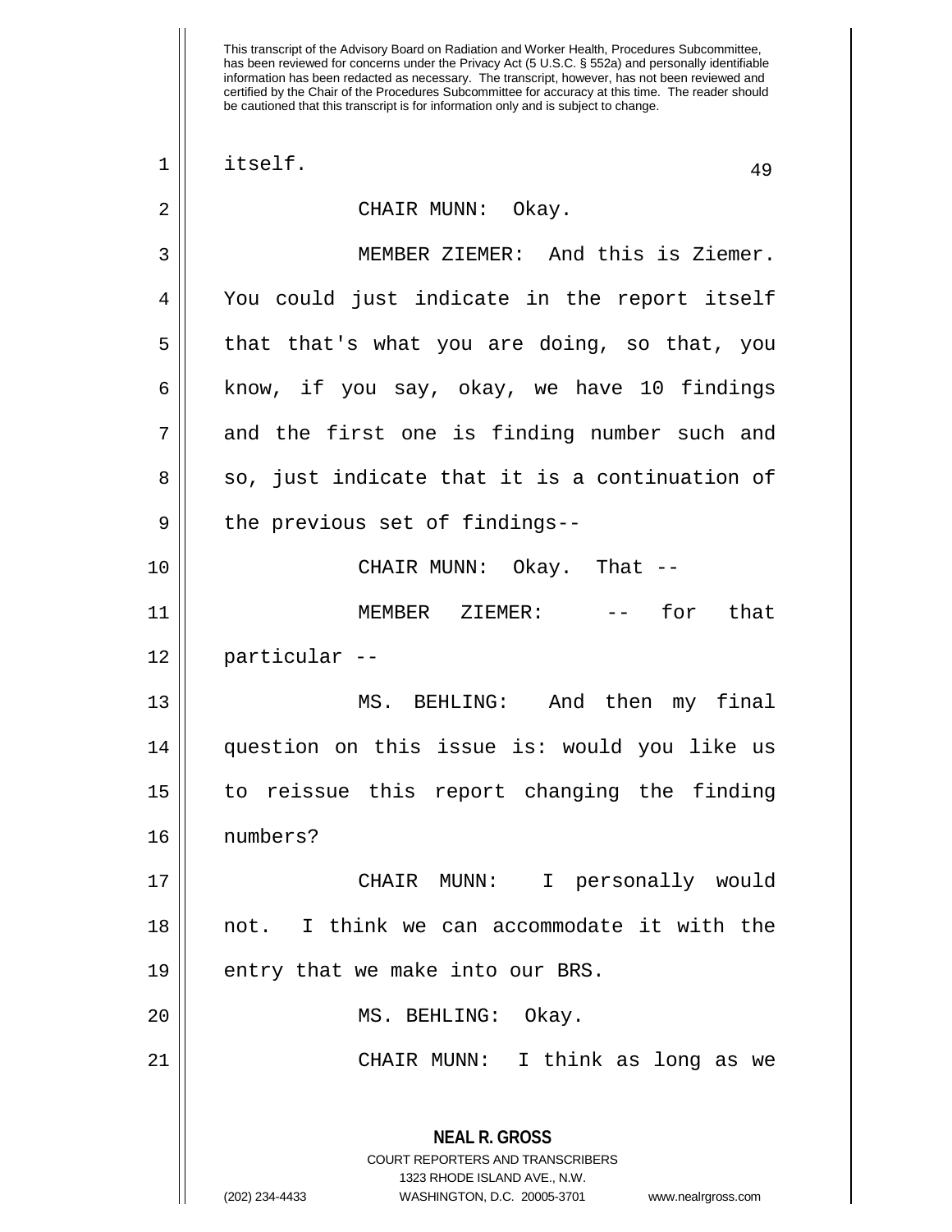itself.

CHAIR MUNN: Okay.

MEMBER ZIEMER: And this is Ziemer. You could just indicate in the report itself that that's what you are doing, so that, you know, if you say, okay, we have 10 findings and the first one is finding number such and so, just indicate that it is a continuation of the previous set of findings--

CHAIR MUNN: Okay. That --

MEMBER ZIEMER: -- for that particular --

MS. BEHLING: And then my final question on this issue is: would you like us to reissue this report changing the finding numbers?

CHAIR MUNN: I personally would not. I think we can accommodate it with the entry that we make into our BRS.

MS. BEHLING: Okay.

CHAIR MUNN: I think as long as we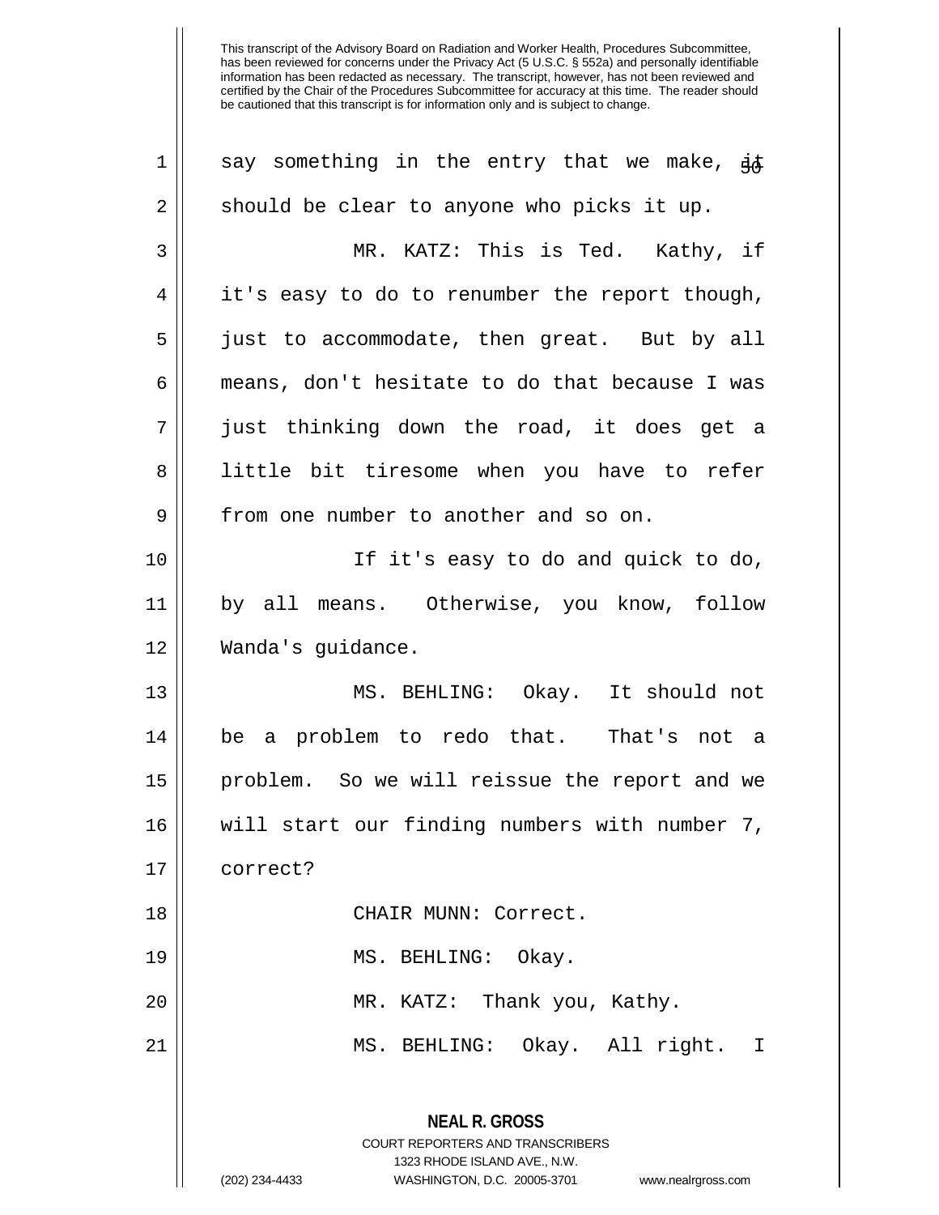This transcript of the Advisory Board on Radiation and Worker Health, Procedures Subcommittee, has been reviewed for concerns under the Privacy Act (5 U.S.C. § 552a) and personally identifiable information has been redacted as necessary. The transcript, however, has not been reviewed and certified by the Chair of the Procedures Subcommittee for accuracy at this time. The reader should be cautioned that this transcript is for information only and is subject to change.

say something in the entry that we make, it should be clear to anyone who picks it up.

MR. KATZ: This is Ted. Kathy, if it's easy to do to renumber the report though, just to accommodate, then great. But by all means, don't hesitate to do that because I was just thinking down the road, it does get a little bit tiresome when you have to refer from one number to another and so on.

If it's easy to do and quick to do, by all means. Otherwise, you know, follow Wanda's guidance.

MS. BEHLING: Okay. It should not be a problem to redo that. That's not a problem. So we will reissue the report and we will start our finding numbers with number 7, correct?

CHAIR MUNN: Correct.

MS. BEHLING: Okay.

MR. KATZ: Thank you, Kathy.

MS. BEHLING: Okay. All right. I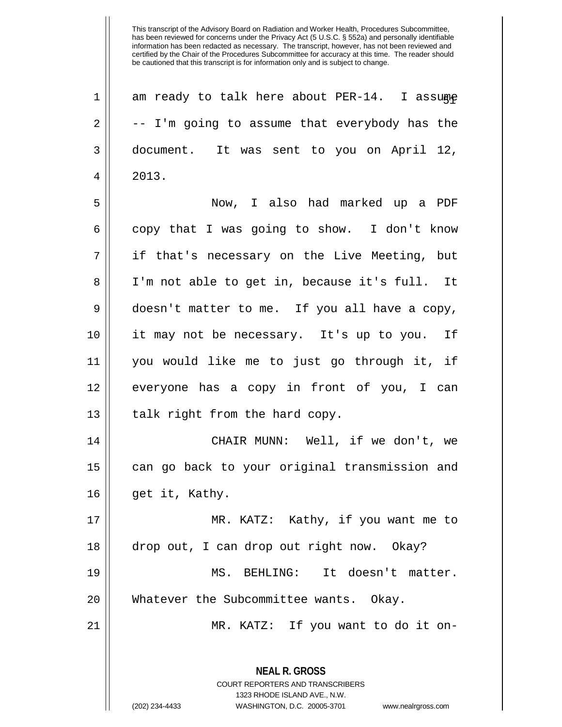This transcript of the Advisory Board on Radiation and Worker Health, Procedures Subcommittee, has been reviewed for concerns under the Privacy Act (5 U.S.C. § 552a) and personally identifiable information has been redacted as necessary. The transcript, however, has not been reviewed and certified by the Chair of the Procedures Subcommittee for accuracy at this time. The reader should be cautioned that this transcript is for information only and is subject to change.

am ready to talk here about PER-14. I assume -- I'm going to assume that everybody has the document. It was sent to you on April 12, 2013.

Now, I also had marked up a PDF copy that I was going to show. I don't know if that's necessary on the Live Meeting, but I'm not able to get in, because it's full. It doesn't matter to me. If you all have a copy, it may not be necessary. It's up to you. If you would like me to just go through it, if everyone has a copy in front of you, I can talk right from the hard copy.

CHAIR MUNN: Well, if we don't, we can go back to your original transmission and get it, Kathy.

MR. KATZ: Kathy, if you want me to drop out, I can drop out right now. Okay?

MS. BEHLING: It doesn't matter. Whatever the Subcommittee wants. Okay.

MR. KATZ: If you want to do it on-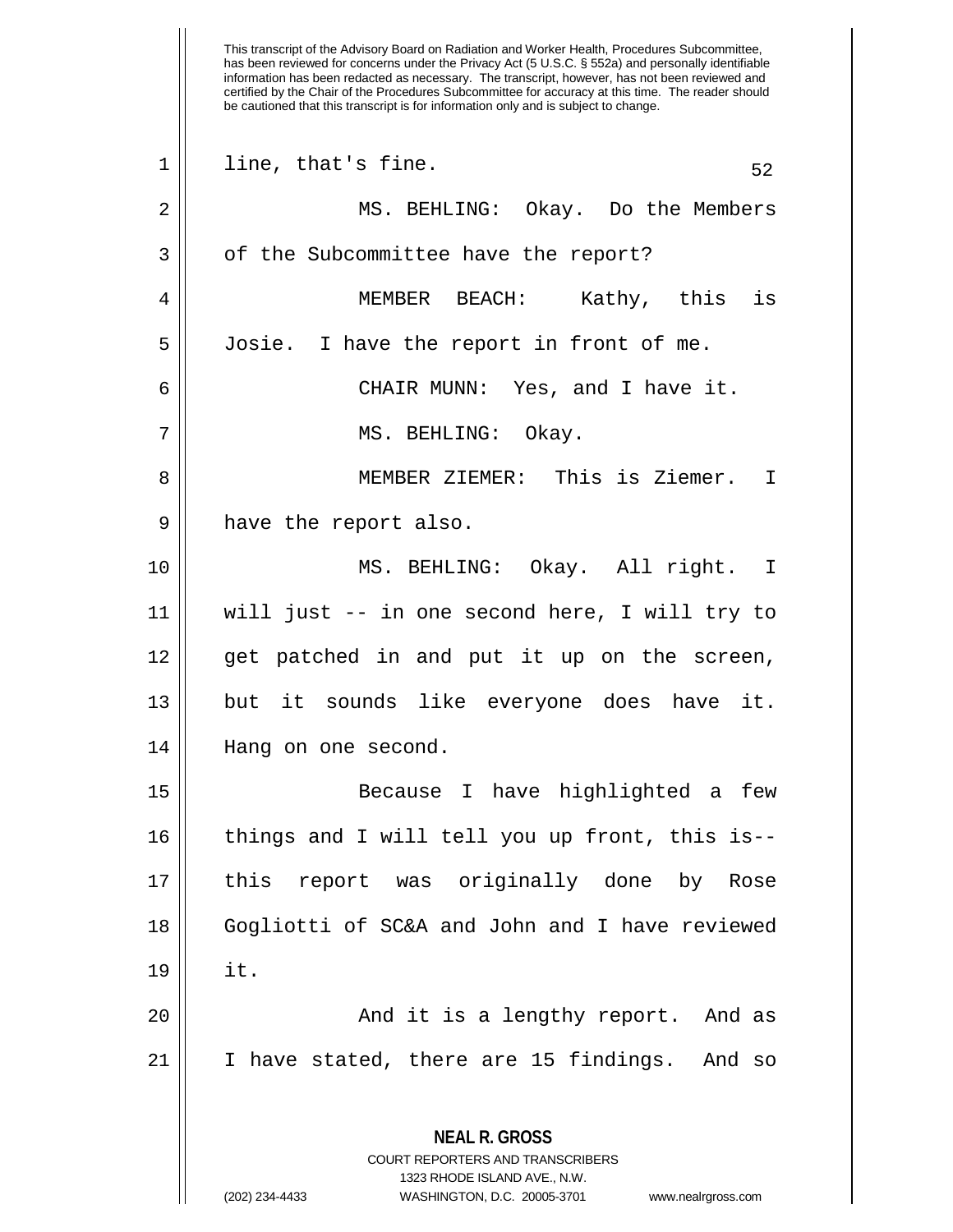This transcript of the Advisory Board on Radiation and Worker Health, Procedures Subcommittee, has been reviewed for concerns under the Privacy Act (5 U.S.C. § 552a) and personally identifiable information has been redacted as necessary. The transcript, however, has not been reviewed and certified by the Chair of the Procedures Subcommittee for accuracy at this time. The reader should be cautioned that this transcript is for information only and is subject to change.

1 line, that's fine.

2 MS. BEHLING: Okay. Do the Members

3 of the Subcommittee have the report?

4 MEMBER BEACH: Kathy, this is

5 Josie. I have the report in front of me.

6 CHAIR MUNN: Yes, and I have it.

7 MS. BEHLING: Okay.

8 MEMBER ZIEMER: This is Ziemer. I

9 have the report also.

10 MS. BEHLING: Okay. All right. I

11 will just -- in one second here, I will try to

12 get patched in and put it up on the screen,

13 but it sounds like everyone does have it.

14 Hang on one second.

15 Because I have highlighted a few

16 things and I will tell you up front, this is--

17 this report was originally done by Rose

18 Gogliotti of SC&A and John and I have reviewed

19 it.

20 And it is a lengthy report. And as

21 I have stated, there are 15 findings. And so

**NEAL R. GROSS**
COURT REPORTERS AND TRANSCRIBERS
1323 RHODE ISLAND AVE., N.W.
(202) 234-4433 WASHINGTON, D.C. 20005-3701 www.nealrgross.com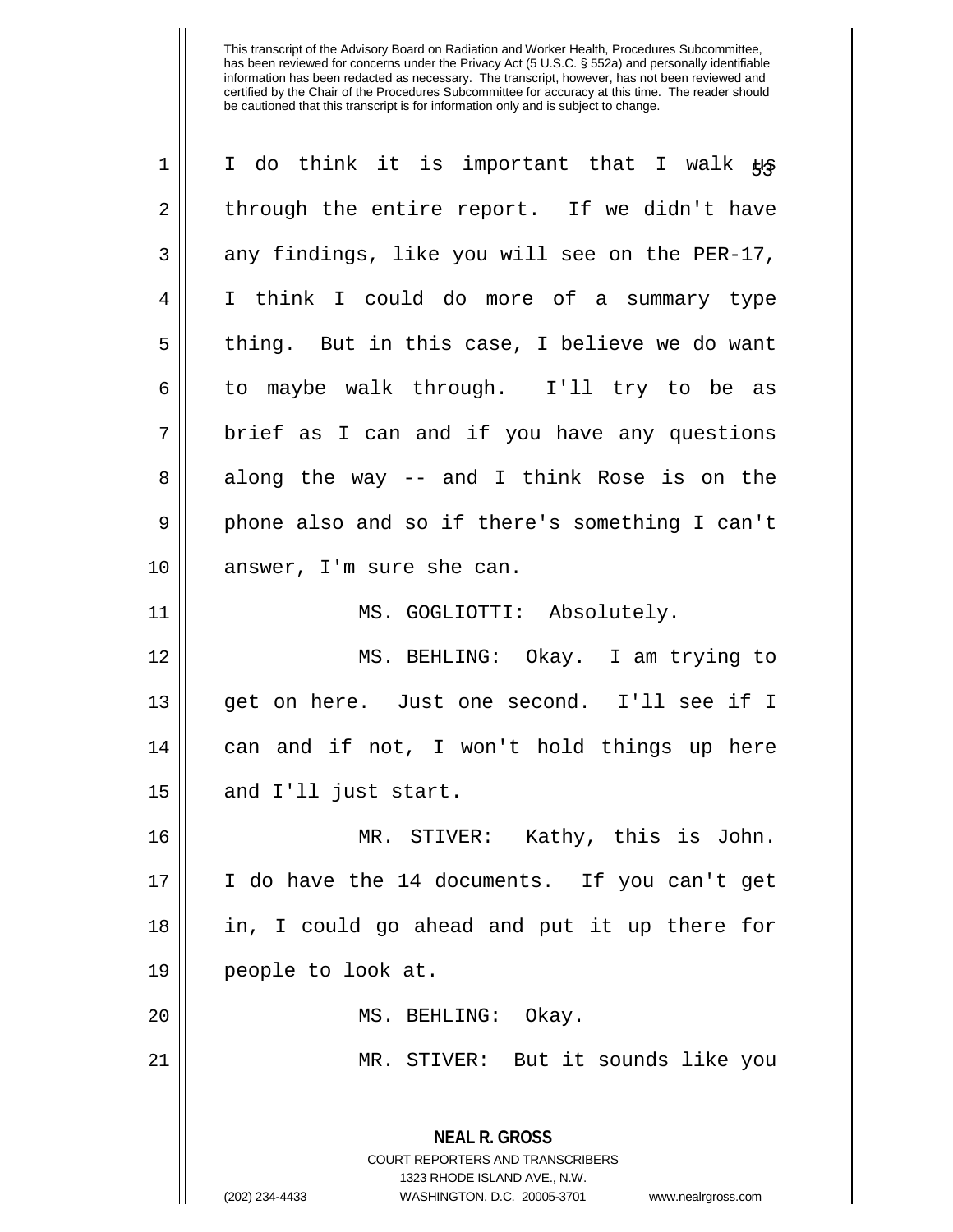This transcript of the Advisory Board on Radiation and Worker Health, Procedures Subcommittee, has been reviewed for concerns under the Privacy Act (5 U.S.C. § 552a) and personally identifiable information has been redacted as necessary. The transcript, however, has not been reviewed and certified by the Chair of the Procedures Subcommittee for accuracy at this time. The reader should be cautioned that this transcript is for information only and is subject to change.

I do think it is important that I walk us through the entire report. If we didn't have any findings, like you will see on the PER-17, I think I could do more of a summary type thing. But in this case, I believe we do want to maybe walk through. I'll try to be as brief as I can and if you have any questions along the way -- and I think Rose is on the phone also and so if there's something I can't answer, I'm sure she can.

MS. GOGLIOTTI: Absolutely.

MS. BEHLING: Okay. I am trying to get on here. Just one second. I'll see if I can and if not, I won't hold things up here and I'll just start.

MR. STIVER: Kathy, this is John. I do have the 14 documents. If you can't get in, I could go ahead and put it up there for people to look at.

MS. BEHLING: Okay.

MR. STIVER: But it sounds like you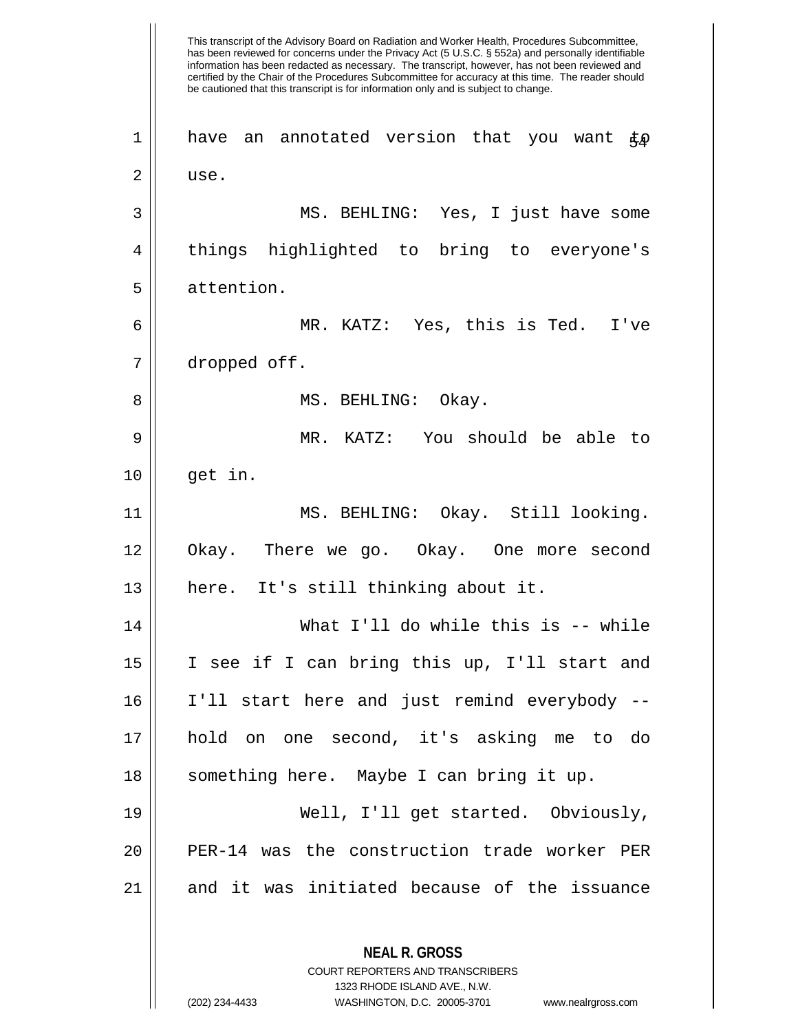have an annotated version that you want to use.

MS. BEHLING: Yes, I just have some things highlighted to bring to everyone's attention.

MR. KATZ: Yes, this is Ted. I've dropped off.

MS. BEHLING: Okay.

MR. KATZ: You should be able to get in.

MS. BEHLING: Okay. Still looking. Okay. There we go. Okay. One more second here. It's still thinking about it.

What I'll do while this is -- while I see if I can bring this up, I'll start and I'll start here and just remind everybody -- hold on one second, it's asking me to do something here. Maybe I can bring it up.

Well, I'll get started. Obviously, PER-14 was the construction trade worker PER and it was initiated because of the issuance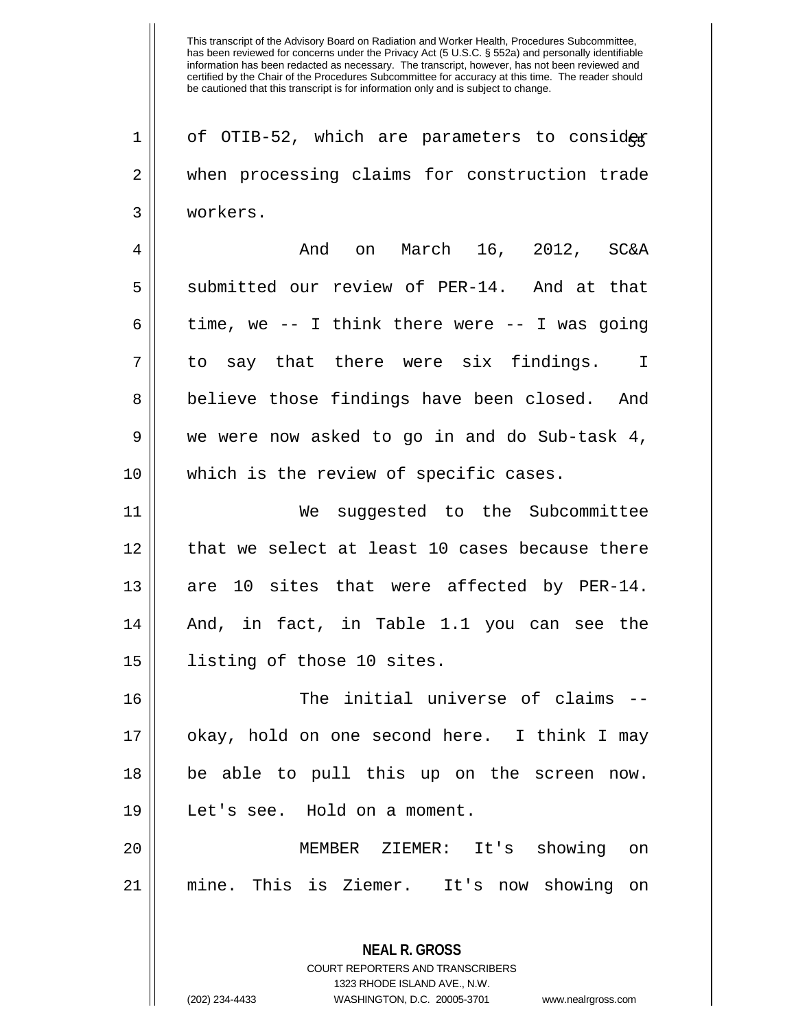of OTIB-52, which are parameters to consider when processing claims for construction trade workers.

And on March 16, 2012, SC&A submitted our review of PER-14. And at that time, we -- I think there were -- I was going to say that there were six findings. I believe those findings have been closed. And we were now asked to go in and do Sub-task 4, which is the review of specific cases.

We suggested to the Subcommittee that we select at least 10 cases because there are 10 sites that were affected by PER-14. And, in fact, in Table 1.1 you can see the listing of those 10 sites.

The initial universe of claims -- okay, hold on one second here. I think I may be able to pull this up on the screen now. Let's see. Hold on a moment.

MEMBER ZIEMER: It's showing on mine. This is Ziemer. It's now showing on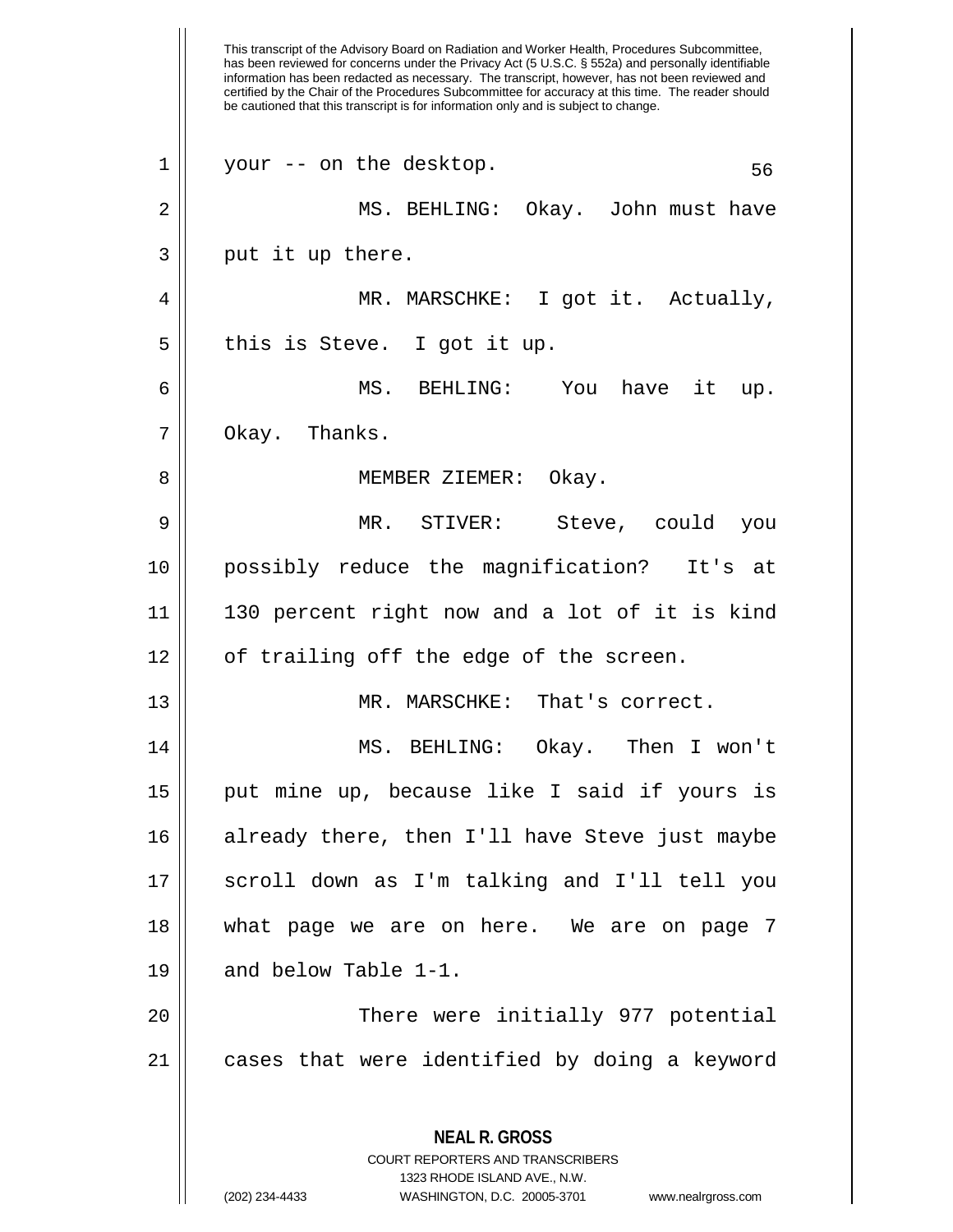your -- on the desktop.

MS. BEHLING: Okay. John must have put it up there.

MR. MARSCHKE: I got it. Actually, this is Steve. I got it up.

MS. BEHLING: You have it up. Okay. Thanks.

MEMBER ZIEMER: Okay.

MR. STIVER: Steve, could you possibly reduce the magnification? It's at 130 percent right now and a lot of it is kind of trailing off the edge of the screen.

MR. MARSCHKE: That's correct.

MS. BEHLING: Okay. Then I won't put mine up, because like I said if yours is already there, then I'll have Steve just maybe scroll down as I'm talking and I'll tell you what page we are on here. We are on page 7 and below Table 1-1.

There were initially 977 potential cases that were identified by doing a keyword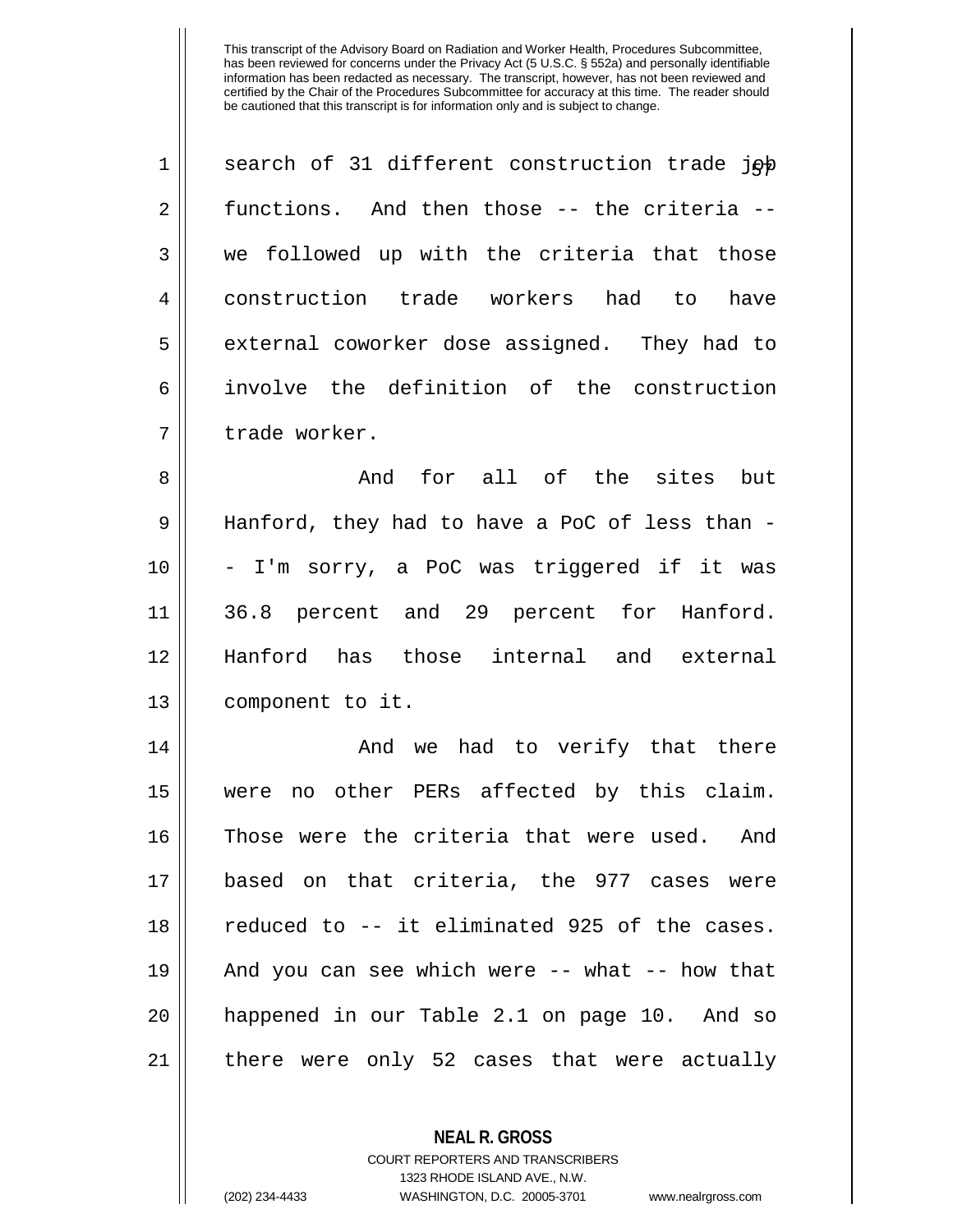search of 31 different construction trade job functions. And then those -- the criteria -- we followed up with the criteria that those construction trade workers had to have external coworker dose assigned. They had to involve the definition of the construction trade worker.

And for all of the sites but Hanford, they had to have a PoC of less than -- I'm sorry, a PoC was triggered if it was 36.8 percent and 29 percent for Hanford. Hanford has those internal and external component to it.

And we had to verify that there were no other PERs affected by this claim. Those were the criteria that were used. And based on that criteria, the 977 cases were reduced to -- it eliminated 925 of the cases. And you can see which were -- what -- how that happened in our Table 2.1 on page 10. And so there were only 52 cases that were actually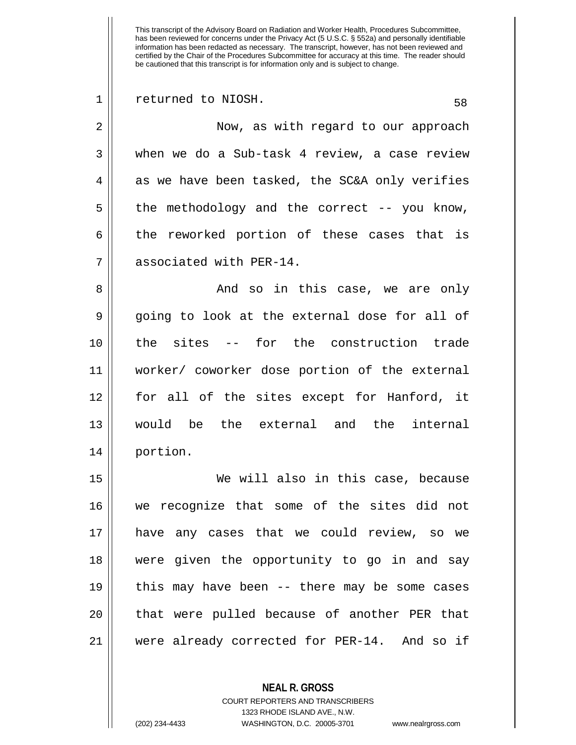This transcript of the Advisory Board on Radiation and Worker Health, Procedures Subcommittee, has been reviewed for concerns under the Privacy Act (5 U.S.C. § 552a) and personally identifiable information has been redacted as necessary. The transcript, however, has not been reviewed and certified by the Chair of the Procedures Subcommittee for accuracy at this time. The reader should be cautioned that this transcript is for information only and is subject to change.

returned to NIOSH.

Now, as with regard to our approach when we do a Sub-task 4 review, a case review as we have been tasked, the SC&A only verifies the methodology and the correct -- you know, the reworked portion of these cases that is associated with PER-14.

And so in this case, we are only going to look at the external dose for all of the sites -- for the construction trade worker/ coworker dose portion of the external for all of the sites except for Hanford, it would be the external and the internal portion.

We will also in this case, because we recognize that some of the sites did not have any cases that we could review, so we were given the opportunity to go in and say this may have been -- there may be some cases that were pulled because of another PER that were already corrected for PER-14. And so if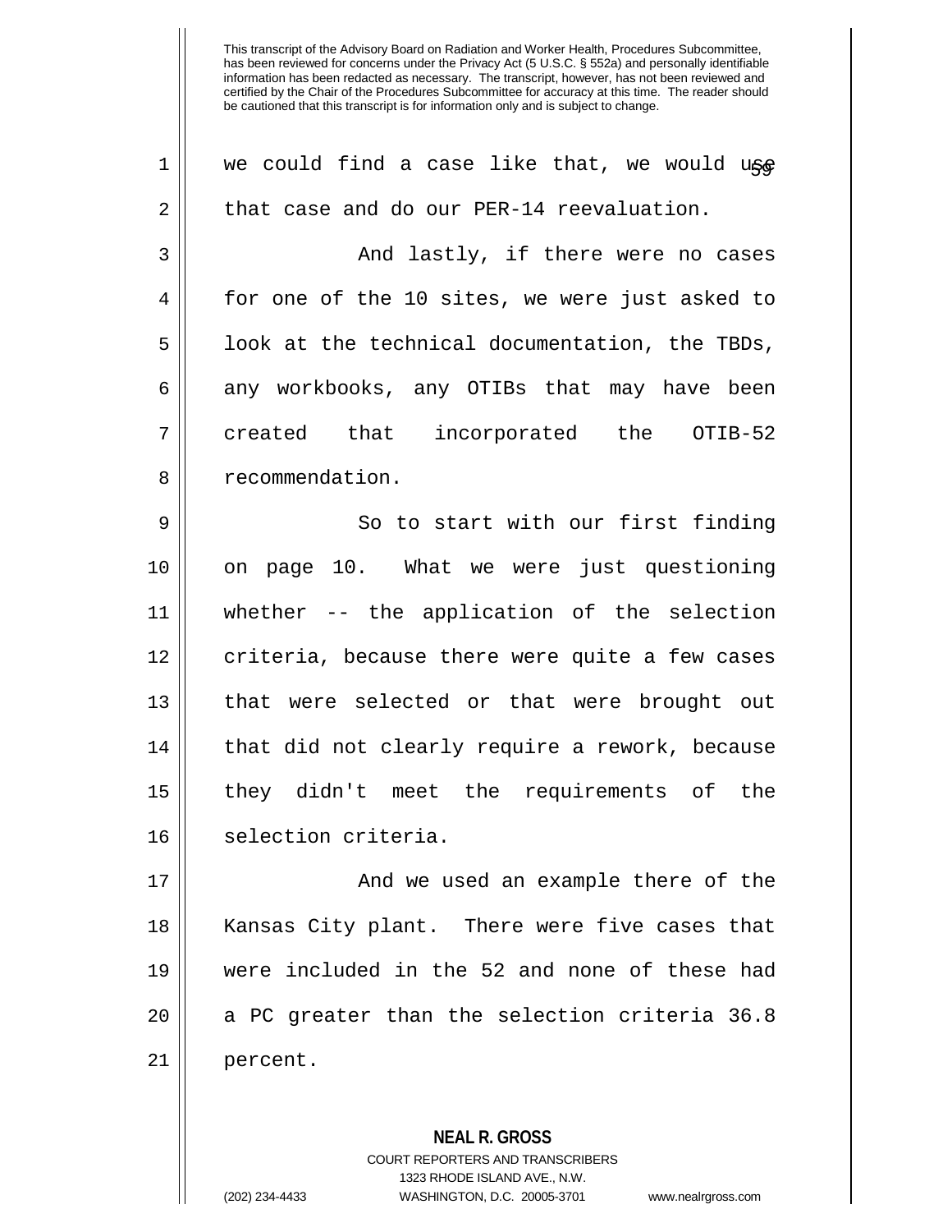This transcript of the Advisory Board on Radiation and Worker Health, Procedures Subcommittee, has been reviewed for concerns under the Privacy Act (5 U.S.C. § 552a) and personally identifiable information has been redacted as necessary. The transcript, however, has not been reviewed and certified by the Chair of the Procedures Subcommittee for accuracy at this time. The reader should be cautioned that this transcript is for information only and is subject to change.

we could find a case like that, we would use that case and do our PER-14 reevaluation.

And lastly, if there were no cases for one of the 10 sites, we were just asked to look at the technical documentation, the TBDs, any workbooks, any OTIBs that may have been created that incorporated the OTIB-52 recommendation.

So to start with our first finding on page 10. What we were just questioning whether -- the application of the selection criteria, because there were quite a few cases that were selected or that were brought out that did not clearly require a rework, because they didn't meet the requirements of the selection criteria.

And we used an example there of the Kansas City plant. There were five cases that were included in the 52 and none of these had a PC greater than the selection criteria 36.8 percent.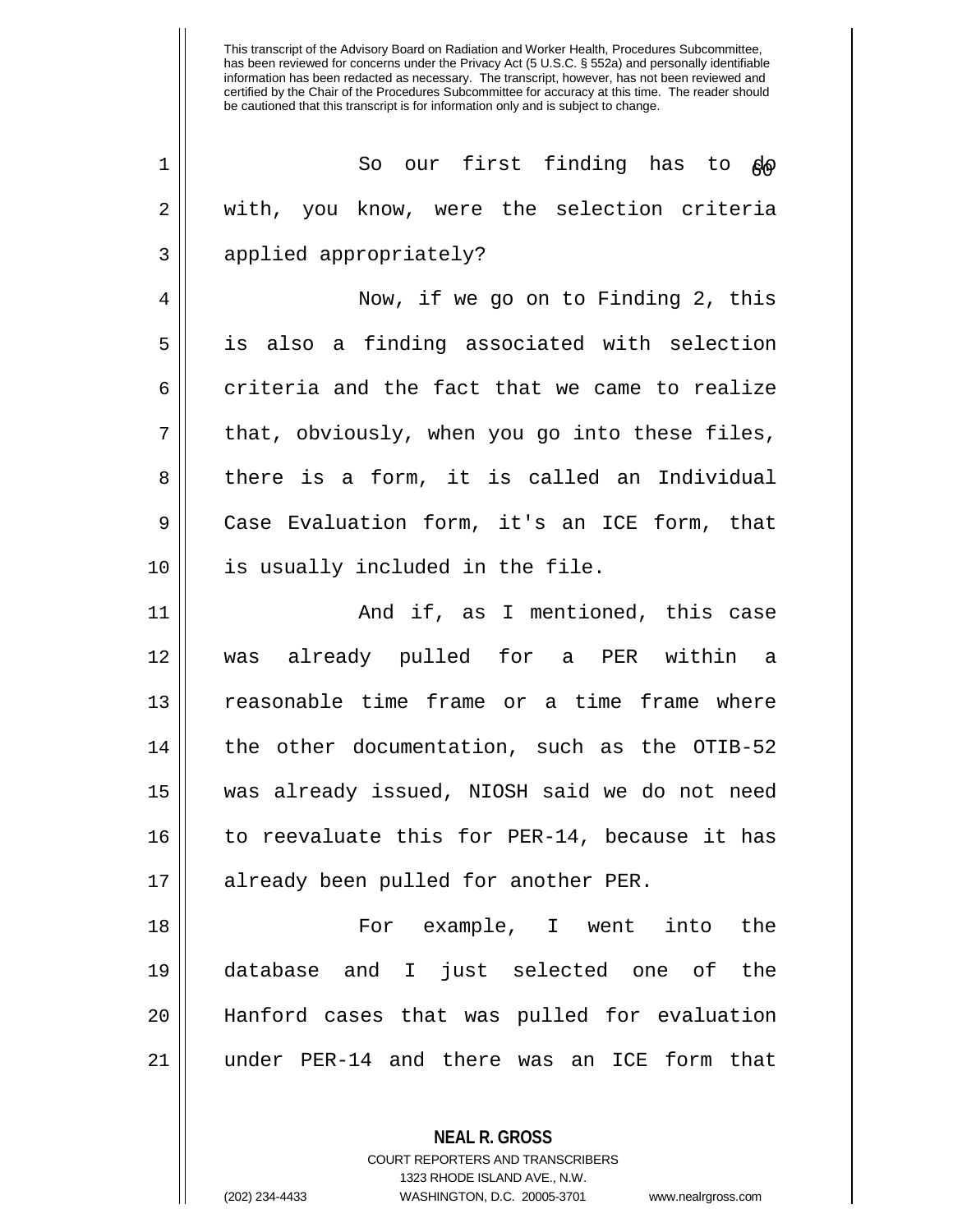So our first finding has to do with, you know, were the selection criteria applied appropriately?

Now, if we go on to Finding 2, this is also a finding associated with selection criteria and the fact that we came to realize that, obviously, when you go into these files, there is a form, it is called an Individual Case Evaluation form, it's an ICE form, that is usually included in the file.

And if, as I mentioned, this case was already pulled for a PER within a reasonable time frame or a time frame where the other documentation, such as the OTIB-52 was already issued, NIOSH said we do not need to reevaluate this for PER-14, because it has already been pulled for another PER.

For example, I went into the database and I just selected one of the Hanford cases that was pulled for evaluation under PER-14 and there was an ICE form that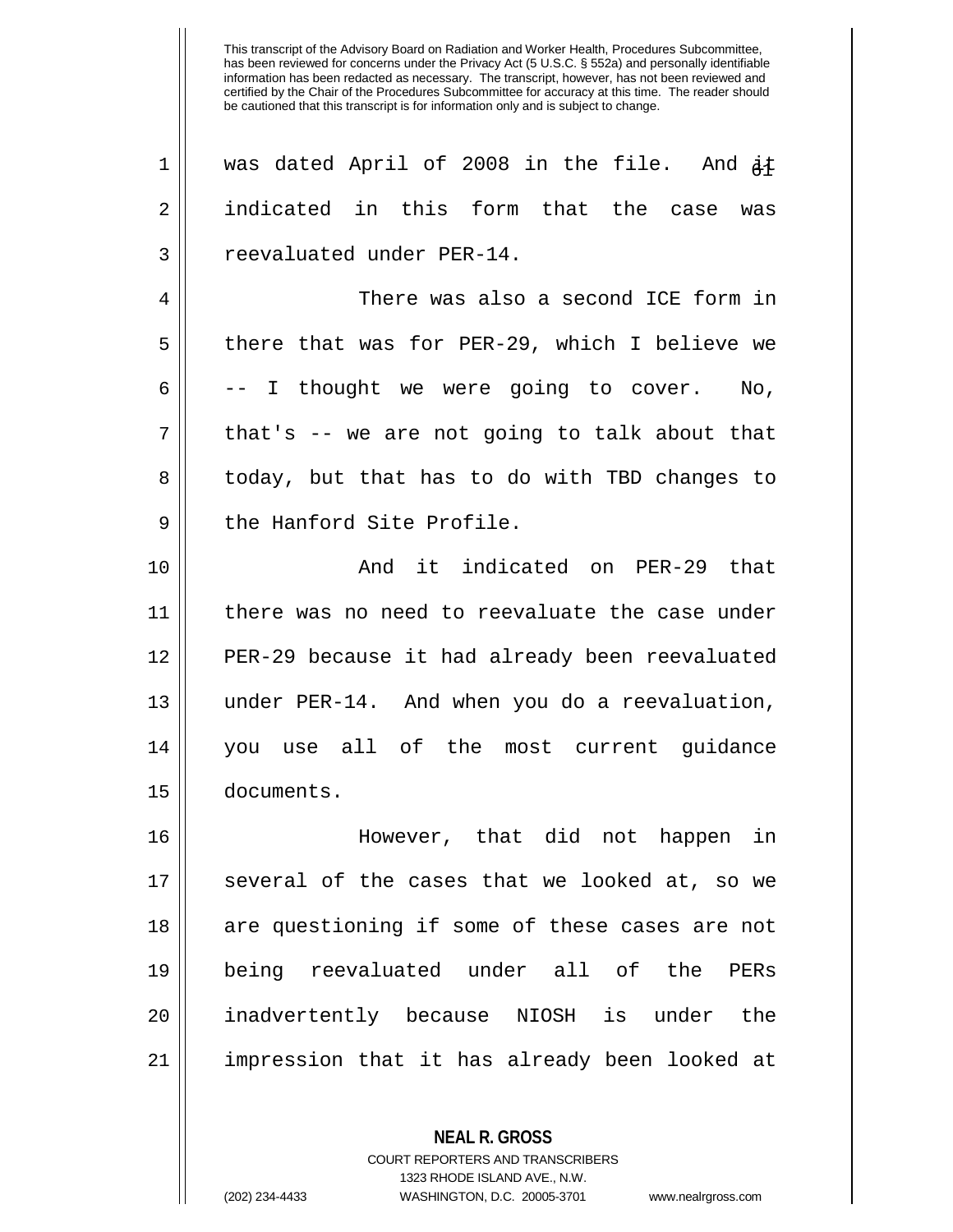was dated April of 2008 in the file. And it indicated in this form that the case was reevaluated under PER-14.

There was also a second ICE form in there that was for PER-29, which I believe we -- I thought we were going to cover. No, that's -- we are not going to talk about that today, but that has to do with TBD changes to the Hanford Site Profile.

And it indicated on PER-29 that there was no need to reevaluate the case under PER-29 because it had already been reevaluated under PER-14. And when you do a reevaluation, you use all of the most current guidance documents.

However, that did not happen in several of the cases that we looked at, so we are questioning if some of these cases are not being reevaluated under all of the PERs inadvertently because NIOSH is under the impression that it has already been looked at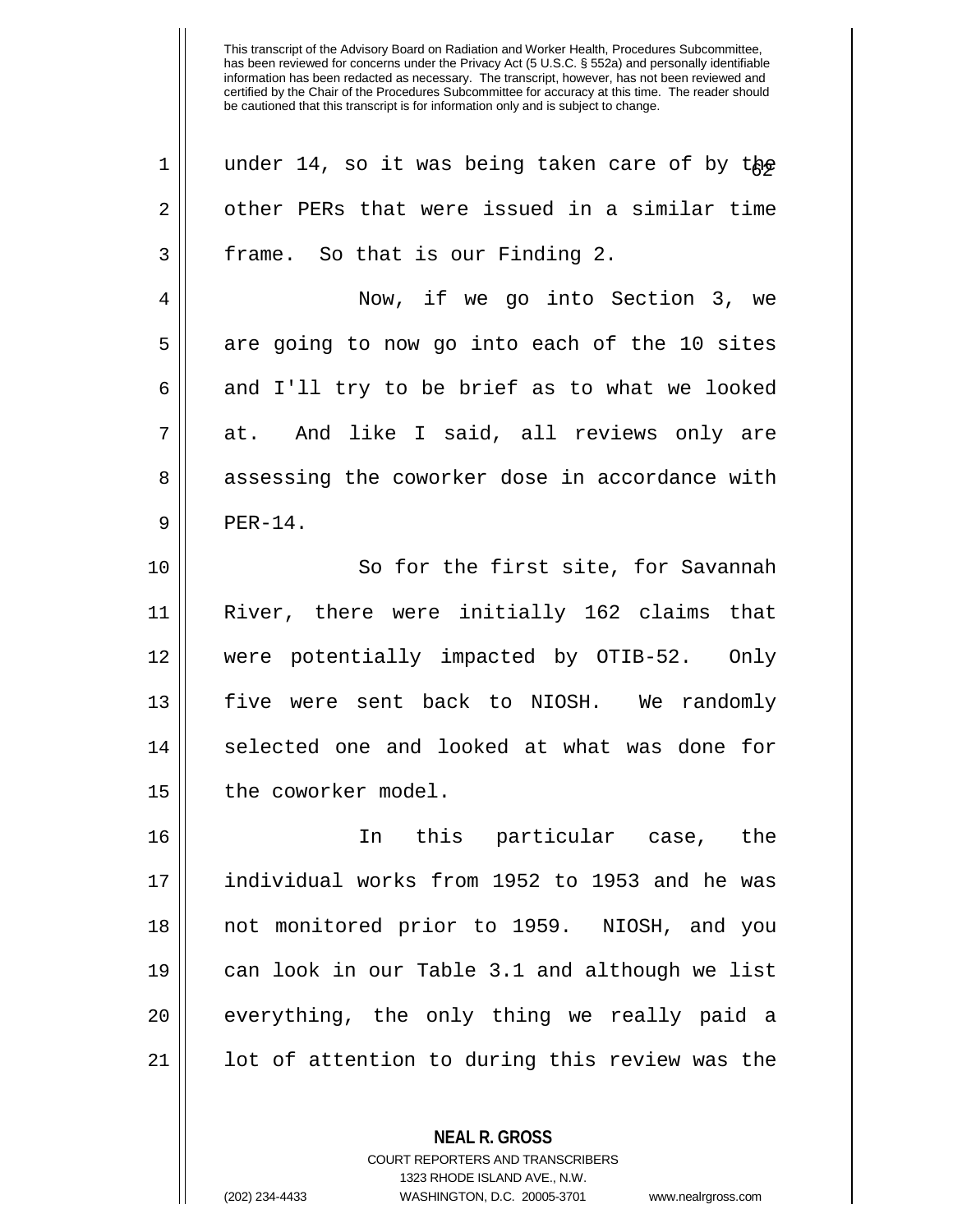under 14, so it was being taken care of by the other PERs that were issued in a similar time frame. So that is our Finding 2.

Now, if we go into Section 3, we are going to now go into each of the 10 sites and I'll try to be brief as to what we looked at. And like I said, all reviews only are assessing the coworker dose in accordance with PER-14.

So for the first site, for Savannah River, there were initially 162 claims that were potentially impacted by OTIB-52. Only five were sent back to NIOSH. We randomly selected one and looked at what was done for the coworker model.

In this particular case, the individual works from 1952 to 1953 and he was not monitored prior to 1959. NIOSH, and you can look in our Table 3.1 and although we list everything, the only thing we really paid a lot of attention to during this review was the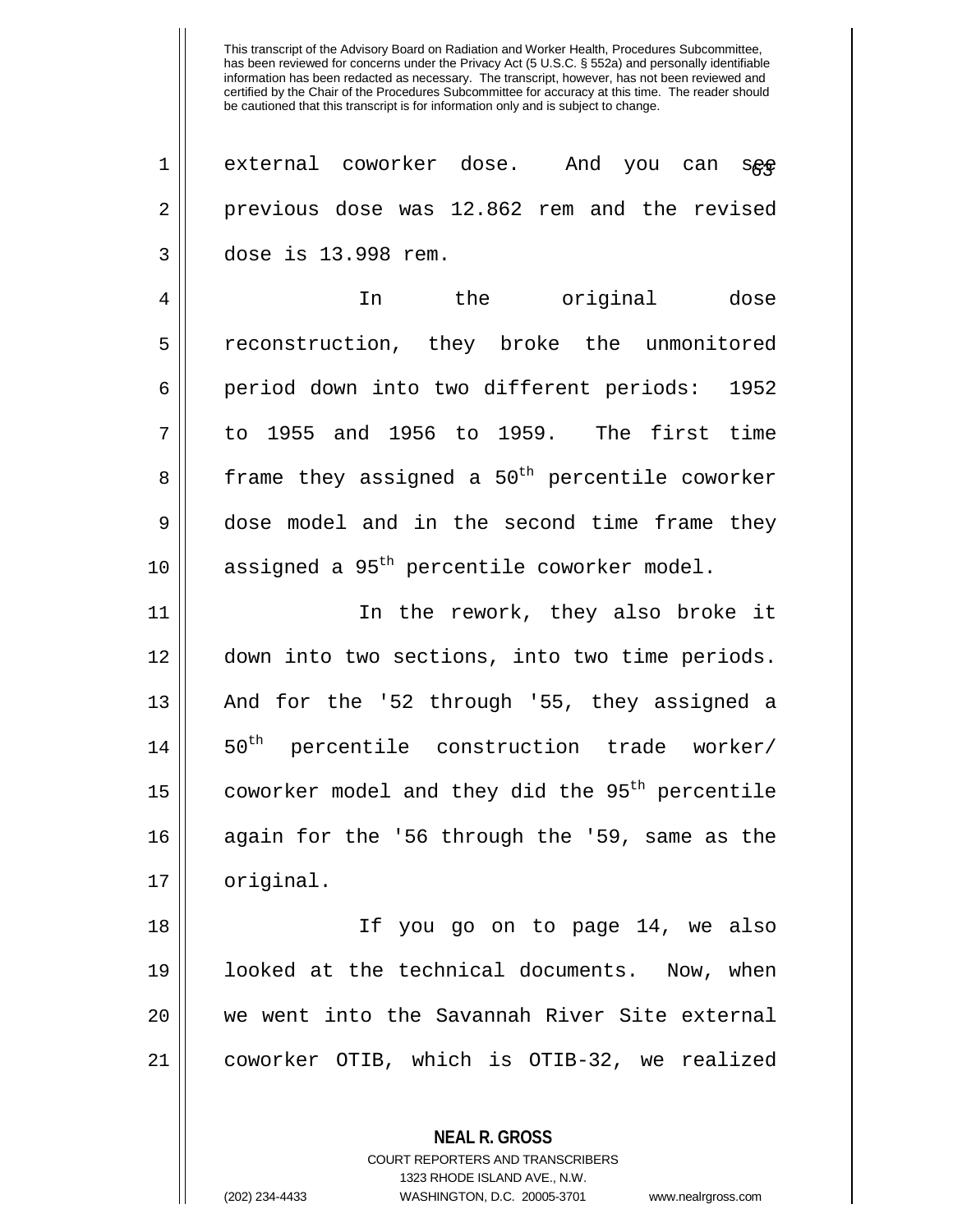This transcript of the Advisory Board on Radiation and Worker Health, Procedures Subcommittee, has been reviewed for concerns under the Privacy Act (5 U.S.C. § 552a) and personally identifiable information has been redacted as necessary. The transcript, however, has not been reviewed and certified by the Chair of the Procedures Subcommittee for accuracy at this time. The reader should be cautioned that this transcript is for information only and is subject to change.

external coworker dose. And you can see previous dose was 12.862 rem and the revised dose is 13.998 rem.

In the original dose reconstruction, they broke the unmonitored period down into two different periods: 1952 to 1955 and 1956 to 1959. The first time frame they assigned a 50th percentile coworker dose model and in the second time frame they assigned a 95th percentile coworker model.

In the rework, they also broke it down into two sections, into two time periods. And for the '52 through '55, they assigned a 50th percentile construction trade worker/ coworker model and they did the 95th percentile again for the '56 through the '59, same as the original.

If you go on to page 14, we also looked at the technical documents. Now, when we went into the Savannah River Site external coworker OTIB, which is OTIB-32, we realized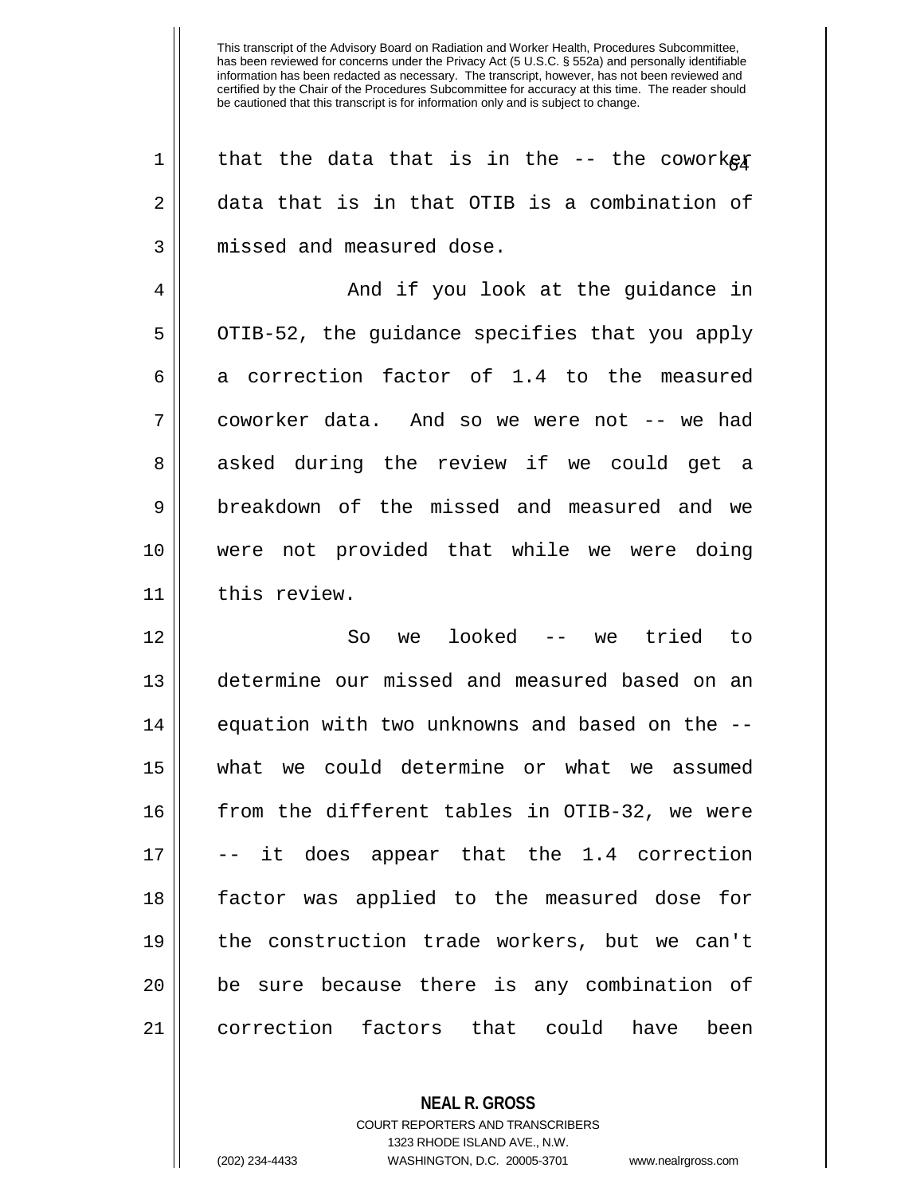that the data that is in the -- the coworker data that is in that OTIB is a combination of missed and measured dose.

And if you look at the guidance in OTIB-52, the guidance specifies that you apply a correction factor of 1.4 to the measured coworker data. And so we were not -- we had asked during the review if we could get a breakdown of the missed and measured and we were not provided that while we were doing this review.

So we looked -- we tried to determine our missed and measured based on an equation with two unknowns and based on the -- what we could determine or what we assumed from the different tables in OTIB-32, we were -- it does appear that the 1.4 correction factor was applied to the measured dose for the construction trade workers, but we can't be sure because there is any combination of correction factors that could have been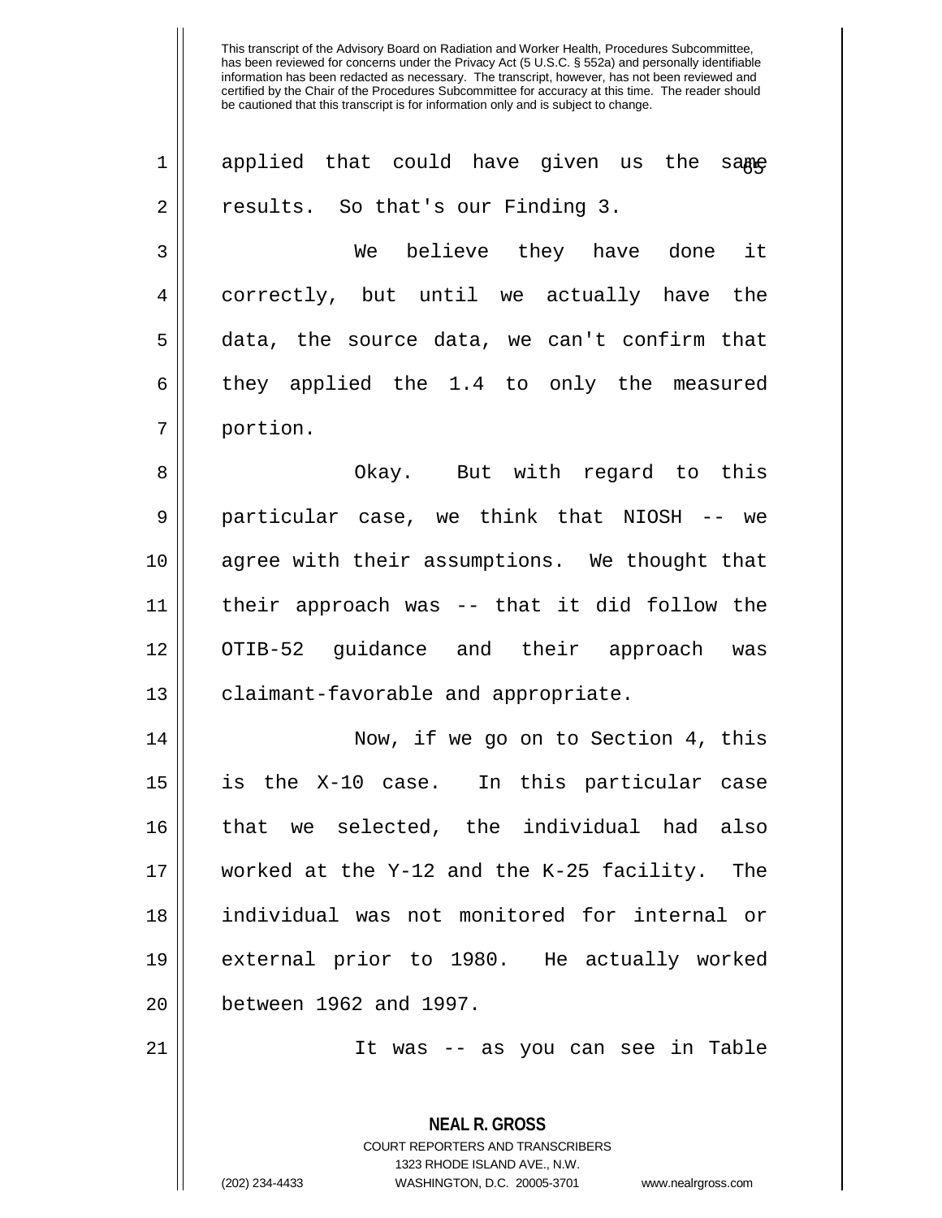applied that could have given us the same results. So that's our Finding 3.

We believe they have done it correctly, but until we actually have the data, the source data, we can't confirm that they applied the 1.4 to only the measured portion.

Okay. But with regard to this particular case, we think that NIOSH -- we agree with their assumptions. We thought that their approach was -- that it did follow the OTIB-52 guidance and their approach was claimant-favorable and appropriate.

Now, if we go on to Section 4, this is the X-10 case. In this particular case that we selected, the individual had also worked at the Y-12 and the K-25 facility. The individual was not monitored for internal or external prior to 1980. He actually worked between 1962 and 1997.

It was -- as you can see in Table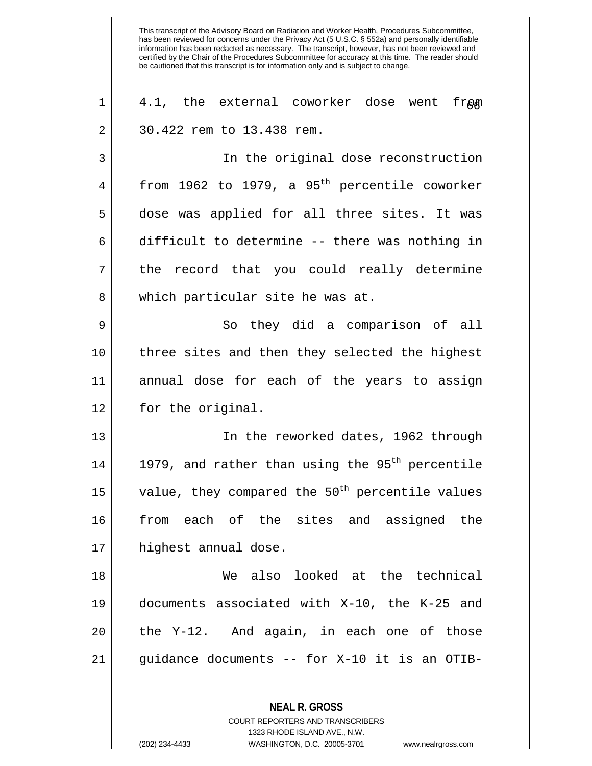This transcript of the Advisory Board on Radiation and Worker Health, Procedures Subcommittee, has been reviewed for concerns under the Privacy Act (5 U.S.C. § 552a) and personally identifiable information has been redacted as necessary. The transcript, however, has not been reviewed and certified by the Chair of the Procedures Subcommittee for accuracy at this time. The reader should be cautioned that this transcript is for information only and is subject to change.

4.1, the external coworker dose went from 30.422 rem to 13.438 rem.

In the original dose reconstruction from 1962 to 1979, a 95th percentile coworker dose was applied for all three sites. It was difficult to determine -- there was nothing in the record that you could really determine which particular site he was at.

So they did a comparison of all three sites and then they selected the highest annual dose for each of the years to assign for the original.

In the reworked dates, 1962 through 1979, and rather than using the 95th percentile value, they compared the 50th percentile values from each of the sites and assigned the highest annual dose.

We also looked at the technical documents associated with X-10, the K-25 and the Y-12. And again, in each one of those guidance documents -- for X-10 it is an OTIB-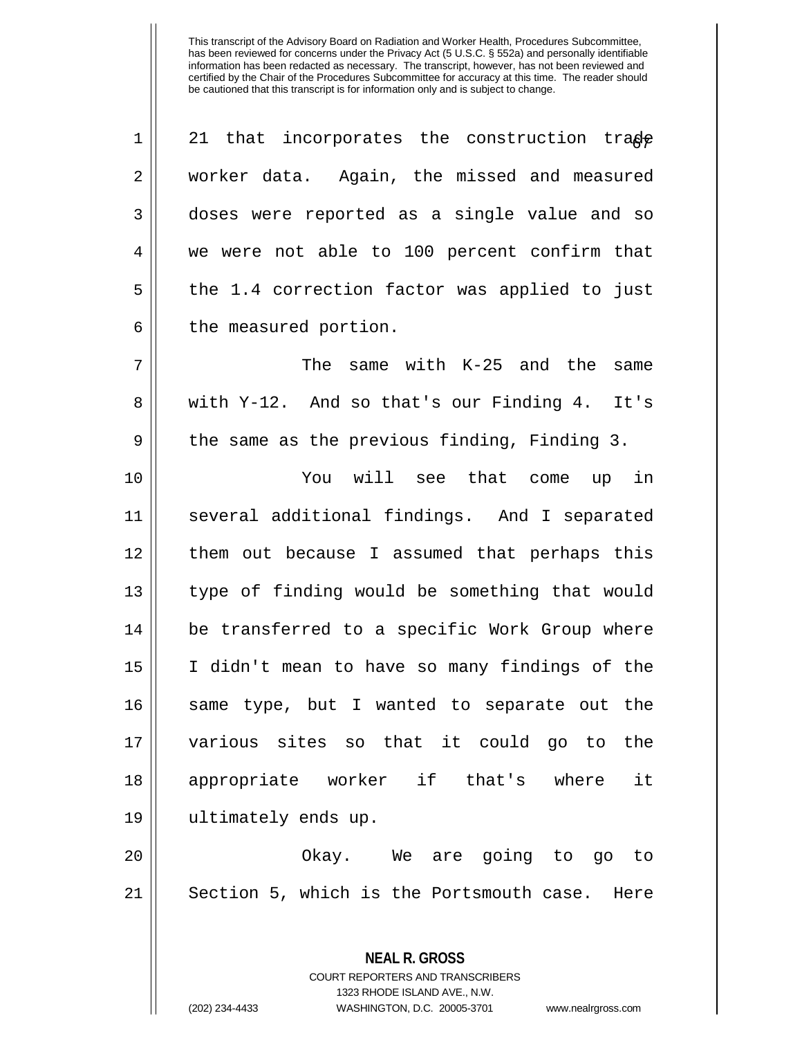This transcript of the Advisory Board on Radiation and Worker Health, Procedures Subcommittee, has been reviewed for concerns under the Privacy Act (5 U.S.C. § 552a) and personally identifiable information has been redacted as necessary. The transcript, however, has not been reviewed and certified by the Chair of the Procedures Subcommittee for accuracy at this time. The reader should be cautioned that this transcript is for information only and is subject to change.

21 that incorporates the construction trade worker data. Again, the missed and measured doses were reported as a single value and so we were not able to 100 percent confirm that the 1.4 correction factor was applied to just the measured portion.

The same with K-25 and the same with Y-12. And so that's our Finding 4. It's the same as the previous finding, Finding 3.

You will see that come up in several additional findings. And I separated them out because I assumed that perhaps this type of finding would be something that would be transferred to a specific Work Group where I didn't mean to have so many findings of the same type, but I wanted to separate out the various sites so that it could go to the appropriate worker if that's where it ultimately ends up.

Okay. We are going to go to Section 5, which is the Portsmouth case. Here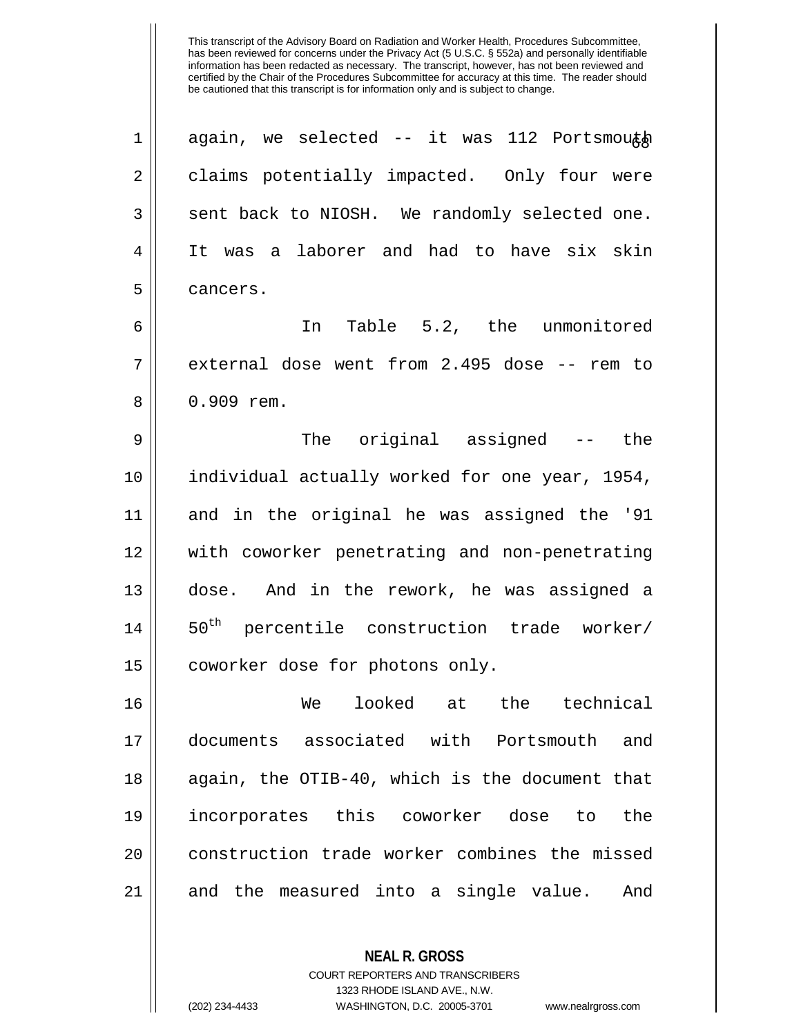This transcript of the Advisory Board on Radiation and Worker Health, Procedures Subcommittee, has been reviewed for concerns under the Privacy Act (5 U.S.C. § 552a) and personally identifiable information has been redacted as necessary. The transcript, however, has not been reviewed and certified by the Chair of the Procedures Subcommittee for accuracy at this time. The reader should be cautioned that this transcript is for information only and is subject to change.

again, we selected -- it was 112 Portsmouth claims potentially impacted. Only four were sent back to NIOSH. We randomly selected one. It was a laborer and had to have six skin cancers.

In Table 5.2, the unmonitored external dose went from 2.495 dose -- rem to 0.909 rem.

The original assigned -- the individual actually worked for one year, 1954, and in the original he was assigned the '91 with coworker penetrating and non-penetrating dose. And in the rework, he was assigned a 50th percentile construction trade worker/ coworker dose for photons only.

We looked at the technical documents associated with Portsmouth and again, the OTIB-40, which is the document that incorporates this coworker dose to the construction trade worker combines the missed and the measured into a single value. And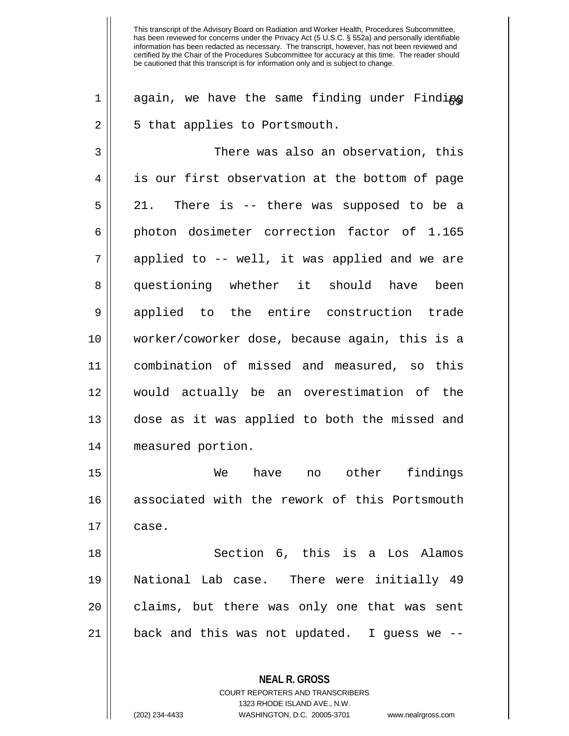This transcript of the Advisory Board on Radiation and Worker Health, Procedures Subcommittee, has been reviewed for concerns under the Privacy Act (5 U.S.C. § 552a) and personally identifiable information has been redacted as necessary. The transcript, however, has not been reviewed and certified by the Chair of the Procedures Subcommittee for accuracy at this time. The reader should be cautioned that this transcript is for information only and is subject to change.

again, we have the same finding under Finding 5 that applies to Portsmouth.

There was also an observation, this is our first observation at the bottom of page 21. There is -- there was supposed to be a photon dosimeter correction factor of 1.165 applied to -- well, it was applied and we are questioning whether it should have been applied to the entire construction trade worker/coworker dose, because again, this is a combination of missed and measured, so this would actually be an overestimation of the dose as it was applied to both the missed and measured portion.

We have no other findings associated with the rework of this Portsmouth case.

Section 6, this is a Los Alamos National Lab case. There were initially 49 claims, but there was only one that was sent back and this was not updated. I guess we --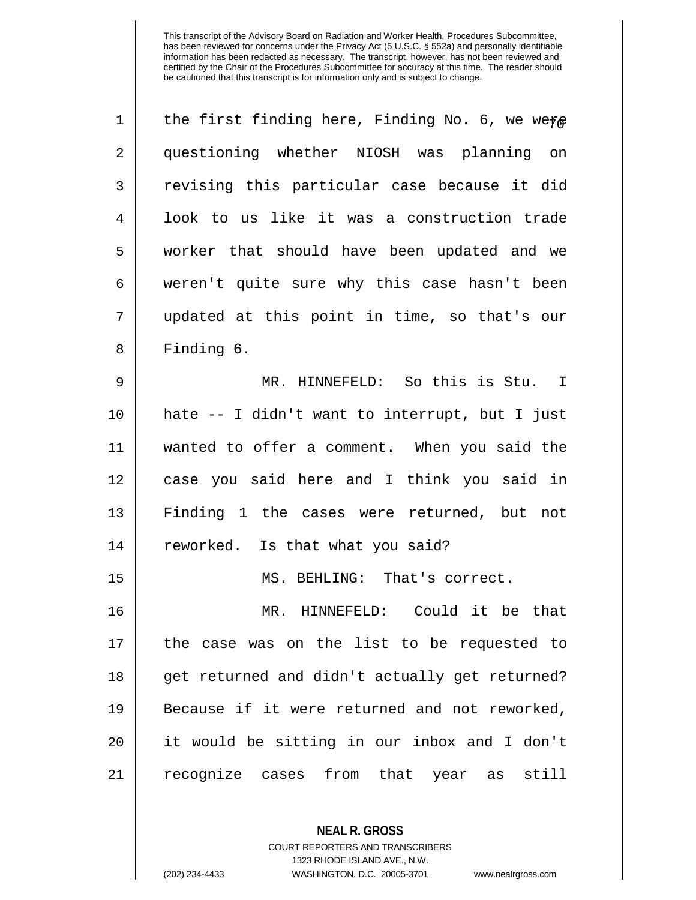the first finding here, Finding No. 6, we were questioning whether NIOSH was planning on revising this particular case because it did look to us like it was a construction trade worker that should have been updated and we weren't quite sure why this case hasn't been updated at this point in time, so that's our Finding 6.

MR. HINNEFELD: So this is Stu. I hate -- I didn't want to interrupt, but I just wanted to offer a comment. When you said the case you said here and I think you said in Finding 1 the cases were returned, but not reworked. Is that what you said?

MS. BEHLING: That's correct.

MR. HINNEFELD: Could it be that the case was on the list to be requested to get returned and didn't actually get returned? Because if it were returned and not reworked, it would be sitting in our inbox and I don't recognize cases from that year as still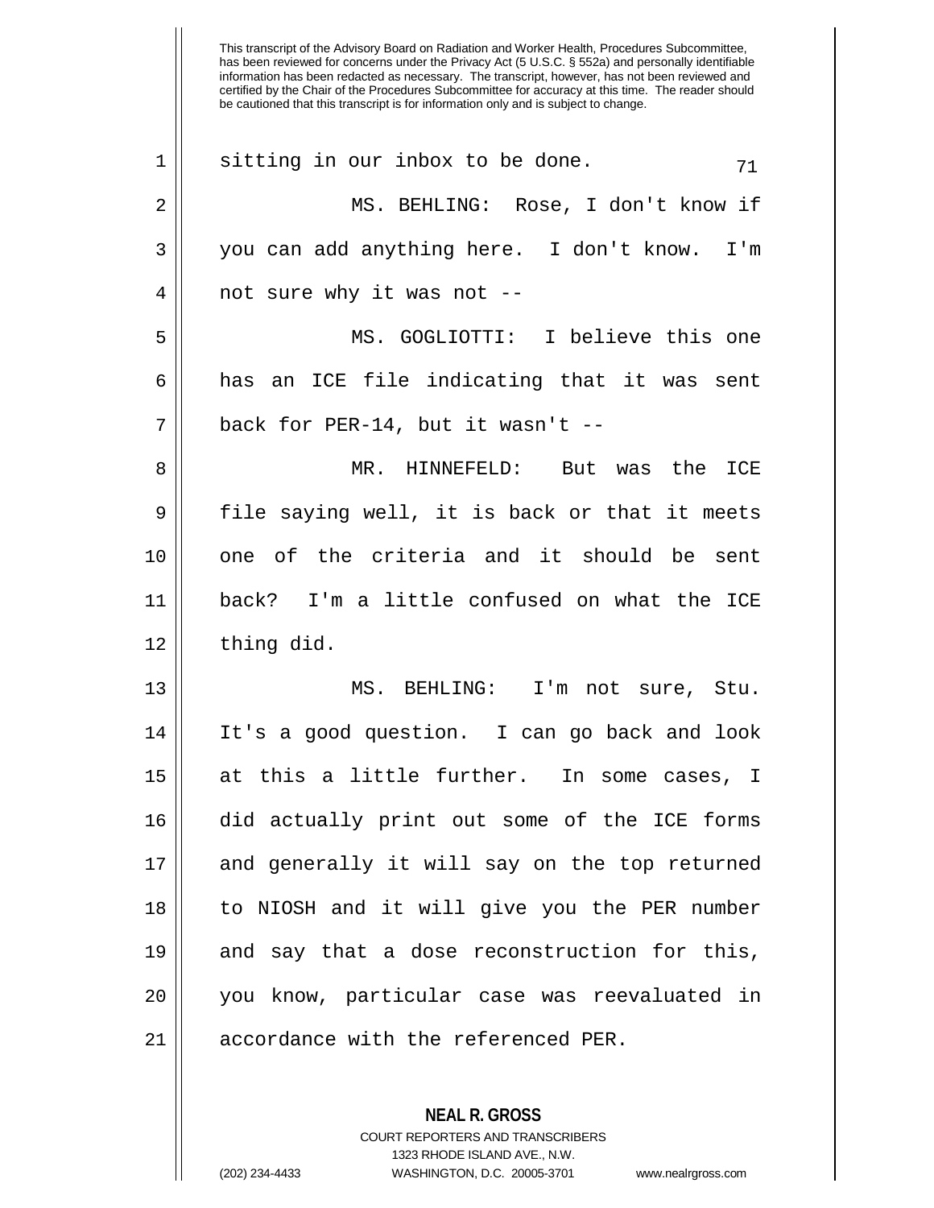This transcript of the Advisory Board on Radiation and Worker Health, Procedures Subcommittee, has been reviewed for concerns under the Privacy Act (5 U.S.C. § 552a) and personally identifiable information has been redacted as necessary. The transcript, however, has not been reviewed and certified by the Chair of the Procedures Subcommittee for accuracy at this time. The reader should be cautioned that this transcript is for information only and is subject to change.

sitting in our inbox to be done.

MS. BEHLING: Rose, I don't know if you can add anything here. I don't know. I'm not sure why it was not --

MS. GOGLIOTTI: I believe this one has an ICE file indicating that it was sent back for PER-14, but it wasn't --

MR. HINNEFELD: But was the ICE file saying well, it is back or that it meets one of the criteria and it should be sent back? I'm a little confused on what the ICE thing did.

MS. BEHLING: I'm not sure, Stu. It's a good question. I can go back and look at this a little further. In some cases, I did actually print out some of the ICE forms and generally it will say on the top returned to NIOSH and it will give you the PER number and say that a dose reconstruction for this, you know, particular case was reevaluated in accordance with the referenced PER.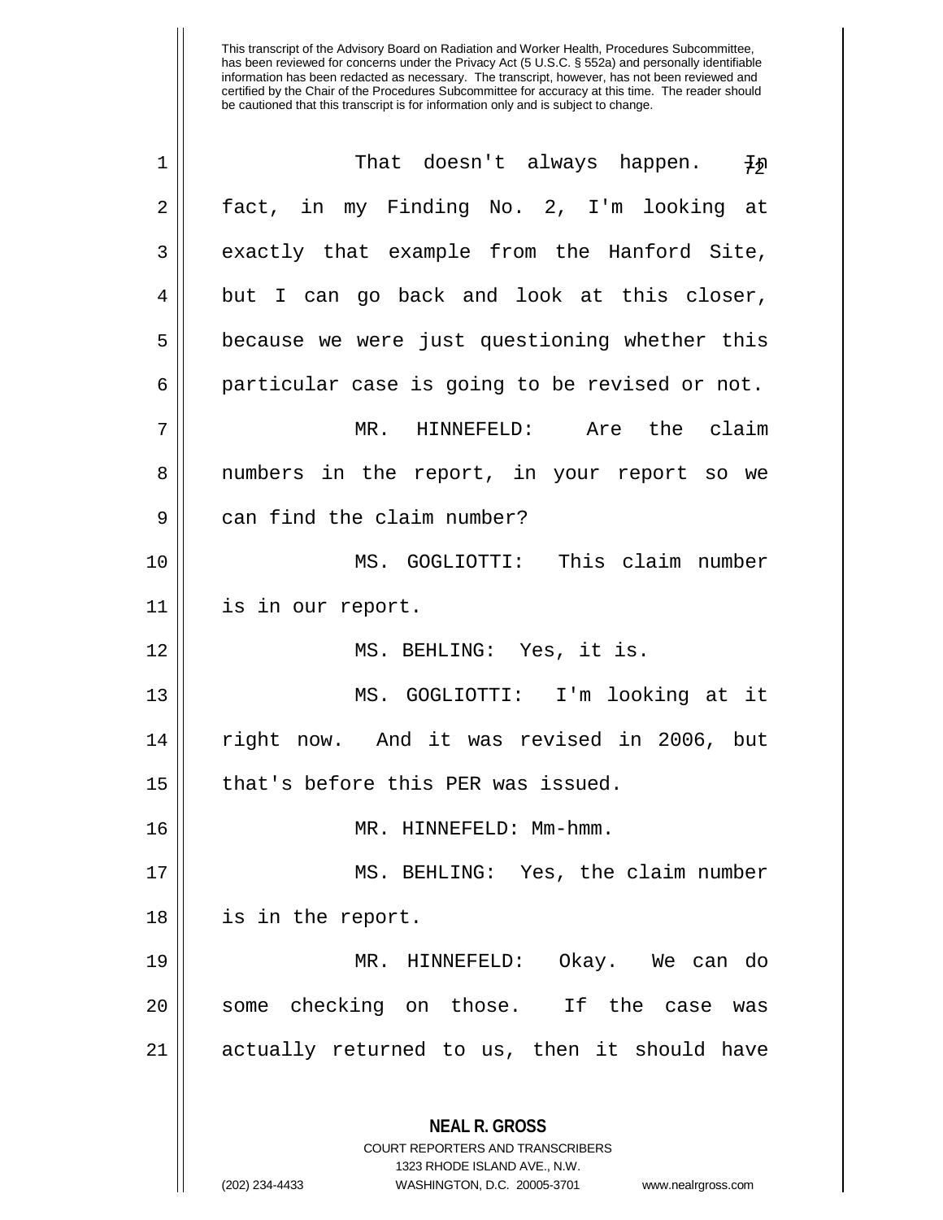This transcript of the Advisory Board on Radiation and Worker Health, Procedures Subcommittee, has been reviewed for concerns under the Privacy Act (5 U.S.C. § 552a) and personally identifiable information has been redacted as necessary. The transcript, however, has not been reviewed and certified by the Chair of the Procedures Subcommittee for accuracy at this time. The reader should be cautioned that this transcript is for information only and is subject to change.

That doesn't always happen. In fact, in my Finding No. 2, I'm looking at exactly that example from the Hanford Site, but I can go back and look at this closer, because we were just questioning whether this particular case is going to be revised or not.

MR. HINNEFELD: Are the claim numbers in the report, in your report so we can find the claim number?

MS. GOGLIOTTI: This claim number is in our report.

MS. BEHLING: Yes, it is.

MS. GOGLIOTTI: I'm looking at it right now. And it was revised in 2006, but that's before this PER was issued.

MR. HINNEFELD: Mm-hmm.

MS. BEHLING: Yes, the claim number is in the report.

MR. HINNEFELD: Okay. We can do some checking on those. If the case was actually returned to us, then it should have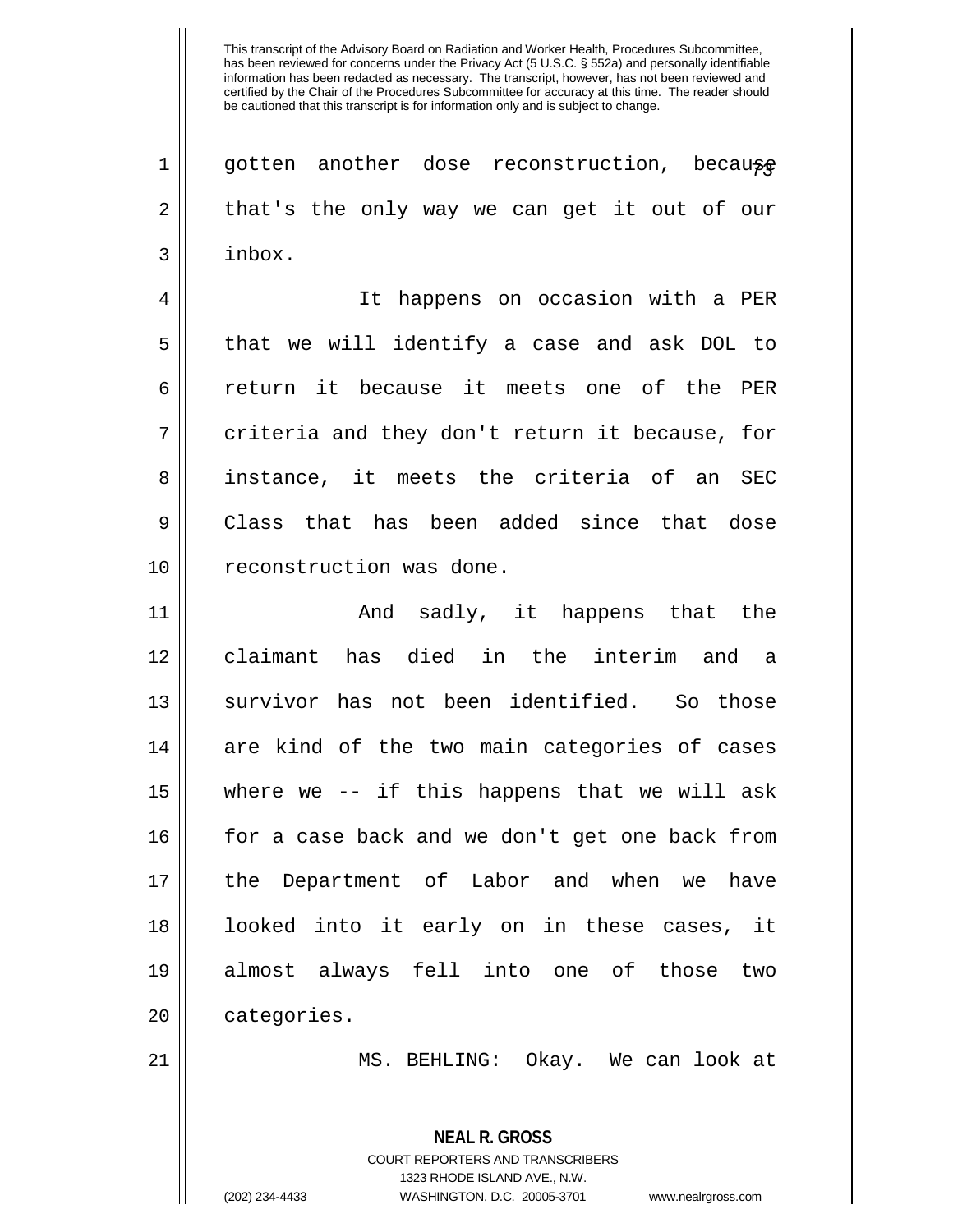gotten another dose reconstruction, because that's the only way we can get it out of our inbox.

It happens on occasion with a PER that we will identify a case and ask DOL to return it because it meets one of the PER criteria and they don't return it because, for instance, it meets the criteria of an SEC Class that has been added since that dose reconstruction was done.

And sadly, it happens that the claimant has died in the interim and a survivor has not been identified. So those are kind of the two main categories of cases where we -- if this happens that we will ask for a case back and we don't get one back from the Department of Labor and when we have looked into it early on in these cases, it almost always fell into one of those two categories.

MS. BEHLING: Okay. We can look at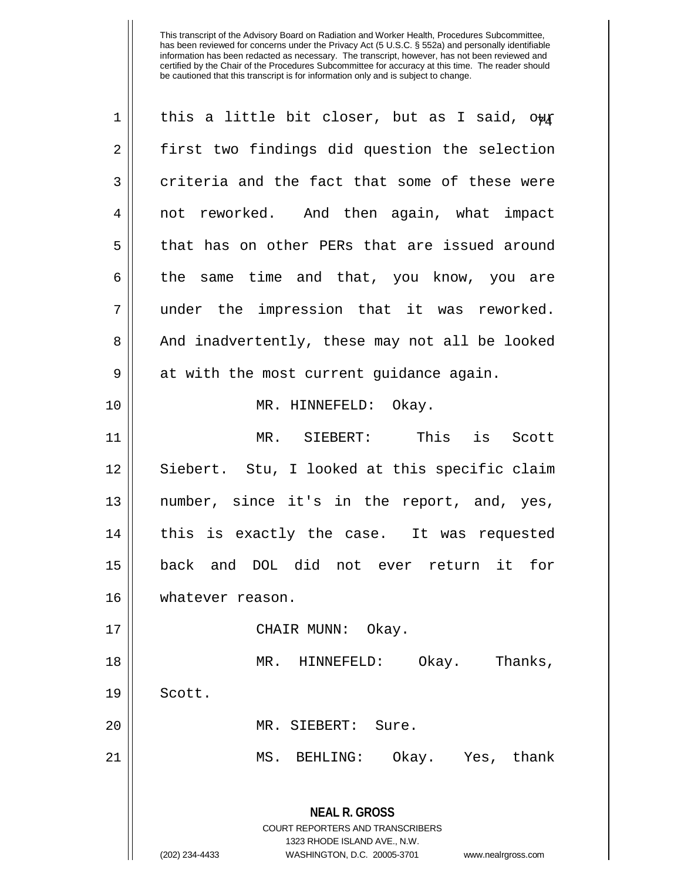this a little bit closer, but as I said, our first two findings did question the selection criteria and the fact that some of these were not reworked. And then again, what impact that has on other PERs that are issued around the same time and that, you know, you are under the impression that it was reworked. And inadvertently, these may not all be looked at with the most current guidance again.

MR. HINNEFELD: Okay.

MR. SIEBERT: This is Scott Siebert. Stu, I looked at this specific claim number, since it's in the report, and, yes, this is exactly the case. It was requested back and DOL did not ever return it for whatever reason.

CHAIR MUNN: Okay.

MR. HINNEFELD: Okay. Thanks, Scott.

MR. SIEBERT: Sure.

MS. BEHLING: Okay. Yes, thank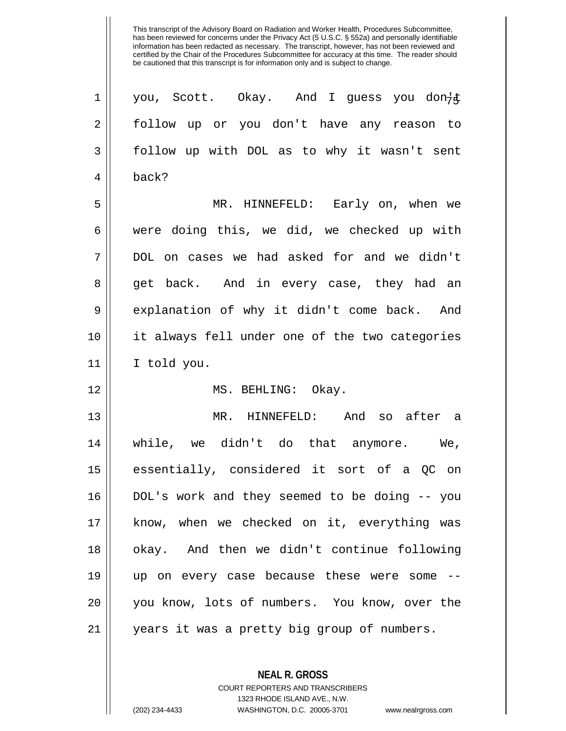This transcript of the Advisory Board on Radiation and Worker Health, Procedures Subcommittee, has been reviewed for concerns under the Privacy Act (5 U.S.C. § 552a) and personally identifiable information has been redacted as necessary. The transcript, however, has not been reviewed and certified by the Chair of the Procedures Subcommittee for accuracy at this time. The reader should be cautioned that this transcript is for information only and is subject to change.

you, Scott. Okay. And I guess you don't follow up or you don't have any reason to follow up with DOL as to why it wasn't sent back?

MR. HINNEFELD: Early on, when we were doing this, we did, we checked up with DOL on cases we had asked for and we didn't get back. And in every case, they had an explanation of why it didn't come back. And it always fell under one of the two categories I told you.

MS. BEHLING: Okay.

MR. HINNEFELD: And so after a while, we didn't do that anymore. We, essentially, considered it sort of a QC on DOL's work and they seemed to be doing -- you know, when we checked on it, everything was okay. And then we didn't continue following up on every case because these were some -- you know, lots of numbers. You know, over the years it was a pretty big group of numbers.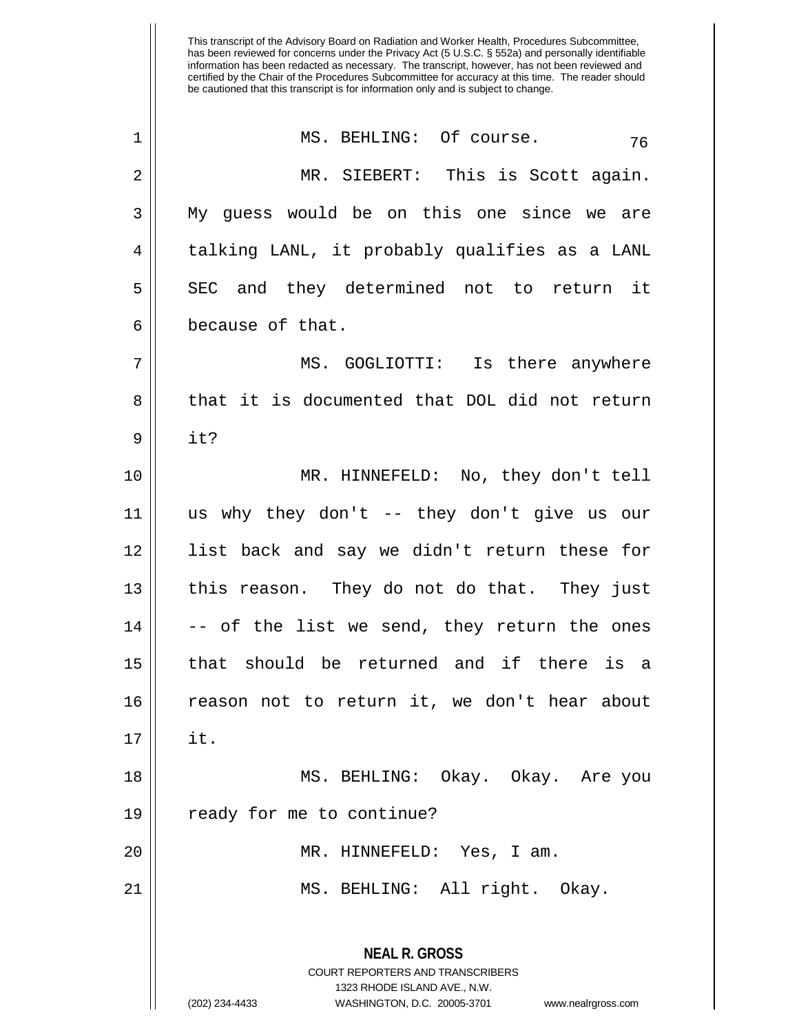MS. BEHLING: Of course.

MR. SIEBERT: This is Scott again. My guess would be on this one since we are talking LANL, it probably qualifies as a LANL SEC and they determined not to return it because of that.

MS. GOGLIOTTI: Is there anywhere that it is documented that DOL did not return it?

MR. HINNEFELD: No, they don't tell us why they don't -- they don't give us our list back and say we didn't return these for this reason. They do not do that. They just -- of the list we send, they return the ones that should be returned and if there is a reason not to return it, we don't hear about it.

MS. BEHLING: Okay. Okay. Are you ready for me to continue?

MR. HINNEFELD: Yes, I am.

MS. BEHLING: All right. Okay.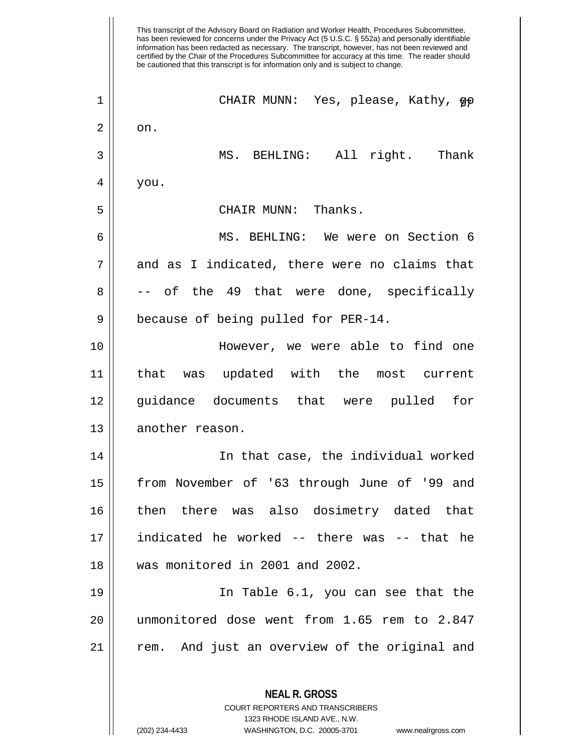This transcript of the Advisory Board on Radiation and Worker Health, Procedures Subcommittee, has been reviewed for concerns under the Privacy Act (5 U.S.C. § 552a) and personally identifiable information has been redacted as necessary. The transcript, however, has not been reviewed and certified by the Chair of the Procedures Subcommittee for accuracy at this time. The reader should be cautioned that this transcript is for information only and is subject to change.

CHAIR MUNN: Yes, please, Kathy, go on.

MS. BEHLING: All right. Thank you.

CHAIR MUNN: Thanks.

MS. BEHLING: We were on Section 6 and as I indicated, there were no claims that -- of the 49 that were done, specifically because of being pulled for PER-14.

However, we were able to find one that was updated with the most current guidance documents that were pulled for another reason.

In that case, the individual worked from November of '63 through June of '99 and then there was also dosimetry dated that indicated he worked -- there was -- that he was monitored in 2001 and 2002.

In Table 6.1, you can see that the unmonitored dose went from 1.65 rem to 2.847 rem. And just an overview of the original and

**NEAL R. GROSS**
COURT REPORTERS AND TRANSCRIBERS
1323 RHODE ISLAND AVE., N.W.
(202) 234-4433 WASHINGTON, D.C. 20005-3701 www.nealrgross.com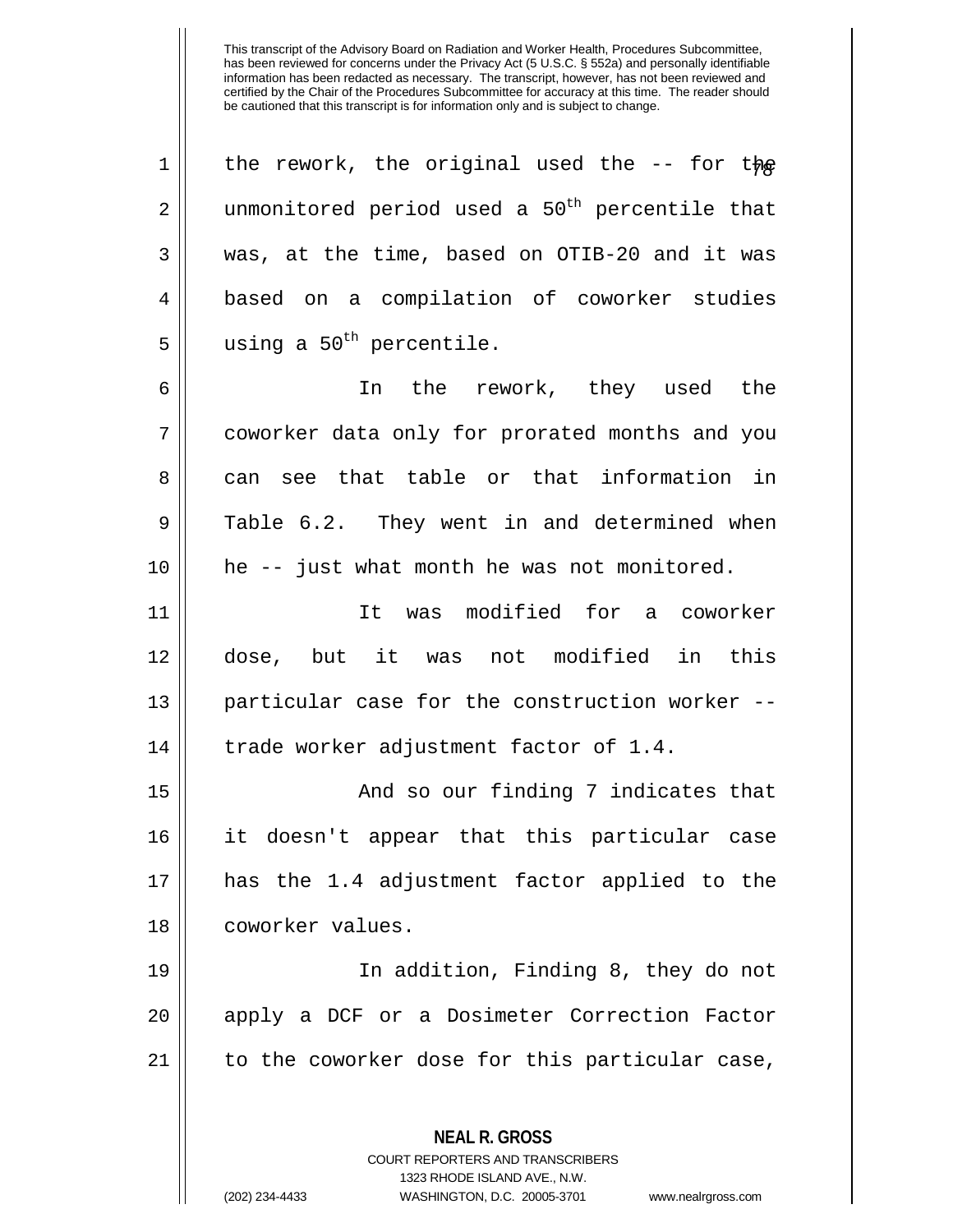the rework, the original used the -- for the unmonitored period used a $50^{th}$ percentile that was, at the time, based on OTIB-20 and it was based on a compilation of coworker studies using a $50^{th}$ percentile.

In the rework, they used the coworker data only for prorated months and you can see that table or that information in Table 6.2. They went in and determined when he -- just what month he was not monitored.

It was modified for a coworker dose, but it was not modified in this particular case for the construction worker -- trade worker adjustment factor of 1.4.

And so our finding 7 indicates that it doesn't appear that this particular case has the 1.4 adjustment factor applied to the coworker values.

In addition, Finding 8, they do not apply a DCF or a Dosimeter Correction Factor to the coworker dose for this particular case,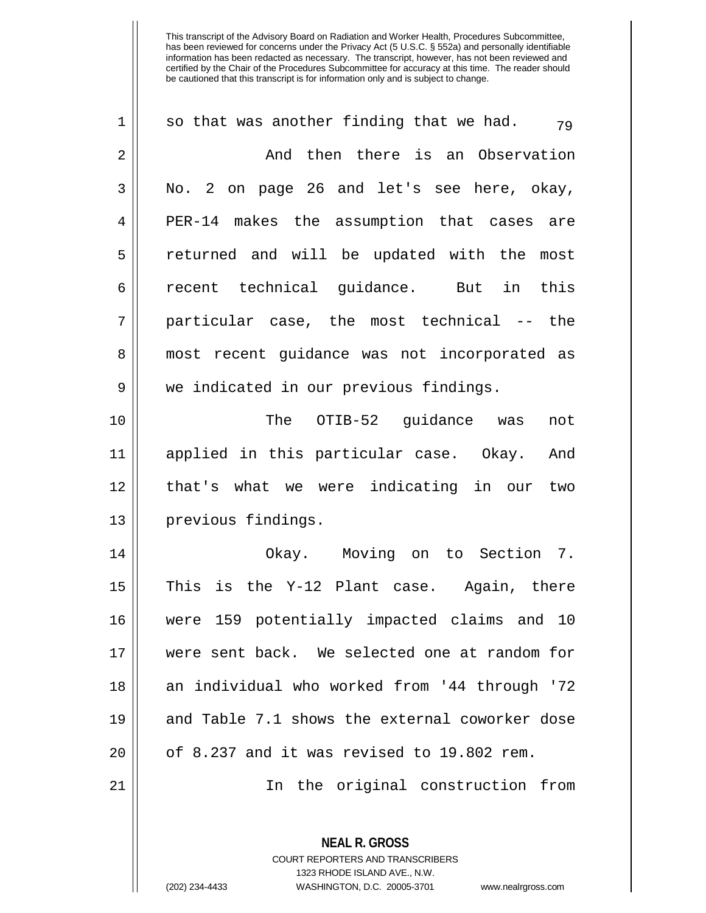This transcript of the Advisory Board on Radiation and Worker Health, Procedures Subcommittee, has been reviewed for concerns under the Privacy Act (5 U.S.C. § 552a) and personally identifiable information has been redacted as necessary. The transcript, however, has not been reviewed and certified by the Chair of the Procedures Subcommittee for accuracy at this time. The reader should be cautioned that this transcript is for information only and is subject to change.

so that was another finding that we had.

And then there is an Observation No. 2 on page 26 and let's see here, okay, PER-14 makes the assumption that cases are returned and will be updated with the most recent technical guidance. But in this particular case, the most technical -- the most recent guidance was not incorporated as we indicated in our previous findings.

The OTIB-52 guidance was not applied in this particular case. Okay. And that's what we were indicating in our two previous findings.

Okay. Moving on to Section 7. This is the Y-12 Plant case. Again, there were 159 potentially impacted claims and 10 were sent back. We selected one at random for an individual who worked from '44 through '72 and Table 7.1 shows the external coworker dose of 8.237 and it was revised to 19.802 rem.

In the original construction from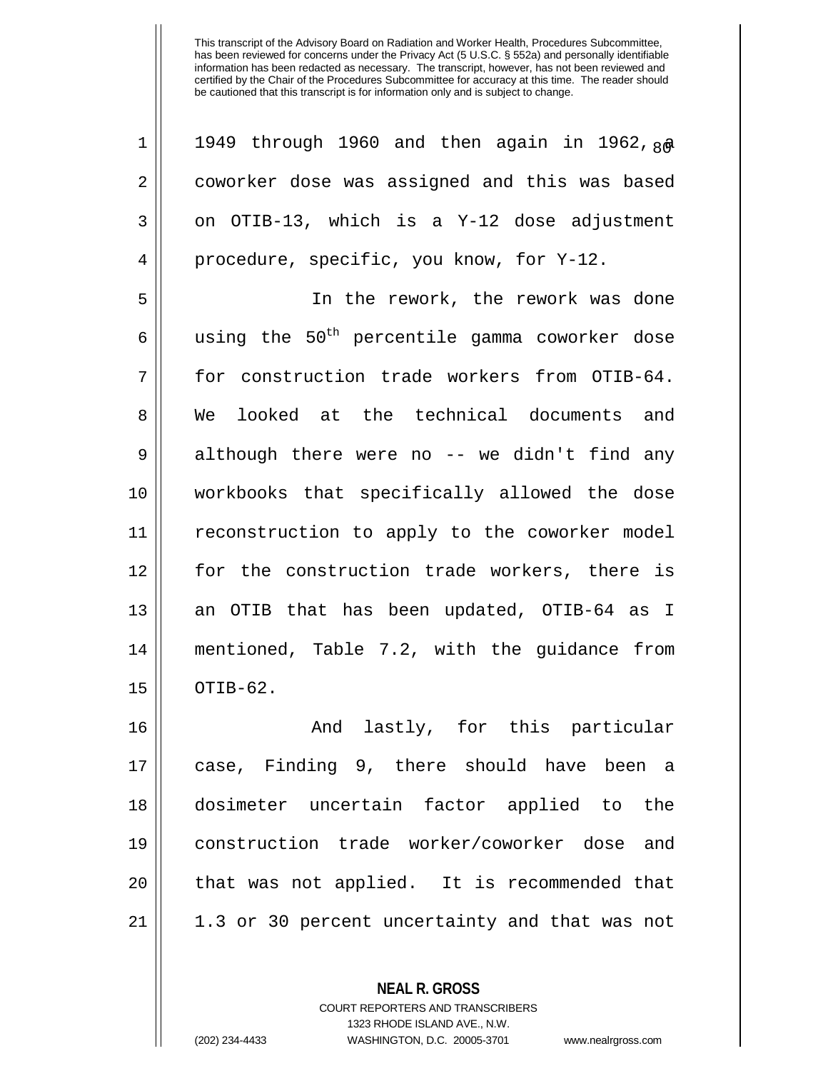1949 through 1960 and then again in 1962, a coworker dose was assigned and this was based on OTIB-13, which is a Y-12 dose adjustment procedure, specific, you know, for Y-12.

In the rework, the rework was done using the 50th percentile gamma coworker dose for construction trade workers from OTIB-64. We looked at the technical documents and although there were no -- we didn't find any workbooks that specifically allowed the dose reconstruction to apply to the coworker model for the construction trade workers, there is an OTIB that has been updated, OTIB-64 as I mentioned, Table 7.2, with the guidance from OTIB-62.

And lastly, for this particular case, Finding 9, there should have been a dosimeter uncertain factor applied to the construction trade worker/coworker dose and that was not applied. It is recommended that 1.3 or 30 percent uncertainty and that was not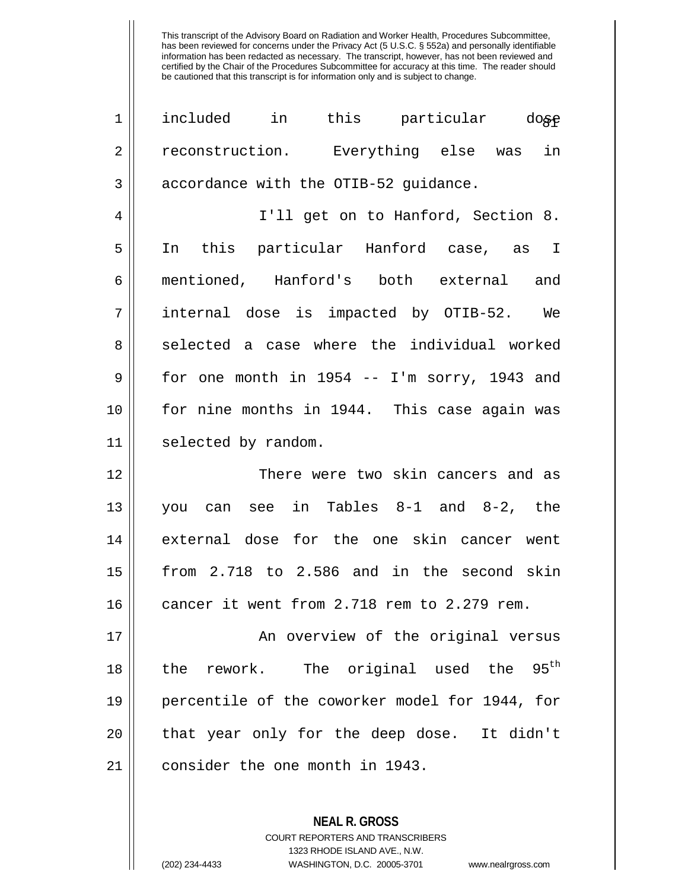This transcript of the Advisory Board on Radiation and Worker Health, Procedures Subcommittee, has been reviewed for concerns under the Privacy Act (5 U.S.C. § 552a) and personally identifiable information has been redacted as necessary. The transcript, however, has not been reviewed and certified by the Chair of the Procedures Subcommittee for accuracy at this time. The reader should be cautioned that this transcript is for information only and is subject to change.

included in this particular dose reconstruction. Everything else was in accordance with the OTIB-52 guidance.

I'll get on to Hanford, Section 8. In this particular Hanford case, as I mentioned, Hanford's both external and internal dose is impacted by OTIB-52. We selected a case where the individual worked for one month in 1954 -- I'm sorry, 1943 and for nine months in 1944. This case again was selected by random.

There were two skin cancers and as you can see in Tables 8-1 and 8-2, the external dose for the one skin cancer went from 2.718 to 2.586 and in the second skin cancer it went from 2.718 rem to 2.279 rem.

An overview of the original versus the rework. The original used the 95$^{th}$ percentile of the coworker model for 1944, for that year only for the deep dose. It didn't consider the one month in 1943.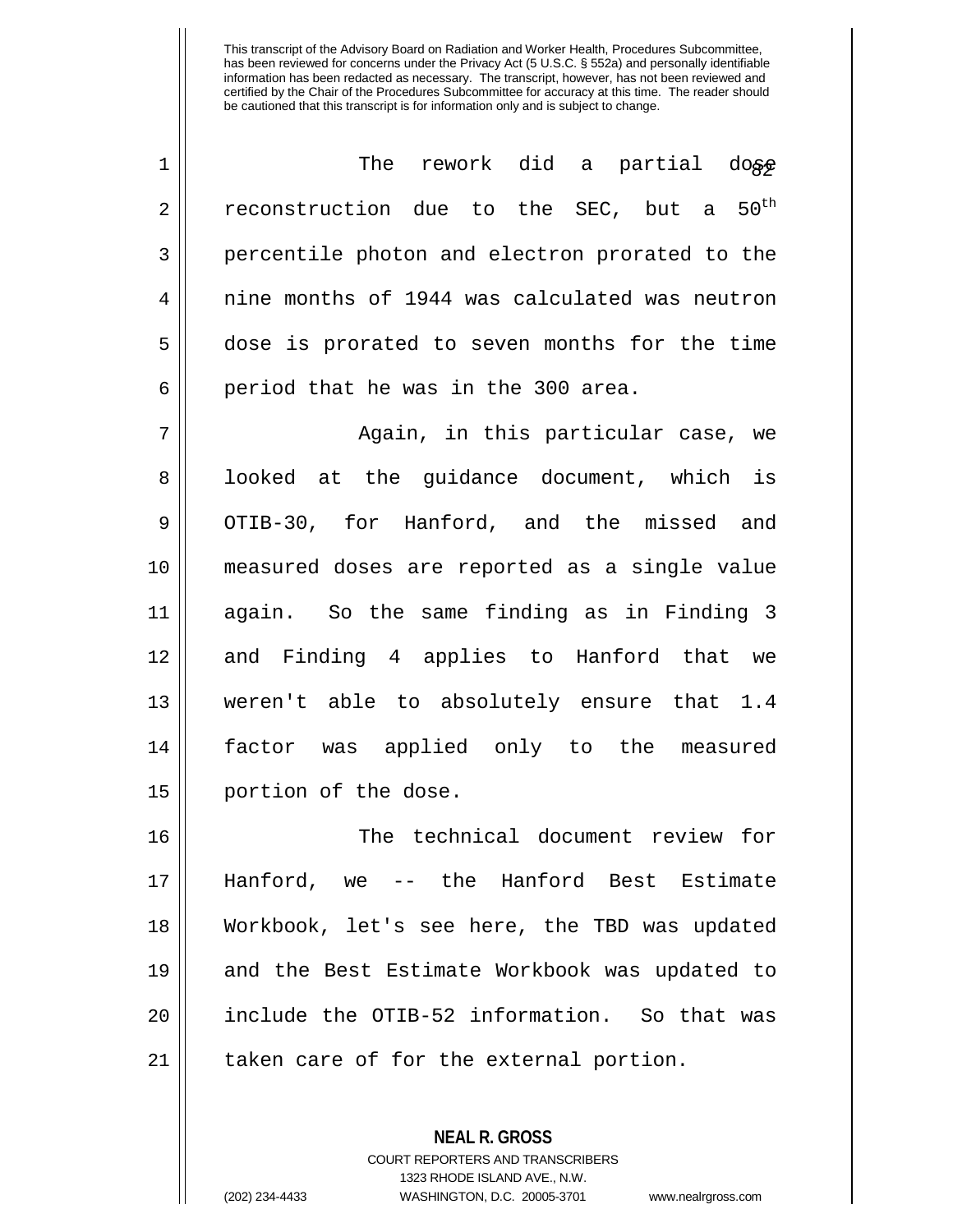This transcript of the Advisory Board on Radiation and Worker Health, Procedures Subcommittee, has been reviewed for concerns under the Privacy Act (5 U.S.C. § 552a) and personally identifiable information has been redacted as necessary. The transcript, however, has not been reviewed and certified by the Chair of the Procedures Subcommittee for accuracy at this time. The reader should be cautioned that this transcript is for information only and is subject to change.

The rework did a partial dose reconstruction due to the SEC, but a 50th percentile photon and electron prorated to the nine months of 1944 was calculated was neutron dose is prorated to seven months for the time period that he was in the 300 area.

Again, in this particular case, we looked at the guidance document, which is OTIB-30, for Hanford, and the missed and measured doses are reported as a single value again. So the same finding as in Finding 3 and Finding 4 applies to Hanford that we weren't able to absolutely ensure that 1.4 factor was applied only to the measured portion of the dose.

The technical document review for Hanford, we -- the Hanford Best Estimate Workbook, let's see here, the TBD was updated and the Best Estimate Workbook was updated to include the OTIB-52 information. So that was taken care of for the external portion.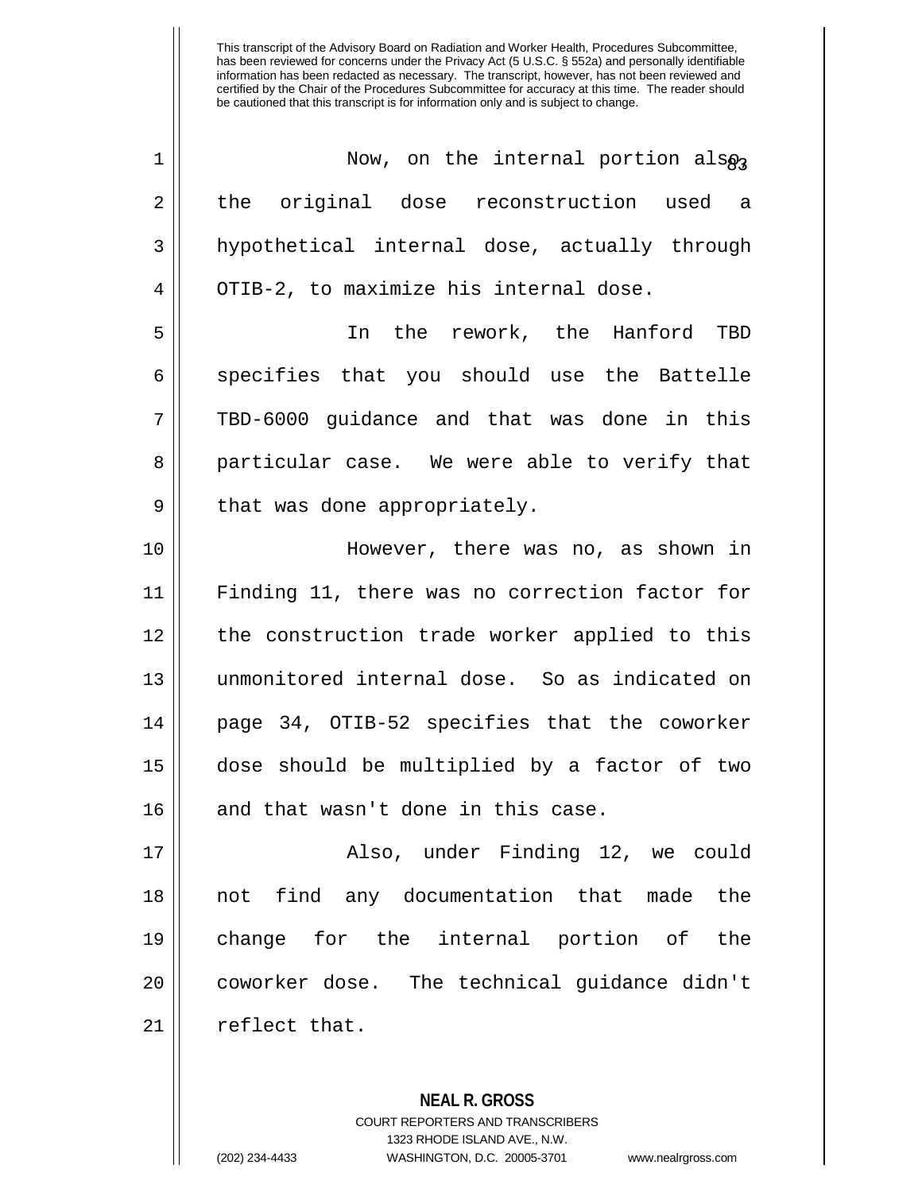Now, on the internal portion also, the original dose reconstruction used a hypothetical internal dose, actually through OTIB-2, to maximize his internal dose.

In the rework, the Hanford TBD specifies that you should use the Battelle TBD-6000 guidance and that was done in this particular case. We were able to verify that that was done appropriately.

However, there was no, as shown in Finding 11, there was no correction factor for the construction trade worker applied to this unmonitored internal dose. So as indicated on page 34, OTIB-52 specifies that the coworker dose should be multiplied by a factor of two and that wasn't done in this case.

Also, under Finding 12, we could not find any documentation that made the change for the internal portion of the coworker dose. The technical guidance didn't reflect that.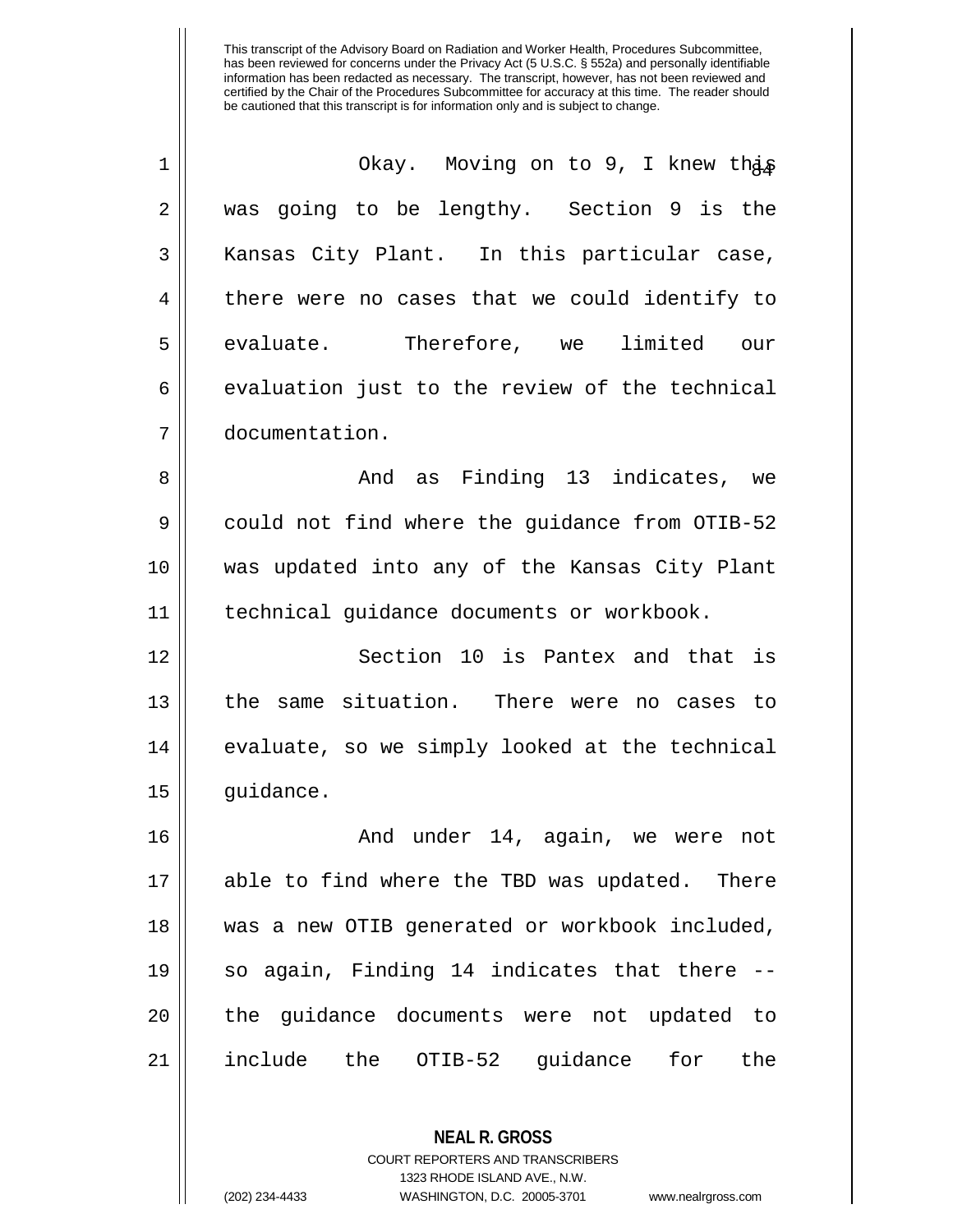This transcript of the Advisory Board on Radiation and Worker Health, Procedures Subcommittee, has been reviewed for concerns under the Privacy Act (5 U.S.C. § 552a) and personally identifiable information has been redacted as necessary. The transcript, however, has not been reviewed and certified by the Chair of the Procedures Subcommittee for accuracy at this time. The reader should be cautioned that this transcript is for information only and is subject to change.

Okay. Moving on to 9, I knew this was going to be lengthy. Section 9 is the Kansas City Plant. In this particular case, there were no cases that we could identify to evaluate. Therefore, we limited our evaluation just to the review of the technical documentation.

And as Finding 13 indicates, we could not find where the guidance from OTIB-52 was updated into any of the Kansas City Plant technical guidance documents or workbook.

Section 10 is Pantex and that is the same situation. There were no cases to evaluate, so we simply looked at the technical guidance.

And under 14, again, we were not able to find where the TBD was updated. There was a new OTIB generated or workbook included, so again, Finding 14 indicates that there -- the guidance documents were not updated to include the OTIB-52 guidance for the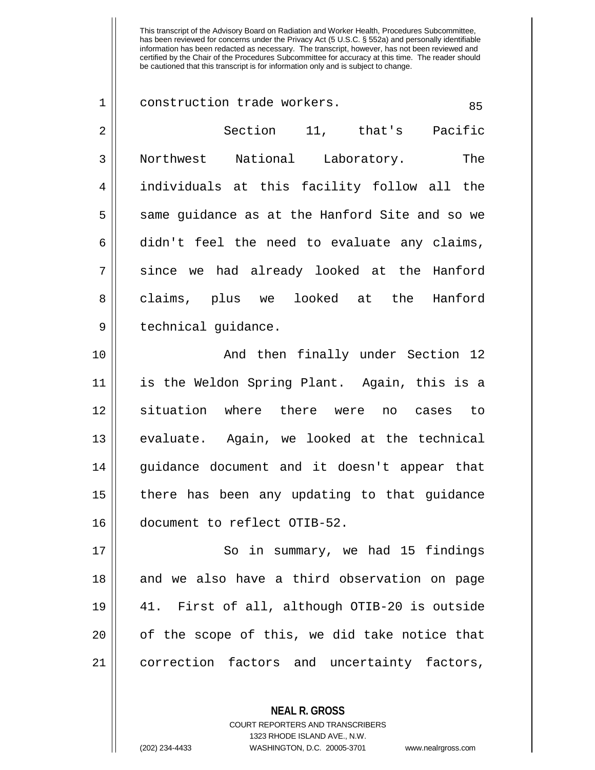construction trade workers.

Section 11, that's Pacific Northwest National Laboratory. The individuals at this facility follow all the same guidance as at the Hanford Site and so we didn't feel the need to evaluate any claims, since we had already looked at the Hanford claims, plus we looked at the Hanford technical guidance.

And then finally under Section 12 is the Weldon Spring Plant. Again, this is a situation where there were no cases to evaluate. Again, we looked at the technical guidance document and it doesn't appear that there has been any updating to that guidance document to reflect OTIB-52.

So in summary, we had 15 findings and we also have a third observation on page 41. First of all, although OTIB-20 is outside of the scope of this, we did take notice that correction factors and uncertainty factors,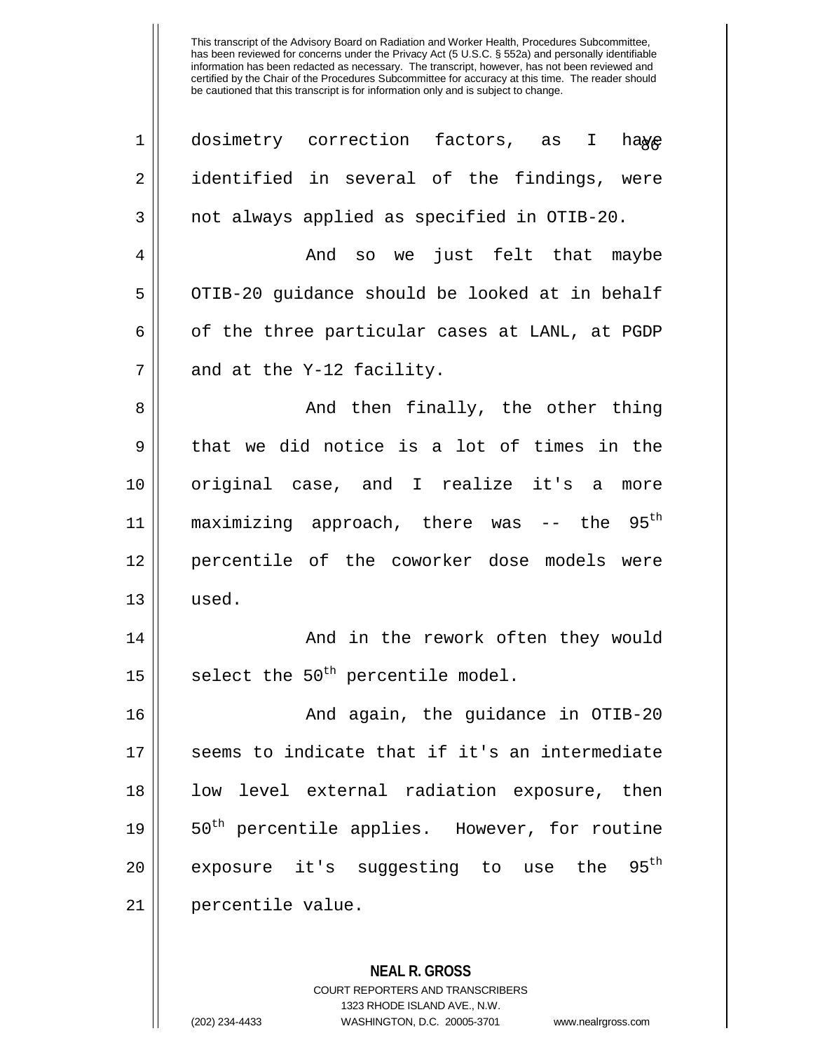This transcript of the Advisory Board on Radiation and Worker Health, Procedures Subcommittee, has been reviewed for concerns under the Privacy Act (5 U.S.C. § 552a) and personally identifiable information has been redacted as necessary. The transcript, however, has not been reviewed and certified by the Chair of the Procedures Subcommittee for accuracy at this time. The reader should be cautioned that this transcript is for information only and is subject to change.

dosimetry correction factors, as I have identified in several of the findings, were not always applied as specified in OTIB-20.

And so we just felt that maybe OTIB-20 guidance should be looked at in behalf of the three particular cases at LANL, at PGDP and at the Y-12 facility.

And then finally, the other thing that we did notice is a lot of times in the original case, and I realize it's a more maximizing approach, there was -- the $95^{th}$ percentile of the coworker dose models were used.

And in the rework often they would select the $50^{th}$ percentile model.

And again, the guidance in OTIB-20 seems to indicate that if it's an intermediate low level external radiation exposure, then $50^{th}$ percentile applies. However, for routine exposure it's suggesting to use the $95^{th}$ percentile value.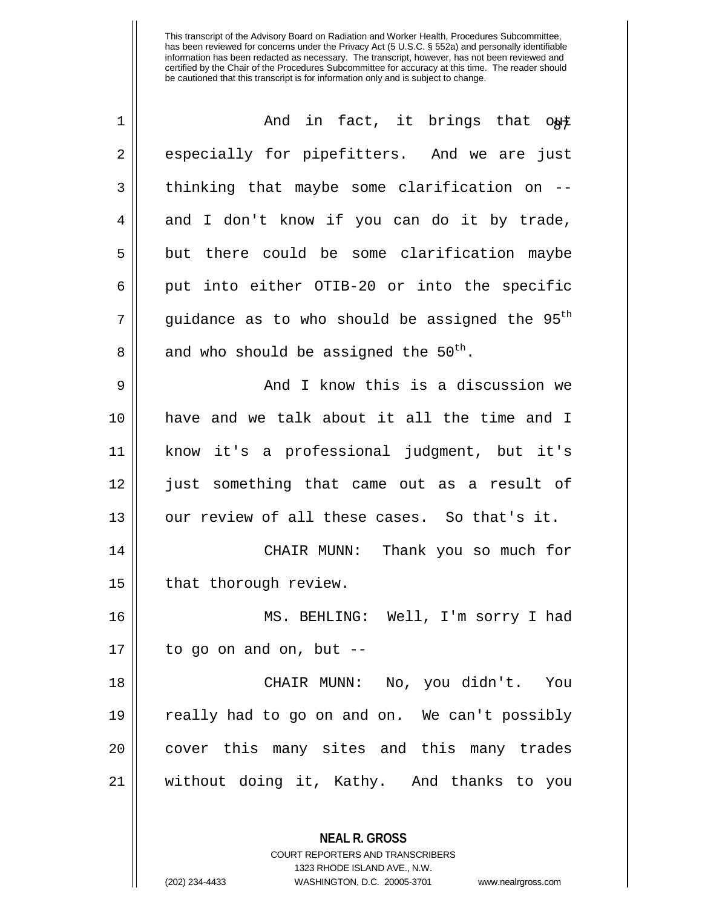This transcript of the Advisory Board on Radiation and Worker Health, Procedures Subcommittee, has been reviewed for concerns under the Privacy Act (5 U.S.C. § 552a) and personally identifiable information has been redacted as necessary. The transcript, however, has not been reviewed and certified by the Chair of the Procedures Subcommittee for accuracy at this time. The reader should be cautioned that this transcript is for information only and is subject to change.

And in fact, it brings that out especially for pipefitters. And we are just thinking that maybe some clarification on -- and I don't know if you can do it by trade, but there could be some clarification maybe put into either OTIB-20 or into the specific guidance as to who should be assigned the $95^{th}$ and who should be assigned the $50^{th}$.

And I know this is a discussion we have and we talk about it all the time and I know it's a professional judgment, but it's just something that came out as a result of our review of all these cases. So that's it.

CHAIR MUNN: Thank you so much for that thorough review.

MS. BEHLING: Well, I'm sorry I had to go on and on, but --

CHAIR MUNN: No, you didn't. You really had to go on and on. We can't possibly cover this many sites and this many trades without doing it, Kathy. And thanks to you

**NEAL R. GROSS**
COURT REPORTERS AND TRANSCRIBERS
1323 RHODE ISLAND AVE., N.W.
(202) 234-4433 WASHINGTON, D.C. 20005-3701 www.nealrgross.com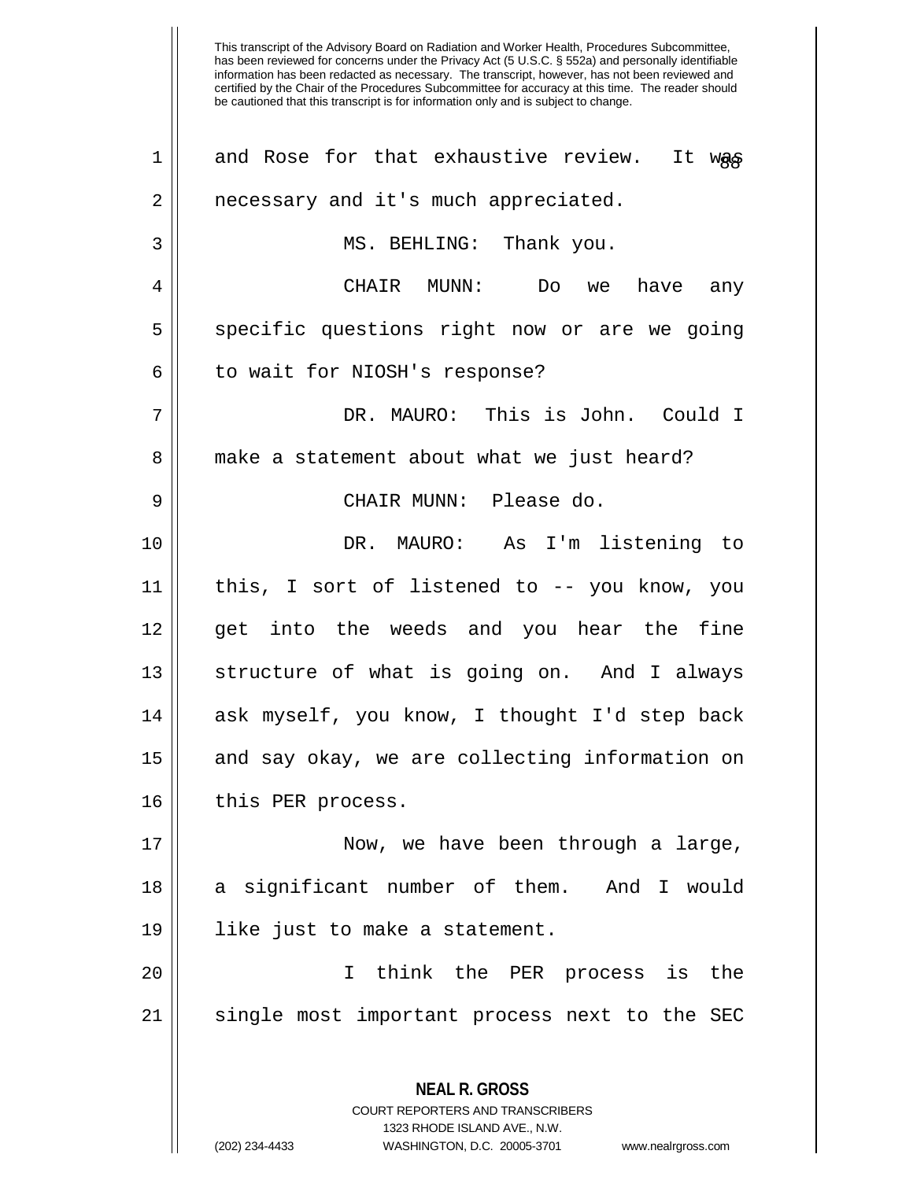This transcript of the Advisory Board on Radiation and Worker Health, Procedures Subcommittee, has been reviewed for concerns under the Privacy Act (5 U.S.C. § 552a) and personally identifiable information has been redacted as necessary. The transcript, however, has not been reviewed and certified by the Chair of the Procedures Subcommittee for accuracy at this time. The reader should be cautioned that this transcript is for information only and is subject to change.

and Rose for that exhaustive review. It was necessary and it's much appreciated.

MS. BEHLING: Thank you.

CHAIR MUNN: Do we have any specific questions right now or are we going to wait for NIOSH's response?

DR. MAURO: This is John. Could I make a statement about what we just heard?

CHAIR MUNN: Please do.

DR. MAURO: As I'm listening to this, I sort of listened to -- you know, you get into the weeds and you hear the fine structure of what is going on. And I always ask myself, you know, I thought I'd step back and say okay, we are collecting information on this PER process.

Now, we have been through a large, a significant number of them. And I would like just to make a statement.

I think the PER process is the single most important process next to the SEC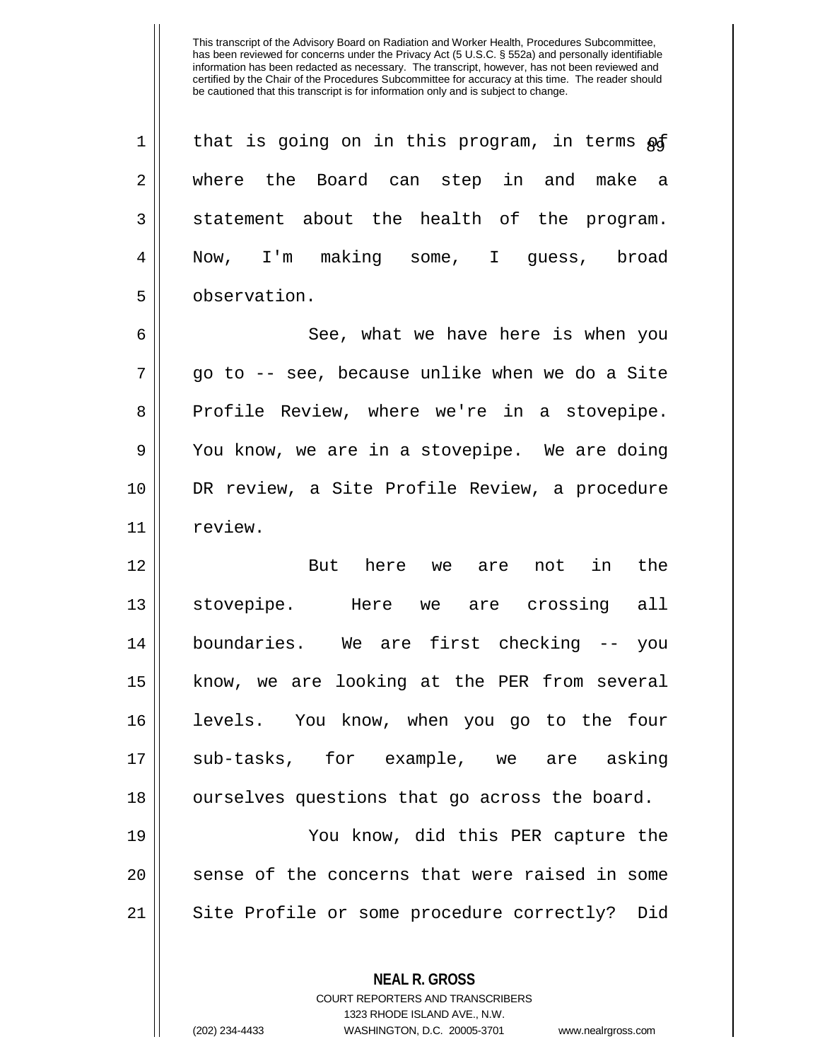This transcript of the Advisory Board on Radiation and Worker Health, Procedures Subcommittee, has been reviewed for concerns under the Privacy Act (5 U.S.C. § 552a) and personally identifiable information has been redacted as necessary. The transcript, however, has not been reviewed and certified by the Chair of the Procedures Subcommittee for accuracy at this time. The reader should be cautioned that this transcript is for information only and is subject to change.

that is going on in this program, in terms of where the Board can step in and make a statement about the health of the program. Now, I'm making some, I guess, broad observation.

See, what we have here is when you go to -- see, because unlike when we do a Site Profile Review, where we're in a stovepipe. You know, we are in a stovepipe. We are doing DR review, a Site Profile Review, a procedure review.

But here we are not in the stovepipe. Here we are crossing all boundaries. We are first checking -- you know, we are looking at the PER from several levels. You know, when you go to the four sub-tasks, for example, we are asking ourselves questions that go across the board.

You know, did this PER capture the sense of the concerns that were raised in some Site Profile or some procedure correctly? Did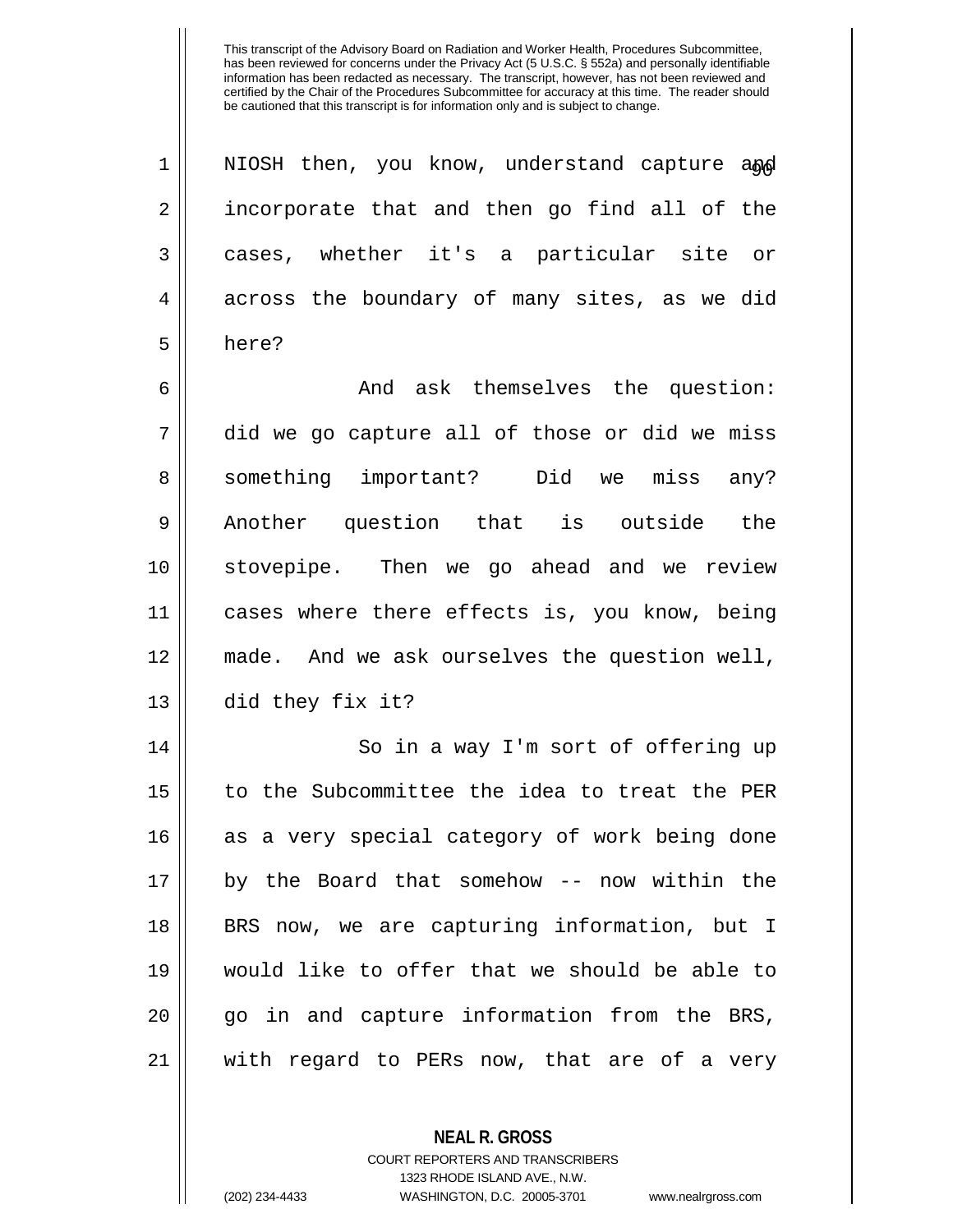NIOSH then, you know, understand capture and incorporate that and then go find all of the cases, whether it's a particular site or across the boundary of many sites, as we did here?

And ask themselves the question: did we go capture all of those or did we miss something important? Did we miss any? Another question that is outside the stovepipe. Then we go ahead and we review cases where there effects is, you know, being made. And we ask ourselves the question well, did they fix it?

So in a way I'm sort of offering up to the Subcommittee the idea to treat the PER as a very special category of work being done by the Board that somehow -- now within the BRS now, we are capturing information, but I would like to offer that we should be able to go in and capture information from the BRS, with regard to PERs now, that are of a very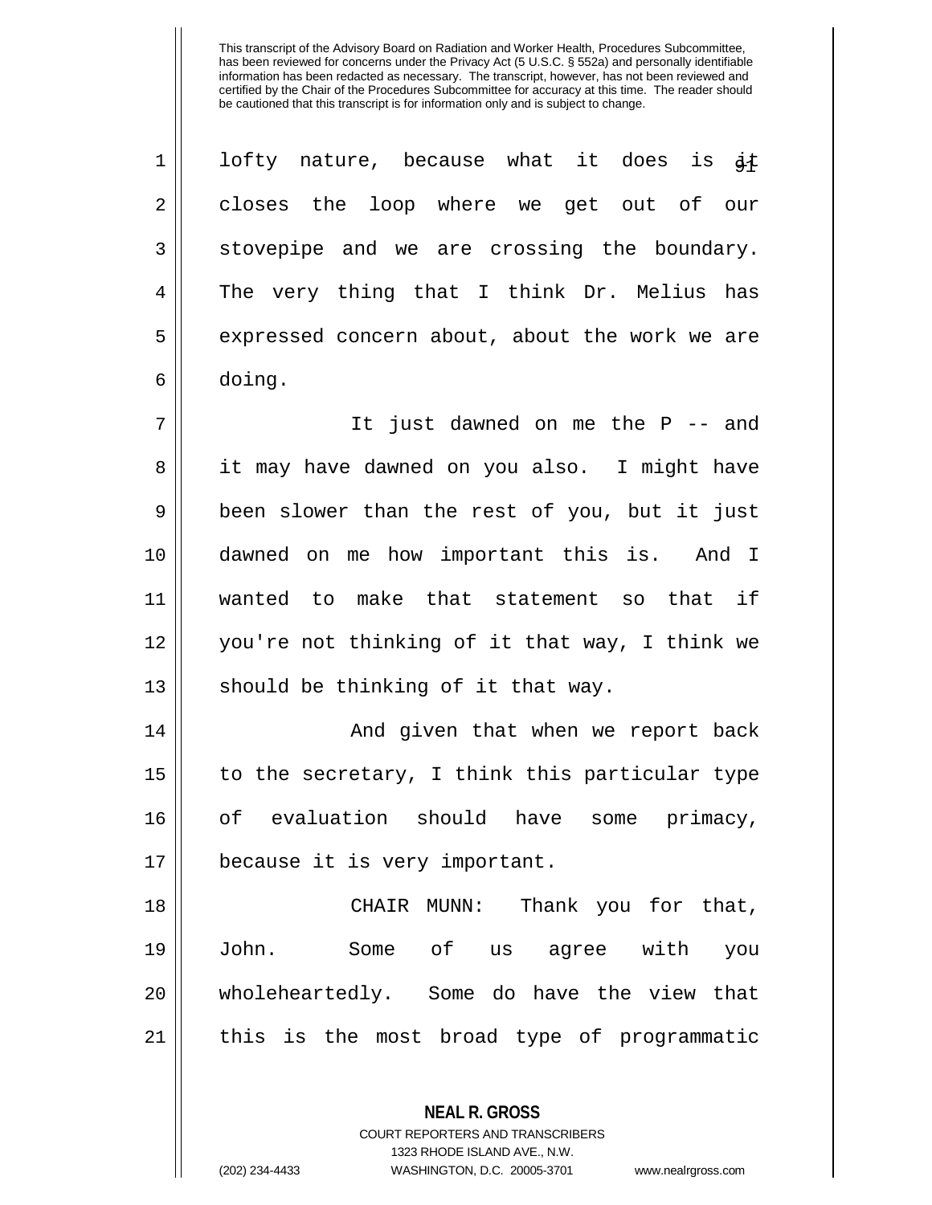This transcript of the Advisory Board on Radiation and Worker Health, Procedures Subcommittee, has been reviewed for concerns under the Privacy Act (5 U.S.C. § 552a) and personally identifiable information has been redacted as necessary. The transcript, however, has not been reviewed and certified by the Chair of the Procedures Subcommittee for accuracy at this time. The reader should be cautioned that this transcript is for information only and is subject to change.

lofty nature, because what it does is it closes the loop where we get out of our stovepipe and we are crossing the boundary. The very thing that I think Dr. Melius has expressed concern about, about the work we are doing.

It just dawned on me the P -- and it may have dawned on you also. I might have been slower than the rest of you, but it just dawned on me how important this is. And I wanted to make that statement so that if you're not thinking of it that way, I think we should be thinking of it that way.

And given that when we report back to the secretary, I think this particular type of evaluation should have some primacy, because it is very important.

CHAIR MUNN: Thank you for that, John. Some of us agree with you wholeheartedly. Some do have the view that this is the most broad type of programmatic

**NEAL R. GROSS**
COURT REPORTERS AND TRANSCRIBERS
1323 RHODE ISLAND AVE., N.W.
(202) 234-4433 WASHINGTON, D.C. 20005-3701 www.nealrgross.com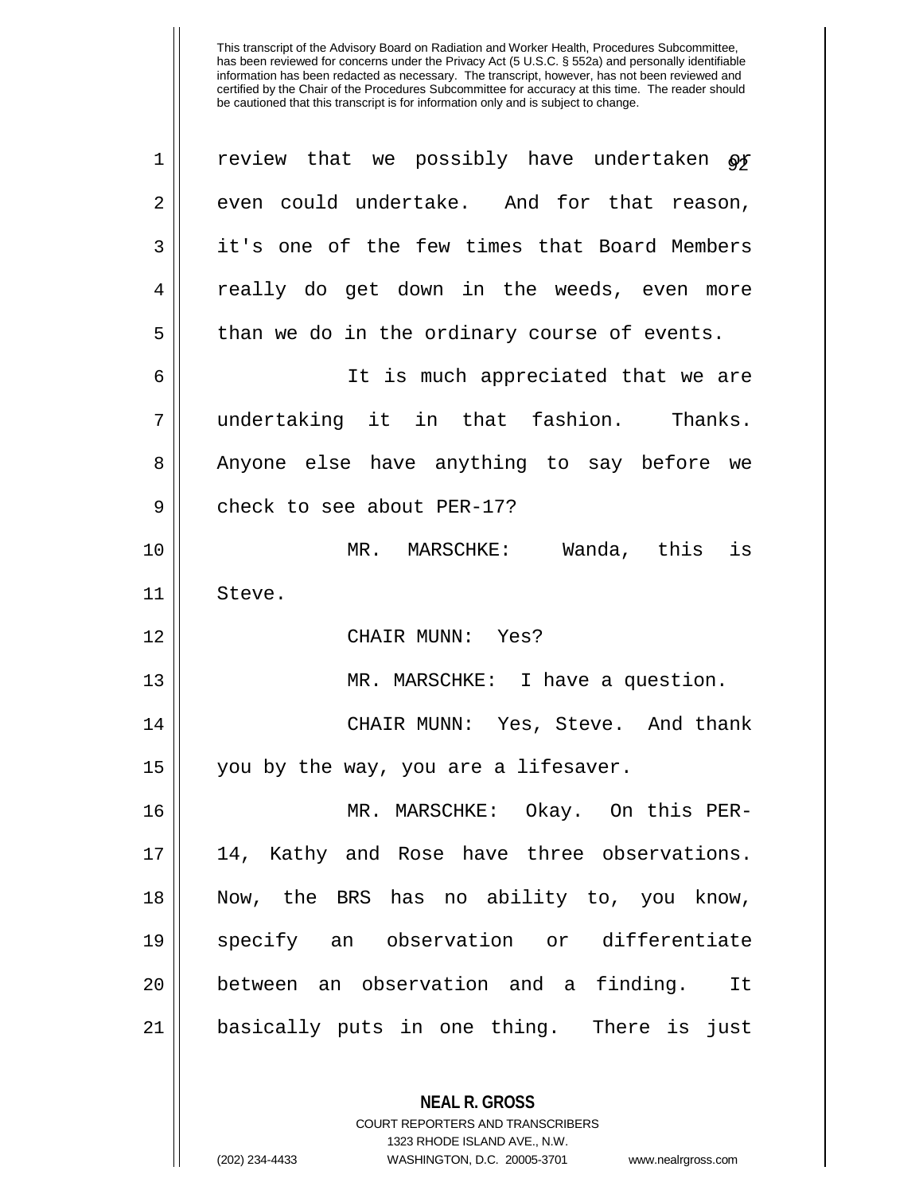review that we possibly have undertaken or even could undertake. And for that reason, it's one of the few times that Board Members really do get down in the weeds, even more than we do in the ordinary course of events.

It is much appreciated that we are undertaking it in that fashion. Thanks. Anyone else have anything to say before we check to see about PER-17?

MR. MARSCHKE: Wanda, this is Steve.

CHAIR MUNN: Yes?

MR. MARSCHKE: I have a question.

CHAIR MUNN: Yes, Steve. And thank you by the way, you are a lifesaver.

MR. MARSCHKE: Okay. On this PER-14, Kathy and Rose have three observations. Now, the BRS has no ability to, you know, specify an observation or differentiate between an observation and a finding. It basically puts in one thing. There is just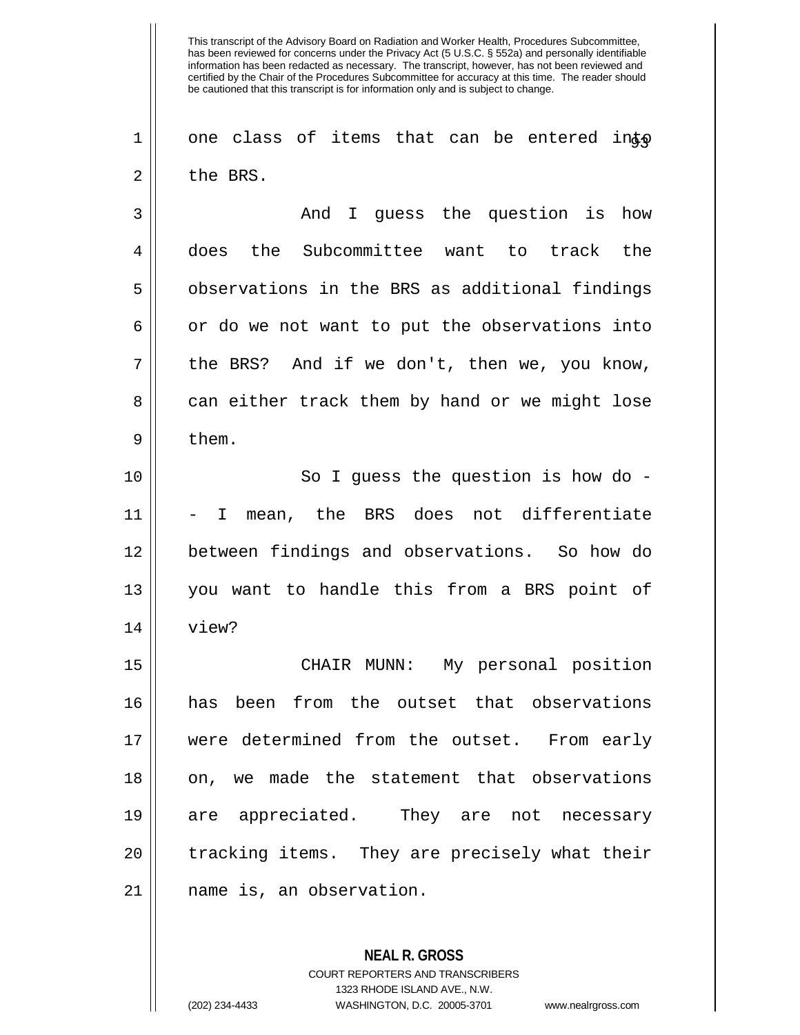This transcript of the Advisory Board on Radiation and Worker Health, Procedures Subcommittee, has been reviewed for concerns under the Privacy Act (5 U.S.C. § 552a) and personally identifiable information has been redacted as necessary. The transcript, however, has not been reviewed and certified by the Chair of the Procedures Subcommittee for accuracy at this time. The reader should be cautioned that this transcript is for information only and is subject to change.

one class of items that can be entered into the BRS.

And I guess the question is how does the Subcommittee want to track the observations in the BRS as additional findings or do we not want to put the observations into the BRS? And if we don't, then we, you know, can either track them by hand or we might lose them.

So I guess the question is how do -- I mean, the BRS does not differentiate between findings and observations. So how do you want to handle this from a BRS point of view?

CHAIR MUNN: My personal position has been from the outset that observations were determined from the outset. From early on, we made the statement that observations are appreciated. They are not necessary tracking items. They are precisely what their name is, an observation.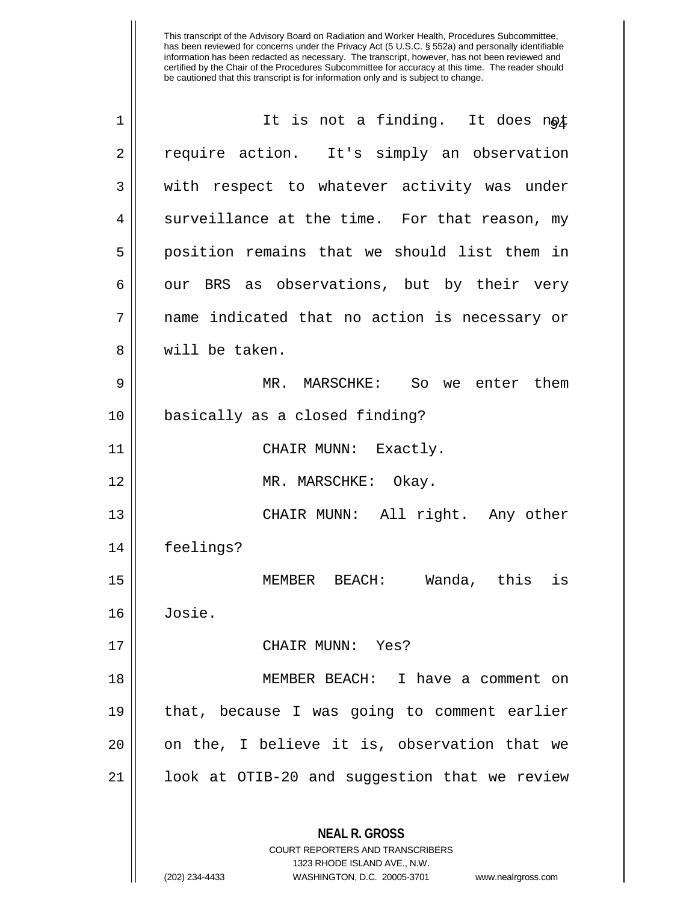It is not a finding. It does not require action. It's simply an observation with respect to whatever activity was under surveillance at the time. For that reason, my position remains that we should list them in our BRS as observations, but by their very name indicated that no action is necessary or will be taken.

MR. MARSCHKE: So we enter them basically as a closed finding?

CHAIR MUNN: Exactly.

MR. MARSCHKE: Okay.

CHAIR MUNN: All right. Any other feelings?

MEMBER BEACH: Wanda, this is Josie.

CHAIR MUNN: Yes?

MEMBER BEACH: I have a comment on that, because I was going to comment earlier on the, I believe it is, observation that we look at OTIB-20 and suggestion that we review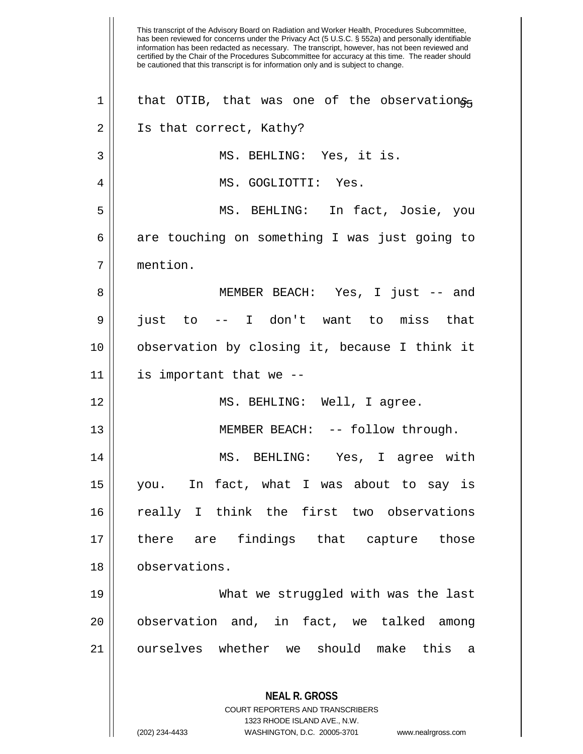that OTIB, that was one of the observations. Is that correct, Kathy?

MS. BEHLING: Yes, it is.

MS. GOGLIOTTI: Yes.

MS. BEHLING: In fact, Josie, you are touching on something I was just going to mention.

MEMBER BEACH: Yes, I just -- and just to -- I don't want to miss that observation by closing it, because I think it is important that we --

MS. BEHLING: Well, I agree.

MEMBER BEACH: -- follow through.

MS. BEHLING: Yes, I agree with you. In fact, what I was about to say is really I think the first two observations there are findings that capture those observations.

What we struggled with was the last observation and, in fact, we talked among ourselves whether we should make this a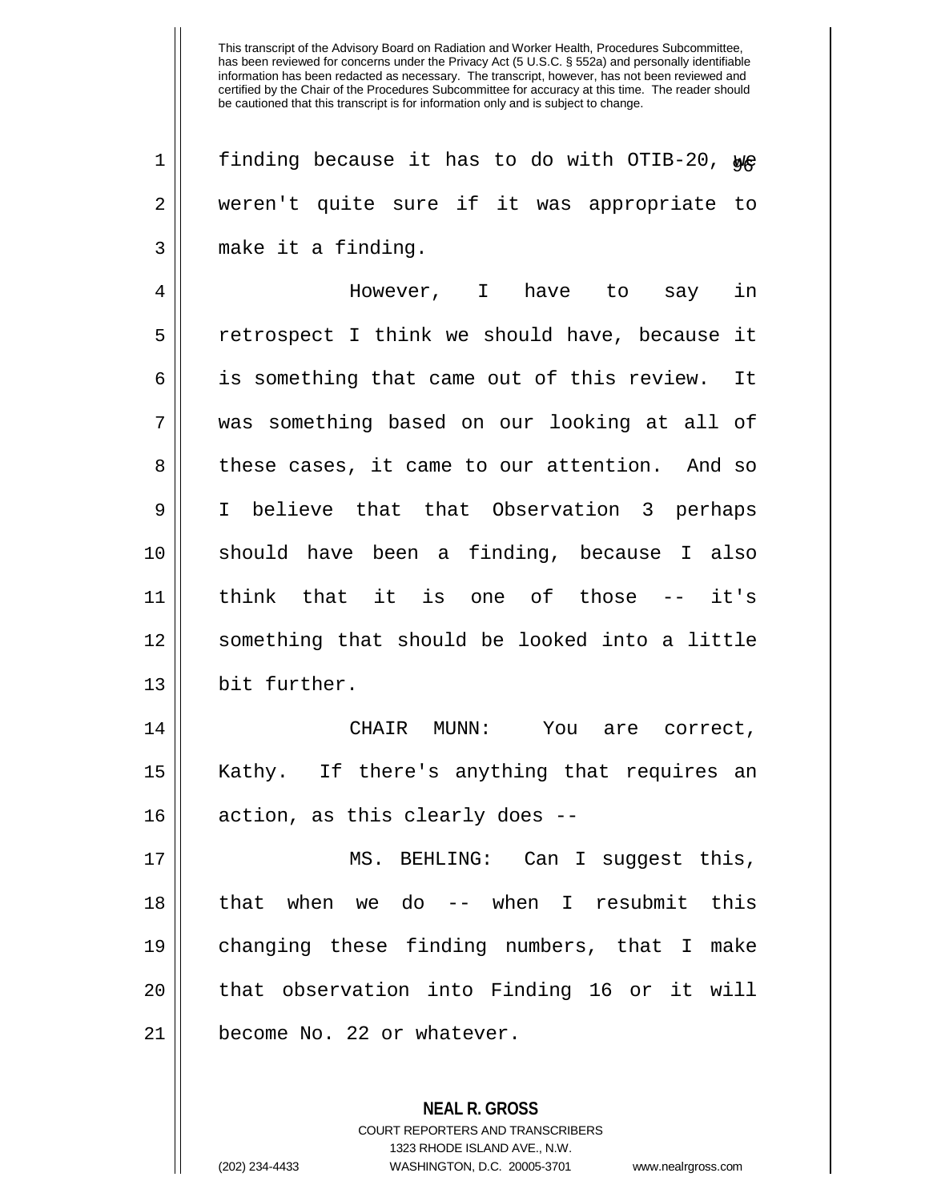finding because it has to do with OTIB-20, we weren't quite sure if it was appropriate to make it a finding.

However, I have to say in retrospect I think we should have, because it is something that came out of this review. It was something based on our looking at all of these cases, it came to our attention. And so I believe that that Observation 3 perhaps should have been a finding, because I also think that it is one of those -- it's something that should be looked into a little bit further.

CHAIR MUNN: You are correct, Kathy. If there's anything that requires an action, as this clearly does --

MS. BEHLING: Can I suggest this, that when we do -- when I resubmit this changing these finding numbers, that I make that observation into Finding 16 or it will become No. 22 or whatever.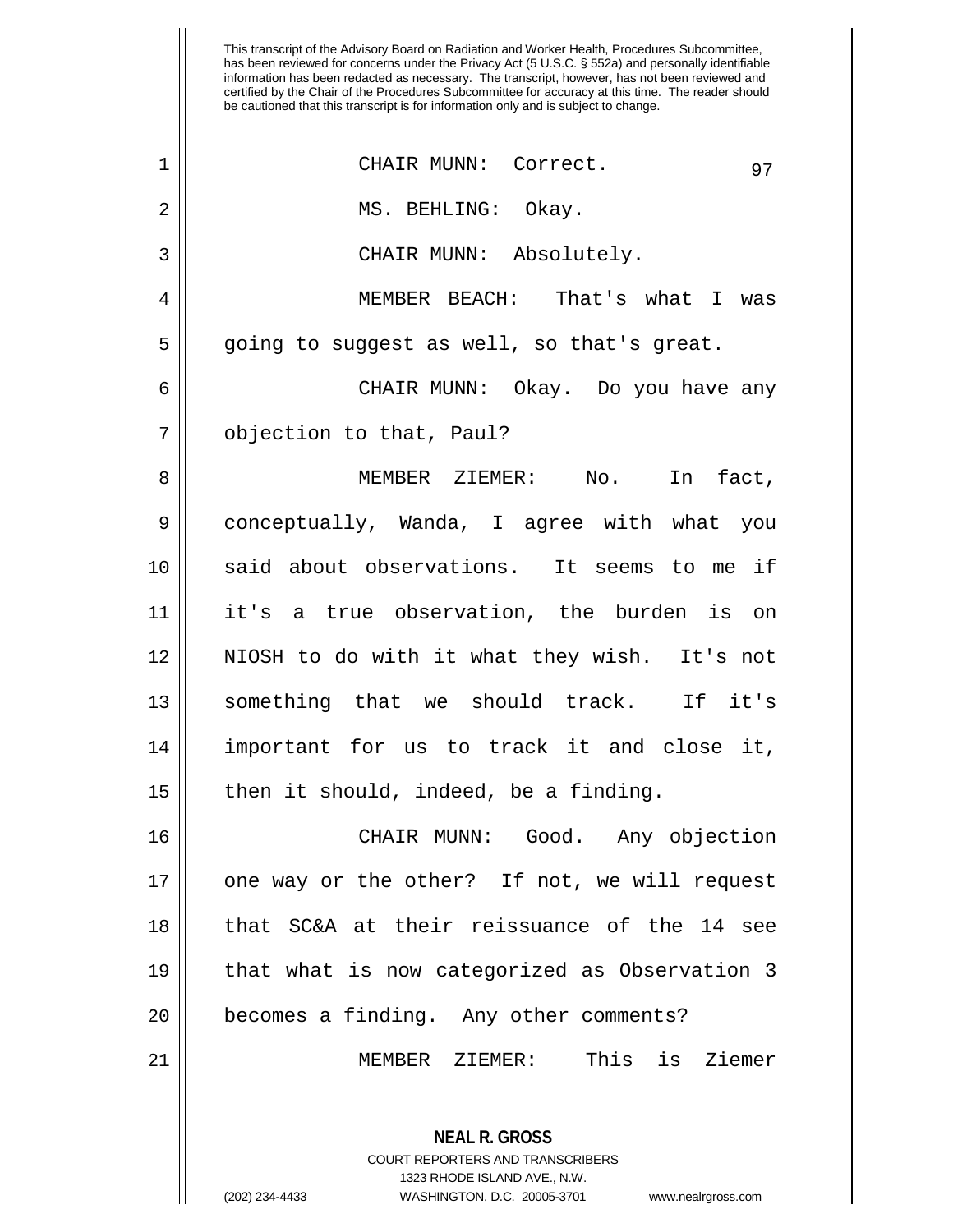This transcript of the Advisory Board on Radiation and Worker Health, Procedures Subcommittee, has been reviewed for concerns under the Privacy Act (5 U.S.C. § 552a) and personally identifiable information has been redacted as necessary. The transcript, however, has not been reviewed and certified by the Chair of the Procedures Subcommittee for accuracy at this time. The reader should be cautioned that this transcript is for information only and is subject to change.

CHAIR MUNN: Correct.

MS. BEHLING: Okay.

CHAIR MUNN: Absolutely.

MEMBER BEACH: That's what I was going to suggest as well, so that's great.

CHAIR MUNN: Okay. Do you have any objection to that, Paul?

MEMBER ZIEMER: No. In fact, conceptually, Wanda, I agree with what you said about observations. It seems to me if it's a true observation, the burden is on NIOSH to do with it what they wish. It's not something that we should track. If it's important for us to track it and close it, then it should, indeed, be a finding.

CHAIR MUNN: Good. Any objection one way or the other? If not, we will request that SC&A at their reissuance of the 14 see that what is now categorized as Observation 3 becomes a finding. Any other comments?

MEMBER ZIEMER: This is Ziemer

**NEAL R. GROSS**
COURT REPORTERS AND TRANSCRIBERS
1323 RHODE ISLAND AVE., N.W.
(202) 234-4433 WASHINGTON, D.C. 20005-3701 www.nealrgross.com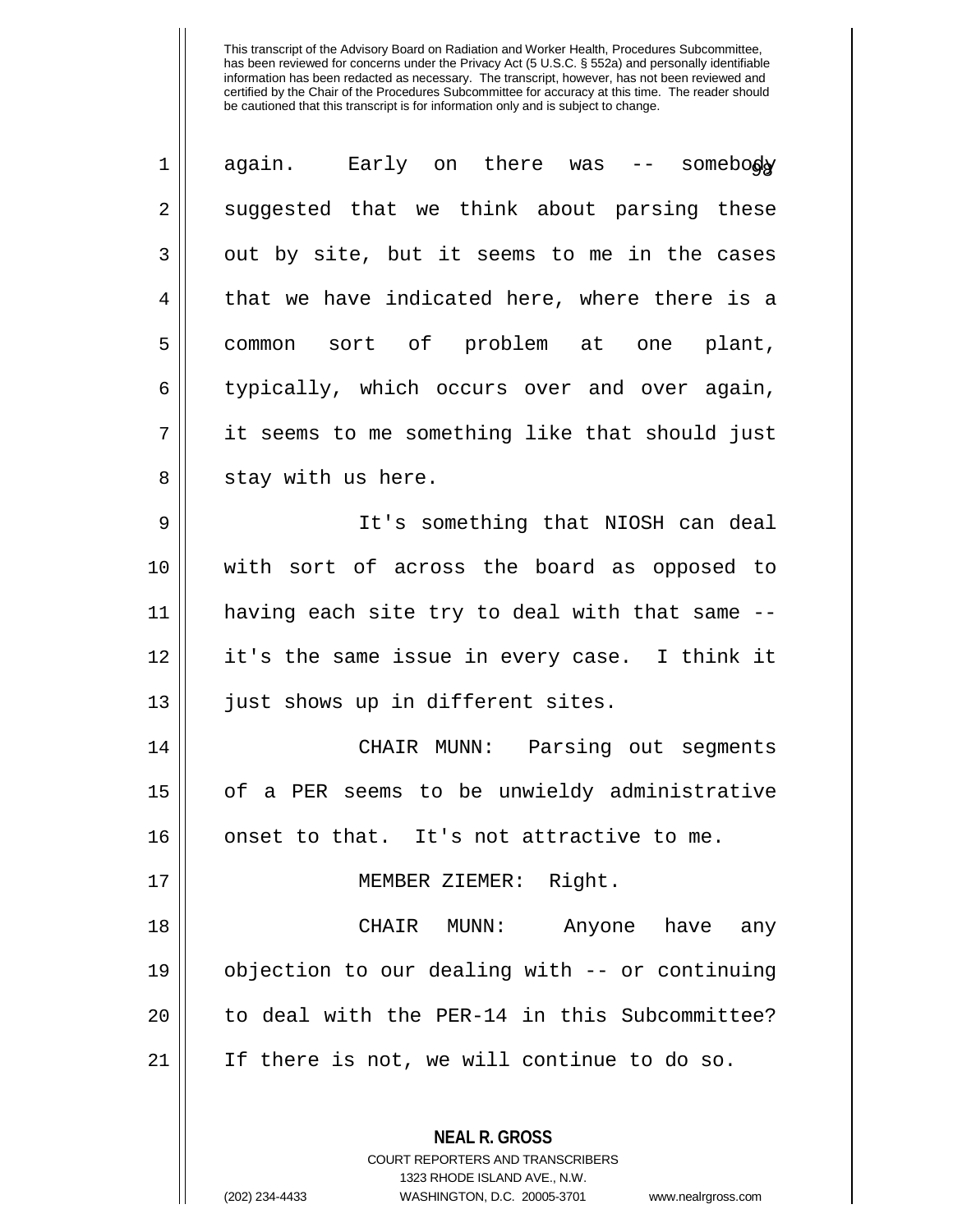again. Early on there was -- somebody suggested that we think about parsing these out by site, but it seems to me in the cases that we have indicated here, where there is a common sort of problem at one plant, typically, which occurs over and over again, it seems to me something like that should just stay with us here.

It's something that NIOSH can deal with sort of across the board as opposed to having each site try to deal with that same -- it's the same issue in every case. I think it just shows up in different sites.

CHAIR MUNN: Parsing out segments of a PER seems to be unwieldy administrative onset to that. It's not attractive to me.

MEMBER ZIEMER: Right.

CHAIR MUNN: Anyone have any objection to our dealing with -- or continuing to deal with the PER-14 in this Subcommittee? If there is not, we will continue to do so.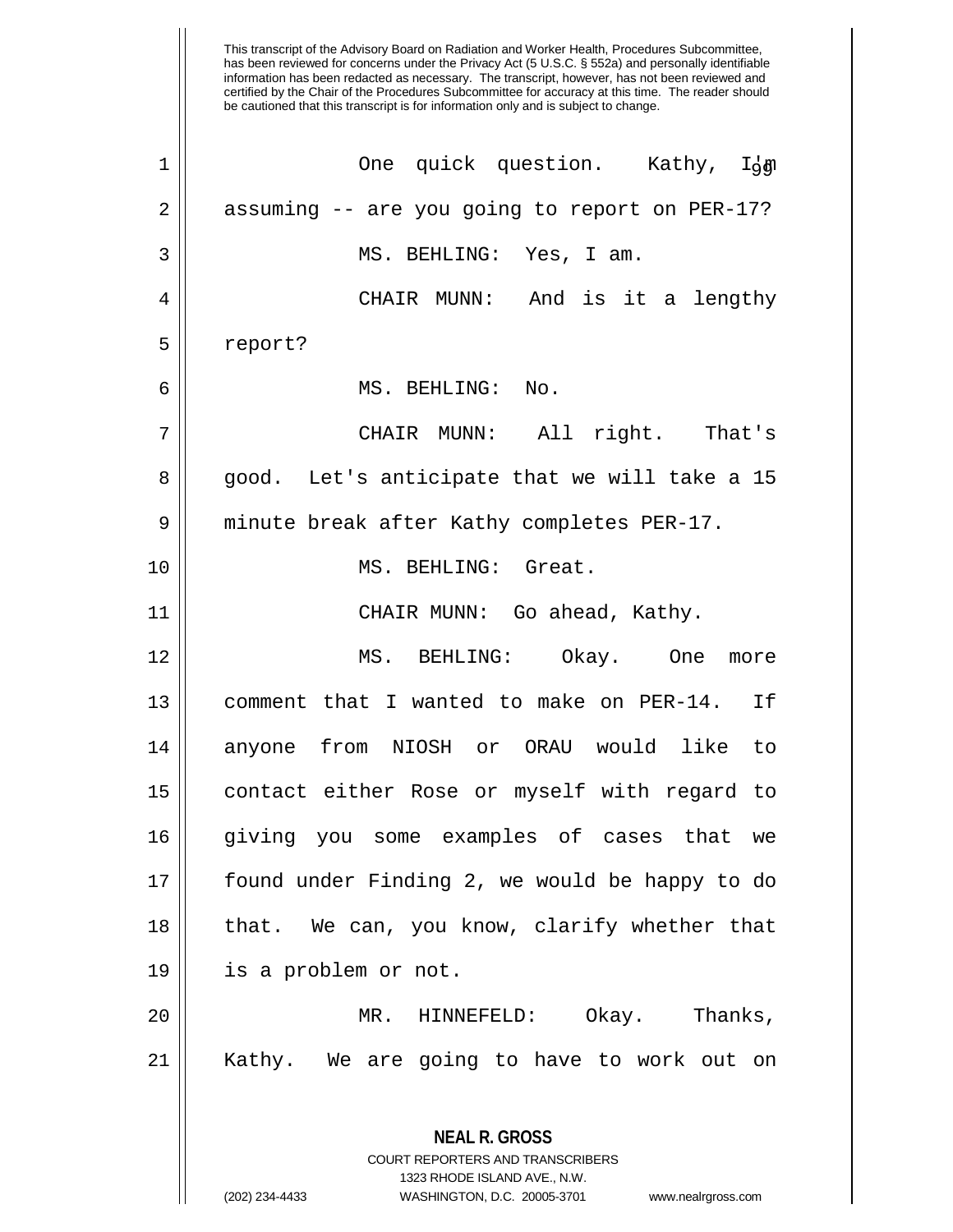One quick question. Kathy, I'm assuming -- are you going to report on PER-17?

MS. BEHLING: Yes, I am.

CHAIR MUNN: And is it a lengthy report?

MS. BEHLING: No.

CHAIR MUNN: All right. That's good. Let's anticipate that we will take a 15 minute break after Kathy completes PER-17.

MS. BEHLING: Great.

CHAIR MUNN: Go ahead, Kathy.

MS. BEHLING: Okay. One more comment that I wanted to make on PER-14. If anyone from NIOSH or ORAU would like to contact either Rose or myself with regard to giving you some examples of cases that we found under Finding 2, we would be happy to do that. We can, you know, clarify whether that is a problem or not.

MR. HINNEFELD: Okay. Thanks, Kathy. We are going to have to work out on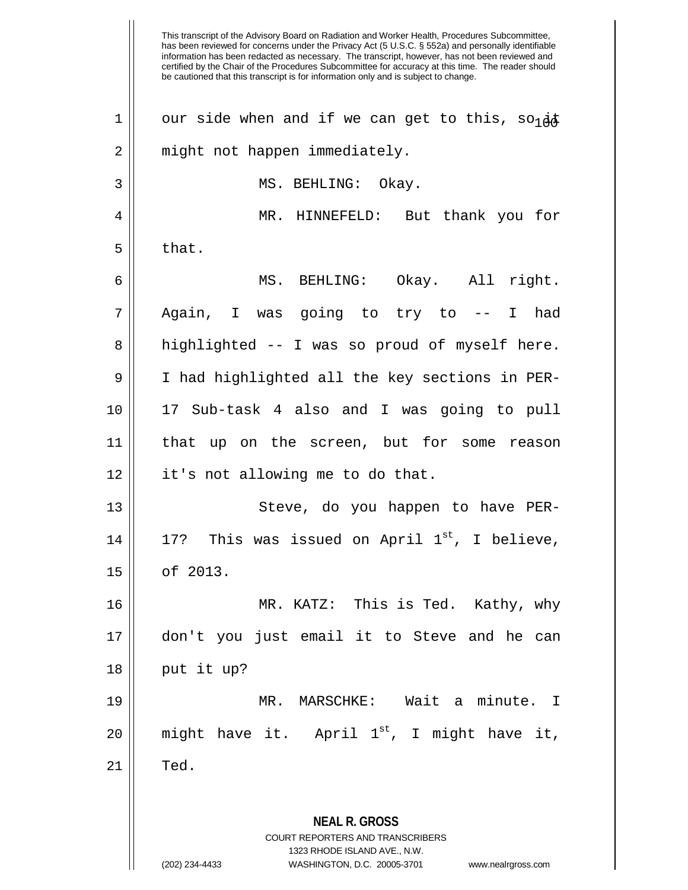This transcript of the Advisory Board on Radiation and Worker Health, Procedures Subcommittee, has been reviewed for concerns under the Privacy Act (5 U.S.C. § 552a) and personally identifiable information has been redacted as necessary. The transcript, however, has not been reviewed and certified by the Chair of the Procedures Subcommittee for accuracy at this time. The reader should be cautioned that this transcript is for information only and is subject to change.

our side when and if we can get to this, so it might not happen immediately.

MS. BEHLING: Okay.

MR. HINNEFELD: But thank you for that.

MS. BEHLING: Okay. All right. Again, I was going to try to -- I had highlighted -- I was so proud of myself here. I had highlighted all the key sections in PER-17 Sub-task 4 also and I was going to pull that up on the screen, but for some reason it's not allowing me to do that.

Steve, do you happen to have PER-17? This was issued on April 1st, I believe, of 2013.

MR. KATZ: This is Ted. Kathy, why don't you just email it to Steve and he can put it up?

MR. MARSCHKE: Wait a minute. I might have it. April 1st, I might have it, Ted.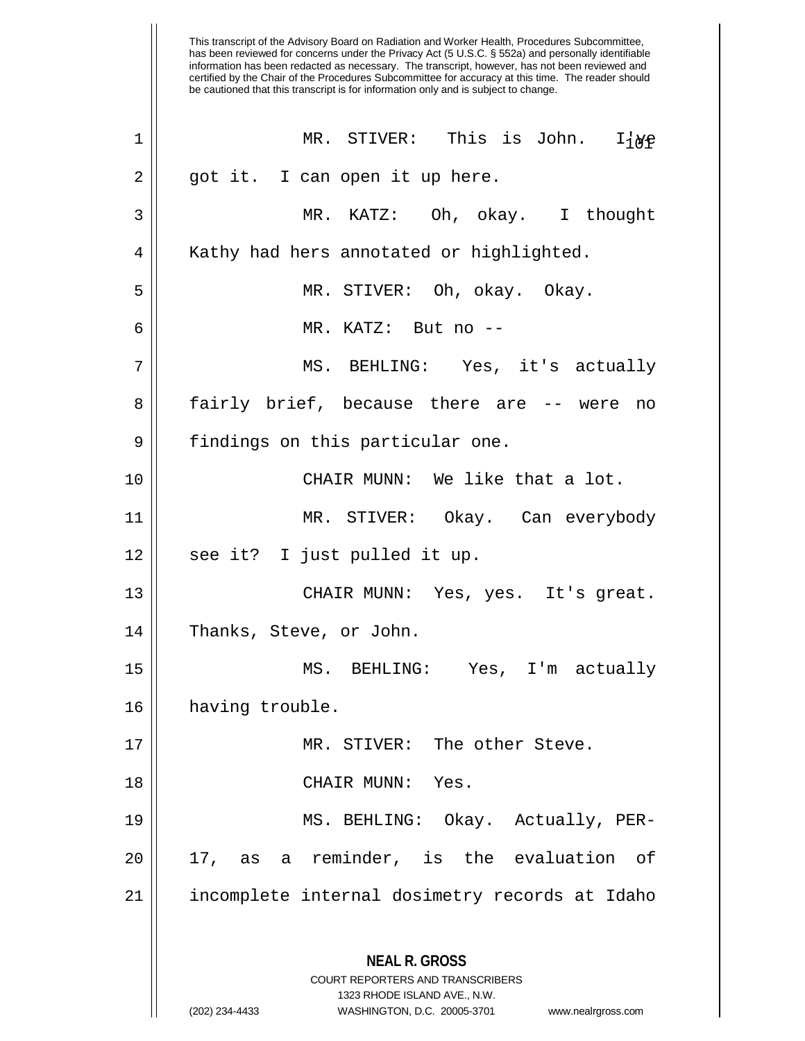MR. STIVER: This is John. I've got it. I can open it up here.

MR. KATZ: Oh, okay. I thought Kathy had hers annotated or highlighted.

MR. STIVER: Oh, okay. Okay.

MR. KATZ: But no --

MS. BEHLING: Yes, it's actually fairly brief, because there are -- were no findings on this particular one.

CHAIR MUNN: We like that a lot.

MR. STIVER: Okay. Can everybody see it? I just pulled it up.

CHAIR MUNN: Yes, yes. It's great. Thanks, Steve, or John.

MS. BEHLING: Yes, I'm actually having trouble.

MR. STIVER: The other Steve.

CHAIR MUNN: Yes.

MS. BEHLING: Okay. Actually, PER-17, as a reminder, is the evaluation of incomplete internal dosimetry records at Idaho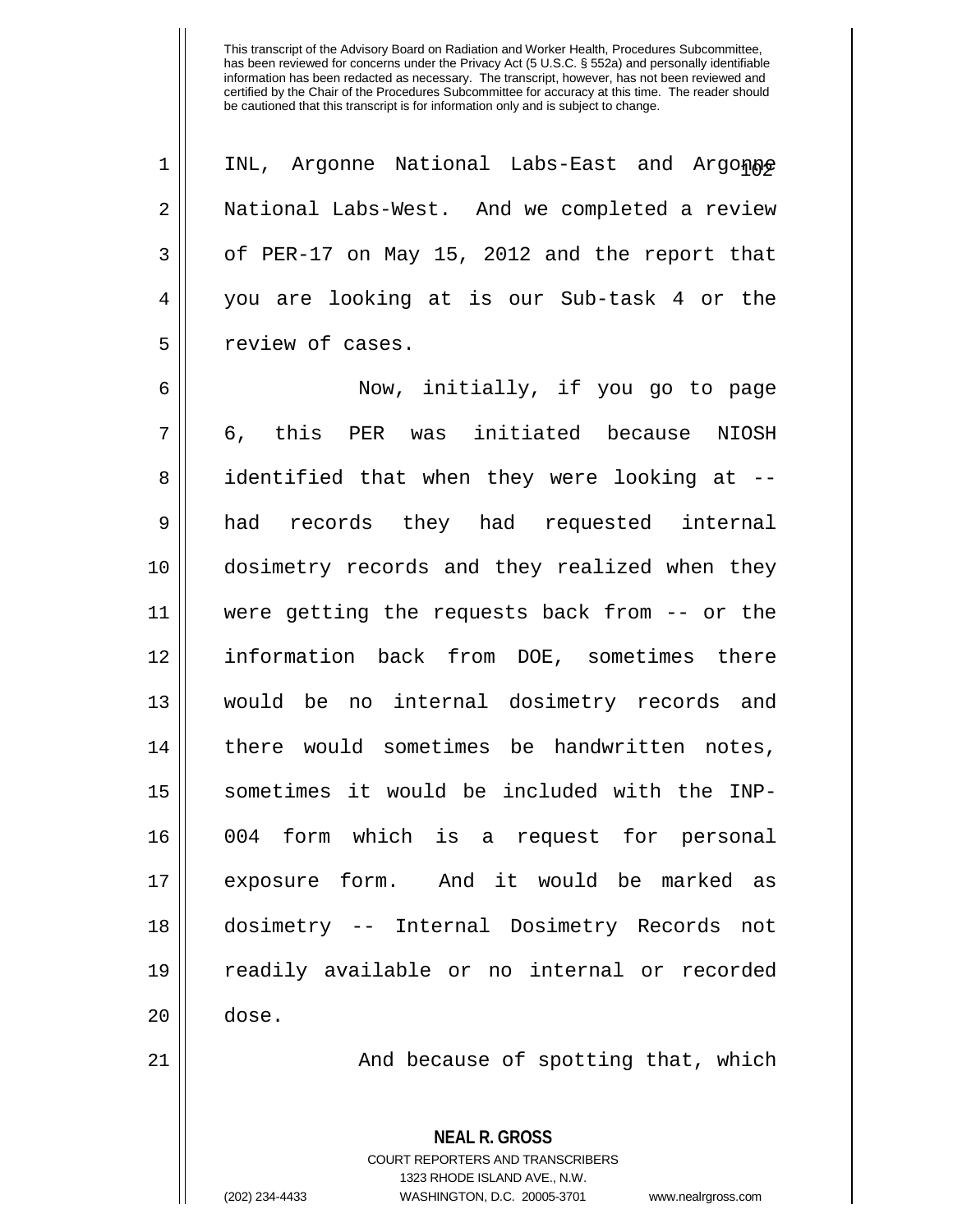This transcript of the Advisory Board on Radiation and Worker Health, Procedures Subcommittee, has been reviewed for concerns under the Privacy Act (5 U.S.C. § 552a) and personally identifiable information has been redacted as necessary. The transcript, however, has not been reviewed and certified by the Chair of the Procedures Subcommittee for accuracy at this time. The reader should be cautioned that this transcript is for information only and is subject to change.

INL, Argonne National Labs-East and Argonne National Labs-West. And we completed a review of PER-17 on May 15, 2012 and the report that you are looking at is our Sub-task 4 or the review of cases.

Now, initially, if you go to page 6, this PER was initiated because NIOSH identified that when they were looking at -- had records they had requested internal dosimetry records and they realized when they were getting the requests back from -- or the information back from DOE, sometimes there would be no internal dosimetry records and there would sometimes be handwritten notes, sometimes it would be included with the INP-004 form which is a request for personal exposure form. And it would be marked as dosimetry -- Internal Dosimetry Records not readily available or no internal or recorded dose.

And because of spotting that, which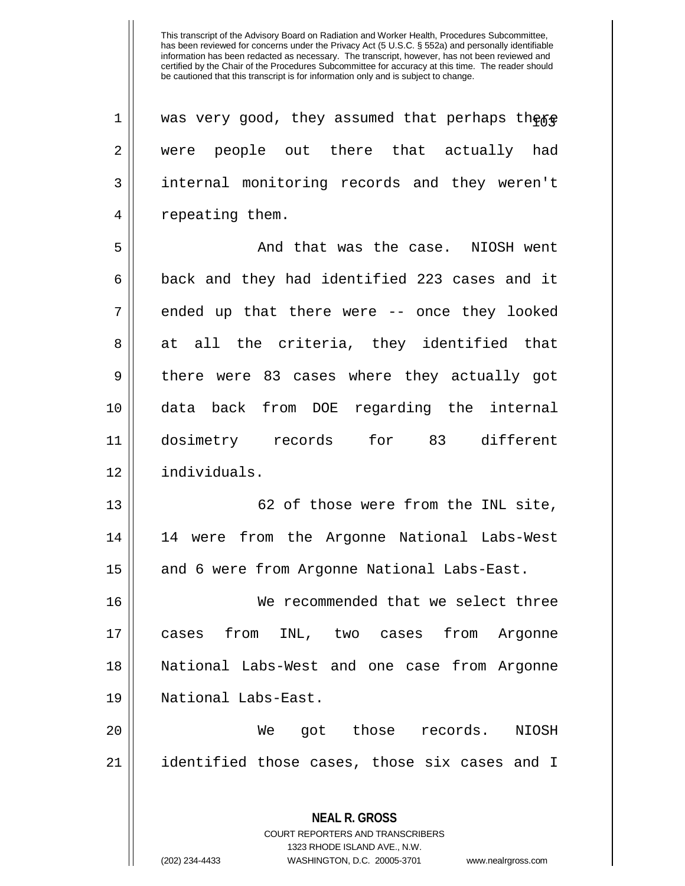This transcript of the Advisory Board on Radiation and Worker Health, Procedures Subcommittee, has been reviewed for concerns under the Privacy Act (5 U.S.C. § 552a) and personally identifiable information has been redacted as necessary. The transcript, however, has not been reviewed and certified by the Chair of the Procedures Subcommittee for accuracy at this time. The reader should be cautioned that this transcript is for information only and is subject to change.

was very good, they assumed that perhaps there were people out there that actually had internal monitoring records and they weren't repeating them.

And that was the case. NIOSH went back and they had identified 223 cases and it ended up that there were -- once they looked at all the criteria, they identified that there were 83 cases where they actually got data back from DOE regarding the internal dosimetry records for 83 different individuals.

62 of those were from the INL site, 14 were from the Argonne National Labs-West and 6 were from Argonne National Labs-East.

We recommended that we select three cases from INL, two cases from Argonne National Labs-West and one case from Argonne National Labs-East.

We got those records. NIOSH identified those cases, those six cases and I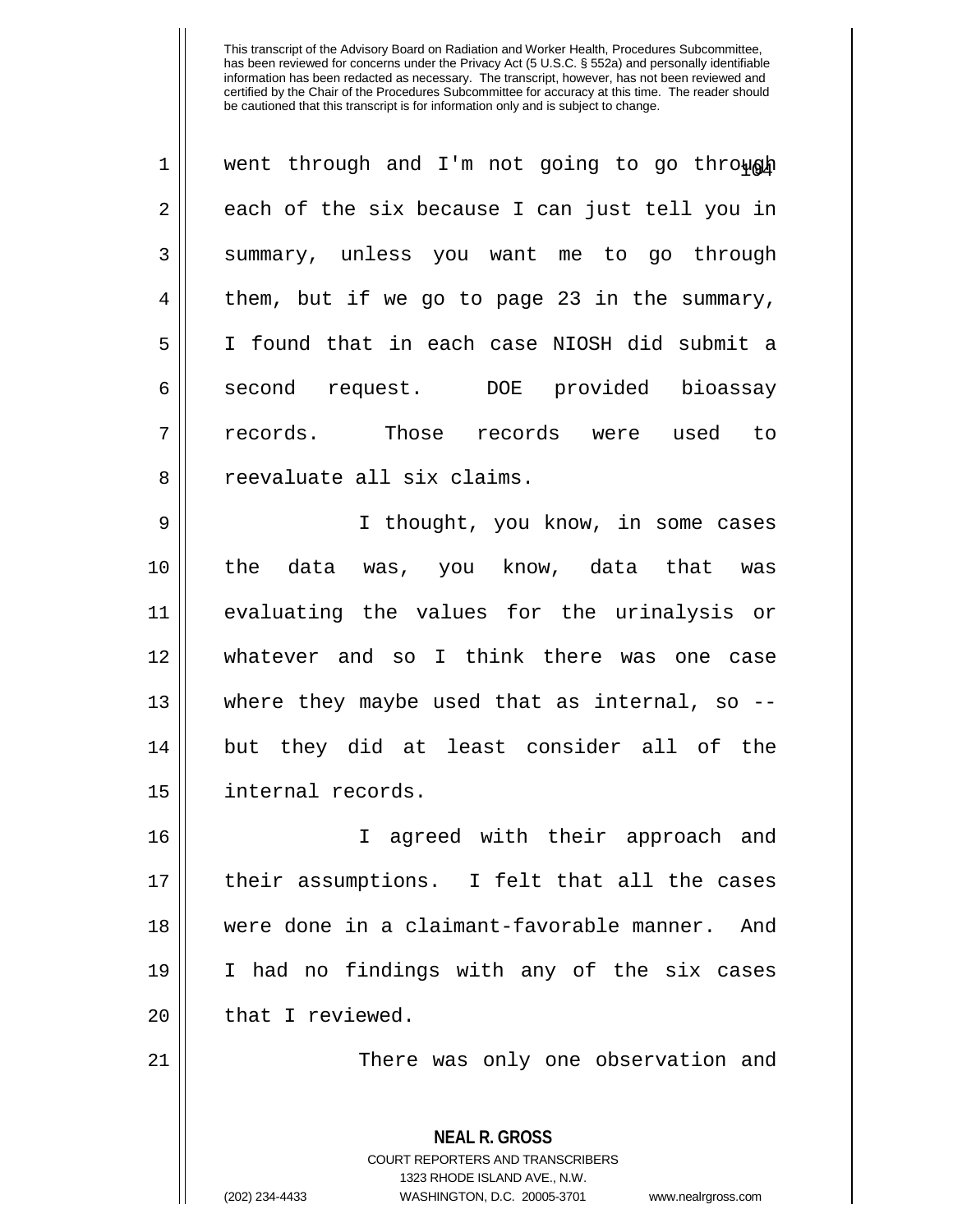This transcript of the Advisory Board on Radiation and Worker Health, Procedures Subcommittee, has been reviewed for concerns under the Privacy Act (5 U.S.C. § 552a) and personally identifiable information has been redacted as necessary. The transcript, however, has not been reviewed and certified by the Chair of the Procedures Subcommittee for accuracy at this time. The reader should be cautioned that this transcript is for information only and is subject to change.

went through and I'm not going to go through each of the six because I can just tell you in summary, unless you want me to go through them, but if we go to page 23 in the summary, I found that in each case NIOSH did submit a second request. DOE provided bioassay records. Those records were used to reevaluate all six claims.

I thought, you know, in some cases the data was, you know, data that was evaluating the values for the urinalysis or whatever and so I think there was one case where they maybe used that as internal, so -- but they did at least consider all of the internal records.

I agreed with their approach and their assumptions. I felt that all the cases were done in a claimant-favorable manner. And I had no findings with any of the six cases that I reviewed.

There was only one observation and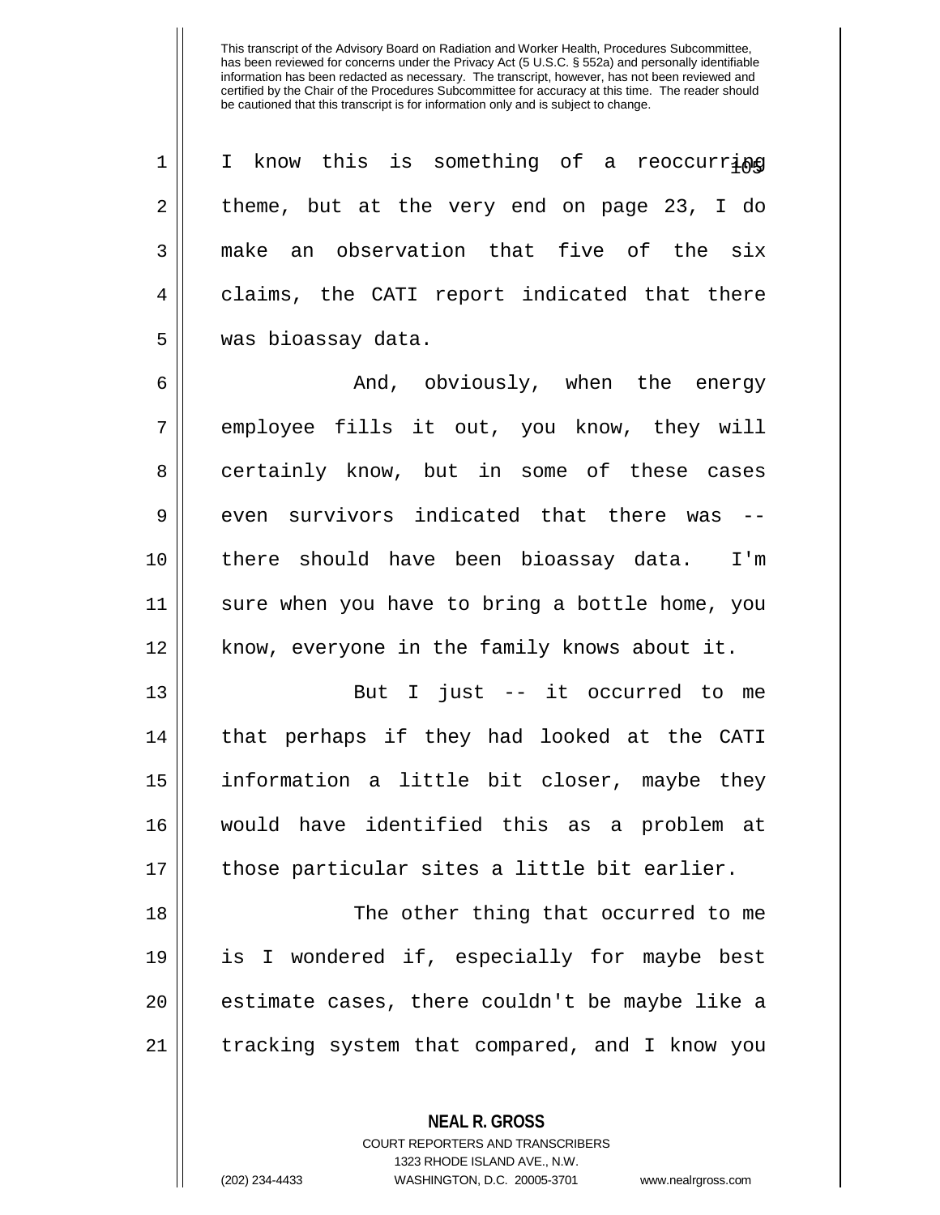This transcript of the Advisory Board on Radiation and Worker Health, Procedures Subcommittee, has been reviewed for concerns under the Privacy Act (5 U.S.C. § 552a) and personally identifiable information has been redacted as necessary. The transcript, however, has not been reviewed and certified by the Chair of the Procedures Subcommittee for accuracy at this time. The reader should be cautioned that this transcript is for information only and is subject to change.

I know this is something of a reoccurring theme, but at the very end on page 23, I do make an observation that five of the six claims, the CATI report indicated that there was bioassay data.

And, obviously, when the energy employee fills it out, you know, they will certainly know, but in some of these cases even survivors indicated that there was -- there should have been bioassay data. I'm sure when you have to bring a bottle home, you know, everyone in the family knows about it.

But I just -- it occurred to me that perhaps if they had looked at the CATI information a little bit closer, maybe they would have identified this as a problem at those particular sites a little bit earlier.

The other thing that occurred to me is I wondered if, especially for maybe best estimate cases, there couldn't be maybe like a tracking system that compared, and I know you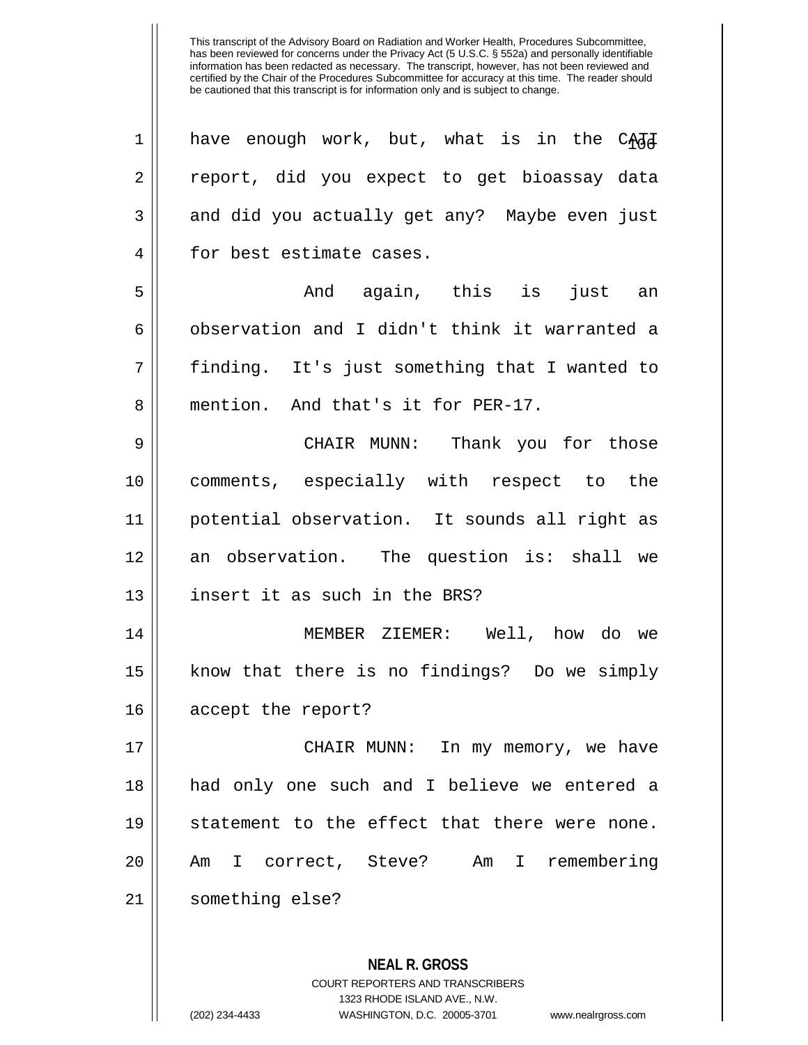This transcript of the Advisory Board on Radiation and Worker Health, Procedures Subcommittee, has been reviewed for concerns under the Privacy Act (5 U.S.C. § 552a) and personally identifiable information has been redacted as necessary. The transcript, however, has not been reviewed and certified by the Chair of the Procedures Subcommittee for accuracy at this time. The reader should be cautioned that this transcript is for information only and is subject to change.

have enough work, but, what is in the CATI report, did you expect to get bioassay data and did you actually get any? Maybe even just for best estimate cases.

And again, this is just an observation and I didn't think it warranted a finding. It's just something that I wanted to mention. And that's it for PER-17.

CHAIR MUNN: Thank you for those comments, especially with respect to the potential observation. It sounds all right as an observation. The question is: shall we insert it as such in the BRS?

MEMBER ZIEMER: Well, how do we know that there is no findings? Do we simply accept the report?

CHAIR MUNN: In my memory, we have had only one such and I believe we entered a statement to the effect that there were none. Am I correct, Steve? Am I remembering something else?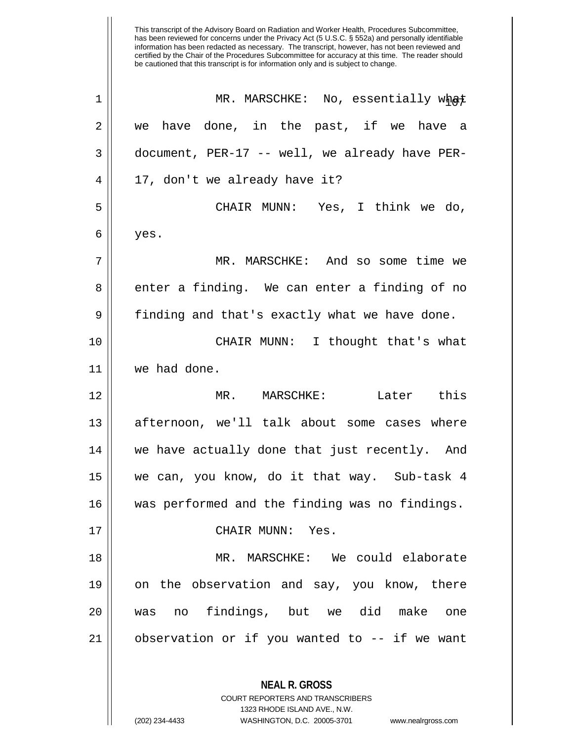MR. MARSCHKE: No, essentially what we have done, in the past, if we have a document, PER-17 -- well, we already have PER-17, don't we already have it?

CHAIR MUNN: Yes, I think we do, yes.

MR. MARSCHKE: And so some time we enter a finding. We can enter a finding of no finding and that's exactly what we have done.

CHAIR MUNN: I thought that's what we had done.

MR. MARSCHKE: Later this afternoon, we'll talk about some cases where we have actually done that just recently. And we can, you know, do it that way. Sub-task 4 was performed and the finding was no findings.

CHAIR MUNN: Yes.

MR. MARSCHKE: We could elaborate on the observation and say, you know, there was no findings, but we did make one observation or if you wanted to -- if we want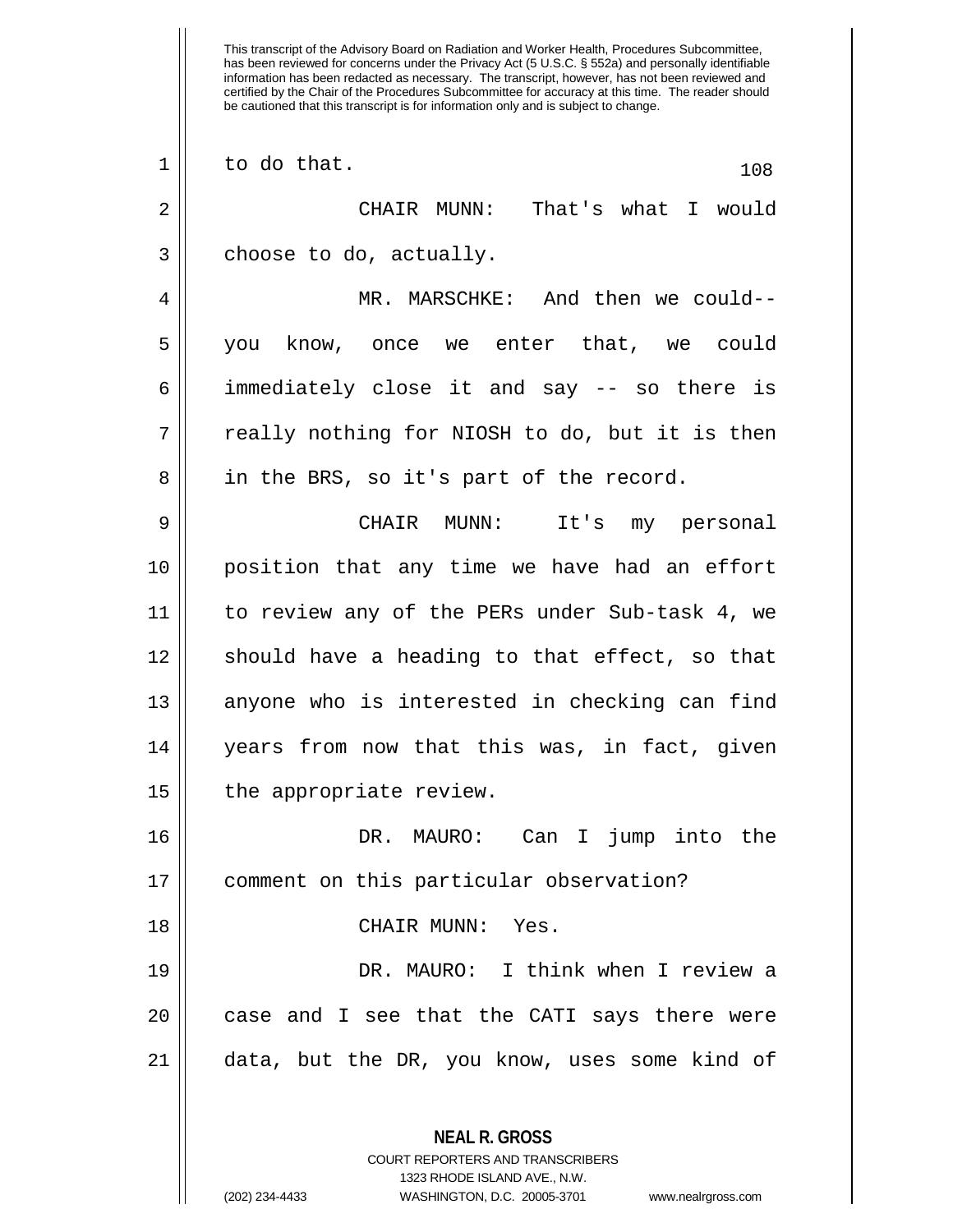to do that.

CHAIR MUNN: That's what I would choose to do, actually.

MR. MARSCHKE: And then we could-- you know, once we enter that, we could immediately close it and say -- so there is really nothing for NIOSH to do, but it is then in the BRS, so it's part of the record.

CHAIR MUNN: It's my personal position that any time we have had an effort to review any of the PERs under Sub-task 4, we should have a heading to that effect, so that anyone who is interested in checking can find years from now that this was, in fact, given the appropriate review.

DR. MAURO: Can I jump into the comment on this particular observation?

CHAIR MUNN: Yes.

DR. MAURO: I think when I review a case and I see that the CATI says there were data, but the DR, you know, uses some kind of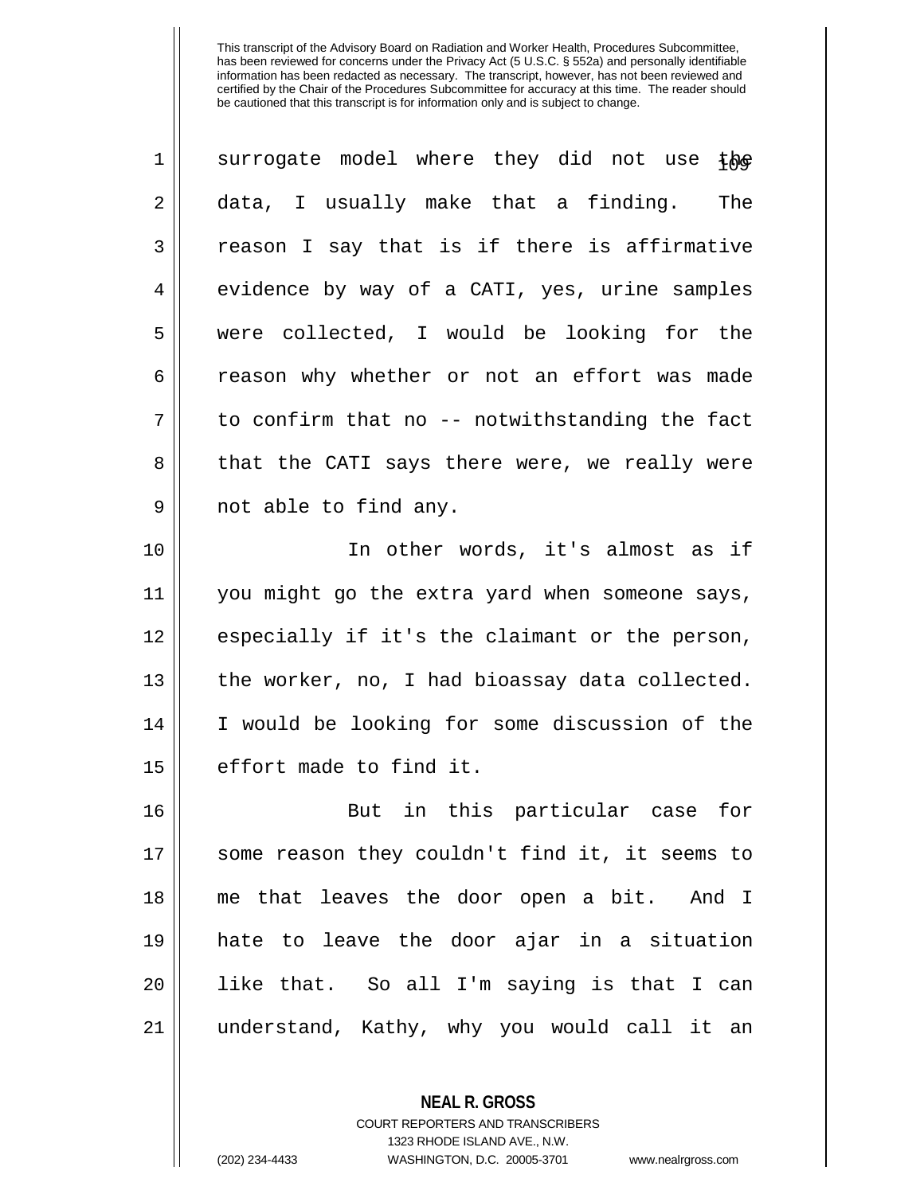This transcript of the Advisory Board on Radiation and Worker Health, Procedures Subcommittee, has been reviewed for concerns under the Privacy Act (5 U.S.C. § 552a) and personally identifiable information has been redacted as necessary. The transcript, however, has not been reviewed and certified by the Chair of the Procedures Subcommittee for accuracy at this time. The reader should be cautioned that this transcript is for information only and is subject to change.

surrogate model where they did not use the data, I usually make that a finding. The reason I say that is if there is affirmative evidence by way of a CATI, yes, urine samples were collected, I would be looking for the reason why whether or not an effort was made to confirm that no -- notwithstanding the fact that the CATI says there were, we really were not able to find any.

In other words, it's almost as if you might go the extra yard when someone says, especially if it's the claimant or the person, the worker, no, I had bioassay data collected. I would be looking for some discussion of the effort made to find it.

But in this particular case for some reason they couldn't find it, it seems to me that leaves the door open a bit. And I hate to leave the door ajar in a situation like that. So all I'm saying is that I can understand, Kathy, why you would call it an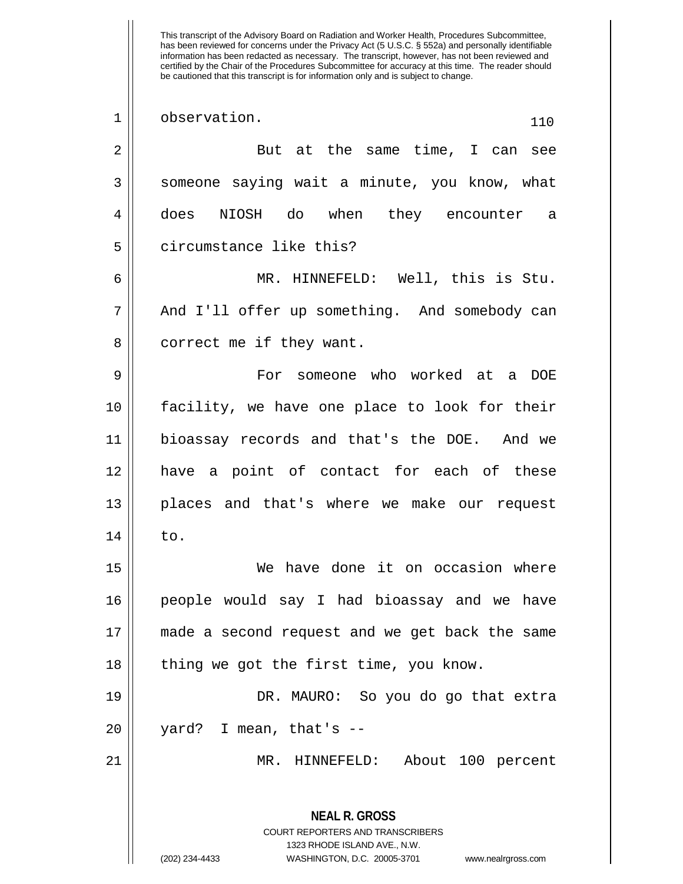observation.

But at the same time, I can see someone saying wait a minute, you know, what does NIOSH do when they encounter a circumstance like this?

MR. HINNEFELD: Well, this is Stu. And I'll offer up something. And somebody can correct me if they want.

For someone who worked at a DOE facility, we have one place to look for their bioassay records and that's the DOE. And we have a point of contact for each of these places and that's where we make our request to.

We have done it on occasion where people would say I had bioassay and we have made a second request and we get back the same thing we got the first time, you know.

DR. MAURO: So you do go that extra yard? I mean, that's --

MR. HINNEFELD: About 100 percent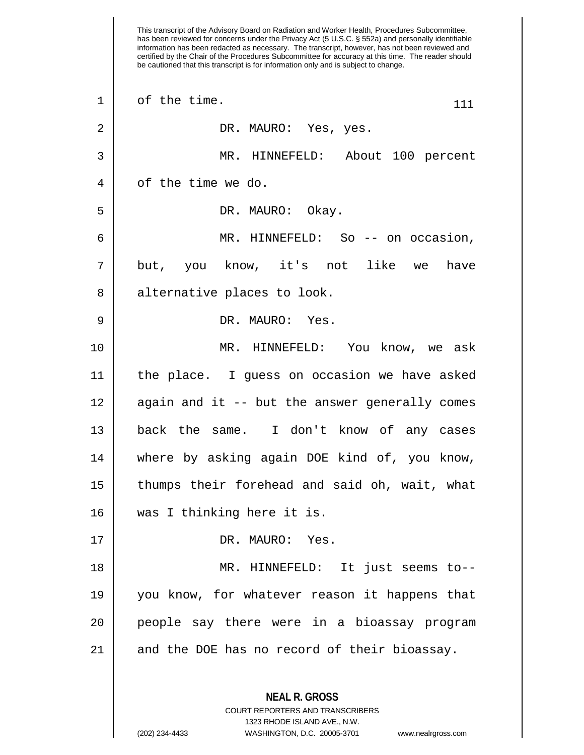This transcript of the Advisory Board on Radiation and Worker Health, Procedures Subcommittee, has been reviewed for concerns under the Privacy Act (5 U.S.C. § 552a) and personally identifiable information has been redacted as necessary. The transcript, however, has not been reviewed and certified by the Chair of the Procedures Subcommittee for accuracy at this time. The reader should be cautioned that this transcript is for information only and is subject to change.

of the time.

DR. MAURO: Yes, yes.

MR. HINNEFELD: About 100 percent of the time we do.

DR. MAURO: Okay.

MR. HINNEFELD: So -- on occasion, but, you know, it's not like we have alternative places to look.

DR. MAURO: Yes.

MR. HINNEFELD: You know, we ask the place. I guess on occasion we have asked again and it -- but the answer generally comes back the same. I don't know of any cases where by asking again DOE kind of, you know, thumps their forehead and said oh, wait, what was I thinking here it is.

DR. MAURO: Yes.

MR. HINNEFELD: It just seems to-- you know, for whatever reason it happens that people say there were in a bioassay program and the DOE has no record of their bioassay.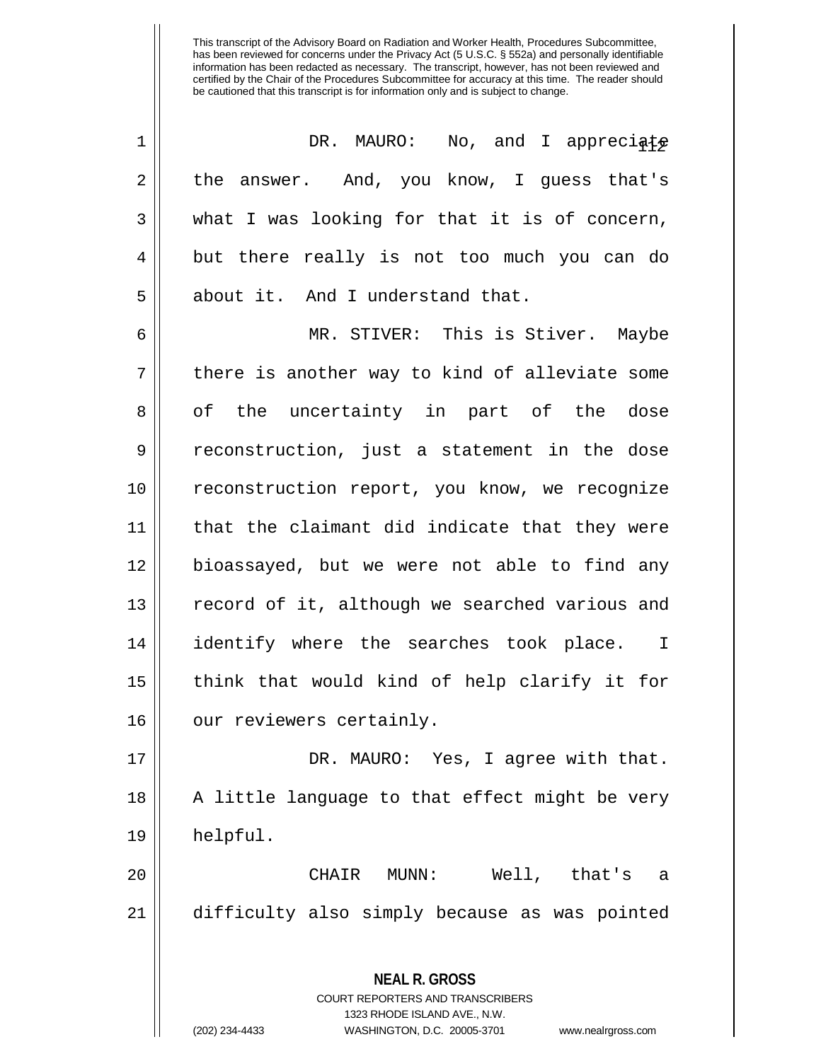DR. MAURO: No, and I appreciate the answer. And, you know, I guess that's what I was looking for that it is of concern, but there really is not too much you can do about it. And I understand that.

MR. STIVER: This is Stiver. Maybe there is another way to kind of alleviate some of the uncertainty in part of the dose reconstruction, just a statement in the dose reconstruction report, you know, we recognize that the claimant did indicate that they were bioassayed, but we were not able to find any record of it, although we searched various and identify where the searches took place. I think that would kind of help clarify it for our reviewers certainly.

DR. MAURO: Yes, I agree with that. A little language to that effect might be very helpful.

CHAIR MUNN: Well, that's a difficulty also simply because as was pointed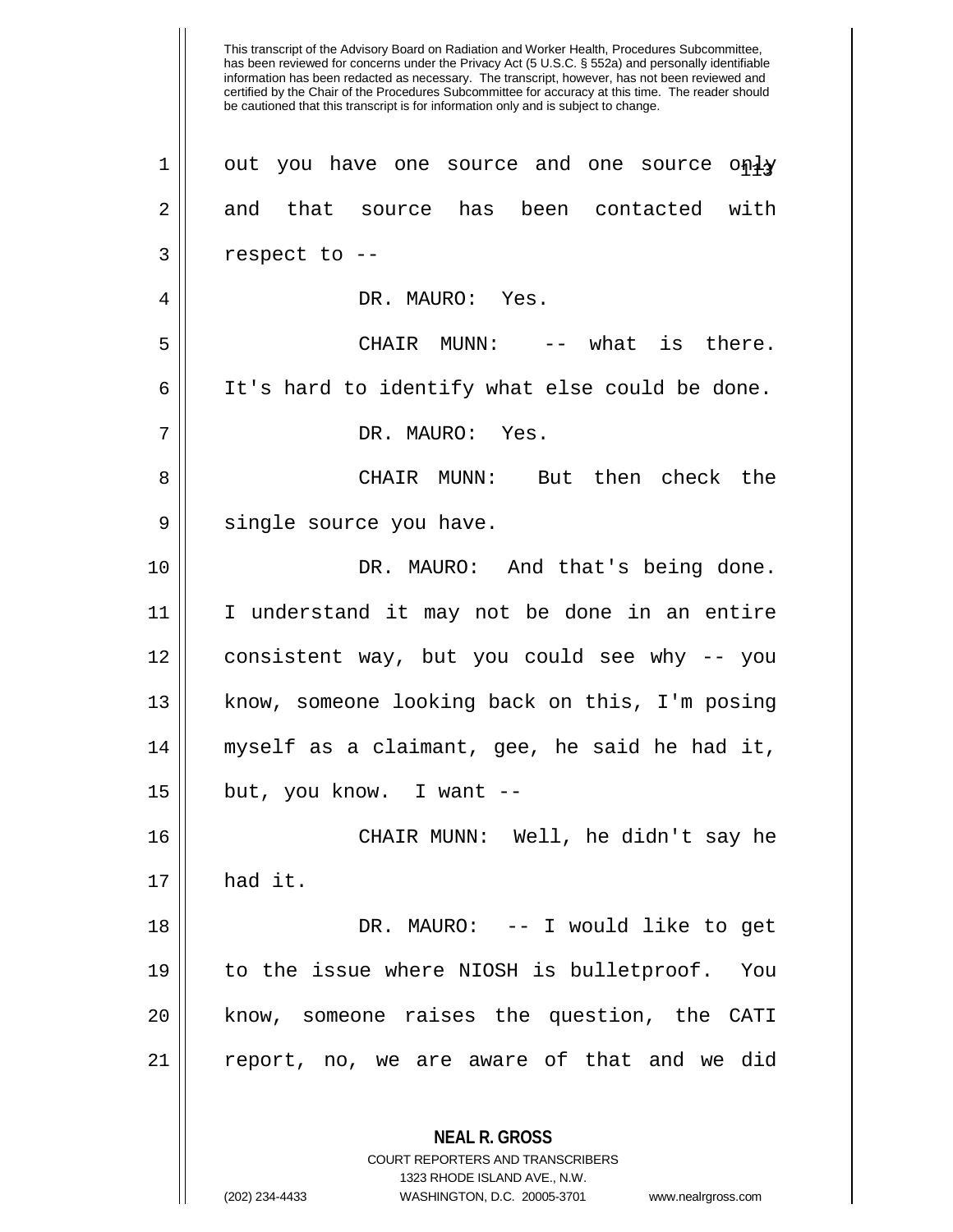out you have one source and one source only and that source has been contacted with respect to --

DR. MAURO: Yes.

CHAIR MUNN: -- what is there. It's hard to identify what else could be done.

DR. MAURO: Yes.

CHAIR MUNN: But then check the single source you have.

DR. MAURO: And that's being done. I understand it may not be done in an entire consistent way, but you could see why -- you know, someone looking back on this, I'm posing myself as a claimant, gee, he said he had it, but, you know. I want --

CHAIR MUNN: Well, he didn't say he had it.

DR. MAURO: -- I would like to get to the issue where NIOSH is bulletproof. You know, someone raises the question, the CATI report, no, we are aware of that and we did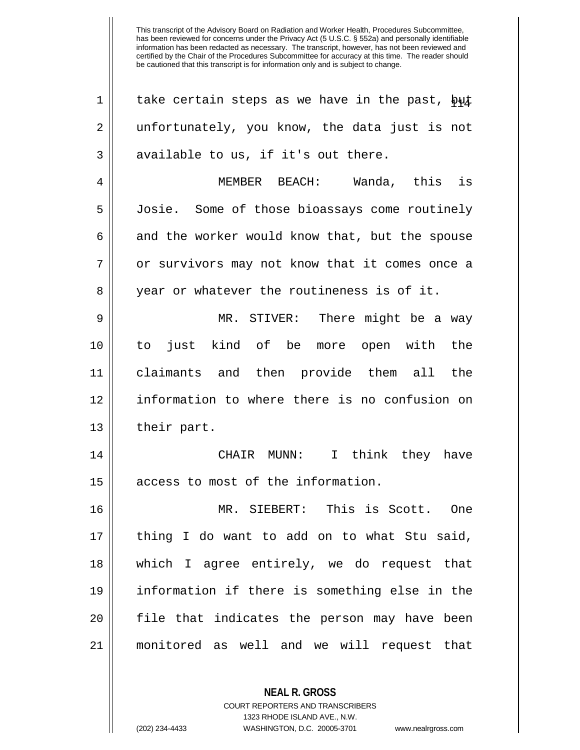take certain steps as we have in the past, but unfortunately, you know, the data just is not available to us, if it's out there.

MEMBER BEACH: Wanda, this is Josie. Some of those bioassays come routinely and the worker would know that, but the spouse or survivors may not know that it comes once a year or whatever the routineness is of it.

MR. STIVER: There might be a way to just kind of be more open with the claimants and then provide them all the information to where there is no confusion on their part.

CHAIR MUNN: I think they have access to most of the information.

MR. SIEBERT: This is Scott. One thing I do want to add on to what Stu said, which I agree entirely, we do request that information if there is something else in the file that indicates the person may have been monitored as well and we will request that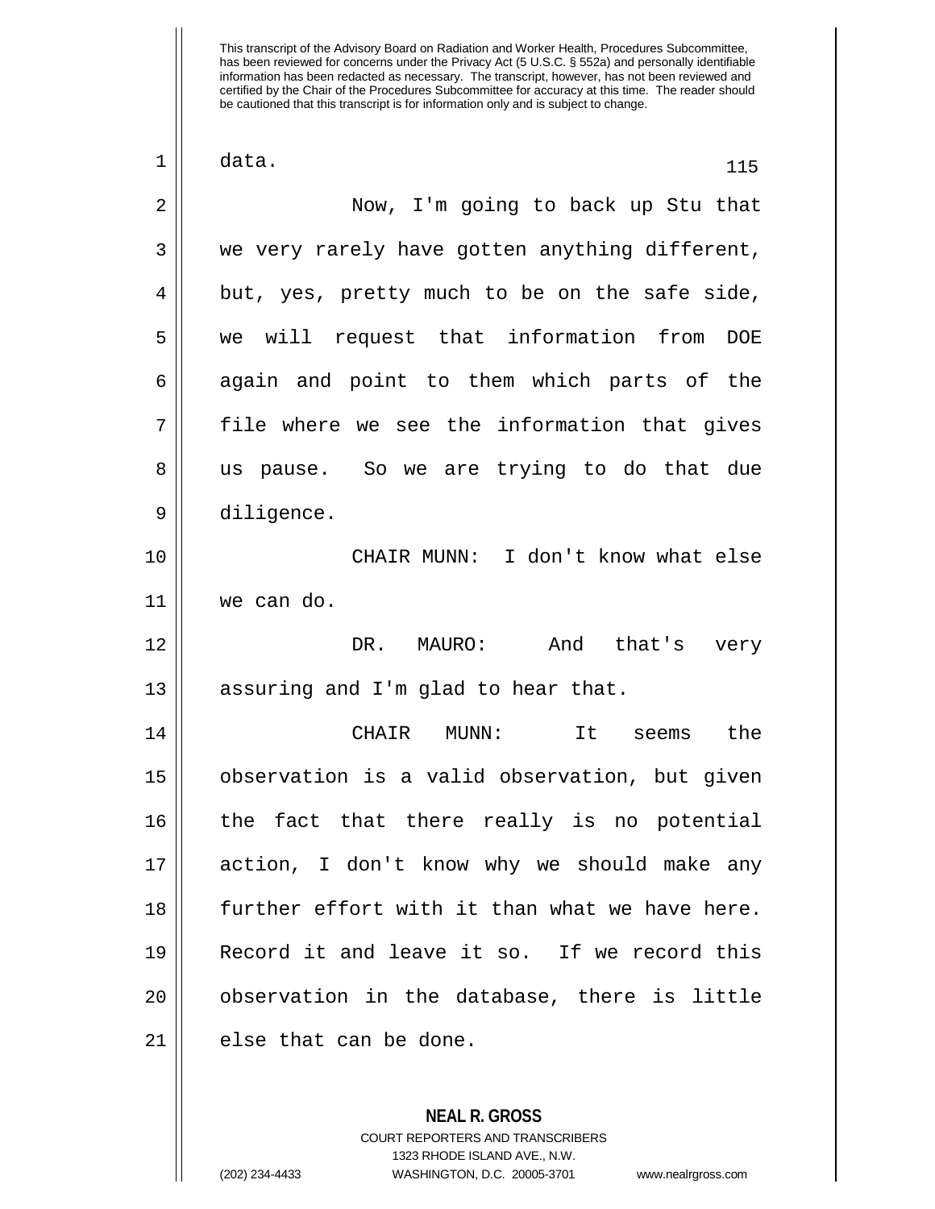data.

Now, I'm going to back up Stu that we very rarely have gotten anything different, but, yes, pretty much to be on the safe side, we will request that information from DOE again and point to them which parts of the file where we see the information that gives us pause. So we are trying to do that due diligence.

CHAIR MUNN: I don't know what else we can do.

DR. MAURO: And that's very assuring and I'm glad to hear that.

CHAIR MUNN: It seems the observation is a valid observation, but given the fact that there really is no potential action, I don't know why we should make any further effort with it than what we have here. Record it and leave it so. If we record this observation in the database, there is little else that can be done.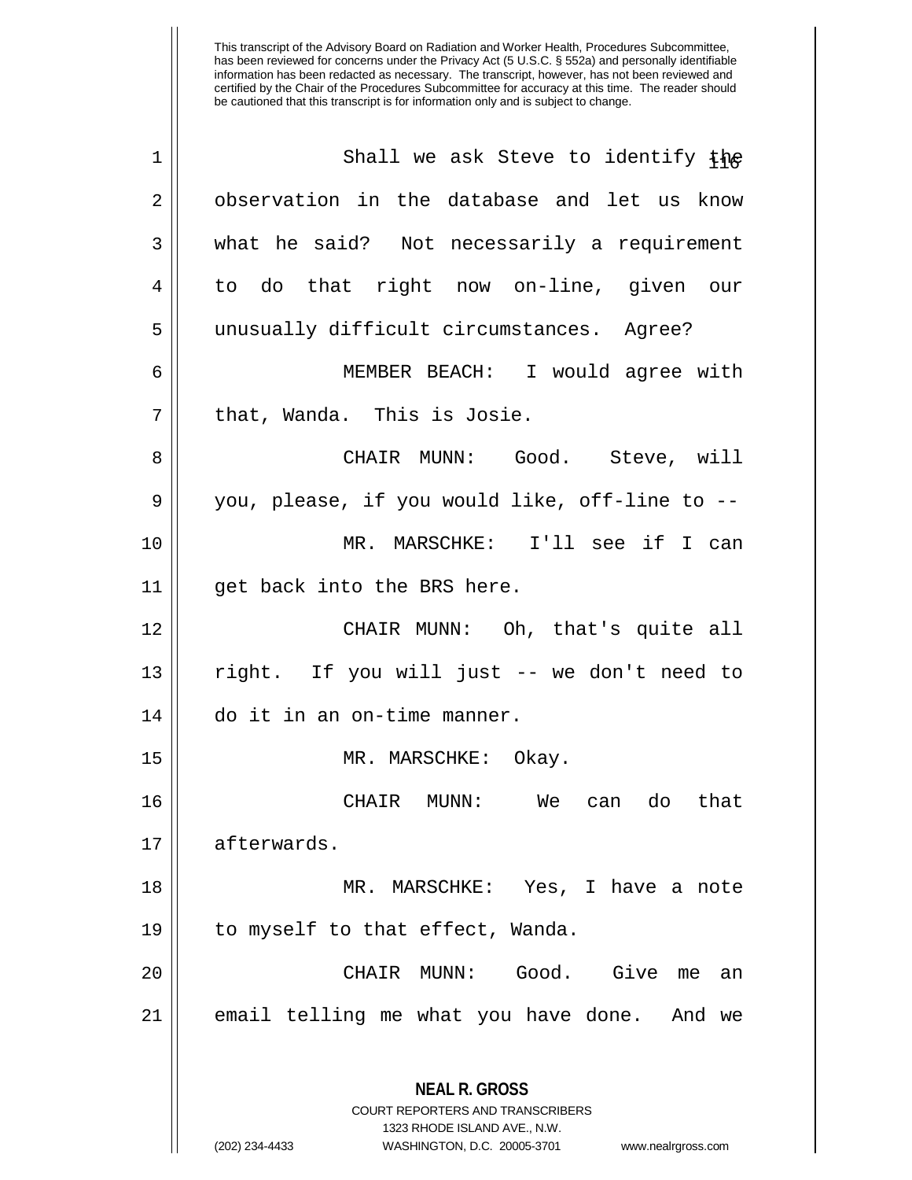This transcript of the Advisory Board on Radiation and Worker Health, Procedures Subcommittee, has been reviewed for concerns under the Privacy Act (5 U.S.C. § 552a) and personally identifiable information has been redacted as necessary. The transcript, however, has not been reviewed and certified by the Chair of the Procedures Subcommittee for accuracy at this time. The reader should be cautioned that this transcript is for information only and is subject to change.

Shall we ask Steve to identify the observation in the database and let us know what he said? Not necessarily a requirement to do that right now on-line, given our unusually difficult circumstances. Agree?

MEMBER BEACH: I would agree with that, Wanda. This is Josie.

CHAIR MUNN: Good. Steve, will you, please, if you would like, off-line to --

MR. MARSCHKE: I'll see if I can get back into the BRS here.

CHAIR MUNN: Oh, that's quite all right. If you will just -- we don't need to do it in an on-time manner.

MR. MARSCHKE: Okay.

CHAIR MUNN: We can do that afterwards.

MR. MARSCHKE: Yes, I have a note to myself to that effect, Wanda.

CHAIR MUNN: Good. Give me an email telling me what you have done. And we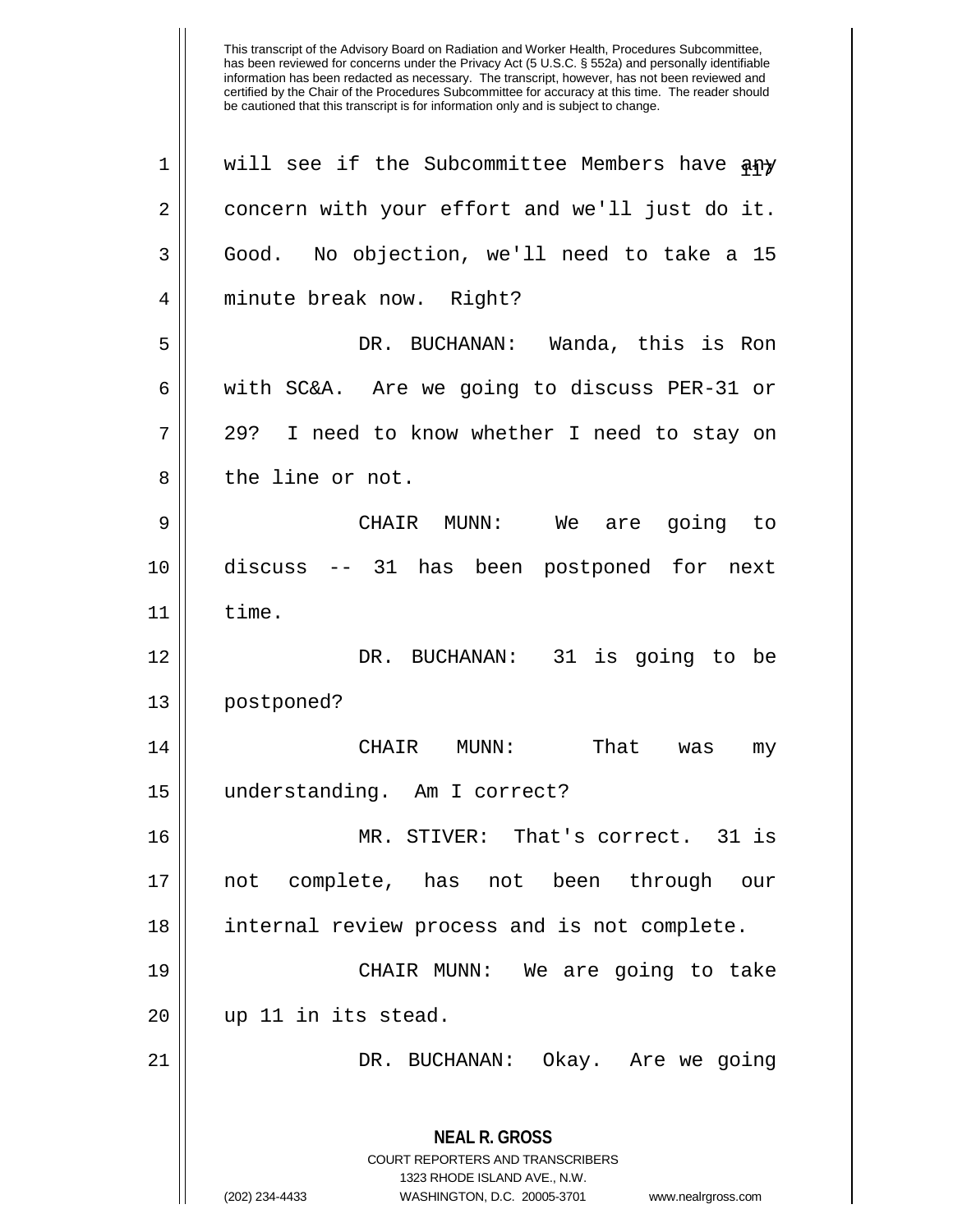will see if the Subcommittee Members have any concern with your effort and we'll just do it. Good. No objection, we'll need to take a 15 minute break now. Right?

DR. BUCHANAN: Wanda, this is Ron with SC&A. Are we going to discuss PER-31 or 29? I need to know whether I need to stay on the line or not.

CHAIR MUNN: We are going to discuss -- 31 has been postponed for next time.

DR. BUCHANAN: 31 is going to be postponed?

CHAIR MUNN: That was my understanding. Am I correct?

MR. STIVER: That's correct. 31 is not complete, has not been through our internal review process and is not complete.

CHAIR MUNN: We are going to take up 11 in its stead.

DR. BUCHANAN: Okay. Are we going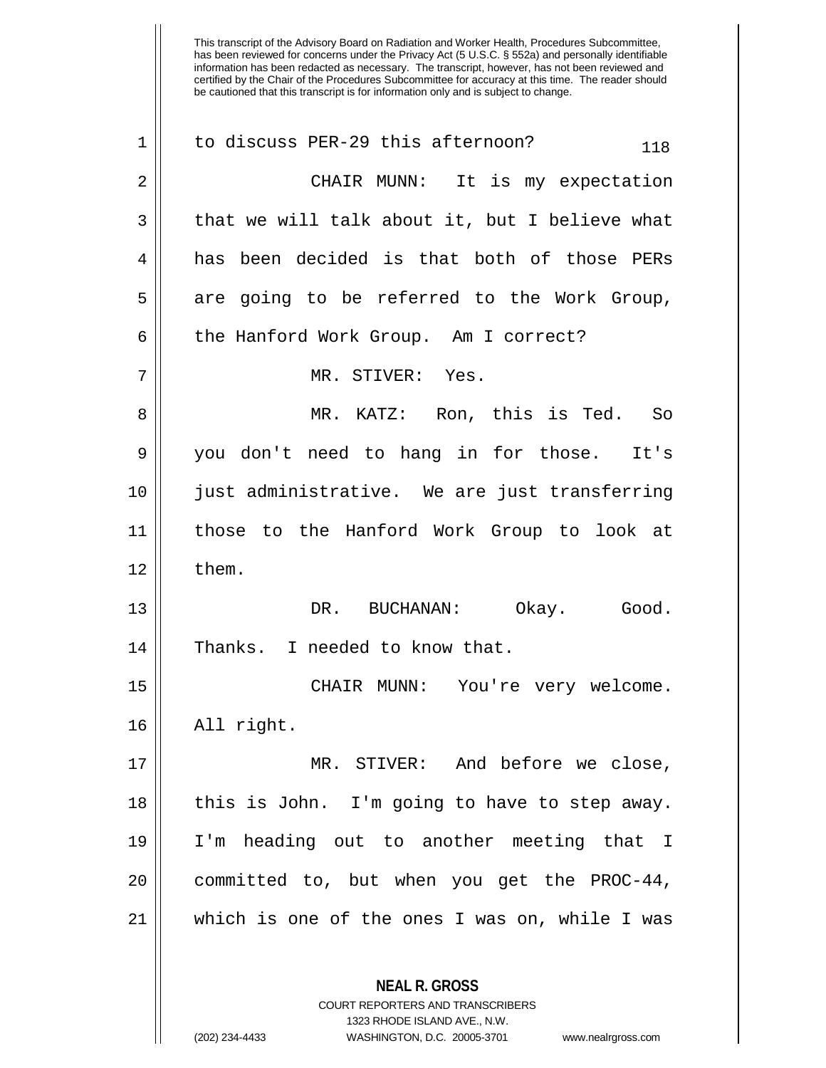to discuss PER-29 this afternoon?

CHAIR MUNN: It is my expectation that we will talk about it, but I believe what has been decided is that both of those PERs are going to be referred to the Work Group, the Hanford Work Group. Am I correct?

MR. STIVER: Yes.

MR. KATZ: Ron, this is Ted. So you don't need to hang in for those. It's just administrative. We are just transferring those to the Hanford Work Group to look at them.

DR. BUCHANAN: Okay. Good. Thanks. I needed to know that.

CHAIR MUNN: You're very welcome. All right.

MR. STIVER: And before we close, this is John. I'm going to have to step away. I'm heading out to another meeting that I committed to, but when you get the PROC-44, which is one of the ones I was on, while I was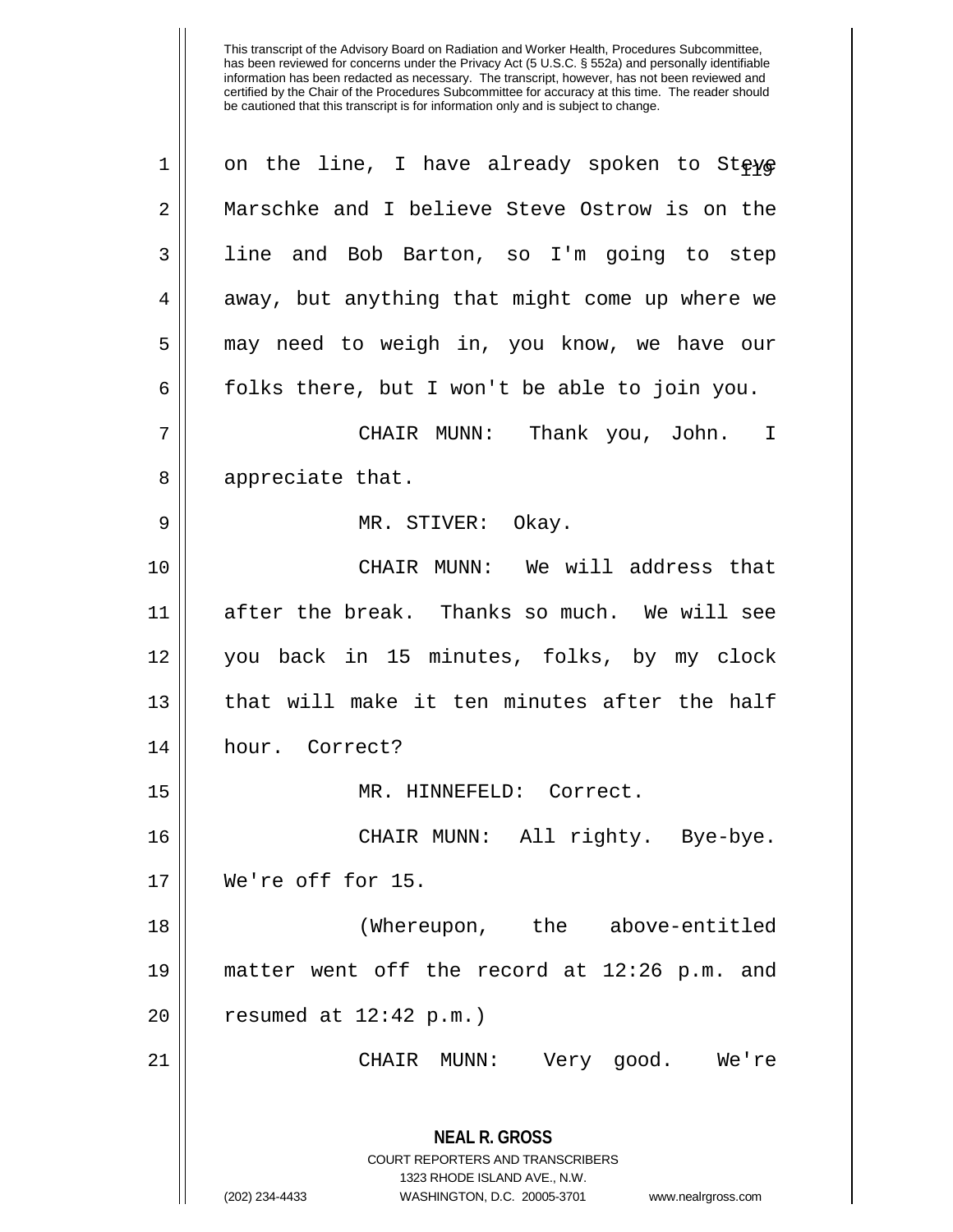This transcript of the Advisory Board on Radiation and Worker Health, Procedures Subcommittee, has been reviewed for concerns under the Privacy Act (5 U.S.C. § 552a) and personally identifiable information has been redacted as necessary. The transcript, however, has not been reviewed and certified by the Chair of the Procedures Subcommittee for accuracy at this time. The reader should be cautioned that this transcript is for information only and is subject to change.

on the line, I have already spoken to Steve Marschke and I believe Steve Ostrow is on the line and Bob Barton, so I'm going to step away, but anything that might come up where we may need to weigh in, you know, we have our folks there, but I won't be able to join you.

CHAIR MUNN: Thank you, John. I appreciate that.

MR. STIVER: Okay.

CHAIR MUNN: We will address that after the break. Thanks so much. We will see you back in 15 minutes, folks, by my clock that will make it ten minutes after the half hour. Correct?

MR. HINNEFELD: Correct.

CHAIR MUNN: All righty. Bye-bye. We're off for 15.

(Whereupon, the above-entitled matter went off the record at 12:26 p.m. and resumed at 12:42 p.m.)

CHAIR MUNN: Very good. We're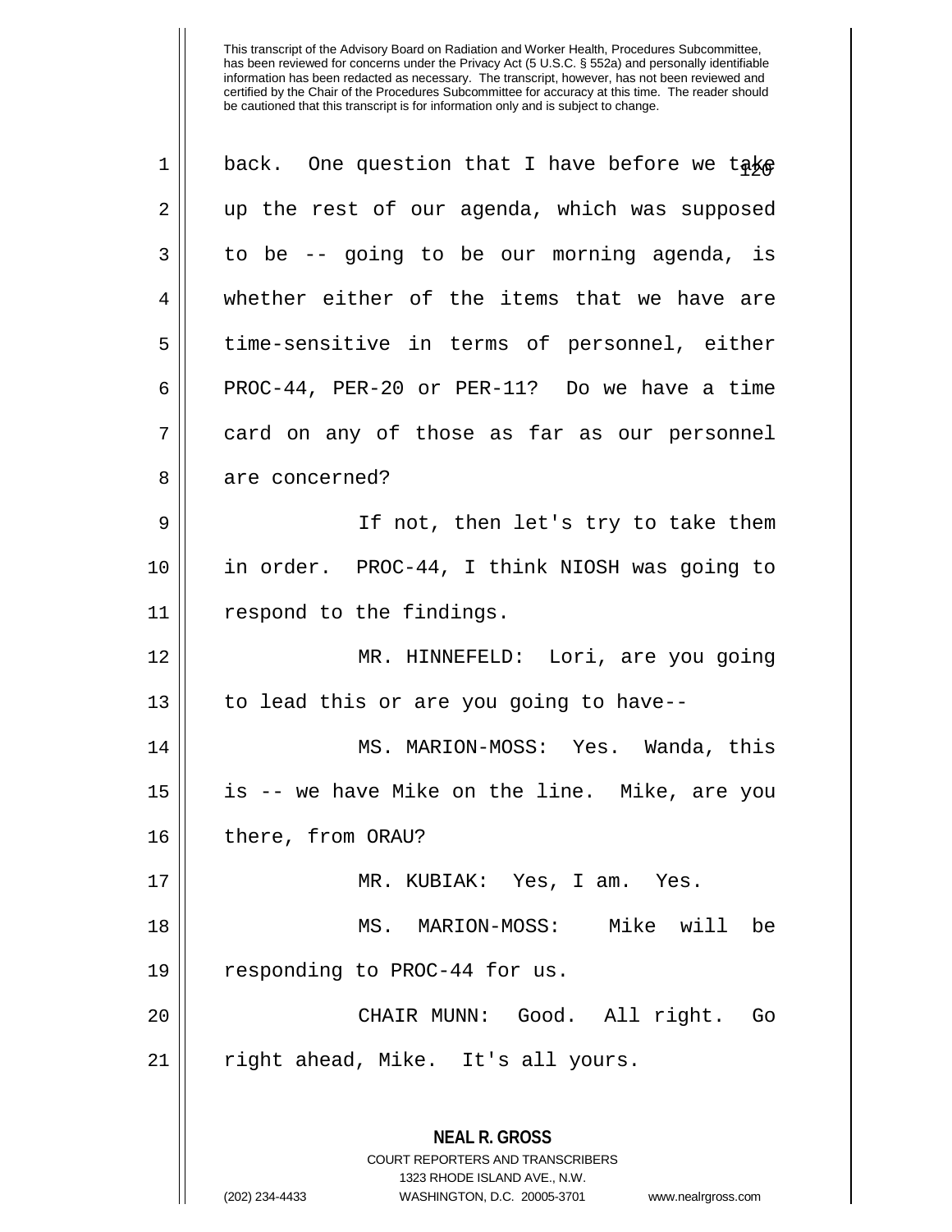This transcript of the Advisory Board on Radiation and Worker Health, Procedures Subcommittee, has been reviewed for concerns under the Privacy Act (5 U.S.C. § 552a) and personally identifiable information has been redacted as necessary. The transcript, however, has not been reviewed and certified by the Chair of the Procedures Subcommittee for accuracy at this time. The reader should be cautioned that this transcript is for information only and is subject to change.

back. One question that I have before we take up the rest of our agenda, which was supposed to be -- going to be our morning agenda, is whether either of the items that we have are time-sensitive in terms of personnel, either PROC-44, PER-20 or PER-11? Do we have a time card on any of those as far as our personnel are concerned?

If not, then let's try to take them in order. PROC-44, I think NIOSH was going to respond to the findings.

MR. HINNEFELD: Lori, are you going to lead this or are you going to have--

MS. MARION-MOSS: Yes. Wanda, this is -- we have Mike on the line. Mike, are you there, from ORAU?

MR. KUBIAK: Yes, I am. Yes.

MS. MARION-MOSS: Mike will be responding to PROC-44 for us.

CHAIR MUNN: Good. All right. Go right ahead, Mike. It's all yours.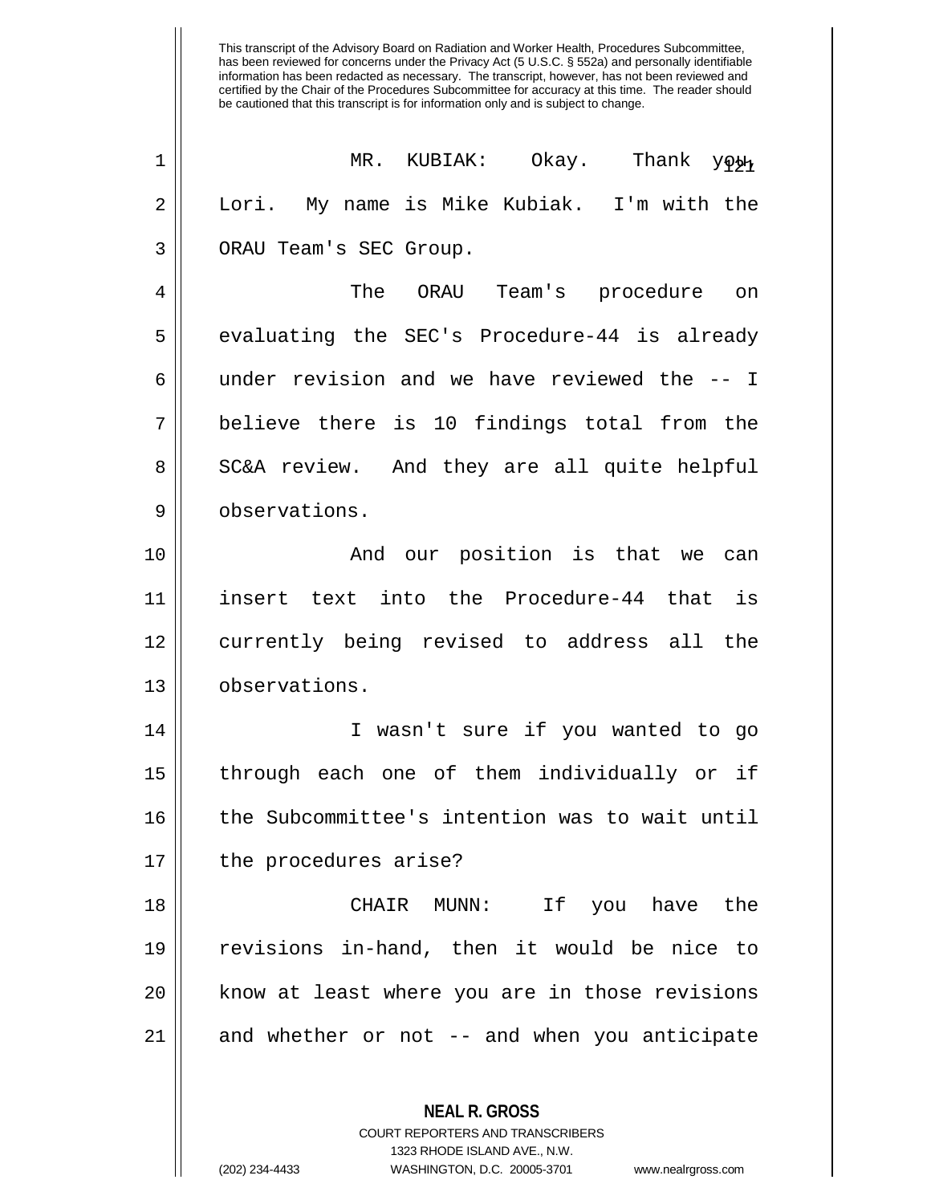This transcript of the Advisory Board on Radiation and Worker Health, Procedures Subcommittee, has been reviewed for concerns under the Privacy Act (5 U.S.C. § 552a) and personally identifiable information has been redacted as necessary. The transcript, however, has not been reviewed and certified by the Chair of the Procedures Subcommittee for accuracy at this time. The reader should be cautioned that this transcript is for information only and is subject to change.

MR. KUBIAK: Okay. Thank you, Lori. My name is Mike Kubiak. I'm with the ORAU Team's SEC Group.

The ORAU Team's procedure on evaluating the SEC's Procedure-44 is already under revision and we have reviewed the -- I believe there is 10 findings total from the SC&A review. And they are all quite helpful observations.

And our position is that we can insert text into the Procedure-44 that is currently being revised to address all the observations.

I wasn't sure if you wanted to go through each one of them individually or if the Subcommittee's intention was to wait until the procedures arise?

CHAIR MUNN: If you have the revisions in-hand, then it would be nice to know at least where you are in those revisions and whether or not -- and when you anticipate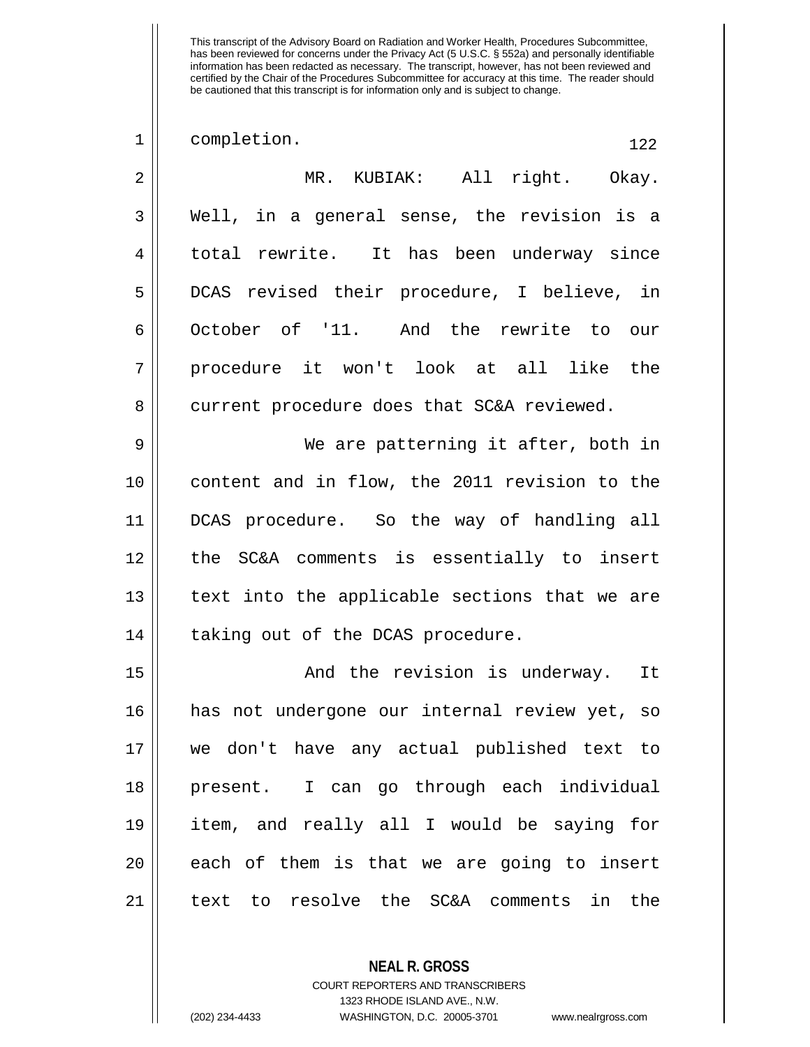completion.

MR. KUBIAK: All right. Okay. Well, in a general sense, the revision is a total rewrite. It has been underway since DCAS revised their procedure, I believe, in October of '11. And the rewrite to our procedure it won't look at all like the current procedure does that SC&A reviewed.

We are patterning it after, both in content and in flow, the 2011 revision to the DCAS procedure. So the way of handling all the SC&A comments is essentially to insert text into the applicable sections that we are taking out of the DCAS procedure.

And the revision is underway. It has not undergone our internal review yet, so we don't have any actual published text to present. I can go through each individual item, and really all I would be saying for each of them is that we are going to insert text to resolve the SC&A comments in the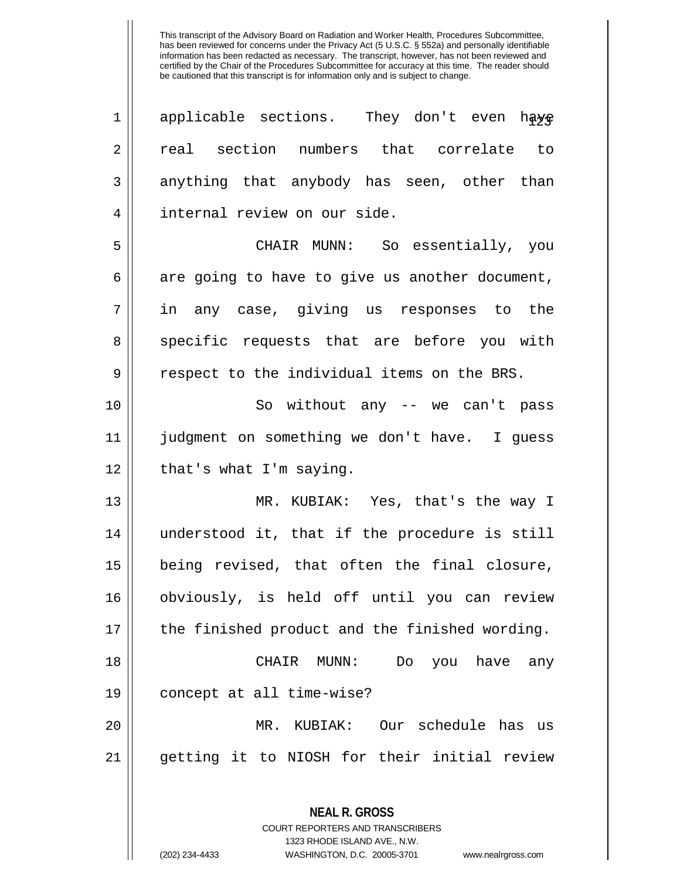applicable sections. They don't even have real section numbers that correlate to anything that anybody has seen, other than internal review on our side.

CHAIR MUNN: So essentially, you are going to have to give us another document, in any case, giving us responses to the specific requests that are before you with respect to the individual items on the BRS.

So without any -- we can't pass judgment on something we don't have. I guess that's what I'm saying.

MR. KUBIAK: Yes, that's the way I understood it, that if the procedure is still being revised, that often the final closure, obviously, is held off until you can review the finished product and the finished wording.

CHAIR MUNN: Do you have any concept at all time-wise?

MR. KUBIAK: Our schedule has us getting it to NIOSH for their initial review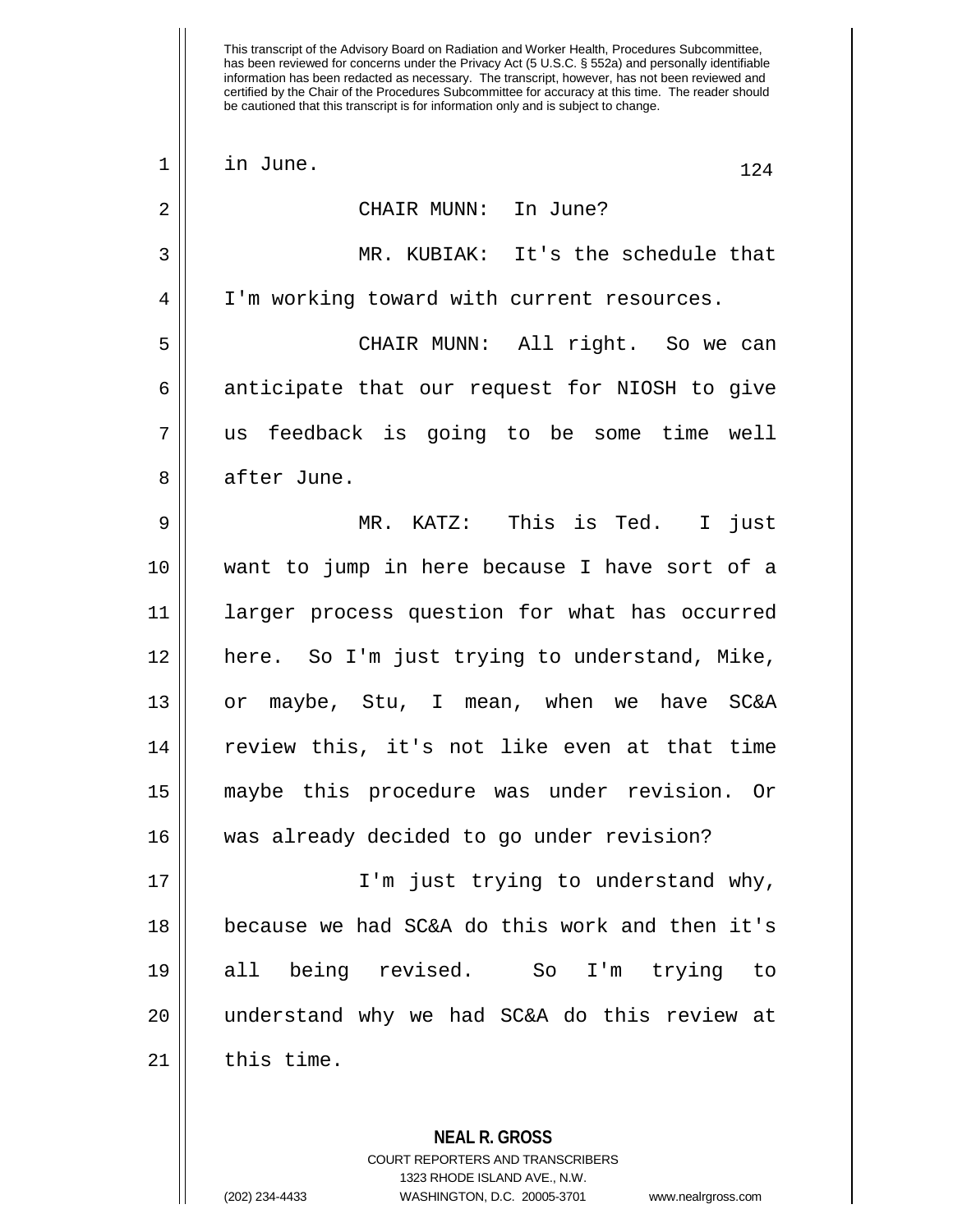in June.

CHAIR MUNN: In June?

MR. KUBIAK: It's the schedule that I'm working toward with current resources.

CHAIR MUNN: All right. So we can anticipate that our request for NIOSH to give us feedback is going to be some time well after June.

MR. KATZ: This is Ted. I just want to jump in here because I have sort of a larger process question for what has occurred here. So I'm just trying to understand, Mike, or maybe, Stu, I mean, when we have SC&A review this, it's not like even at that time maybe this procedure was under revision. Or was already decided to go under revision?

I'm just trying to understand why, because we had SC&A do this work and then it's all being revised. So I'm trying to understand why we had SC&A do this review at this time.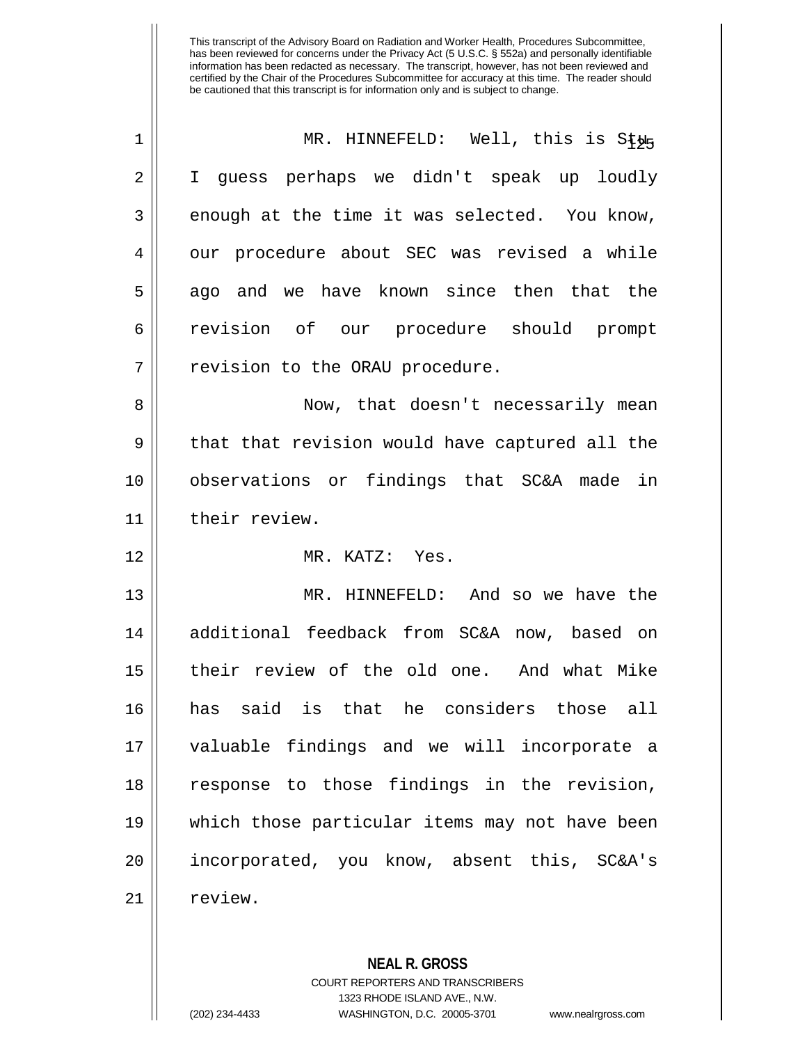This transcript of the Advisory Board on Radiation and Worker Health, Procedures Subcommittee, has been reviewed for concerns under the Privacy Act (5 U.S.C. § 552a) and personally identifiable information has been redacted as necessary. The transcript, however, has not been reviewed and certified by the Chair of the Procedures Subcommittee for accuracy at this time. The reader should be cautioned that this transcript is for information only and is subject to change.

MR. HINNEFELD: Well, this is Stu. I guess perhaps we didn't speak up loudly enough at the time it was selected. You know, our procedure about SEC was revised a while ago and we have known since then that the revision of our procedure should prompt revision to the ORAU procedure.

Now, that doesn't necessarily mean that that revision would have captured all the observations or findings that SC&A made in their review.

MR. KATZ: Yes.

MR. HINNEFELD: And so we have the additional feedback from SC&A now, based on their review of the old one. And what Mike has said is that he considers those all valuable findings and we will incorporate a response to those findings in the revision, which those particular items may not have been incorporated, you know, absent this, SC&A's review.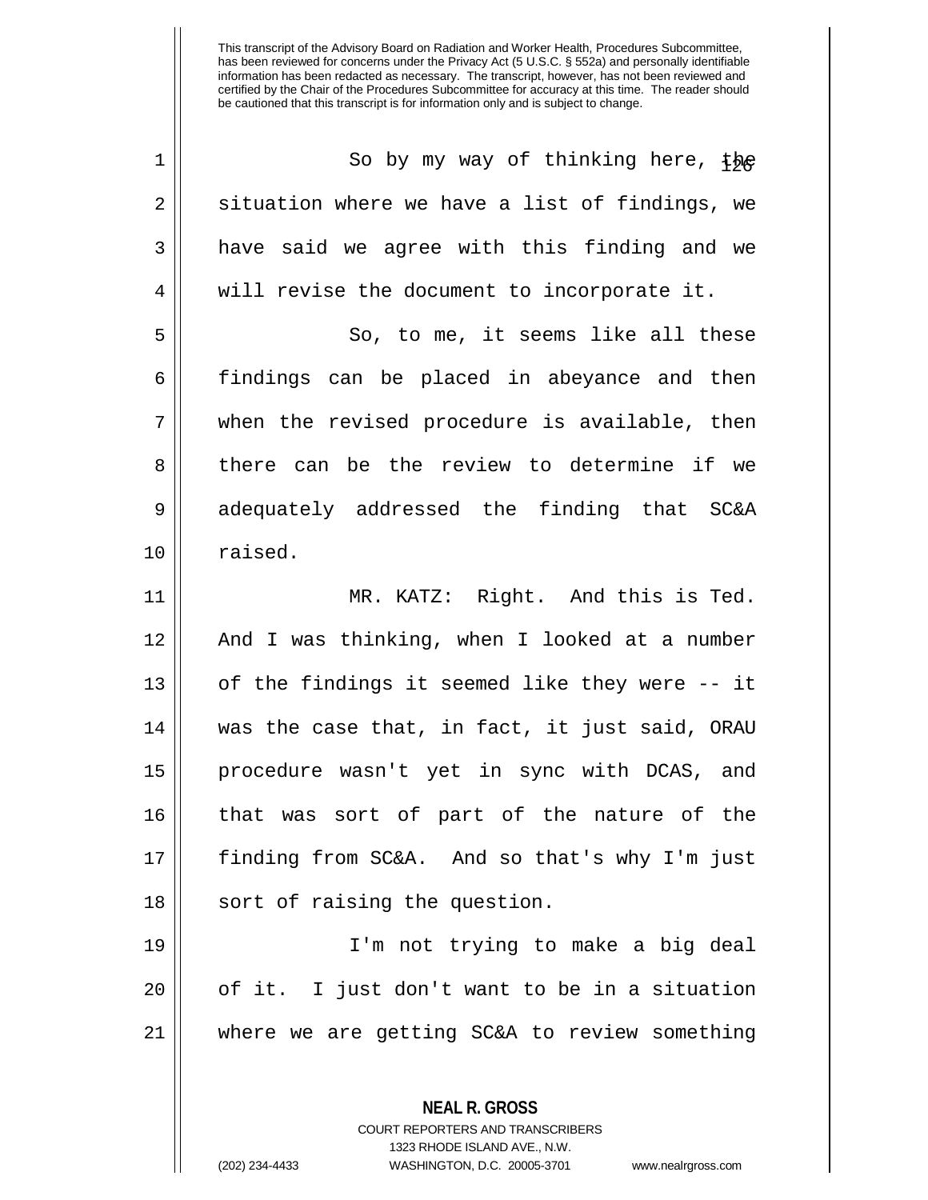So by my way of thinking here, the situation where we have a list of findings, we have said we agree with this finding and we will revise the document to incorporate it.

So, to me, it seems like all these findings can be placed in abeyance and then when the revised procedure is available, then there can be the review to determine if we adequately addressed the finding that SC&A raised.

MR. KATZ: Right. And this is Ted. And I was thinking, when I looked at a number of the findings it seemed like they were -- it was the case that, in fact, it just said, ORAU procedure wasn't yet in sync with DCAS, and that was sort of part of the nature of the finding from SC&A. And so that's why I'm just sort of raising the question.

I'm not trying to make a big deal of it. I just don't want to be in a situation where we are getting SC&A to review something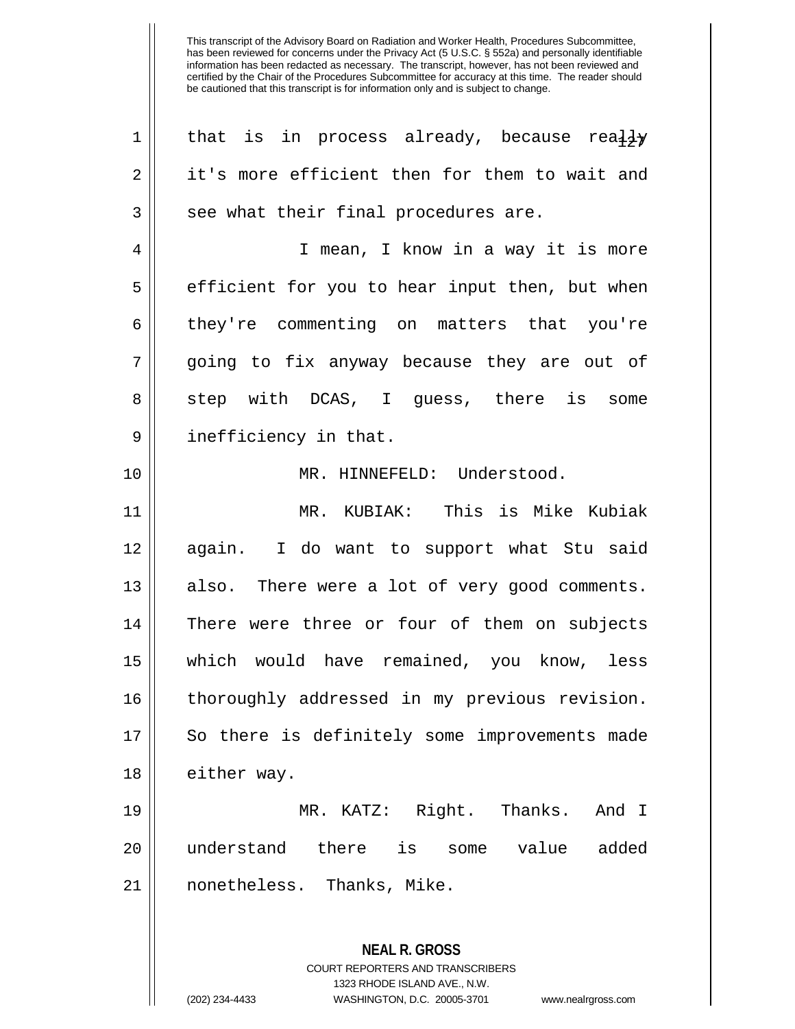This transcript of the Advisory Board on Radiation and Worker Health, Procedures Subcommittee, has been reviewed for concerns under the Privacy Act (5 U.S.C. § 552a) and personally identifiable information has been redacted as necessary. The transcript, however, has not been reviewed and certified by the Chair of the Procedures Subcommittee for accuracy at this time. The reader should be cautioned that this transcript is for information only and is subject to change.

that is in process already, because really it's more efficient then for them to wait and see what their final procedures are.

I mean, I know in a way it is more efficient for you to hear input then, but when they're commenting on matters that you're going to fix anyway because they are out of step with DCAS, I guess, there is some inefficiency in that.

MR. HINNEFELD: Understood.

MR. KUBIAK: This is Mike Kubiak again. I do want to support what Stu said also. There were a lot of very good comments. There were three or four of them on subjects which would have remained, you know, less thoroughly addressed in my previous revision. So there is definitely some improvements made either way.

MR. KATZ: Right. Thanks. And I understand there is some value added nonetheless. Thanks, Mike.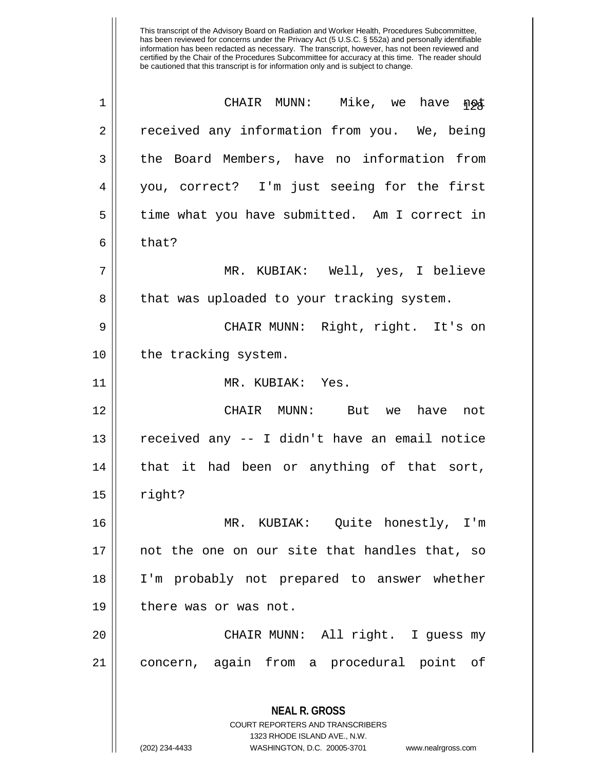This transcript of the Advisory Board on Radiation and Worker Health, Procedures Subcommittee, has been reviewed for concerns under the Privacy Act (5 U.S.C. § 552a) and personally identifiable information has been redacted as necessary. The transcript, however, has not been reviewed and certified by the Chair of the Procedures Subcommittee for accuracy at this time. The reader should be cautioned that this transcript is for information only and is subject to change.

CHAIR MUNN: Mike, we have not received any information from you. We, being the Board Members, have no information from you, correct? I'm just seeing for the first time what you have submitted. Am I correct in that?

MR. KUBIAK: Well, yes, I believe that was uploaded to your tracking system.

CHAIR MUNN: Right, right. It's on the tracking system.

MR. KUBIAK: Yes.

CHAIR MUNN: But we have not received any -- I didn't have an email notice that it had been or anything of that sort, right?

MR. KUBIAK: Quite honestly, I'm not the one on our site that handles that, so I'm probably not prepared to answer whether there was or was not.

CHAIR MUNN: All right. I guess my concern, again from a procedural point of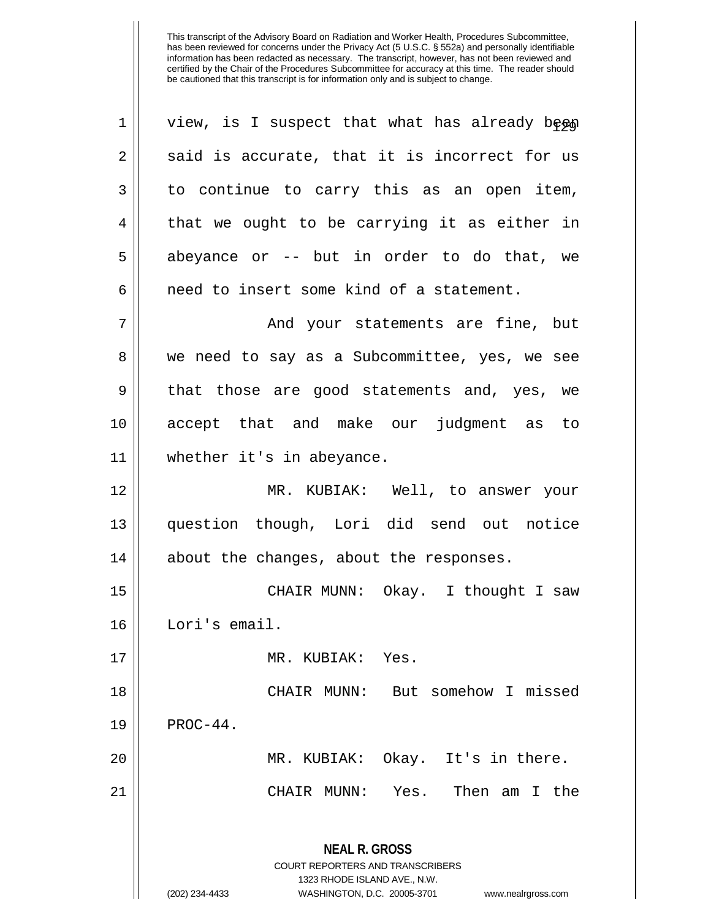view, is I suspect that what has already been said is accurate, that it is incorrect for us to continue to carry this as an open item, that we ought to be carrying it as either in abeyance or -- but in order to do that, we need to insert some kind of a statement.

And your statements are fine, but we need to say as a Subcommittee, yes, we see that those are good statements and, yes, we accept that and make our judgment as to whether it's in abeyance.

MR. KUBIAK: Well, to answer your question though, Lori did send out notice about the changes, about the responses.

CHAIR MUNN: Okay. I thought I saw Lori's email.

MR. KUBIAK: Yes.

CHAIR MUNN: But somehow I missed PROC-44.

MR. KUBIAK: Okay. It's in there.

CHAIR MUNN: Yes. Then am I the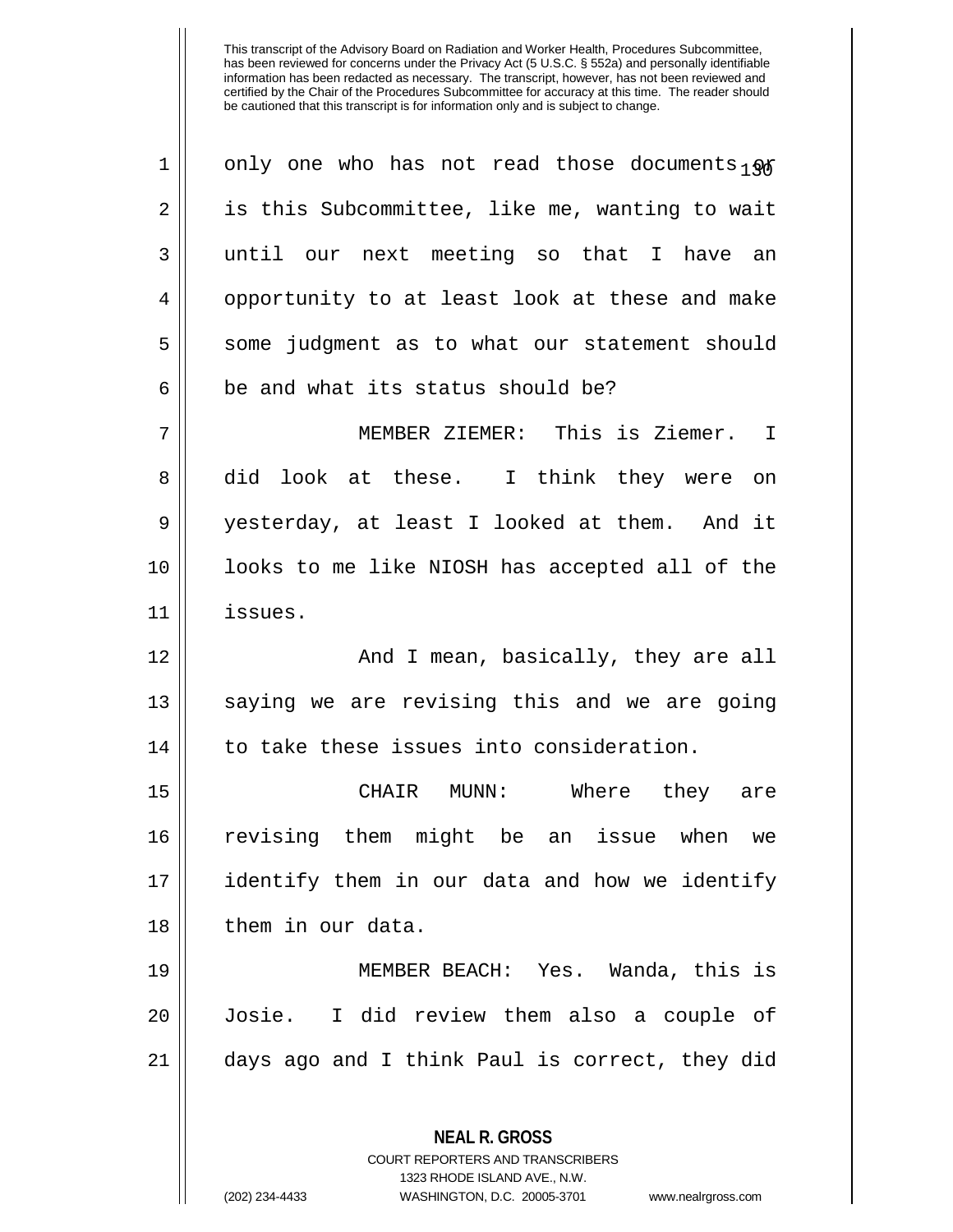only one who has not read those documents or is this Subcommittee, like me, wanting to wait until our next meeting so that I have an opportunity to at least look at these and make some judgment as to what our statement should be and what its status should be?

MEMBER ZIEMER: This is Ziemer. I did look at these. I think they were on yesterday, at least I looked at them. And it looks to me like NIOSH has accepted all of the issues.

And I mean, basically, they are all saying we are revising this and we are going to take these issues into consideration.

CHAIR MUNN: Where they are revising them might be an issue when we identify them in our data and how we identify them in our data.

MEMBER BEACH: Yes. Wanda, this is Josie. I did review them also a couple of days ago and I think Paul is correct, they did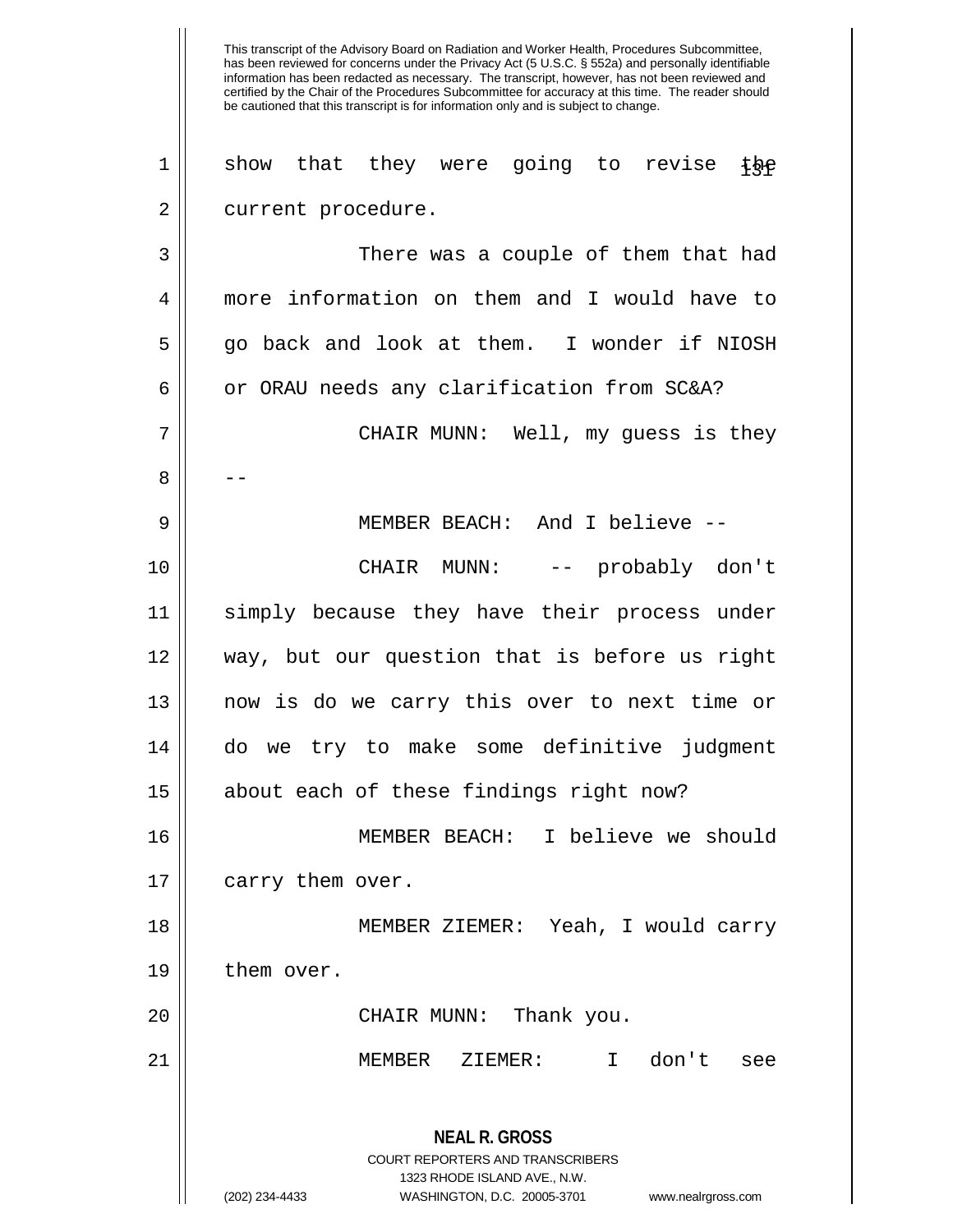show that they were going to revise the current procedure.

There was a couple of them that had more information on them and I would have to go back and look at them. I wonder if NIOSH or ORAU needs any clarification from SC&A?

CHAIR MUNN: Well, my guess is they --

MEMBER BEACH: And I believe --

CHAIR MUNN: -- probably don't simply because they have their process under way, but our question that is before us right now is do we carry this over to next time or do we try to make some definitive judgment about each of these findings right now?

MEMBER BEACH: I believe we should carry them over.

MEMBER ZIEMER: Yeah, I would carry them over.

CHAIR MUNN: Thank you.

MEMBER ZIEMER: I don't see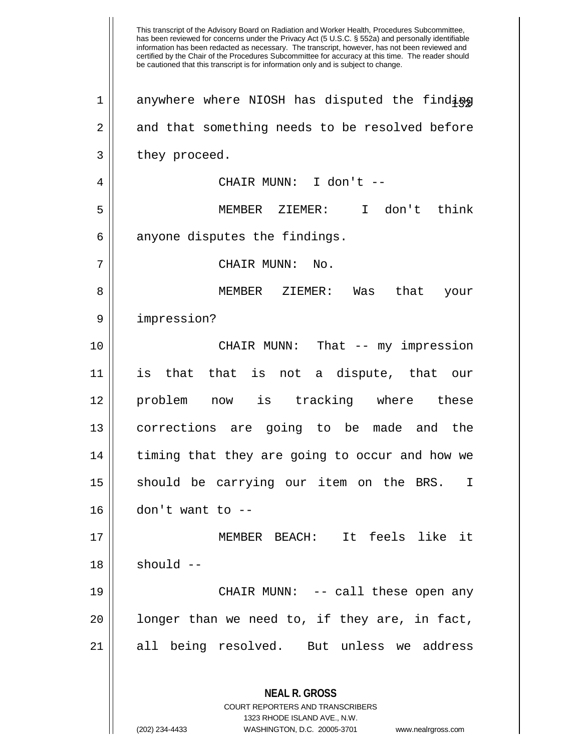This transcript of the Advisory Board on Radiation and Worker Health, Procedures Subcommittee, has been reviewed for concerns under the Privacy Act (5 U.S.C. § 552a) and personally identifiable information has been redacted as necessary. The transcript, however, has not been reviewed and certified by the Chair of the Procedures Subcommittee for accuracy at this time. The reader should be cautioned that this transcript is for information only and is subject to change.

1 anywhere where NIOSH has disputed the finding
2 and that something needs to be resolved before
3 they proceed.

4 CHAIR MUNN: I don't --

5 MEMBER ZIEMER: I don't think
6 anyone disputes the findings.

7 CHAIR MUNN: No.

8 MEMBER ZIEMER: Was that your
9 impression?

10 CHAIR MUNN: That -- my impression
11 is that that is not a dispute, that our
12 problem now is tracking where these
13 corrections are going to be made and the
14 timing that they are going to occur and how we
15 should be carrying our item on the BRS. I
16 don't want to --

17 MEMBER BEACH: It feels like it
18 should --

19 CHAIR MUNN: -- call these open any
20 longer than we need to, if they are, in fact,
21 all being resolved. But unless we address

**NEAL R. GROSS**
COURT REPORTERS AND TRANSCRIBERS
1323 RHODE ISLAND AVE., N.W.
(202) 234-4433 WASHINGTON, D.C. 20005-3701 www.nealrgross.com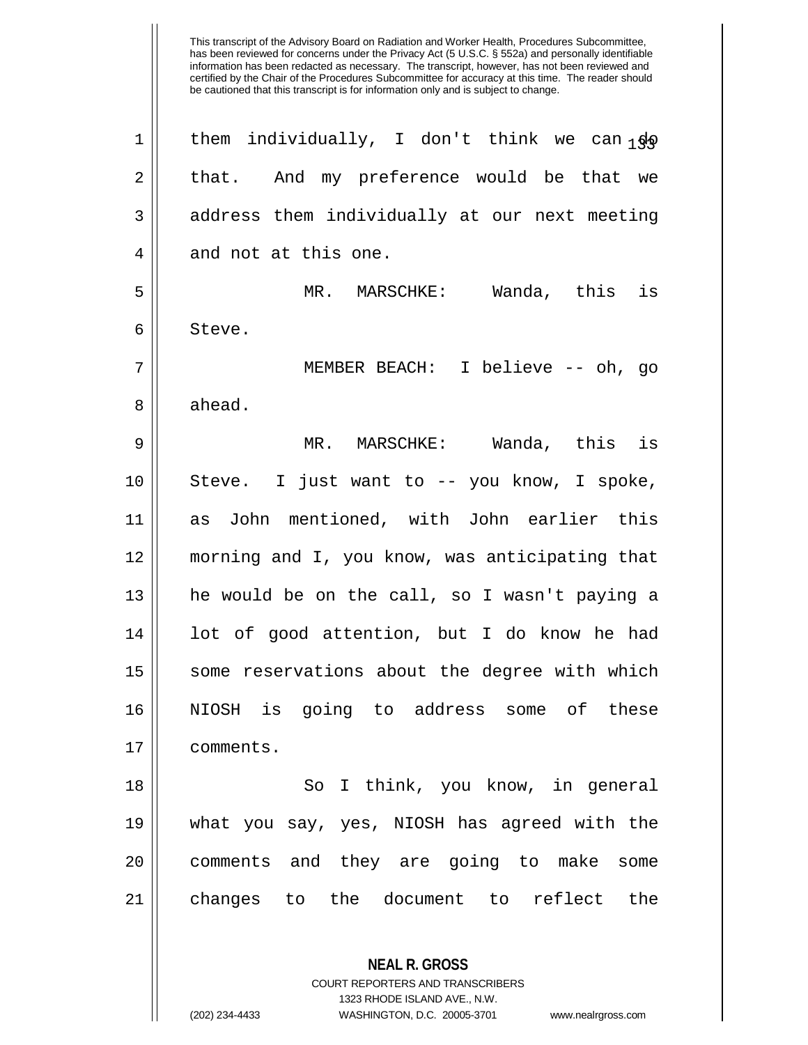This transcript of the Advisory Board on Radiation and Worker Health, Procedures Subcommittee, has been reviewed for concerns under the Privacy Act (5 U.S.C. § 552a) and personally identifiable information has been redacted as necessary. The transcript, however, has not been reviewed and certified by the Chair of the Procedures Subcommittee for accuracy at this time. The reader should be cautioned that this transcript is for information only and is subject to change.

them individually, I don't think we can do that. And my preference would be that we address them individually at our next meeting and not at this one.

MR. MARSCHKE: Wanda, this is Steve.

MEMBER BEACH: I believe -- oh, go ahead.

MR. MARSCHKE: Wanda, this is Steve. I just want to -- you know, I spoke, as John mentioned, with John earlier this morning and I, you know, was anticipating that he would be on the call, so I wasn't paying a lot of good attention, but I do know he had some reservations about the degree with which NIOSH is going to address some of these comments.

So I think, you know, in general what you say, yes, NIOSH has agreed with the comments and they are going to make some changes to the document to reflect the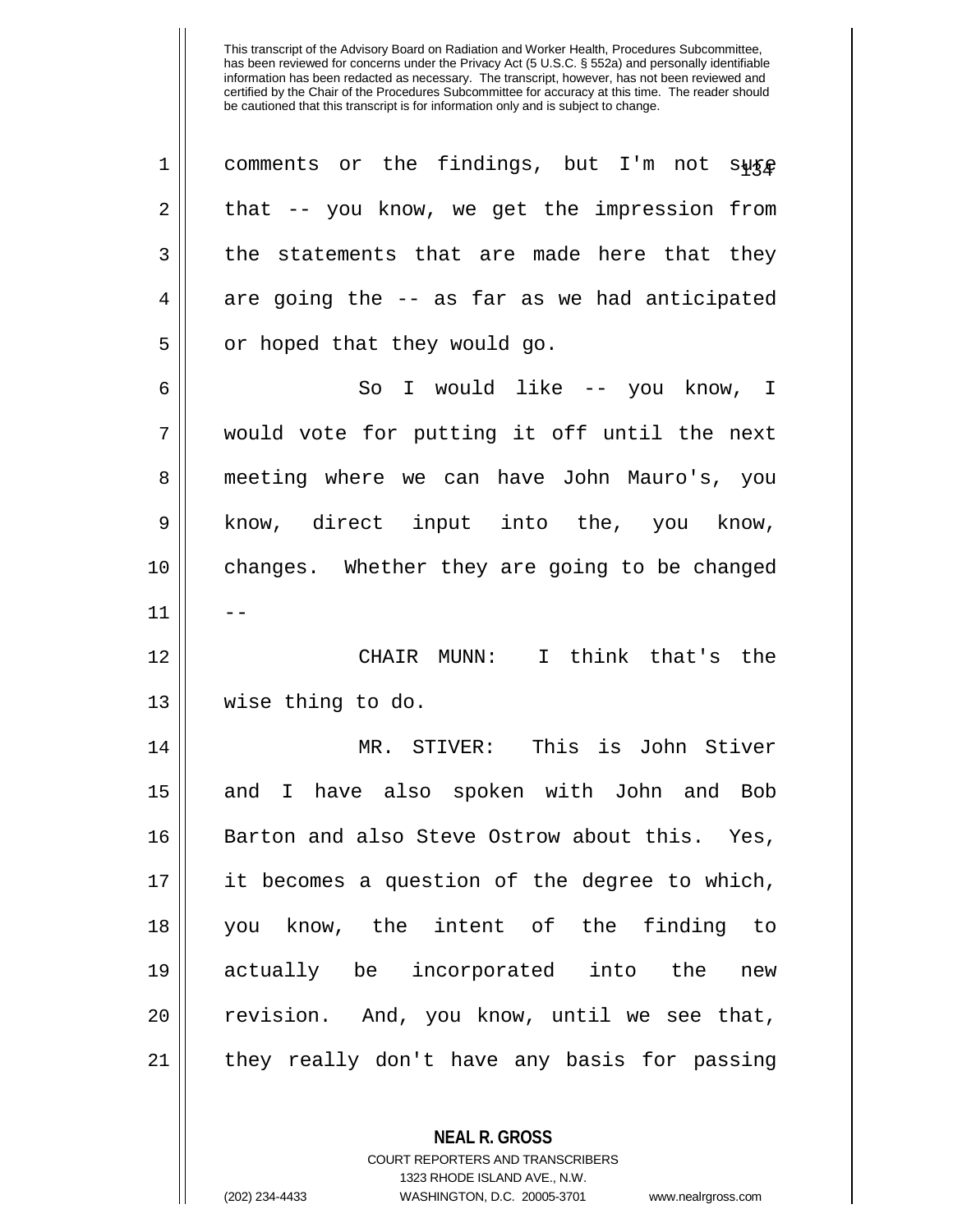comments or the findings, but I'm not sure that -- you know, we get the impression from the statements that are made here that they are going the -- as far as we had anticipated or hoped that they would go.

So I would like -- you know, I would vote for putting it off until the next meeting where we can have John Mauro's, you know, direct input into the, you know, changes. Whether they are going to be changed --

CHAIR MUNN: I think that's the wise thing to do.

MR. STIVER: This is John Stiver and I have also spoken with John and Bob Barton and also Steve Ostrow about this. Yes, it becomes a question of the degree to which, you know, the intent of the finding to actually be incorporated into the new revision. And, you know, until we see that, they really don't have any basis for passing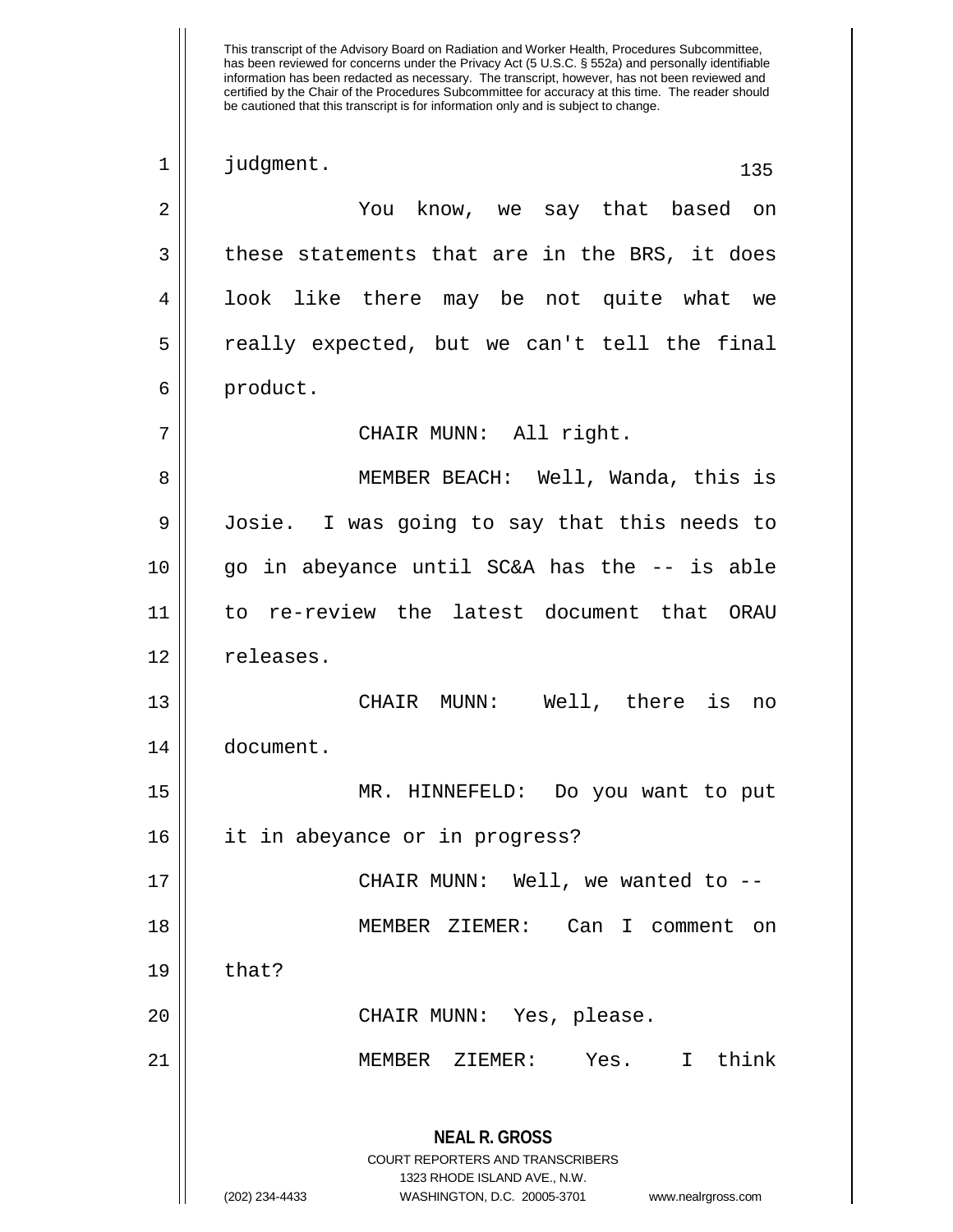judgment.

You know, we say that based on these statements that are in the BRS, it does look like there may be not quite what we really expected, but we can't tell the final product.

CHAIR MUNN: All right.

MEMBER BEACH: Well, Wanda, this is Josie. I was going to say that this needs to go in abeyance until SC&A has the -- is able to re-review the latest document that ORAU releases.

CHAIR MUNN: Well, there is no document.

MR. HINNEFELD: Do you want to put it in abeyance or in progress?

CHAIR MUNN: Well, we wanted to --

MEMBER ZIEMER: Can I comment on that?

CHAIR MUNN: Yes, please.

MEMBER ZIEMER: Yes. I think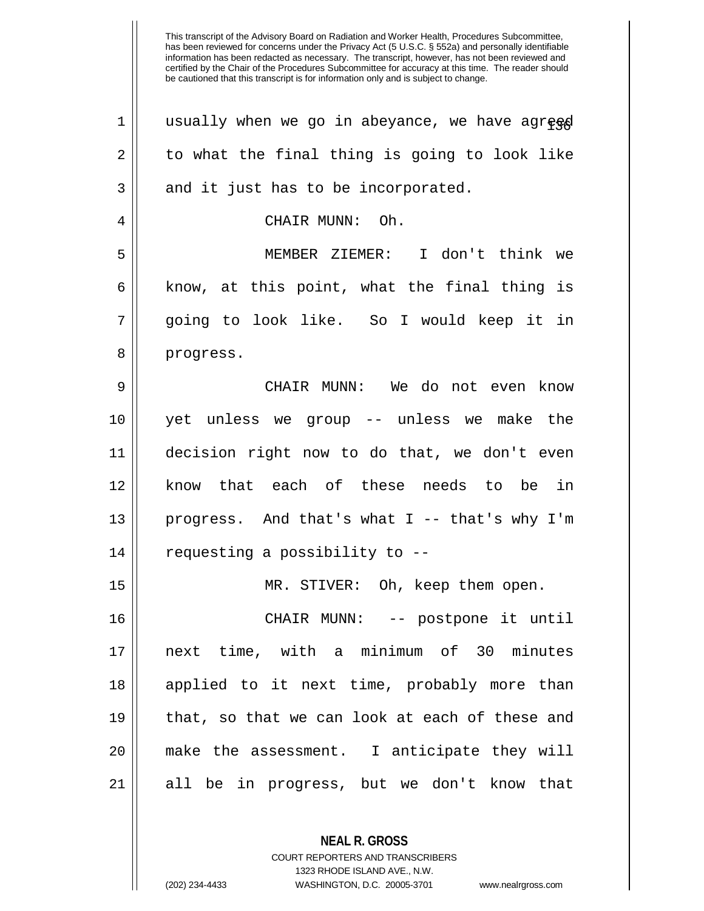This transcript of the Advisory Board on Radiation and Worker Health, Procedures Subcommittee, has been reviewed for concerns under the Privacy Act (5 U.S.C. § 552a) and personally identifiable information has been redacted as necessary. The transcript, however, has not been reviewed and certified by the Chair of the Procedures Subcommittee for accuracy at this time. The reader should be cautioned that this transcript is for information only and is subject to change.

usually when we go in abeyance, we have agreed to what the final thing is going to look like and it just has to be incorporated.

CHAIR MUNN: Oh.

MEMBER ZIEMER: I don't think we know, at this point, what the final thing is going to look like. So I would keep it in progress.

CHAIR MUNN: We do not even know yet unless we group -- unless we make the decision right now to do that, we don't even know that each of these needs to be in progress. And that's what I -- that's why I'm requesting a possibility to --

MR. STIVER: Oh, keep them open.

CHAIR MUNN: -- postpone it until next time, with a minimum of 30 minutes applied to it next time, probably more than that, so that we can look at each of these and make the assessment. I anticipate they will all be in progress, but we don't know that

**NEAL R. GROSS**
COURT REPORTERS AND TRANSCRIBERS
1323 RHODE ISLAND AVE., N.W.
(202) 234-4433 WASHINGTON, D.C. 20005-3701 www.nealrgross.com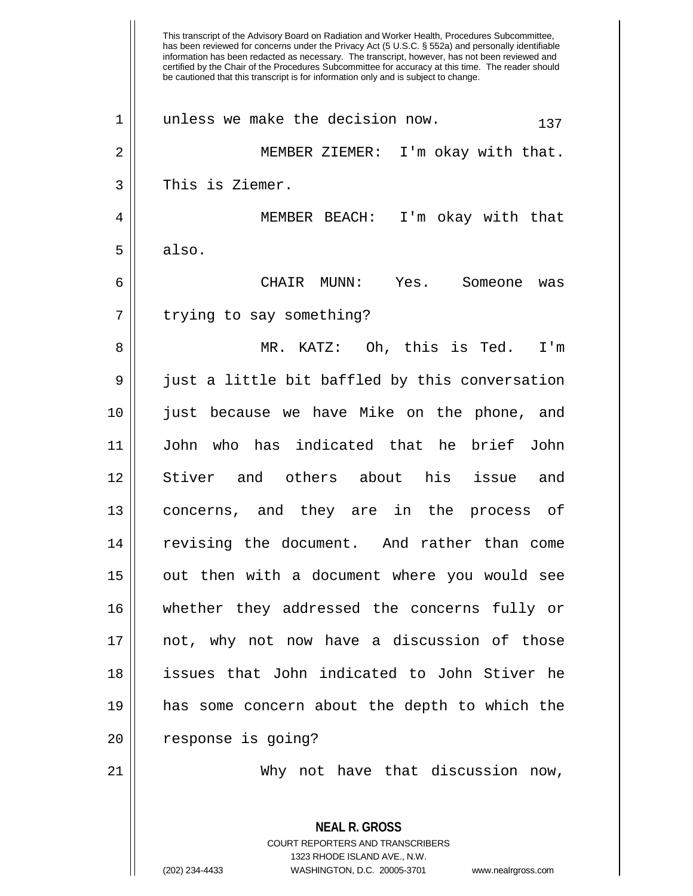unless we make the decision now.

MEMBER ZIEMER: I'm okay with that. This is Ziemer.

MEMBER BEACH: I'm okay with that also.

CHAIR MUNN: Yes. Someone was trying to say something?

MR. KATZ: Oh, this is Ted. I'm just a little bit baffled by this conversation just because we have Mike on the phone, and John who has indicated that he brief John Stiver and others about his issue and concerns, and they are in the process of revising the document. And rather than come out then with a document where you would see whether they addressed the concerns fully or not, why not now have a discussion of those issues that John indicated to John Stiver he has some concern about the depth to which the response is going?

Why not have that discussion now,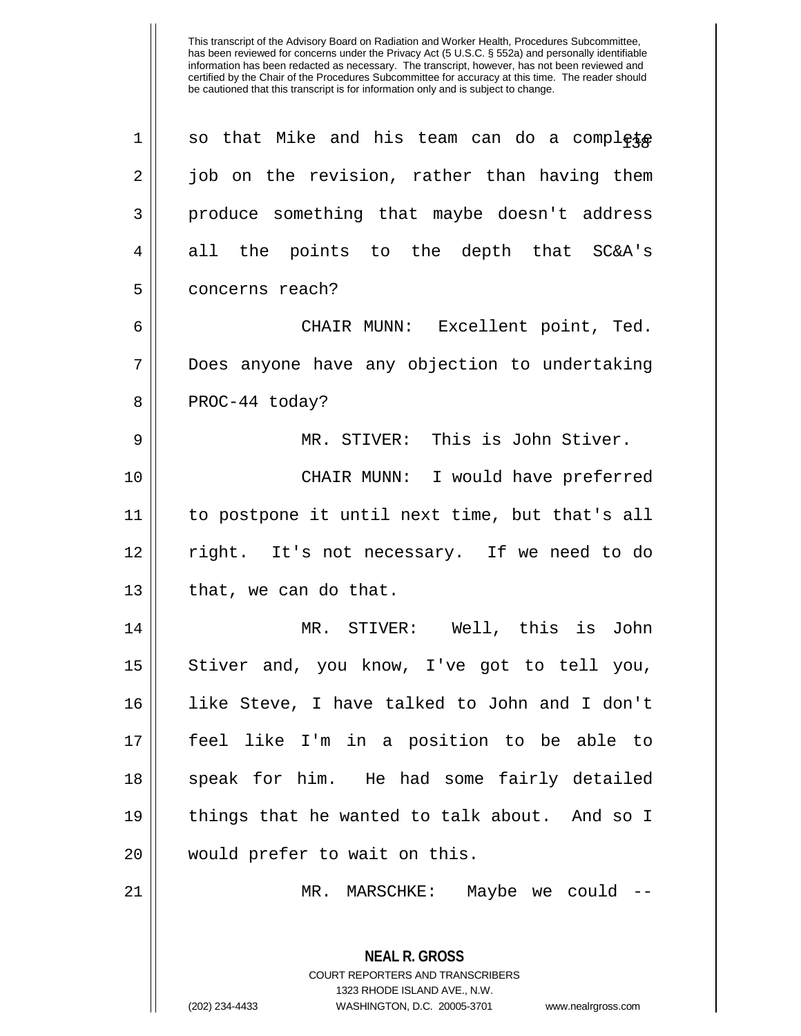This transcript of the Advisory Board on Radiation and Worker Health, Procedures Subcommittee, has been reviewed for concerns under the Privacy Act (5 U.S.C. § 552a) and personally identifiable information has been redacted as necessary. The transcript, however, has not been reviewed and certified by the Chair of the Procedures Subcommittee for accuracy at this time. The reader should be cautioned that this transcript is for information only and is subject to change.

so that Mike and his team can do a complete job on the revision, rather than having them produce something that maybe doesn't address all the points to the depth that SC&A's concerns reach?

CHAIR MUNN: Excellent point, Ted. Does anyone have any objection to undertaking PROC-44 today?

MR. STIVER: This is John Stiver.

CHAIR MUNN: I would have preferred to postpone it until next time, but that's all right. It's not necessary. If we need to do that, we can do that.

MR. STIVER: Well, this is John Stiver and, you know, I've got to tell you, like Steve, I have talked to John and I don't feel like I'm in a position to be able to speak for him. He had some fairly detailed things that he wanted to talk about. And so I would prefer to wait on this.

MR. MARSCHKE: Maybe we could --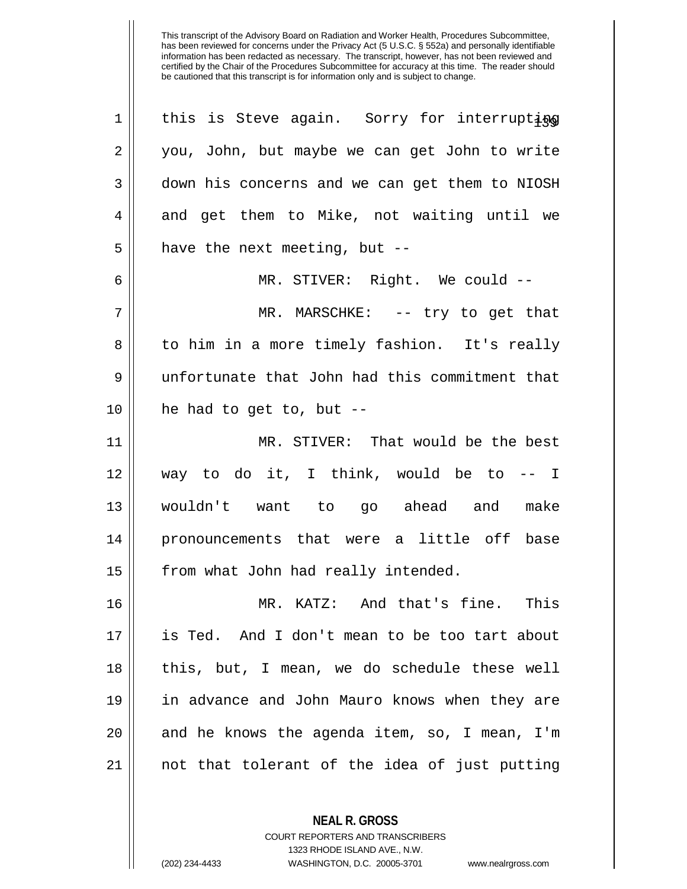this is Steve again. Sorry for interrupting you, John, but maybe we can get John to write down his concerns and we can get them to NIOSH and get them to Mike, not waiting until we have the next meeting, but --

MR. STIVER: Right. We could --

MR. MARSCHKE: -- try to get that to him in a more timely fashion. It's really unfortunate that John had this commitment that he had to get to, but --

MR. STIVER: That would be the best way to do it, I think, would be to -- I wouldn't want to go ahead and make pronouncements that were a little off base from what John had really intended.

MR. KATZ: And that's fine. This is Ted. And I don't mean to be too tart about this, but, I mean, we do schedule these well in advance and John Mauro knows when they are and he knows the agenda item, so, I mean, I'm not that tolerant of the idea of just putting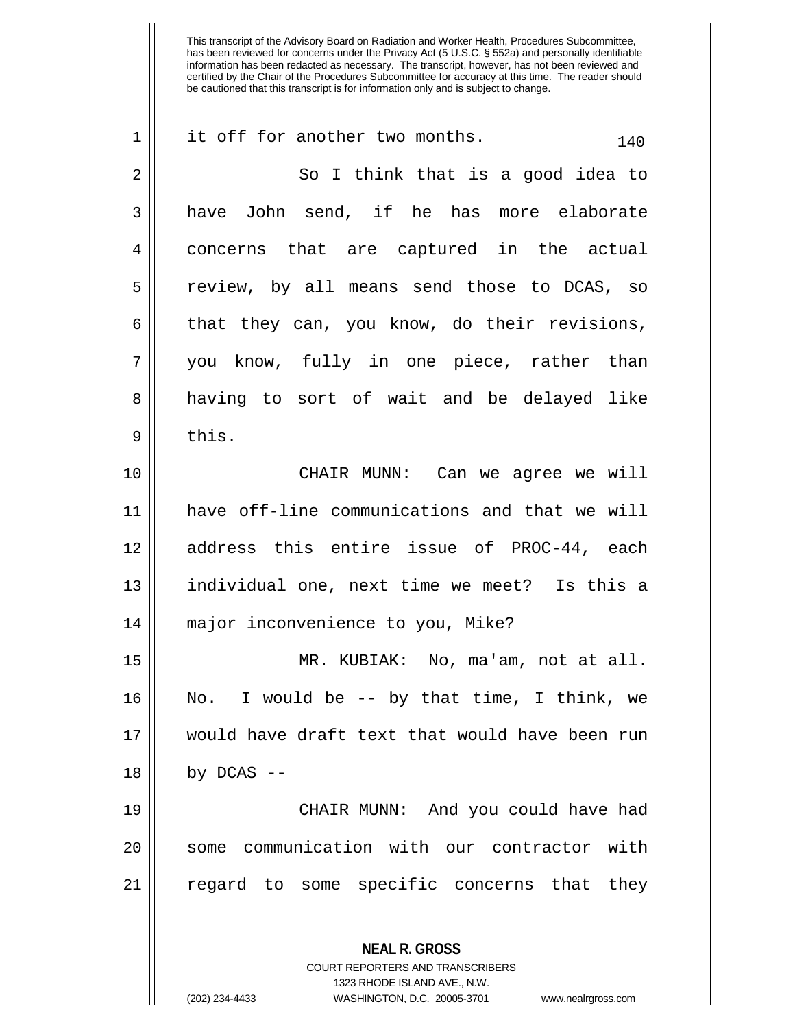it off for another two months.

So I think that is a good idea to have John send, if he has more elaborate concerns that are captured in the actual review, by all means send those to DCAS, so that they can, you know, do their revisions, you know, fully in one piece, rather than having to sort of wait and be delayed like this.

CHAIR MUNN: Can we agree we will have off-line communications and that we will address this entire issue of PROC-44, each individual one, next time we meet? Is this a major inconvenience to you, Mike?

MR. KUBIAK: No, ma'am, not at all. No. I would be -- by that time, I think, we would have draft text that would have been run by DCAS --

CHAIR MUNN: And you could have had some communication with our contractor with regard to some specific concerns that they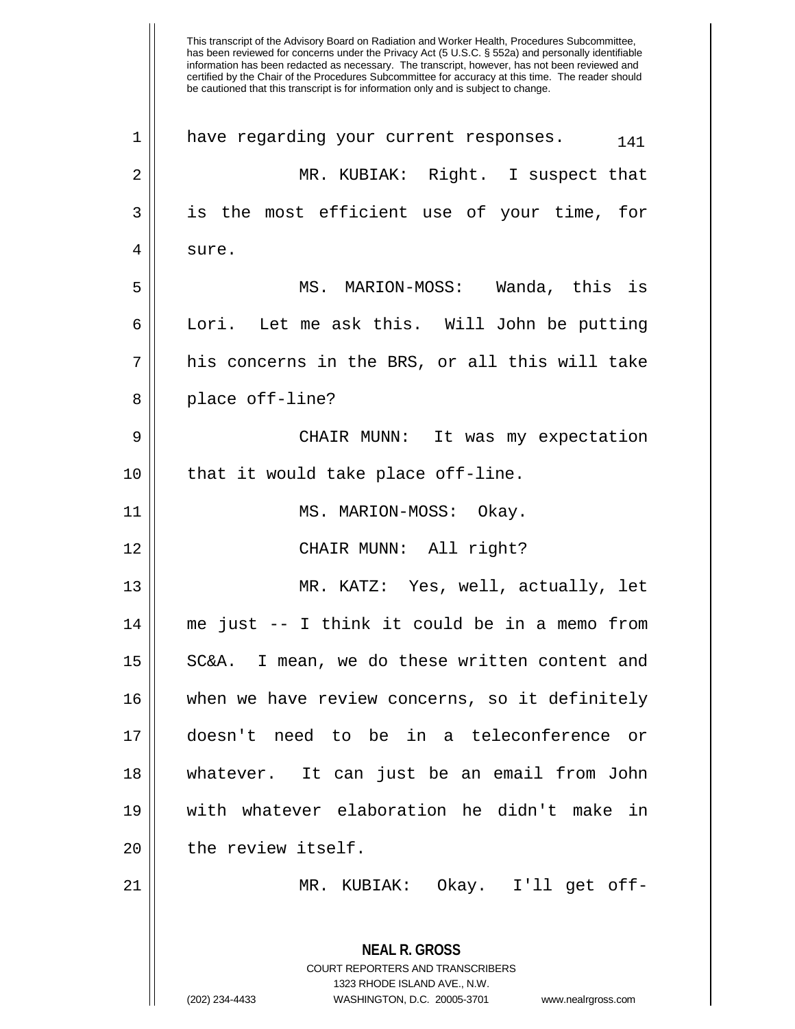This transcript of the Advisory Board on Radiation and Worker Health, Procedures Subcommittee, has been reviewed for concerns under the Privacy Act (5 U.S.C. § 552a) and personally identifiable information has been redacted as necessary. The transcript, however, has not been reviewed and certified by the Chair of the Procedures Subcommittee for accuracy at this time. The reader should be cautioned that this transcript is for information only and is subject to change.

have regarding your current responses.

MR. KUBIAK: Right. I suspect that is the most efficient use of your time, for sure.

MS. MARION-MOSS: Wanda, this is Lori. Let me ask this. Will John be putting his concerns in the BRS, or all this will take place off-line?

CHAIR MUNN: It was my expectation that it would take place off-line.

MS. MARION-MOSS: Okay.

CHAIR MUNN: All right?

MR. KATZ: Yes, well, actually, let me just -- I think it could be in a memo from SC&A. I mean, we do these written content and when we have review concerns, so it definitely doesn't need to be in a teleconference or whatever. It can just be an email from John with whatever elaboration he didn't make in the review itself.

MR. KUBIAK: Okay. I'll get off-

**NEAL R. GROSS**
COURT REPORTERS AND TRANSCRIBERS
1323 RHODE ISLAND AVE., N.W.
(202) 234-4433 WASHINGTON, D.C. 20005-3701 www.nealrgross.com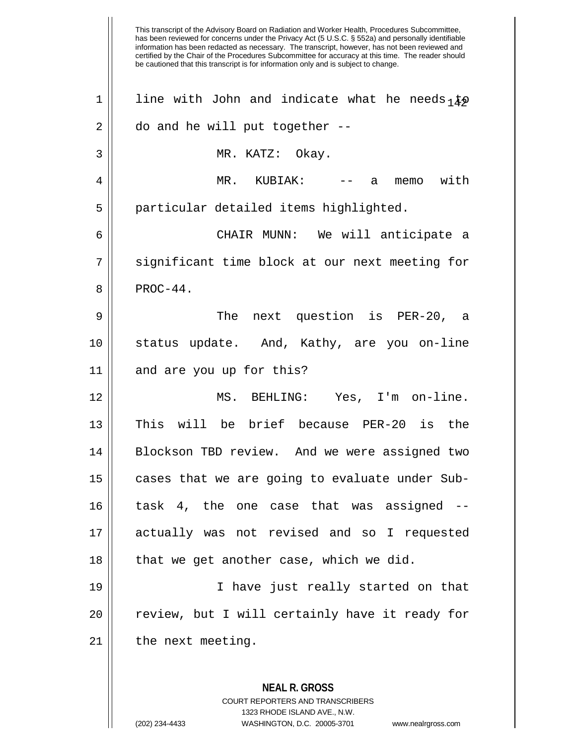line with John and indicate what he needs to do and he will put together --

MR. KATZ: Okay.

MR. KUBIAK: -- a memo with particular detailed items highlighted.

CHAIR MUNN: We will anticipate a significant time block at our next meeting for PROC-44.

The next question is PER-20, a status update. And, Kathy, are you on-line and are you up for this?

MS. BEHLING: Yes, I'm on-line. This will be brief because PER-20 is the Blockson TBD review. And we were assigned two cases that we are going to evaluate under Sub-task 4, the one case that was assigned -- actually was not revised and so I requested that we get another case, which we did.

I have just really started on that review, but I will certainly have it ready for the next meeting.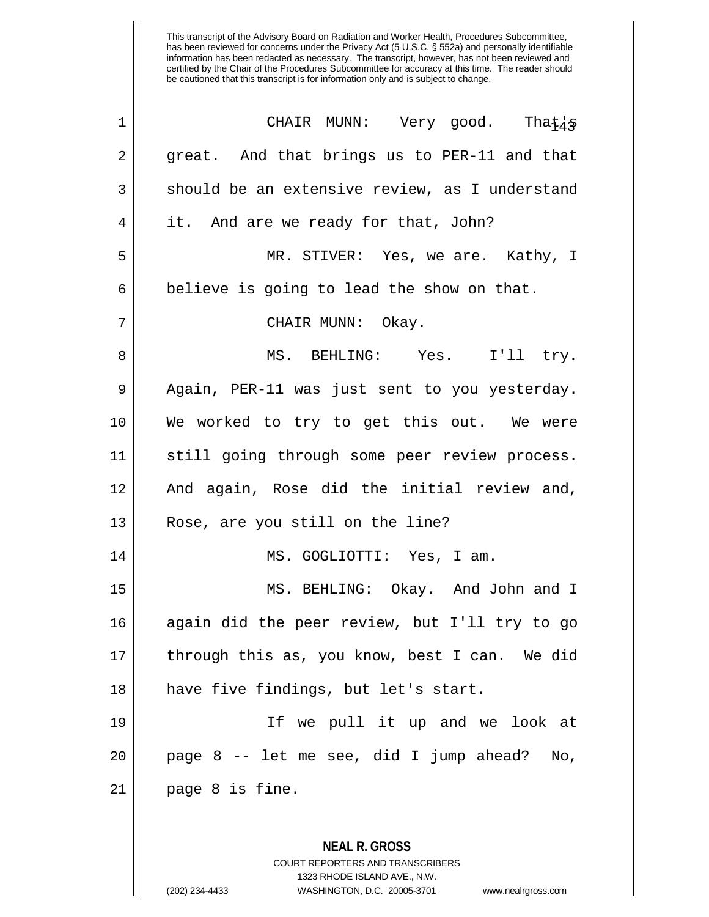This transcript of the Advisory Board on Radiation and Worker Health, Procedures Subcommittee, has been reviewed for concerns under the Privacy Act (5 U.S.C. § 552a) and personally identifiable information has been redacted as necessary. The transcript, however, has not been reviewed and certified by the Chair of the Procedures Subcommittee for accuracy at this time. The reader should be cautioned that this transcript is for information only and is subject to change.

CHAIR MUNN: Very good. That's great. And that brings us to PER-11 and that should be an extensive review, as I understand it. And are we ready for that, John?

MR. STIVER: Yes, we are. Kathy, I believe is going to lead the show on that.

CHAIR MUNN: Okay.

MS. BEHLING: Yes. I'll try. Again, PER-11 was just sent to you yesterday. We worked to try to get this out. We were still going through some peer review process. And again, Rose did the initial review and, Rose, are you still on the line?

MS. GOGLIOTTI: Yes, I am.

MS. BEHLING: Okay. And John and I again did the peer review, but I'll try to go through this as, you know, best I can. We did have five findings, but let's start.

If we pull it up and we look at page 8 -- let me see, did I jump ahead? No, page 8 is fine.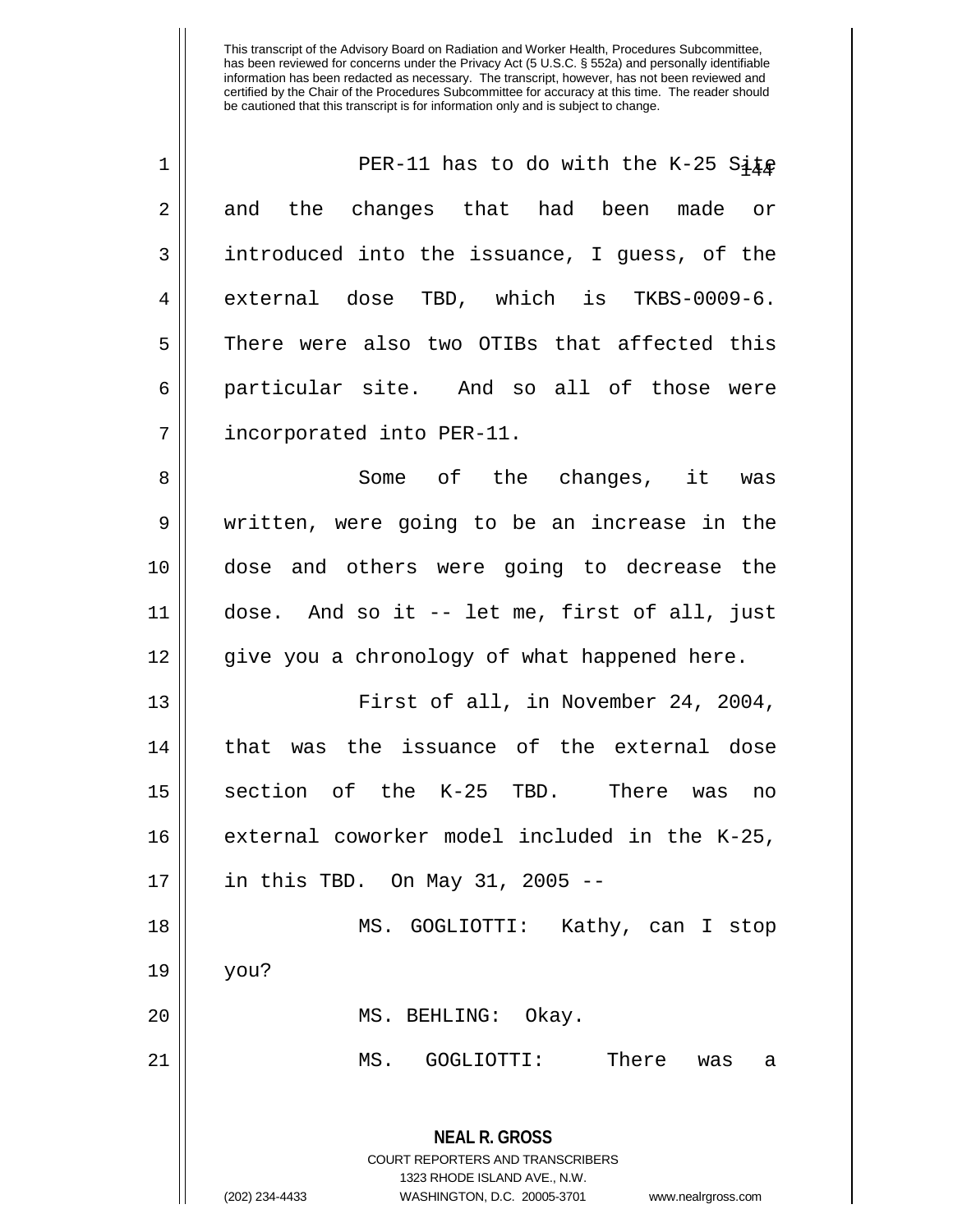PER-11 has to do with the K-25 Site and the changes that had been made or introduced into the issuance, I guess, of the external dose TBD, which is TKBS-0009-6. There were also two OTIBs that affected this particular site. And so all of those were incorporated into PER-11.

Some of the changes, it was written, were going to be an increase in the dose and others were going to decrease the dose. And so it -- let me, first of all, just give you a chronology of what happened here.

First of all, in November 24, 2004, that was the issuance of the external dose section of the K-25 TBD. There was no external coworker model included in the K-25, in this TBD. On May 31, 2005 --

MS. GOGLIOTTI: Kathy, can I stop you?

MS. BEHLING: Okay.

MS. GOGLIOTTI: There was a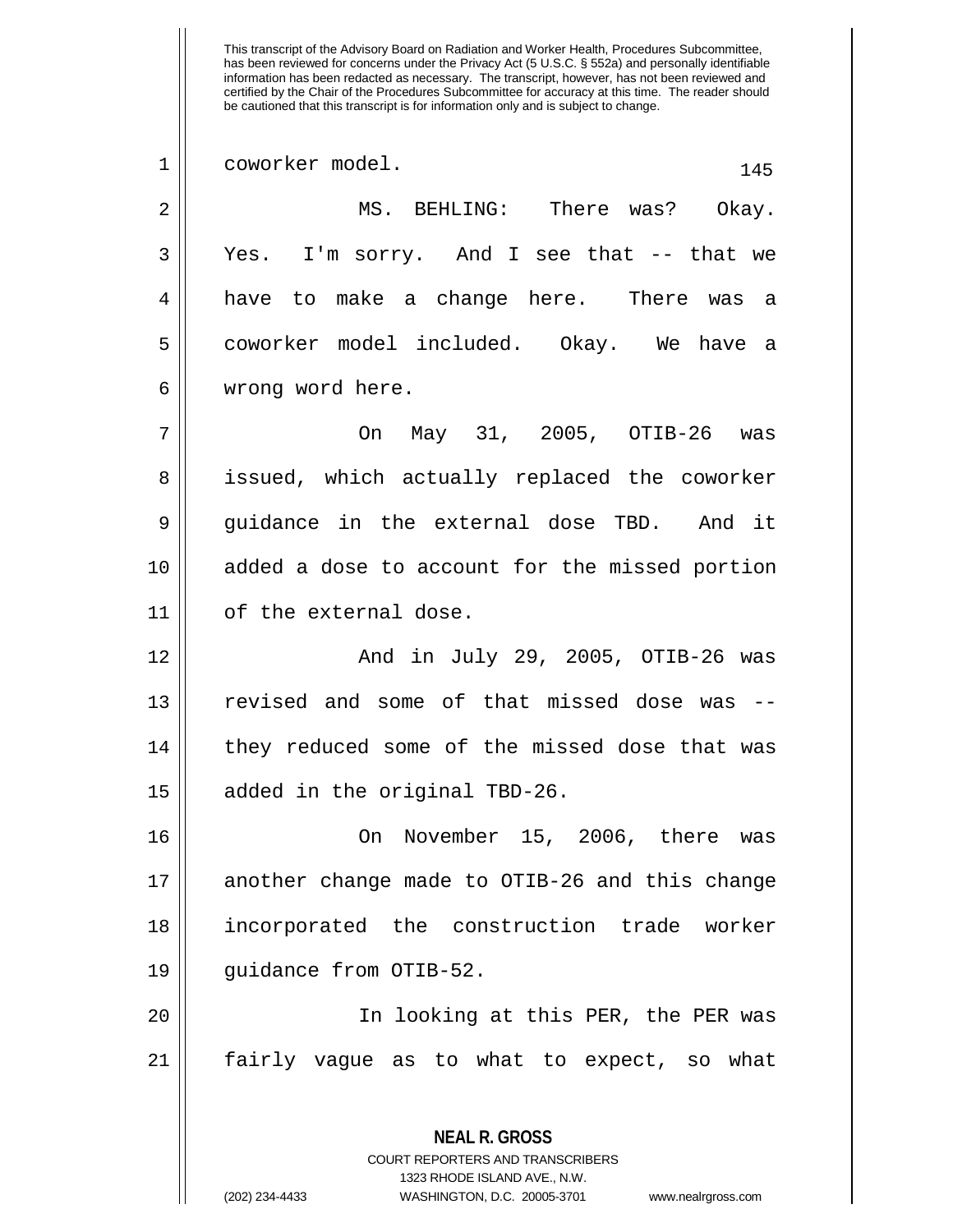coworker model.

MS. BEHLING: There was? Okay. Yes. I'm sorry. And I see that -- that we have to make a change here. There was a coworker model included. Okay. We have a wrong word here.

On May 31, 2005, OTIB-26 was issued, which actually replaced the coworker guidance in the external dose TBD. And it added a dose to account for the missed portion of the external dose.

And in July 29, 2005, OTIB-26 was revised and some of that missed dose was -- they reduced some of the missed dose that was added in the original TBD-26.

On November 15, 2006, there was another change made to OTIB-26 and this change incorporated the construction trade worker guidance from OTIB-52.

In looking at this PER, the PER was fairly vague as to what to expect, so what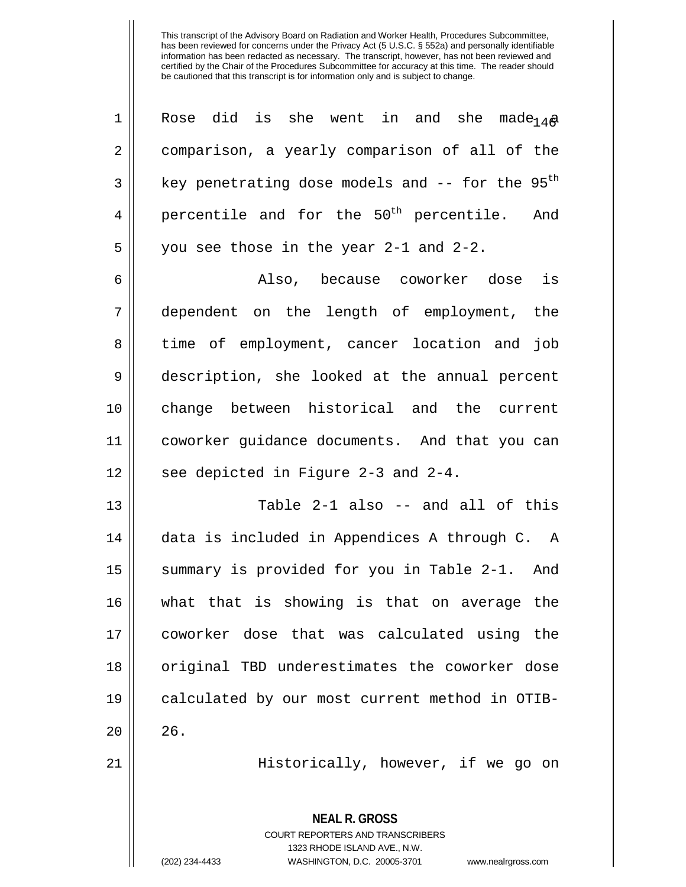This transcript of the Advisory Board on Radiation and Worker Health, Procedures Subcommittee, has been reviewed for concerns under the Privacy Act (5 U.S.C. § 552a) and personally identifiable information has been redacted as necessary. The transcript, however, has not been reviewed and certified by the Chair of the Procedures Subcommittee for accuracy at this time. The reader should be cautioned that this transcript is for information only and is subject to change.

Rose did is she went in and she made a comparison, a yearly comparison of all of the key penetrating dose models and -- for the 95th percentile and for the 50th percentile. And you see those in the year 2-1 and 2-2.

Also, because coworker dose is dependent on the length of employment, the time of employment, cancer location and job description, she looked at the annual percent change between historical and the current coworker guidance documents. And that you can see depicted in Figure 2-3 and 2-4.

Table 2-1 also -- and all of this data is included in Appendices A through C. A summary is provided for you in Table 2-1. And what that is showing is that on average the coworker dose that was calculated using the original TBD underestimates the coworker dose calculated by our most current method in OTIB-26.

Historically, however, if we go on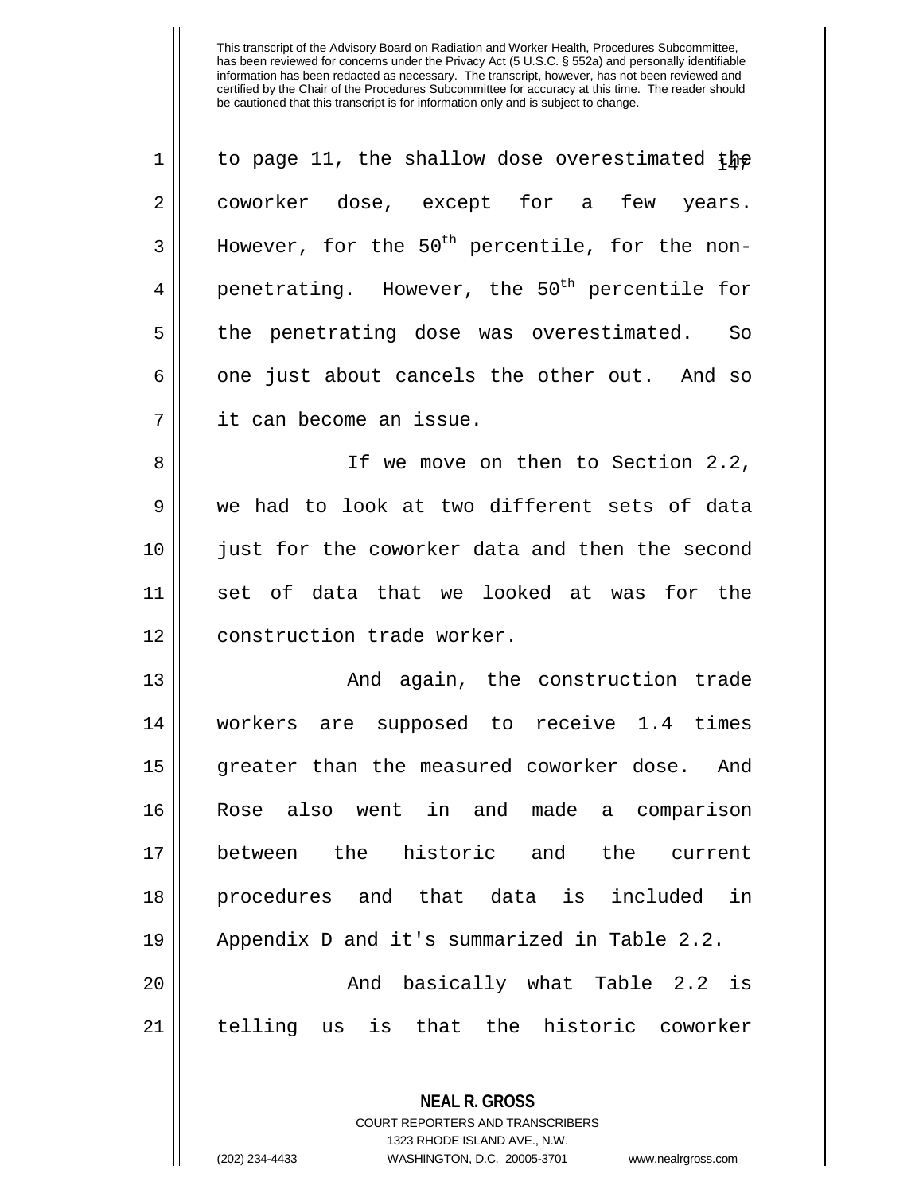This transcript of the Advisory Board on Radiation and Worker Health, Procedures Subcommittee, has been reviewed for concerns under the Privacy Act (5 U.S.C. § 552a) and personally identifiable information has been redacted as necessary. The transcript, however, has not been reviewed and certified by the Chair of the Procedures Subcommittee for accuracy at this time. The reader should be cautioned that this transcript is for information only and is subject to change.

to page 11, the shallow dose overestimated the coworker dose, except for a few years. However, for the $50^{th}$ percentile, for the non-penetrating. However, the $50^{th}$ percentile for the penetrating dose was overestimated. So one just about cancels the other out. And so it can become an issue.

If we move on then to Section 2.2, we had to look at two different sets of data just for the coworker data and then the second set of data that we looked at was for the construction trade worker.

And again, the construction trade workers are supposed to receive 1.4 times greater than the measured coworker dose. And Rose also went in and made a comparison between the historic and the current procedures and that data is included in Appendix D and it's summarized in Table 2.2.

And basically what Table 2.2 is telling us is that the historic coworker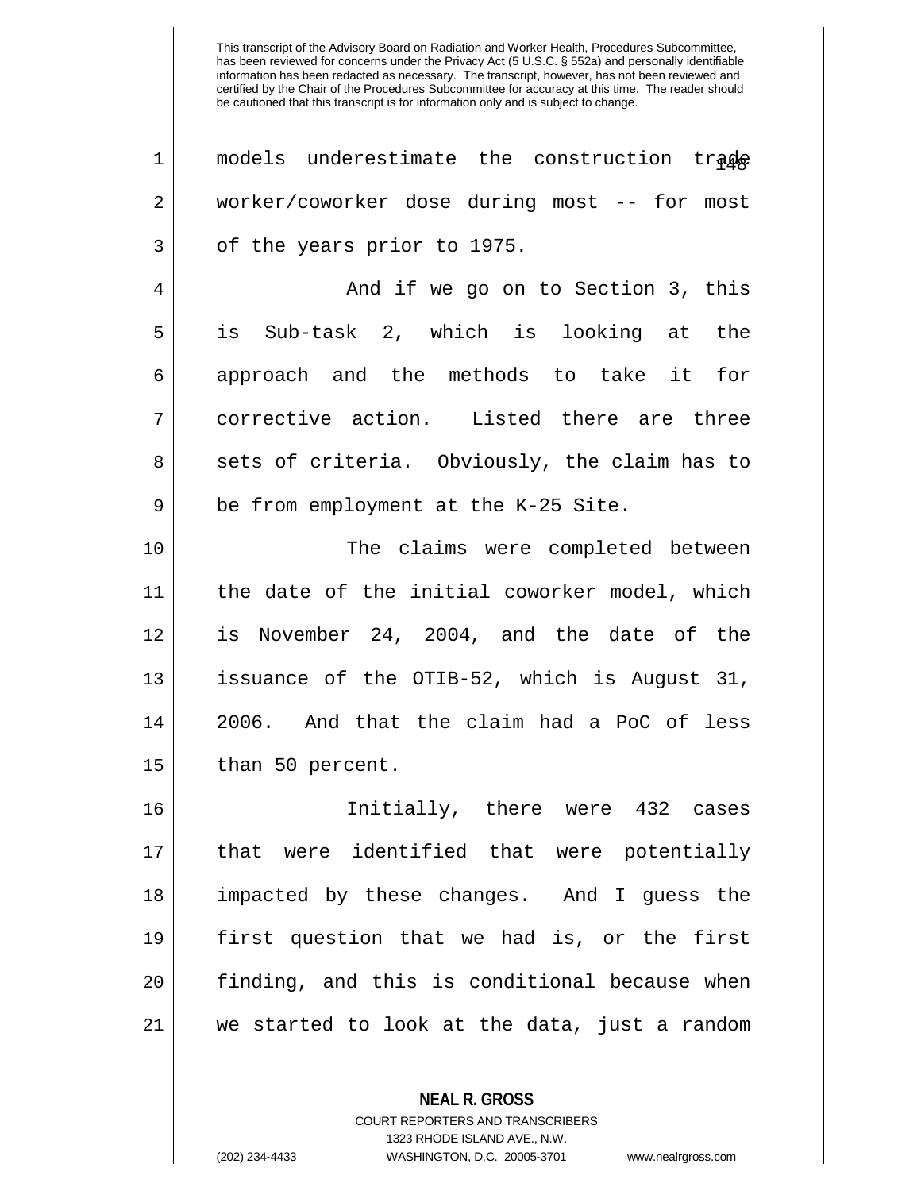models underestimate the construction trade worker/coworker dose during most -- for most of the years prior to 1975.

And if we go on to Section 3, this is Sub-task 2, which is looking at the approach and the methods to take it for corrective action. Listed there are three sets of criteria. Obviously, the claim has to be from employment at the K-25 Site.

The claims were completed between the date of the initial coworker model, which is November 24, 2004, and the date of the issuance of the OTIB-52, which is August 31, 2006. And that the claim had a PoC of less than 50 percent.

Initially, there were 432 cases that were identified that were potentially impacted by these changes. And I guess the first question that we had is, or the first finding, and this is conditional because when we started to look at the data, just a random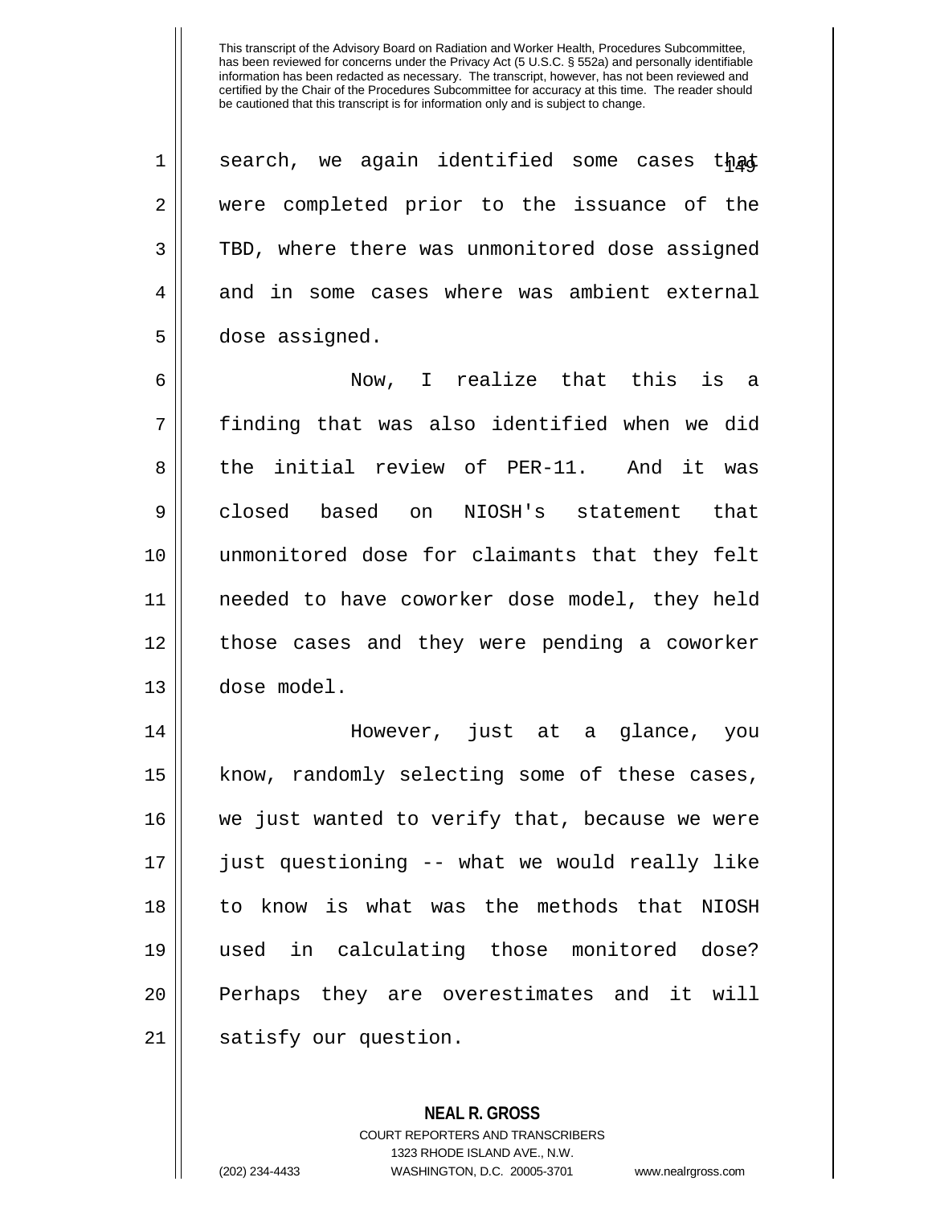This transcript of the Advisory Board on Radiation and Worker Health, Procedures Subcommittee, has been reviewed for concerns under the Privacy Act (5 U.S.C. § 552a) and personally identifiable information has been redacted as necessary. The transcript, however, has not been reviewed and certified by the Chair of the Procedures Subcommittee for accuracy at this time. The reader should be cautioned that this transcript is for information only and is subject to change.

search, we again identified some cases that were completed prior to the issuance of the TBD, where there was unmonitored dose assigned and in some cases where was ambient external dose assigned.

Now, I realize that this is a finding that was also identified when we did the initial review of PER-11. And it was closed based on NIOSH's statement that unmonitored dose for claimants that they felt needed to have coworker dose model, they held those cases and they were pending a coworker dose model.

However, just at a glance, you know, randomly selecting some of these cases, we just wanted to verify that, because we were just questioning -- what we would really like to know is what was the methods that NIOSH used in calculating those monitored dose? Perhaps they are overestimates and it will satisfy our question.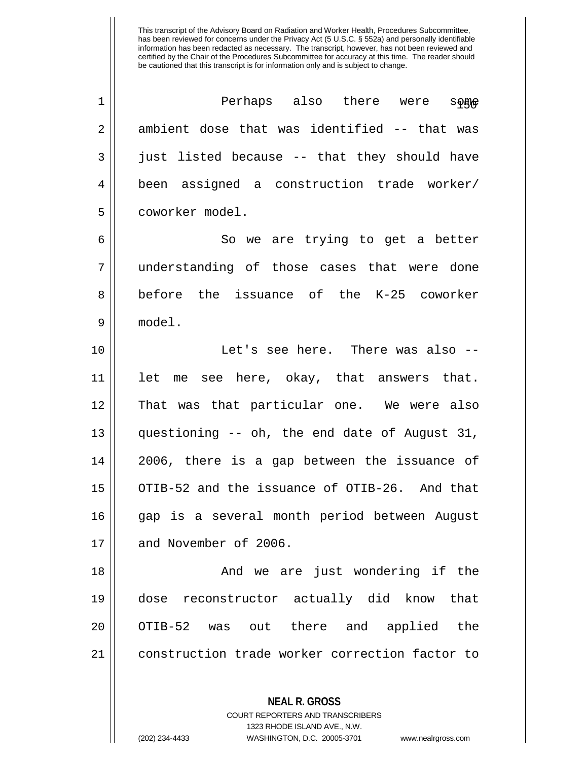This transcript of the Advisory Board on Radiation and Worker Health, Procedures Subcommittee, has been reviewed for concerns under the Privacy Act (5 U.S.C. § 552a) and personally identifiable information has been redacted as necessary. The transcript, however, has not been reviewed and certified by the Chair of the Procedures Subcommittee for accuracy at this time. The reader should be cautioned that this transcript is for information only and is subject to change.

Perhaps also there were some ambient dose that was identified -- that was just listed because -- that they should have been assigned a construction trade worker/coworker model.

So we are trying to get a better understanding of those cases that were done before the issuance of the K-25 coworker model.

Let's see here. There was also -- let me see here, okay, that answers that. That was that particular one. We were also questioning -- oh, the end date of August 31, 2006, there is a gap between the issuance of OTIB-52 and the issuance of OTIB-26. And that gap is a several month period between August and November of 2006.

And we are just wondering if the dose reconstructor actually did know that OTIB-52 was out there and applied the construction trade worker correction factor to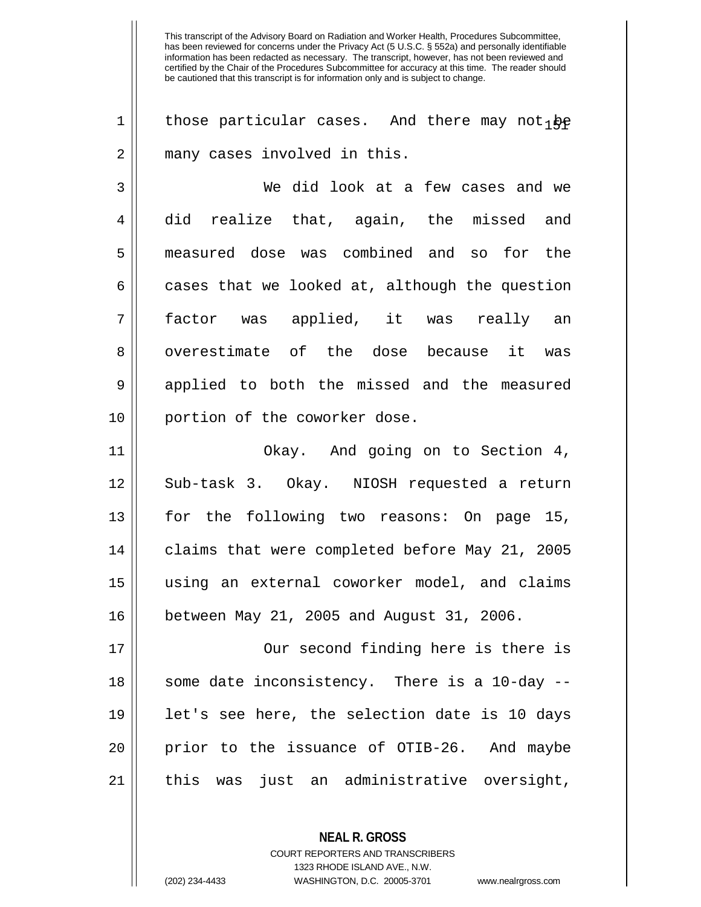This transcript of the Advisory Board on Radiation and Worker Health, Procedures Subcommittee, has been reviewed for concerns under the Privacy Act (5 U.S.C. § 552a) and personally identifiable information has been redacted as necessary. The transcript, however, has not been reviewed and certified by the Chair of the Procedures Subcommittee for accuracy at this time. The reader should be cautioned that this transcript is for information only and is subject to change.

those particular cases. And there may not be many cases involved in this.

We did look at a few cases and we did realize that, again, the missed and measured dose was combined and so for the cases that we looked at, although the question factor was applied, it was really an overestimate of the dose because it was applied to both the missed and the measured portion of the coworker dose.

Okay. And going on to Section 4, Sub-task 3. Okay. NIOSH requested a return for the following two reasons: On page 15, claims that were completed before May 21, 2005 using an external coworker model, and claims between May 21, 2005 and August 31, 2006.

Our second finding here is there is some date inconsistency. There is a 10-day -- let's see here, the selection date is 10 days prior to the issuance of OTIB-26. And maybe this was just an administrative oversight,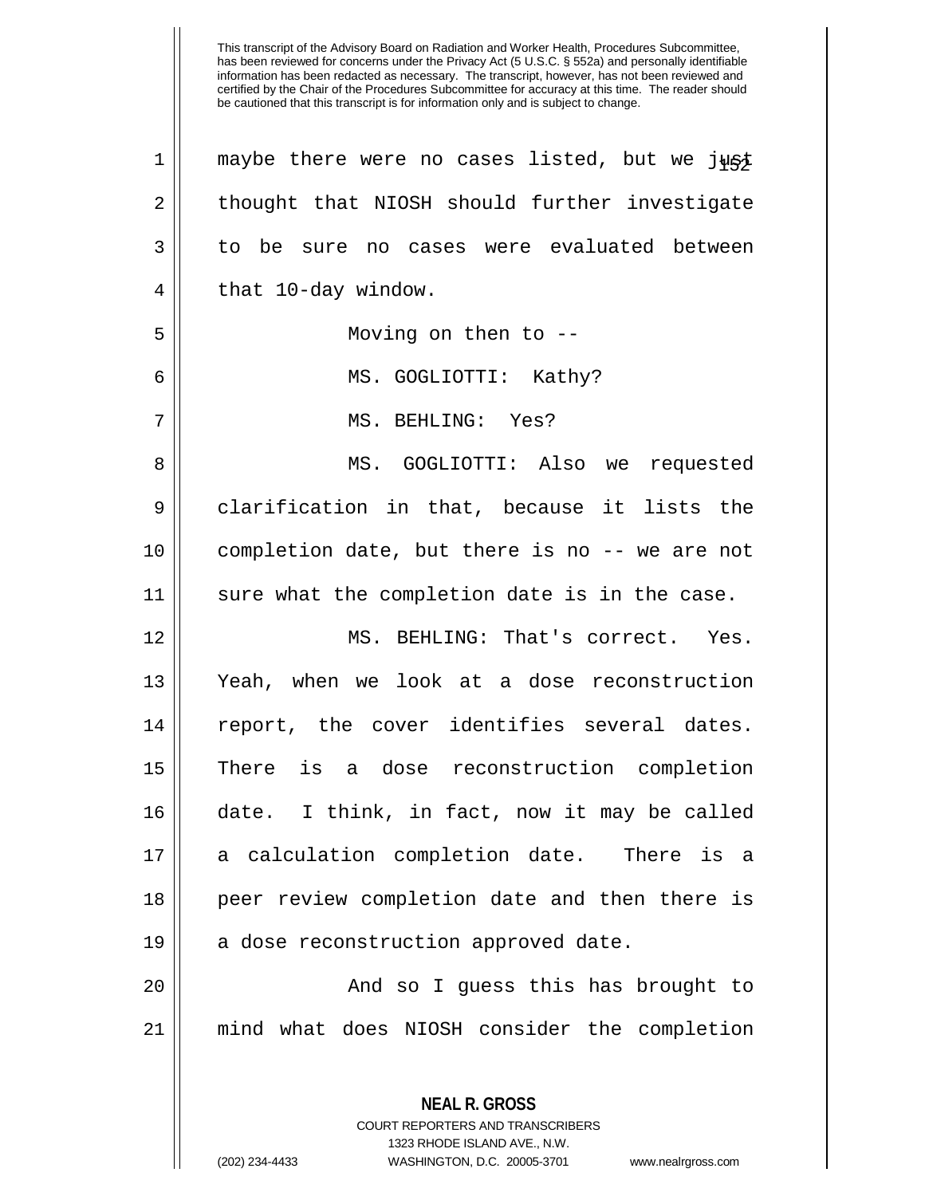maybe there were no cases listed, but we just thought that NIOSH should further investigate to be sure no cases were evaluated between that 10-day window.

Moving on then to --

MS. GOGLIOTTI: Kathy?

MS. BEHLING: Yes?

MS. GOGLIOTTI: Also we requested clarification in that, because it lists the completion date, but there is no -- we are not sure what the completion date is in the case.

MS. BEHLING: That's correct. Yes. Yeah, when we look at a dose reconstruction report, the cover identifies several dates. There is a dose reconstruction completion date. I think, in fact, now it may be called a calculation completion date. There is a peer review completion date and then there is a dose reconstruction approved date.

And so I guess this has brought to mind what does NIOSH consider the completion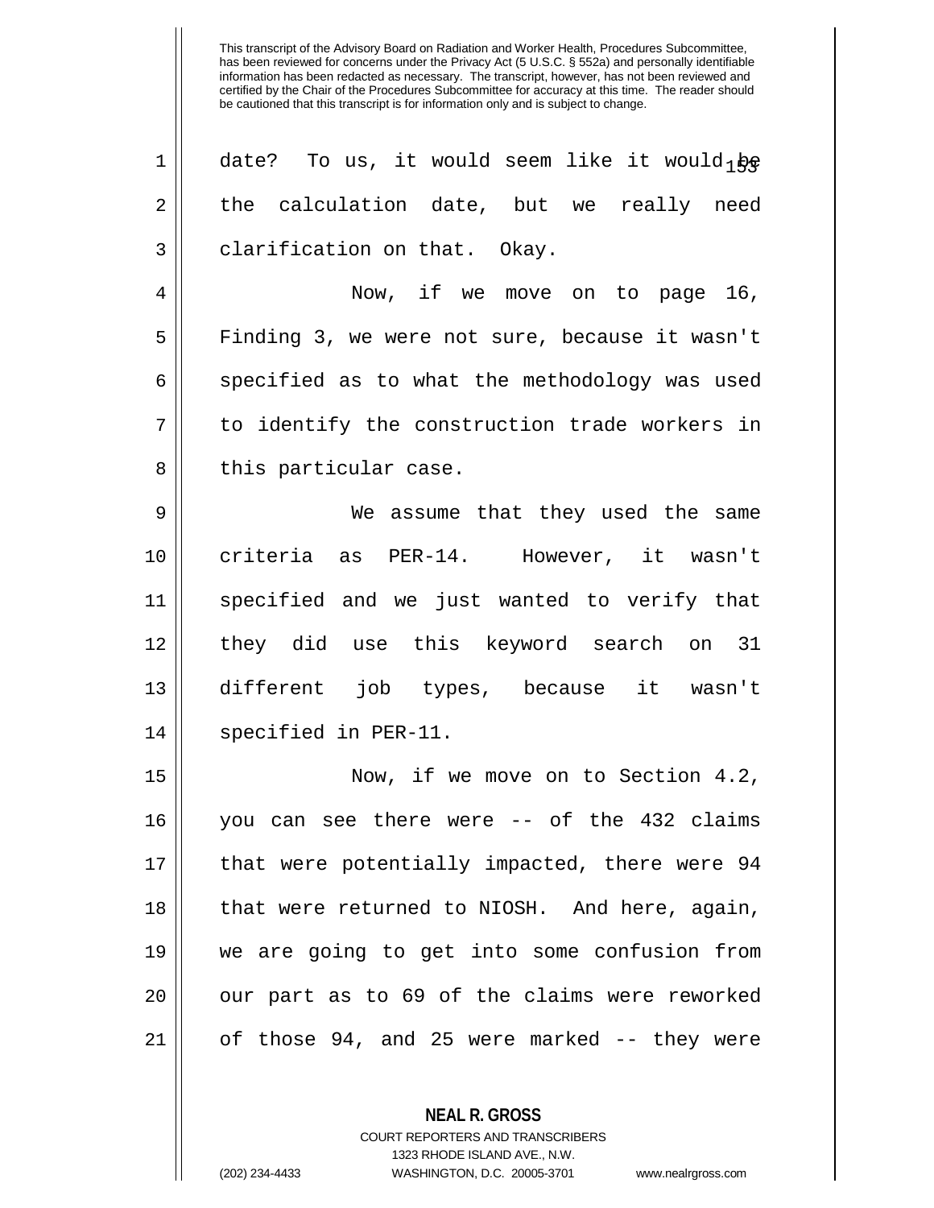This transcript of the Advisory Board on Radiation and Worker Health, Procedures Subcommittee, has been reviewed for concerns under the Privacy Act (5 U.S.C. § 552a) and personally identifiable information has been redacted as necessary. The transcript, however, has not been reviewed and certified by the Chair of the Procedures Subcommittee for accuracy at this time. The reader should be cautioned that this transcript is for information only and is subject to change.

date? To us, it would seem like it would be the calculation date, but we really need clarification on that. Okay.

Now, if we move on to page 16, Finding 3, we were not sure, because it wasn't specified as to what the methodology was used to identify the construction trade workers in this particular case.

We assume that they used the same criteria as PER-14. However, it wasn't specified and we just wanted to verify that they did use this keyword search on 31 different job types, because it wasn't specified in PER-11.

Now, if we move on to Section 4.2, you can see there were -- of the 432 claims that were potentially impacted, there were 94 that were returned to NIOSH. And here, again, we are going to get into some confusion from our part as to 69 of the claims were reworked of those 94, and 25 were marked -- they were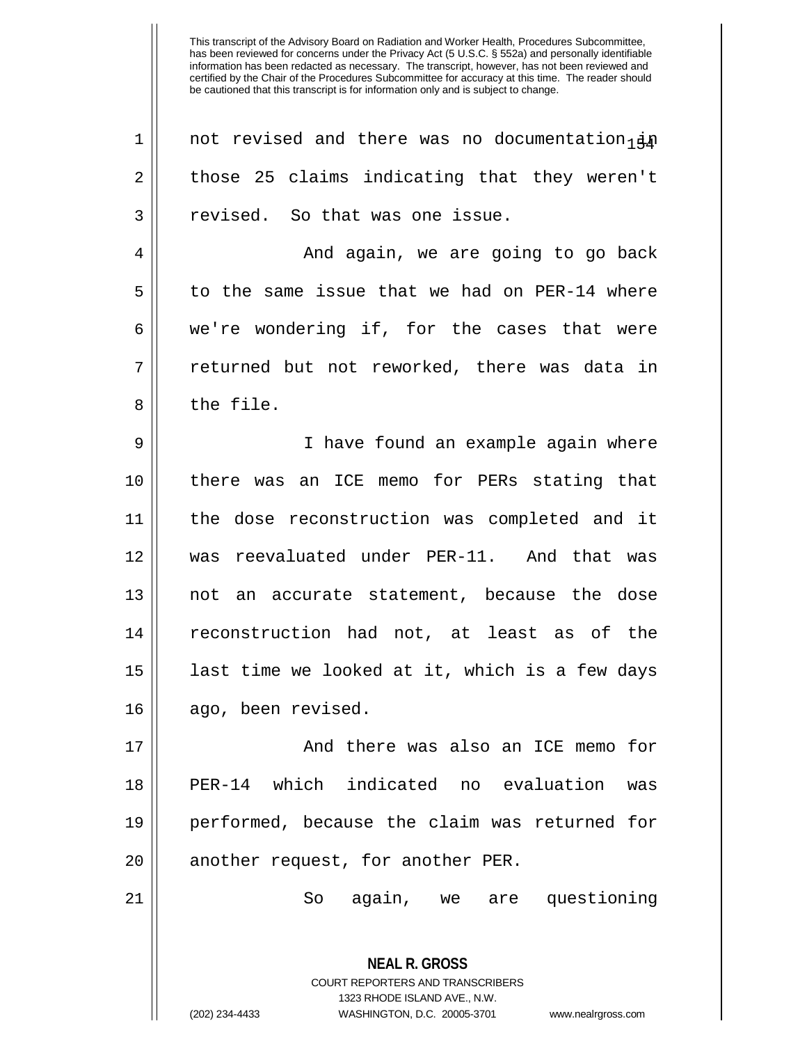This transcript of the Advisory Board on Radiation and Worker Health, Procedures Subcommittee, has been reviewed for concerns under the Privacy Act (5 U.S.C. § 552a) and personally identifiable information has been redacted as necessary. The transcript, however, has not been reviewed and certified by the Chair of the Procedures Subcommittee for accuracy at this time. The reader should be cautioned that this transcript is for information only and is subject to change.

not revised and there was no documentation in those 25 claims indicating that they weren't revised. So that was one issue.

And again, we are going to go back to the same issue that we had on PER-14 where we're wondering if, for the cases that were returned but not reworked, there was data in the file.

I have found an example again where there was an ICE memo for PERs stating that the dose reconstruction was completed and it was reevaluated under PER-11. And that was not an accurate statement, because the dose reconstruction had not, at least as of the last time we looked at it, which is a few days ago, been revised.

And there was also an ICE memo for PER-14 which indicated no evaluation was performed, because the claim was returned for another request, for another PER.

So again, we are questioning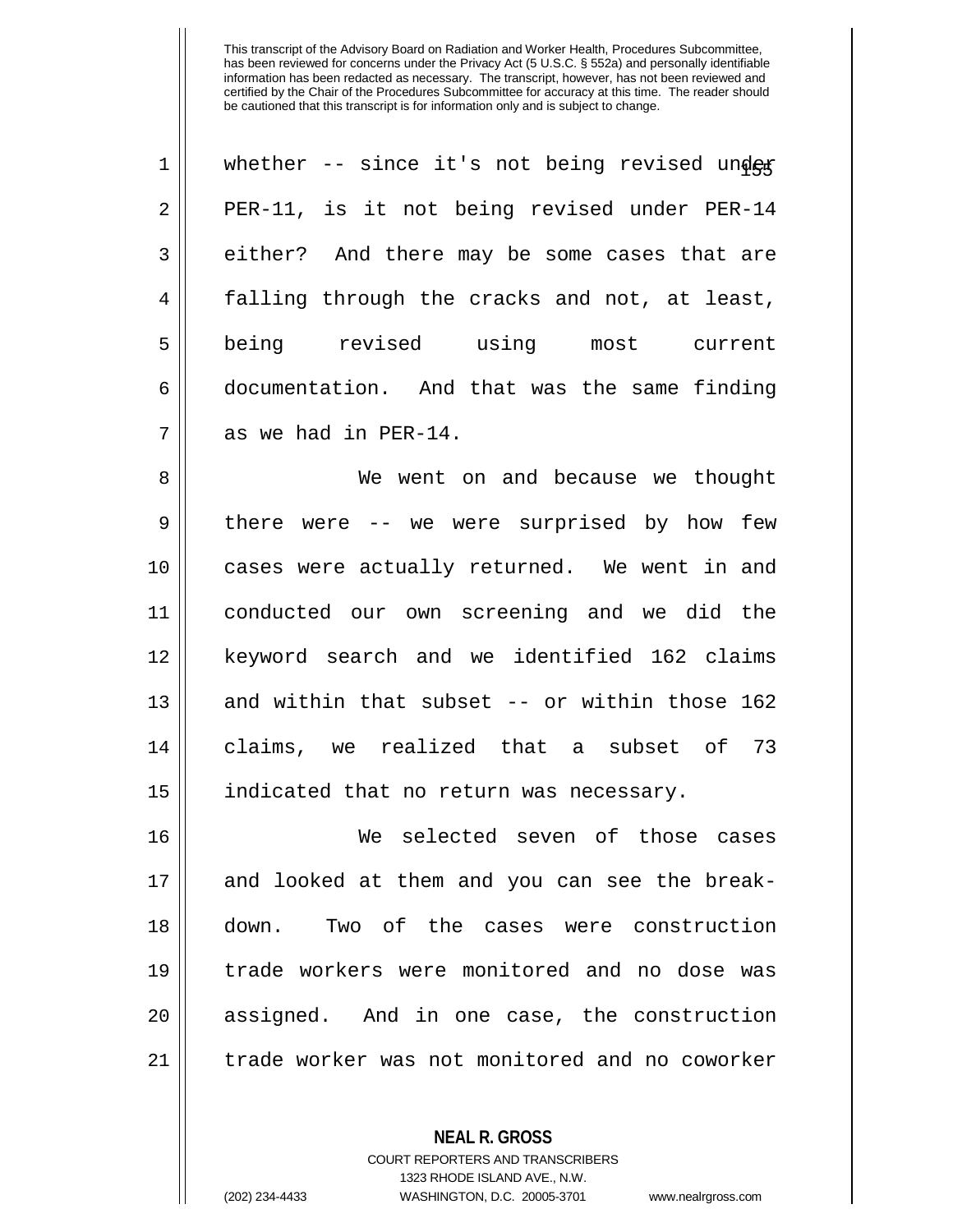whether -- since it's not being revised under PER-11, is it not being revised under PER-14 either? And there may be some cases that are falling through the cracks and not, at least, being revised using most current documentation. And that was the same finding as we had in PER-14.

We went on and because we thought there were -- we were surprised by how few cases were actually returned. We went in and conducted our own screening and we did the keyword search and we identified 162 claims and within that subset -- or within those 162 claims, we realized that a subset of 73 indicated that no return was necessary.

We selected seven of those cases and looked at them and you can see the break-down. Two of the cases were construction trade workers were monitored and no dose was assigned. And in one case, the construction trade worker was not monitored and no coworker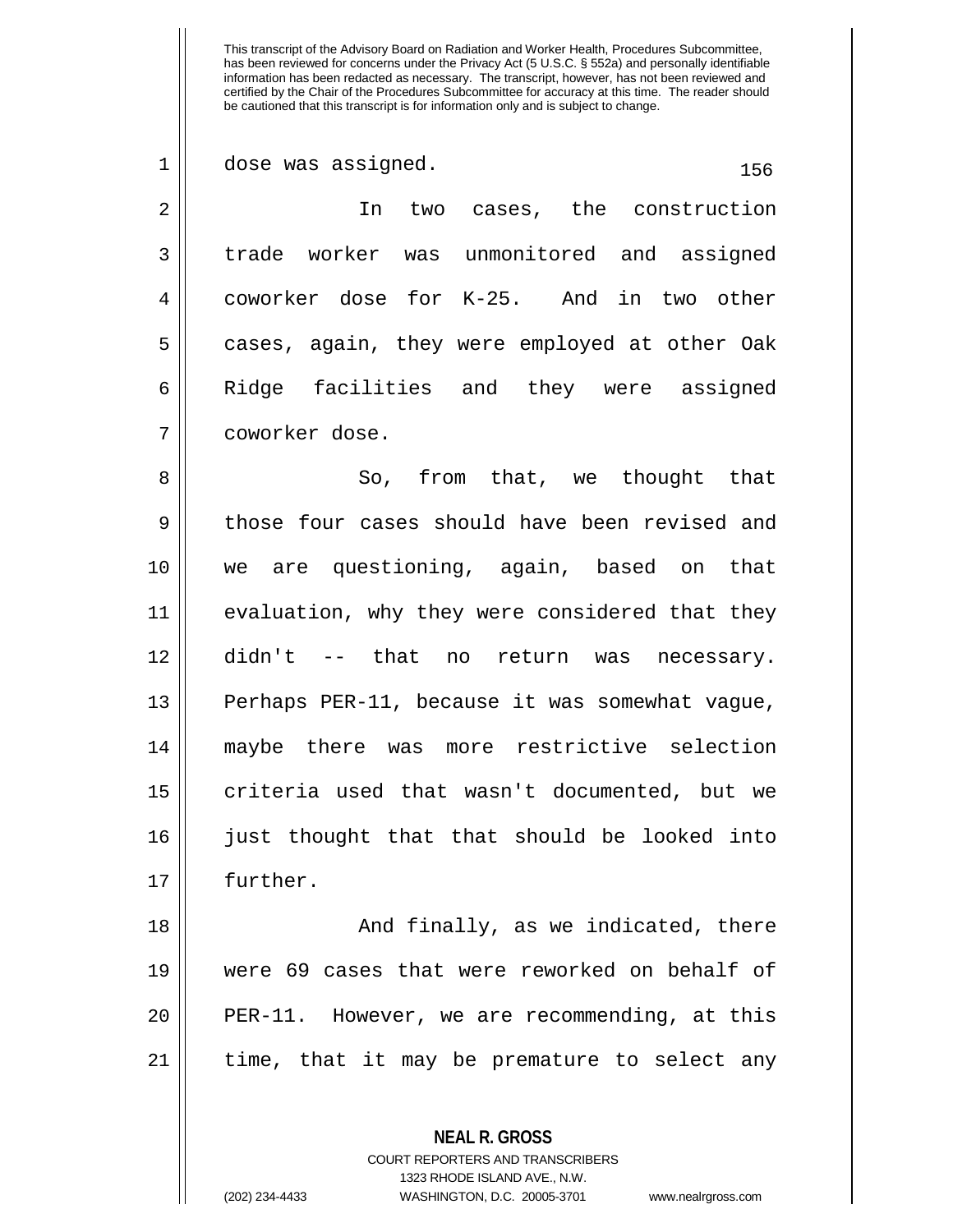dose was assigned.

In two cases, the construction trade worker was unmonitored and assigned coworker dose for K-25. And in two other cases, again, they were employed at other Oak Ridge facilities and they were assigned coworker dose.

So, from that, we thought that those four cases should have been revised and we are questioning, again, based on that evaluation, why they were considered that they didn't -- that no return was necessary. Perhaps PER-11, because it was somewhat vague, maybe there was more restrictive selection criteria used that wasn't documented, but we just thought that that should be looked into further.

And finally, as we indicated, there were 69 cases that were reworked on behalf of PER-11. However, we are recommending, at this time, that it may be premature to select any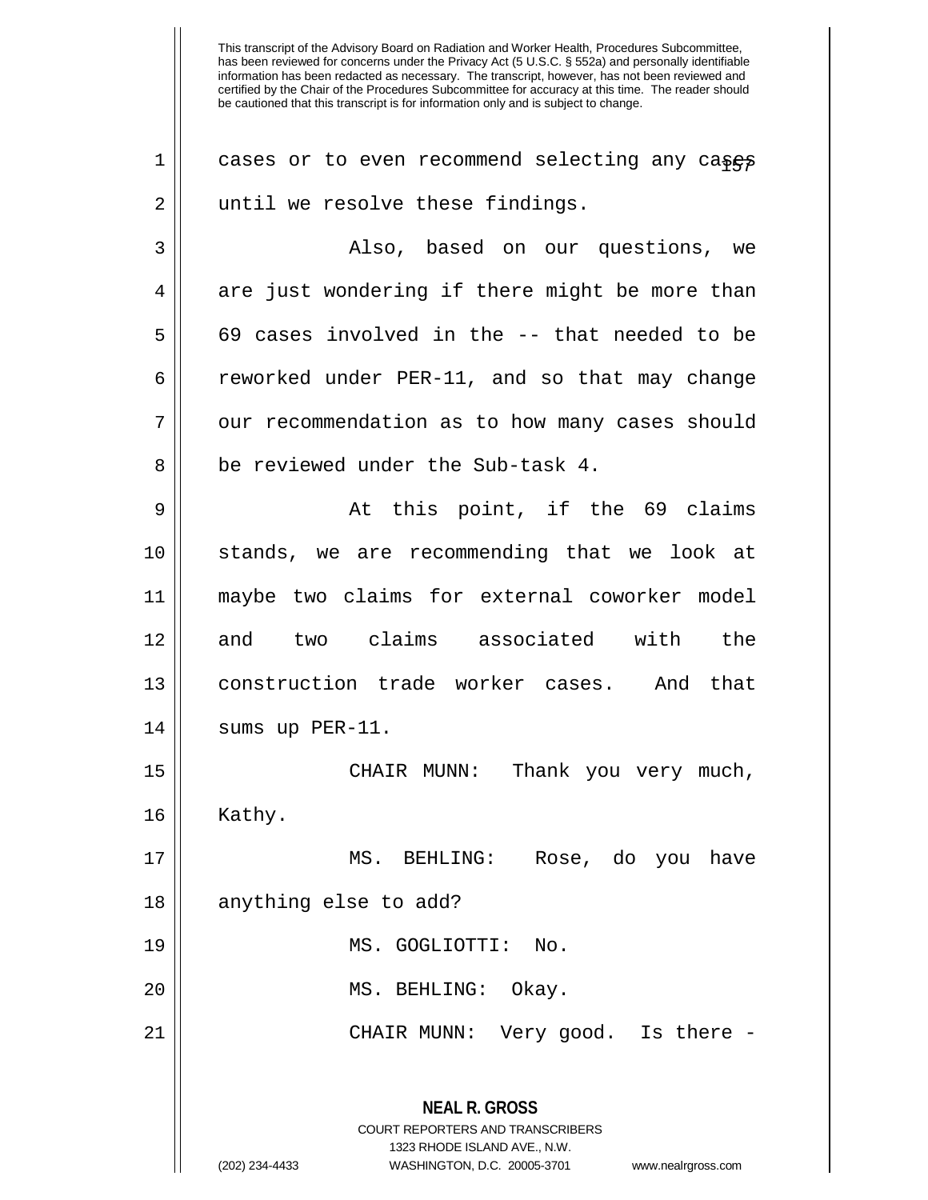This transcript of the Advisory Board on Radiation and Worker Health, Procedures Subcommittee, has been reviewed for concerns under the Privacy Act (5 U.S.C. § 552a) and personally identifiable information has been redacted as necessary. The transcript, however, has not been reviewed and certified by the Chair of the Procedures Subcommittee for accuracy at this time. The reader should be cautioned that this transcript is for information only and is subject to change.

cases or to even recommend selecting any cases until we resolve these findings.

Also, based on our questions, we are just wondering if there might be more than 69 cases involved in the -- that needed to be reworked under PER-11, and so that may change our recommendation as to how many cases should be reviewed under the Sub-task 4.

At this point, if the 69 claims stands, we are recommending that we look at maybe two claims for external coworker model and two claims associated with the construction trade worker cases. And that sums up PER-11.

CHAIR MUNN: Thank you very much, Kathy.

MS. BEHLING: Rose, do you have anything else to add?

MS. GOGLIOTTI: No.

MS. BEHLING: Okay.

CHAIR MUNN: Very good. Is there -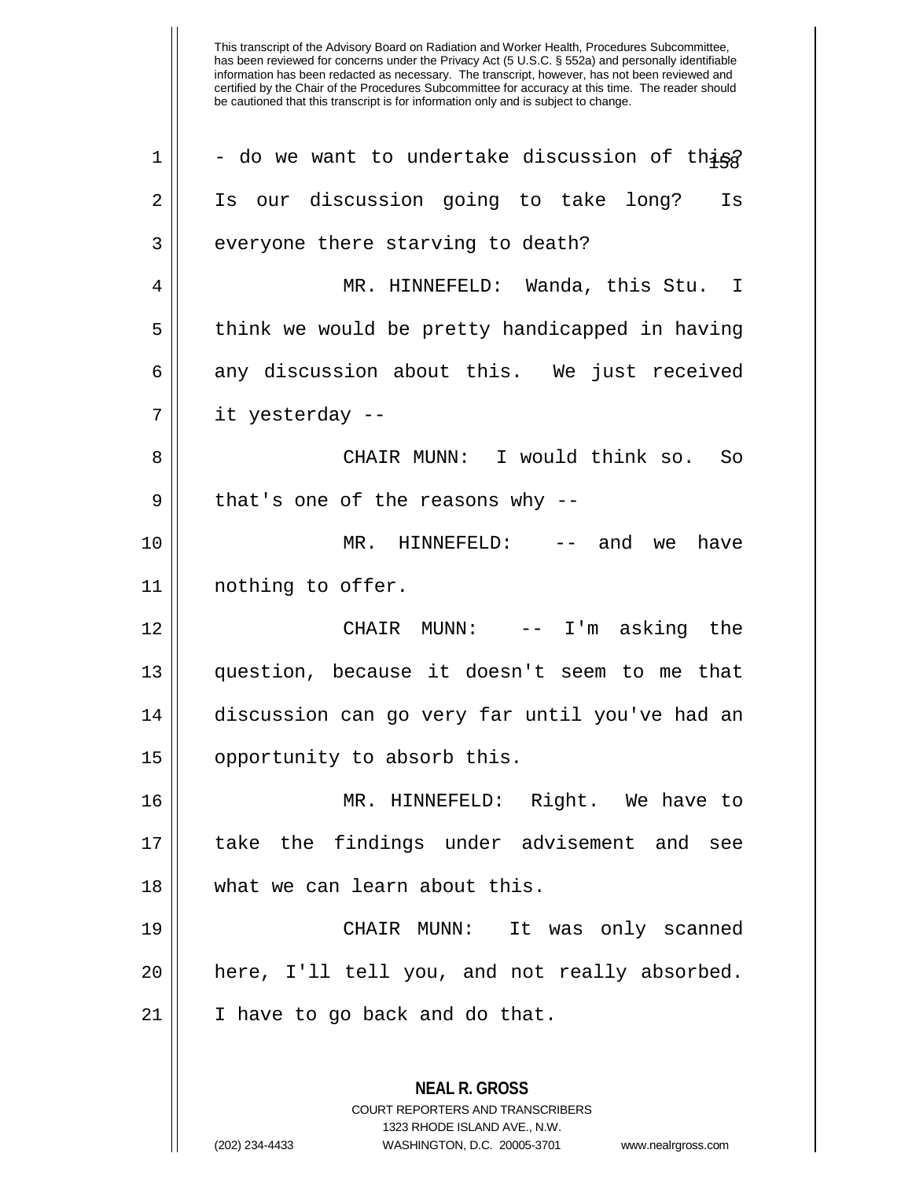This transcript of the Advisory Board on Radiation and Worker Health, Procedures Subcommittee, has been reviewed for concerns under the Privacy Act (5 U.S.C. § 552a) and personally identifiable information has been redacted as necessary. The transcript, however, has not been reviewed and certified by the Chair of the Procedures Subcommittee for accuracy at this time. The reader should be cautioned that this transcript is for information only and is subject to change.

- do we want to undertake discussion of this? Is our discussion going to take long? Is everyone there starving to death?

MR. HINNEFELD: Wanda, this Stu. I think we would be pretty handicapped in having any discussion about this. We just received it yesterday --

CHAIR MUNN: I would think so. So that's one of the reasons why --

MR. HINNEFELD: -- and we have nothing to offer.

CHAIR MUNN: -- I'm asking the question, because it doesn't seem to me that discussion can go very far until you've had an opportunity to absorb this.

MR. HINNEFELD: Right. We have to take the findings under advisement and see what we can learn about this.

CHAIR MUNN: It was only scanned here, I'll tell you, and not really absorbed. I have to go back and do that.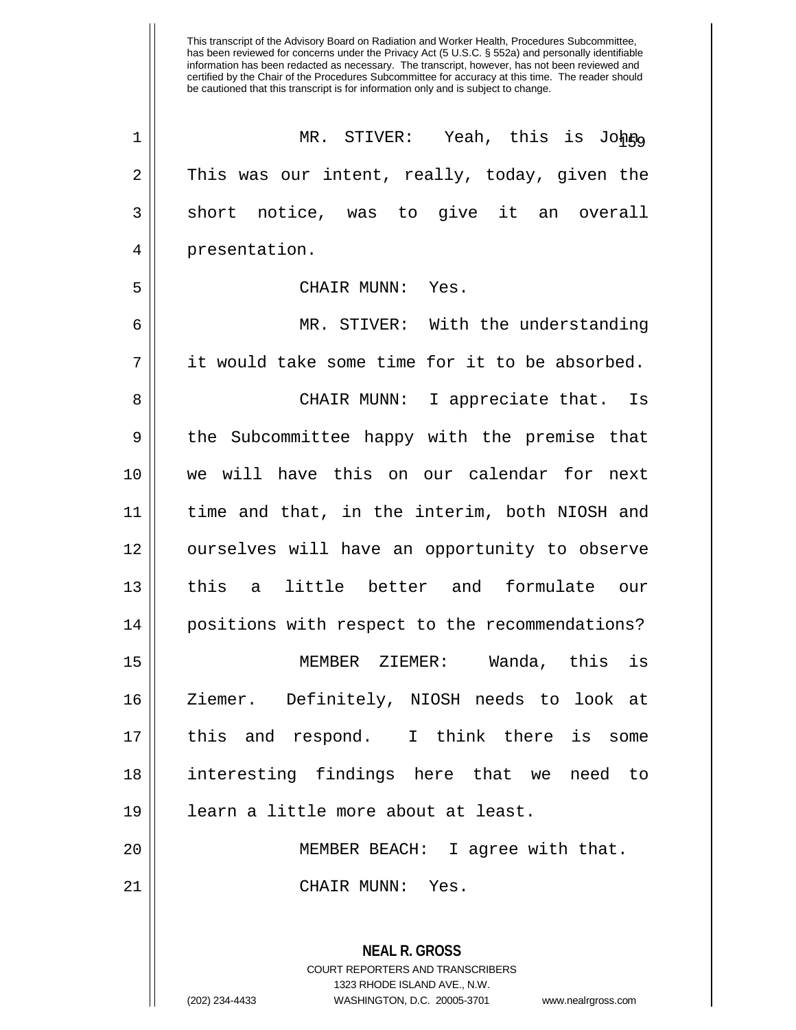This transcript of the Advisory Board on Radiation and Worker Health, Procedures Subcommittee, has been reviewed for concerns under the Privacy Act (5 U.S.C. § 552a) and personally identifiable information has been redacted as necessary. The transcript, however, has not been reviewed and certified by the Chair of the Procedures Subcommittee for accuracy at this time. The reader should be cautioned that this transcript is for information only and is subject to change.

MR. STIVER: Yeah, this is John. This was our intent, really, today, given the short notice, was to give it an overall presentation.

CHAIR MUNN: Yes.

MR. STIVER: With the understanding it would take some time for it to be absorbed.

CHAIR MUNN: I appreciate that. Is the Subcommittee happy with the premise that we will have this on our calendar for next time and that, in the interim, both NIOSH and ourselves will have an opportunity to observe this a little better and formulate our positions with respect to the recommendations?

MEMBER ZIEMER: Wanda, this is Ziemer. Definitely, NIOSH needs to look at this and respond. I think there is some interesting findings here that we need to learn a little more about at least.

MEMBER BEACH: I agree with that.

CHAIR MUNN: Yes.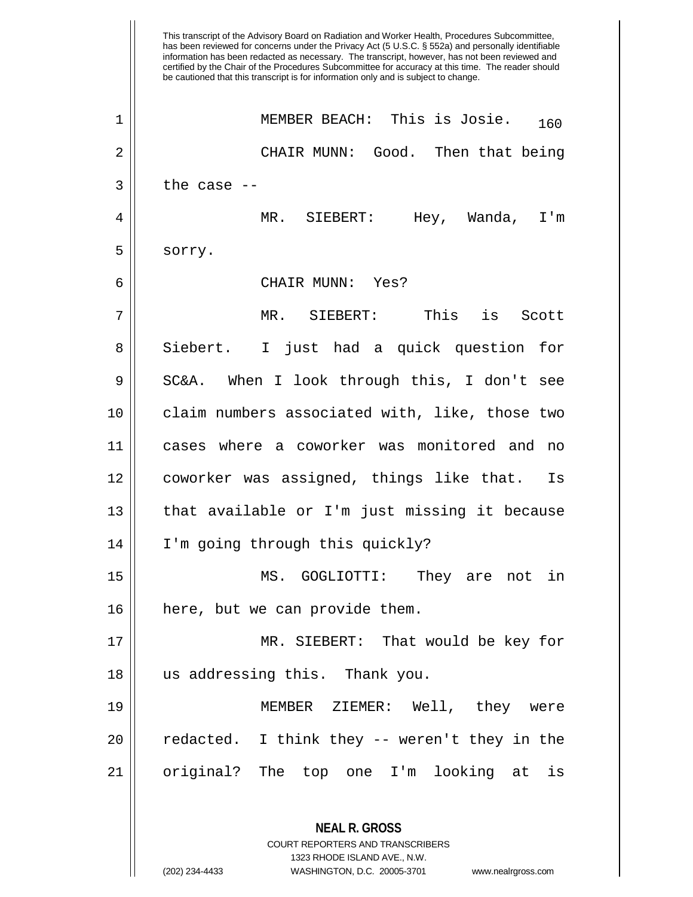This transcript of the Advisory Board on Radiation and Worker Health, Procedures Subcommittee, has been reviewed for concerns under the Privacy Act (5 U.S.C. § 552a) and personally identifiable information has been redacted as necessary. The transcript, however, has not been reviewed and certified by the Chair of the Procedures Subcommittee for accuracy at this time. The reader should be cautioned that this transcript is for information only and is subject to change.

MEMBER BEACH: This is Josie.

CHAIR MUNN: Good. Then that being the case --

MR. SIEBERT: Hey, Wanda, I'm sorry.

CHAIR MUNN: Yes?

MR. SIEBERT: This is Scott Siebert. I just had a quick question for SC&A. When I look through this, I don't see claim numbers associated with, like, those two cases where a coworker was monitored and no coworker was assigned, things like that. Is that available or I'm just missing it because I'm going through this quickly?

MS. GOGLIOTTI: They are not in here, but we can provide them.

MR. SIEBERT: That would be key for us addressing this. Thank you.

MEMBER ZIEMER: Well, they were redacted. I think they -- weren't they in the original? The top one I'm looking at is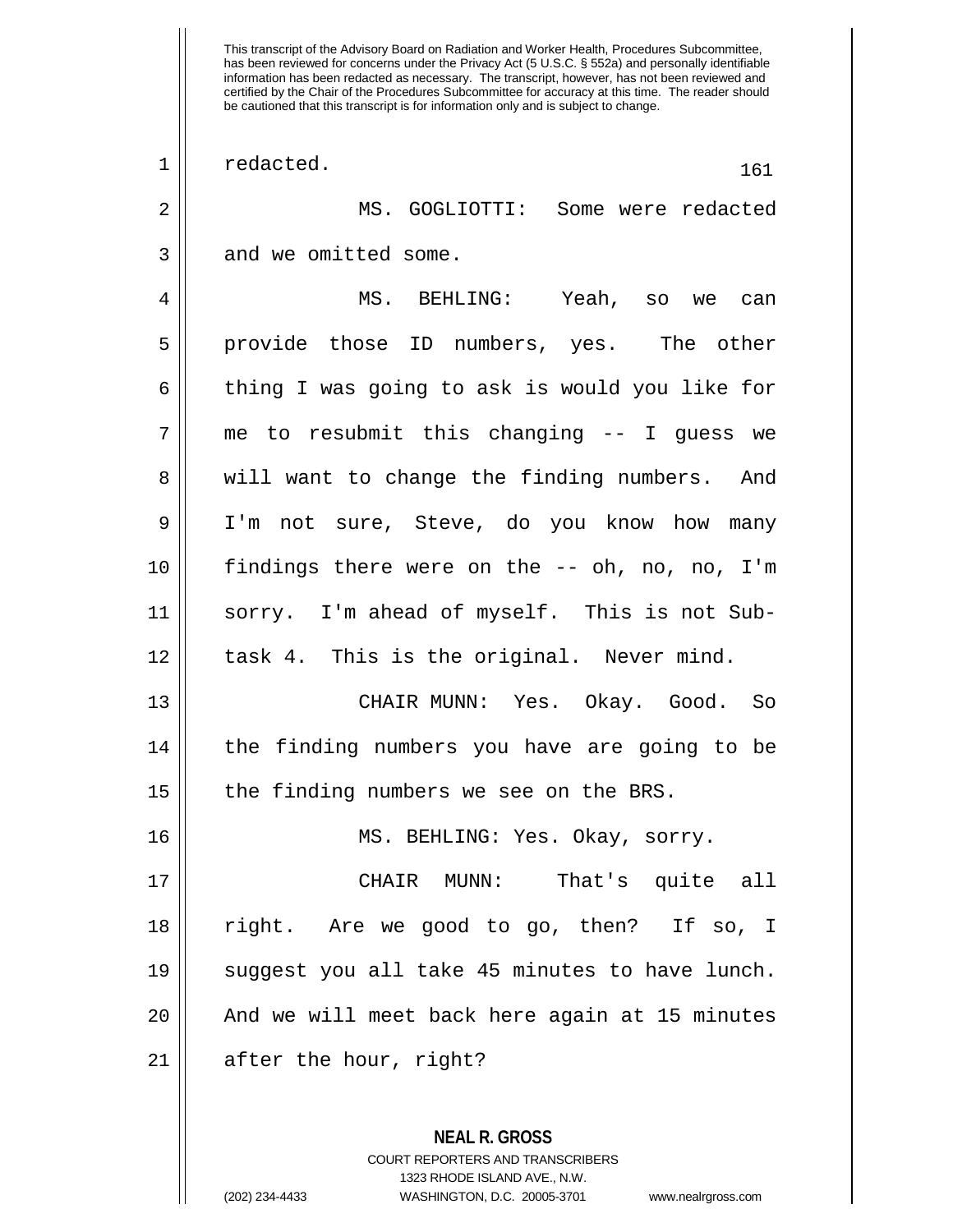redacted.

MS. GOGLIOTTI: Some were redacted and we omitted some.

MS. BEHLING: Yeah, so we can provide those ID numbers, yes. The other thing I was going to ask is would you like for me to resubmit this changing -- I guess we will want to change the finding numbers. And I'm not sure, Steve, do you know how many findings there were on the -- oh, no, no, I'm sorry. I'm ahead of myself. This is not Sub-task 4. This is the original. Never mind.

CHAIR MUNN: Yes. Okay. Good. So the finding numbers you have are going to be the finding numbers we see on the BRS.

MS. BEHLING: Yes. Okay, sorry.

CHAIR MUNN: That's quite all right. Are we good to go, then? If so, I suggest you all take 45 minutes to have lunch. And we will meet back here again at 15 minutes after the hour, right?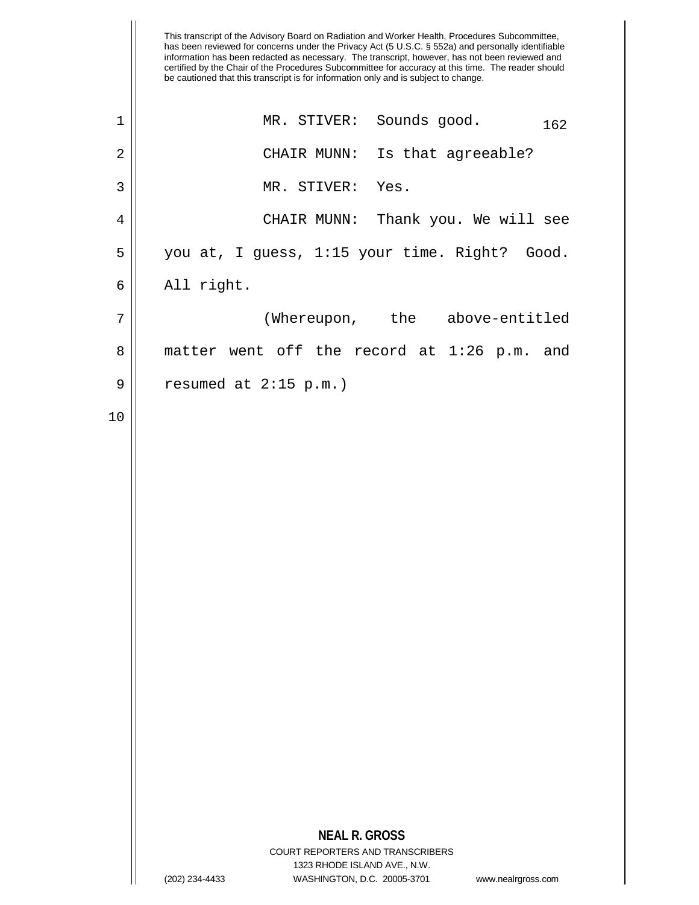MR. STIVER: Sounds good.

CHAIR MUNN: Is that agreeable?

MR. STIVER: Yes.

CHAIR MUNN: Thank you. We will see you at, I guess, 1:15 your time. Right? Good. All right.

(Whereupon, the above-entitled matter went off the record at 1:26 p.m. and resumed at 2:15 p.m.)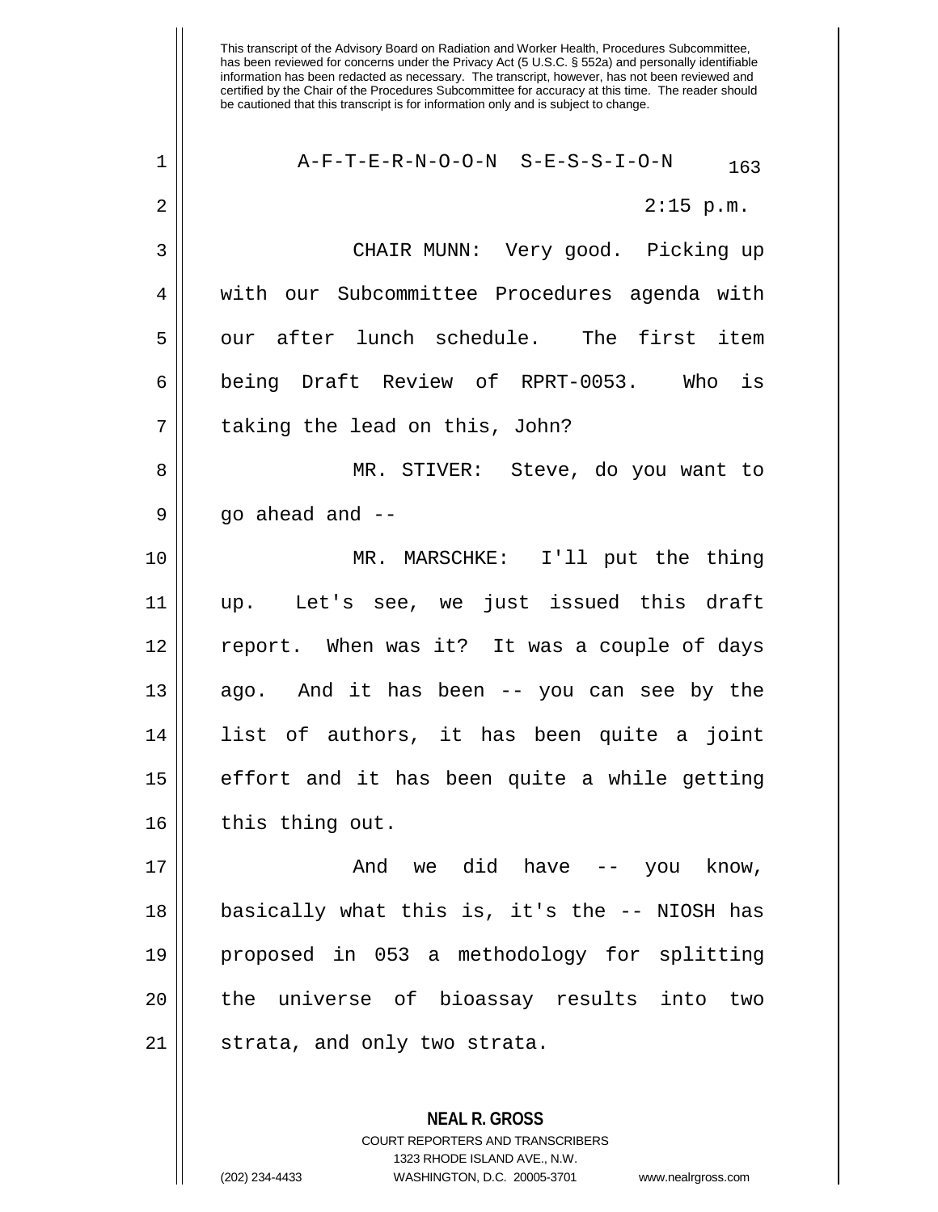This transcript of the Advisory Board on Radiation and Worker Health, Procedures Subcommittee, has been reviewed for concerns under the Privacy Act (5 U.S.C. § 552a) and personally identifiable information has been redacted as necessary. The transcript, however, has not been reviewed and certified by the Chair of the Procedures Subcommittee for accuracy at this time. The reader should be cautioned that this transcript is for information only and is subject to change.

A-F-T-E-R-N-O-O-N S-E-S-S-I-O-N

2:15 p.m.

CHAIR MUNN: Very good. Picking up with our Subcommittee Procedures agenda with our after lunch schedule. The first item being Draft Review of RPRT-0053. Who is taking the lead on this, John?

MR. STIVER: Steve, do you want to go ahead and --

MR. MARSCHKE: I'll put the thing up. Let's see, we just issued this draft report. When was it? It was a couple of days ago. And it has been -- you can see by the list of authors, it has been quite a joint effort and it has been quite a while getting this thing out.

And we did have -- you know, basically what this is, it's the -- NIOSH has proposed in 053 a methodology for splitting the universe of bioassay results into two strata, and only two strata.

**NEAL R. GROSS**
COURT REPORTERS AND TRANSCRIBERS
1323 RHODE ISLAND AVE., N.W.
(202) 234-4433 WASHINGTON, D.C. 20005-3701 www.nealrgross.com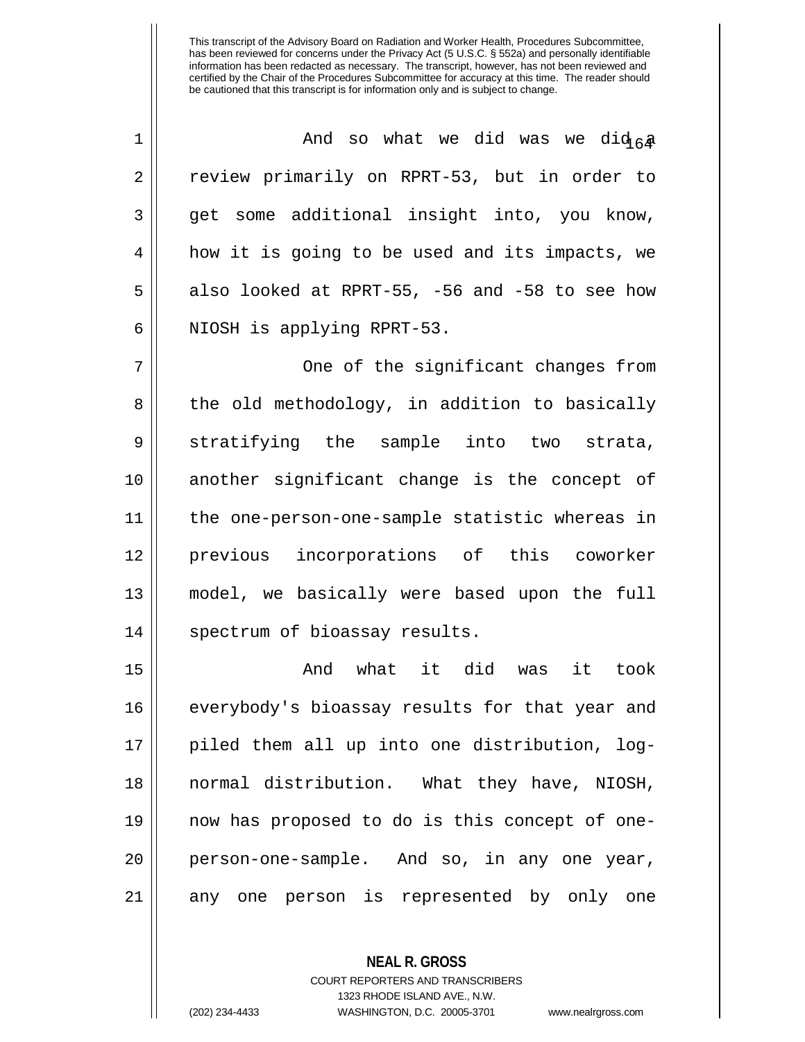This transcript of the Advisory Board on Radiation and Worker Health, Procedures Subcommittee, has been reviewed for concerns under the Privacy Act (5 U.S.C. § 552a) and personally identifiable information has been redacted as necessary. The transcript, however, has not been reviewed and certified by the Chair of the Procedures Subcommittee for accuracy at this time. The reader should be cautioned that this transcript is for information only and is subject to change.

1 And so what we did was we did a
2 review primarily on RPRT-53, but in order to
3 get some additional insight into, you know,
4 how it is going to be used and its impacts, we
5 also looked at RPRT-55, -56 and -58 to see how
6 NIOSH is applying RPRT-53.

7 One of the significant changes from
8 the old methodology, in addition to basically
9 stratifying the sample into two strata,
10 another significant change is the concept of
11 the one-person-one-sample statistic whereas in
12 previous incorporations of this coworker
13 model, we basically were based upon the full
14 spectrum of bioassay results.

15 And what it did was it took
16 everybody's bioassay results for that year and
17 piled them all up into one distribution, log-
18 normal distribution. What they have, NIOSH,
19 now has proposed to do is this concept of one-
20 person-one-sample. And so, in any one year,
21 any one person is represented by only one

**NEAL R. GROSS**
COURT REPORTERS AND TRANSCRIBERS
1323 RHODE ISLAND AVE., N.W.
(202) 234-4433 WASHINGTON, D.C. 20005-3701 www.nealrgross.com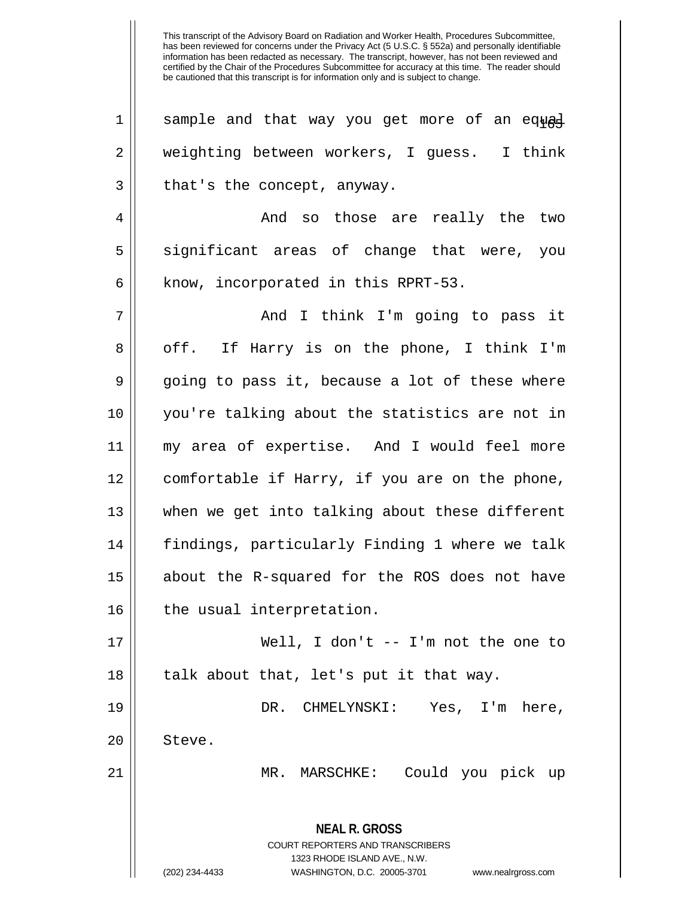This transcript of the Advisory Board on Radiation and Worker Health, Procedures Subcommittee, has been reviewed for concerns under the Privacy Act (5 U.S.C. § 552a) and personally identifiable information has been redacted as necessary. The transcript, however, has not been reviewed and certified by the Chair of the Procedures Subcommittee for accuracy at this time. The reader should be cautioned that this transcript is for information only and is subject to change.

sample and that way you get more of an equal weighting between workers, I guess. I think that's the concept, anyway.

And so those are really the two significant areas of change that were, you know, incorporated in this RPRT-53.

And I think I'm going to pass it off. If Harry is on the phone, I think I'm going to pass it, because a lot of these where you're talking about the statistics are not in my area of expertise. And I would feel more comfortable if Harry, if you are on the phone, when we get into talking about these different findings, particularly Finding 1 where we talk about the R-squared for the ROS does not have the usual interpretation.

Well, I don't -- I'm not the one to talk about that, let's put it that way.

DR. CHMELYNSKI: Yes, I'm here, Steve.

MR. MARSCHKE: Could you pick up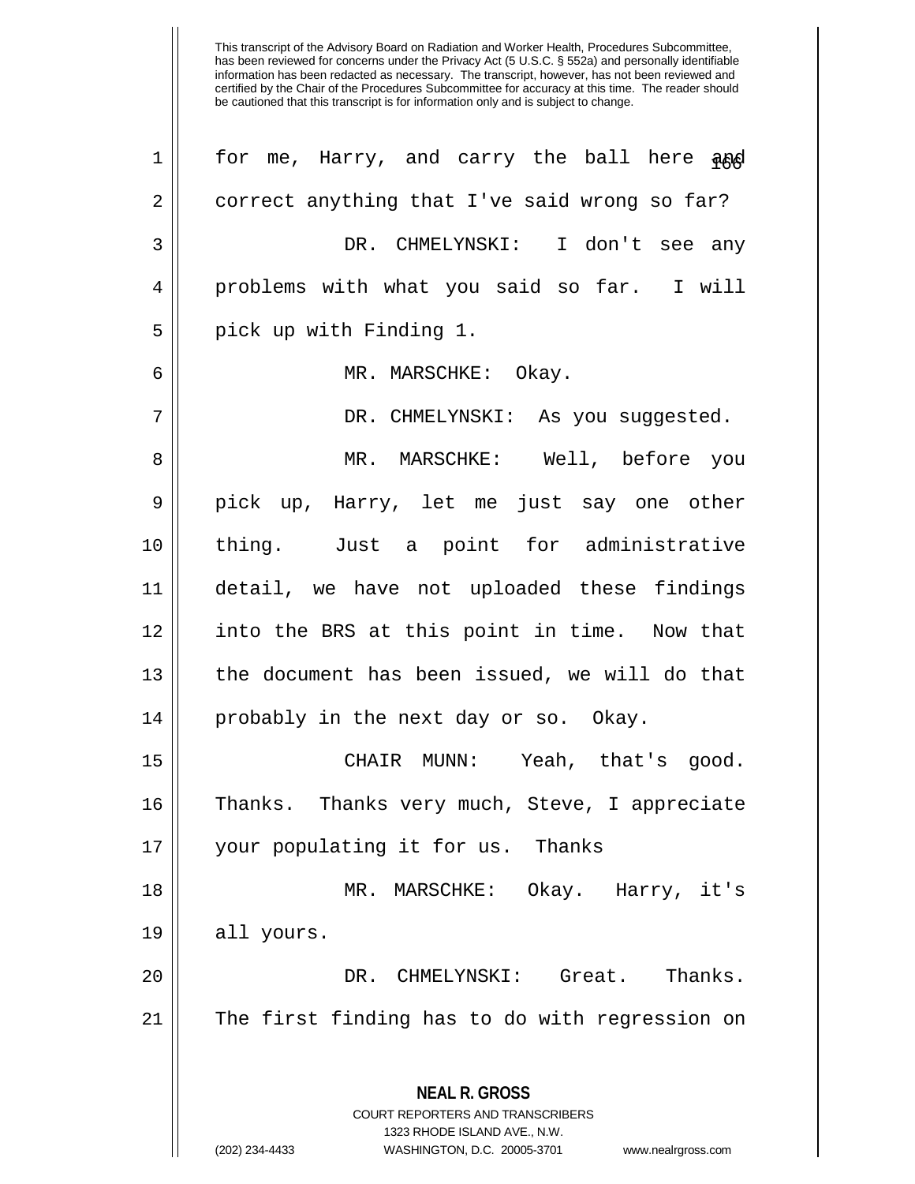for me, Harry, and carry the ball here and correct anything that I've said wrong so far?

DR. CHMELYNSKI: I don't see any problems with what you said so far. I will pick up with Finding 1.

MR. MARSCHKE: Okay.

DR. CHMELYNSKI: As you suggested.

MR. MARSCHKE: Well, before you pick up, Harry, let me just say one other thing. Just a point for administrative detail, we have not uploaded these findings into the BRS at this point in time. Now that the document has been issued, we will do that probably in the next day or so. Okay.

CHAIR MUNN: Yeah, that's good. Thanks. Thanks very much, Steve, I appreciate your populating it for us. Thanks

MR. MARSCHKE: Okay. Harry, it's all yours.

DR. CHMELYNSKI: Great. Thanks. The first finding has to do with regression on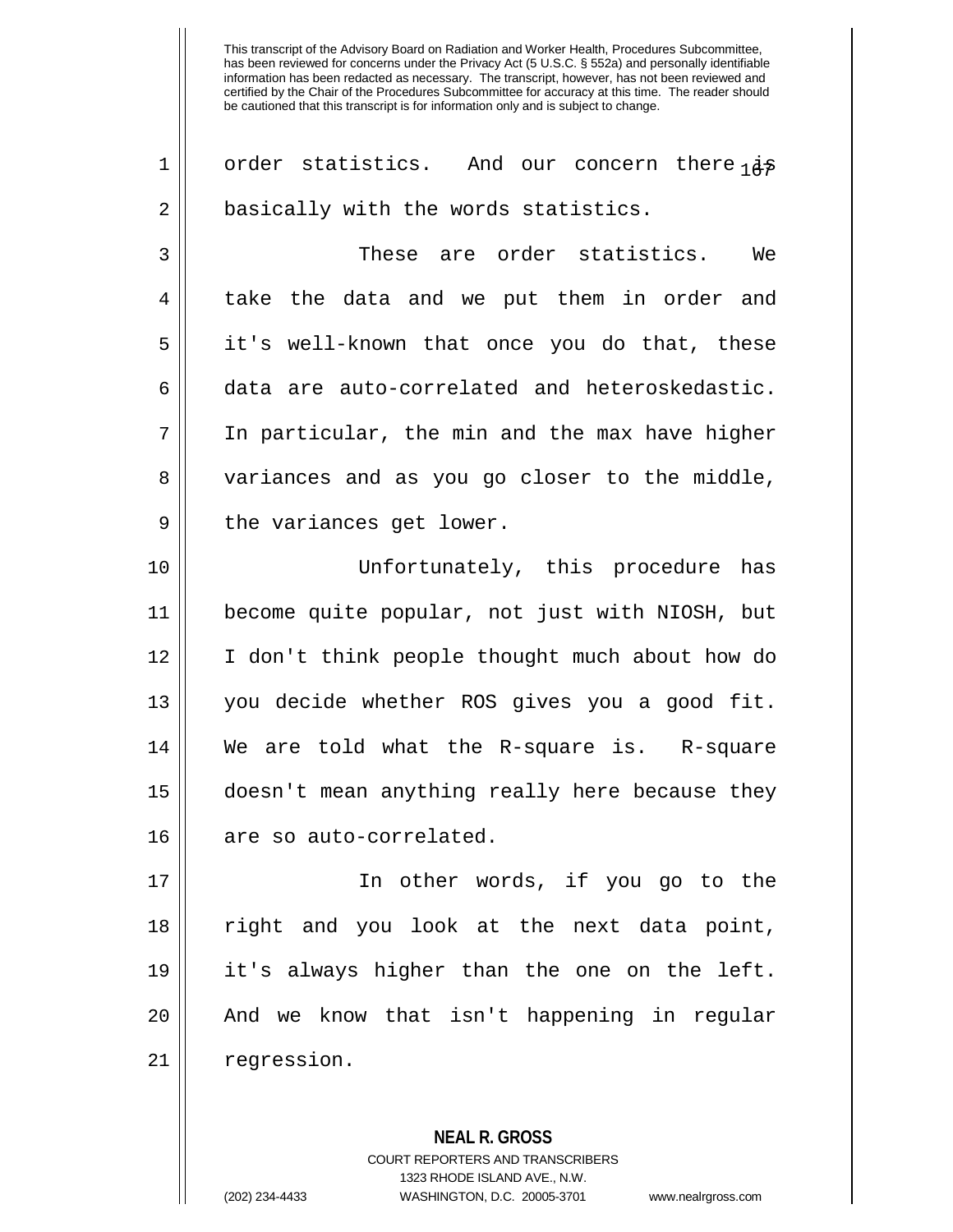This transcript of the Advisory Board on Radiation and Worker Health, Procedures Subcommittee, has been reviewed for concerns under the Privacy Act (5 U.S.C. § 552a) and personally identifiable information has been redacted as necessary. The transcript, however, has not been reviewed and certified by the Chair of the Procedures Subcommittee for accuracy at this time. The reader should be cautioned that this transcript is for information only and is subject to change.

order statistics. And our concern there is basically with the words statistics.

These are order statistics. We take the data and we put them in order and it's well-known that once you do that, these data are auto-correlated and heteroskedastic. In particular, the min and the max have higher variances and as you go closer to the middle, the variances get lower.

Unfortunately, this procedure has become quite popular, not just with NIOSH, but I don't think people thought much about how do you decide whether ROS gives you a good fit. We are told what the R-square is. R-square doesn't mean anything really here because they are so auto-correlated.

In other words, if you go to the right and you look at the next data point, it's always higher than the one on the left. And we know that isn't happening in regular regression.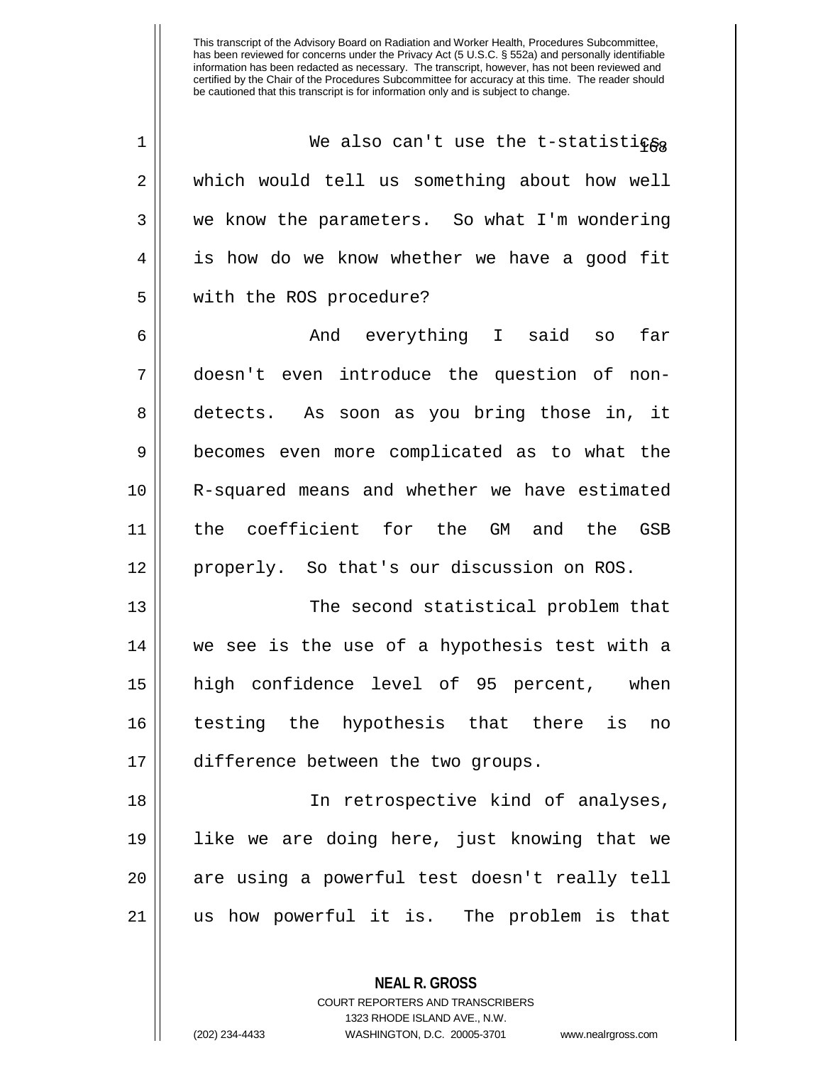This transcript of the Advisory Board on Radiation and Worker Health, Procedures Subcommittee, has been reviewed for concerns under the Privacy Act (5 U.S.C. § 552a) and personally identifiable information has been redacted as necessary. The transcript, however, has not been reviewed and certified by the Chair of the Procedures Subcommittee for accuracy at this time. The reader should be cautioned that this transcript is for information only and is subject to change.

We also can't use the t-statistics, which would tell us something about how well we know the parameters. So what I'm wondering is how do we know whether we have a good fit with the ROS procedure?

And everything I said so far doesn't even introduce the question of non-detects. As soon as you bring those in, it becomes even more complicated as to what the R-squared means and whether we have estimated the coefficient for the GM and the GSB properly. So that's our discussion on ROS.

The second statistical problem that we see is the use of a hypothesis test with a high confidence level of 95 percent, when testing the hypothesis that there is no difference between the two groups.

In retrospective kind of analyses, like we are doing here, just knowing that we are using a powerful test doesn't really tell us how powerful it is. The problem is that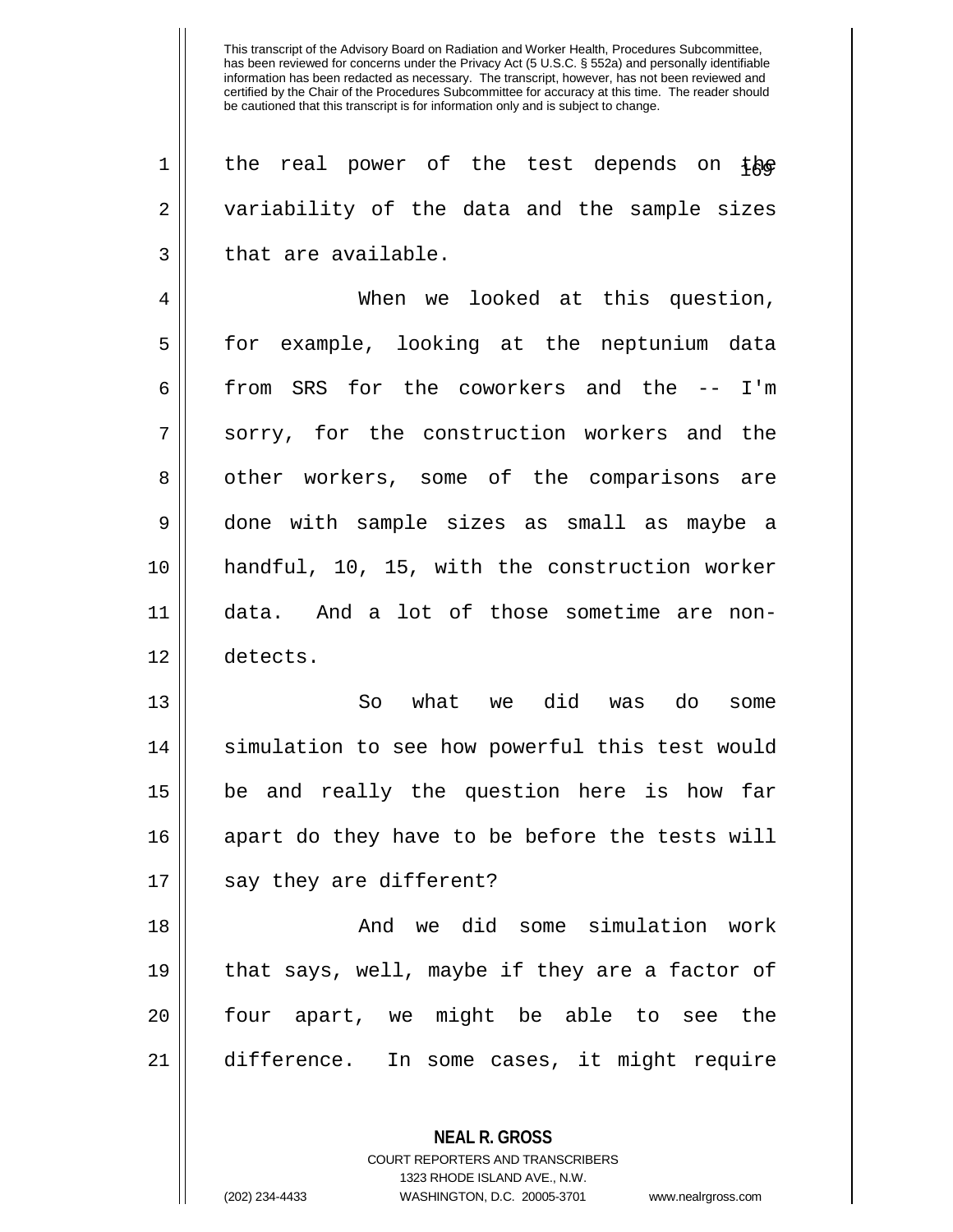This transcript of the Advisory Board on Radiation and Worker Health, Procedures Subcommittee, has been reviewed for concerns under the Privacy Act (5 U.S.C. § 552a) and personally identifiable information has been redacted as necessary. The transcript, however, has not been reviewed and certified by the Chair of the Procedures Subcommittee for accuracy at this time. The reader should be cautioned that this transcript is for information only and is subject to change.

the real power of the test depends on the variability of the data and the sample sizes that are available.

When we looked at this question, for example, looking at the neptunium data from SRS for the coworkers and the -- I'm sorry, for the construction workers and the other workers, some of the comparisons are done with sample sizes as small as maybe a handful, 10, 15, with the construction worker data. And a lot of those sometime are non-detects.

So what we did was do some simulation to see how powerful this test would be and really the question here is how far apart do they have to be before the tests will say they are different?

And we did some simulation work that says, well, maybe if they are a factor of four apart, we might be able to see the difference. In some cases, it might require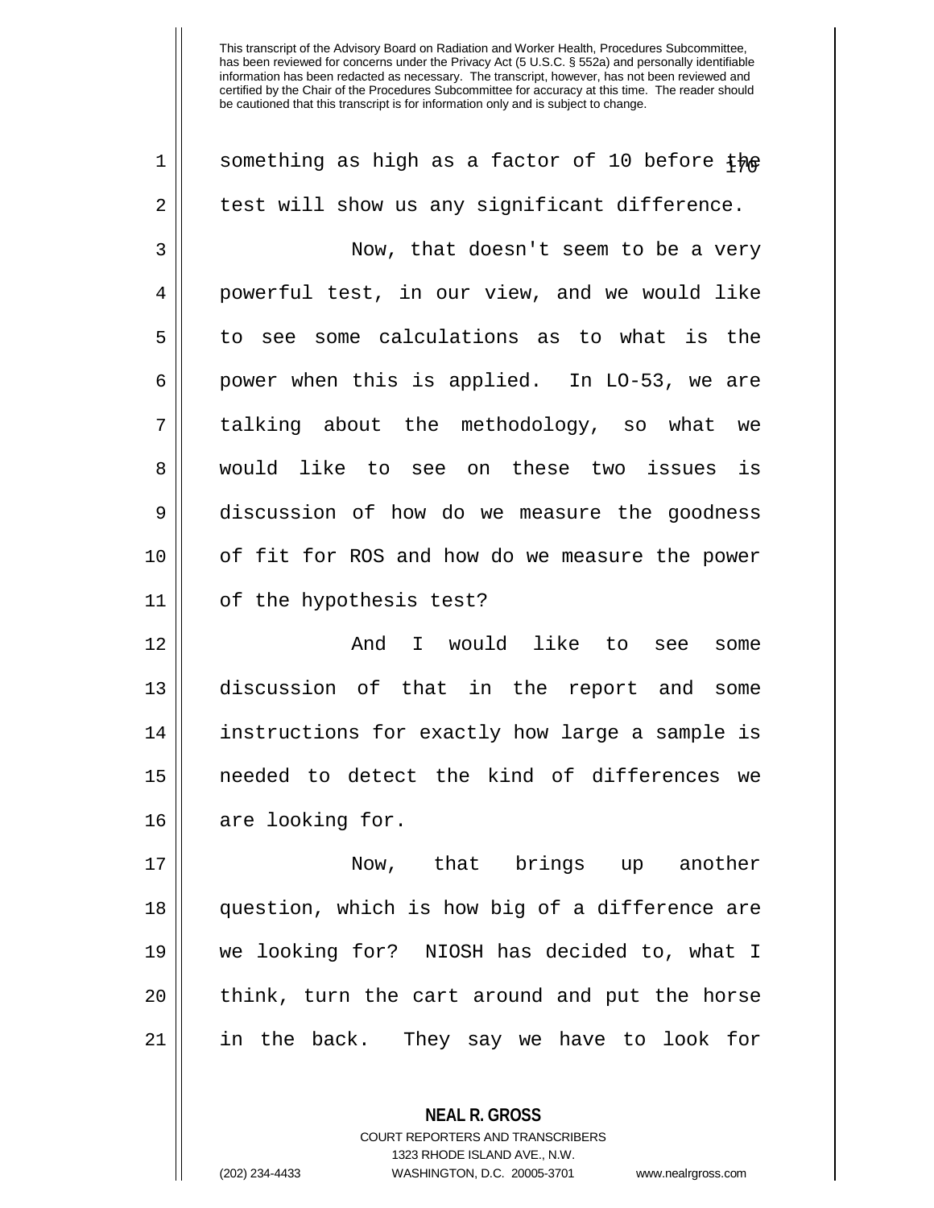something as high as a factor of 10 before the test will show us any significant difference.

Now, that doesn't seem to be a very powerful test, in our view, and we would like to see some calculations as to what is the power when this is applied. In LO-53, we are talking about the methodology, so what we would like to see on these two issues is discussion of how do we measure the goodness of fit for ROS and how do we measure the power of the hypothesis test?

And I would like to see some discussion of that in the report and some instructions for exactly how large a sample is needed to detect the kind of differences we are looking for.

Now, that brings up another question, which is how big of a difference are we looking for? NIOSH has decided to, what I think, turn the cart around and put the horse in the back. They say we have to look for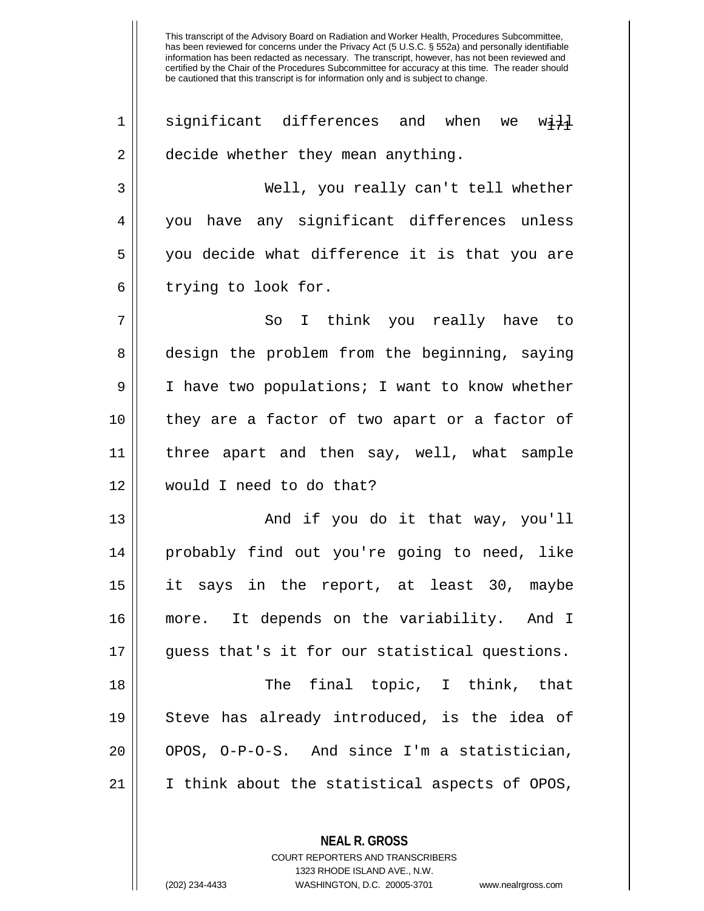This transcript of the Advisory Board on Radiation and Worker Health, Procedures Subcommittee, has been reviewed for concerns under the Privacy Act (5 U.S.C. § 552a) and personally identifiable information has been redacted as necessary. The transcript, however, has not been reviewed and certified by the Chair of the Procedures Subcommittee for accuracy at this time. The reader should be cautioned that this transcript is for information only and is subject to change.

significant differences and when we will decide whether they mean anything.

Well, you really can't tell whether you have any significant differences unless you decide what difference it is that you are trying to look for.

So I think you really have to design the problem from the beginning, saying I have two populations; I want to know whether they are a factor of two apart or a factor of three apart and then say, well, what sample would I need to do that?

And if you do it that way, you'll probably find out you're going to need, like it says in the report, at least 30, maybe more. It depends on the variability. And I guess that's it for our statistical questions.

The final topic, I think, that Steve has already introduced, is the idea of OPOS, O-P-O-S. And since I'm a statistician, I think about the statistical aspects of OPOS,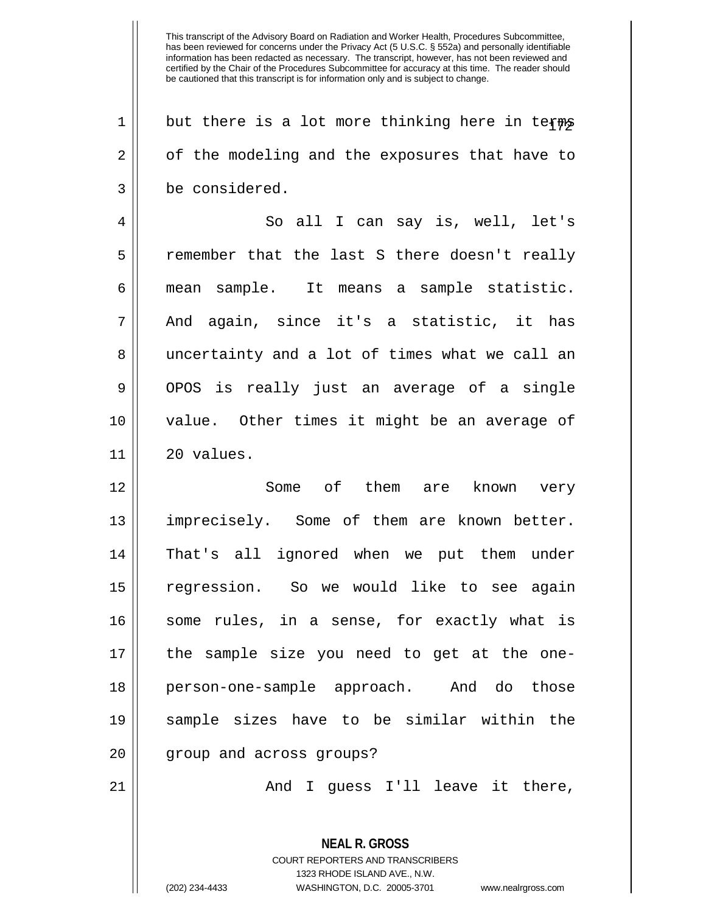This transcript of the Advisory Board on Radiation and Worker Health, Procedures Subcommittee, has been reviewed for concerns under the Privacy Act (5 U.S.C. § 552a) and personally identifiable information has been redacted as necessary. The transcript, however, has not been reviewed and certified by the Chair of the Procedures Subcommittee for accuracy at this time. The reader should be cautioned that this transcript is for information only and is subject to change.

but there is a lot more thinking here in terms of the modeling and the exposures that have to be considered.

So all I can say is, well, let's remember that the last S there doesn't really mean sample. It means a sample statistic. And again, since it's a statistic, it has uncertainty and a lot of times what we call an OPOS is really just an average of a single value. Other times it might be an average of 20 values.

Some of them are known very imprecisely. Some of them are known better. That's all ignored when we put them under regression. So we would like to see again some rules, in a sense, for exactly what is the sample size you need to get at the one-person-one-sample approach. And do those sample sizes have to be similar within the group and across groups?

And I guess I'll leave it there,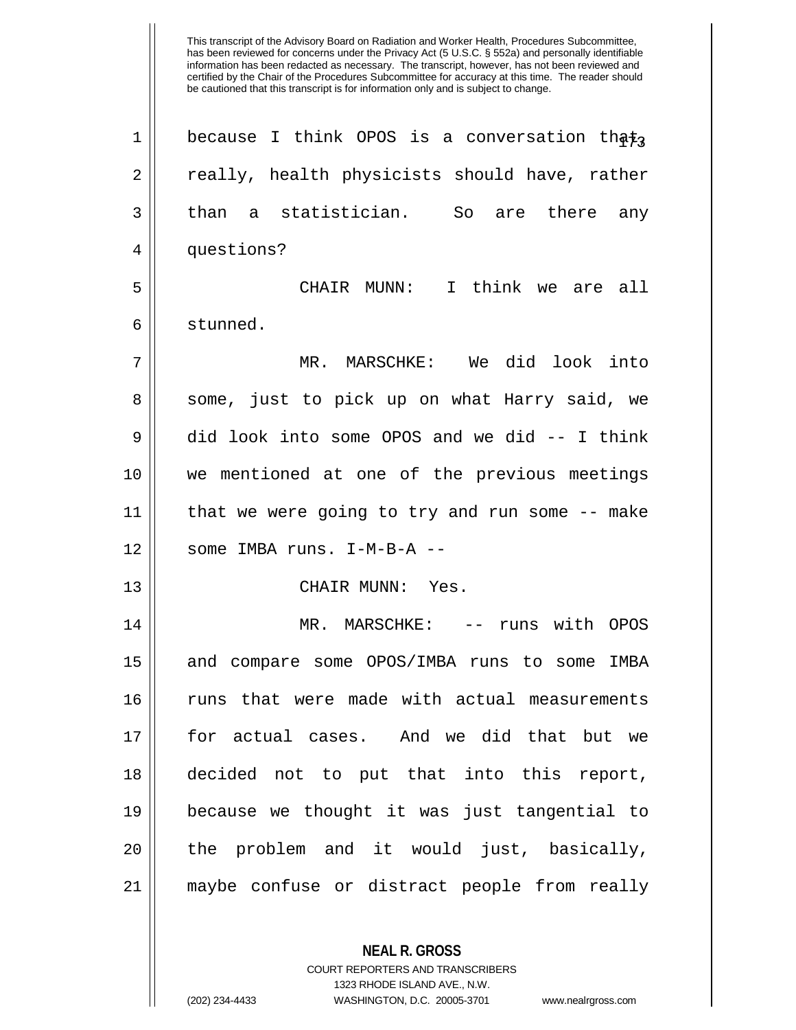This transcript of the Advisory Board on Radiation and Worker Health, Procedures Subcommittee, has been reviewed for concerns under the Privacy Act (5 U.S.C. § 552a) and personally identifiable information has been redacted as necessary. The transcript, however, has not been reviewed and certified by the Chair of the Procedures Subcommittee for accuracy at this time. The reader should be cautioned that this transcript is for information only and is subject to change.

because I think OPOS is a conversation that, really, health physicists should have, rather than a statistician. So are there any questions?

CHAIR MUNN: I think we are all stunned.

MR. MARSCHKE: We did look into some, just to pick up on what Harry said, we did look into some OPOS and we did -- I think we mentioned at one of the previous meetings that we were going to try and run some -- make some IMBA runs. I-M-B-A --

CHAIR MUNN: Yes.

MR. MARSCHKE: -- runs with OPOS and compare some OPOS/IMBA runs to some IMBA runs that were made with actual measurements for actual cases. And we did that but we decided not to put that into this report, because we thought it was just tangential to the problem and it would just, basically, maybe confuse or distract people from really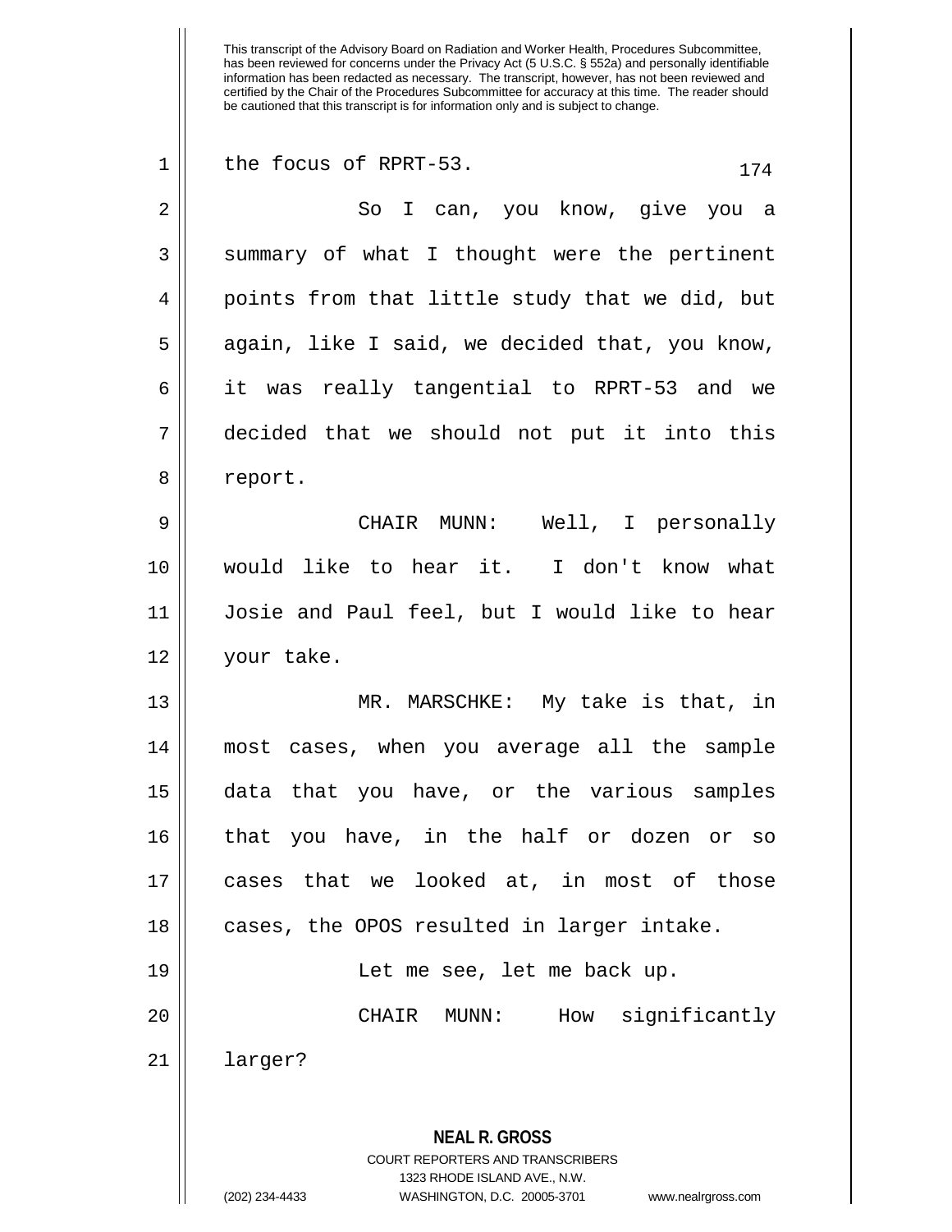the focus of RPRT-53.

So I can, you know, give you a summary of what I thought were the pertinent points from that little study that we did, but again, like I said, we decided that, you know, it was really tangential to RPRT-53 and we decided that we should not put it into this report.

CHAIR MUNN: Well, I personally would like to hear it. I don't know what Josie and Paul feel, but I would like to hear your take.

MR. MARSCHKE: My take is that, in most cases, when you average all the sample data that you have, or the various samples that you have, in the half or dozen or so cases that we looked at, in most of those cases, the OPOS resulted in larger intake.

Let me see, let me back up.

CHAIR MUNN: How significantly larger?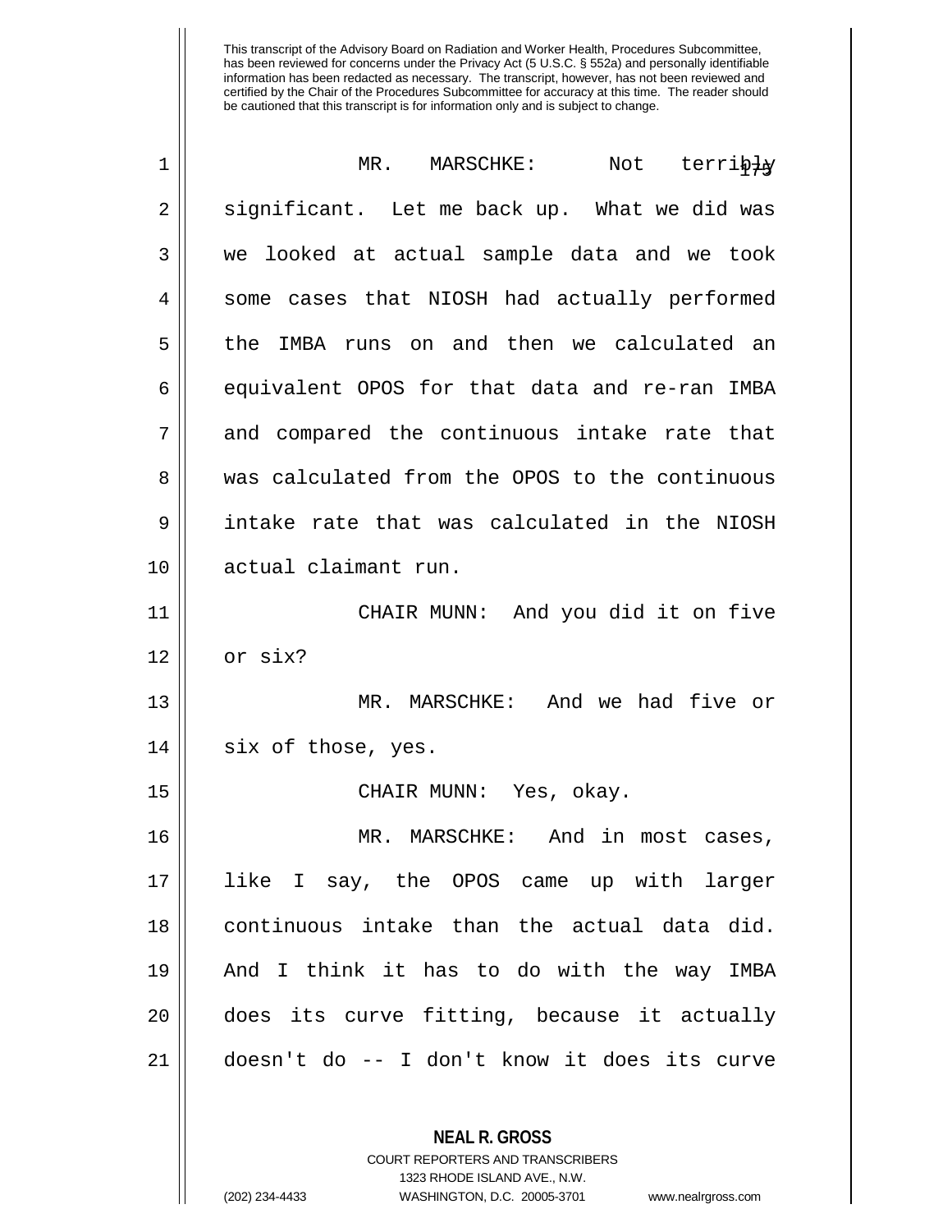MR. MARSCHKE: Not terribly significant. Let me back up. What we did was we looked at actual sample data and we took some cases that NIOSH had actually performed the IMBA runs on and then we calculated an equivalent OPOS for that data and re-ran IMBA and compared the continuous intake rate that was calculated from the OPOS to the continuous intake rate that was calculated in the NIOSH actual claimant run.

CHAIR MUNN: And you did it on five or six?

MR. MARSCHKE: And we had five or six of those, yes.

CHAIR MUNN: Yes, okay.

MR. MARSCHKE: And in most cases, like I say, the OPOS came up with larger continuous intake than the actual data did. And I think it has to do with the way IMBA does its curve fitting, because it actually doesn't do -- I don't know it does its curve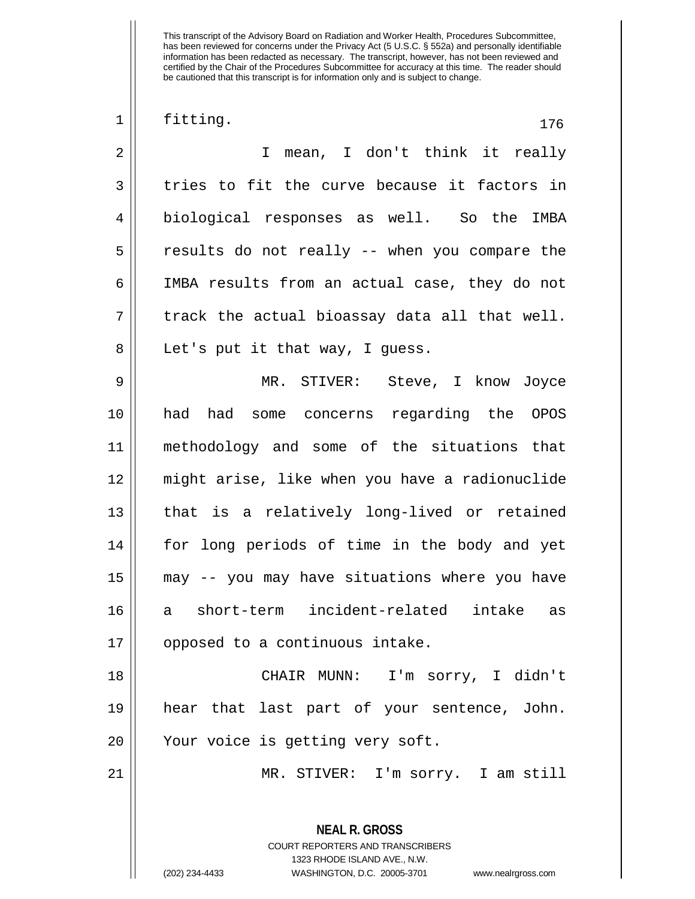This transcript of the Advisory Board on Radiation and Worker Health, Procedures Subcommittee, has been reviewed for concerns under the Privacy Act (5 U.S.C. § 552a) and personally identifiable information has been redacted as necessary. The transcript, however, has not been reviewed and certified by the Chair of the Procedures Subcommittee for accuracy at this time. The reader should be cautioned that this transcript is for information only and is subject to change.

fitting.

I mean, I don't think it really tries to fit the curve because it factors in biological responses as well. So the IMBA results do not really -- when you compare the IMBA results from an actual case, they do not track the actual bioassay data all that well. Let's put it that way, I guess.

MR. STIVER: Steve, I know Joyce had had some concerns regarding the OPOS methodology and some of the situations that might arise, like when you have a radionuclide that is a relatively long-lived or retained for long periods of time in the body and yet may -- you may have situations where you have a short-term incident-related intake as opposed to a continuous intake.

CHAIR MUNN: I'm sorry, I didn't hear that last part of your sentence, John. Your voice is getting very soft.

MR. STIVER: I'm sorry. I am still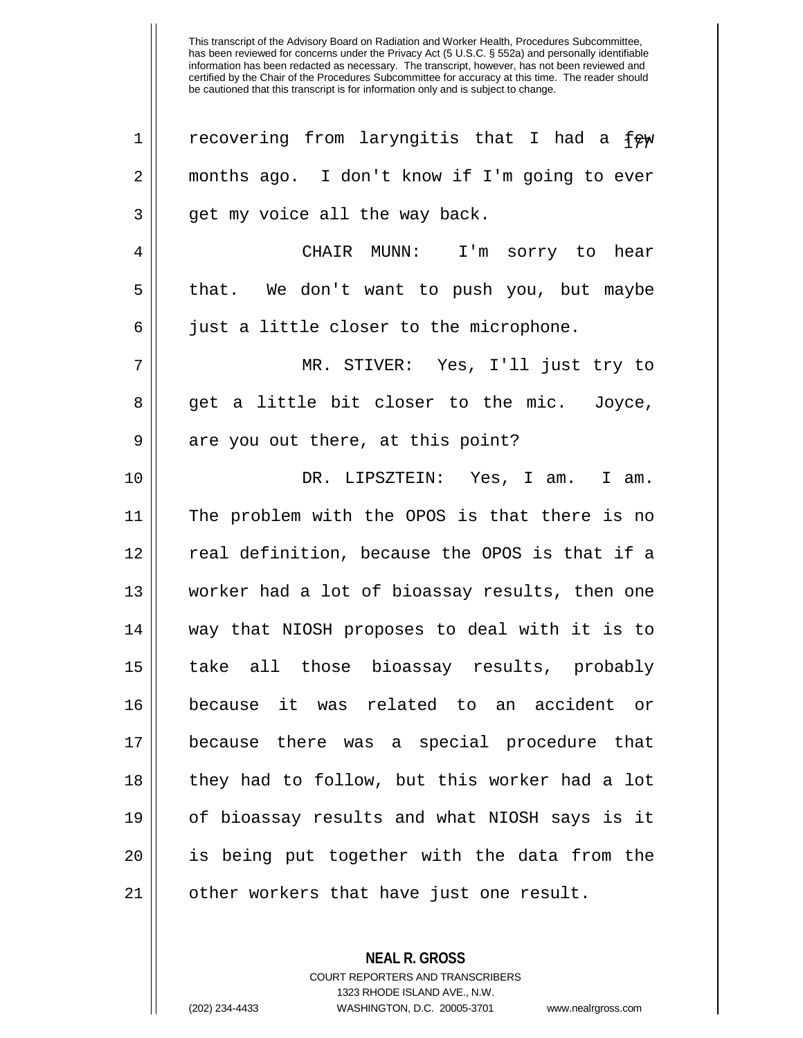recovering from laryngitis that I had a few months ago. I don't know if I'm going to ever get my voice all the way back.

CHAIR MUNN: I'm sorry to hear that. We don't want to push you, but maybe just a little closer to the microphone.

MR. STIVER: Yes, I'll just try to get a little bit closer to the mic. Joyce, are you out there, at this point?

DR. LIPSZTEIN: Yes, I am. I am. The problem with the OPOS is that there is no real definition, because the OPOS is that if a worker had a lot of bioassay results, then one way that NIOSH proposes to deal with it is to take all those bioassay results, probably because it was related to an accident or because there was a special procedure that they had to follow, but this worker had a lot of bioassay results and what NIOSH says is it is being put together with the data from the other workers that have just one result.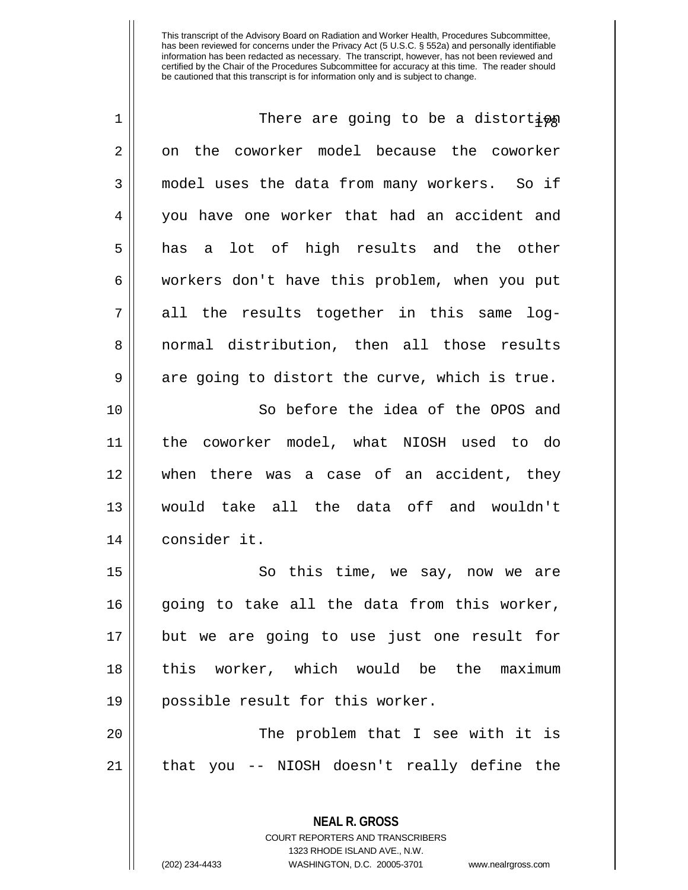This transcript of the Advisory Board on Radiation and Worker Health, Procedures Subcommittee, has been reviewed for concerns under the Privacy Act (5 U.S.C. § 552a) and personally identifiable information has been redacted as necessary. The transcript, however, has not been reviewed and certified by the Chair of the Procedures Subcommittee for accuracy at this time. The reader should be cautioned that this transcript is for information only and is subject to change.

There are going to be a distortion on the coworker model because the coworker model uses the data from many workers. So if you have one worker that had an accident and has a lot of high results and the other workers don't have this problem, when you put all the results together in this same log-normal distribution, then all those results are going to distort the curve, which is true.

So before the idea of the OPOS and the coworker model, what NIOSH used to do when there was a case of an accident, they would take all the data off and wouldn't consider it.

So this time, we say, now we are going to take all the data from this worker, but we are going to use just one result for this worker, which would be the maximum possible result for this worker.

The problem that I see with it is that you -- NIOSH doesn't really define the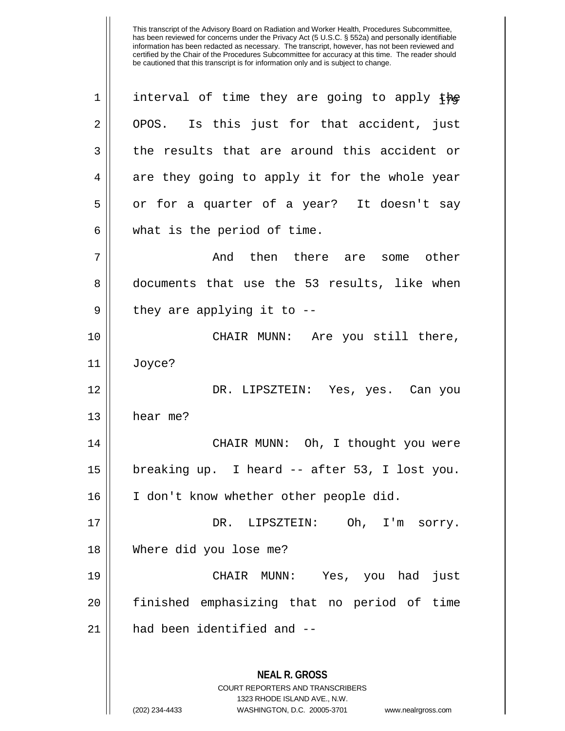This transcript of the Advisory Board on Radiation and Worker Health, Procedures Subcommittee, has been reviewed for concerns under the Privacy Act (5 U.S.C. § 552a) and personally identifiable information has been redacted as necessary. The transcript, however, has not been reviewed and certified by the Chair of the Procedures Subcommittee for accuracy at this time. The reader should be cautioned that this transcript is for information only and is subject to change.

interval of time they are going to apply the OPOS. Is this just for that accident, just the results that are around this accident or are they going to apply it for the whole year or for a quarter of a year? It doesn't say what is the period of time.

And then there are some other documents that use the 53 results, like when they are applying it to --

CHAIR MUNN: Are you still there, Joyce?

DR. LIPSZTEIN: Yes, yes. Can you hear me?

CHAIR MUNN: Oh, I thought you were breaking up. I heard -- after 53, I lost you. I don't know whether other people did.

DR. LIPSZTEIN: Oh, I'm sorry. Where did you lose me?

CHAIR MUNN: Yes, you had just finished emphasizing that no period of time had been identified and --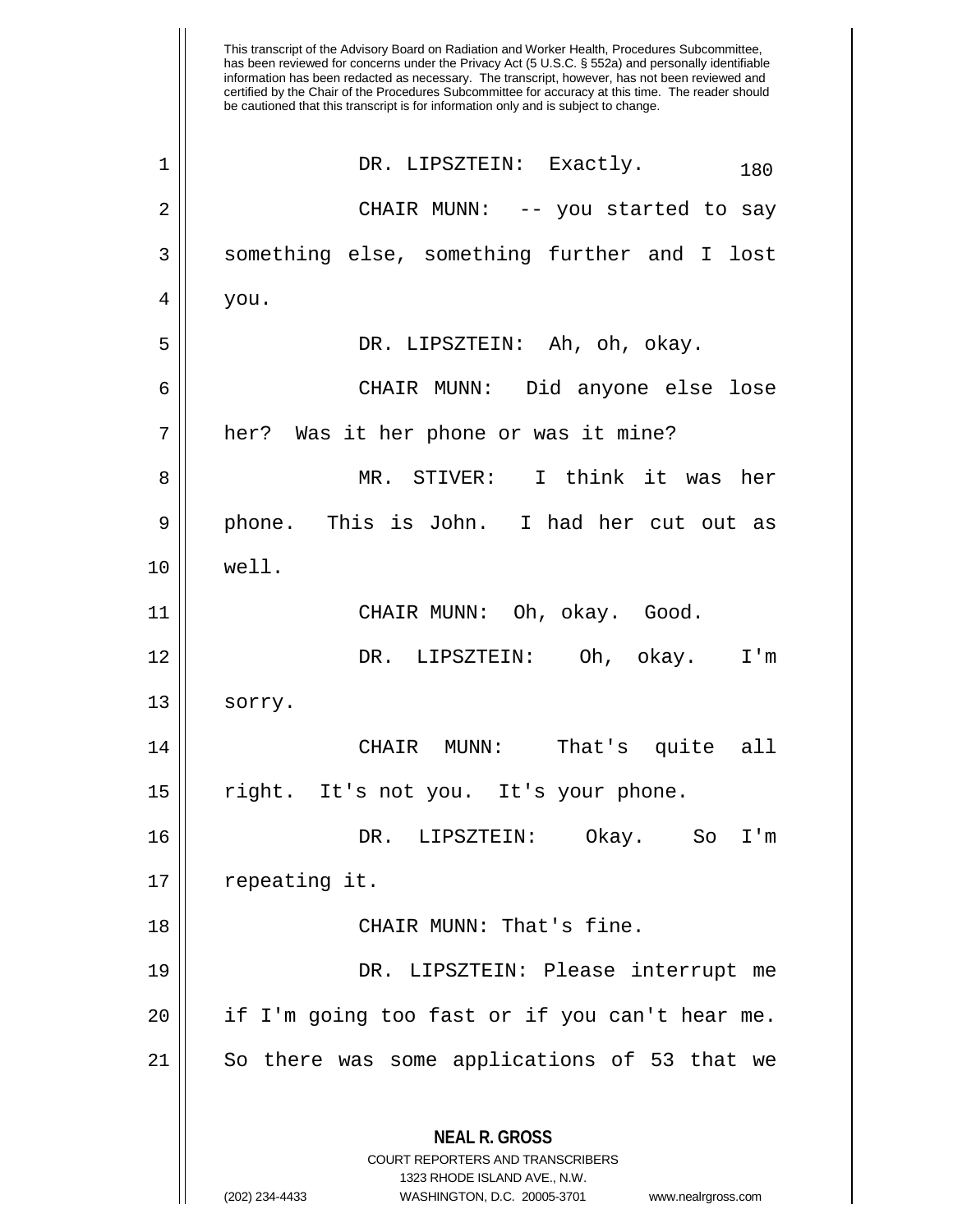DR. LIPSZTEIN: Exactly.

CHAIR MUNN: -- you started to say something else, something further and I lost you.

DR. LIPSZTEIN: Ah, oh, okay.

CHAIR MUNN: Did anyone else lose her? Was it her phone or was it mine?

MR. STIVER: I think it was her phone. This is John. I had her cut out as well.

CHAIR MUNN: Oh, okay. Good.

DR. LIPSZTEIN: Oh, okay. I'm sorry.

CHAIR MUNN: That's quite all right. It's not you. It's your phone.

DR. LIPSZTEIN: Okay. So I'm repeating it.

CHAIR MUNN: That's fine.

DR. LIPSZTEIN: Please interrupt me if I'm going too fast or if you can't hear me. So there was some applications of 53 that we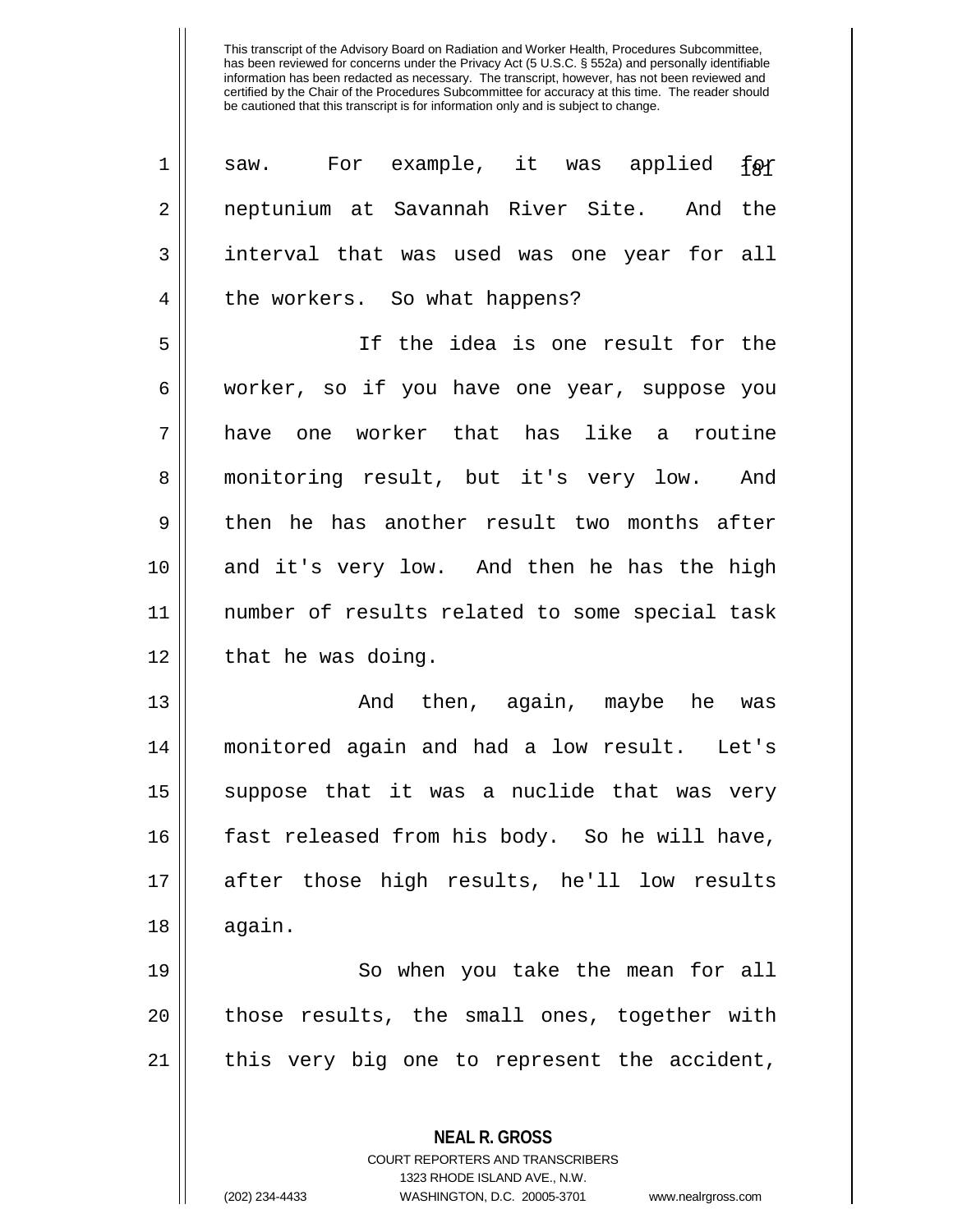saw. For example, it was applied for neptunium at Savannah River Site. And the interval that was used was one year for all the workers. So what happens?

If the idea is one result for the worker, so if you have one year, suppose you have one worker that has like a routine monitoring result, but it's very low. And then he has another result two months after and it's very low. And then he has the high number of results related to some special task that he was doing.

And then, again, maybe he was monitored again and had a low result. Let's suppose that it was a nuclide that was very fast released from his body. So he will have, after those high results, he'll low results again.

So when you take the mean for all those results, the small ones, together with this very big one to represent the accident,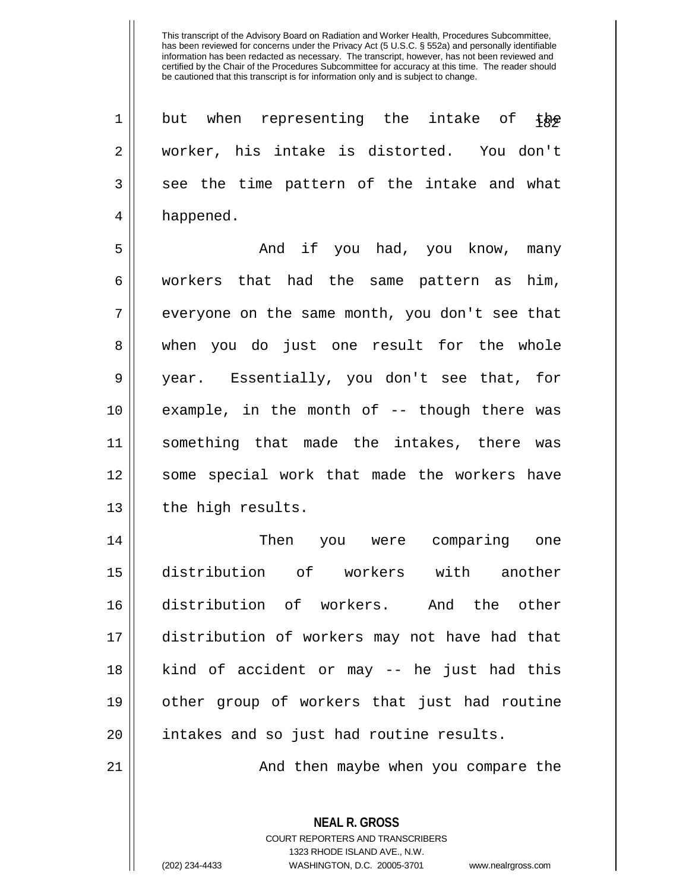This transcript of the Advisory Board on Radiation and Worker Health, Procedures Subcommittee, has been reviewed for concerns under the Privacy Act (5 U.S.C. § 552a) and personally identifiable information has been redacted as necessary. The transcript, however, has not been reviewed and certified by the Chair of the Procedures Subcommittee for accuracy at this time. The reader should be cautioned that this transcript is for information only and is subject to change.

but when representing the intake of the worker, his intake is distorted. You don't see the time pattern of the intake and what happened.

And if you had, you know, many workers that had the same pattern as him, everyone on the same month, you don't see that when you do just one result for the whole year. Essentially, you don't see that, for example, in the month of -- though there was something that made the intakes, there was some special work that made the workers have the high results.

Then you were comparing one distribution of workers with another distribution of workers. And the other distribution of workers may not have had that kind of accident or may -- he just had this other group of workers that just had routine intakes and so just had routine results.

And then maybe when you compare the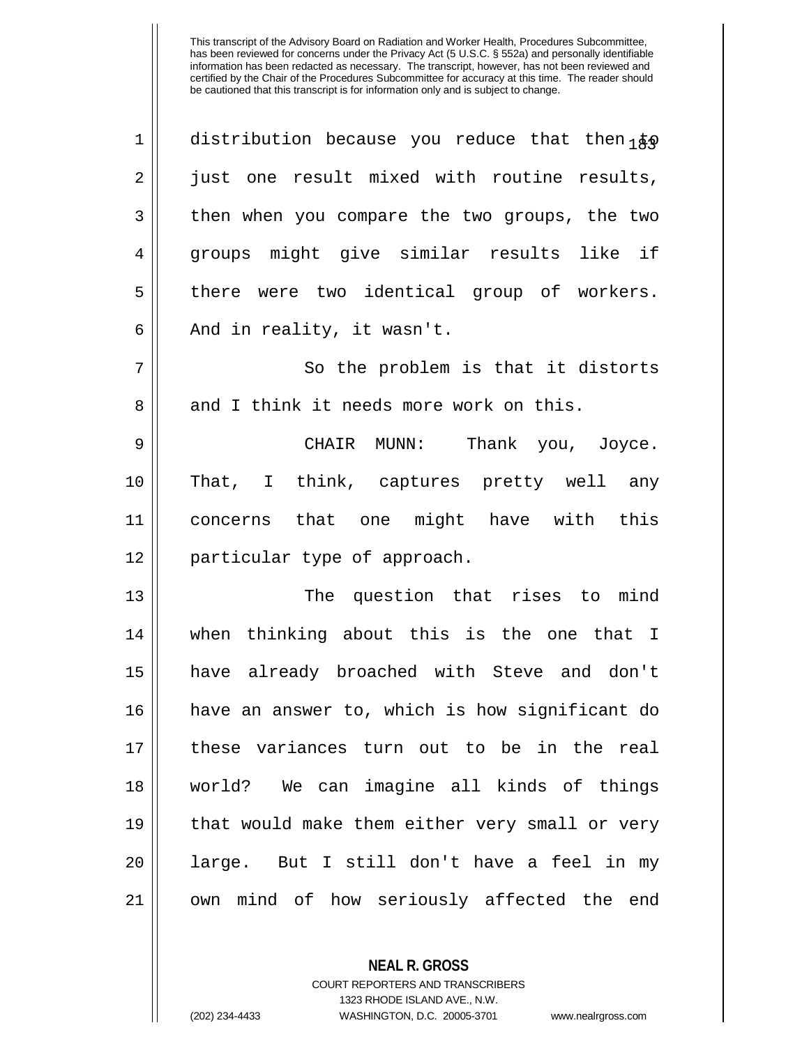distribution because you reduce that then to just one result mixed with routine results, then when you compare the two groups, the two groups might give similar results like if there were two identical group of workers. And in reality, it wasn't.

So the problem is that it distorts and I think it needs more work on this.

CHAIR MUNN: Thank you, Joyce. That, I think, captures pretty well any concerns that one might have with this particular type of approach.

The question that rises to mind when thinking about this is the one that I have already broached with Steve and don't have an answer to, which is how significant do these variances turn out to be in the real world? We can imagine all kinds of things that would make them either very small or very large. But I still don't have a feel in my own mind of how seriously affected the end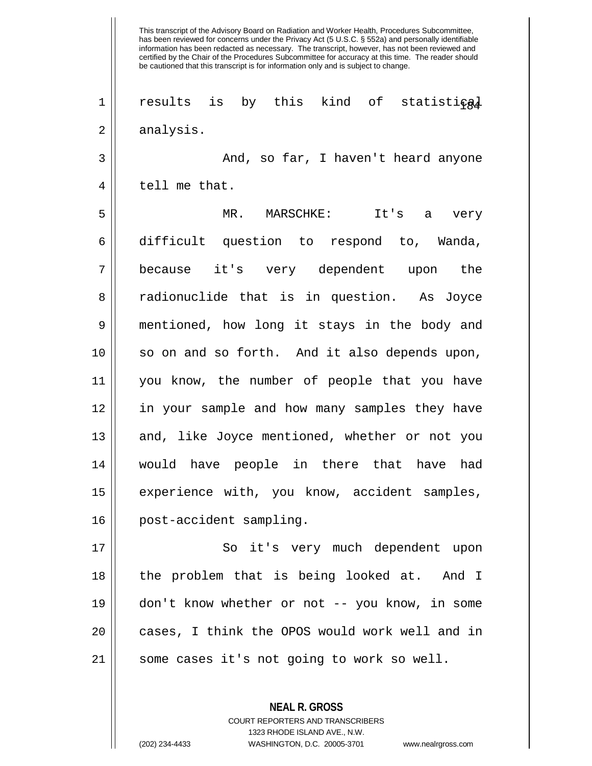results is by this kind of statistical analysis.

And, so far, I haven't heard anyone tell me that.

MR. MARSCHKE: It's a very difficult question to respond to, Wanda, because it's very dependent upon the radionuclide that is in question. As Joyce mentioned, how long it stays in the body and so on and so forth. And it also depends upon, you know, the number of people that you have in your sample and how many samples they have and, like Joyce mentioned, whether or not you would have people in there that have had experience with, you know, accident samples, post-accident sampling.

So it's very much dependent upon the problem that is being looked at. And I don't know whether or not -- you know, in some cases, I think the OPOS would work well and in some cases it's not going to work so well.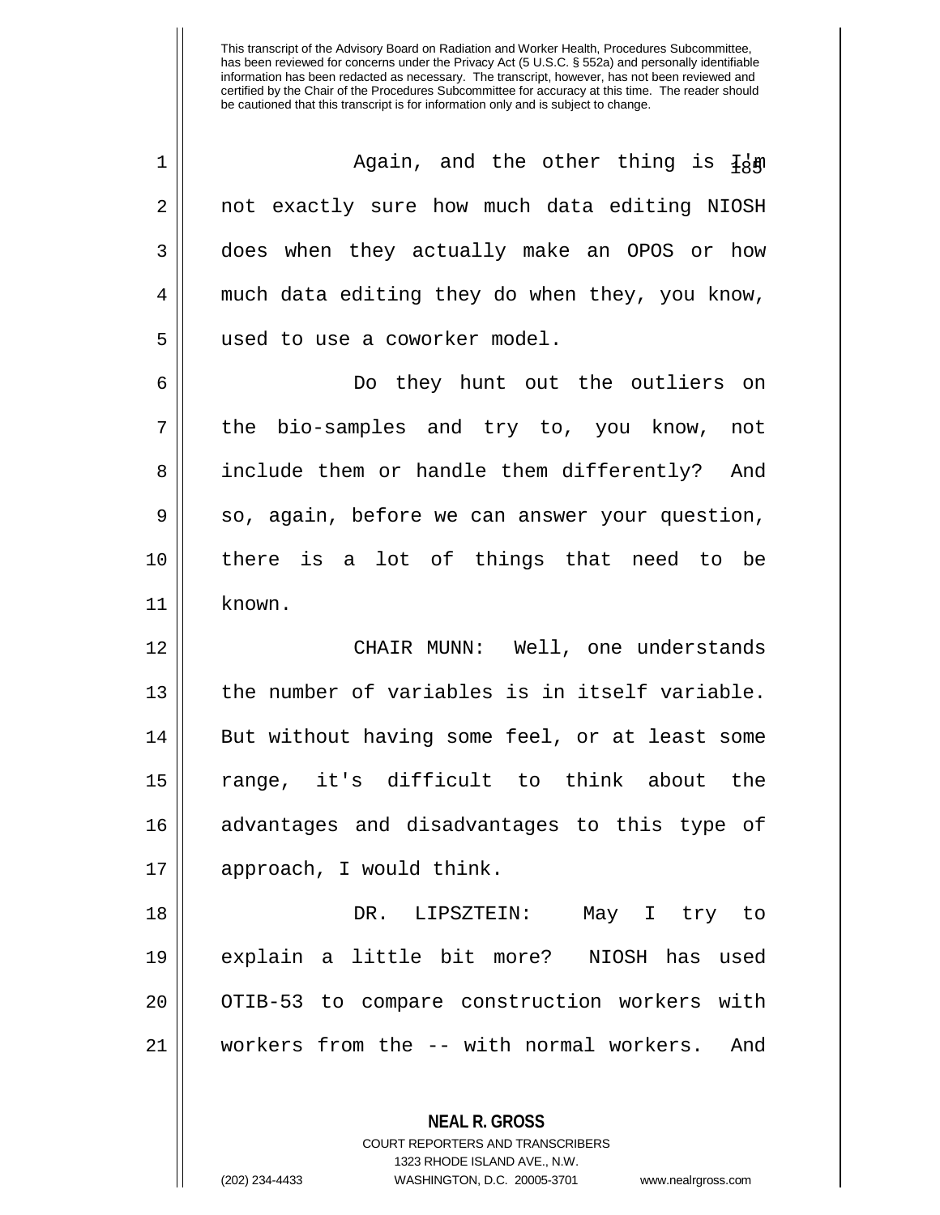This transcript of the Advisory Board on Radiation and Worker Health, Procedures Subcommittee, has been reviewed for concerns under the Privacy Act (5 U.S.C. § 552a) and personally identifiable information has been redacted as necessary. The transcript, however, has not been reviewed and certified by the Chair of the Procedures Subcommittee for accuracy at this time. The reader should be cautioned that this transcript is for information only and is subject to change.

Again, and the other thing is I'm not exactly sure how much data editing NIOSH does when they actually make an OPOS or how much data editing they do when they, you know, used to use a coworker model.

Do they hunt out the outliers on the bio-samples and try to, you know, not include them or handle them differently? And so, again, before we can answer your question, there is a lot of things that need to be known.

CHAIR MUNN: Well, one understands the number of variables is in itself variable. But without having some feel, or at least some range, it's difficult to think about the advantages and disadvantages to this type of approach, I would think.

DR. LIPSZTEIN: May I try to explain a little bit more? NIOSH has used OTIB-53 to compare construction workers with workers from the -- with normal workers. And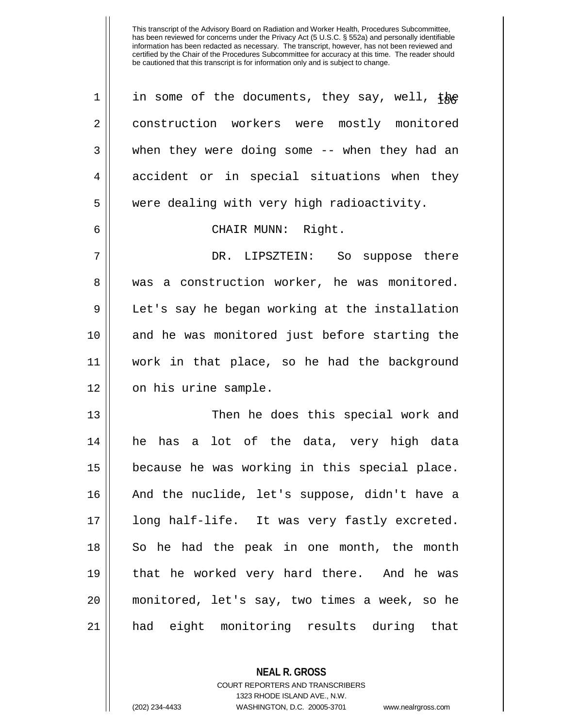in some of the documents, they say, well, the construction workers were mostly monitored when they were doing some -- when they had an accident or in special situations when they were dealing with very high radioactivity.

CHAIR MUNN: Right.

DR. LIPSZTEIN: So suppose there was a construction worker, he was monitored. Let's say he began working at the installation and he was monitored just before starting the work in that place, so he had the background on his urine sample.

Then he does this special work and he has a lot of the data, very high data because he was working in this special place. And the nuclide, let's suppose, didn't have a long half-life. It was very fastly excreted. So he had the peak in one month, the month that he worked very hard there. And he was monitored, let's say, two times a week, so he had eight monitoring results during that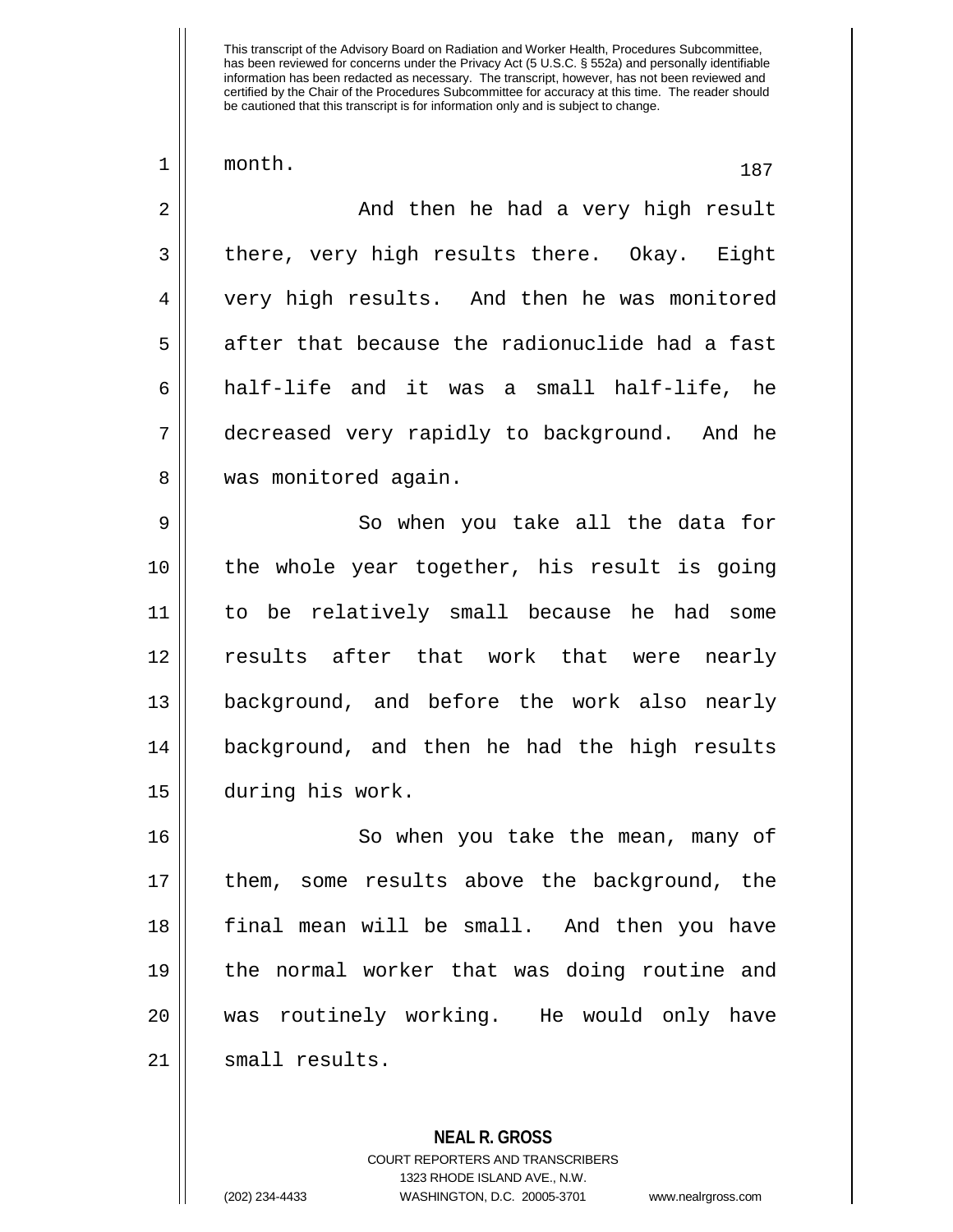month.

And then he had a very high result there, very high results there. Okay. Eight very high results. And then he was monitored after that because the radionuclide had a fast half-life and it was a small half-life, he decreased very rapidly to background. And he was monitored again.

So when you take all the data for the whole year together, his result is going to be relatively small because he had some results after that work that were nearly background, and before the work also nearly background, and then he had the high results during his work.

So when you take the mean, many of them, some results above the background, the final mean will be small. And then you have the normal worker that was doing routine and was routinely working. He would only have small results.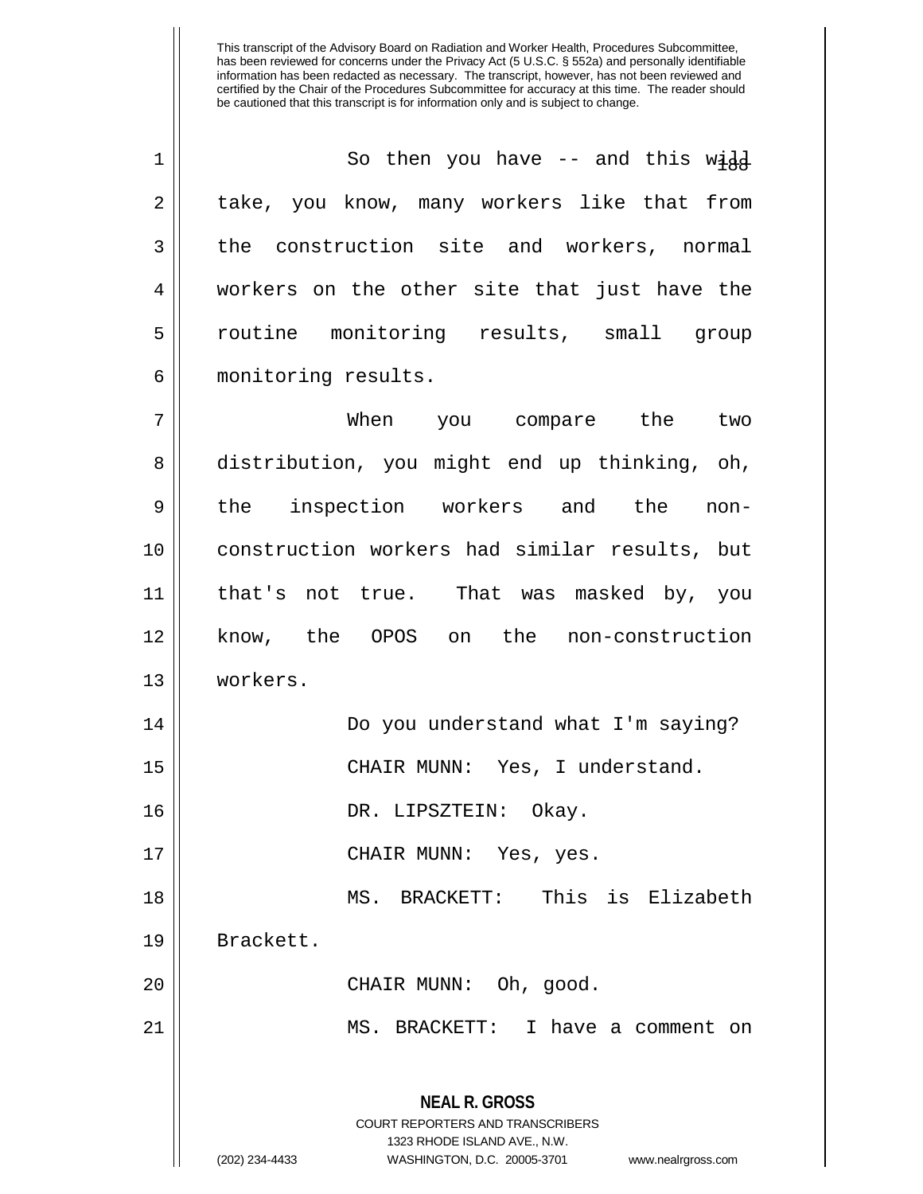So then you have -- and this will take, you know, many workers like that from the construction site and workers, normal workers on the other site that just have the routine monitoring results, small group monitoring results.

When you compare the two distribution, you might end up thinking, oh, the inspection workers and the non-construction workers had similar results, but that's not true. That was masked by, you know, the OPOS on the non-construction workers.

Do you understand what I'm saying?

CHAIR MUNN: Yes, I understand.

DR. LIPSZTEIN: Okay.

CHAIR MUNN: Yes, yes.

MS. BRACKETT: This is Elizabeth Brackett.

CHAIR MUNN: Oh, good.

MS. BRACKETT: I have a comment on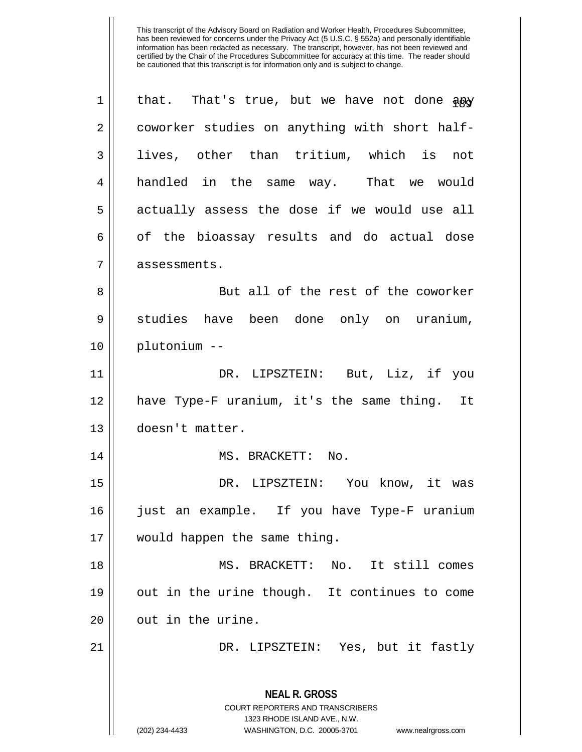that. That's true, but we have not done any coworker studies on anything with short half-lives, other than tritium, which is not handled in the same way. That we would actually assess the dose if we would use all of the bioassay results and do actual dose assessments.

But all of the rest of the coworker studies have been done only on uranium, plutonium --

DR. LIPSZTEIN: But, Liz, if you have Type-F uranium, it's the same thing. It doesn't matter.

MS. BRACKETT: No.

DR. LIPSZTEIN: You know, it was just an example. If you have Type-F uranium would happen the same thing.

MS. BRACKETT: No. It still comes out in the urine though. It continues to come out in the urine.

DR. LIPSZTEIN: Yes, but it fastly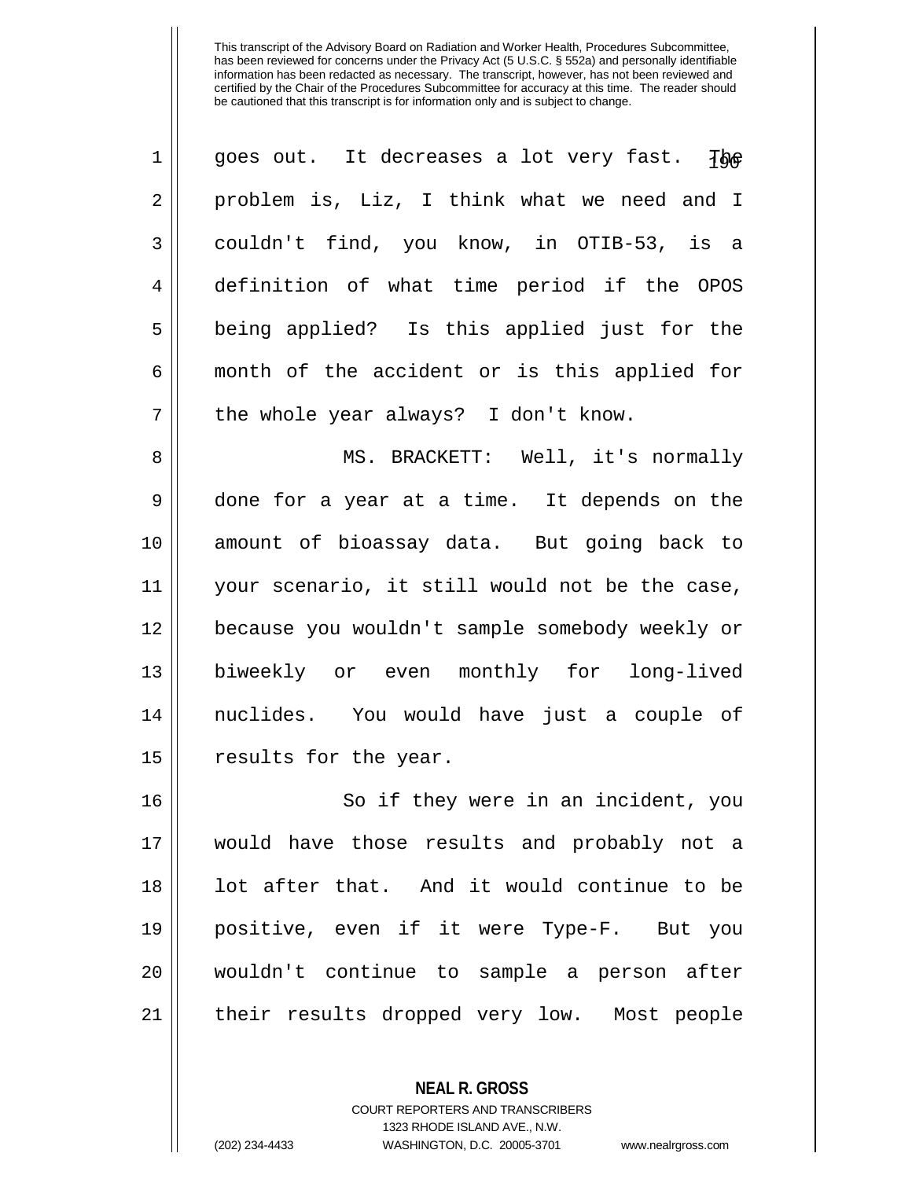goes out. It decreases a lot very fast. The problem is, Liz, I think what we need and I couldn't find, you know, in OTIB-53, is a definition of what time period if the OPOS being applied? Is this applied just for the month of the accident or is this applied for the whole year always? I don't know.

MS. BRACKETT: Well, it's normally done for a year at a time. It depends on the amount of bioassay data. But going back to your scenario, it still would not be the case, because you wouldn't sample somebody weekly or biweekly or even monthly for long-lived nuclides. You would have just a couple of results for the year.

So if they were in an incident, you would have those results and probably not a lot after that. And it would continue to be positive, even if it were Type-F. But you wouldn't continue to sample a person after their results dropped very low. Most people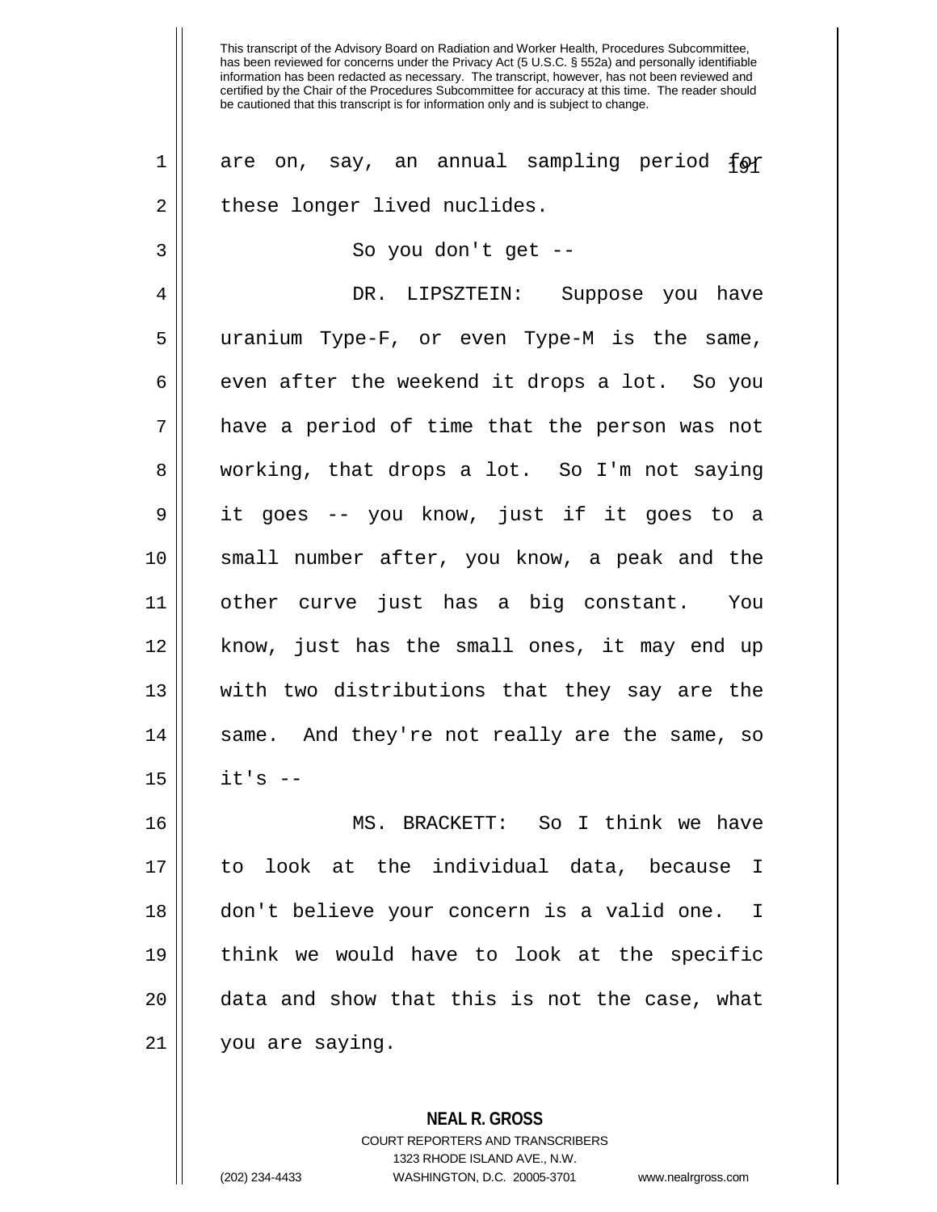are on, say, an annual sampling period for these longer lived nuclides.

So you don't get --

DR. LIPSZTEIN: Suppose you have uranium Type-F, or even Type-M is the same, even after the weekend it drops a lot. So you have a period of time that the person was not working, that drops a lot. So I'm not saying it goes -- you know, just if it goes to a small number after, you know, a peak and the other curve just has a big constant. You know, just has the small ones, it may end up with two distributions that they say are the same. And they're not really are the same, so it's --

MS. BRACKETT: So I think we have to look at the individual data, because I don't believe your concern is a valid one. I think we would have to look at the specific data and show that this is not the case, what you are saying.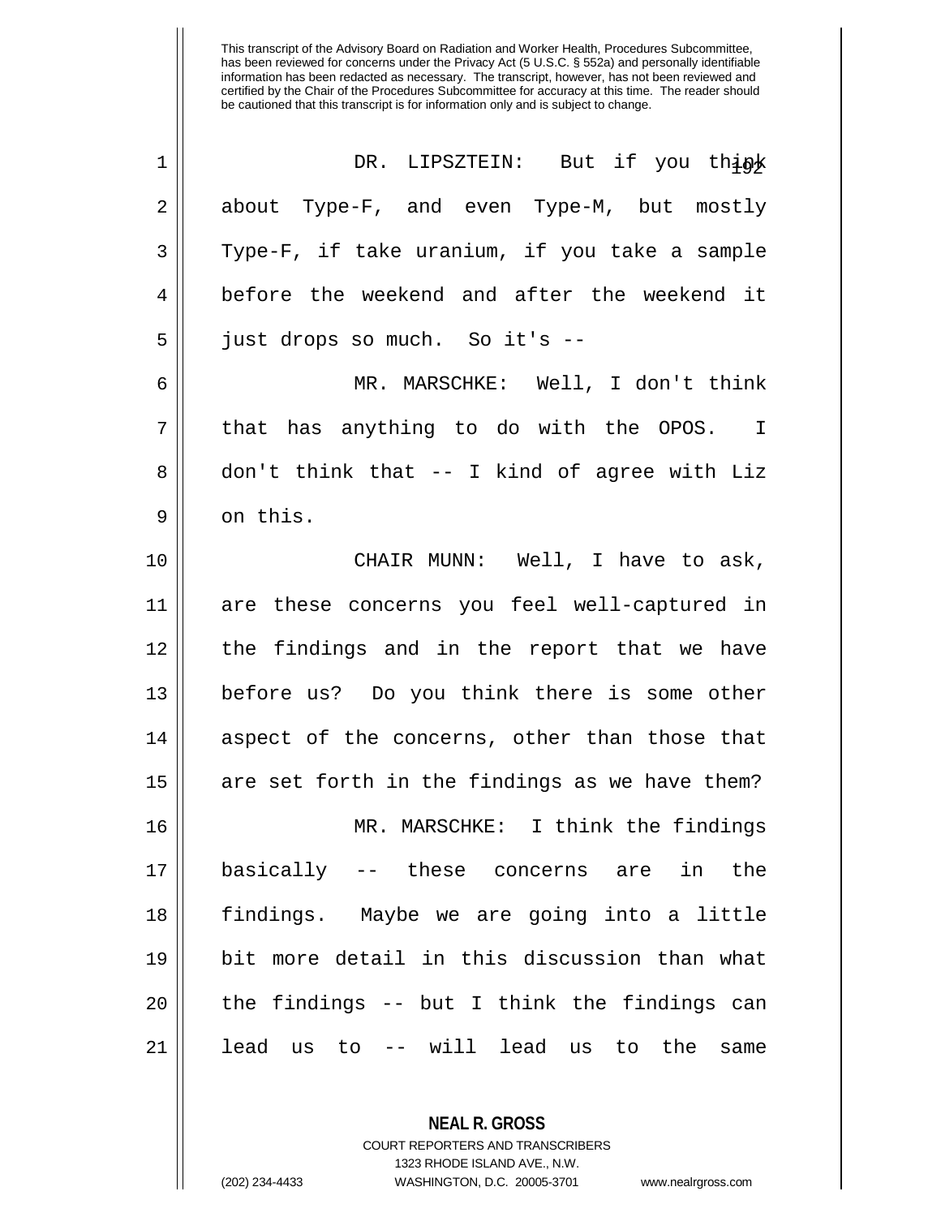This transcript of the Advisory Board on Radiation and Worker Health, Procedures Subcommittee, has been reviewed for concerns under the Privacy Act (5 U.S.C. § 552a) and personally identifiable information has been redacted as necessary. The transcript, however, has not been reviewed and certified by the Chair of the Procedures Subcommittee for accuracy at this time. The reader should be cautioned that this transcript is for information only and is subject to change.

DR. LIPSZTEIN: But if you think about Type-F, and even Type-M, but mostly Type-F, if take uranium, if you take a sample before the weekend and after the weekend it just drops so much. So it's --

MR. MARSCHKE: Well, I don't think that has anything to do with the OPOS. I don't think that -- I kind of agree with Liz on this.

CHAIR MUNN: Well, I have to ask, are these concerns you feel well-captured in the findings and in the report that we have before us? Do you think there is some other aspect of the concerns, other than those that are set forth in the findings as we have them?

MR. MARSCHKE: I think the findings basically -- these concerns are in the findings. Maybe we are going into a little bit more detail in this discussion than what the findings -- but I think the findings can lead us to -- will lead us to the same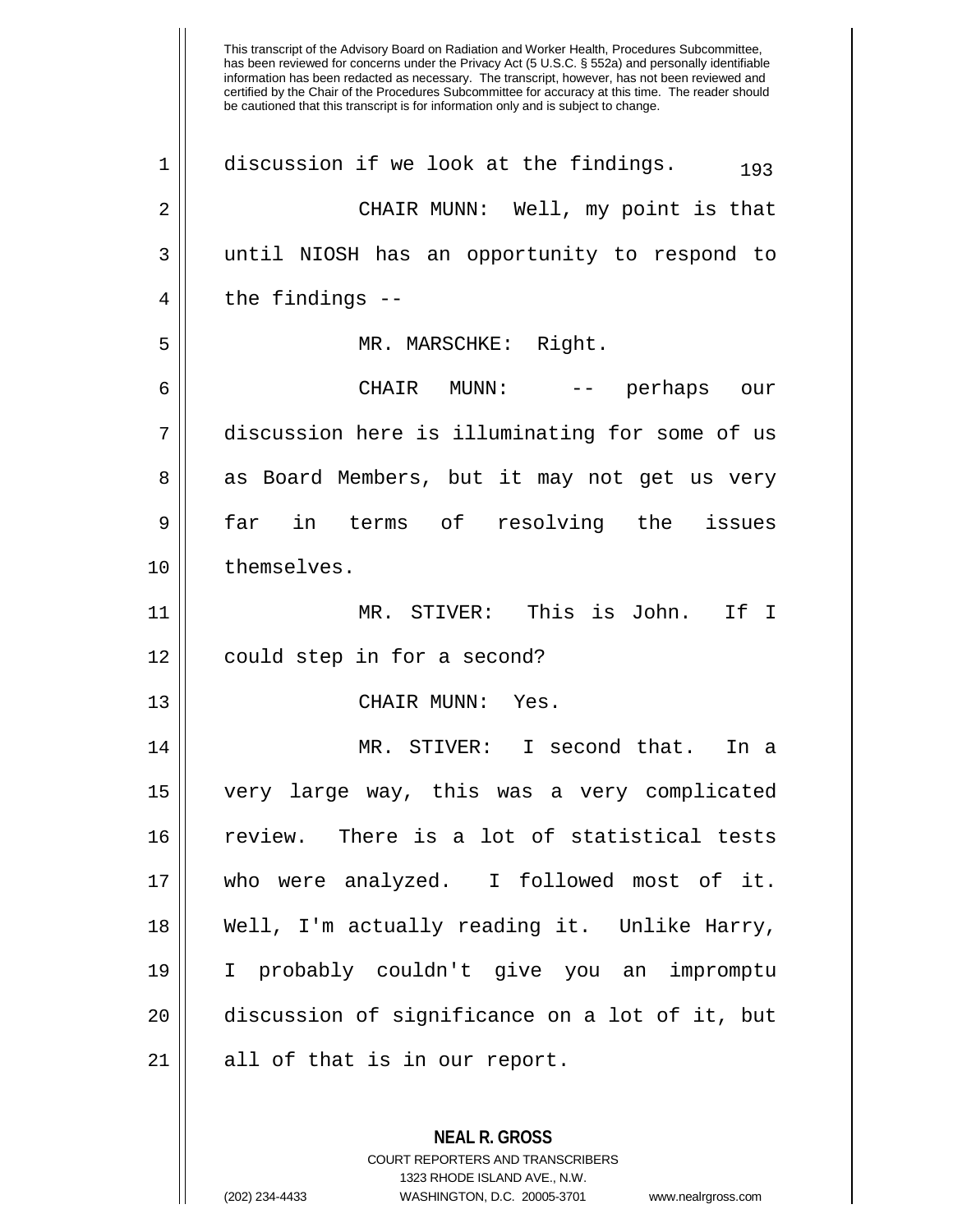discussion if we look at the findings.

CHAIR MUNN: Well, my point is that until NIOSH has an opportunity to respond to the findings --

MR. MARSCHKE: Right.

CHAIR MUNN: -- perhaps our discussion here is illuminating for some of us as Board Members, but it may not get us very far in terms of resolving the issues themselves.

MR. STIVER: This is John. If I could step in for a second?

CHAIR MUNN: Yes.

MR. STIVER: I second that. In a very large way, this was a very complicated review. There is a lot of statistical tests who were analyzed. I followed most of it. Well, I'm actually reading it. Unlike Harry, I probably couldn't give you an impromptu discussion of significance on a lot of it, but all of that is in our report.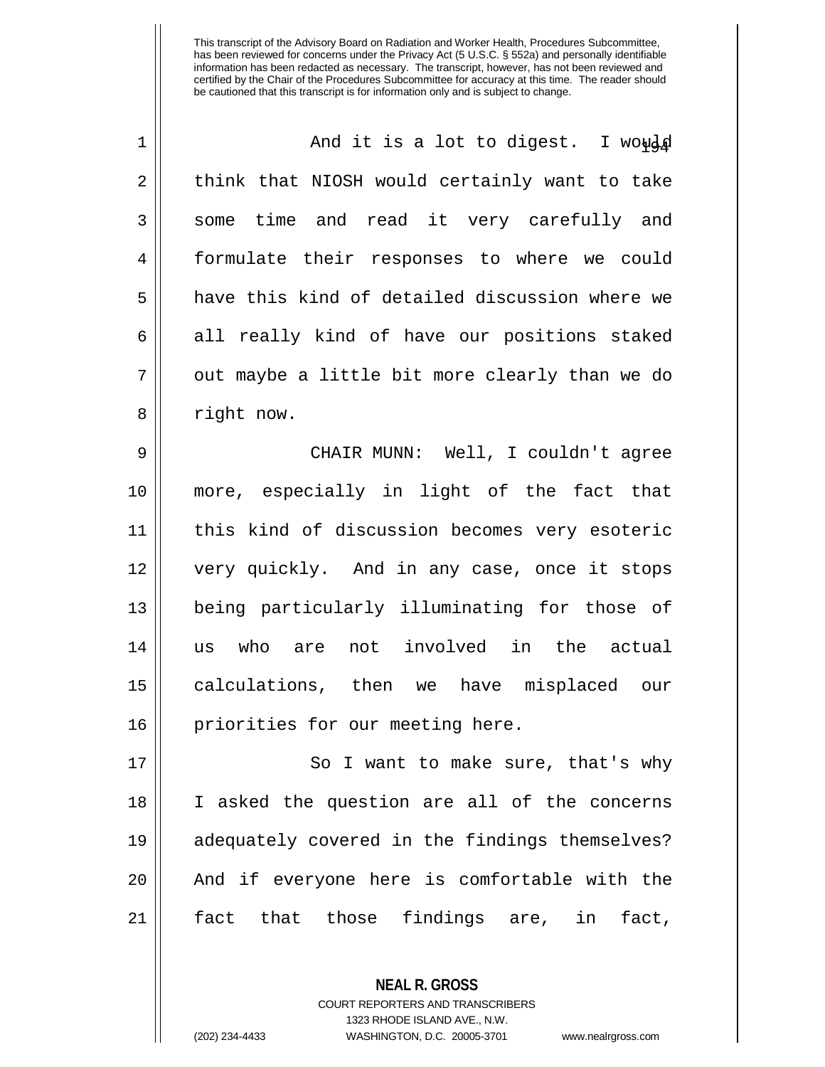This transcript of the Advisory Board on Radiation and Worker Health, Procedures Subcommittee, has been reviewed for concerns under the Privacy Act (5 U.S.C. § 552a) and personally identifiable information has been redacted as necessary. The transcript, however, has not been reviewed and certified by the Chair of the Procedures Subcommittee for accuracy at this time. The reader should be cautioned that this transcript is for information only and is subject to change.

And it is a lot to digest. I would think that NIOSH would certainly want to take some time and read it very carefully and formulate their responses to where we could have this kind of detailed discussion where we all really kind of have our positions staked out maybe a little bit more clearly than we do right now.

CHAIR MUNN: Well, I couldn't agree more, especially in light of the fact that this kind of discussion becomes very esoteric very quickly. And in any case, once it stops being particularly illuminating for those of us who are not involved in the actual calculations, then we have misplaced our priorities for our meeting here.

So I want to make sure, that's why I asked the question are all of the concerns adequately covered in the findings themselves? And if everyone here is comfortable with the fact that those findings are, in fact,

**NEAL R. GROSS**
COURT REPORTERS AND TRANSCRIBERS
1323 RHODE ISLAND AVE., N.W.
(202) 234-4433 WASHINGTON, D.C. 20005-3701 www.nealrgross.com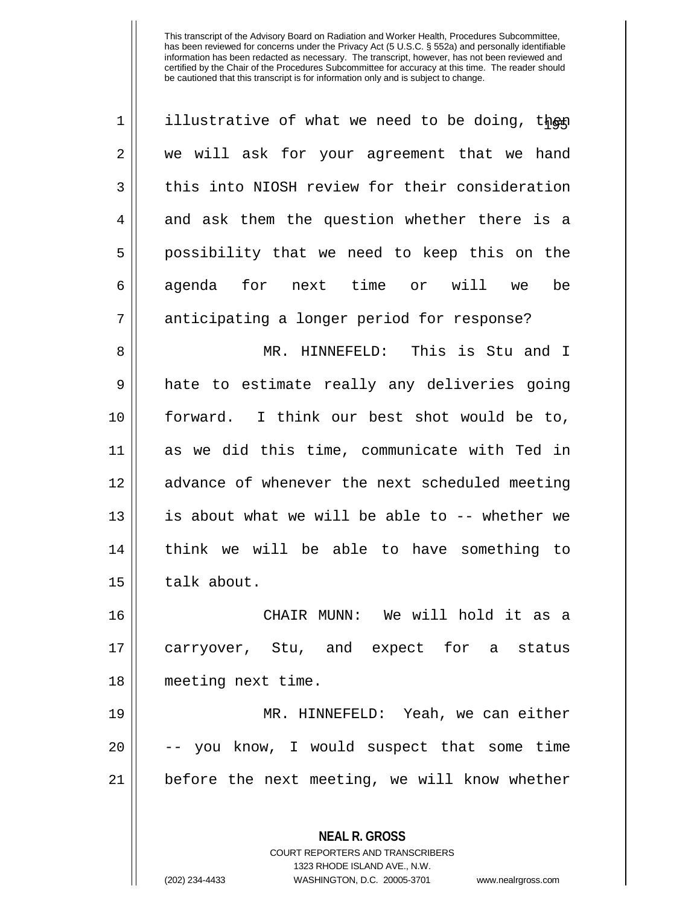illustrative of what we need to be doing, then we will ask for your agreement that we hand this into NIOSH review for their consideration and ask them the question whether there is a possibility that we need to keep this on the agenda for next time or will we be anticipating a longer period for response?

MR. HINNEFELD: This is Stu and I hate to estimate really any deliveries going forward. I think our best shot would be to, as we did this time, communicate with Ted in advance of whenever the next scheduled meeting is about what we will be able to -- whether we think we will be able to have something to talk about.

CHAIR MUNN: We will hold it as a carryover, Stu, and expect for a status meeting next time.

MR. HINNEFELD: Yeah, we can either -- you know, I would suspect that some time before the next meeting, we will know whether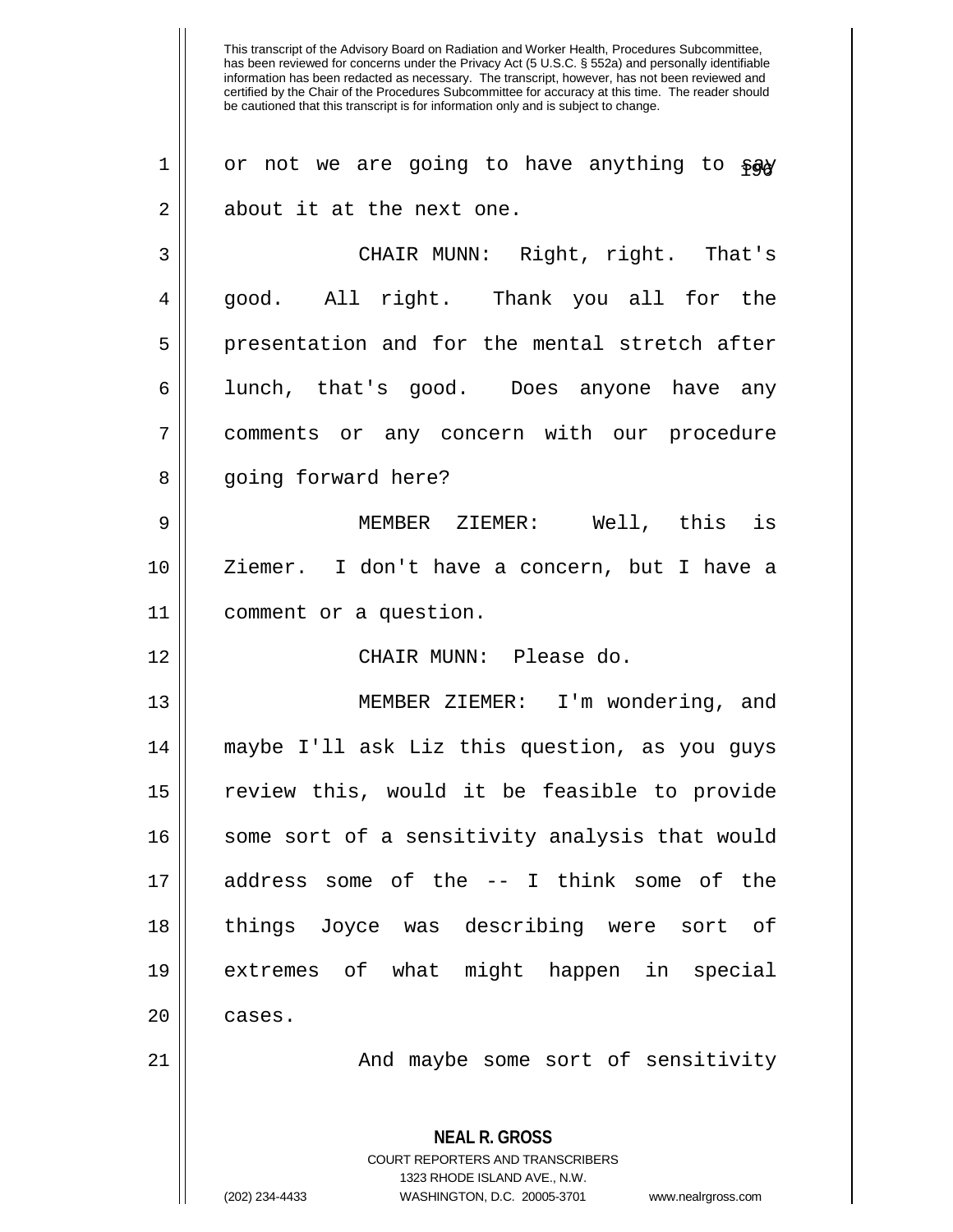This transcript of the Advisory Board on Radiation and Worker Health, Procedures Subcommittee, has been reviewed for concerns under the Privacy Act (5 U.S.C. § 552a) and personally identifiable information has been redacted as necessary. The transcript, however, has not been reviewed and certified by the Chair of the Procedures Subcommittee for accuracy at this time. The reader should be cautioned that this transcript is for information only and is subject to change.

or not we are going to have anything to say about it at the next one.

CHAIR MUNN: Right, right. That's good. All right. Thank you all for the presentation and for the mental stretch after lunch, that's good. Does anyone have any comments or any concern with our procedure going forward here?

MEMBER ZIEMER: Well, this is Ziemer. I don't have a concern, but I have a comment or a question.

CHAIR MUNN: Please do.

MEMBER ZIEMER: I'm wondering, and maybe I'll ask Liz this question, as you guys review this, would it be feasible to provide some sort of a sensitivity analysis that would address some of the -- I think some of the things Joyce was describing were sort of extremes of what might happen in special cases.

And maybe some sort of sensitivity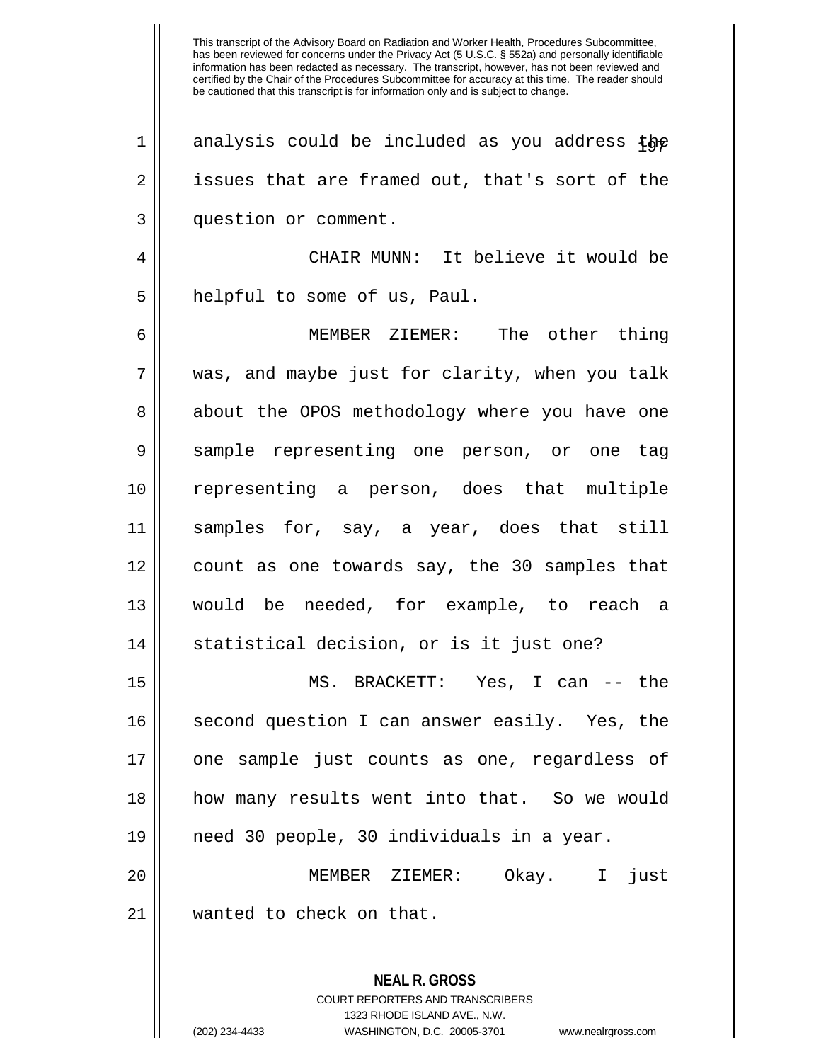analysis could be included as you address the issues that are framed out, that's sort of the question or comment.

CHAIR MUNN: It believe it would be helpful to some of us, Paul.

MEMBER ZIEMER: The other thing was, and maybe just for clarity, when you talk about the OPOS methodology where you have one sample representing one person, or one tag representing a person, does that multiple samples for, say, a year, does that still count as one towards say, the 30 samples that would be needed, for example, to reach a statistical decision, or is it just one?

MS. BRACKETT: Yes, I can -- the second question I can answer easily. Yes, the one sample just counts as one, regardless of how many results went into that. So we would need 30 people, 30 individuals in a year.

MEMBER ZIEMER: Okay. I just wanted to check on that.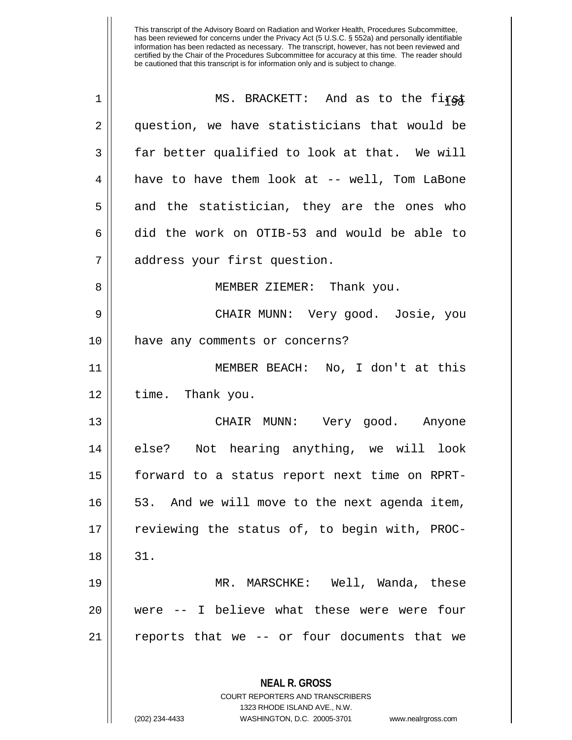This transcript of the Advisory Board on Radiation and Worker Health, Procedures Subcommittee, has been reviewed for concerns under the Privacy Act (5 U.S.C. § 552a) and personally identifiable information has been redacted as necessary. The transcript, however, has not been reviewed and certified by the Chair of the Procedures Subcommittee for accuracy at this time. The reader should be cautioned that this transcript is for information only and is subject to change.

MS. BRACKETT: And as to the first question, we have statisticians that would be far better qualified to look at that. We will have to have them look at -- well, Tom LaBone and the statistician, they are the ones who did the work on OTIB-53 and would be able to address your first question.

MEMBER ZIEMER: Thank you.

CHAIR MUNN: Very good. Josie, you have any comments or concerns?

MEMBER BEACH: No, I don't at this time. Thank you.

CHAIR MUNN: Very good. Anyone else? Not hearing anything, we will look forward to a status report next time on RPRT-53. And we will move to the next agenda item, reviewing the status of, to begin with, PROC-31.

MR. MARSCHKE: Well, Wanda, these were -- I believe what these were were four reports that we -- or four documents that we

**NEAL R. GROSS**
COURT REPORTERS AND TRANSCRIBERS
1323 RHODE ISLAND AVE., N.W.
(202) 234-4433 WASHINGTON, D.C. 20005-3701 www.nealrgross.com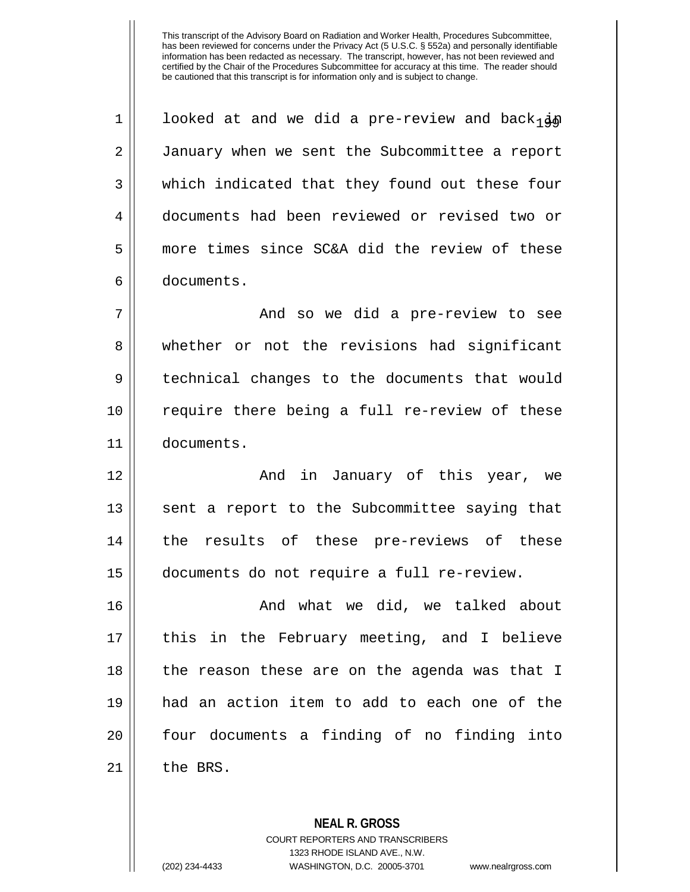looked at and we did a pre-review and back in January when we sent the Subcommittee a report which indicated that they found out these four documents had been reviewed or revised two or more times since SC&A did the review of these documents.

And so we did a pre-review to see whether or not the revisions had significant technical changes to the documents that would require there being a full re-review of these documents.

And in January of this year, we sent a report to the Subcommittee saying that the results of these pre-reviews of these documents do not require a full re-review.

And what we did, we talked about this in the February meeting, and I believe the reason these are on the agenda was that I had an action item to add to each one of the four documents a finding of no finding into the BRS.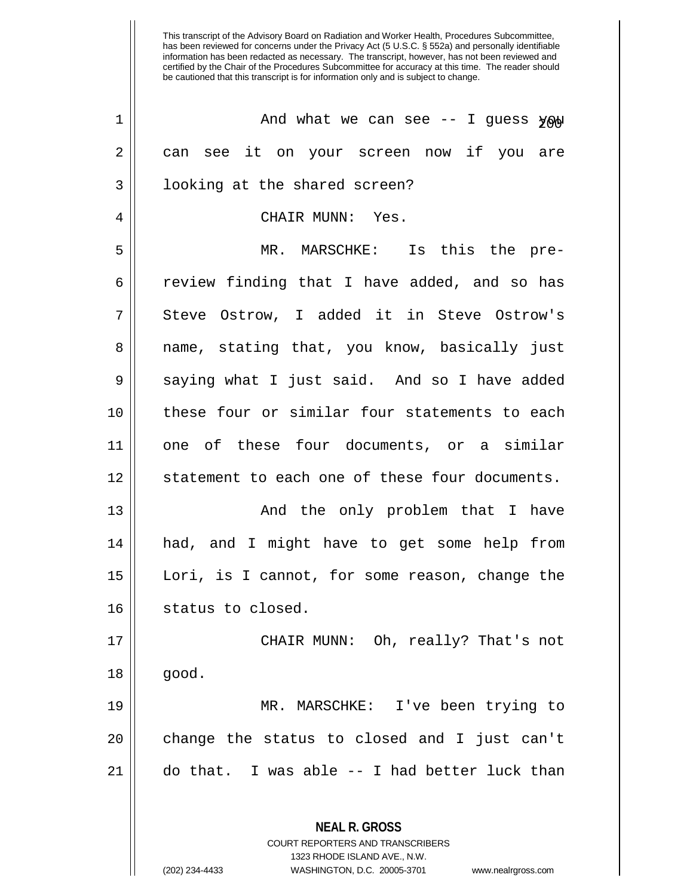This transcript of the Advisory Board on Radiation and Worker Health, Procedures Subcommittee, has been reviewed for concerns under the Privacy Act (5 U.S.C. § 552a) and personally identifiable information has been redacted as necessary. The transcript, however, has not been reviewed and certified by the Chair of the Procedures Subcommittee for accuracy at this time. The reader should be cautioned that this transcript is for information only and is subject to change.

And what we can see -- I guess you can see it on your screen now if you are looking at the shared screen?

CHAIR MUNN: Yes.

MR. MARSCHKE: Is this the pre-review finding that I have added, and so has Steve Ostrow, I added it in Steve Ostrow's name, stating that, you know, basically just saying what I just said. And so I have added these four or similar four statements to each one of these four documents, or a similar statement to each one of these four documents.

And the only problem that I have had, and I might have to get some help from Lori, is I cannot, for some reason, change the status to closed.

CHAIR MUNN: Oh, really? That's not good.

MR. MARSCHKE: I've been trying to change the status to closed and I just can't do that. I was able -- I had better luck than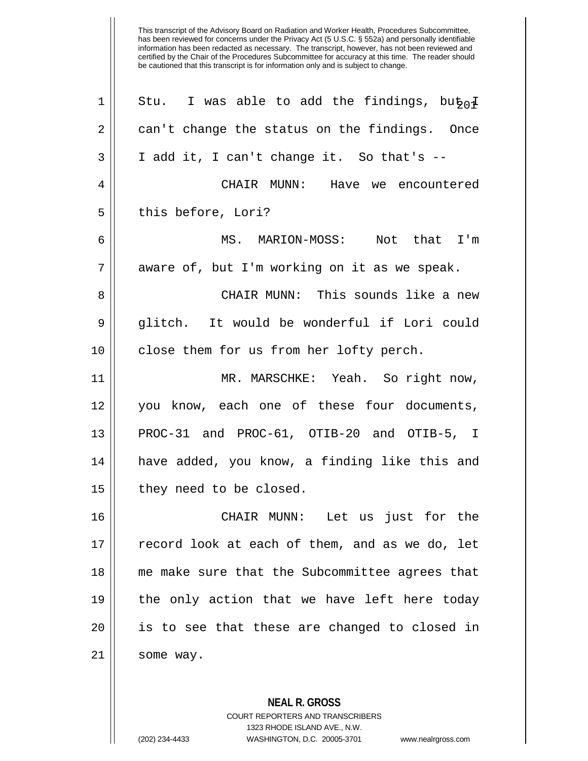This transcript of the Advisory Board on Radiation and Worker Health, Procedures Subcommittee, has been reviewed for concerns under the Privacy Act (5 U.S.C. § 552a) and personally identifiable information has been redacted as necessary. The transcript, however, has not been reviewed and certified by the Chair of the Procedures Subcommittee for accuracy at this time. The reader should be cautioned that this transcript is for information only and is subject to change.

Stu. I was able to add the findings, but I can't change the status on the findings. Once I add it, I can't change it. So that's --

CHAIR MUNN: Have we encountered this before, Lori?

MS. MARION-MOSS: Not that I'm aware of, but I'm working on it as we speak.

CHAIR MUNN: This sounds like a new glitch. It would be wonderful if Lori could close them for us from her lofty perch.

MR. MARSCHKE: Yeah. So right now, you know, each one of these four documents, PROC-31 and PROC-61, OTIB-20 and OTIB-5, I have added, you know, a finding like this and they need to be closed.

CHAIR MUNN: Let us just for the record look at each of them, and as we do, let me make sure that the Subcommittee agrees that the only action that we have left here today is to see that these are changed to closed in some way.

**NEAL R. GROSS**
COURT REPORTERS AND TRANSCRIBERS
1323 RHODE ISLAND AVE., N.W.
(202) 234-4433 WASHINGTON, D.C. 20005-3701 www.nealrgross.com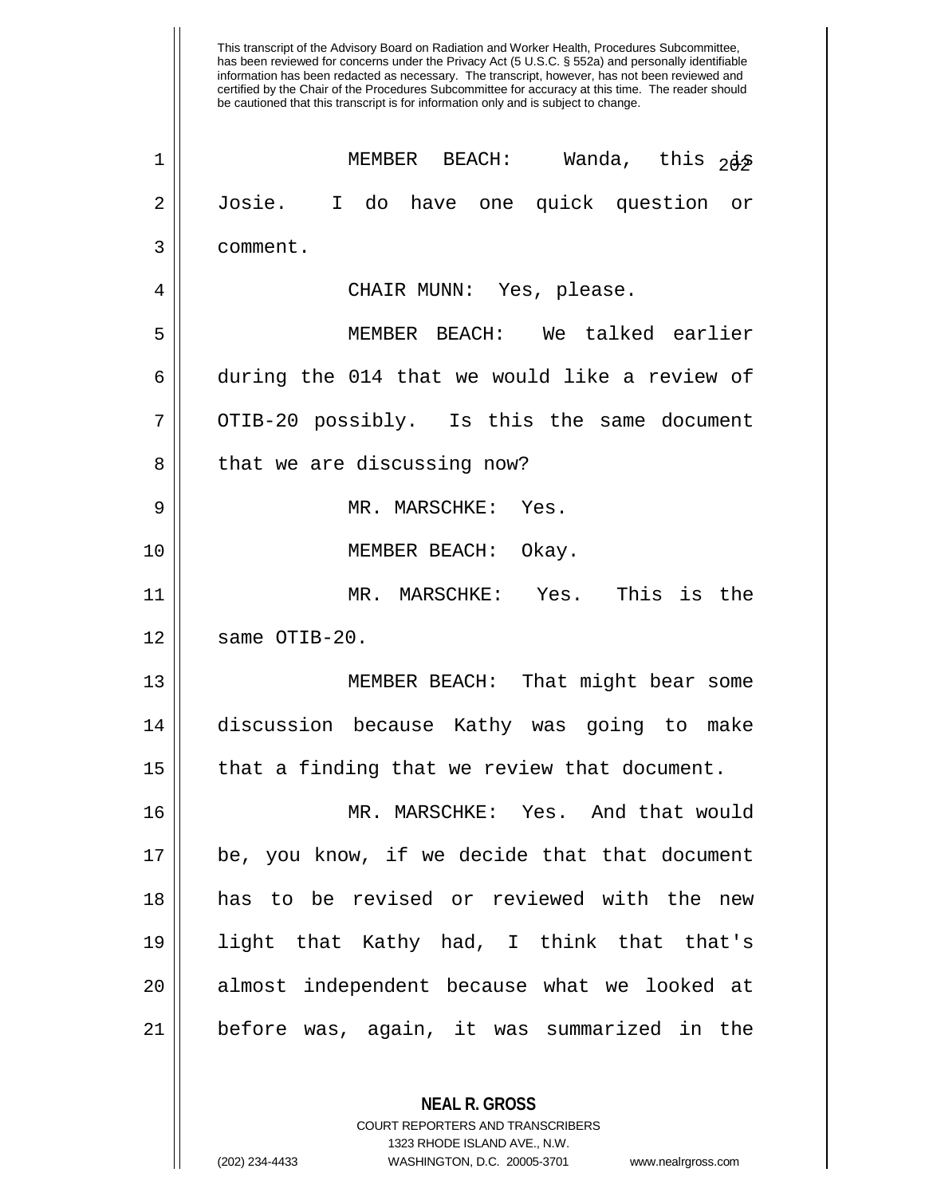This transcript of the Advisory Board on Radiation and Worker Health, Procedures Subcommittee, has been reviewed for concerns under the Privacy Act (5 U.S.C. § 552a) and personally identifiable information has been redacted as necessary. The transcript, however, has not been reviewed and certified by the Chair of the Procedures Subcommittee for accuracy at this time. The reader should be cautioned that this transcript is for information only and is subject to change.

1 MEMBER BEACH: Wanda, this is
2 Josie. I do have one quick question or
3 comment.
4 CHAIR MUNN: Yes, please.
5 MEMBER BEACH: We talked earlier
6 during the 014 that we would like a review of
7 OTIB-20 possibly. Is this the same document
8 that we are discussing now?
9 MR. MARSCHKE: Yes.
10 MEMBER BEACH: Okay.
11 MR. MARSCHKE: Yes. This is the
12 same OTIB-20.
13 MEMBER BEACH: That might bear some
14 discussion because Kathy was going to make
15 that a finding that we review that document.
16 MR. MARSCHKE: Yes. And that would
17 be, you know, if we decide that that document
18 has to be revised or reviewed with the new
19 light that Kathy had, I think that that's
20 almost independent because what we looked at
21 before was, again, it was summarized in the

**NEAL R. GROSS**
COURT REPORTERS AND TRANSCRIBERS
1323 RHODE ISLAND AVE., N.W.
(202) 234-4433 WASHINGTON, D.C. 20005-3701 www.nealrgross.com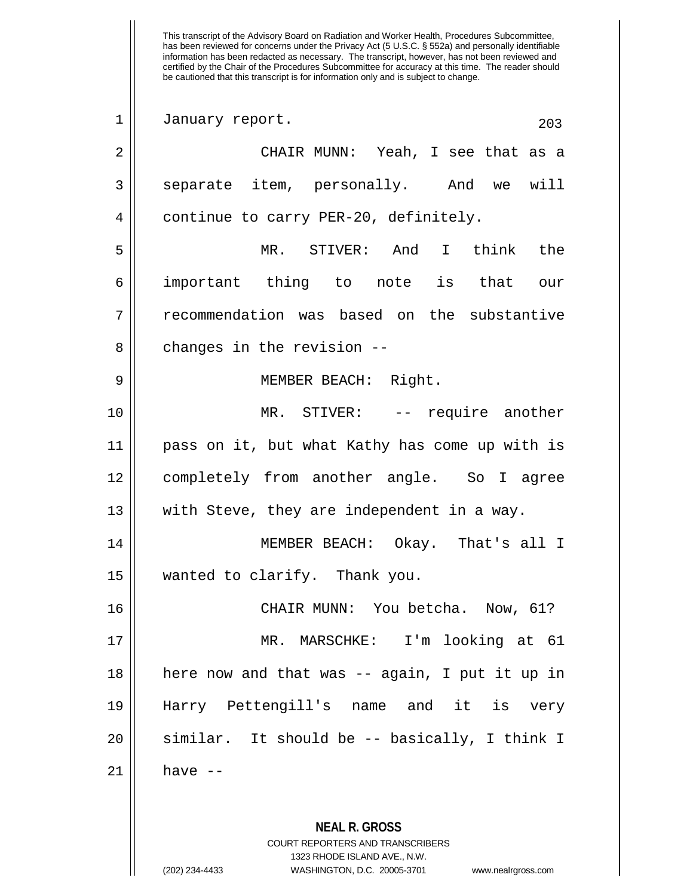January report.

CHAIR MUNN: Yeah, I see that as a separate item, personally. And we will continue to carry PER-20, definitely.

MR. STIVER: And I think the important thing to note is that our recommendation was based on the substantive changes in the revision --

MEMBER BEACH: Right.

MR. STIVER: -- require another pass on it, but what Kathy has come up with is completely from another angle. So I agree with Steve, they are independent in a way.

MEMBER BEACH: Okay. That's all I wanted to clarify. Thank you.

CHAIR MUNN: You betcha. Now, 61?

MR. MARSCHKE: I'm looking at 61 here now and that was -- again, I put it up in Harry Pettengill's name and it is very similar. It should be -- basically, I think I have --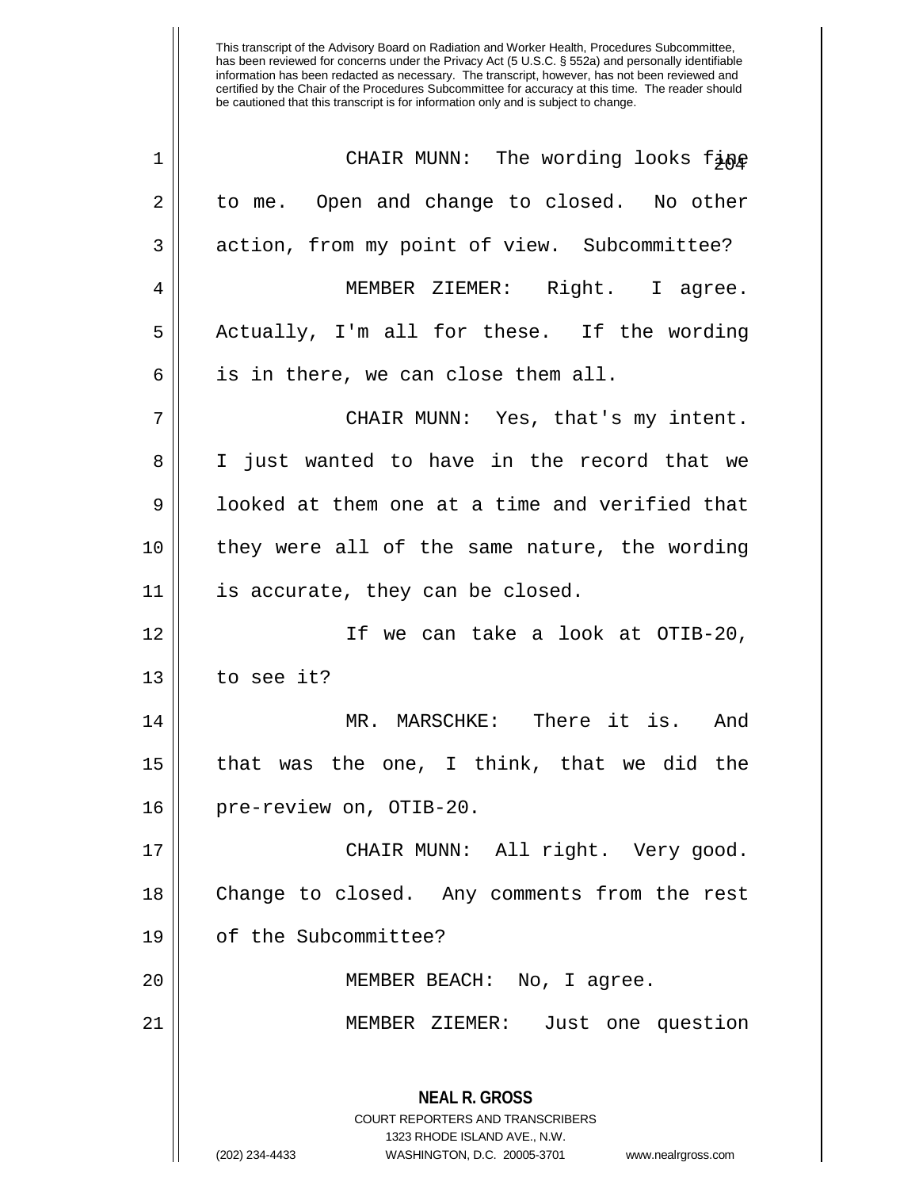This transcript of the Advisory Board on Radiation and Worker Health, Procedures Subcommittee, has been reviewed for concerns under the Privacy Act (5 U.S.C. § 552a) and personally identifiable information has been redacted as necessary. The transcript, however, has not been reviewed and certified by the Chair of the Procedures Subcommittee for accuracy at this time. The reader should be cautioned that this transcript is for information only and is subject to change.

CHAIR MUNN: The wording looks fine to me. Open and change to closed. No other action, from my point of view. Subcommittee?

MEMBER ZIEMER: Right. I agree. Actually, I'm all for these. If the wording is in there, we can close them all.

CHAIR MUNN: Yes, that's my intent. I just wanted to have in the record that we looked at them one at a time and verified that they were all of the same nature, the wording is accurate, they can be closed.

If we can take a look at OTIB-20, to see it?

MR. MARSCHKE: There it is. And that was the one, I think, that we did the pre-review on, OTIB-20.

CHAIR MUNN: All right. Very good. Change to closed. Any comments from the rest of the Subcommittee?

MEMBER BEACH: No, I agree.

MEMBER ZIEMER: Just one question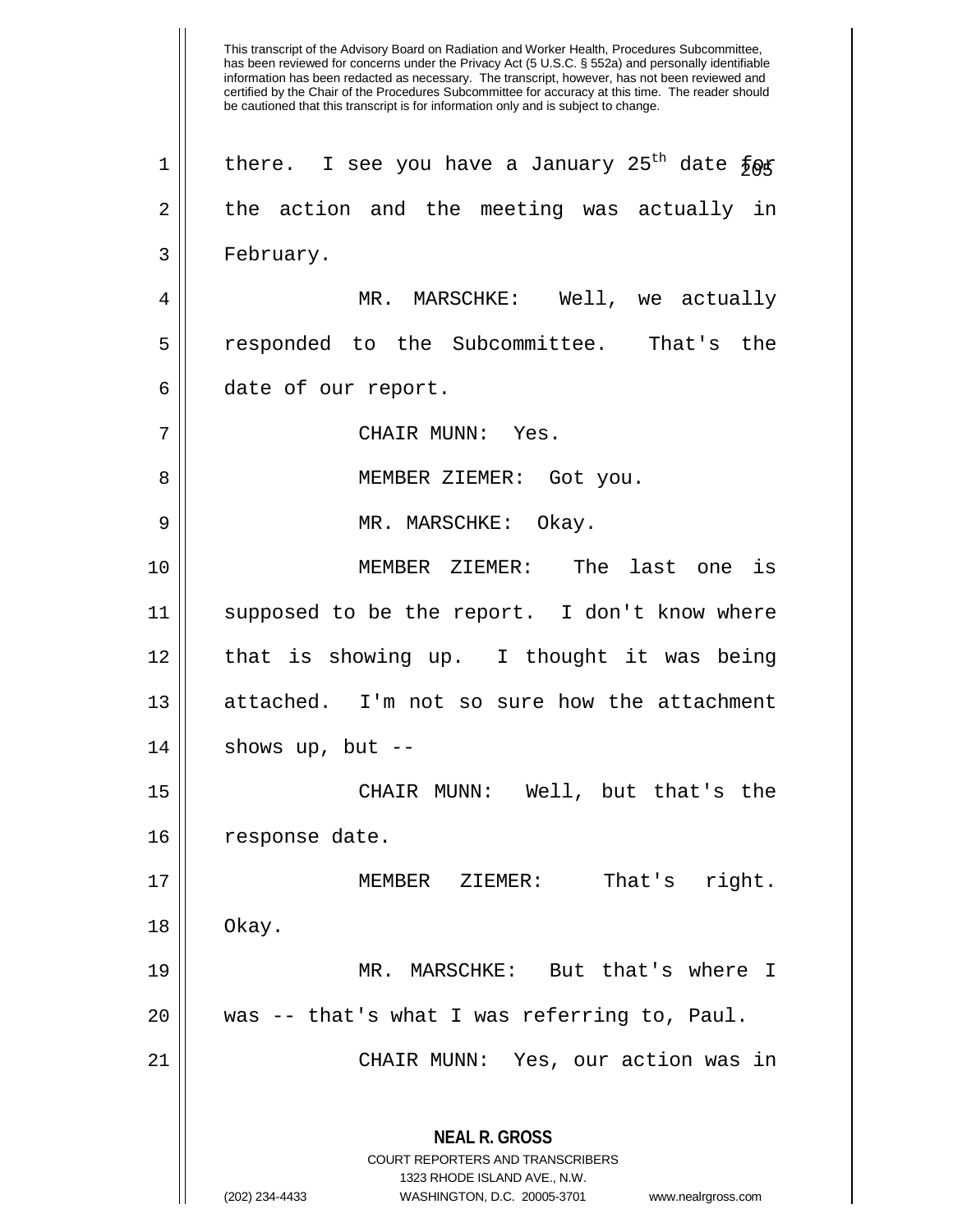This transcript of the Advisory Board on Radiation and Worker Health, Procedures Subcommittee, has been reviewed for concerns under the Privacy Act (5 U.S.C. § 552a) and personally identifiable information has been redacted as necessary. The transcript, however, has not been reviewed and certified by the Chair of the Procedures Subcommittee for accuracy at this time. The reader should be cautioned that this transcript is for information only and is subject to change.

there. I see you have a January 25th date for the action and the meeting was actually in February.

MR. MARSCHKE: Well, we actually responded to the Subcommittee. That's the date of our report.

CHAIR MUNN: Yes.

MEMBER ZIEMER: Got you.

MR. MARSCHKE: Okay.

MEMBER ZIEMER: The last one is supposed to be the report. I don't know where that is showing up. I thought it was being attached. I'm not so sure how the attachment shows up, but --

CHAIR MUNN: Well, but that's the response date.

MEMBER ZIEMER: That's right. Okay.

MR. MARSCHKE: But that's where I was -- that's what I was referring to, Paul.

CHAIR MUNN: Yes, our action was in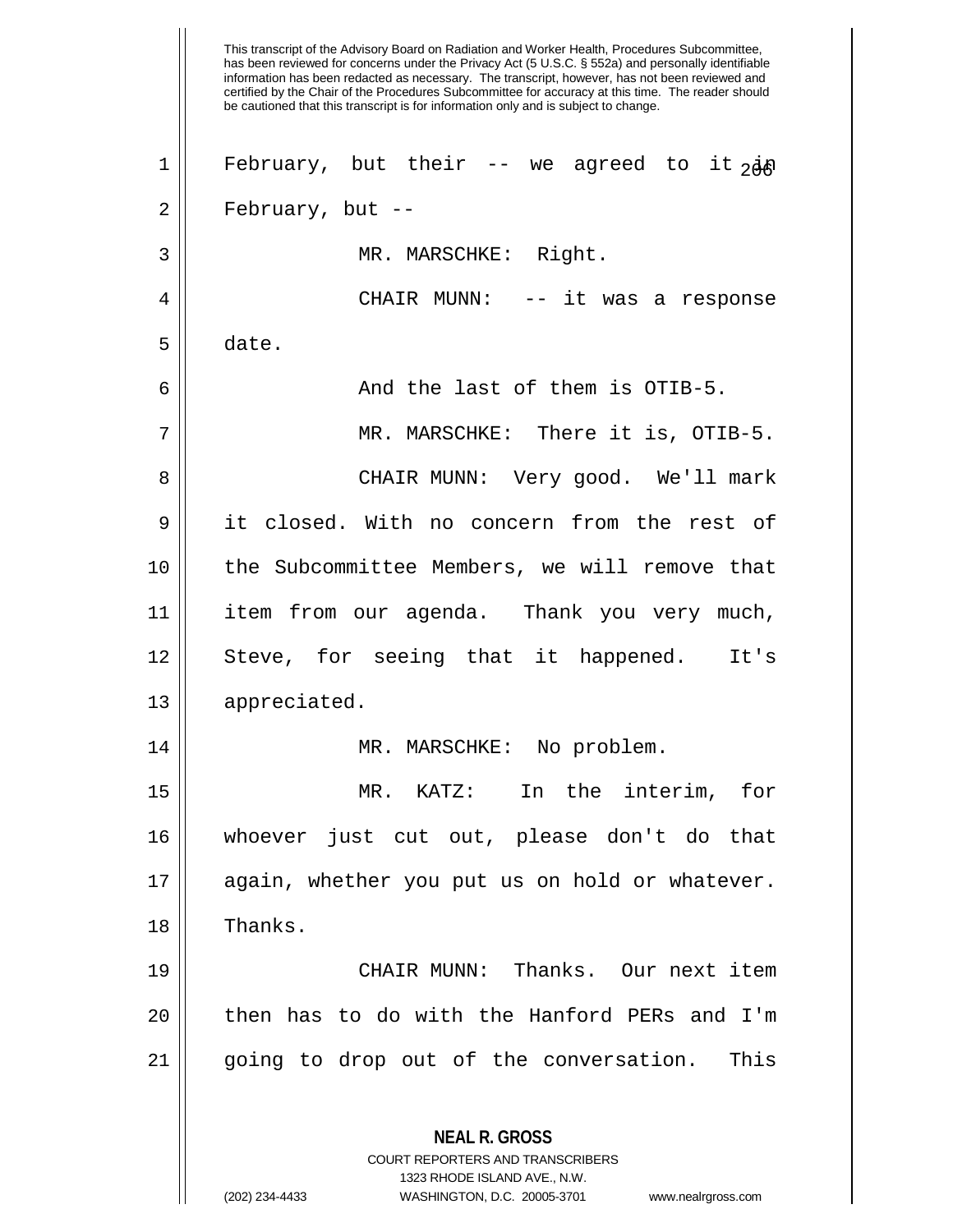February, but their -- we agreed to it in February, but --

MR. MARSCHKE: Right.

CHAIR MUNN: -- it was a response date.

And the last of them is OTIB-5.

MR. MARSCHKE: There it is, OTIB-5.

CHAIR MUNN: Very good. We'll mark it closed. With no concern from the rest of the Subcommittee Members, we will remove that item from our agenda. Thank you very much, Steve, for seeing that it happened. It's appreciated.

MR. MARSCHKE: No problem.

MR. KATZ: In the interim, for whoever just cut out, please don't do that again, whether you put us on hold or whatever. Thanks.

CHAIR MUNN: Thanks. Our next item then has to do with the Hanford PERs and I'm going to drop out of the conversation. This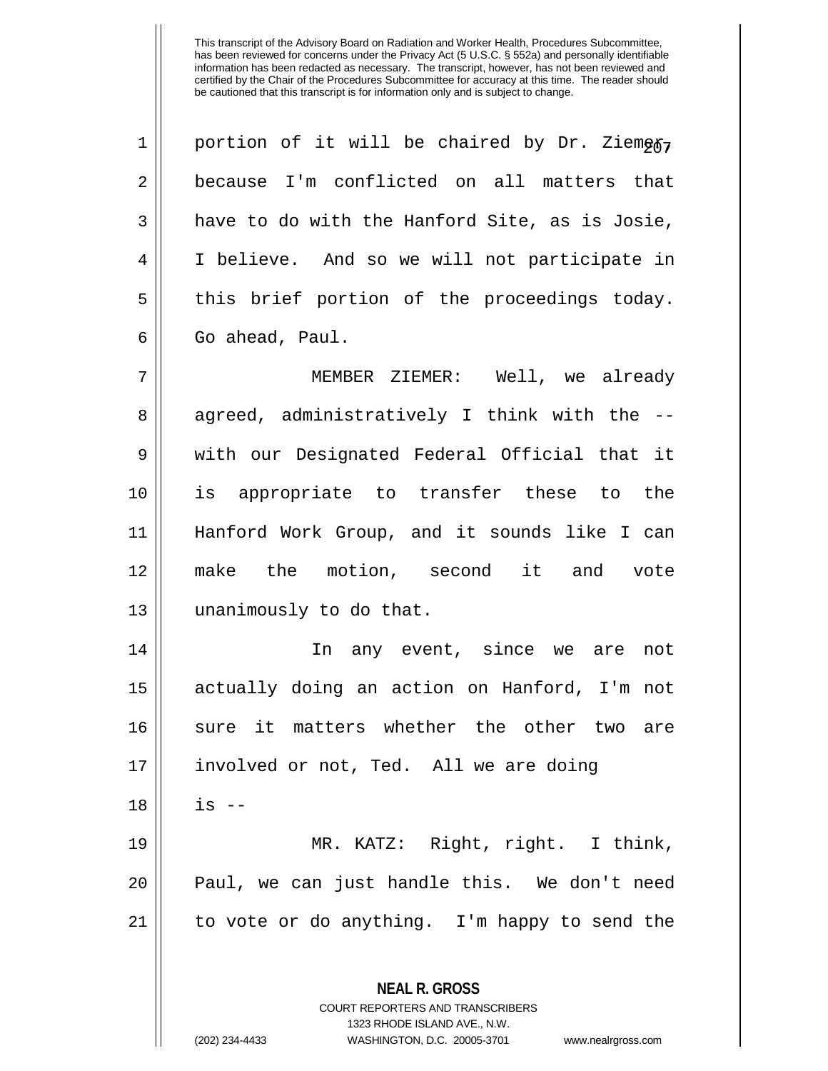This transcript of the Advisory Board on Radiation and Worker Health, Procedures Subcommittee, has been reviewed for concerns under the Privacy Act (5 U.S.C. § 552a) and personally identifiable information has been redacted as necessary. The transcript, however, has not been reviewed and certified by the Chair of the Procedures Subcommittee for accuracy at this time. The reader should be cautioned that this transcript is for information only and is subject to change.

portion of it will be chaired by Dr. Ziemer, because I'm conflicted on all matters that have to do with the Hanford Site, as is Josie, I believe. And so we will not participate in this brief portion of the proceedings today. Go ahead, Paul.

MEMBER ZIEMER: Well, we already agreed, administratively I think with the -- with our Designated Federal Official that it is appropriate to transfer these to the Hanford Work Group, and it sounds like I can make the motion, second it and vote unanimously to do that.

In any event, since we are not actually doing an action on Hanford, I'm not sure it matters whether the other two are involved or not, Ted. All we are doing is --

MR. KATZ: Right, right. I think, Paul, we can just handle this. We don't need to vote or do anything. I'm happy to send the

**NEAL R. GROSS**
COURT REPORTERS AND TRANSCRIBERS
1323 RHODE ISLAND AVE., N.W.
(202) 234-4433 WASHINGTON, D.C. 20005-3701 www.nealrgross.com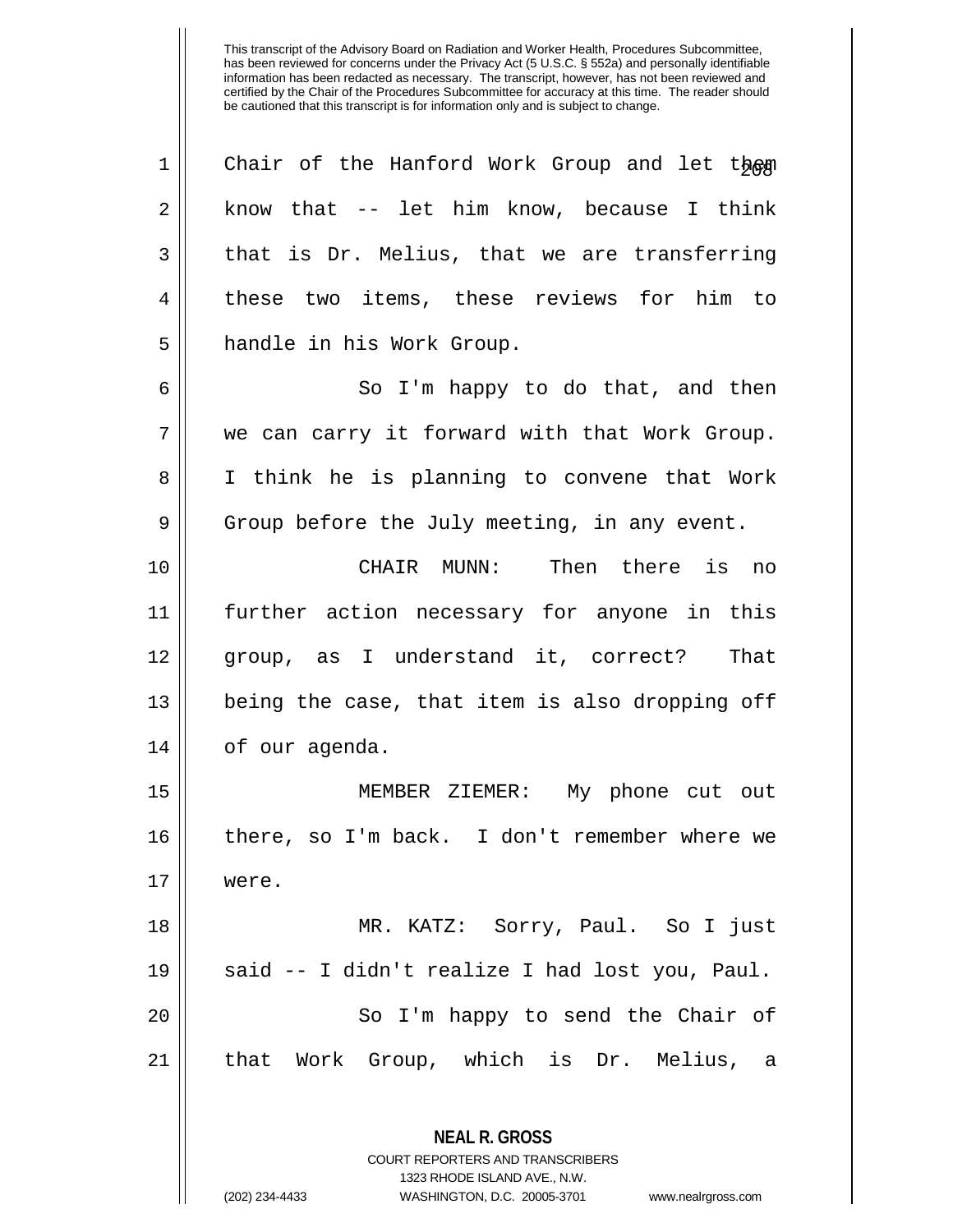This transcript of the Advisory Board on Radiation and Worker Health, Procedures Subcommittee, has been reviewed for concerns under the Privacy Act (5 U.S.C. § 552a) and personally identifiable information has been redacted as necessary. The transcript, however, has not been reviewed and certified by the Chair of the Procedures Subcommittee for accuracy at this time. The reader should be cautioned that this transcript is for information only and is subject to change.

1 Chair of the Hanford Work Group and let them
2 know that -- let him know, because I think
3 that is Dr. Melius, that we are transferring
4 these two items, these reviews for him to
5 handle in his Work Group.

6 So I'm happy to do that, and then
7 we can carry it forward with that Work Group.
8 I think he is planning to convene that Work
9 Group before the July meeting, in any event.

10 CHAIR MUNN: Then there is no
11 further action necessary for anyone in this
12 group, as I understand it, correct? That
13 being the case, that item is also dropping off
14 of our agenda.

15 MEMBER ZIEMER: My phone cut out
16 there, so I'm back. I don't remember where we
17 were.

18 MR. KATZ: Sorry, Paul. So I just
19 said -- I didn't realize I had lost you, Paul.

20 So I'm happy to send the Chair of
21 that Work Group, which is Dr. Melius, a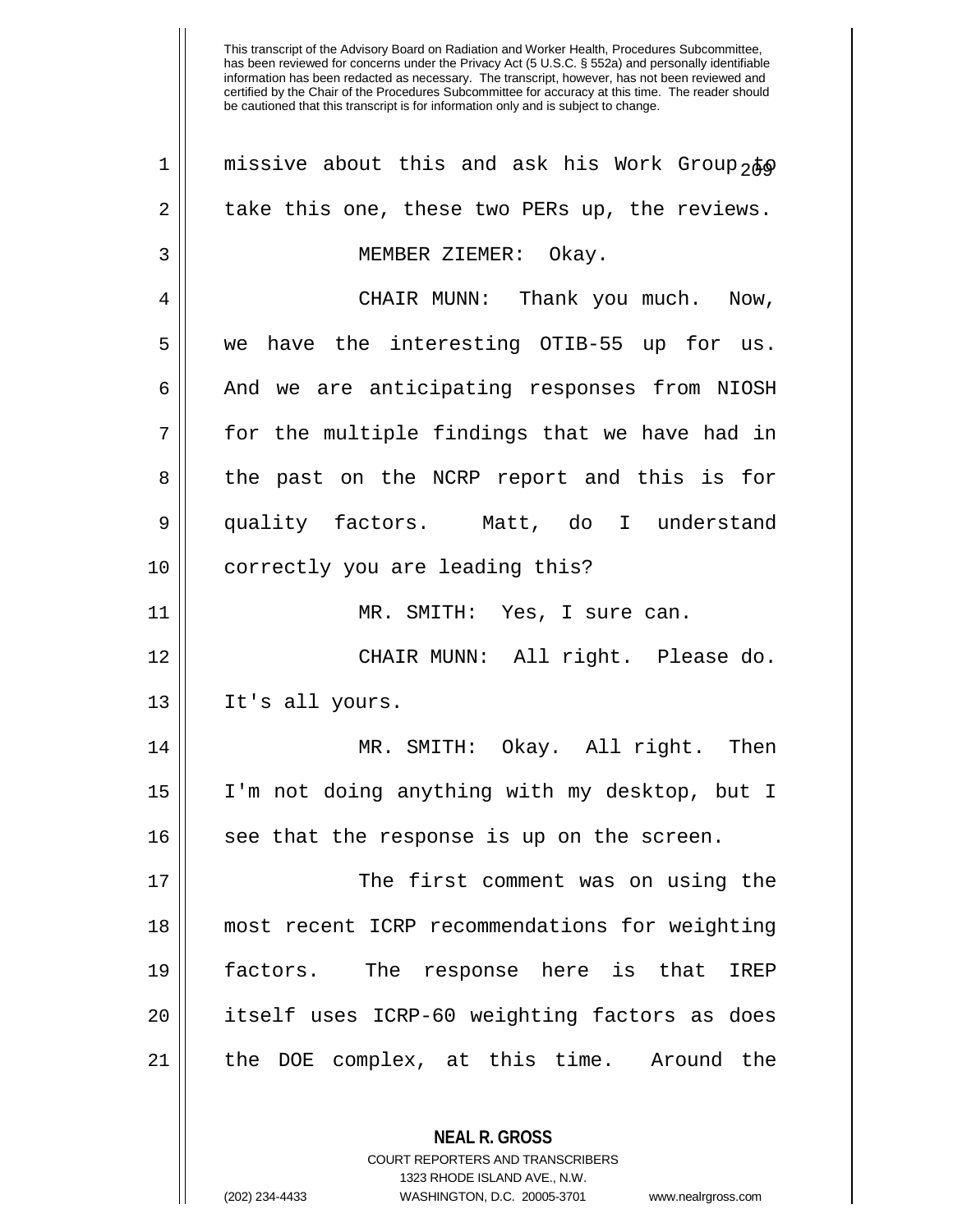This transcript of the Advisory Board on Radiation and Worker Health, Procedures Subcommittee, has been reviewed for concerns under the Privacy Act (5 U.S.C. § 552a) and personally identifiable information has been redacted as necessary. The transcript, however, has not been reviewed and certified by the Chair of the Procedures Subcommittee for accuracy at this time. The reader should be cautioned that this transcript is for information only and is subject to change.

missive about this and ask his Work Group to take this one, these two PERs up, the reviews.

MEMBER ZIEMER: Okay.

CHAIR MUNN: Thank you much. Now, we have the interesting OTIB-55 up for us. And we are anticipating responses from NIOSH for the multiple findings that we have had in the past on the NCRP report and this is for quality factors. Matt, do I understand correctly you are leading this?

MR. SMITH: Yes, I sure can.

CHAIR MUNN: All right. Please do. It's all yours.

MR. SMITH: Okay. All right. Then I'm not doing anything with my desktop, but I see that the response is up on the screen.

The first comment was on using the most recent ICRP recommendations for weighting factors. The response here is that IREP itself uses ICRP-60 weighting factors as does the DOE complex, at this time. Around the

**NEAL R. GROSS**
COURT REPORTERS AND TRANSCRIBERS
1323 RHODE ISLAND AVE., N.W.
(202) 234-4433 WASHINGTON, D.C. 20005-3701 www.nealrgross.com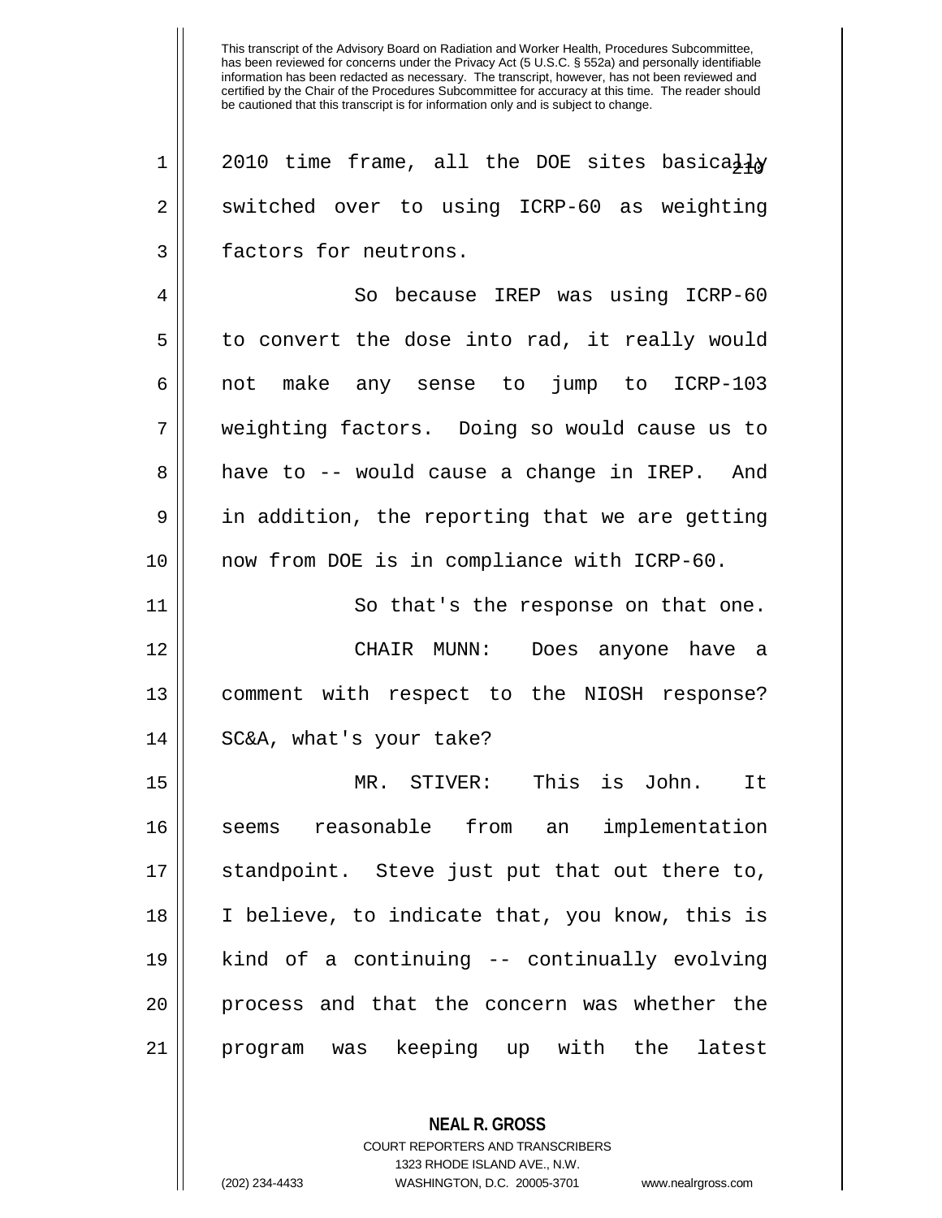2010 time frame, all the DOE sites basically switched over to using ICRP-60 as weighting factors for neutrons.

So because IREP was using ICRP-60 to convert the dose into rad, it really would not make any sense to jump to ICRP-103 weighting factors. Doing so would cause us to have to -- would cause a change in IREP. And in addition, the reporting that we are getting now from DOE is in compliance with ICRP-60.

So that's the response on that one.

CHAIR MUNN: Does anyone have a comment with respect to the NIOSH response? SC&A, what's your take?

MR. STIVER: This is John. It seems reasonable from an implementation standpoint. Steve just put that out there to, I believe, to indicate that, you know, this is kind of a continuing -- continually evolving process and that the concern was whether the program was keeping up with the latest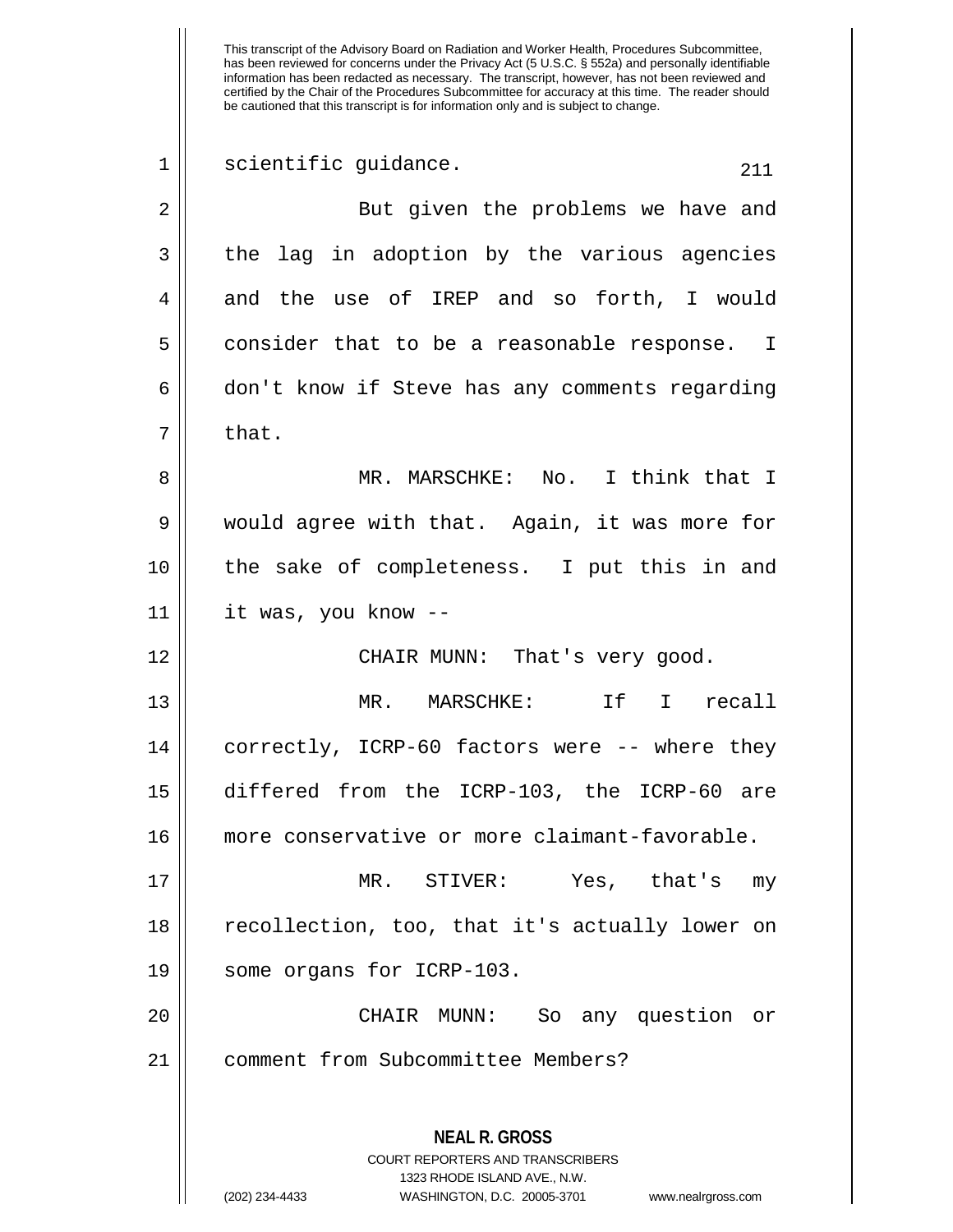This transcript of the Advisory Board on Radiation and Worker Health, Procedures Subcommittee, has been reviewed for concerns under the Privacy Act (5 U.S.C. § 552a) and personally identifiable information has been redacted as necessary. The transcript, however, has not been reviewed and certified by the Chair of the Procedures Subcommittee for accuracy at this time. The reader should be cautioned that this transcript is for information only and is subject to change.

scientific guidance.

But given the problems we have and the lag in adoption by the various agencies and the use of IREP and so forth, I would consider that to be a reasonable response. I don't know if Steve has any comments regarding that.

MR. MARSCHKE: No. I think that I would agree with that. Again, it was more for the sake of completeness. I put this in and it was, you know --

CHAIR MUNN: That's very good.

MR. MARSCHKE: If I recall correctly, ICRP-60 factors were -- where they differed from the ICRP-103, the ICRP-60 are more conservative or more claimant-favorable.

MR. STIVER: Yes, that's my recollection, too, that it's actually lower on some organs for ICRP-103.

CHAIR MUNN: So any question or comment from Subcommittee Members?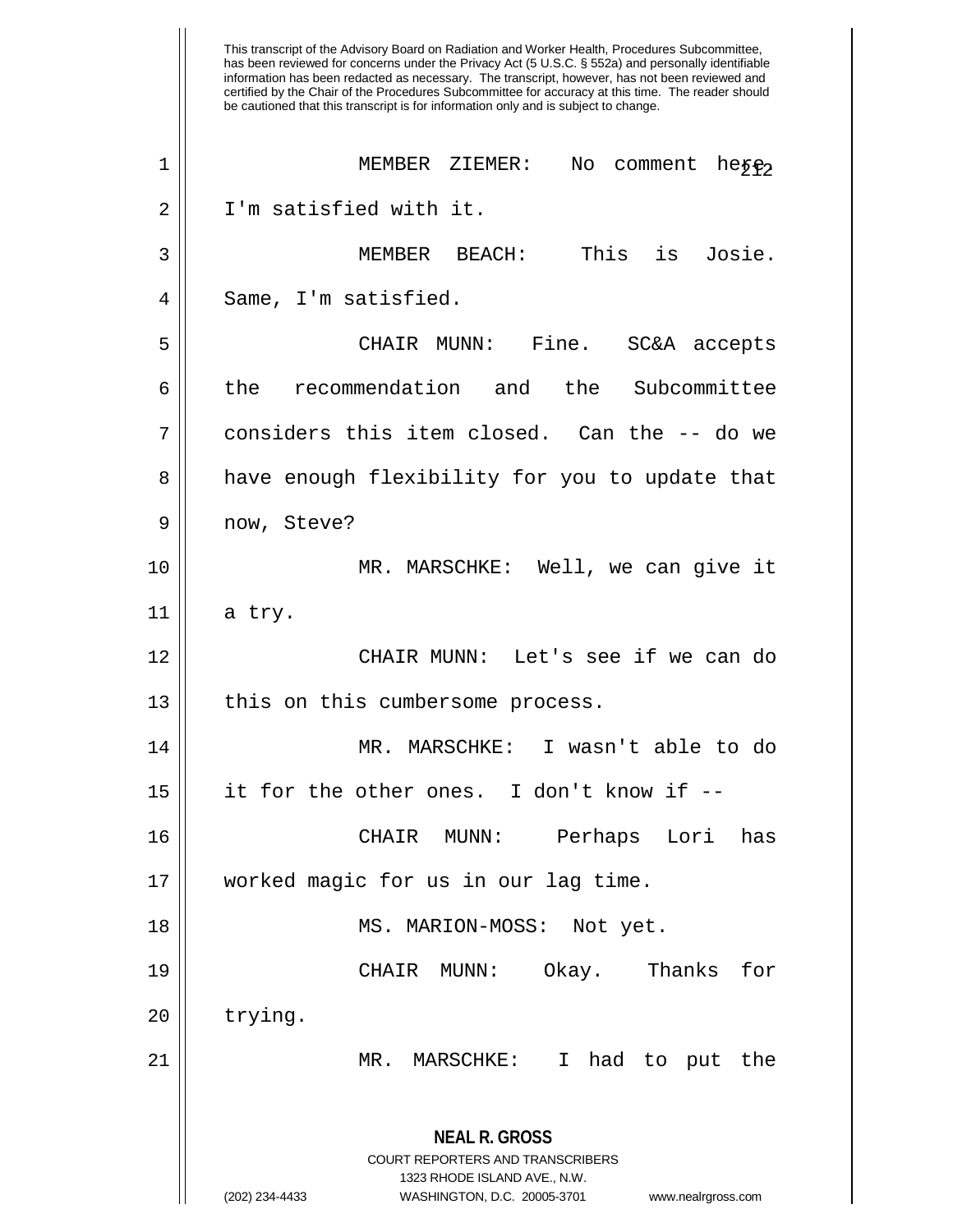This transcript of the Advisory Board on Radiation and Worker Health, Procedures Subcommittee, has been reviewed for concerns under the Privacy Act (5 U.S.C. § 552a) and personally identifiable information has been redacted as necessary. The transcript, however, has not been reviewed and certified by the Chair of the Procedures Subcommittee for accuracy at this time. The reader should be cautioned that this transcript is for information only and is subject to change.

MEMBER ZIEMER: No comment here. I'm satisfied with it.

MEMBER BEACH: This is Josie. Same, I'm satisfied.

CHAIR MUNN: Fine. SC&A accepts the recommendation and the Subcommittee considers this item closed. Can the -- do we have enough flexibility for you to update that now, Steve?

MR. MARSCHKE: Well, we can give it a try.

CHAIR MUNN: Let's see if we can do this on this cumbersome process.

MR. MARSCHKE: I wasn't able to do it for the other ones. I don't know if --

CHAIR MUNN: Perhaps Lori has worked magic for us in our lag time.

MS. MARION-MOSS: Not yet.

CHAIR MUNN: Okay. Thanks for trying.

MR. MARSCHKE: I had to put the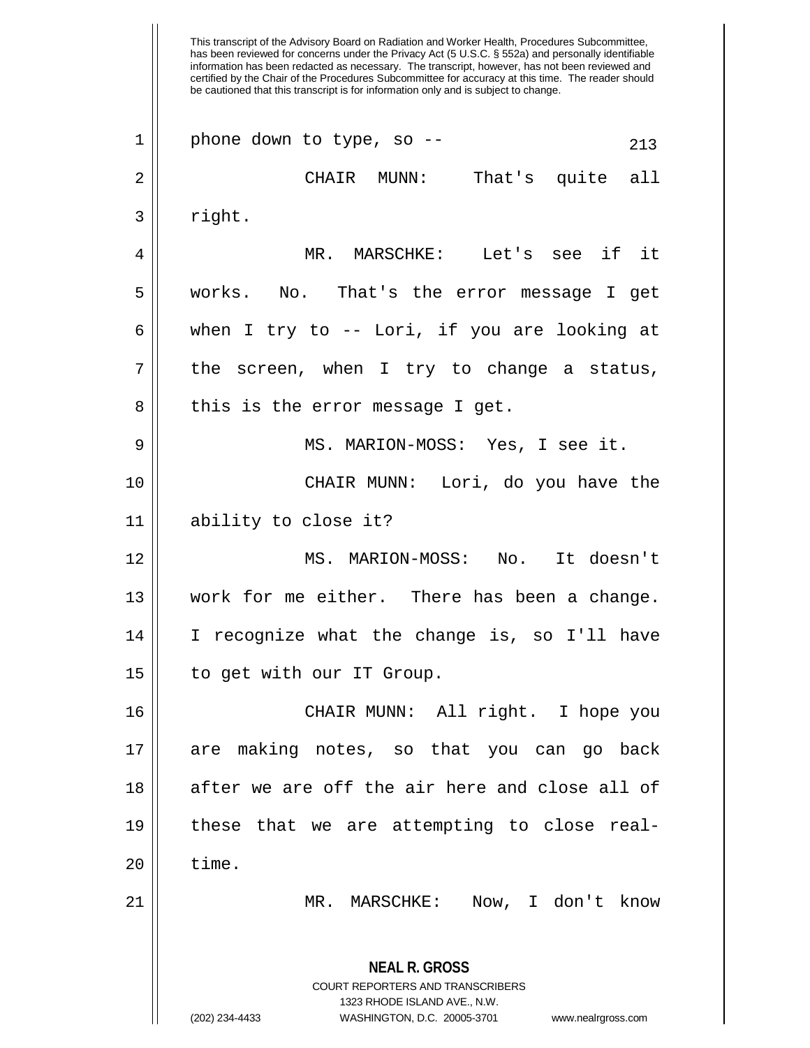phone down to type, so --

CHAIR MUNN: That's quite all right.

MR. MARSCHKE: Let's see if it works. No. That's the error message I get when I try to -- Lori, if you are looking at the screen, when I try to change a status, this is the error message I get.

MS. MARION-MOSS: Yes, I see it.

CHAIR MUNN: Lori, do you have the ability to close it?

MS. MARION-MOSS: No. It doesn't work for me either. There has been a change. I recognize what the change is, so I'll have to get with our IT Group.

CHAIR MUNN: All right. I hope you are making notes, so that you can go back after we are off the air here and close all of these that we are attempting to close real-time.

MR. MARSCHKE: Now, I don't know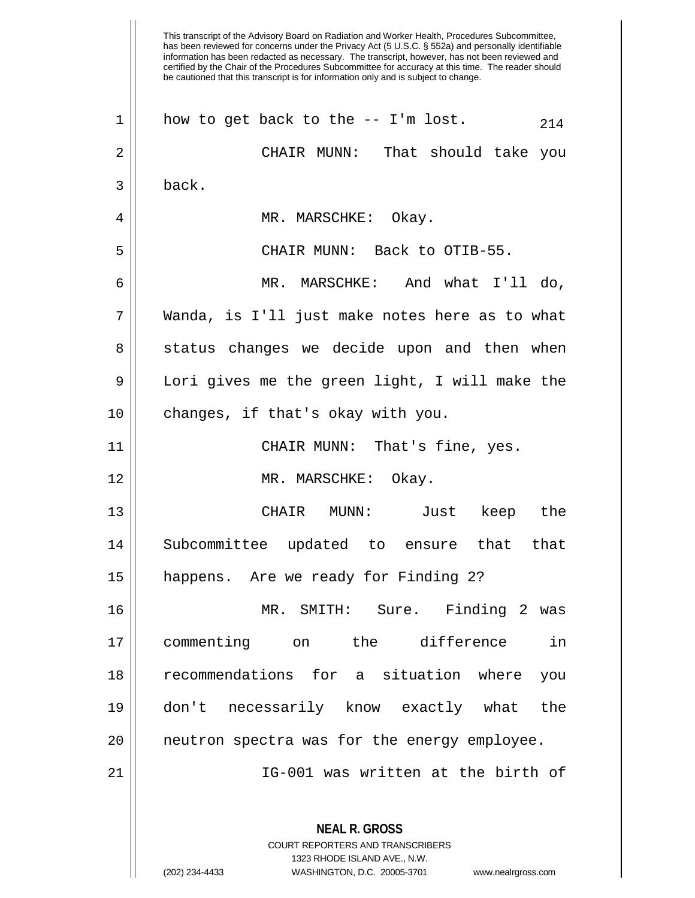This transcript of the Advisory Board on Radiation and Worker Health, Procedures Subcommittee, has been reviewed for concerns under the Privacy Act (5 U.S.C. § 552a) and personally identifiable information has been redacted as necessary. The transcript, however, has not been reviewed and certified by the Chair of the Procedures Subcommittee for accuracy at this time. The reader should be cautioned that this transcript is for information only and is subject to change.

how to get back to the -- I'm lost.

CHAIR MUNN: That should take you back.

MR. MARSCHKE: Okay.

CHAIR MUNN: Back to OTIB-55.

MR. MARSCHKE: And what I'll do, Wanda, is I'll just make notes here as to what status changes we decide upon and then when Lori gives me the green light, I will make the changes, if that's okay with you.

CHAIR MUNN: That's fine, yes.

MR. MARSCHKE: Okay.

CHAIR MUNN: Just keep the Subcommittee updated to ensure that that happens. Are we ready for Finding 2?

MR. SMITH: Sure. Finding 2 was commenting on the difference in recommendations for a situation where you don't necessarily know exactly what the neutron spectra was for the energy employee.

IG-001 was written at the birth of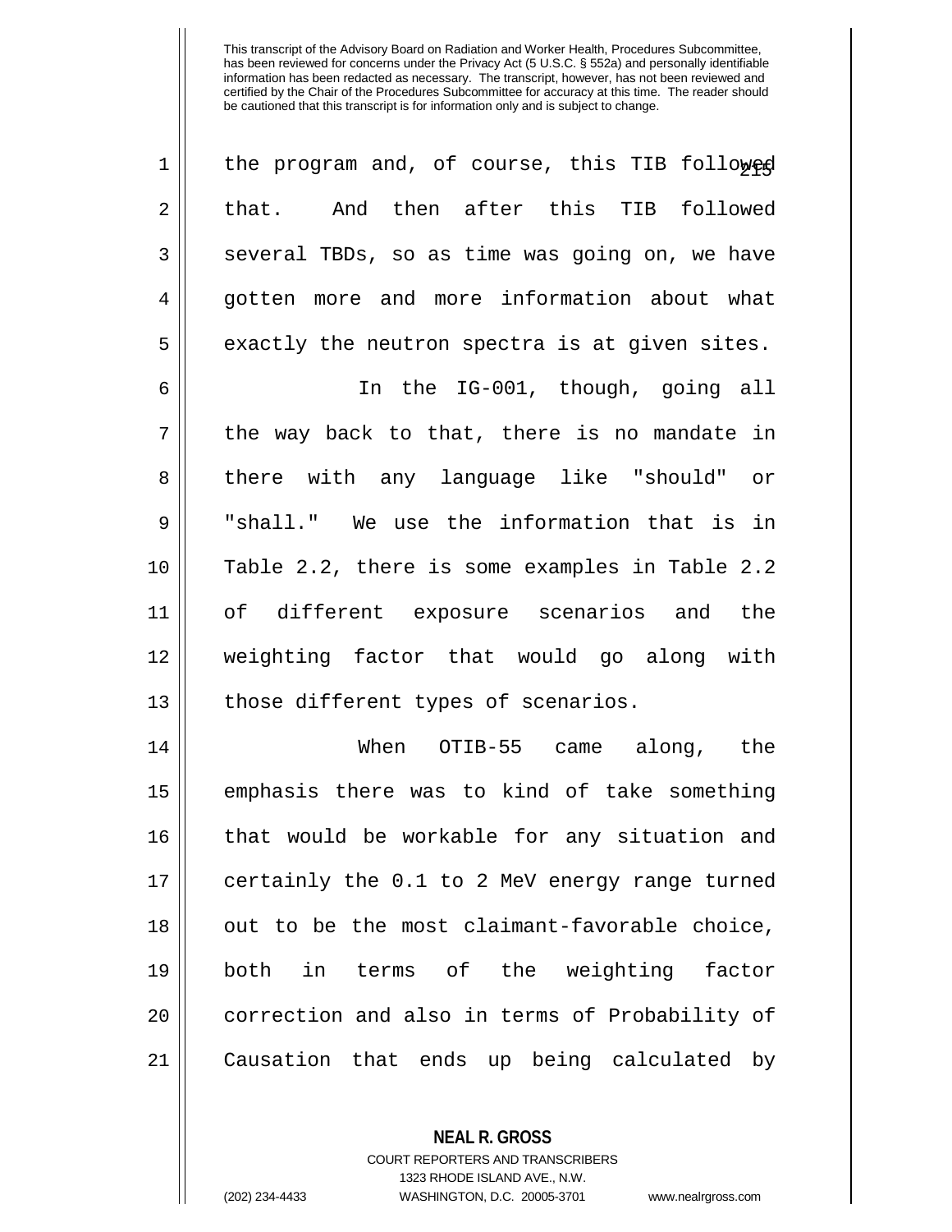the program and, of course, this TIB followed that. And then after this TIB followed several TBDs, so as time was going on, we have gotten more and more information about what exactly the neutron spectra is at given sites.

In the IG-001, though, going all the way back to that, there is no mandate in there with any language like "should" or "shall." We use the information that is in Table 2.2, there is some examples in Table 2.2 of different exposure scenarios and the weighting factor that would go along with those different types of scenarios.

When OTIB-55 came along, the emphasis there was to kind of take something that would be workable for any situation and certainly the 0.1 to 2 MeV energy range turned out to be the most claimant-favorable choice, both in terms of the weighting factor correction and also in terms of Probability of Causation that ends up being calculated by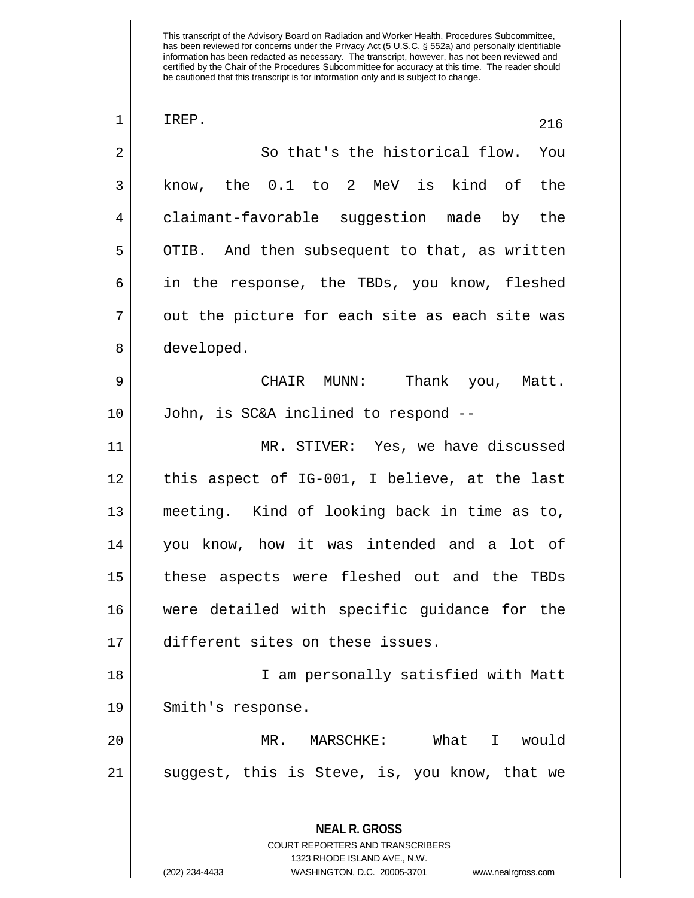This transcript of the Advisory Board on Radiation and Worker Health, Procedures Subcommittee, has been reviewed for concerns under the Privacy Act (5 U.S.C. § 552a) and personally identifiable information has been redacted as necessary. The transcript, however, has not been reviewed and certified by the Chair of the Procedures Subcommittee for accuracy at this time. The reader should be cautioned that this transcript is for information only and is subject to change.

IREP.

So that's the historical flow. You know, the 0.1 to 2 MeV is kind of the claimant-favorable suggestion made by the OTIB. And then subsequent to that, as written in the response, the TBDs, you know, fleshed out the picture for each site as each site was developed.

CHAIR MUNN: Thank you, Matt. John, is SC&A inclined to respond --

MR. STIVER: Yes, we have discussed this aspect of IG-001, I believe, at the last meeting. Kind of looking back in time as to, you know, how it was intended and a lot of these aspects were fleshed out and the TBDs were detailed with specific guidance for the different sites on these issues.

I am personally satisfied with Matt Smith's response.

MR. MARSCHKE: What I would suggest, this is Steve, is, you know, that we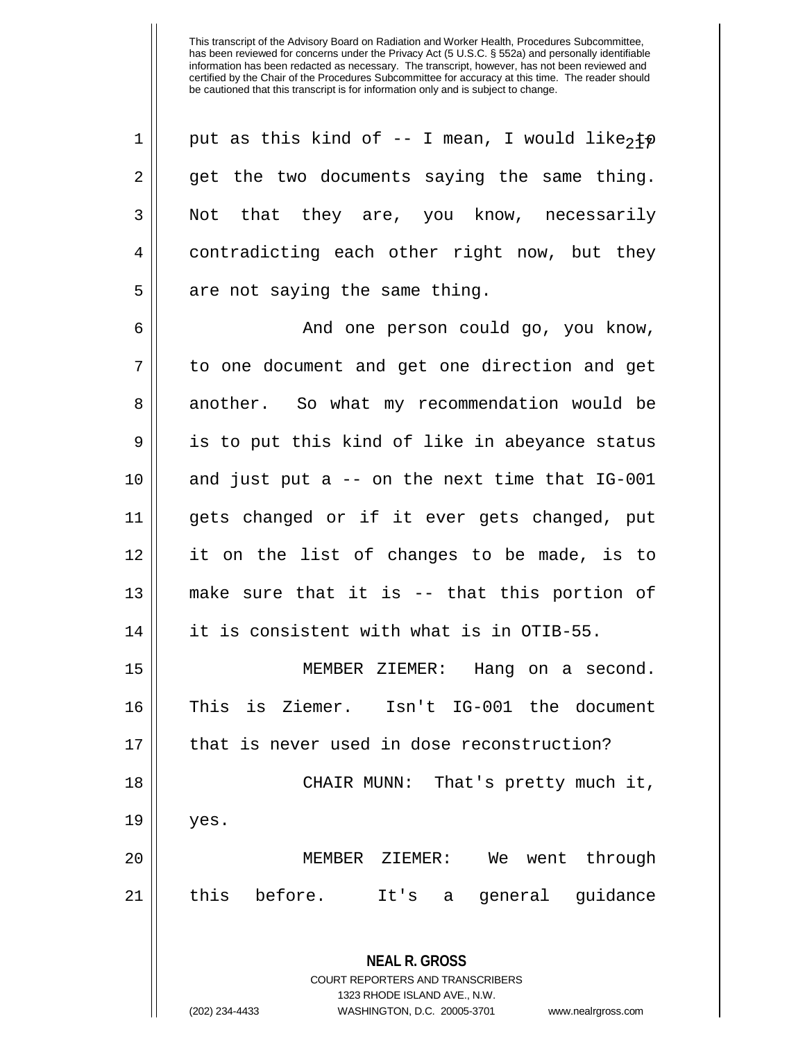This transcript of the Advisory Board on Radiation and Worker Health, Procedures Subcommittee, has been reviewed for concerns under the Privacy Act (5 U.S.C. § 552a) and personally identifiable information has been redacted as necessary. The transcript, however, has not been reviewed and certified by the Chair of the Procedures Subcommittee for accuracy at this time. The reader should be cautioned that this transcript is for information only and is subject to change.

put as this kind of -- I mean, I would like to get the two documents saying the same thing. Not that they are, you know, necessarily contradicting each other right now, but they are not saying the same thing.

And one person could go, you know, to one document and get one direction and get another. So what my recommendation would be is to put this kind of like in abeyance status and just put a -- on the next time that IG-001 gets changed or if it ever gets changed, put it on the list of changes to be made, is to make sure that it is -- that this portion of it is consistent with what is in OTIB-55.

MEMBER ZIEMER: Hang on a second. This is Ziemer. Isn't IG-001 the document that is never used in dose reconstruction?

CHAIR MUNN: That's pretty much it, yes.

MEMBER ZIEMER: We went through this before. It's a general guidance

**NEAL R. GROSS**
COURT REPORTERS AND TRANSCRIBERS
1323 RHODE ISLAND AVE., N.W.
(202) 234-4433 WASHINGTON, D.C. 20005-3701 www.nealrgross.com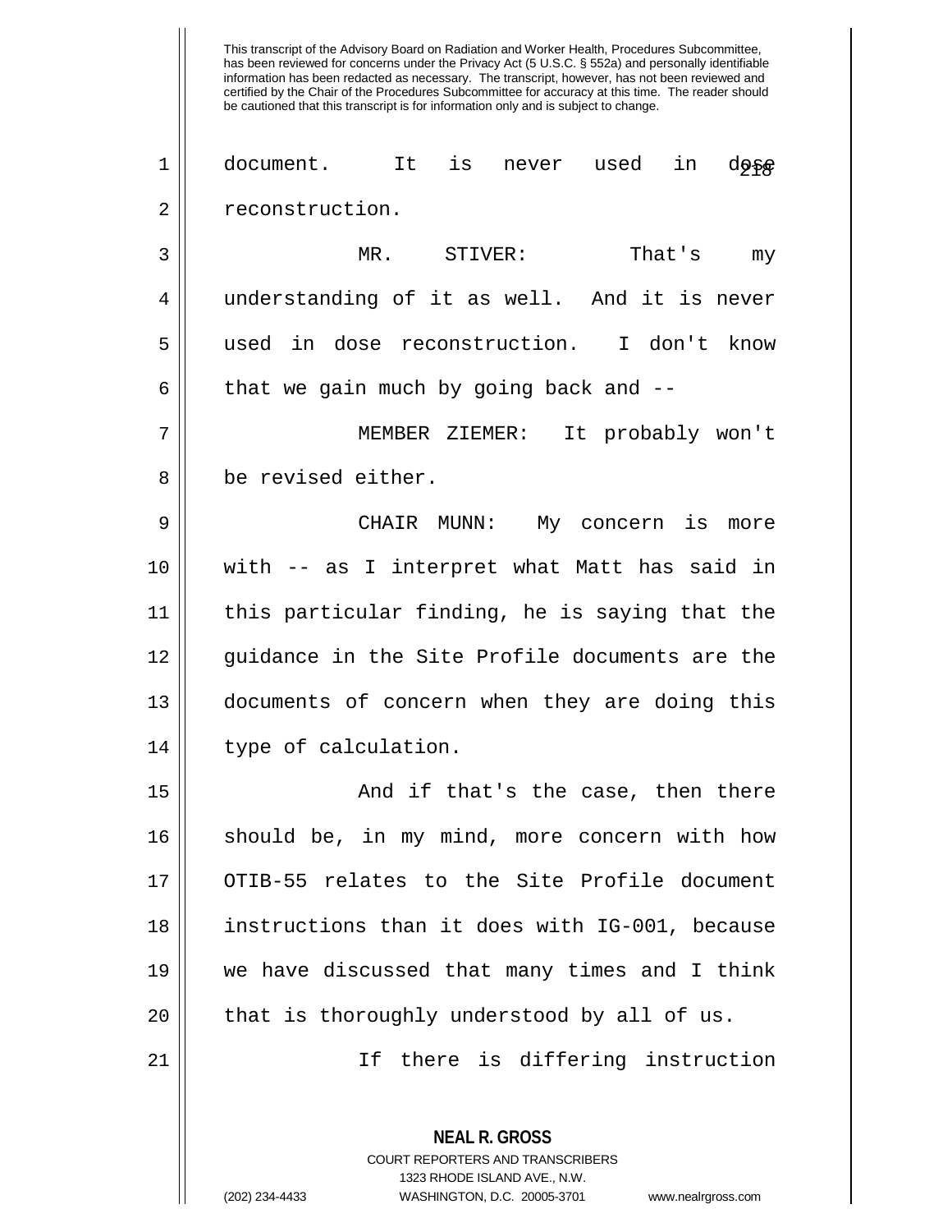This transcript of the Advisory Board on Radiation and Worker Health, Procedures Subcommittee, has been reviewed for concerns under the Privacy Act (5 U.S.C. § 552a) and personally identifiable information has been redacted as necessary. The transcript, however, has not been reviewed and certified by the Chair of the Procedures Subcommittee for accuracy at this time. The reader should be cautioned that this transcript is for information only and is subject to change.

document. It is never used in dose reconstruction.

MR. STIVER: That's my understanding of it as well. And it is never used in dose reconstruction. I don't know that we gain much by going back and --

MEMBER ZIEMER: It probably won't be revised either.

CHAIR MUNN: My concern is more with -- as I interpret what Matt has said in this particular finding, he is saying that the guidance in the Site Profile documents are the documents of concern when they are doing this type of calculation.

And if that's the case, then there should be, in my mind, more concern with how OTIB-55 relates to the Site Profile document instructions than it does with IG-001, because we have discussed that many times and I think that is thoroughly understood by all of us.

If there is differing instruction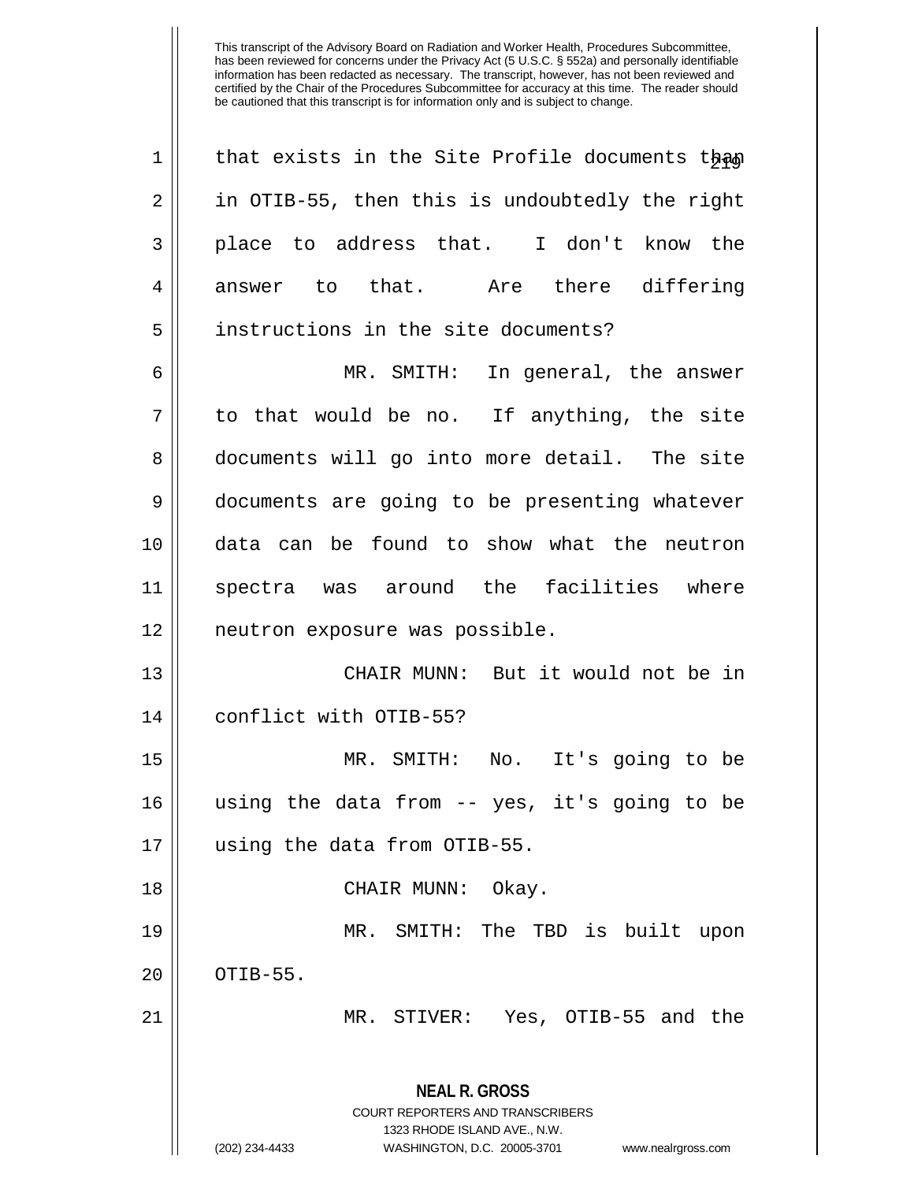This transcript of the Advisory Board on Radiation and Worker Health, Procedures Subcommittee, has been reviewed for concerns under the Privacy Act (5 U.S.C. § 552a) and personally identifiable information has been redacted as necessary. The transcript, however, has not been reviewed and certified by the Chair of the Procedures Subcommittee for accuracy at this time. The reader should be cautioned that this transcript is for information only and is subject to change.

that exists in the Site Profile documents than in OTIB-55, then this is undoubtedly the right place to address that. I don't know the answer to that. Are there differing instructions in the site documents?

MR. SMITH: In general, the answer to that would be no. If anything, the site documents will go into more detail. The site documents are going to be presenting whatever data can be found to show what the neutron spectra was around the facilities where neutron exposure was possible.

CHAIR MUNN: But it would not be in conflict with OTIB-55?

MR. SMITH: No. It's going to be using the data from -- yes, it's going to be using the data from OTIB-55.

CHAIR MUNN: Okay.

MR. SMITH: The TBD is built upon OTIB-55.

MR. STIVER: Yes, OTIB-55 and the

**NEAL R. GROSS**
COURT REPORTERS AND TRANSCRIBERS
1323 RHODE ISLAND AVE., N.W.
(202) 234-4433 WASHINGTON, D.C. 20005-3701 www.nealrgross.com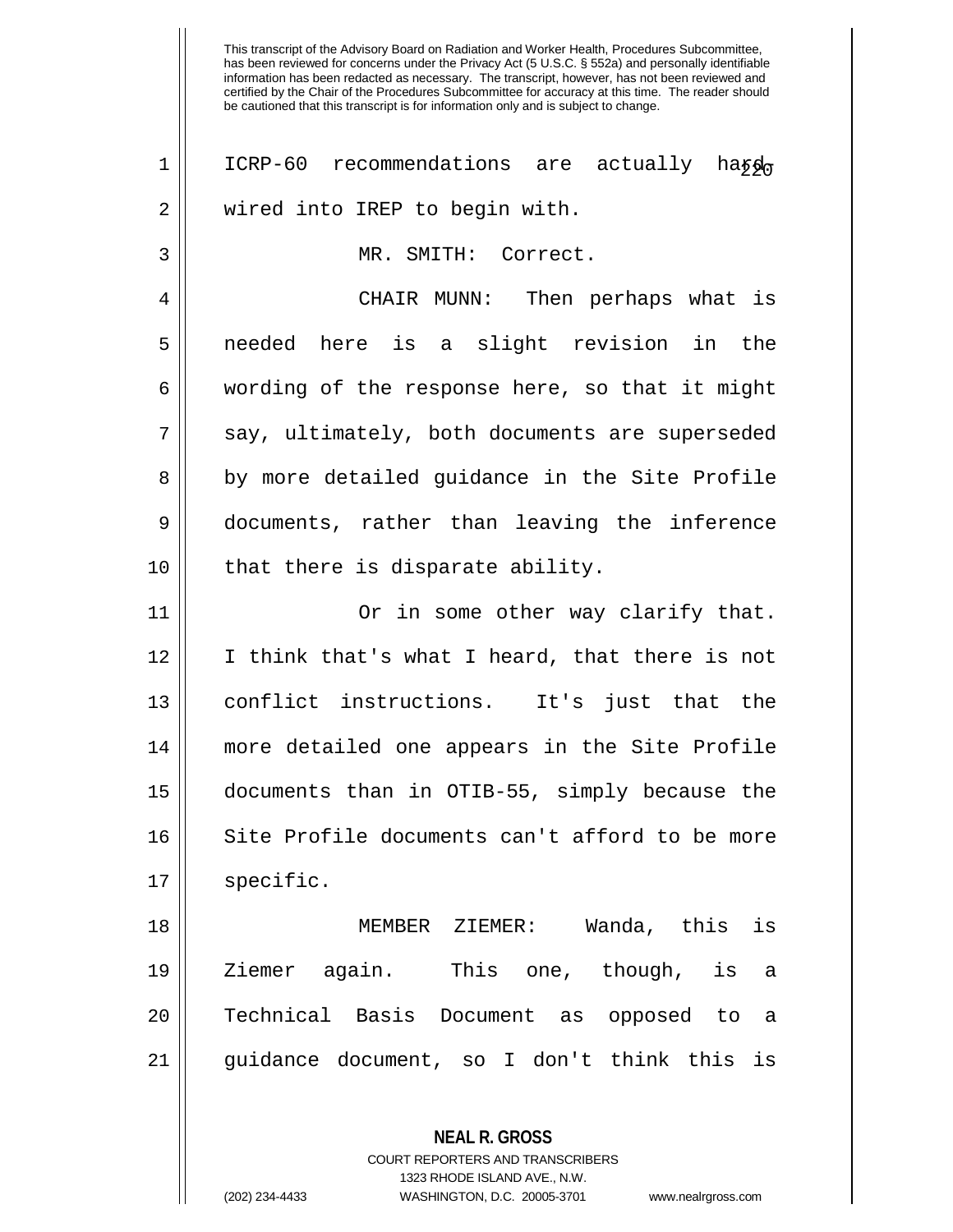This transcript of the Advisory Board on Radiation and Worker Health, Procedures Subcommittee, has been reviewed for concerns under the Privacy Act (5 U.S.C. § 552a) and personally identifiable information has been redacted as necessary. The transcript, however, has not been reviewed and certified by the Chair of the Procedures Subcommittee for accuracy at this time. The reader should be cautioned that this transcript is for information only and is subject to change.

ICRP-60 recommendations are actually hard-wired into IREP to begin with.

MR. SMITH: Correct.

CHAIR MUNN: Then perhaps what is needed here is a slight revision in the wording of the response here, so that it might say, ultimately, both documents are superseded by more detailed guidance in the Site Profile documents, rather than leaving the inference that there is disparate ability.

Or in some other way clarify that. I think that's what I heard, that there is not conflict instructions. It's just that the more detailed one appears in the Site Profile documents than in OTIB-55, simply because the Site Profile documents can't afford to be more specific.

MEMBER ZIEMER: Wanda, this is Ziemer again. This one, though, is a Technical Basis Document as opposed to a guidance document, so I don't think this is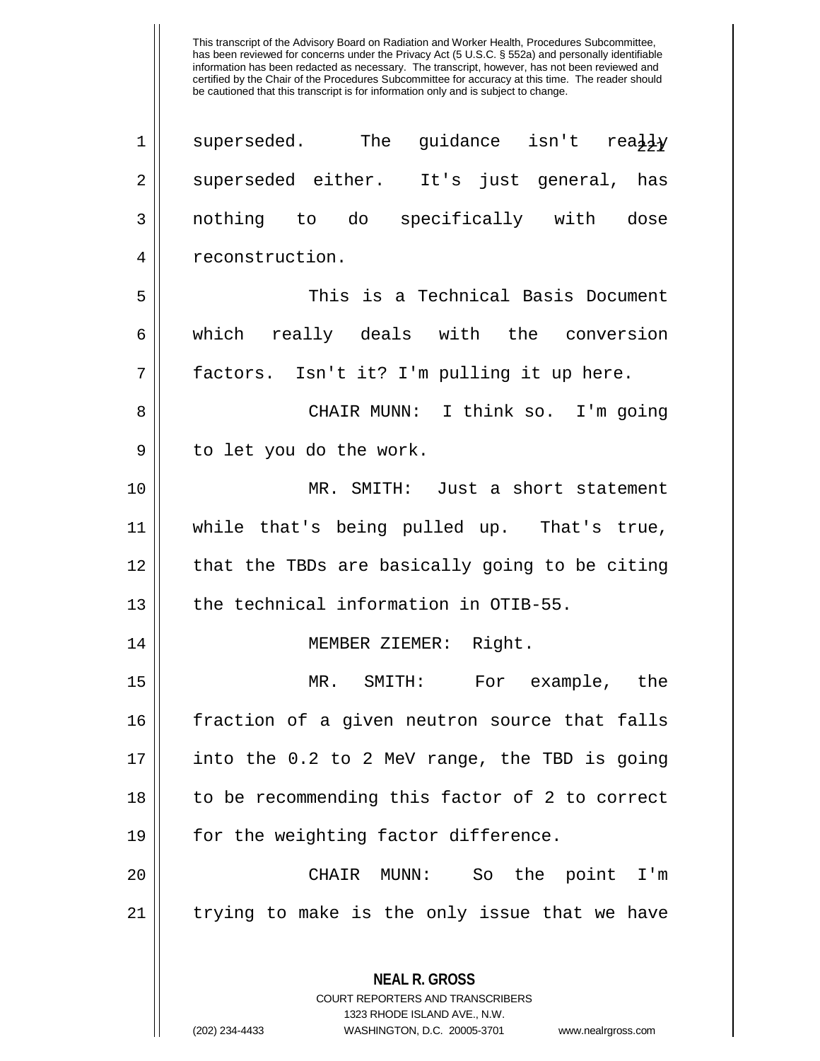superseded. The guidance isn't really superseded either. It's just general, has nothing to do specifically with dose reconstruction.

This is a Technical Basis Document which really deals with the conversion factors. Isn't it? I'm pulling it up here.

CHAIR MUNN: I think so. I'm going to let you do the work.

MR. SMITH: Just a short statement while that's being pulled up. That's true, that the TBDs are basically going to be citing the technical information in OTIB-55.

MEMBER ZIEMER: Right.

MR. SMITH: For example, the fraction of a given neutron source that falls into the 0.2 to 2 MeV range, the TBD is going to be recommending this factor of 2 to correct for the weighting factor difference.

CHAIR MUNN: So the point I'm trying to make is the only issue that we have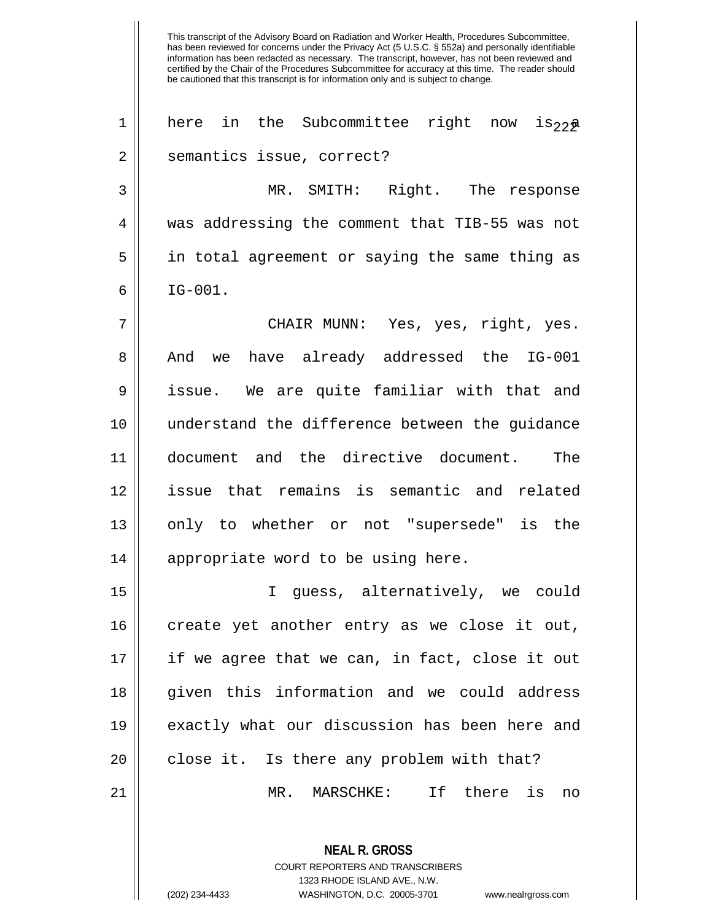here in the Subcommittee right now is a semantics issue, correct?

MR. SMITH: Right. The response was addressing the comment that TIB-55 was not in total agreement or saying the same thing as IG-001.

CHAIR MUNN: Yes, yes, right, yes. And we have already addressed the IG-001 issue. We are quite familiar with that and understand the difference between the guidance document and the directive document. The issue that remains is semantic and related only to whether or not "supersede" is the appropriate word to be using here.

I guess, alternatively, we could create yet another entry as we close it out, if we agree that we can, in fact, close it out given this information and we could address exactly what our discussion has been here and close it. Is there any problem with that?

MR. MARSCHKE: If there is no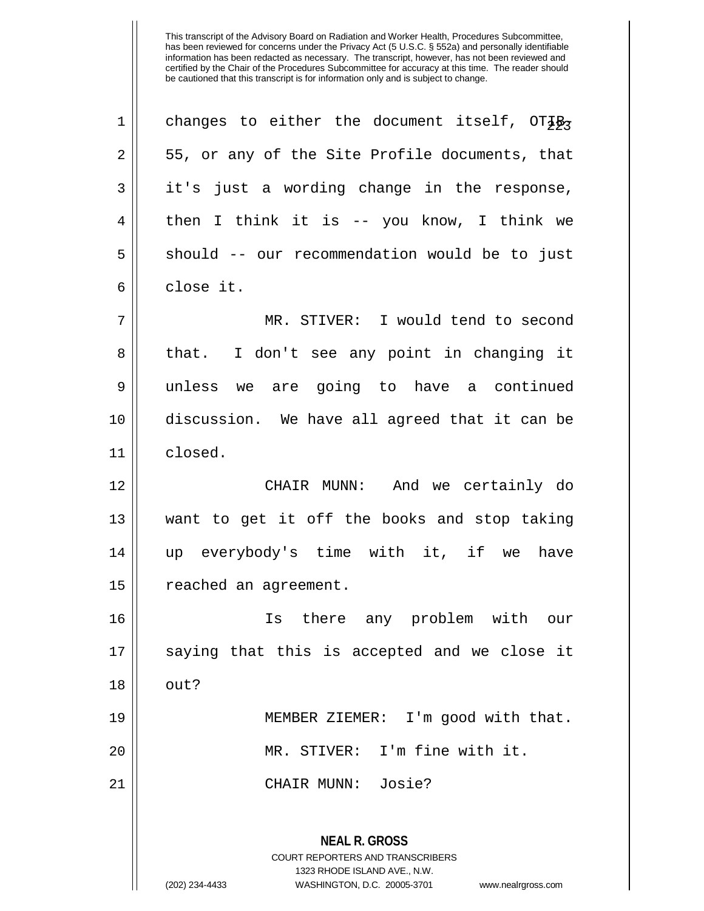This transcript of the Advisory Board on Radiation and Worker Health, Procedures Subcommittee, has been reviewed for concerns under the Privacy Act (5 U.S.C. § 552a) and personally identifiable information has been redacted as necessary. The transcript, however, has not been reviewed and certified by the Chair of the Procedures Subcommittee for accuracy at this time. The reader should be cautioned that this transcript is for information only and is subject to change.

changes to either the document itself, OTIB-55, or any of the Site Profile documents, that it's just a wording change in the response, then I think it is -- you know, I think we should -- our recommendation would be to just close it.

MR. STIVER: I would tend to second that. I don't see any point in changing it unless we are going to have a continued discussion. We have all agreed that it can be closed.

CHAIR MUNN: And we certainly do want to get it off the books and stop taking up everybody's time with it, if we have reached an agreement.

Is there any problem with our saying that this is accepted and we close it out?

MEMBER ZIEMER: I'm good with that.

MR. STIVER: I'm fine with it.

CHAIR MUNN: Josie?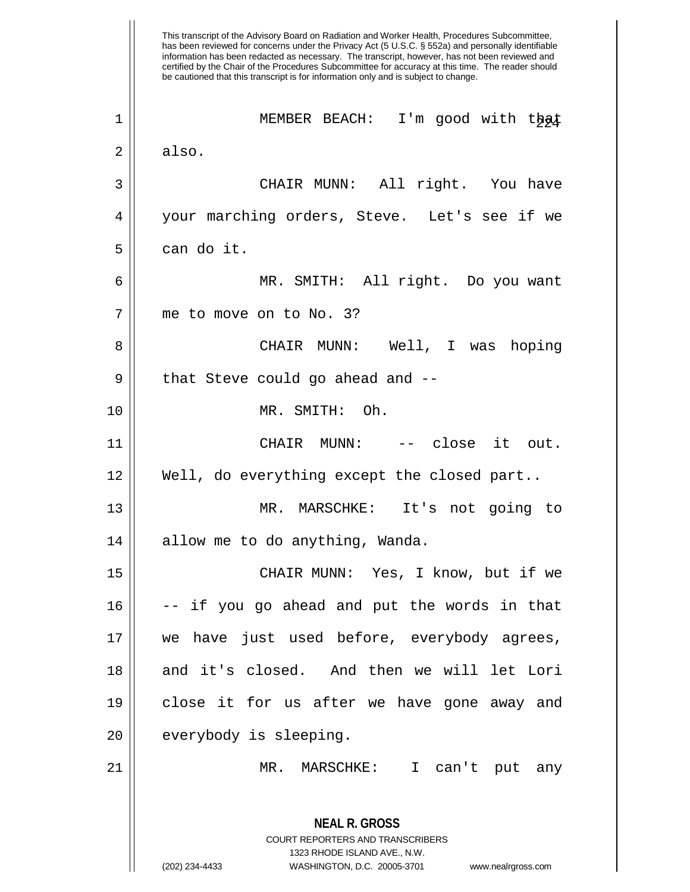This transcript of the Advisory Board on Radiation and Worker Health, Procedures Subcommittee, has been reviewed for concerns under the Privacy Act (5 U.S.C. § 552a) and personally identifiable information has been redacted as necessary. The transcript, however, has not been reviewed and certified by the Chair of the Procedures Subcommittee for accuracy at this time. The reader should be cautioned that this transcript is for information only and is subject to change.

MEMBER BEACH: I'm good with that also.

CHAIR MUNN: All right. You have your marching orders, Steve. Let's see if we can do it.

MR. SMITH: All right. Do you want me to move on to No. 3?

CHAIR MUNN: Well, I was hoping that Steve could go ahead and --

MR. SMITH: Oh.

CHAIR MUNN: -- close it out. Well, do everything except the closed part..

MR. MARSCHKE: It's not going to allow me to do anything, Wanda.

CHAIR MUNN: Yes, I know, but if we -- if you go ahead and put the words in that we have just used before, everybody agrees, and it's closed. And then we will let Lori close it for us after we have gone away and everybody is sleeping.

MR. MARSCHKE: I can't put any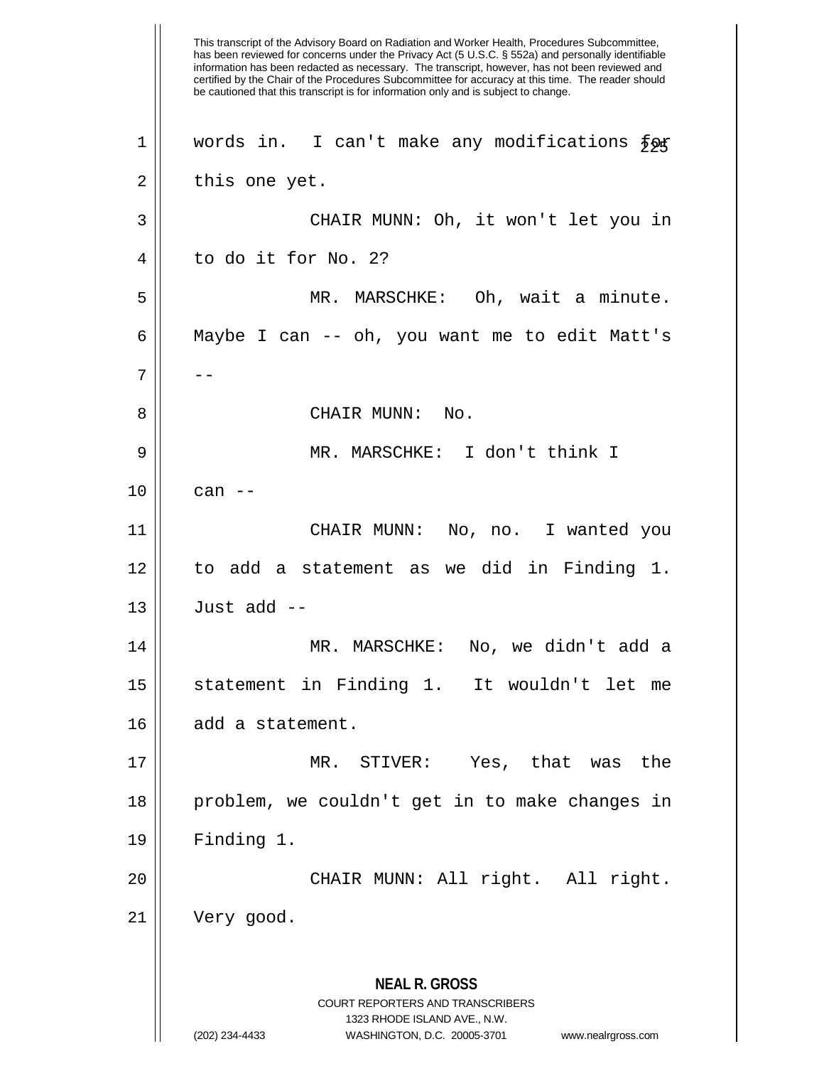This transcript of the Advisory Board on Radiation and Worker Health, Procedures Subcommittee, has been reviewed for concerns under the Privacy Act (5 U.S.C. § 552a) and personally identifiable information has been redacted as necessary. The transcript, however, has not been reviewed and certified by the Chair of the Procedures Subcommittee for accuracy at this time. The reader should be cautioned that this transcript is for information only and is subject to change.

words in. I can't make any modifications for this one yet.

CHAIR MUNN: Oh, it won't let you in to do it for No. 2?

MR. MARSCHKE: Oh, wait a minute. Maybe I can -- oh, you want me to edit Matt's --

CHAIR MUNN: No.

MR. MARSCHKE: I don't think I can --

CHAIR MUNN: No, no. I wanted you to add a statement as we did in Finding 1. Just add --

MR. MARSCHKE: No, we didn't add a statement in Finding 1. It wouldn't let me add a statement.

MR. STIVER: Yes, that was the problem, we couldn't get in to make changes in Finding 1.

CHAIR MUNN: All right. All right. Very good.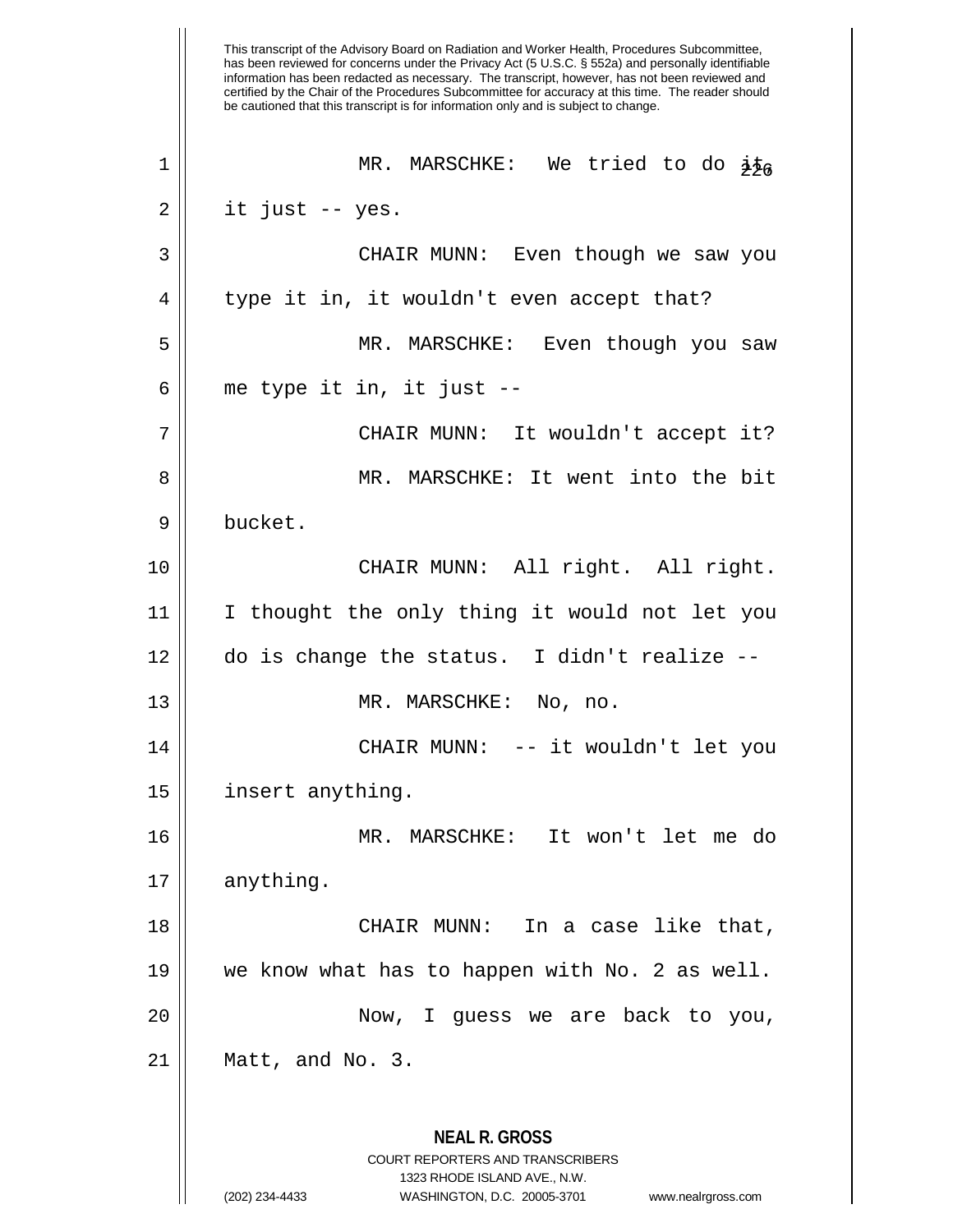MR. MARSCHKE: We tried to do it, it just -- yes.

CHAIR MUNN: Even though we saw you type it in, it wouldn't even accept that?

MR. MARSCHKE: Even though you saw me type it in, it just --

CHAIR MUNN: It wouldn't accept it?

MR. MARSCHKE: It went into the bit bucket.

CHAIR MUNN: All right. All right. I thought the only thing it would not let you do is change the status. I didn't realize --

MR. MARSCHKE: No, no.

CHAIR MUNN: -- it wouldn't let you insert anything.

MR. MARSCHKE: It won't let me do anything.

CHAIR MUNN: In a case like that, we know what has to happen with No. 2 as well.

Now, I guess we are back to you, Matt, and No. 3.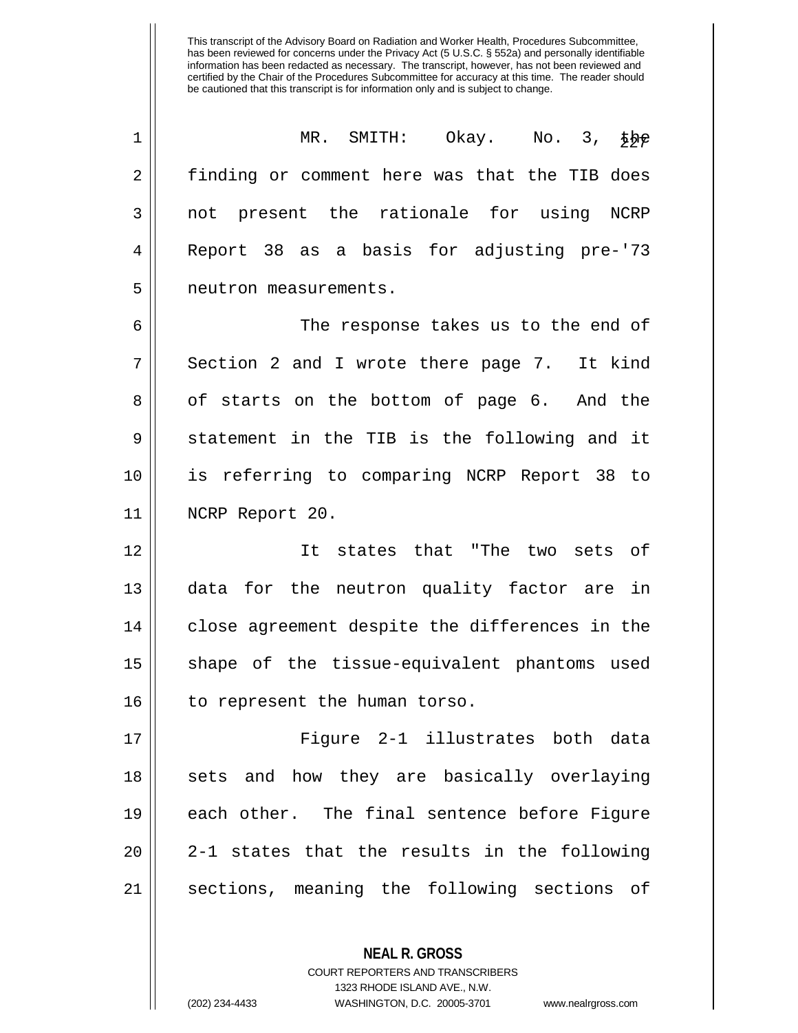MR. SMITH: Okay. No. 3, the finding or comment here was that the TIB does not present the rationale for using NCRP Report 38 as a basis for adjusting pre-'73 neutron measurements.

The response takes us to the end of Section 2 and I wrote there page 7. It kind of starts on the bottom of page 6. And the statement in the TIB is the following and it is referring to comparing NCRP Report 38 to NCRP Report 20.

It states that "The two sets of data for the neutron quality factor are in close agreement despite the differences in the shape of the tissue-equivalent phantoms used to represent the human torso.

Figure 2-1 illustrates both data sets and how they are basically overlaying each other. The final sentence before Figure 2-1 states that the results in the following sections, meaning the following sections of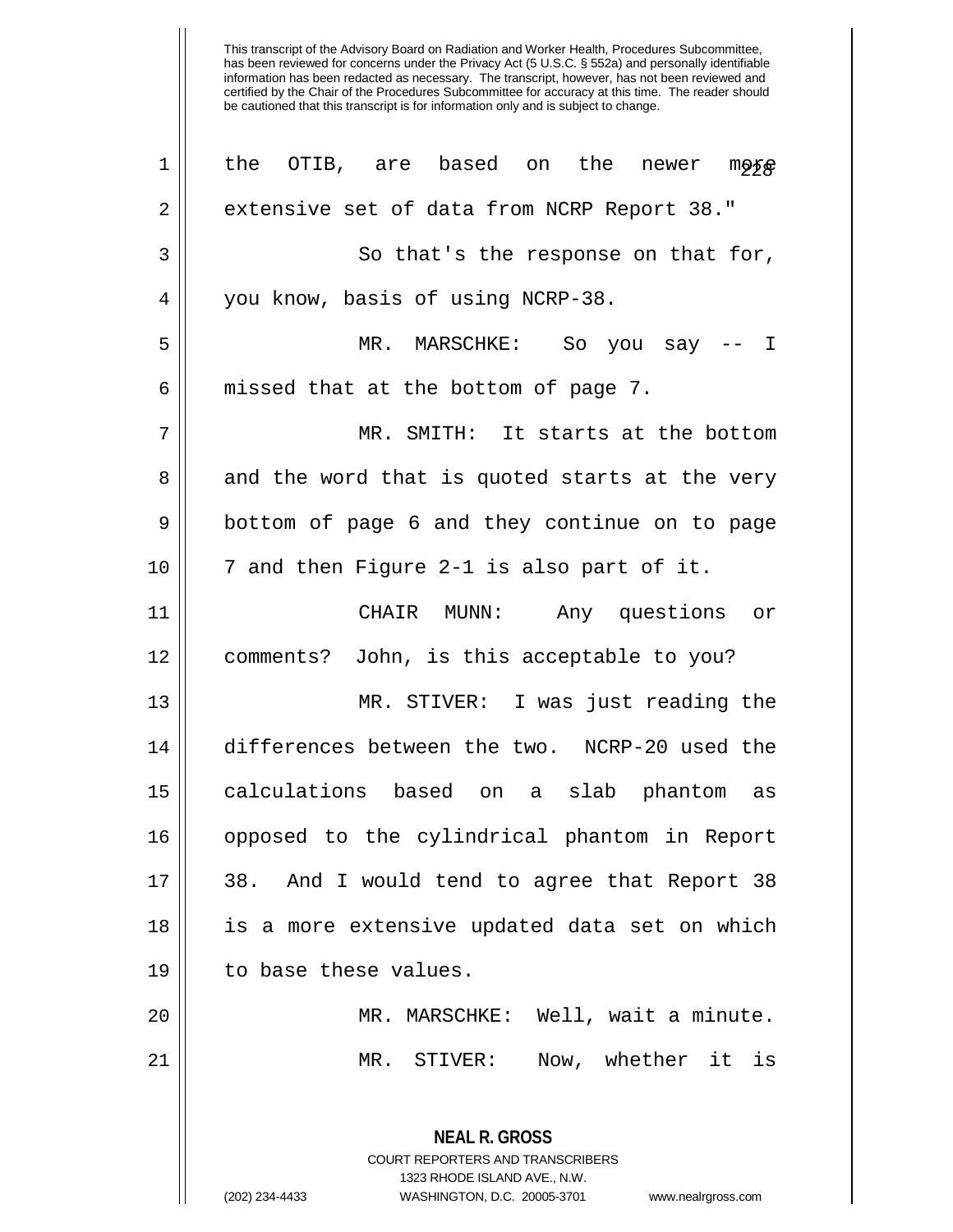This transcript of the Advisory Board on Radiation and Worker Health, Procedures Subcommittee, has been reviewed for concerns under the Privacy Act (5 U.S.C. § 552a) and personally identifiable information has been redacted as necessary. The transcript, however, has not been reviewed and certified by the Chair of the Procedures Subcommittee for accuracy at this time. The reader should be cautioned that this transcript is for information only and is subject to change.

the OTIB, are based on the newer more extensive set of data from NCRP Report 38."

So that's the response on that for, you know, basis of using NCRP-38.

MR. MARSCHKE: So you say -- I missed that at the bottom of page 7.

MR. SMITH: It starts at the bottom and the word that is quoted starts at the very bottom of page 6 and they continue on to page 7 and then Figure 2-1 is also part of it.

CHAIR MUNN: Any questions or comments? John, is this acceptable to you?

MR. STIVER: I was just reading the differences between the two. NCRP-20 used the calculations based on a slab phantom as opposed to the cylindrical phantom in Report 38. And I would tend to agree that Report 38 is a more extensive updated data set on which to base these values.

MR. MARSCHKE: Well, wait a minute.

MR. STIVER: Now, whether it is

**NEAL R. GROSS**
COURT REPORTERS AND TRANSCRIBERS
1323 RHODE ISLAND AVE., N.W.
(202) 234-4433 WASHINGTON, D.C. 20005-3701 www.nealrgross.com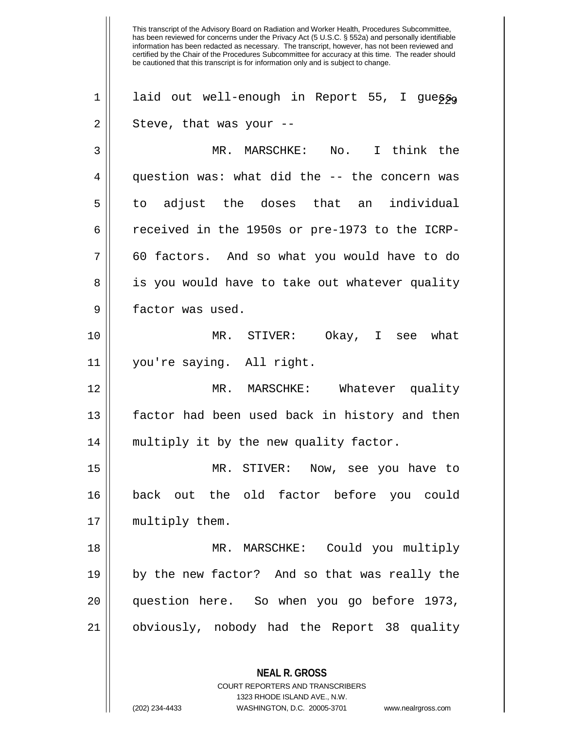This transcript of the Advisory Board on Radiation and Worker Health, Procedures Subcommittee, has been reviewed for concerns under the Privacy Act (5 U.S.C. § 552a) and personally identifiable information has been redacted as necessary. The transcript, however, has not been reviewed and certified by the Chair of the Procedures Subcommittee for accuracy at this time. The reader should be cautioned that this transcript is for information only and is subject to change.

1 laid out well-enough in Report 55, I guess, 
2 Steve, that was your --

3 MR. MARSCHKE: No. I think the
4 question was: what did the -- the concern was
5 to adjust the doses that an individual
6 received in the 1950s or pre-1973 to the ICRP-
7 60 factors. And so what you would have to do
8 is you would have to take out whatever quality
9 factor was used.

10 MR. STIVER: Okay, I see what
11 you're saying. All right.

12 MR. MARSCHKE: Whatever quality
13 factor had been used back in history and then
14 multiply it by the new quality factor.

15 MR. STIVER: Now, see you have to
16 back out the old factor before you could
17 multiply them.

18 MR. MARSCHKE: Could you multiply
19 by the new factor? And so that was really the
20 question here. So when you go before 1973,
21 obviously, nobody had the Report 38 quality

**NEAL R. GROSS**
COURT REPORTERS AND TRANSCRIBERS
1323 RHODE ISLAND AVE., N.W.
(202) 234-4433 WASHINGTON, D.C. 20005-3701 www.nealrgross.com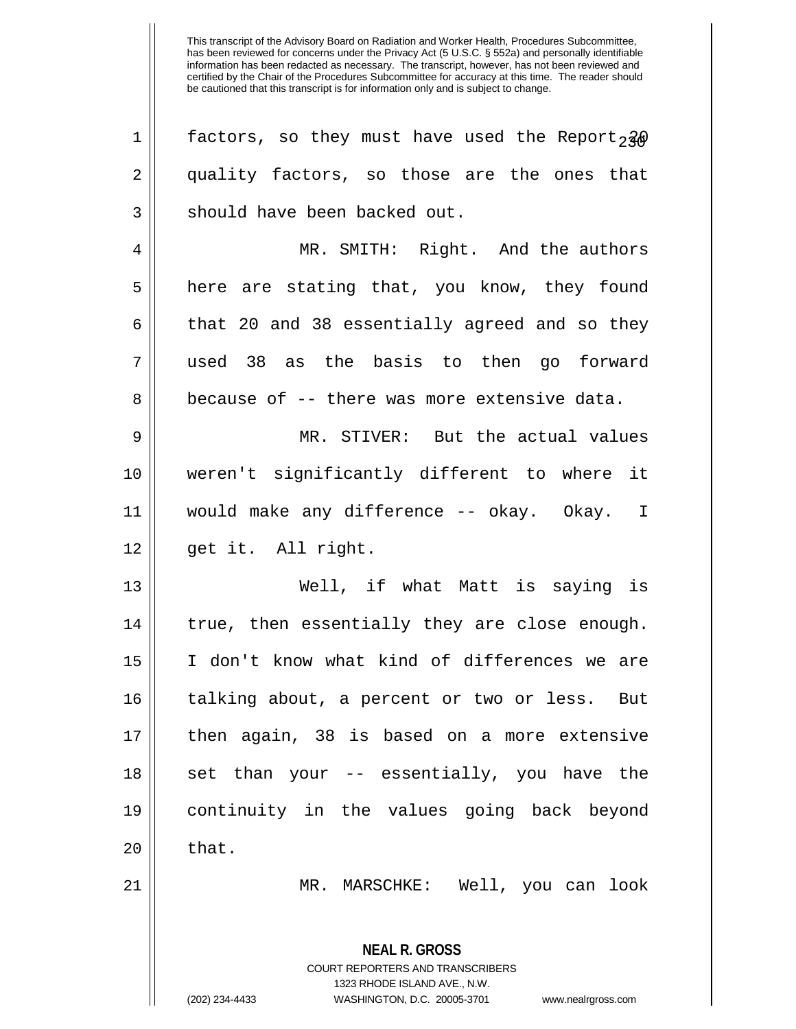This transcript of the Advisory Board on Radiation and Worker Health, Procedures Subcommittee, has been reviewed for concerns under the Privacy Act (5 U.S.C. § 552a) and personally identifiable information has been redacted as necessary. The transcript, however, has not been reviewed and certified by the Chair of the Procedures Subcommittee for accuracy at this time. The reader should be cautioned that this transcript is for information only and is subject to change.

factors, so they must have used the Report 20 quality factors, so those are the ones that should have been backed out.

MR. SMITH: Right. And the authors here are stating that, you know, they found that 20 and 38 essentially agreed and so they used 38 as the basis to then go forward because of -- there was more extensive data.

MR. STIVER: But the actual values weren't significantly different to where it would make any difference -- okay. Okay. I get it. All right.

Well, if what Matt is saying is true, then essentially they are close enough. I don't know what kind of differences we are talking about, a percent or two or less. But then again, 38 is based on a more extensive set than your -- essentially, you have the continuity in the values going back beyond that.

MR. MARSCHKE: Well, you can look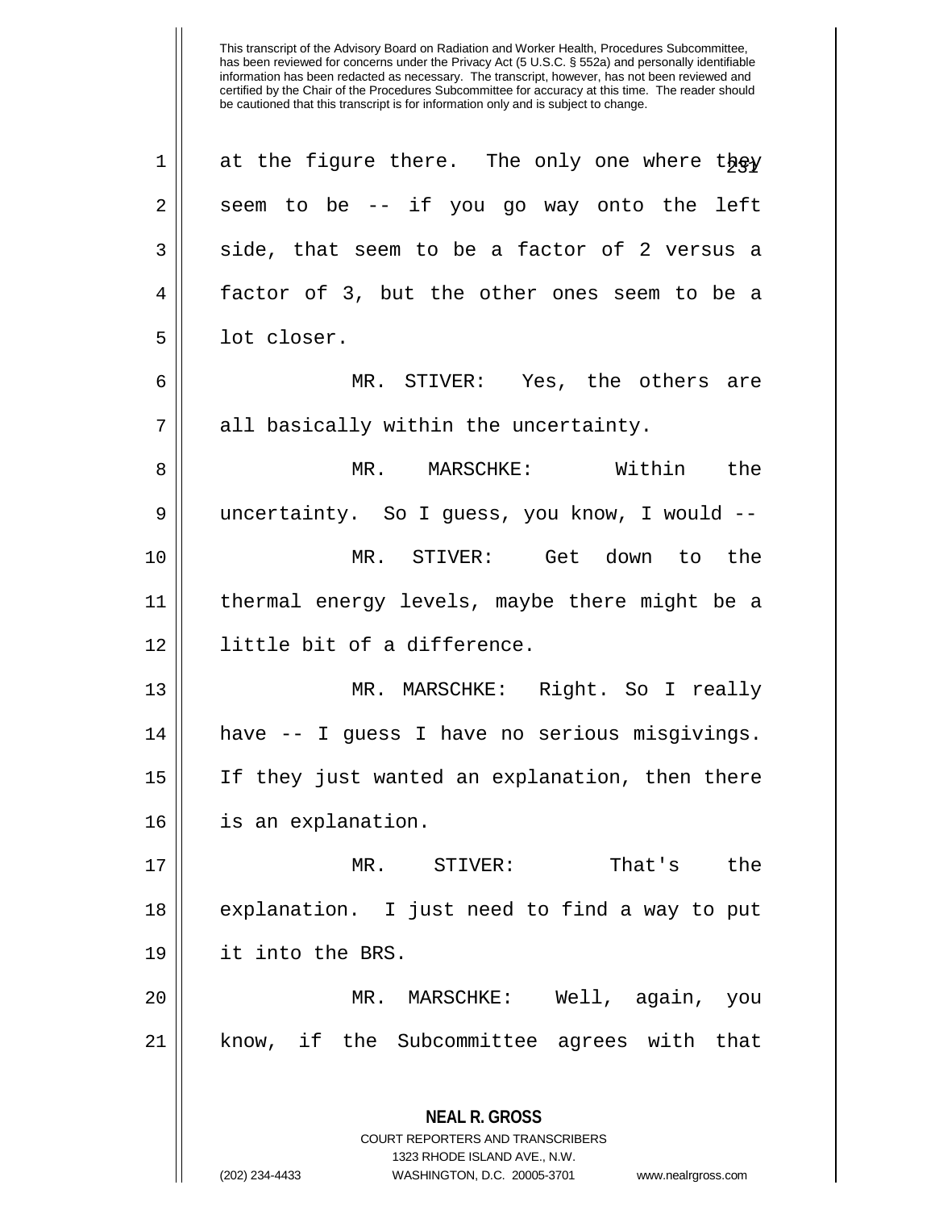This transcript of the Advisory Board on Radiation and Worker Health, Procedures Subcommittee, has been reviewed for concerns under the Privacy Act (5 U.S.C. § 552a) and personally identifiable information has been redacted as necessary. The transcript, however, has not been reviewed and certified by the Chair of the Procedures Subcommittee for accuracy at this time. The reader should be cautioned that this transcript is for information only and is subject to change.

at the figure there. The only one where they seem to be -- if you go way onto the left side, that seem to be a factor of 2 versus a factor of 3, but the other ones seem to be a lot closer.

MR. STIVER: Yes, the others are all basically within the uncertainty.

MR. MARSCHKE: Within the uncertainty. So I guess, you know, I would --

MR. STIVER: Get down to the thermal energy levels, maybe there might be a little bit of a difference.

MR. MARSCHKE: Right. So I really have -- I guess I have no serious misgivings. If they just wanted an explanation, then there is an explanation.

MR. STIVER: That's the explanation. I just need to find a way to put it into the BRS.

MR. MARSCHKE: Well, again, you know, if the Subcommittee agrees with that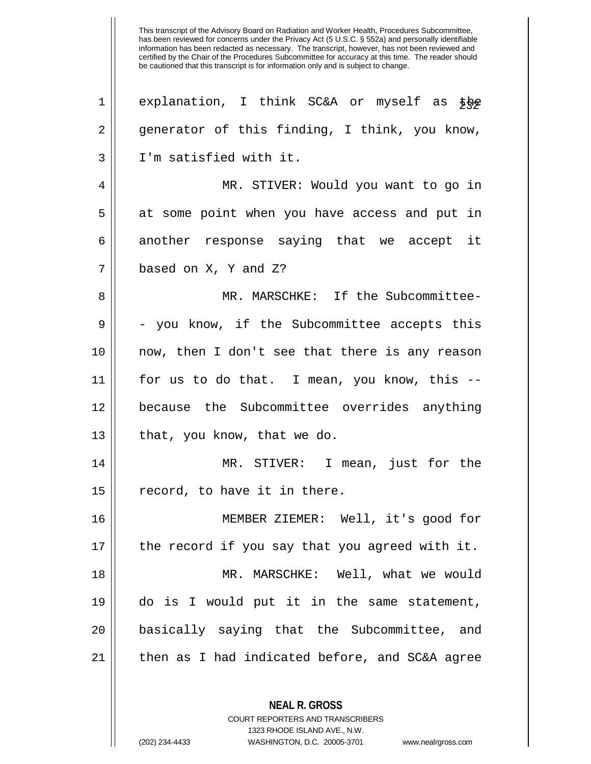explanation, I think SC&A or myself as the generator of this finding, I think, you know, I'm satisfied with it.

MR. STIVER: Would you want to go in at some point when you have access and put in another response saying that we accept it based on X, Y and Z?

MR. MARSCHKE: If the Subcommittee-- you know, if the Subcommittee accepts this now, then I don't see that there is any reason for us to do that. I mean, you know, this -- because the Subcommittee overrides anything that, you know, that we do.

MR. STIVER: I mean, just for the record, to have it in there.

MEMBER ZIEMER: Well, it's good for the record if you say that you agreed with it.

MR. MARSCHKE: Well, what we would do is I would put it in the same statement, basically saying that the Subcommittee, and then as I had indicated before, and SC&A agree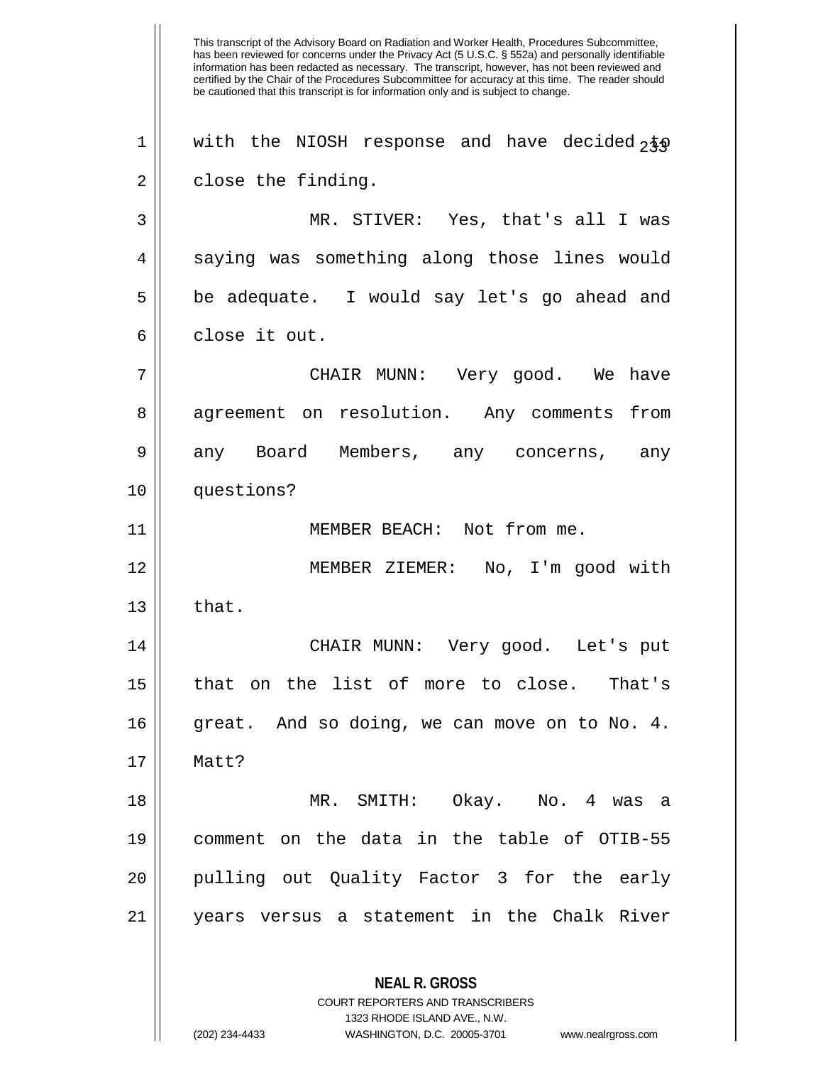with the NIOSH response and have decided to close the finding.

MR. STIVER: Yes, that's all I was saying was something along those lines would be adequate. I would say let's go ahead and close it out.

CHAIR MUNN: Very good. We have agreement on resolution. Any comments from any Board Members, any concerns, any questions?

MEMBER BEACH: Not from me.

MEMBER ZIEMER: No, I'm good with that.

CHAIR MUNN: Very good. Let's put that on the list of more to close. That's great. And so doing, we can move on to No. 4. Matt?

MR. SMITH: Okay. No. 4 was a comment on the data in the table of OTIB-55 pulling out Quality Factor 3 for the early years versus a statement in the Chalk River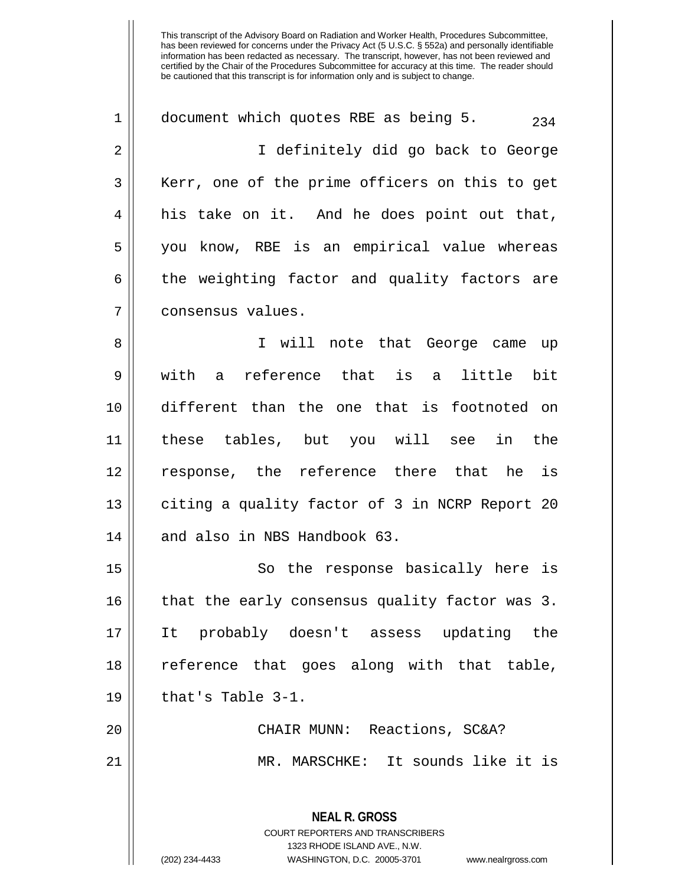This transcript of the Advisory Board on Radiation and Worker Health, Procedures Subcommittee, has been reviewed for concerns under the Privacy Act (5 U.S.C. § 552a) and personally identifiable information has been redacted as necessary. The transcript, however, has not been reviewed and certified by the Chair of the Procedures Subcommittee for accuracy at this time. The reader should be cautioned that this transcript is for information only and is subject to change.

document which quotes RBE as being 5.

I definitely did go back to George Kerr, one of the prime officers on this to get his take on it. And he does point out that, you know, RBE is an empirical value whereas the weighting factor and quality factors are consensus values.

I will note that George came up with a reference that is a little bit different than the one that is footnoted on these tables, but you will see in the response, the reference there that he is citing a quality factor of 3 in NCRP Report 20 and also in NBS Handbook 63.

So the response basically here is that the early consensus quality factor was 3. It probably doesn't assess updating the reference that goes along with that table, that's Table 3-1.

CHAIR MUNN: Reactions, SC&A?

MR. MARSCHKE: It sounds like it is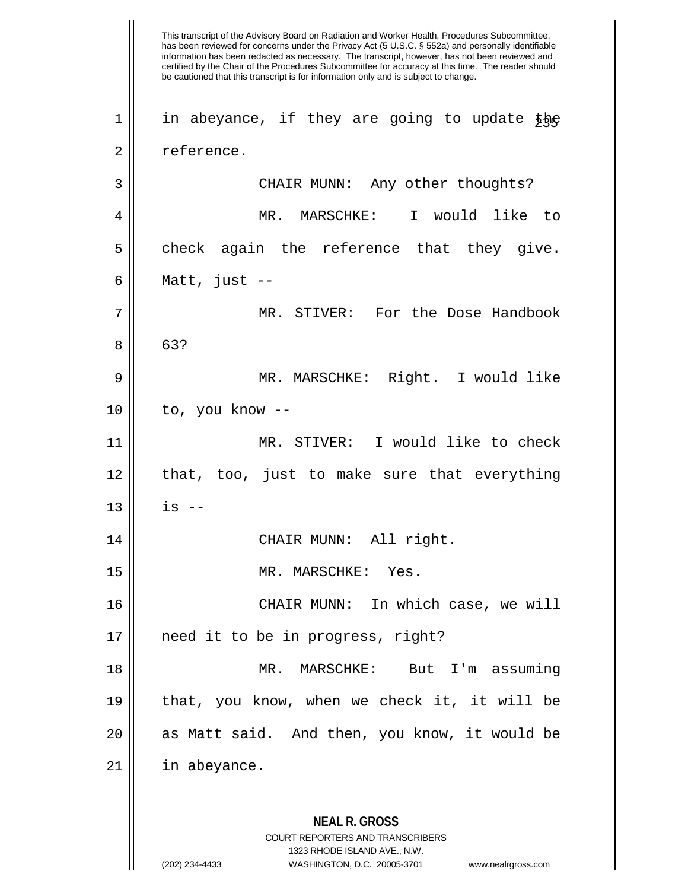in abeyance, if they are going to update the reference.

CHAIR MUNN: Any other thoughts?

MR. MARSCHKE: I would like to check again the reference that they give. Matt, just --

MR. STIVER: For the Dose Handbook 63?

MR. MARSCHKE: Right. I would like to, you know --

MR. STIVER: I would like to check that, too, just to make sure that everything is --

CHAIR MUNN: All right.

MR. MARSCHKE: Yes.

CHAIR MUNN: In which case, we will need it to be in progress, right?

MR. MARSCHKE: But I'm assuming that, you know, when we check it, it will be as Matt said. And then, you know, it would be in abeyance.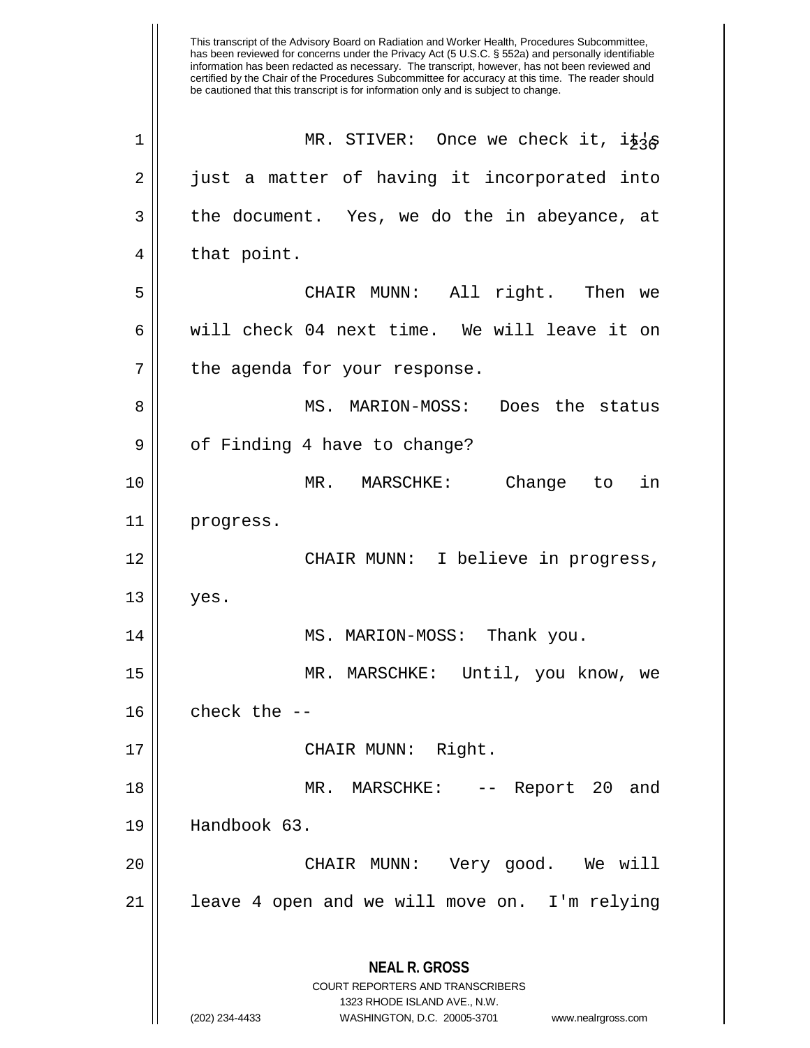This transcript of the Advisory Board on Radiation and Worker Health, Procedures Subcommittee, has been reviewed for concerns under the Privacy Act (5 U.S.C. § 552a) and personally identifiable information has been redacted as necessary. The transcript, however, has not been reviewed and certified by the Chair of the Procedures Subcommittee for accuracy at this time. The reader should be cautioned that this transcript is for information only and is subject to change.

MR. STIVER: Once we check it, it's just a matter of having it incorporated into the document. Yes, we do the in abeyance, at that point.

CHAIR MUNN: All right. Then we will check 04 next time. We will leave it on the agenda for your response.

MS. MARION-MOSS: Does the status of Finding 4 have to change?

MR. MARSCHKE: Change to in progress.

CHAIR MUNN: I believe in progress, yes.

MS. MARION-MOSS: Thank you.

MR. MARSCHKE: Until, you know, we check the --

CHAIR MUNN: Right.

MR. MARSCHKE: -- Report 20 and Handbook 63.

CHAIR MUNN: Very good. We will leave 4 open and we will move on. I'm relying

**NEAL R. GROSS**
COURT REPORTERS AND TRANSCRIBERS
1323 RHODE ISLAND AVE., N.W.
(202) 234-4433 WASHINGTON, D.C. 20005-3701 www.nealrgross.com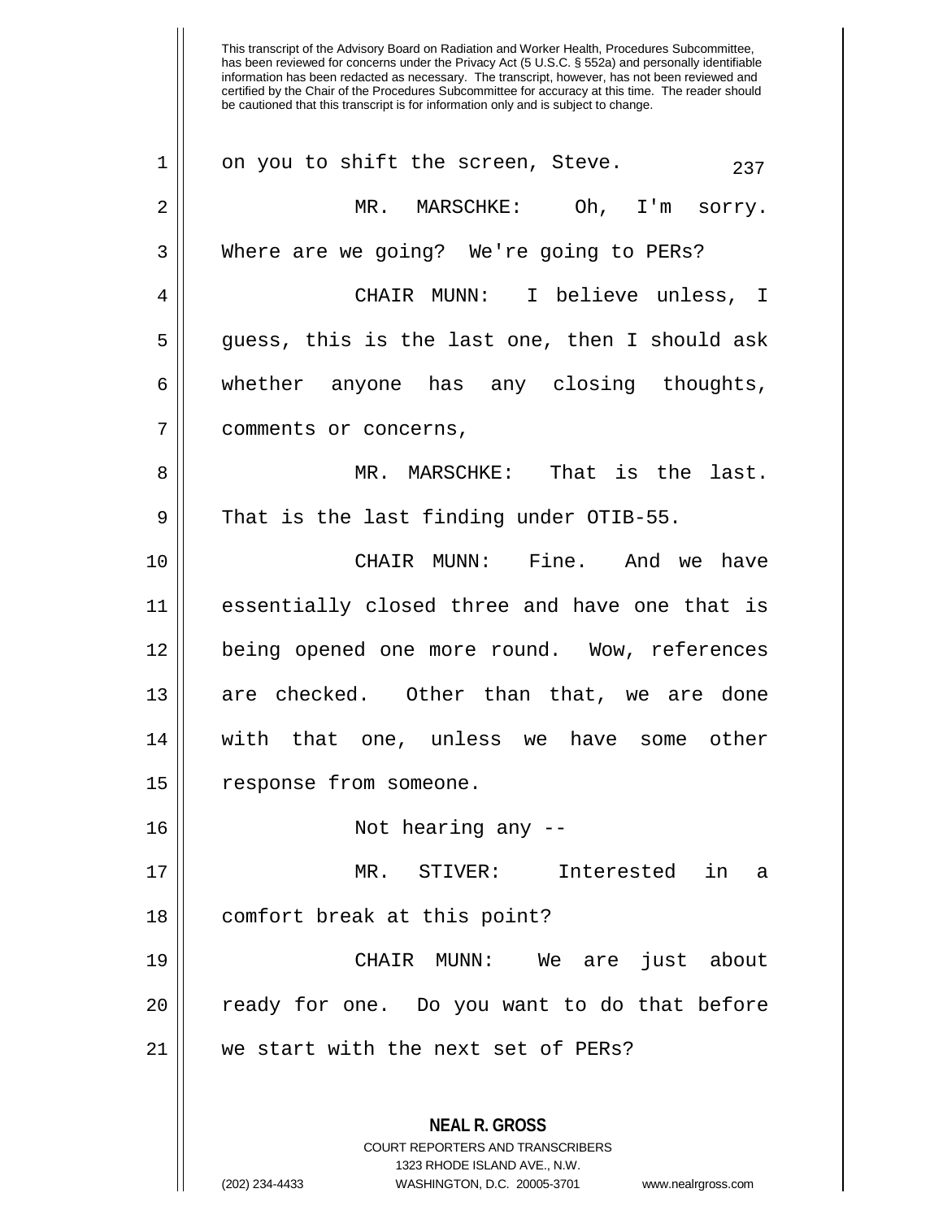on you to shift the screen, Steve.

MR. MARSCHKE: Oh, I'm sorry. Where are we going? We're going to PERs?

CHAIR MUNN: I believe unless, I guess, this is the last one, then I should ask whether anyone has any closing thoughts, comments or concerns,

MR. MARSCHKE: That is the last. That is the last finding under OTIB-55.

CHAIR MUNN: Fine. And we have essentially closed three and have one that is being opened one more round. Wow, references are checked. Other than that, we are done with that one, unless we have some other response from someone.

Not hearing any --

MR. STIVER: Interested in a comfort break at this point?

CHAIR MUNN: We are just about ready for one. Do you want to do that before we start with the next set of PERs?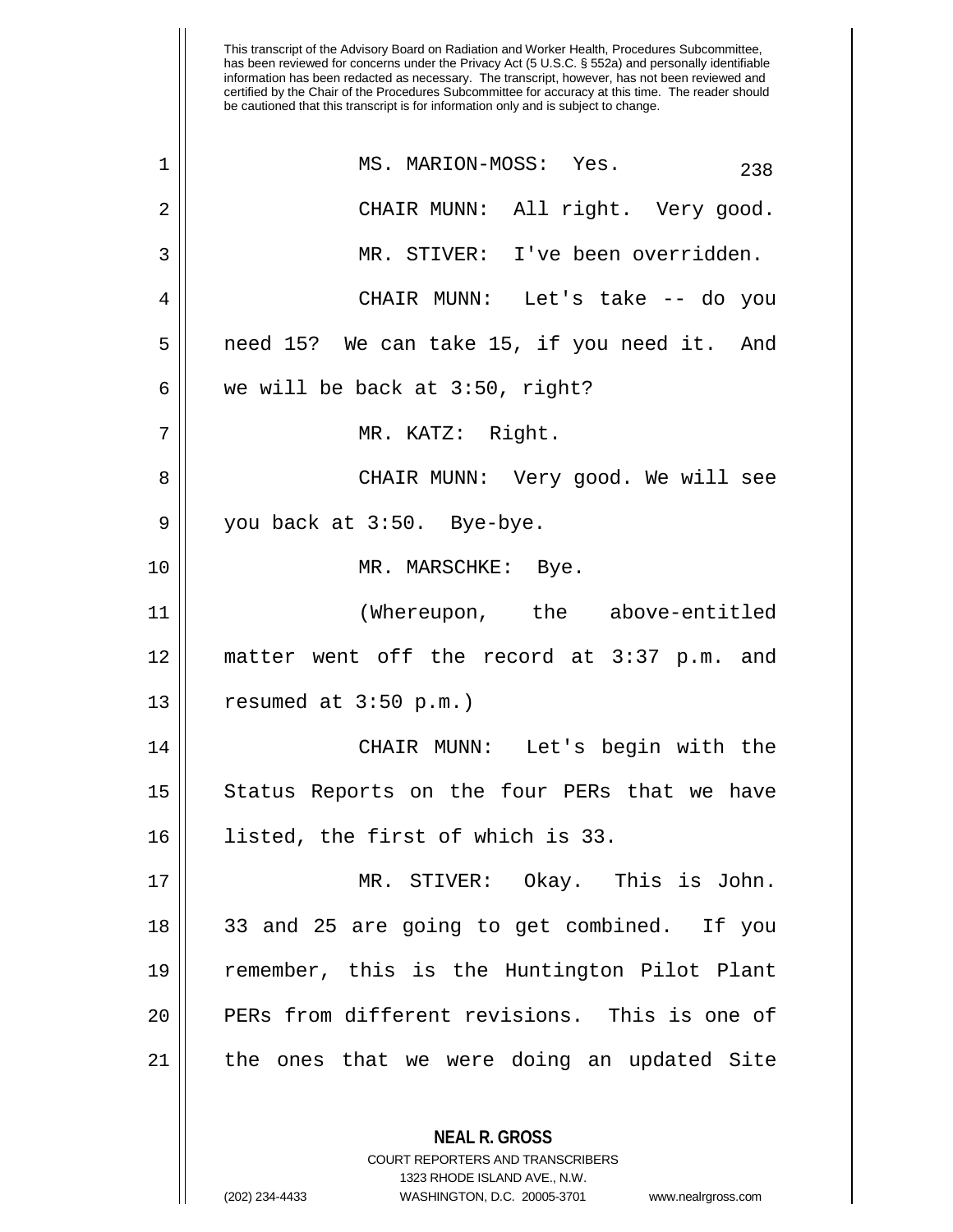This transcript of the Advisory Board on Radiation and Worker Health, Procedures Subcommittee, has been reviewed for concerns under the Privacy Act (5 U.S.C. § 552a) and personally identifiable information has been redacted as necessary. The transcript, however, has not been reviewed and certified by the Chair of the Procedures Subcommittee for accuracy at this time. The reader should be cautioned that this transcript is for information only and is subject to change.

MS. MARION-MOSS: Yes.

CHAIR MUNN: All right. Very good.

MR. STIVER: I've been overridden.

CHAIR MUNN: Let's take -- do you need 15? We can take 15, if you need it. And we will be back at 3:50, right?

MR. KATZ: Right.

CHAIR MUNN: Very good. We will see you back at 3:50. Bye-bye.

MR. MARSCHKE: Bye.

(Whereupon, the above-entitled matter went off the record at 3:37 p.m. and resumed at 3:50 p.m.)

CHAIR MUNN: Let's begin with the Status Reports on the four PERs that we have listed, the first of which is 33.

MR. STIVER: Okay. This is John. 33 and 25 are going to get combined. If you remember, this is the Huntington Pilot Plant PERs from different revisions. This is one of the ones that we were doing an updated Site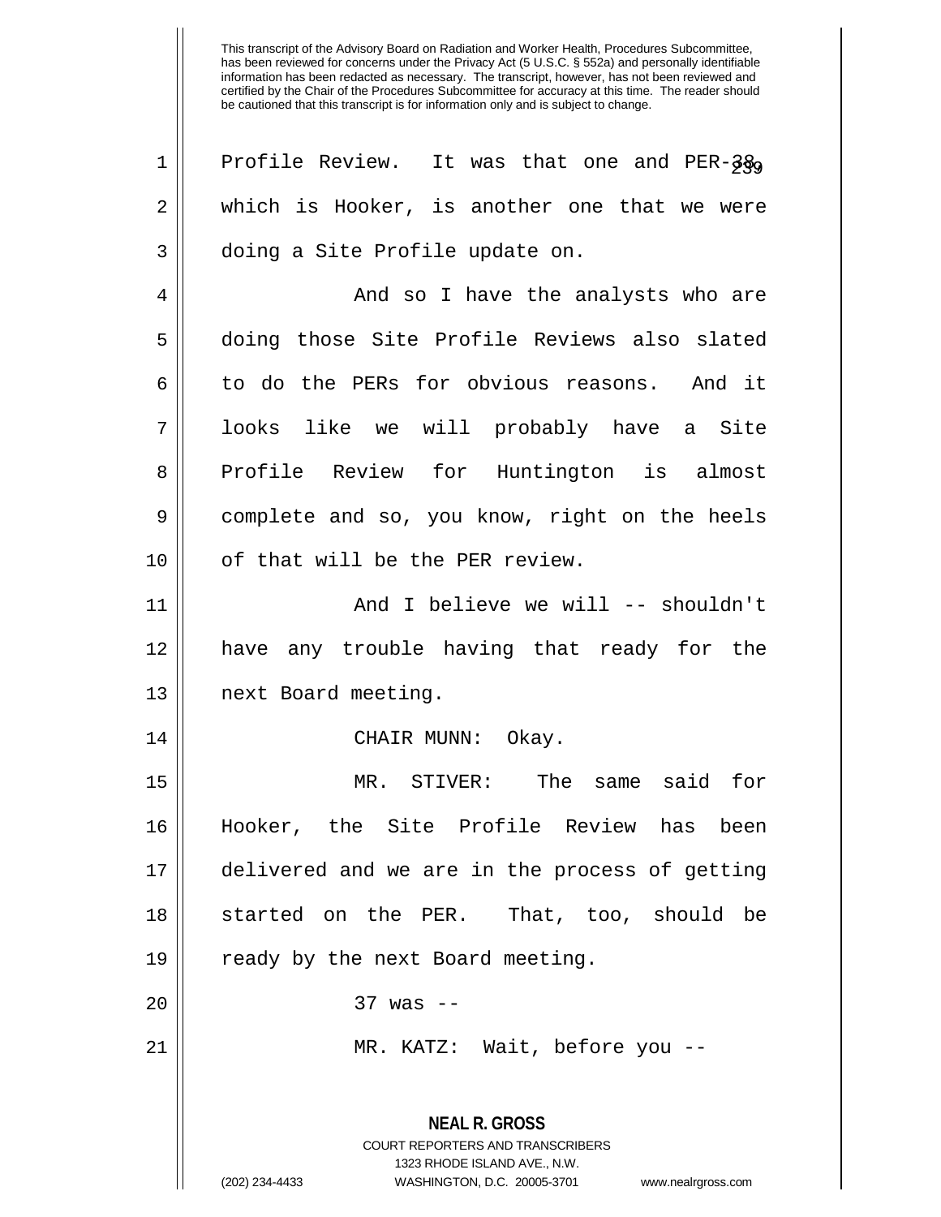This transcript of the Advisory Board on Radiation and Worker Health, Procedures Subcommittee, has been reviewed for concerns under the Privacy Act (5 U.S.C. § 552a) and personally identifiable information has been redacted as necessary. The transcript, however, has not been reviewed and certified by the Chair of the Procedures Subcommittee for accuracy at this time. The reader should be cautioned that this transcript is for information only and is subject to change.

Profile Review. It was that one and PER-38, which is Hooker, is another one that we were doing a Site Profile update on.

And so I have the analysts who are doing those Site Profile Reviews also slated to do the PERs for obvious reasons. And it looks like we will probably have a Site Profile Review for Huntington is almost complete and so, you know, right on the heels of that will be the PER review.

And I believe we will -- shouldn't have any trouble having that ready for the next Board meeting.

CHAIR MUNN: Okay.

MR. STIVER: The same said for Hooker, the Site Profile Review has been delivered and we are in the process of getting started on the PER. That, too, should be ready by the next Board meeting.

37 was --

MR. KATZ: Wait, before you --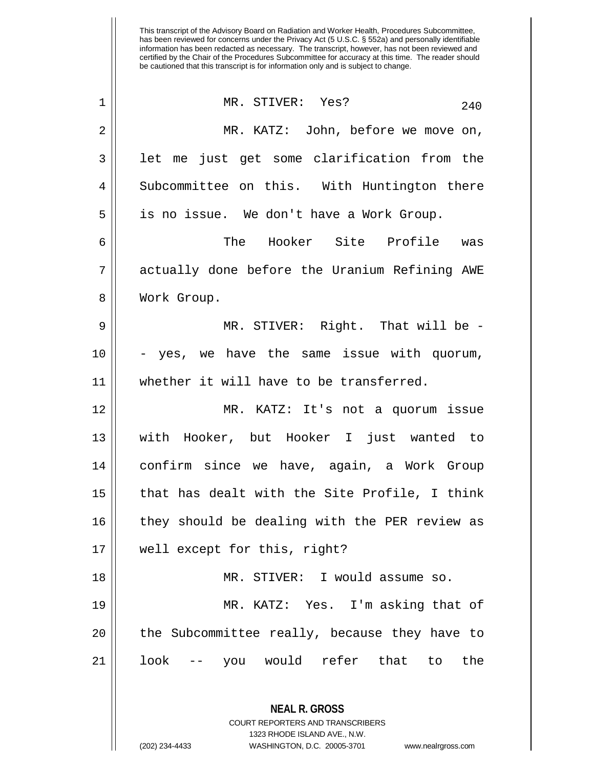MR. STIVER: Yes?

MR. KATZ: John, before we move on, let me just get some clarification from the Subcommittee on this. With Huntington there is no issue. We don't have a Work Group.

The Hooker Site Profile was actually done before the Uranium Refining AWE Work Group.

MR. STIVER: Right. That will be -- yes, we have the same issue with quorum, whether it will have to be transferred.

MR. KATZ: It's not a quorum issue with Hooker, but Hooker I just wanted to confirm since we have, again, a Work Group that has dealt with the Site Profile, I think they should be dealing with the PER review as well except for this, right?

MR. STIVER: I would assume so.

MR. KATZ: Yes. I'm asking that of the Subcommittee really, because they have to look -- you would refer that to the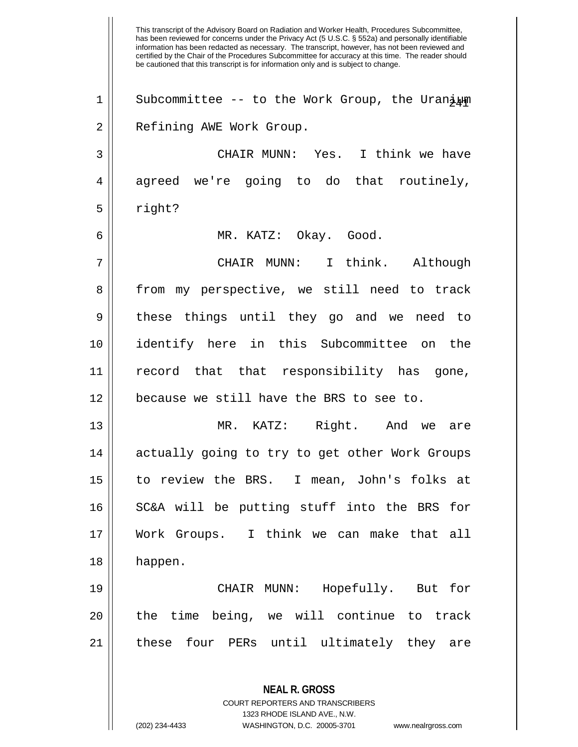This transcript of the Advisory Board on Radiation and Worker Health, Procedures Subcommittee, has been reviewed for concerns under the Privacy Act (5 U.S.C. § 552a) and personally identifiable information has been redacted as necessary. The transcript, however, has not been reviewed and certified by the Chair of the Procedures Subcommittee for accuracy at this time. The reader should be cautioned that this transcript is for information only and is subject to change.

Subcommittee -- to the Work Group, the Uranium Refining AWE Work Group.

CHAIR MUNN: Yes. I think we have agreed we're going to do that routinely, right?

MR. KATZ: Okay. Good.

CHAIR MUNN: I think. Although from my perspective, we still need to track these things until they go and we need to identify here in this Subcommittee on the record that that responsibility has gone, because we still have the BRS to see to.

MR. KATZ: Right. And we are actually going to try to get other Work Groups to review the BRS. I mean, John's folks at SC&A will be putting stuff into the BRS for Work Groups. I think we can make that all happen.

CHAIR MUNN: Hopefully. But for the time being, we will continue to track these four PERs until ultimately they are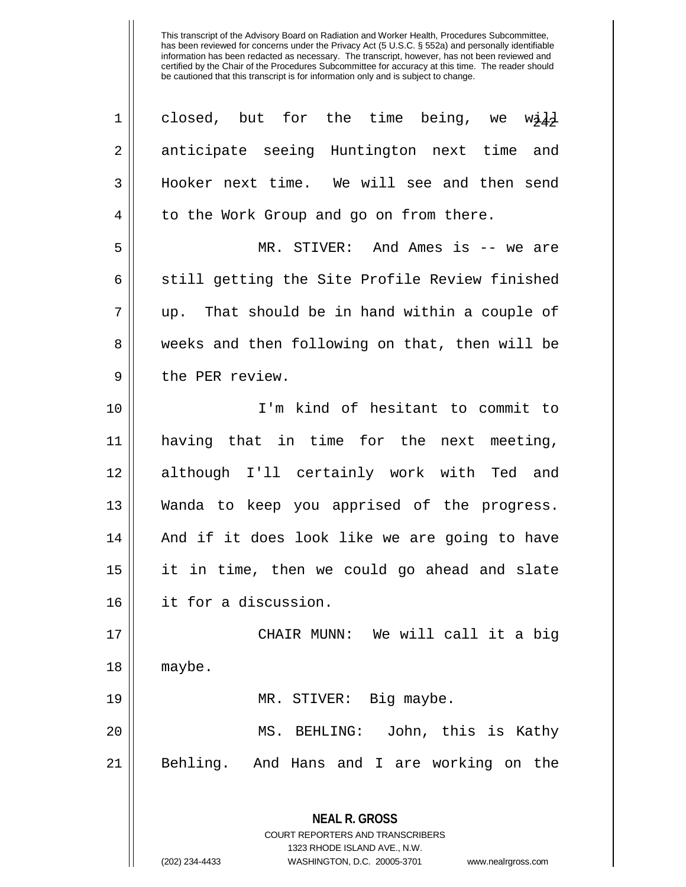closed, but for the time being, we will anticipate seeing Huntington next time and Hooker next time. We will see and then send to the Work Group and go on from there.

MR. STIVER: And Ames is -- we are still getting the Site Profile Review finished up. That should be in hand within a couple of weeks and then following on that, then will be the PER review.

I'm kind of hesitant to commit to having that in time for the next meeting, although I'll certainly work with Ted and Wanda to keep you apprised of the progress. And if it does look like we are going to have it in time, then we could go ahead and slate it for a discussion.

CHAIR MUNN: We will call it a big maybe.

MR. STIVER: Big maybe.

MS. BEHLING: John, this is Kathy Behling. And Hans and I are working on the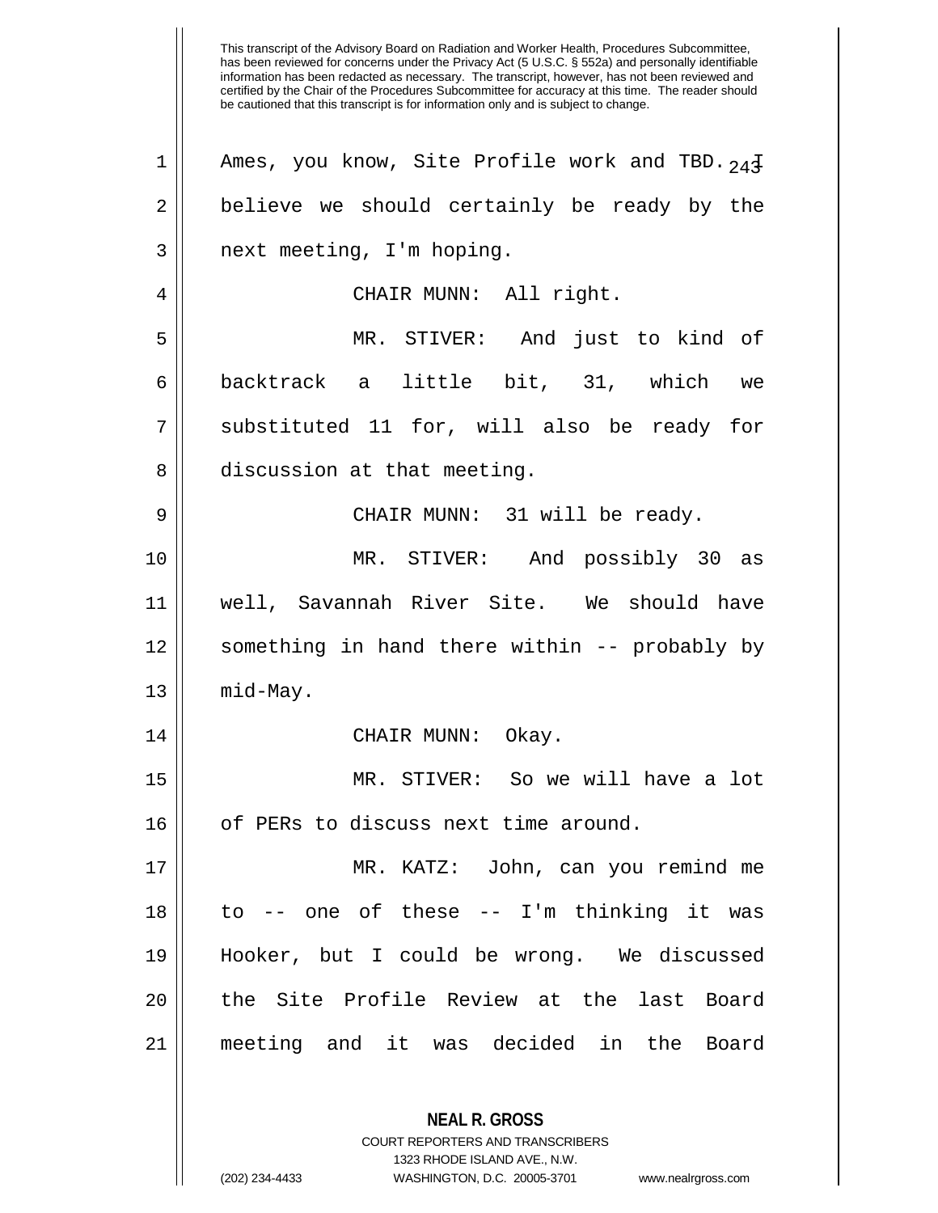Ames, you know, Site Profile work and TBD. I believe we should certainly be ready by the next meeting, I'm hoping.

CHAIR MUNN: All right.

MR. STIVER: And just to kind of backtrack a little bit, 31, which we substituted 11 for, will also be ready for discussion at that meeting.

CHAIR MUNN: 31 will be ready.

MR. STIVER: And possibly 30 as well, Savannah River Site. We should have something in hand there within -- probably by mid-May.

CHAIR MUNN: Okay.

MR. STIVER: So we will have a lot of PERs to discuss next time around.

MR. KATZ: John, can you remind me to -- one of these -- I'm thinking it was Hooker, but I could be wrong. We discussed the Site Profile Review at the last Board meeting and it was decided in the Board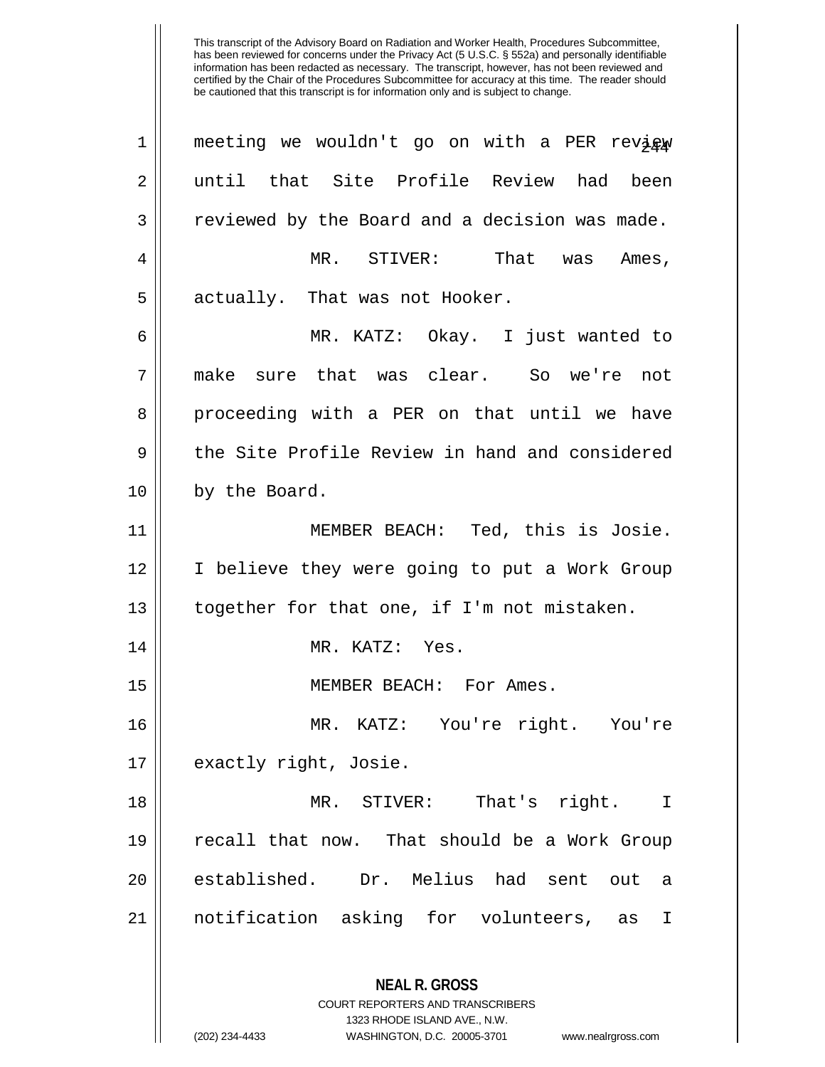meeting we wouldn't go on with a PER review until that Site Profile Review had been reviewed by the Board and a decision was made.

MR. STIVER: That was Ames, actually. That was not Hooker.

MR. KATZ: Okay. I just wanted to make sure that was clear. So we're not proceeding with a PER on that until we have the Site Profile Review in hand and considered by the Board.

MEMBER BEACH: Ted, this is Josie. I believe they were going to put a Work Group together for that one, if I'm not mistaken.

MR. KATZ: Yes.

MEMBER BEACH: For Ames.

MR. KATZ: You're right. You're exactly right, Josie.

MR. STIVER: That's right. I recall that now. That should be a Work Group established. Dr. Melius had sent out a notification asking for volunteers, as I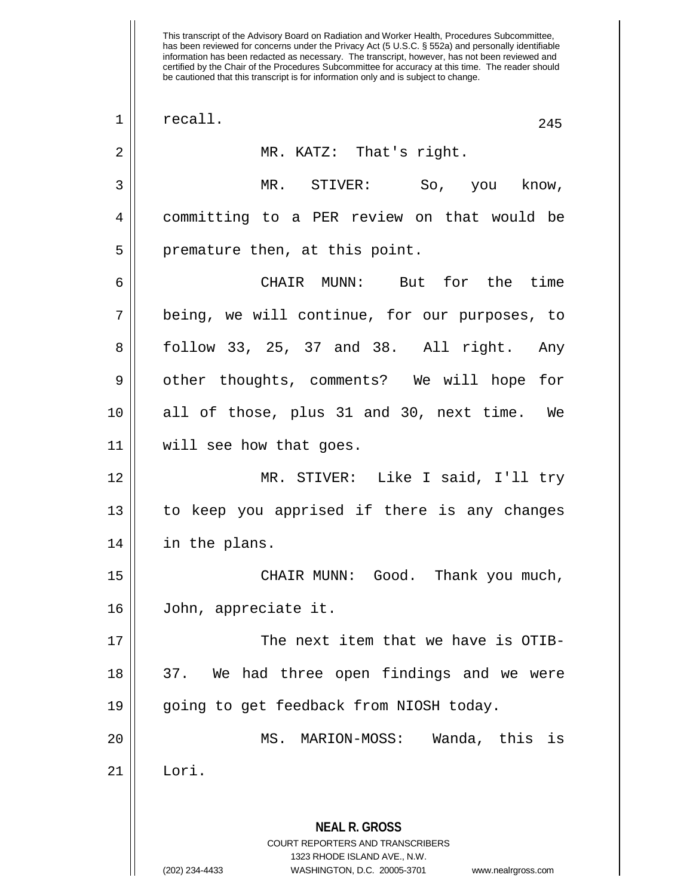recall.

MR. KATZ: That's right.

MR. STIVER: So, you know, committing to a PER review on that would be premature then, at this point.

CHAIR MUNN: But for the time being, we will continue, for our purposes, to follow 33, 25, 37 and 38. All right. Any other thoughts, comments? We will hope for all of those, plus 31 and 30, next time. We will see how that goes.

MR. STIVER: Like I said, I'll try to keep you apprised if there is any changes in the plans.

CHAIR MUNN: Good. Thank you much, John, appreciate it.

The next item that we have is OTIB-37. We had three open findings and we were going to get feedback from NIOSH today.

MS. MARION-MOSS: Wanda, this is Lori.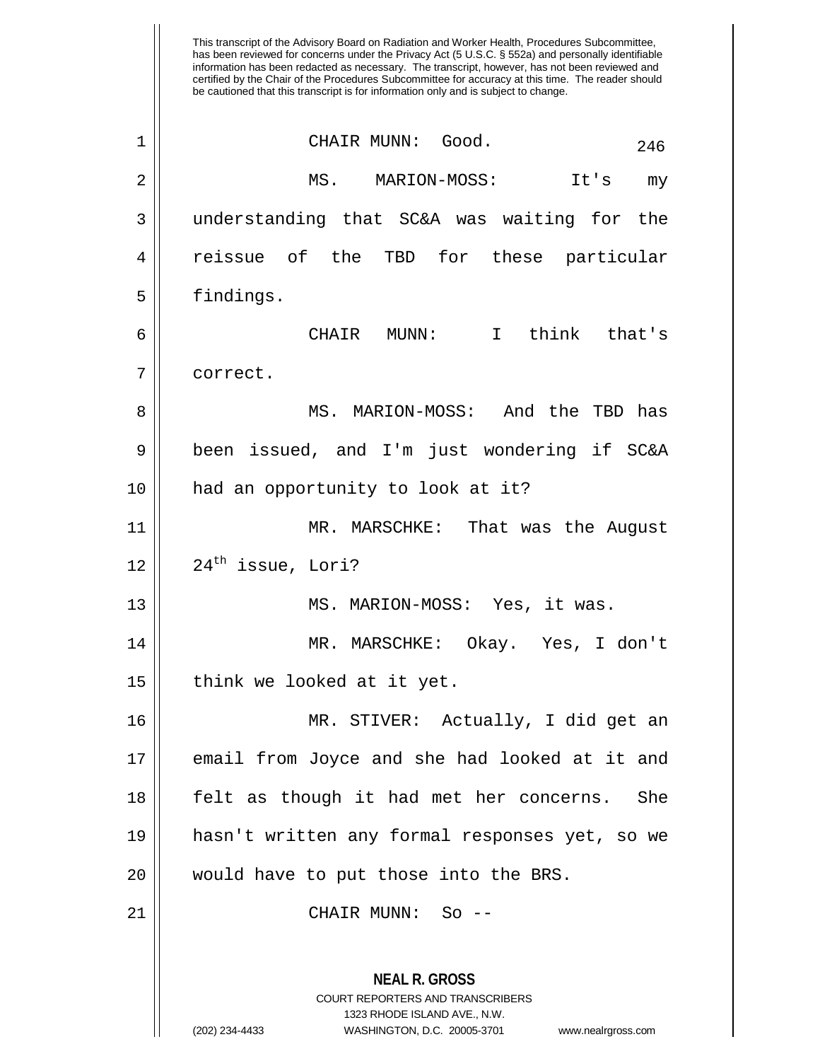This transcript of the Advisory Board on Radiation and Worker Health, Procedures Subcommittee, has been reviewed for concerns under the Privacy Act (5 U.S.C. § 552a) and personally identifiable information has been redacted as necessary. The transcript, however, has not been reviewed and certified by the Chair of the Procedures Subcommittee for accuracy at this time. The reader should be cautioned that this transcript is for information only and is subject to change.

CHAIR MUNN: Good.

MS. MARION-MOSS: It's my understanding that SC&A was waiting for the reissue of the TBD for these particular findings.

CHAIR MUNN: I think that's correct.

MS. MARION-MOSS: And the TBD has been issued, and I'm just wondering if SC&A had an opportunity to look at it?

MR. MARSCHKE: That was the August 24th issue, Lori?

MS. MARION-MOSS: Yes, it was.

MR. MARSCHKE: Okay. Yes, I don't think we looked at it yet.

MR. STIVER: Actually, I did get an email from Joyce and she had looked at it and felt as though it had met her concerns. She hasn't written any formal responses yet, so we would have to put those into the BRS.

CHAIR MUNN: So --

**NEAL R. GROSS**
COURT REPORTERS AND TRANSCRIBERS
1323 RHODE ISLAND AVE., N.W.
(202) 234-4433 WASHINGTON, D.C. 20005-3701 www.nealrgross.com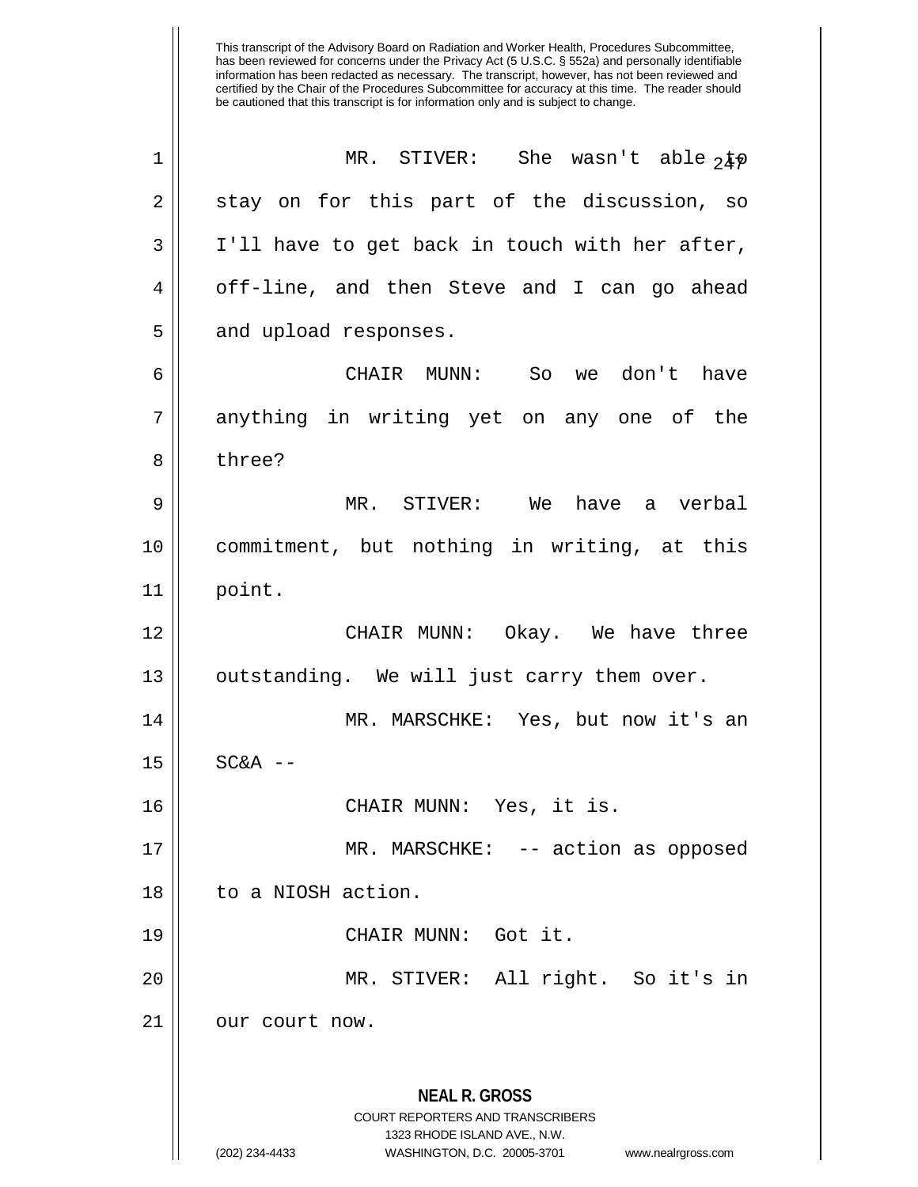MR. STIVER: She wasn't able to stay on for this part of the discussion, so I'll have to get back in touch with her after, off-line, and then Steve and I can go ahead and upload responses.

CHAIR MUNN: So we don't have anything in writing yet on any one of the three?

MR. STIVER: We have a verbal commitment, but nothing in writing, at this point.

CHAIR MUNN: Okay. We have three outstanding. We will just carry them over.

MR. MARSCHKE: Yes, but now it's an SC&A --

CHAIR MUNN: Yes, it is.

MR. MARSCHKE: -- action as opposed to a NIOSH action.

CHAIR MUNN: Got it.

MR. STIVER: All right. So it's in our court now.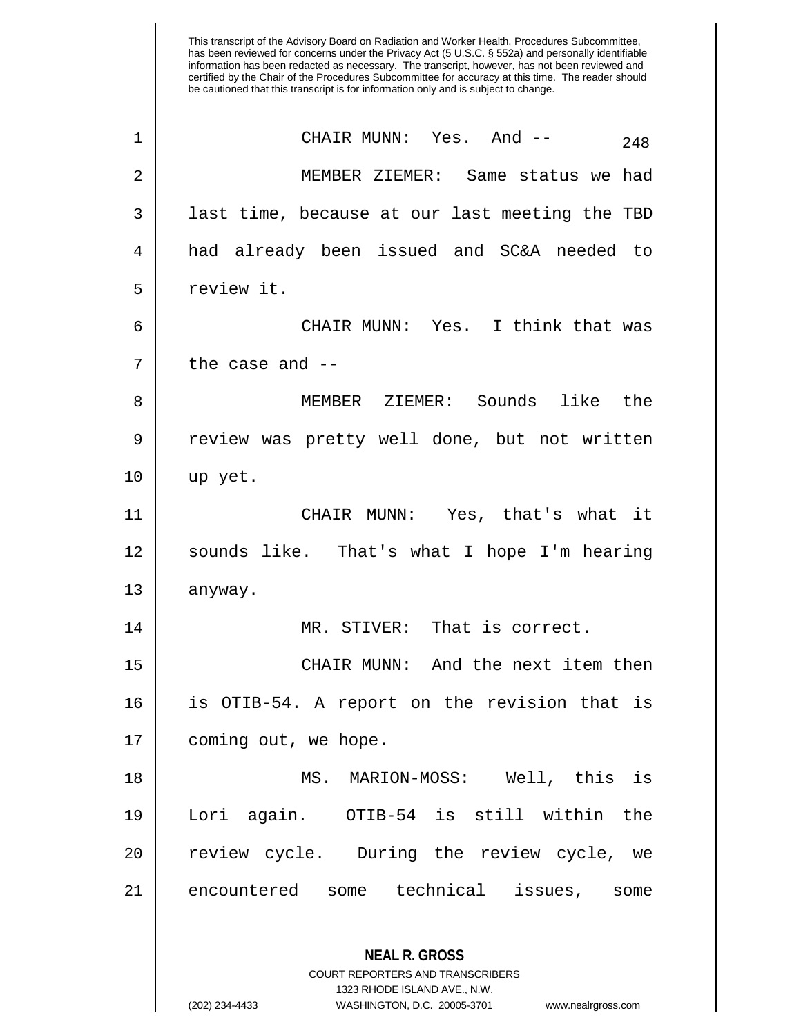This transcript of the Advisory Board on Radiation and Worker Health, Procedures Subcommittee, has been reviewed for concerns under the Privacy Act (5 U.S.C. § 552a) and personally identifiable information has been redacted as necessary. The transcript, however, has not been reviewed and certified by the Chair of the Procedures Subcommittee for accuracy at this time. The reader should be cautioned that this transcript is for information only and is subject to change.

CHAIR MUNN: Yes. And --

MEMBER ZIEMER: Same status we had last time, because at our last meeting the TBD had already been issued and SC&A needed to review it.

CHAIR MUNN: Yes. I think that was the case and --

MEMBER ZIEMER: Sounds like the review was pretty well done, but not written up yet.

CHAIR MUNN: Yes, that's what it sounds like. That's what I hope I'm hearing anyway.

MR. STIVER: That is correct.

CHAIR MUNN: And the next item then is OTIB-54. A report on the revision that is coming out, we hope.

MS. MARION-MOSS: Well, this is Lori again. OTIB-54 is still within the review cycle. During the review cycle, we encountered some technical issues, some

**NEAL R. GROSS**
COURT REPORTERS AND TRANSCRIBERS
1323 RHODE ISLAND AVE., N.W.
(202) 234-4433 WASHINGTON, D.C. 20005-3701 www.nealrgross.com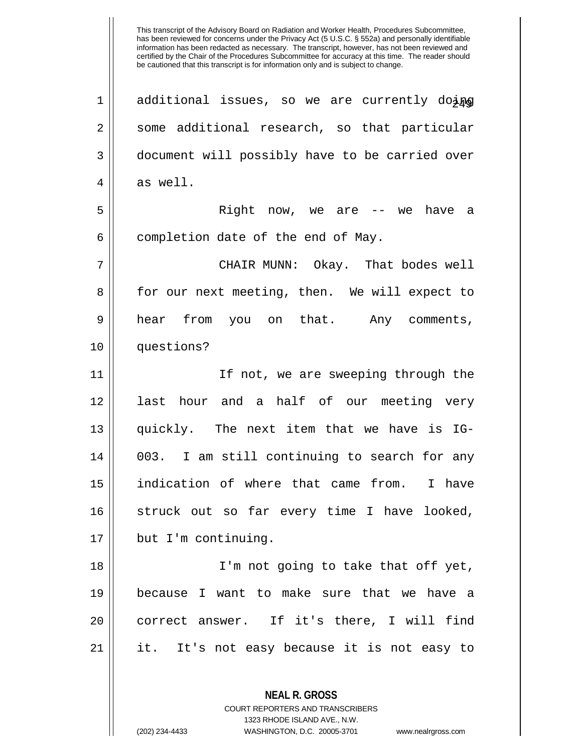additional issues, so we are currently doing some additional research, so that particular document will possibly have to be carried over as well.

Right now, we are -- we have a completion date of the end of May.

CHAIR MUNN: Okay. That bodes well for our next meeting, then. We will expect to hear from you on that. Any comments, questions?

If not, we are sweeping through the last hour and a half of our meeting very quickly. The next item that we have is IG-003. I am still continuing to search for any indication of where that came from. I have struck out so far every time I have looked, but I'm continuing.

I'm not going to take that off yet, because I want to make sure that we have a correct answer. If it's there, I will find it. It's not easy because it is not easy to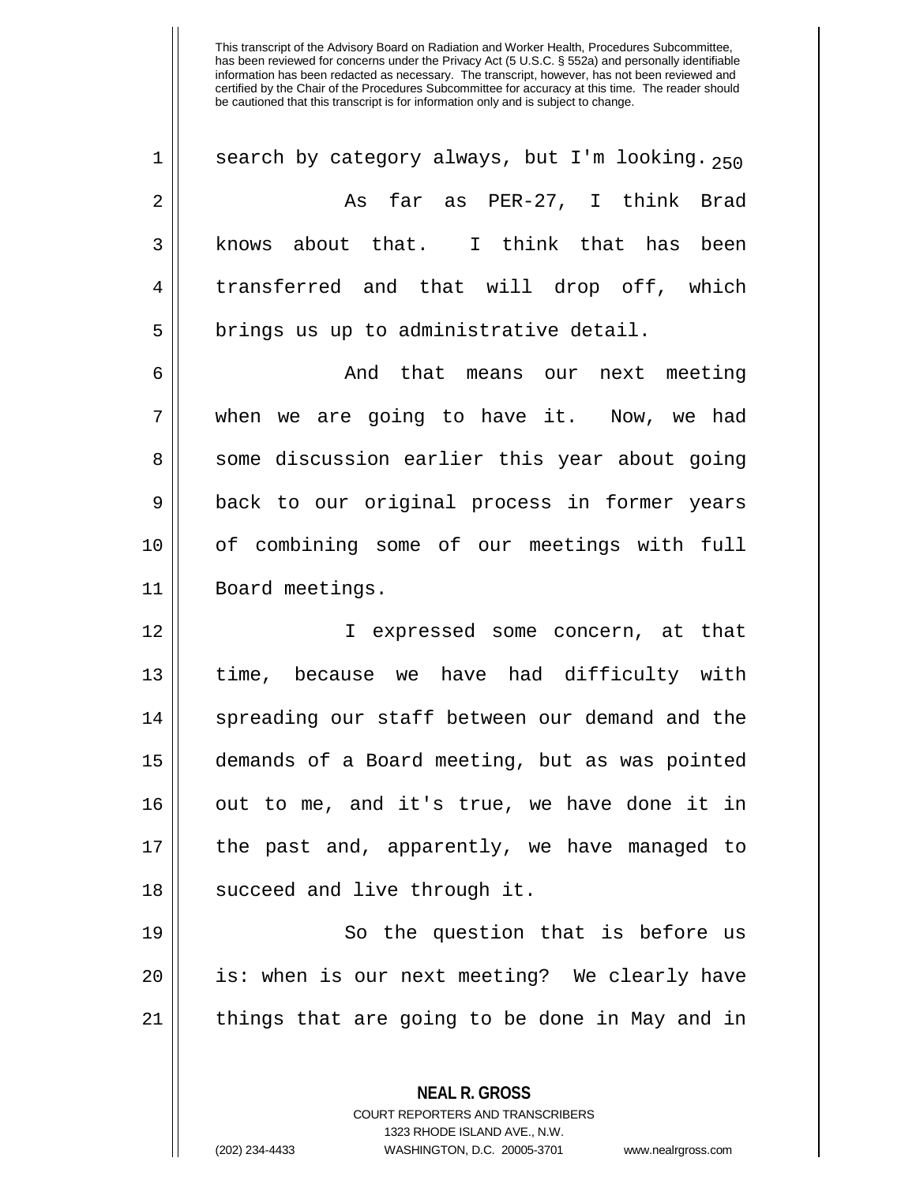search by category always, but I'm looking.

As far as PER-27, I think Brad knows about that. I think that has been transferred and that will drop off, which brings us up to administrative detail.

And that means our next meeting when we are going to have it. Now, we had some discussion earlier this year about going back to our original process in former years of combining some of our meetings with full Board meetings.

I expressed some concern, at that time, because we have had difficulty with spreading our staff between our demand and the demands of a Board meeting, but as was pointed out to me, and it's true, we have done it in the past and, apparently, we have managed to succeed and live through it.

So the question that is before us is: when is our next meeting? We clearly have things that are going to be done in May and in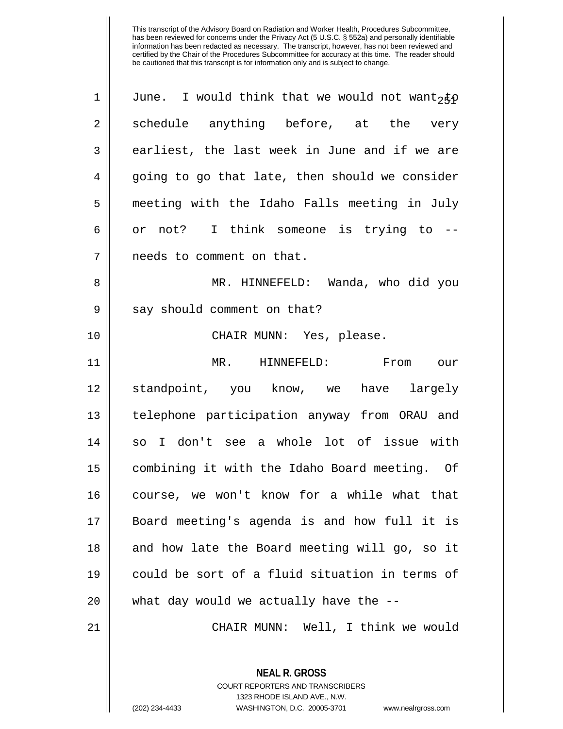June. I would think that we would not want to schedule anything before, at the very earliest, the last week in June and if we are going to go that late, then should we consider meeting with the Idaho Falls meeting in July or not? I think someone is trying to -- needs to comment on that.

MR. HINNEFELD: Wanda, who did you say should comment on that?

CHAIR MUNN: Yes, please.

MR. HINNEFELD: From our standpoint, you know, we have largely telephone participation anyway from ORAU and so I don't see a whole lot of issue with combining it with the Idaho Board meeting. Of course, we won't know for a while what that Board meeting's agenda is and how full it is and how late the Board meeting will go, so it could be sort of a fluid situation in terms of what day would we actually have the --

CHAIR MUNN: Well, I think we would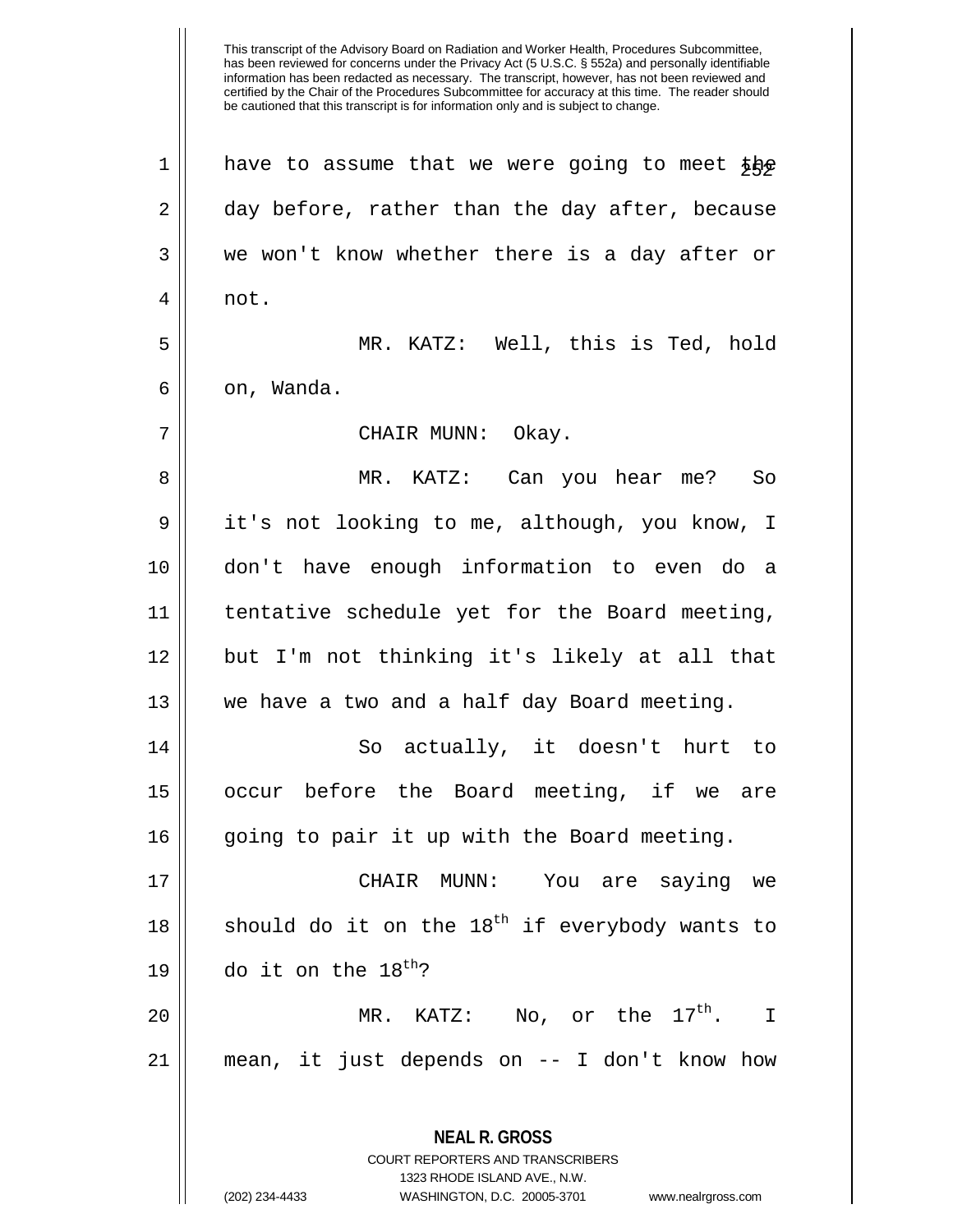have to assume that we were going to meet the day before, rather than the day after, because we won't know whether there is a day after or not.

MR. KATZ: Well, this is Ted, hold on, Wanda.

CHAIR MUNN: Okay.

MR. KATZ: Can you hear me? So it's not looking to me, although, you know, I don't have enough information to even do a tentative schedule yet for the Board meeting, but I'm not thinking it's likely at all that we have a two and a half day Board meeting.

So actually, it doesn't hurt to occur before the Board meeting, if we are going to pair it up with the Board meeting.

CHAIR MUNN: You are saying we should do it on the 18th if everybody wants to do it on the 18th?

MR. KATZ: No, or the 17th. I mean, it just depends on -- I don't know how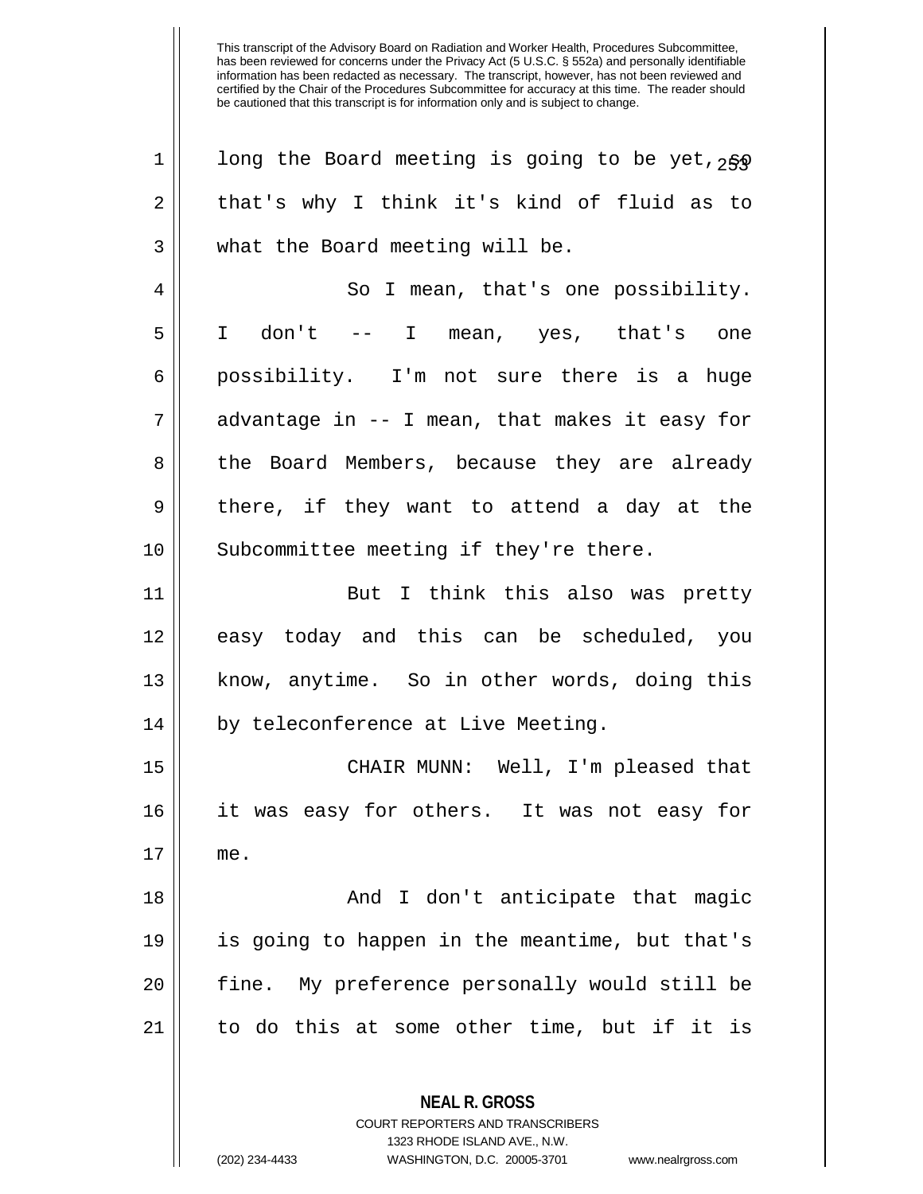long the Board meeting is going to be yet, so that's why I think it's kind of fluid as to what the Board meeting will be.

So I mean, that's one possibility. I don't -- I mean, yes, that's one possibility. I'm not sure there is a huge advantage in -- I mean, that makes it easy for the Board Members, because they are already there, if they want to attend a day at the Subcommittee meeting if they're there.

But I think this also was pretty easy today and this can be scheduled, you know, anytime. So in other words, doing this by teleconference at Live Meeting.

CHAIR MUNN: Well, I'm pleased that it was easy for others. It was not easy for me.

And I don't anticipate that magic is going to happen in the meantime, but that's fine. My preference personally would still be to do this at some other time, but if it is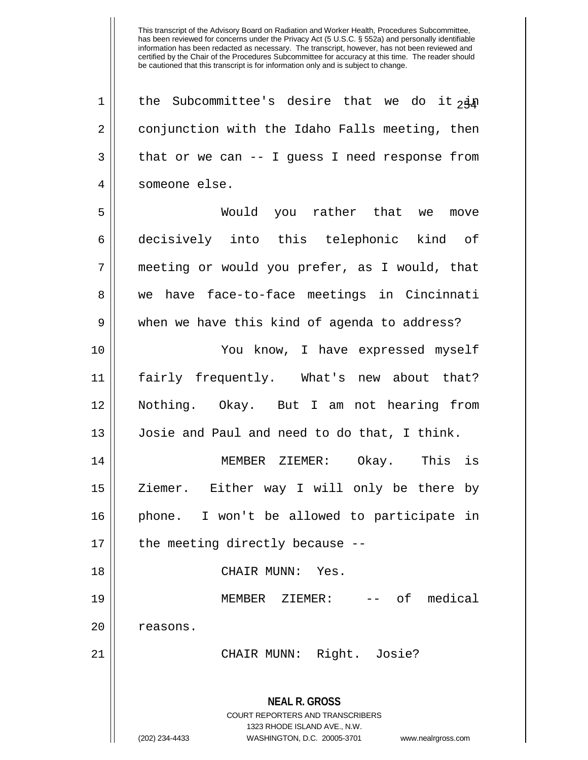This transcript of the Advisory Board on Radiation and Worker Health, Procedures Subcommittee, has been reviewed for concerns under the Privacy Act (5 U.S.C. § 552a) and personally identifiable information has been redacted as necessary. The transcript, however, has not been reviewed and certified by the Chair of the Procedures Subcommittee for accuracy at this time. The reader should be cautioned that this transcript is for information only and is subject to change.

the Subcommittee's desire that we do it in conjunction with the Idaho Falls meeting, then that or we can -- I guess I need response from someone else.

Would you rather that we move decisively into this telephonic kind of meeting or would you prefer, as I would, that we have face-to-face meetings in Cincinnati when we have this kind of agenda to address?

You know, I have expressed myself fairly frequently. What's new about that? Nothing. Okay. But I am not hearing from Josie and Paul and need to do that, I think.

MEMBER ZIEMER: Okay. This is Ziemer. Either way I will only be there by phone. I won't be allowed to participate in the meeting directly because --

CHAIR MUNN: Yes.

MEMBER ZIEMER: -- of medical reasons.

CHAIR MUNN: Right. Josie?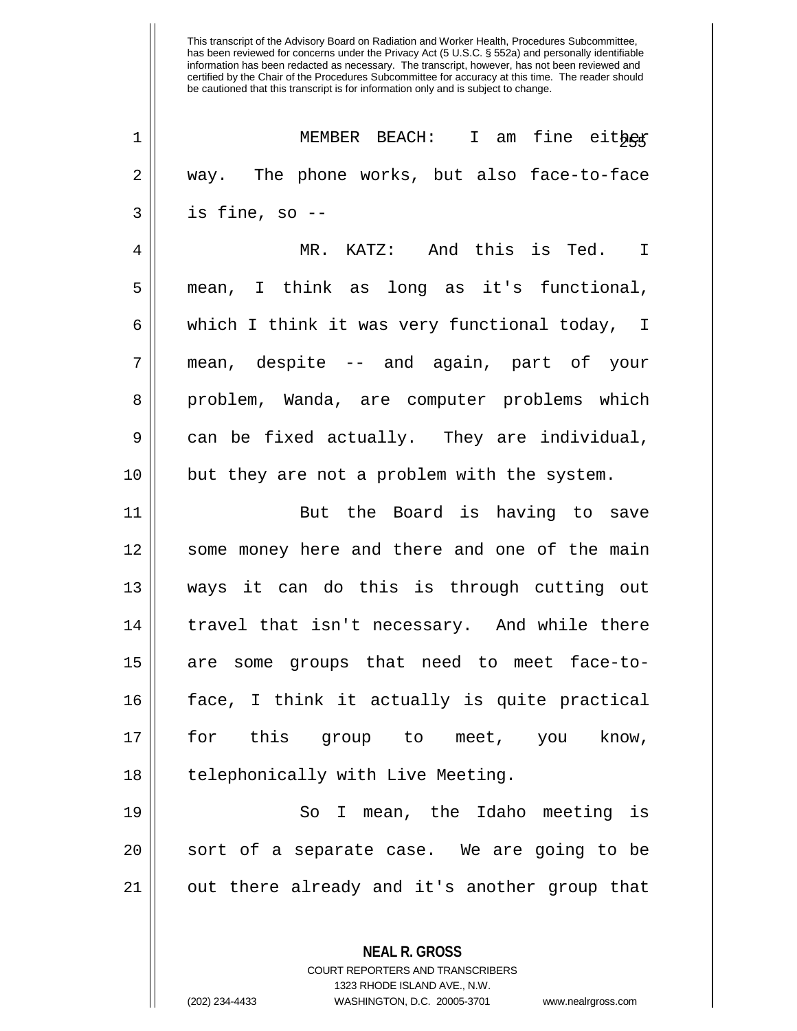MEMBER BEACH: I am fine either way. The phone works, but also face-to-face is fine, so --

MR. KATZ: And this is Ted. I mean, I think as long as it's functional, which I think it was very functional today, I mean, despite -- and again, part of your problem, Wanda, are computer problems which can be fixed actually. They are individual, but they are not a problem with the system.

But the Board is having to save some money here and there and one of the main ways it can do this is through cutting out travel that isn't necessary. And while there are some groups that need to meet face-to-face, I think it actually is quite practical for this group to meet, you know, telephonically with Live Meeting.

So I mean, the Idaho meeting is sort of a separate case. We are going to be out there already and it's another group that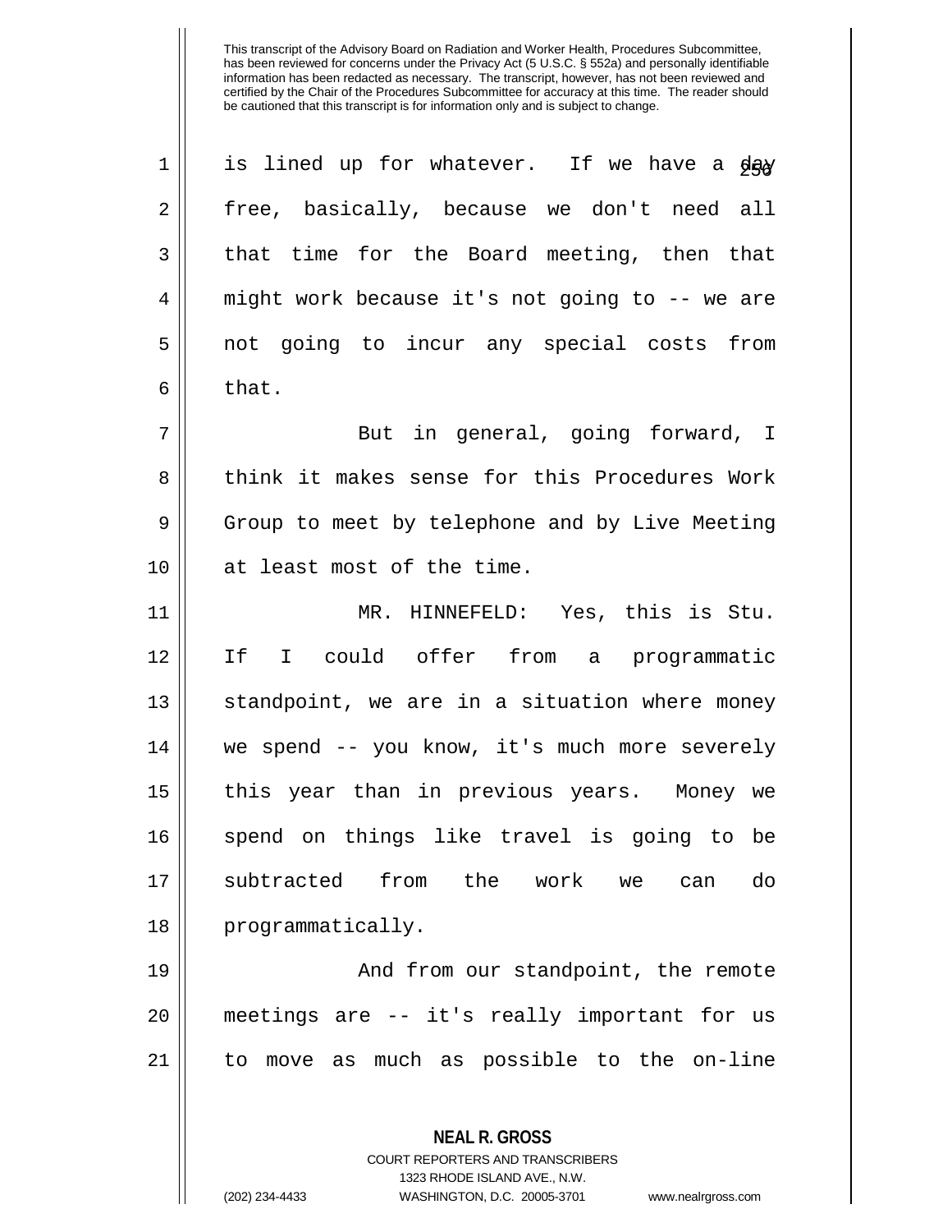is lined up for whatever. If we have a day free, basically, because we don't need all that time for the Board meeting, then that might work because it's not going to -- we are not going to incur any special costs from that.

But in general, going forward, I think it makes sense for this Procedures Work Group to meet by telephone and by Live Meeting at least most of the time.

MR. HINNEFELD: Yes, this is Stu. If I could offer from a programmatic standpoint, we are in a situation where money we spend -- you know, it's much more severely this year than in previous years. Money we spend on things like travel is going to be subtracted from the work we can do programmatically.

And from our standpoint, the remote meetings are -- it's really important for us to move as much as possible to the on-line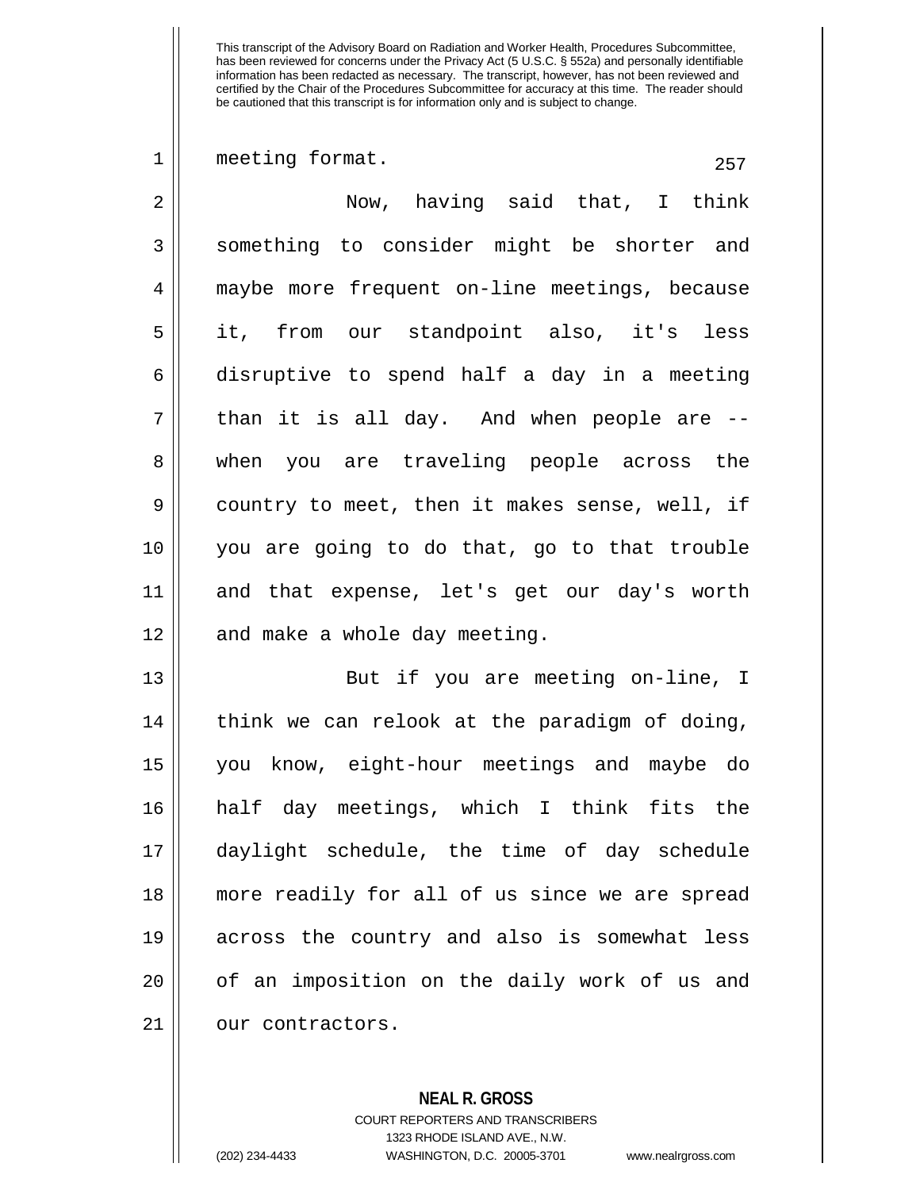meeting format.

Now, having said that, I think something to consider might be shorter and maybe more frequent on-line meetings, because it, from our standpoint also, it's less disruptive to spend half a day in a meeting than it is all day. And when people are -- when you are traveling people across the country to meet, then it makes sense, well, if you are going to do that, go to that trouble and that expense, let's get our day's worth and make a whole day meeting.

But if you are meeting on-line, I think we can relook at the paradigm of doing, you know, eight-hour meetings and maybe do half day meetings, which I think fits the daylight schedule, the time of day schedule more readily for all of us since we are spread across the country and also is somewhat less of an imposition on the daily work of us and our contractors.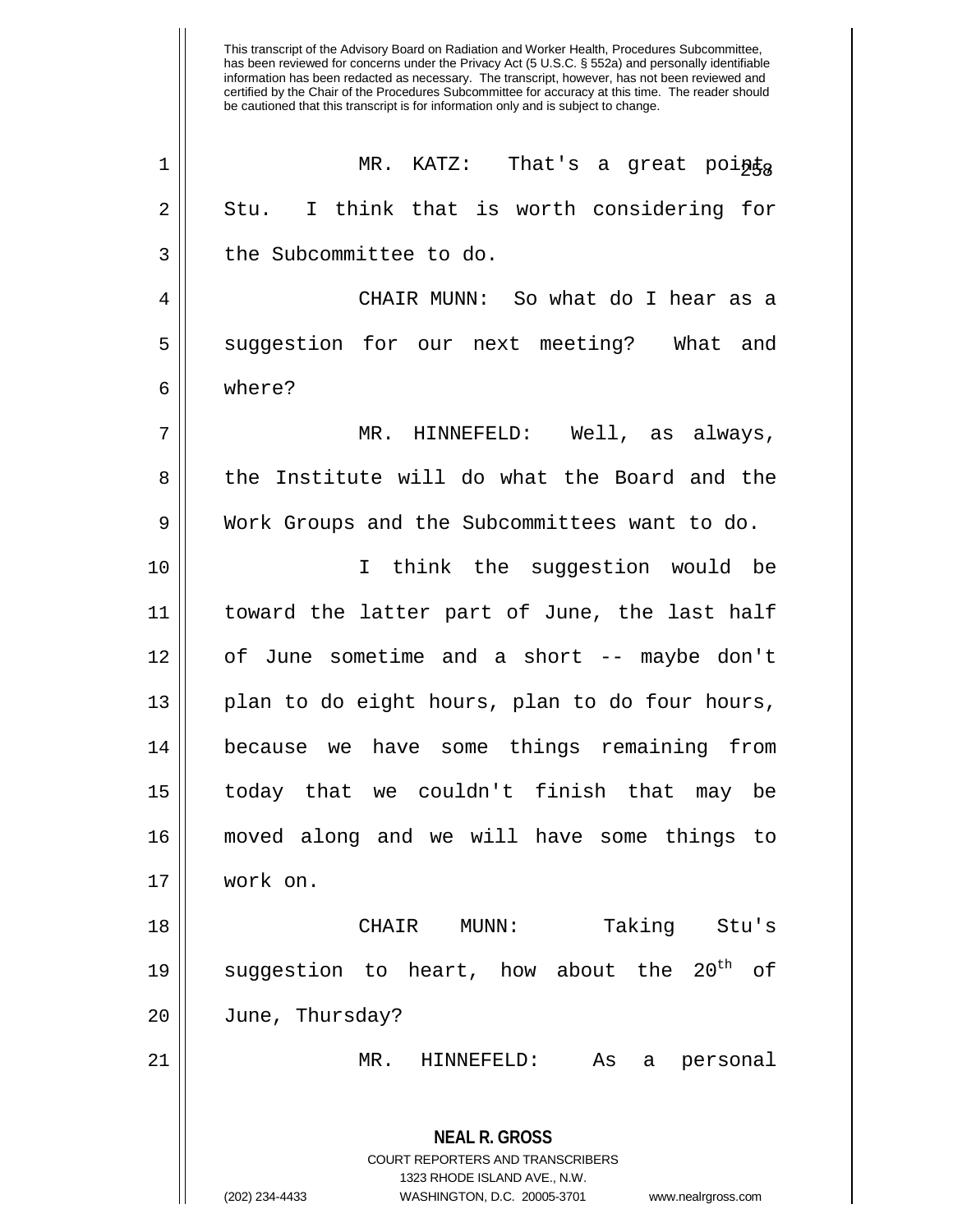This transcript of the Advisory Board on Radiation and Worker Health, Procedures Subcommittee, has been reviewed for concerns under the Privacy Act (5 U.S.C. § 552a) and personally identifiable information has been redacted as necessary. The transcript, however, has not been reviewed and certified by the Chair of the Procedures Subcommittee for accuracy at this time. The reader should be cautioned that this transcript is for information only and is subject to change.

MR. KATZ: That's a great point, Stu. I think that is worth considering for the Subcommittee to do.

CHAIR MUNN: So what do I hear as a suggestion for our next meeting? What and where?

MR. HINNEFELD: Well, as always, the Institute will do what the Board and the Work Groups and the Subcommittees want to do.

I think the suggestion would be toward the latter part of June, the last half of June sometime and a short -- maybe don't plan to do eight hours, plan to do four hours, because we have some things remaining from today that we couldn't finish that may be moved along and we will have some things to work on.

CHAIR MUNN: Taking Stu's suggestion to heart, how about the 20th of June, Thursday?

MR. HINNEFELD: As a personal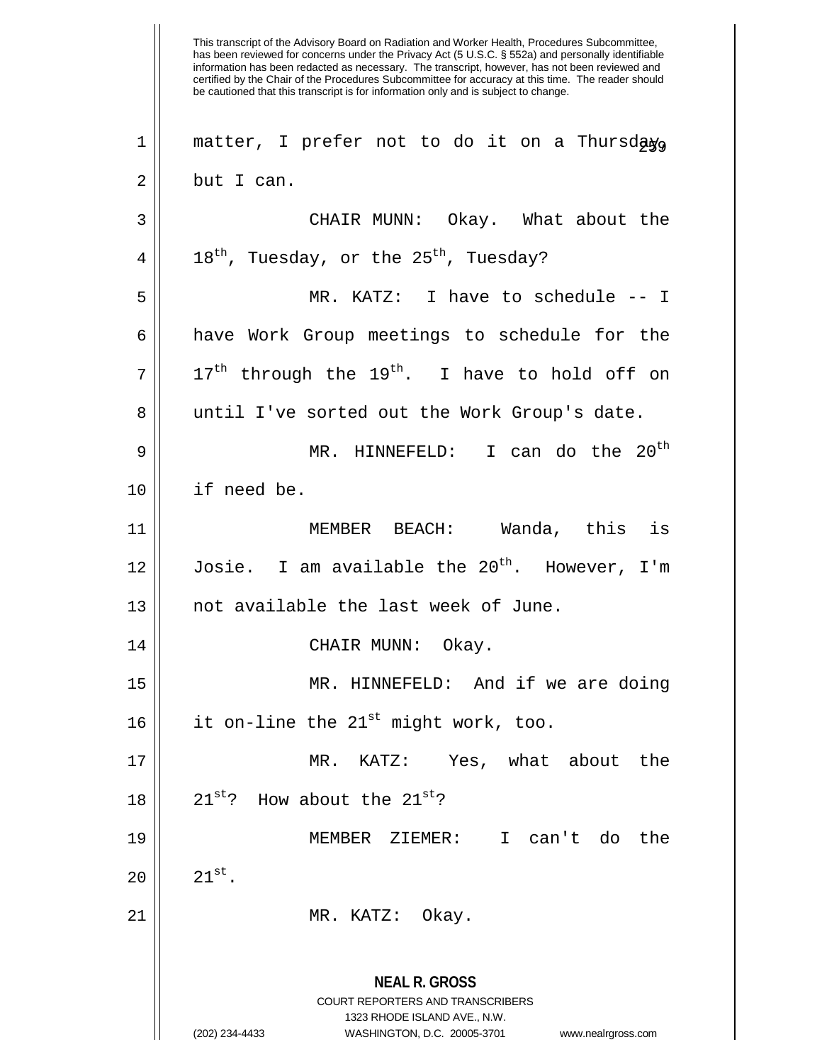This transcript of the Advisory Board on Radiation and Worker Health, Procedures Subcommittee, has been reviewed for concerns under the Privacy Act (5 U.S.C. § 552a) and personally identifiable information has been redacted as necessary. The transcript, however, has not been reviewed and certified by the Chair of the Procedures Subcommittee for accuracy at this time. The reader should be cautioned that this transcript is for information only and is subject to change.

matter, I prefer not to do it on a Thursday, but I can.

CHAIR MUNN: Okay. What about the 18th, Tuesday, or the 25th, Tuesday?

MR. KATZ: I have to schedule -- I have Work Group meetings to schedule for the 17th through the 19th. I have to hold off on until I've sorted out the Work Group's date.

MR. HINNEFELD: I can do the 20th if need be.

MEMBER BEACH: Wanda, this is Josie. I am available the 20th. However, I'm not available the last week of June.

CHAIR MUNN: Okay.

MR. HINNEFELD: And if we are doing it on-line the 21st might work, too.

MR. KATZ: Yes, what about the 21st? How about the 21st?

MEMBER ZIEMER: I can't do the 21st.

MR. KATZ: Okay.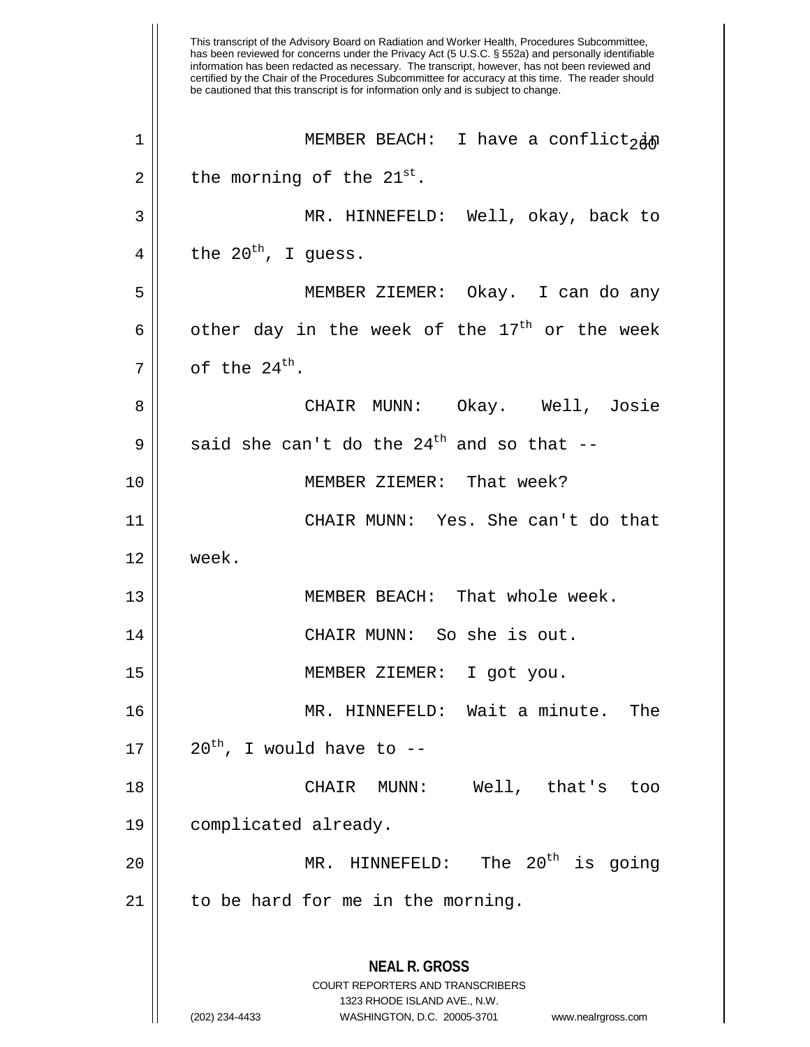This transcript of the Advisory Board on Radiation and Worker Health, Procedures Subcommittee, has been reviewed for concerns under the Privacy Act (5 U.S.C. § 552a) and personally identifiable information has been redacted as necessary. The transcript, however, has not been reviewed and certified by the Chair of the Procedures Subcommittee for accuracy at this time. The reader should be cautioned that this transcript is for information only and is subject to change.

MEMBER BEACH: I have a conflict in the morning of the 21st.

MR. HINNEFELD: Well, okay, back to the 20th, I guess.

MEMBER ZIEMER: Okay. I can do any other day in the week of the 17th or the week of the 24th.

CHAIR MUNN: Okay. Well, Josie said she can't do the 24th and so that --

MEMBER ZIEMER: That week?

CHAIR MUNN: Yes. She can't do that week.

MEMBER BEACH: That whole week.

CHAIR MUNN: So she is out.

MEMBER ZIEMER: I got you.

MR. HINNEFELD: Wait a minute. The 20th, I would have to --

CHAIR MUNN: Well, that's too complicated already.

MR. HINNEFELD: The 20th is going to be hard for me in the morning.

**NEAL R. GROSS**
COURT REPORTERS AND TRANSCRIBERS
1323 RHODE ISLAND AVE., N.W.
(202) 234-4433 WASHINGTON, D.C. 20005-3701 www.nealrgross.com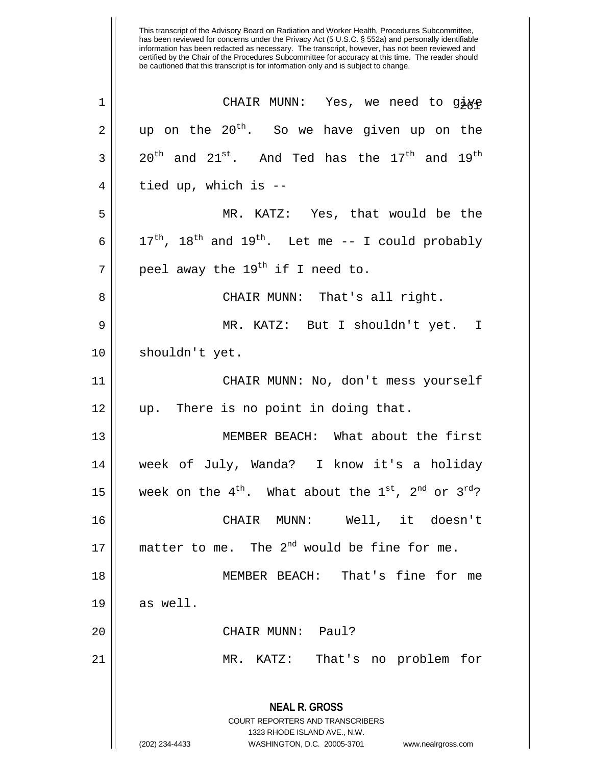This transcript of the Advisory Board on Radiation and Worker Health, Procedures Subcommittee, has been reviewed for concerns under the Privacy Act (5 U.S.C. § 552a) and personally identifiable information has been redacted as necessary. The transcript, however, has not been reviewed and certified by the Chair of the Procedures Subcommittee for accuracy at this time. The reader should be cautioned that this transcript is for information only and is subject to change.

CHAIR MUNN: Yes, we need to give up on the 20th. So we have given up on the 20th and 21st. And Ted has the 17th and 19th tied up, which is --

MR. KATZ: Yes, that would be the 17th, 18th and 19th. Let me -- I could probably peel away the 19th if I need to.

CHAIR MUNN: That's all right.

MR. KATZ: But I shouldn't yet. I shouldn't yet.

CHAIR MUNN: No, don't mess yourself up. There is no point in doing that.

MEMBER BEACH: What about the first week of July, Wanda? I know it's a holiday week on the 4th. What about the 1st, 2nd or 3rd?

CHAIR MUNN: Well, it doesn't matter to me. The 2nd would be fine for me.

MEMBER BEACH: That's fine for me as well.

CHAIR MUNN: Paul?

MR. KATZ: That's no problem for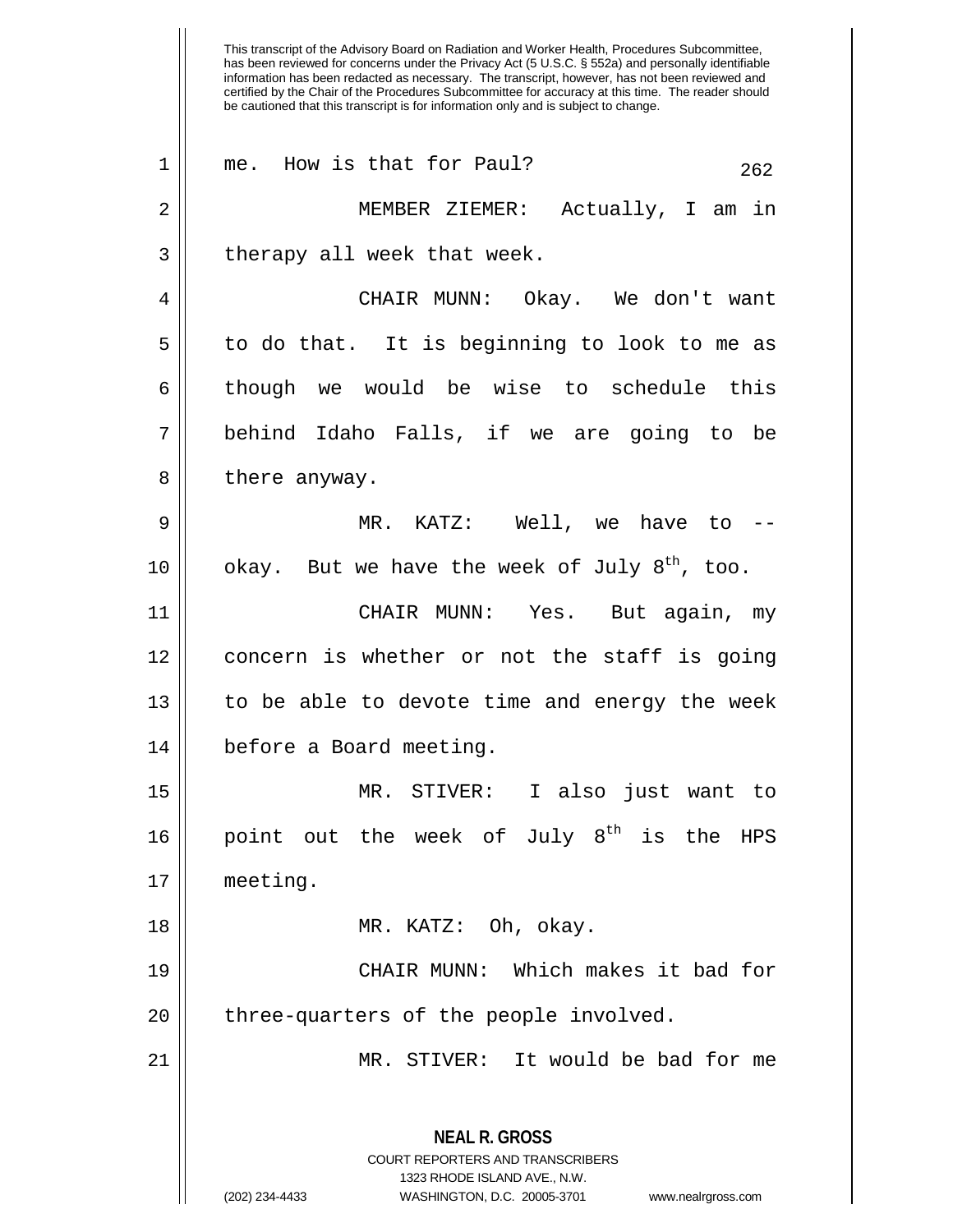me. How is that for Paul?

MEMBER ZIEMER: Actually, I am in therapy all week that week.

CHAIR MUNN: Okay. We don't want to do that. It is beginning to look to me as though we would be wise to schedule this behind Idaho Falls, if we are going to be there anyway.

MR. KATZ: Well, we have to -- okay. But we have the week of July 8th, too.

CHAIR MUNN: Yes. But again, my concern is whether or not the staff is going to be able to devote time and energy the week before a Board meeting.

MR. STIVER: I also just want to point out the week of July 8th is the HPS meeting.

MR. KATZ: Oh, okay.

CHAIR MUNN: Which makes it bad for three-quarters of the people involved.

MR. STIVER: It would be bad for me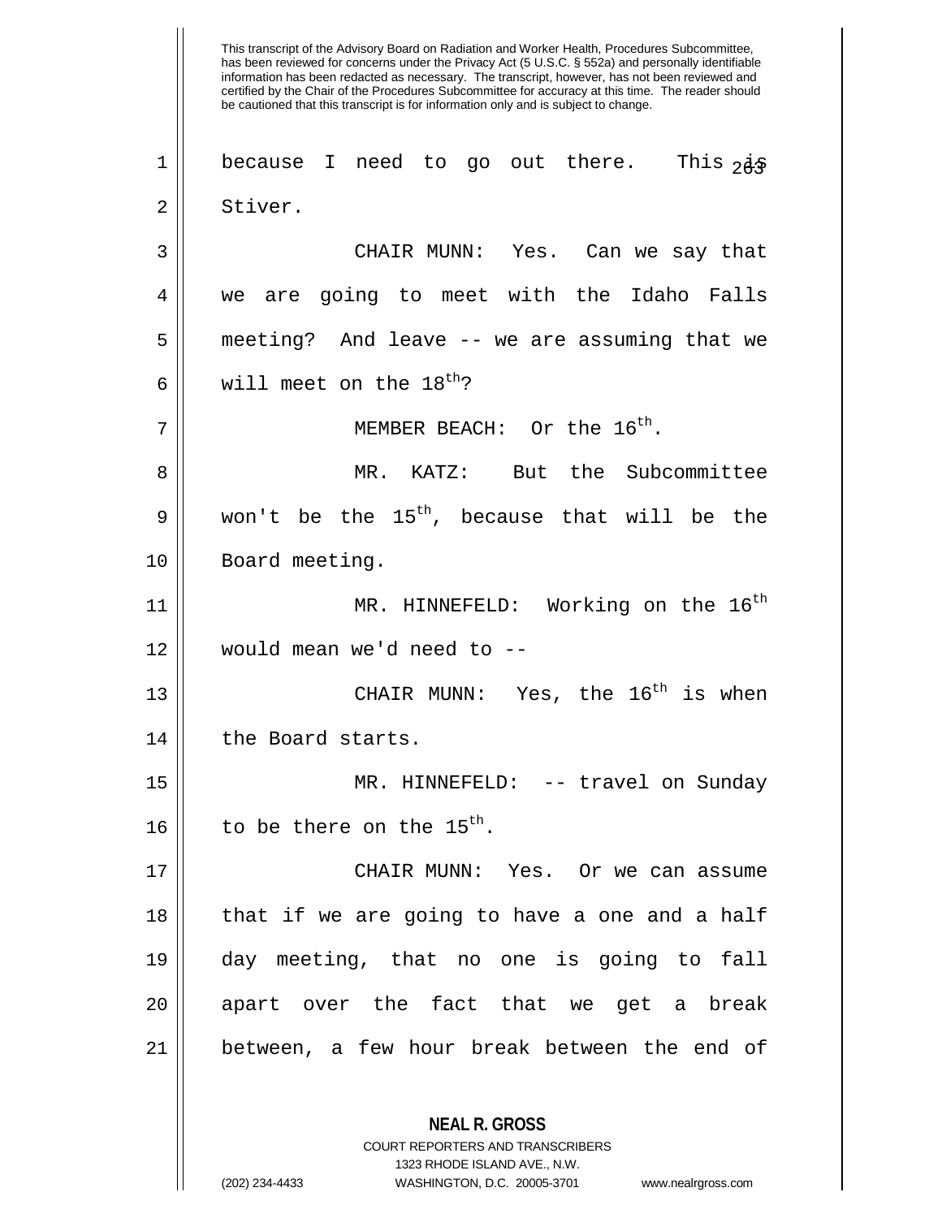This transcript of the Advisory Board on Radiation and Worker Health, Procedures Subcommittee, has been reviewed for concerns under the Privacy Act (5 U.S.C. § 552a) and personally identifiable information has been redacted as necessary. The transcript, however, has not been reviewed and certified by the Chair of the Procedures Subcommittee for accuracy at this time. The reader should be cautioned that this transcript is for information only and is subject to change.

because I need to go out there. This is Stiver.

CHAIR MUNN: Yes. Can we say that we are going to meet with the Idaho Falls meeting? And leave -- we are assuming that we will meet on the $18^{th}$?

MEMBER BEACH: Or the $16^{th}$.

MR. KATZ: But the Subcommittee won't be the $15^{th}$, because that will be the Board meeting.

MR. HINNEFELD: Working on the $16^{th}$ would mean we'd need to --

CHAIR MUNN: Yes, the $16^{th}$ is when the Board starts.

MR. HINNEFELD: -- travel on Sunday to be there on the $15^{th}$.

CHAIR MUNN: Yes. Or we can assume that if we are going to have a one and a half day meeting, that no one is going to fall apart over the fact that we get a break between, a few hour break between the end of

**NEAL R. GROSS**
COURT REPORTERS AND TRANSCRIBERS
1323 RHODE ISLAND AVE., N.W.
(202) 234-4433 WASHINGTON, D.C. 20005-3701 www.nealrgross.com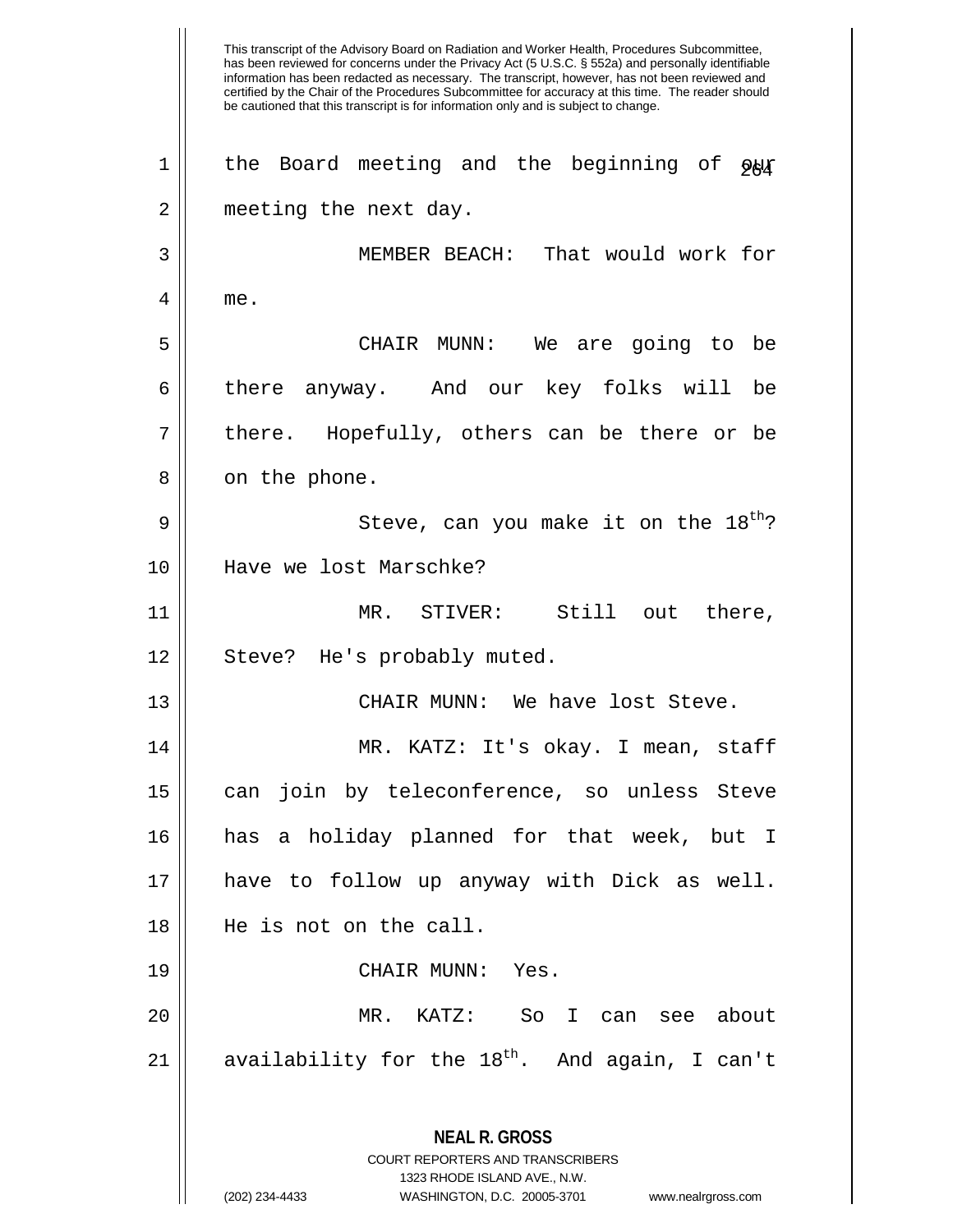the Board meeting and the beginning of our meeting the next day.

MEMBER BEACH: That would work for me.

CHAIR MUNN: We are going to be there anyway. And our key folks will be there. Hopefully, others can be there or be on the phone.

Steve, can you make it on the 18th? Have we lost Marschke?

MR. STIVER: Still out there, Steve? He's probably muted.

CHAIR MUNN: We have lost Steve.

MR. KATZ: It's okay. I mean, staff can join by teleconference, so unless Steve has a holiday planned for that week, but I have to follow up anyway with Dick as well. He is not on the call.

CHAIR MUNN: Yes.

MR. KATZ: So I can see about availability for the 18th. And again, I can't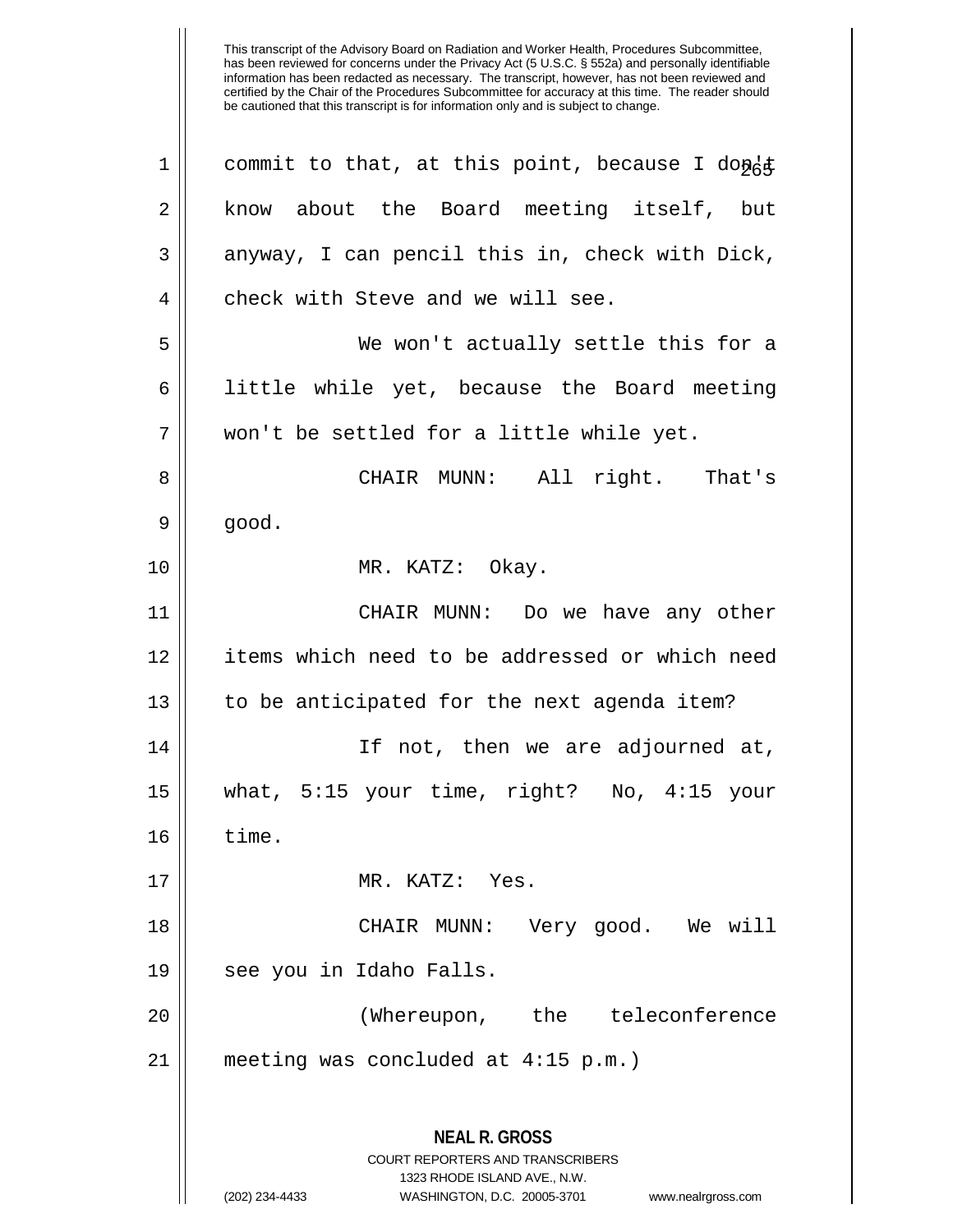This transcript of the Advisory Board on Radiation and Worker Health, Procedures Subcommittee, has been reviewed for concerns under the Privacy Act (5 U.S.C. § 552a) and personally identifiable information has been redacted as necessary. The transcript, however, has not been reviewed and certified by the Chair of the Procedures Subcommittee for accuracy at this time. The reader should be cautioned that this transcript is for information only and is subject to change.

commit to that, at this point, because I don't know about the Board meeting itself, but anyway, I can pencil this in, check with Dick, check with Steve and we will see.

We won't actually settle this for a little while yet, because the Board meeting won't be settled for a little while yet.

CHAIR MUNN: All right. That's good.

MR. KATZ: Okay.

CHAIR MUNN: Do we have any other items which need to be addressed or which need to be anticipated for the next agenda item?

If not, then we are adjourned at, what, 5:15 your time, right? No, 4:15 your time.

MR. KATZ: Yes.

CHAIR MUNN: Very good. We will see you in Idaho Falls.

(Whereupon, the teleconference meeting was concluded at 4:15 p.m.)